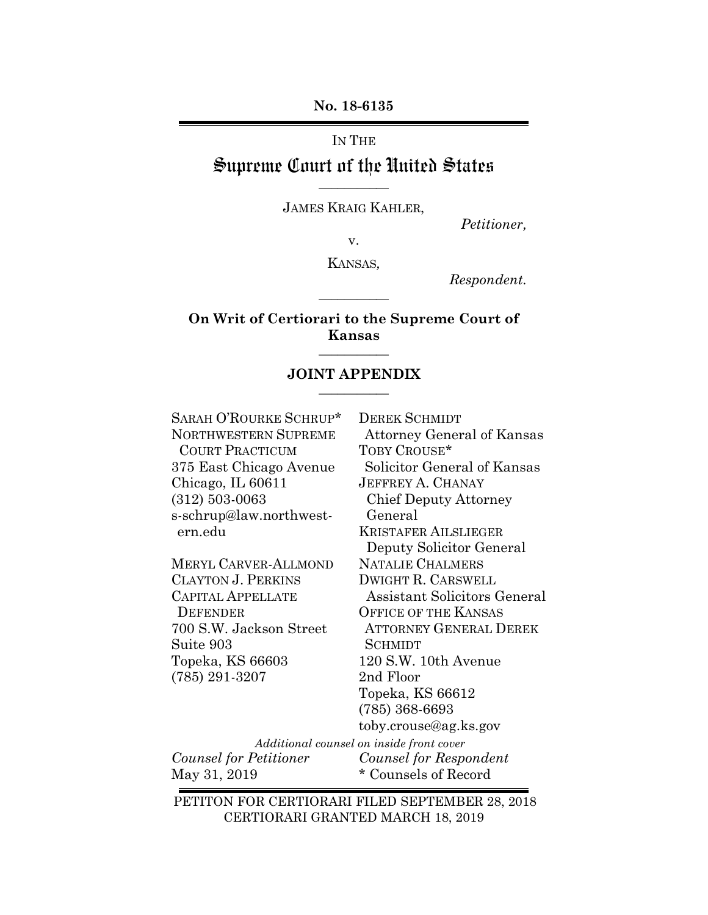**No. 18-6135**

---

IN THE

# Supreme Court of the United States

---

JAMES KRAIG KAHLER,

*Petitioner,*

v.

KANSAS,

*Respondent.*

---

**On Writit of Certiorari to the Supreme Court of Kansas**

---

## JOINT APPENDIX

---

SARAH O'ROURKE SCHRUP*
NORTHWESTERN SUPREME COURT PRACTICUM
375 East Chicago Avenue
Chicago, IL 60611
(312) 503-0063
s-schrup@law.northwestern.edu

MERYL CARVER-ALLMOND
CLAYTON J. PERKINS
CAPITAL APPELLATE DEFENDER
700 S.W. Jackson Street
Suite 903
Topeka, KS 66603
(785) 291-3207

*Counsel for Petitioner*

May 31, 2019

DEREK SCHMIDT
Attorney General of Kansas
TOBY CROUSE*
Solicitor General of Kansas
JEFFREY A. CHANAY
Chief Deputy Attorney General
KRISTAFER AILSLIEGER
Deputy Solicitor General
NATALIE CHALMERS
DWIGHT R. CARSWELL
Assistant Solicitors General
OFFICE OF THE KANSAS ATTORNEY GENERAL DEREK SCHMIDT
120 S.W. 10th Avenue
2nd Floor
Topeka, KS 66612
(785) 368-6693
toby.crouse@ag.ks.gov

*Counsel for Respondent*

\* Counsels of Record

*Additional counsel on inside front cover*

---

PETITON FOR CERTIORARI FILED SEPTEMBER 28, 2018
CERTIORARI GRANTED MARCH 18, 2019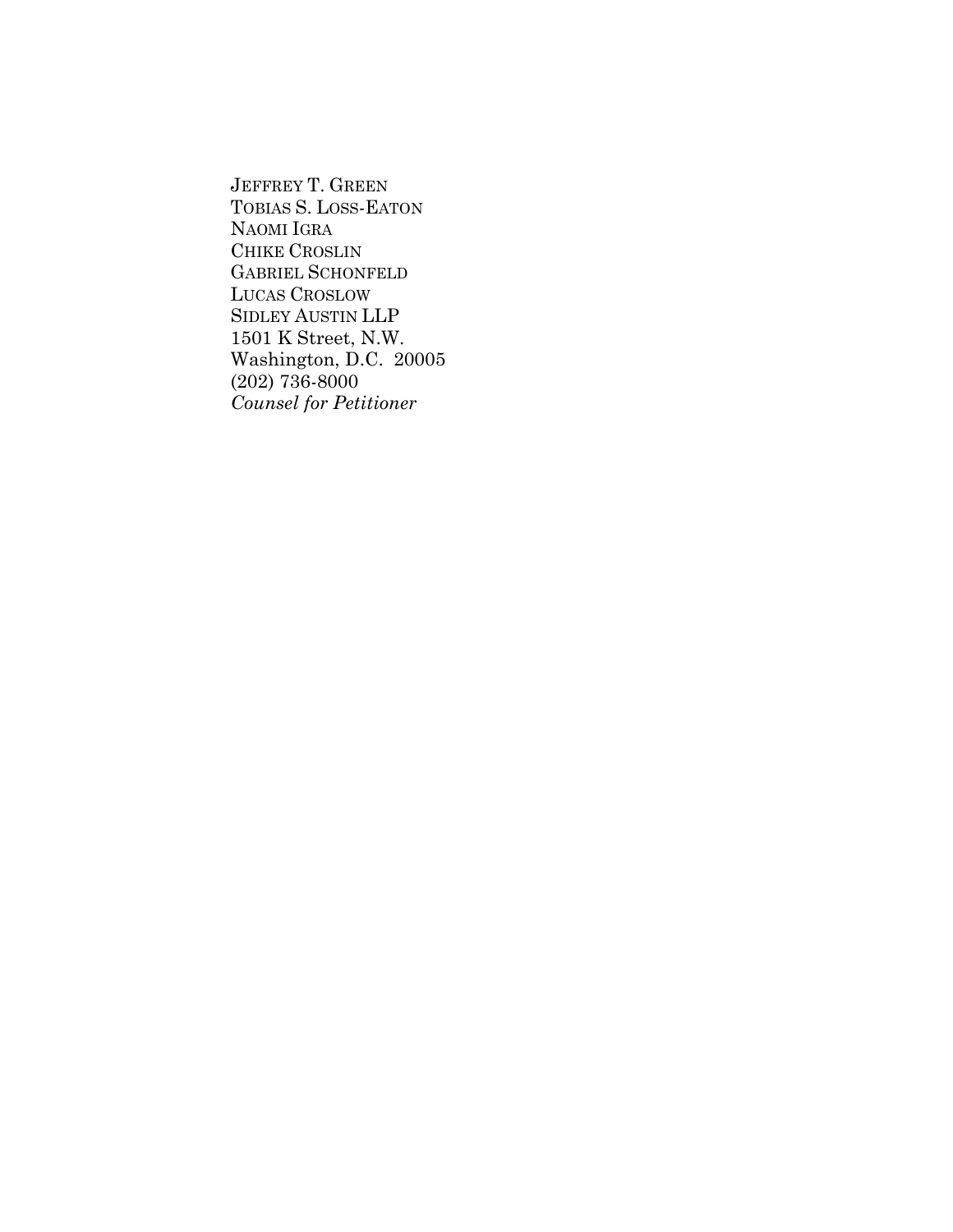JEFFREY T. GREEN
TOBIAS S. LOSS-EATON
NAOMI IGRA
CHIKE CROSLIN
GABRIEL SCHONFELD
LUCAS CROSLOW
SIDLEY AUSTIN LLP
1501 K Street, N.W.
Washington, D.C. 20005
(202) 736-8000
*Counsel for Petitioner*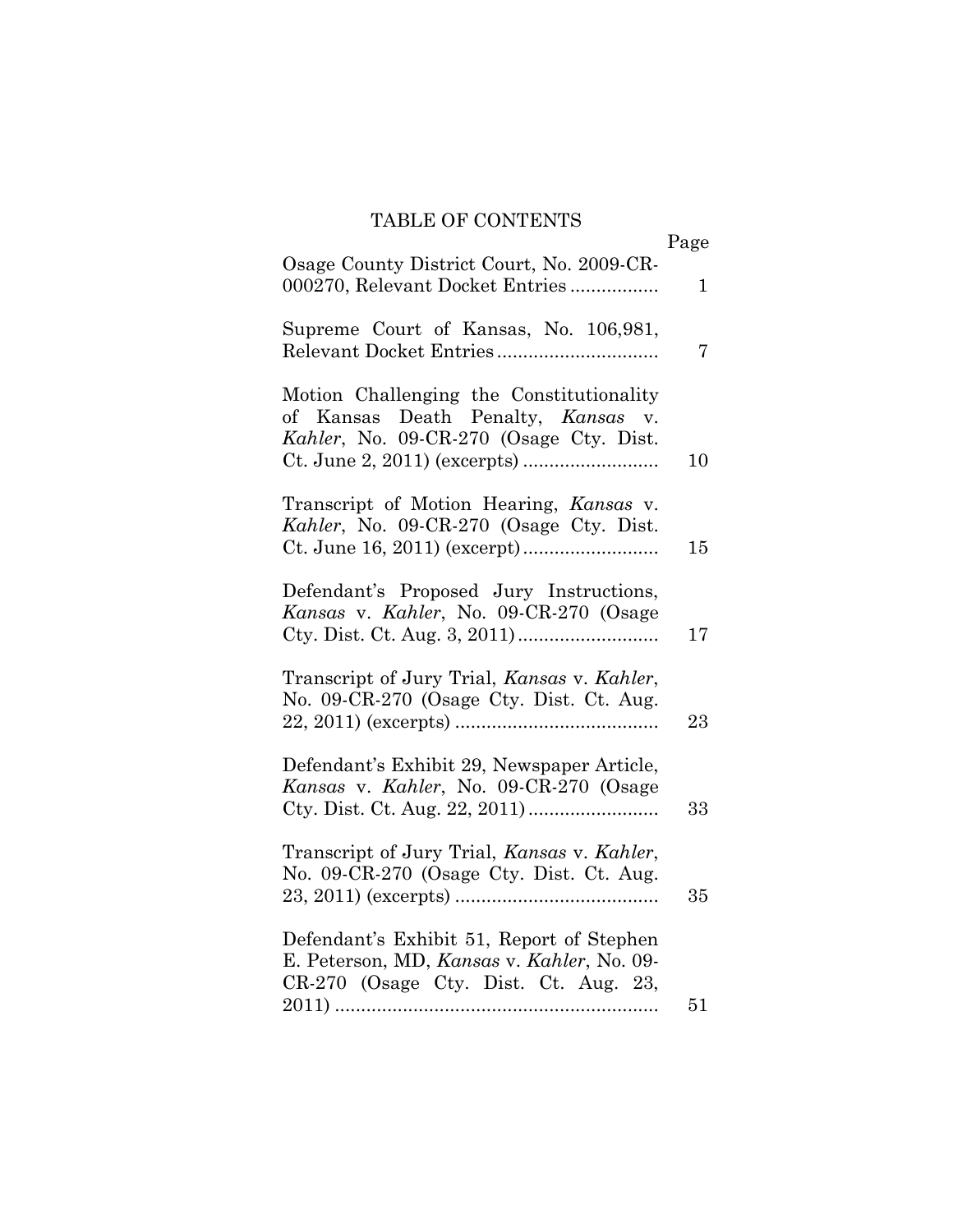# TABLE OF CONTENTS

| | Page |
|---|---|
| Osage County District Court, No. 2009-CR-000270, Relevant Docket Entries ................. | 1 |
| Supreme Court of Kansas, No. 106,981, Relevant Docket Entries ................................ | 7 |
| Motion Challenging the Constitutionality of Kansas Death Penalty, *Kansas* v. *Kahler*, No. 09-CR-270 (Osage Cty. Dist. Ct. June 2, 2011) (excerpts) .......................... | 10 |
| Transcript of Motion Hearing, *Kansas* v. *Kahler*, No. 09-CR-270 (Osage Cty. Dist. Ct. June 16, 2011) (excerpt) .......................... | 15 |
| Defendant's Proposed Jury Instructions, *Kansas* v. *Kahler*, No. 09-CR-270 (Osage Cty. Dist. Ct. Aug. 3, 2011) ........................... | 17 |
| Transcript of Jury Trial, *Kansas* v. *Kahler*, No. 09-CR-270 (Osage Cty. Dist. Ct. Aug. 22, 2011) (excerpts) ....................................... | 23 |
| Defendant's Exhibit 29, Newspaper Article, *Kansas* v. *Kahler*, No. 09-CR-270 (Osage Cty. Dist. Ct. Aug. 22, 2011) ......................... | 33 |
| Transcript of Jury Trial, *Kansas* v. *Kahler*, No. 09-CR-270 (Osage Cty. Dist. Ct. Aug. 23, 2011) (excerpts) ....................................... | 35 |
| Defendant's Exhibit 51, Report of Stephen E. Peterson, MD, *Kansas* v. *Kahler*, No. 09-CR-270 (Osage Cty. Dist. Ct. Aug. 23, 2011) .............................................................. | 51 |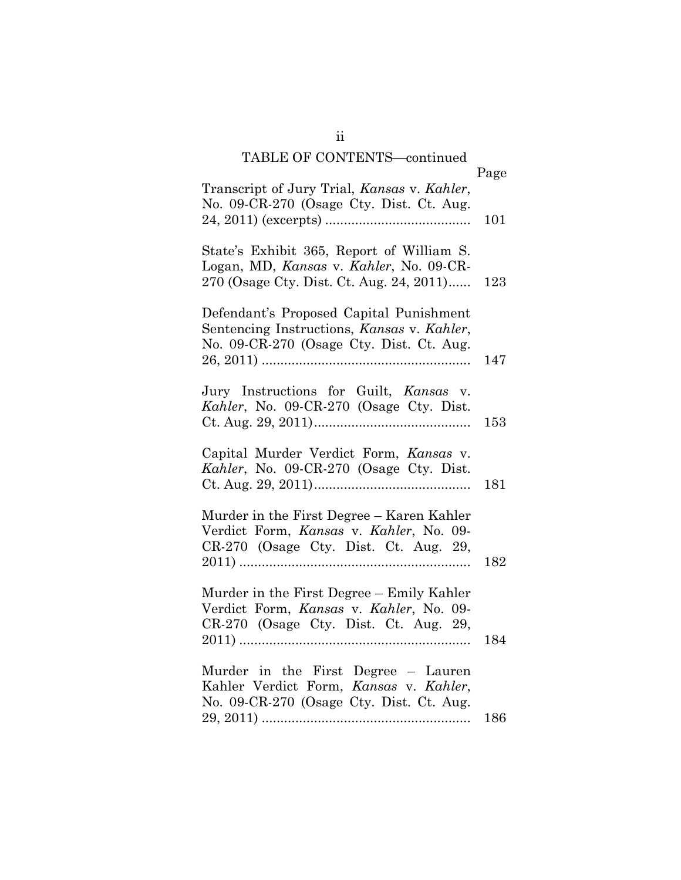TABLE OF CONTENTS—continued

| | Page |
|---|---|
| Transcript of Jury Trial, *Kansas* v. *Kahler*, No. 09-CR-270 (Osage Cty. Dist. Ct. Aug. 24, 2011) (excerpts) | 101 |
| State's Exhibit 365, Report of William S. Logan, MD, *Kansas* v. *Kahler*, No. 09-CR-270 (Osage Cty. Dist. Ct. Aug. 24, 2011) | 123 |
| Defendant's Proposed Capital Punishment Sentencing Instructions, *Kansas* v. *Kahler*, No. 09-CR-270 (Osage Cty. Dist. Ct. Aug. 26, 2011) | 147 |
| Jury Instructions for Guilt, *Kansas* v. *Kahler*, No. 09-CR-270 (Osage Cty. Dist. Ct. Aug. 29, 2011) | 153 |
| Capital Murder Verdict Form, *Kansas* v. *Kahler*, No. 09-CR-270 (Osage Cty. Dist. Ct. Aug. 29, 2011) | 181 |
| Murder in the First Degree – Karen Kahler Verdict Form, *Kansas* v. *Kahler*, No. 09-CR-270 (Osage Cty. Dist. Ct. Aug. 29, 2011) | 182 |
| Murder in the First Degree – Emily Kahler Verdict Form, *Kansas* v. *Kahler*, No. 09-CR-270 (Osage Cty. Dist. Ct. Aug. 29, 2011) | 184 |
| Murder in the First Degree – Lauren Kahler Verdict Form, *Kansas* v. *Kahler*, No. 09-CR-270 (Osage Cty. Dist. Ct. Aug. 29, 2011) | 186 |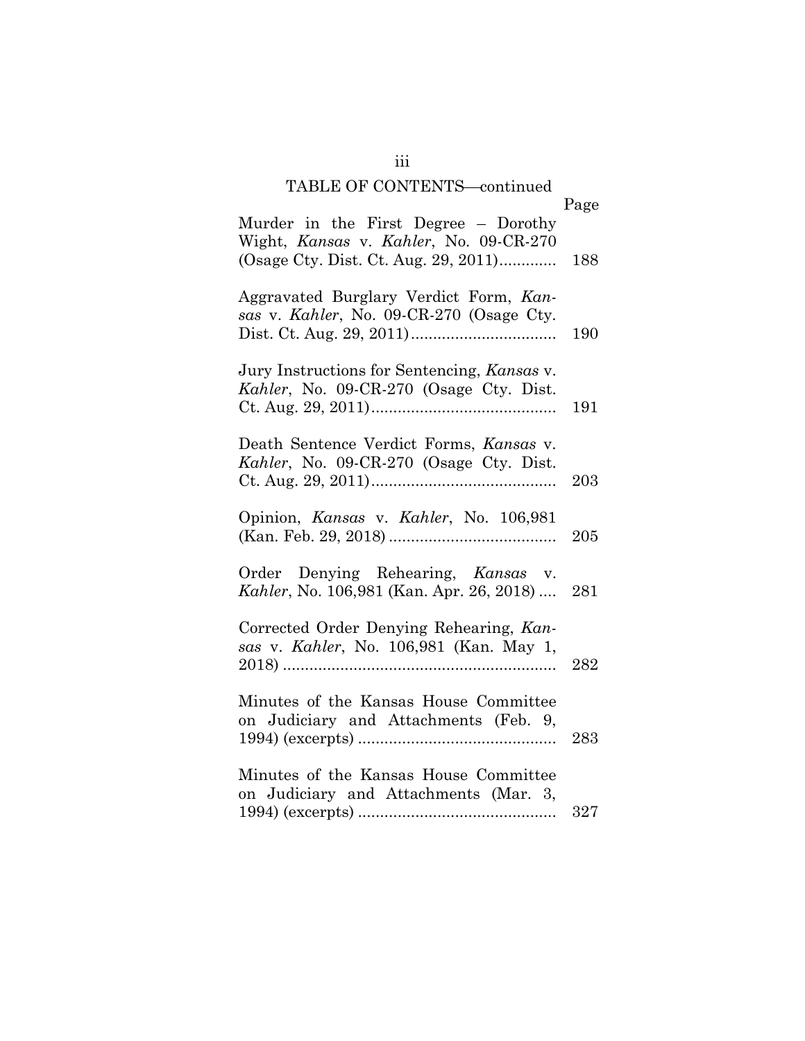TABLE OF CONTENTS—continued

| | Page |
|---|---|
| Murder in the First Degree – Dorothy Wight, *Kansas* v. *Kahler*, No. 09-CR-270 (Osage Cty. Dist. Ct. Aug. 29, 2011)............ | 188 |
| Aggravated Burglary Verdict Form, *Kansas* v. *Kahler*, No. 09-CR-270 (Osage Cty. Dist. Ct. Aug. 29, 2011)................................ | 190 |
| Jury Instructions for Sentencing, *Kansas* v. *Kahler*, No. 09-CR-270 (Osage Cty. Dist. Ct. Aug. 29, 2011).......................................... | 191 |
| Death Sentence Verdict Forms, *Kansas* v. *Kahler*, No. 09-CR-270 (Osage Cty. Dist. Ct. Aug. 29, 2011).......................................... | 203 |
| Opinion, *Kansas* v. *Kahler*, No. 106,981 (Kan. Feb. 29, 2018) ...................................... | 205 |
| Order Denying Rehearing, *Kansas* v. *Kahler*, No. 106,981 (Kan. Apr. 26, 2018) .... | 281 |
| Corrected Order Denying Rehearing, *Kansas* v. *Kahler*, No. 106,981 (Kan. May 1, 2018) ............................................................. | 282 |
| Minutes of the Kansas House Committee on Judiciary and Attachments (Feb. 9, 1994) (excerpts) ............................................ | 283 |
| Minutes of the Kansas House Committee on Judiciary and Attachments (Mar. 3, 1994) (excerpts) ............................................ | 327 |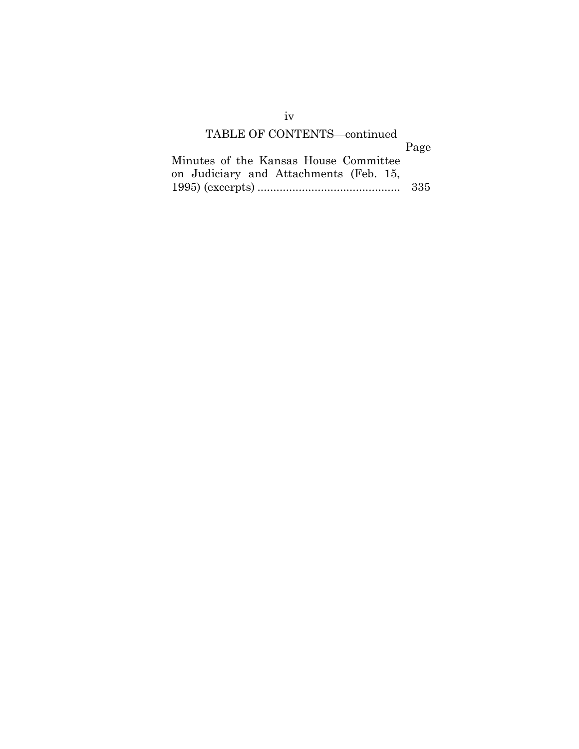TABLE OF CONTENTS—continued

| | Page |
|---|---|
| Minutes of the Kansas House Committee on Judiciary and Attachments (Feb. 15, 1995) (excerpts) | 335 |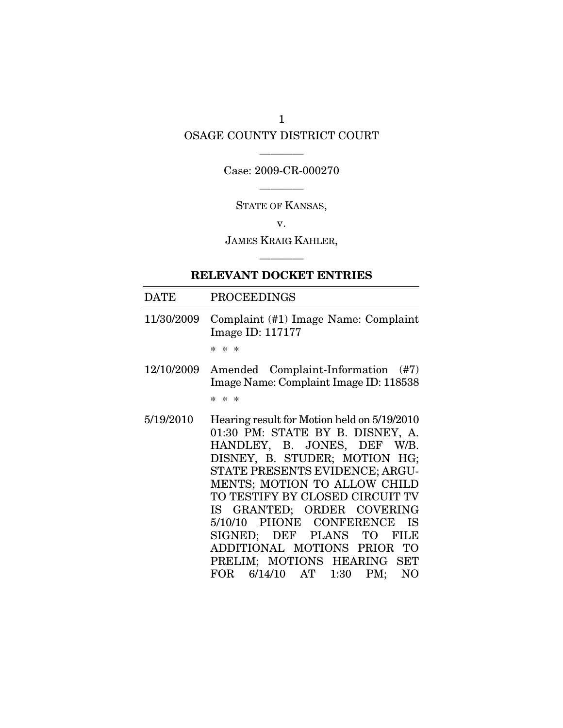OSAGE COUNTY DISTRICT COURT

———

Case: 2009-CR-000270

———

STATE OF KANSAS,

v.

JAMES KRAIG KAHLER,

———

**RELEVANT DOCKET ENTRIES**

| DATE | PROCEEDINGS |
|---|---|
| 11/30/2009 | Complaint (#1) Image Name: Complaint Image ID: 117177<br><br>* * * |
| 12/10/2009 | Amended Complaint-Information (#7) Image Name: Complaint Image ID: 118538<br><br>* * * |
| 5/19/2010 | Hearing result for Motion held on 5/19/2010 01:30 PM: STATE BY B. DISNEY, A. HANDLEY, B. JONES, DEF W/B. DISNEY, B. STUDER; MOTION HG; STATE PRESENTS EVIDENCE; ARGUMENTS; MOTION TO ALLOW CHILD TO TESTIFY BY CLOSED CIRCUIT TV IS GRANTED; ORDER COVERING 5/10/10 PHONE CONFERENCE IS SIGNED; DEF PLANS TO FILE ADDITIONAL MOTIONS PRIOR TO PRELIM; MOTIONS HEARING SET FOR 6/14/10 AT 1:30 PM; NO |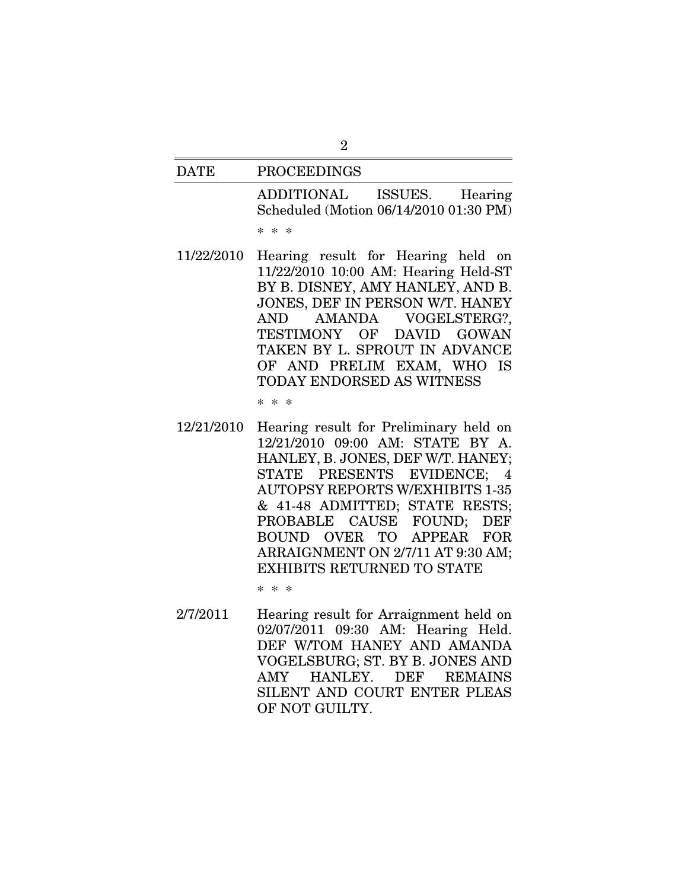| DATE | PROCEEDINGS |
|---|---|
| | ADDITIONAL ISSUES. Hearing Scheduled (Motion 06/14/2010 01:30 PM) |
| | * * * |
| 11/22/2010 | Hearing result for Hearing held on 11/22/2010 10:00 AM: Hearing Held-ST BY B. DISNEY, AMY HANLEY, AND B. JONES, DEF IN PERSON W/T. HANEY AND AMANDA VOGELSTERG?, TESTIMONY OF DAVID GOWAN TAKEN BY L. SPROUT IN ADVANCE OF AND PRELIM EXAM, WHO IS TODAY ENDORSED AS WITNESS |
| | * * * |
| 12/21/2010 | Hearing result for Preliminary held on 12/21/2010 09:00 AM: STATE BY A. HANLEY, B. JONES, DEF W/T. HANEY; STATE PRESENTS EVIDENCE; 4 AUTOPSY REPORTS W/EXHIBITS 1-35 & 41-48 ADMITTED; STATE RESTS; PROBABLE CAUSE FOUND; DEF BOUND OVER TO APPEAR FOR ARRAIGNMENT ON 2/7/11 AT 9:30 AM; EXHIBITS RETURNED TO STATE |
| | * * * |
| 2/7/2011 | Hearing result for Arraignment held on 02/07/2011 09:30 AM: Hearing Held. DEF W/TOM HANEY AND AMANDA VOGELSBURG; ST. BY B. JONES AND AMY HANLEY. DEF REMAINS SILENT AND COURT ENTER PLEAS OF NOT GUILTY. |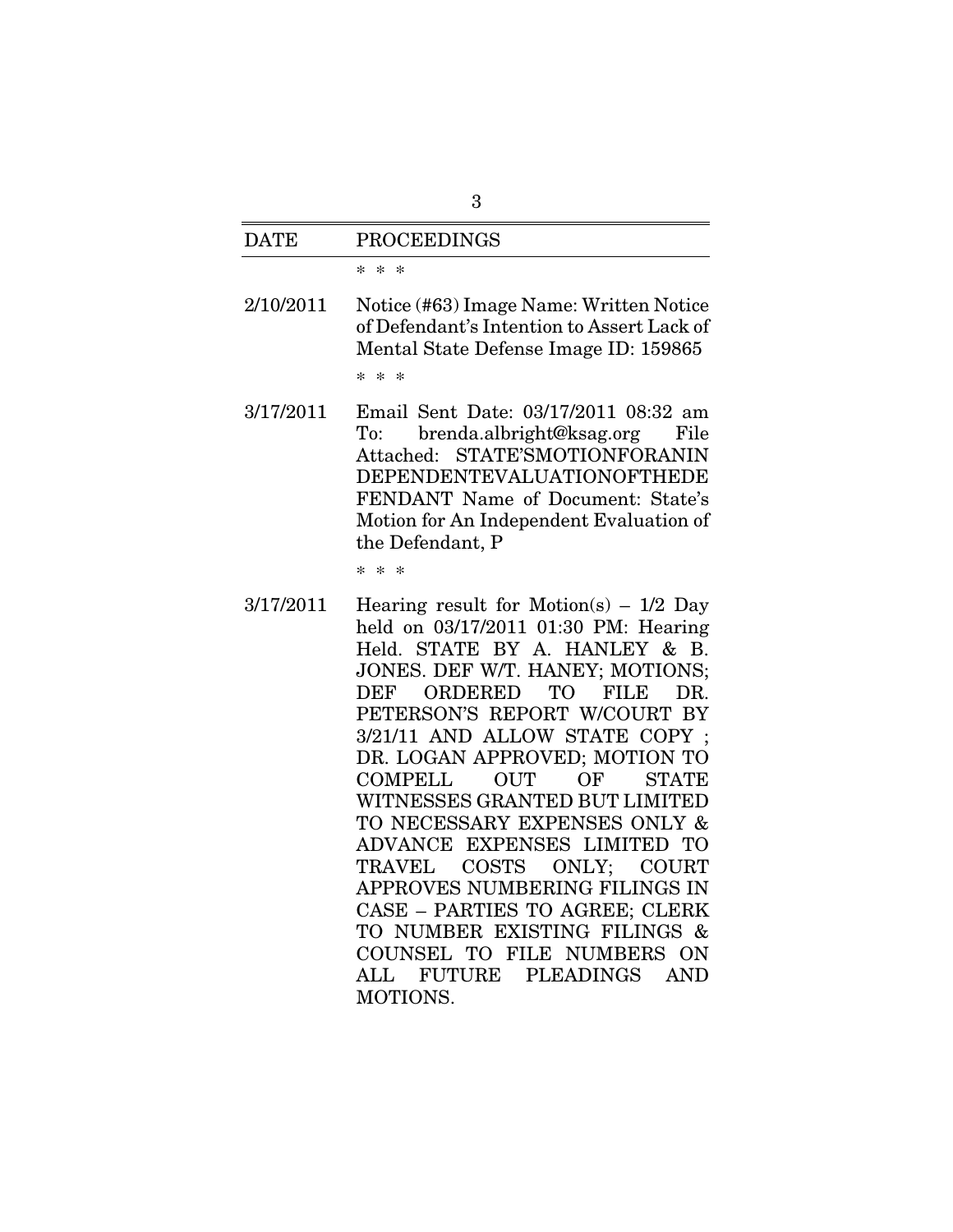| DATE | PROCEEDINGS |
|---|---|
| | * * * |
| 2/10/2011 | Notice (#63) Image Name: Written Notice of Defendant's Intention to Assert Lack of Mental State Defense Image ID: 159865 |
| | * * * |
| 3/17/2011 | Email Sent Date: 03/17/2011 08:32 am To: brenda.albright@ksag.org File Attached: STATE'SMOTIONFORANIN DEPENDENTEVALUATIONOFTHEDE FENDANT Name of Document: State's Motion for An Independent Evaluation of the Defendant, P |
| | * * * |
| 3/17/2011 | Hearing result for Motion(s) – 1/2 Day held on 03/17/2011 01:30 PM: Hearing Held. STATE BY A. HANLEY & B. JONES. DEF W/T. HANEY; MOTIONS; DEF ORDERED TO FILE DR. PETERSON'S REPORT W/COURT BY 3/21/11 AND ALLOW STATE COPY ; DR. LOGAN APPROVED; MOTION TO COMPELL OUT OF STATE WITNESSES GRANTED BUT LIMITED TO NECESSARY EXPENSES ONLY & ADVANCE EXPENSES LIMITED TO TRAVEL COSTS ONLY; COURT APPROVES NUMBERING FILINGS IN CASE – PARTIES TO AGREE; CLERK TO NUMBER EXISTING FILINGS & COUNSEL TO FILE NUMBERS ON ALL FUTURE PLEADINGS AND MOTIONS. |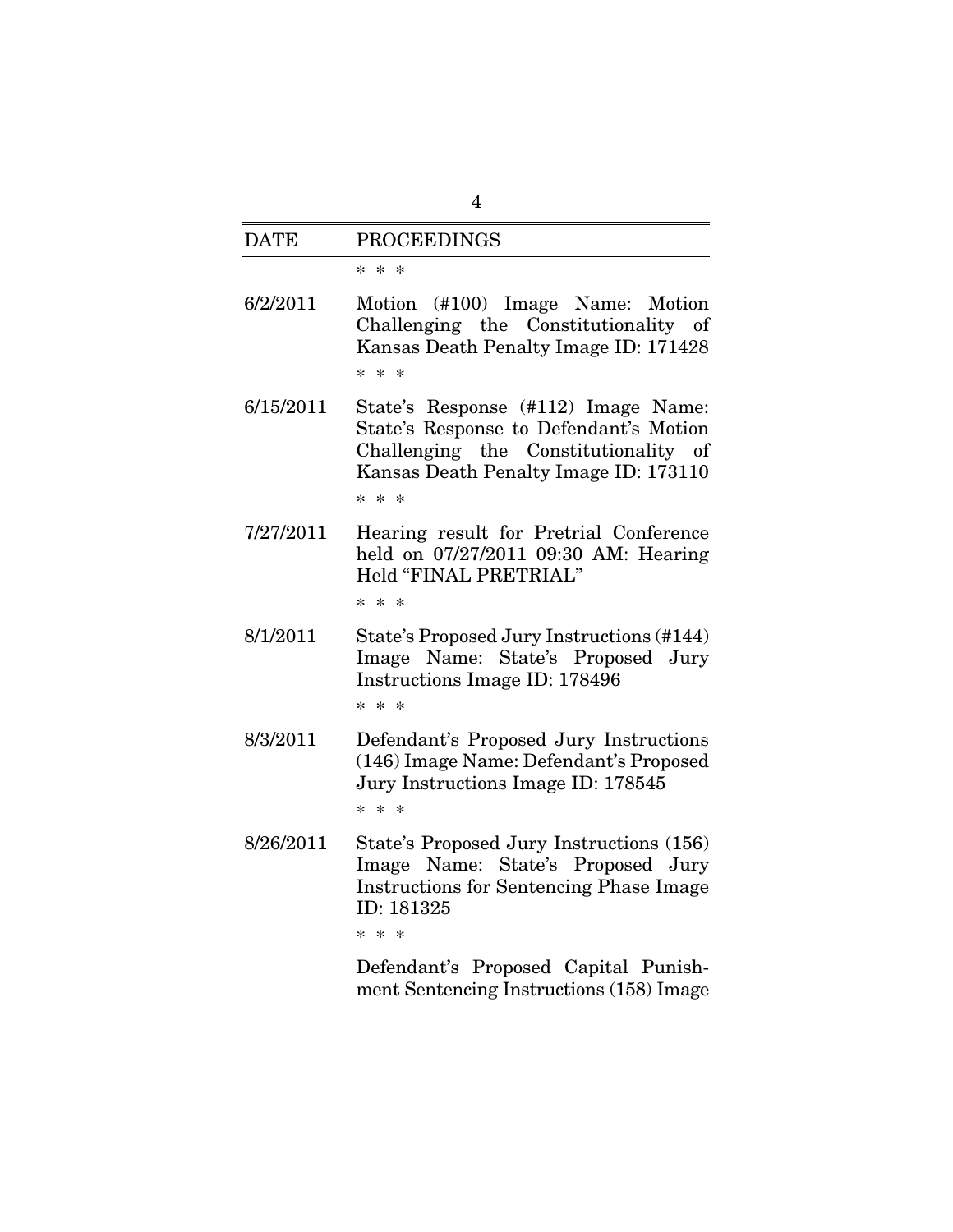| DATE | PROCEEDINGS |
|---|---|
| | * * * |
| 6/2/2011 | Motion (#100) Image Name: Motion Challenging the Constitutionality of Kansas Death Penalty Image ID: 171428 |
| | * * * |
| 6/15/2011 | State's Response (#112) Image Name: State's Response to Defendant's Motion Challenging the Constitutionality of Kansas Death Penalty Image ID: 173110 |
| | * * * |
| 7/27/2011 | Hearing result for Pretrial Conference held on 07/27/2011 09:30 AM: Hearing Held "FINAL PRETRIAL" |
| | * * * |
| 8/1/2011 | State's Proposed Jury Instructions (#144) Image Name: State's Proposed Jury Instructions Image ID: 178496 |
| | * * * |
| 8/3/2011 | Defendant's Proposed Jury Instructions (146) Image Name: Defendant's Proposed Jury Instructions Image ID: 178545 |
| | * * * |
| 8/26/2011 | State's Proposed Jury Instructions (156) Image Name: State's Proposed Jury Instructions for Sentencing Phase Image ID: 181325 |
| | * * * |
| | Defendant's Proposed Capital Punishment Sentencing Instructions (158) Image |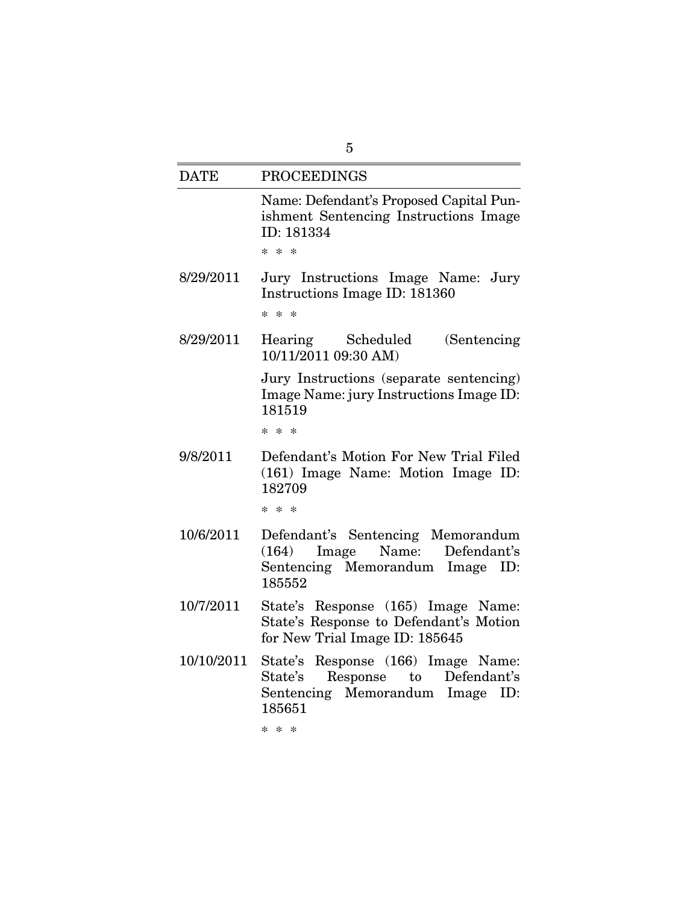| DATE | PROCEEDINGS |
|---|---|
| | Name: Defendant's Proposed Capital Punishment Sentencing Instructions Image ID: 181334 |
| | * * * |
| 8/29/2011 | Jury Instructions Image Name: Jury Instructions Image ID: 181360 |
| | * * * |
| 8/29/2011 | Hearing Scheduled (Sentencing 10/11/2011 09:30 AM) |
| | Jury Instructions (separate sentencing) Image Name: jury Instructions Image ID: 181519 |
| | * * * |
| 9/8/2011 | Defendant's Motion For New Trial Filed (161) Image Name: Motion Image ID: 182709 |
| | * * * |
| 10/6/2011 | Defendant's Sentencing Memorandum (164) Image Name: Defendant's Sentencing Memorandum Image ID: 185552 |
| 10/7/2011 | State's Response (165) Image Name: State's Response to Defendant's Motion for New Trial Image ID: 185645 |
| 10/10/2011 | State's Response (166) Image Name: State's Response to Defendant's Sentencing Memorandum Image ID: 185651 |
| | * * * |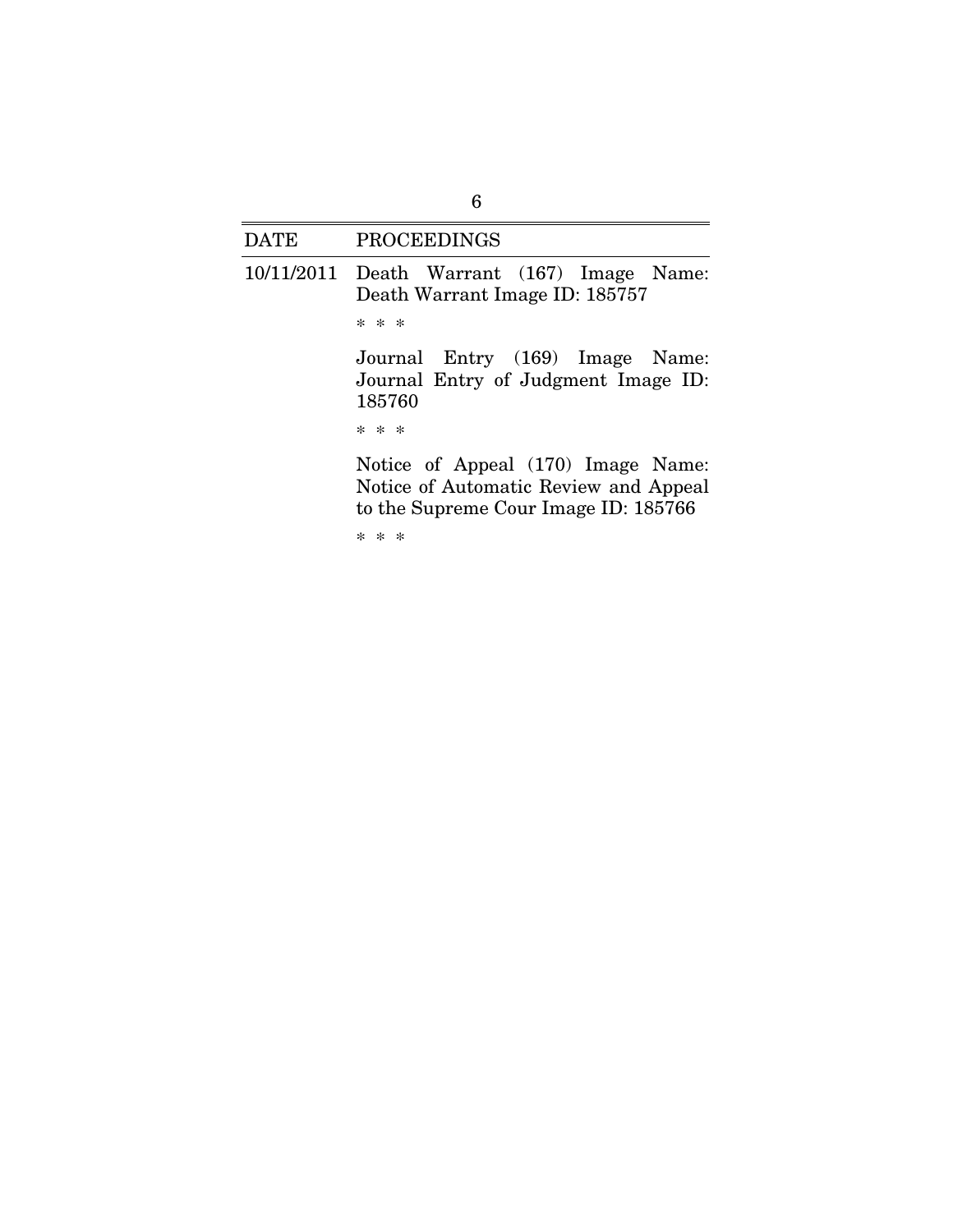| DATE | PROCEEDINGS |
|---|---|
| 10/11/2011 | Death Warrant (167) Image Name: Death Warrant Image ID: 185757 |
| | * * * |
| | Journal Entry (169) Image Name: Journal Entry of Judgment Image ID: 185760 |
| | * * * |
| | Notice of Appeal (170) Image Name: Notice of Automatic Review and Appeal to the Supreme Cour Image ID: 185766 |
| | * * * |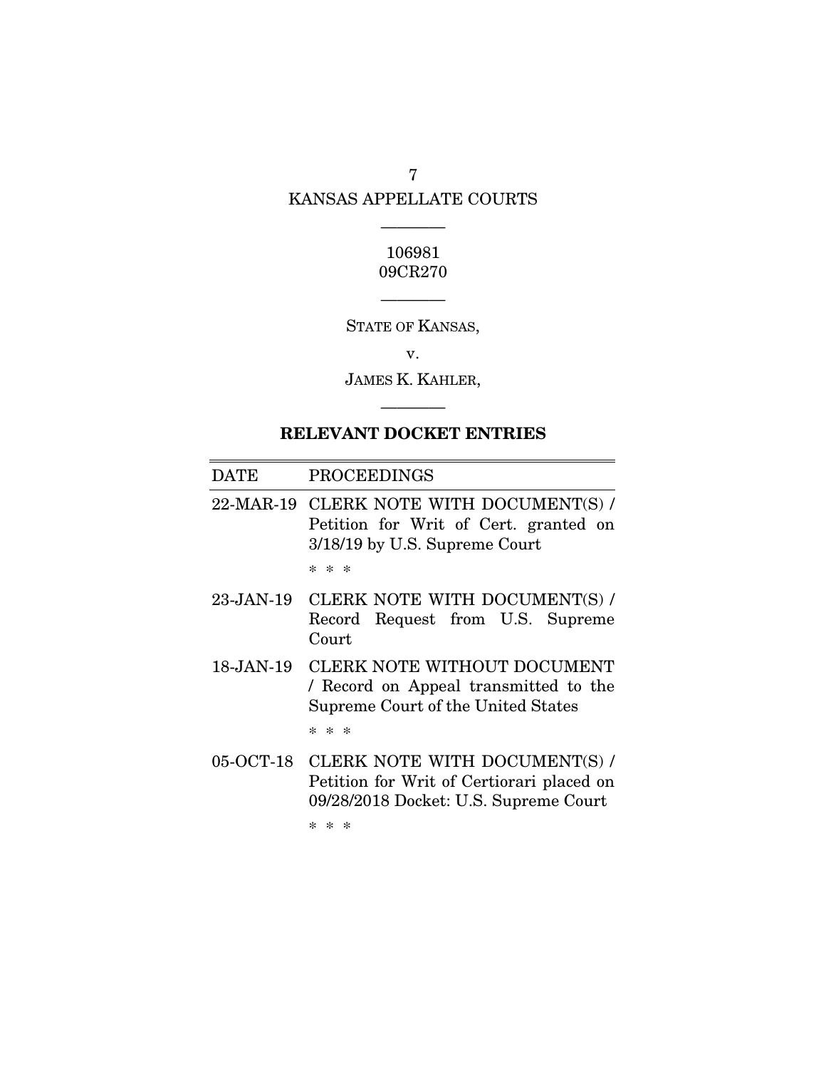KANSAS APPELLATE COURTS

---

106981
09CR270

---

STATE OF KANSAS,

v.

JAMES K. KAHLER,

---

**RELEVANT DOCKET ENTRIES**

| DATE | PROCEEDINGS |
|---|---|
| 22-MAR-19 | CLERK NOTE WITH DOCUMENT(S) / Petition for Writ of Cert. granted on 3/18/19 by U.S. Supreme Court |
| | * * * |
| 23-JAN-19 | CLERK NOTE WITH DOCUMENT(S) / Record Request from U.S. Supreme Court |
| 18-JAN-19 | CLERK NOTE WITHOUT DOCUMENT / Record on Appeal transmitted to the Supreme Court of the United States |
| | * * * |
| 05-OCT-18 | CLERK NOTE WITH DOCUMENT(S) / Petition for Writ of Certiorari placed on 09/28/2018 Docket: U.S. Supreme Court |
| | * * * |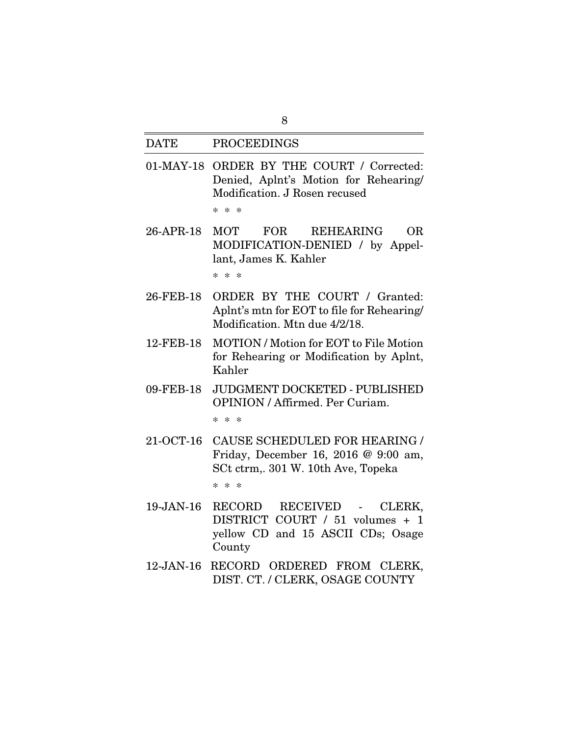| DATE | PROCEEDINGS |
|---|---|
| 01-MAY-18 | ORDER BY THE COURT / Corrected: Denied, Aplnt's Motion for Rehearing/ Modification. J Rosen recused |
| | * * * |
| 26-APR-18 | MOT FOR REHEARING OR MODIFICATION-DENIED / by Appellant, James K. Kahler |
| | * * * |
| 26-FEB-18 | ORDER BY THE COURT / Granted: Aplnt's mtn for EOT to file for Rehearing/ Modification. Mtn due 4/2/18. |
| 12-FEB-18 | MOTION / Motion for EOT to File Motion for Rehearing or Modification by Aplnt, Kahler |
| 09-FEB-18 | JUDGMENT DOCKETED - PUBLISHED OPINION / Affirmed. Per Curiam. |
| | * * * |
| 21-OCT-16 | CAUSE SCHEDULED FOR HEARING / Friday, December 16, 2016 @ 9:00 am, SCt ctrm,. 301 W. 10th Ave, Topeka |
| | * * * |
| 19-JAN-16 | RECORD RECEIVED - CLERK, DISTRICT COURT / 51 volumes + 1 yellow CD and 15 ASCII CDs; Osage County |
| 12-JAN-16 | RECORD ORDERED FROM CLERK, DIST. CT. / CLERK, OSAGE COUNTY |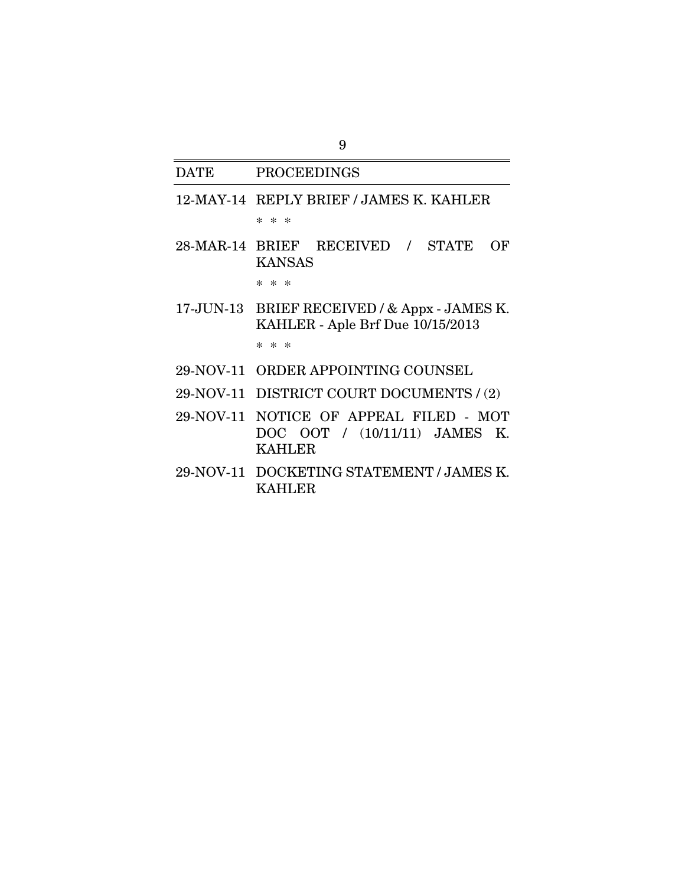| DATE | PROCEEDINGS |
|---|---|
| 12-MAY-14 | REPLY BRIEF / JAMES K. KAHLER |
| | * * * |
| 28-MAR-14 | BRIEF RECEIVED / STATE OF KANSAS |
| | * * * |
| 17-JUN-13 | BRIEF RECEIVED / & Appx - JAMES K. KAHLER - Aple Brf Due 10/15/2013 |
| | * * * |
| 29-NOV-11 | ORDER APPOINTING COUNSEL |
| 29-NOV-11 | DISTRICT COURT DOCUMENTS / (2) |
| 29-NOV-11 | NOTICE OF APPEAL FILED - MOT DOC OOT / (10/11/11) JAMES K. KAHLER |
| 29-NOV-11 | DOCKETING STATEMENT / JAMES K. KAHLER |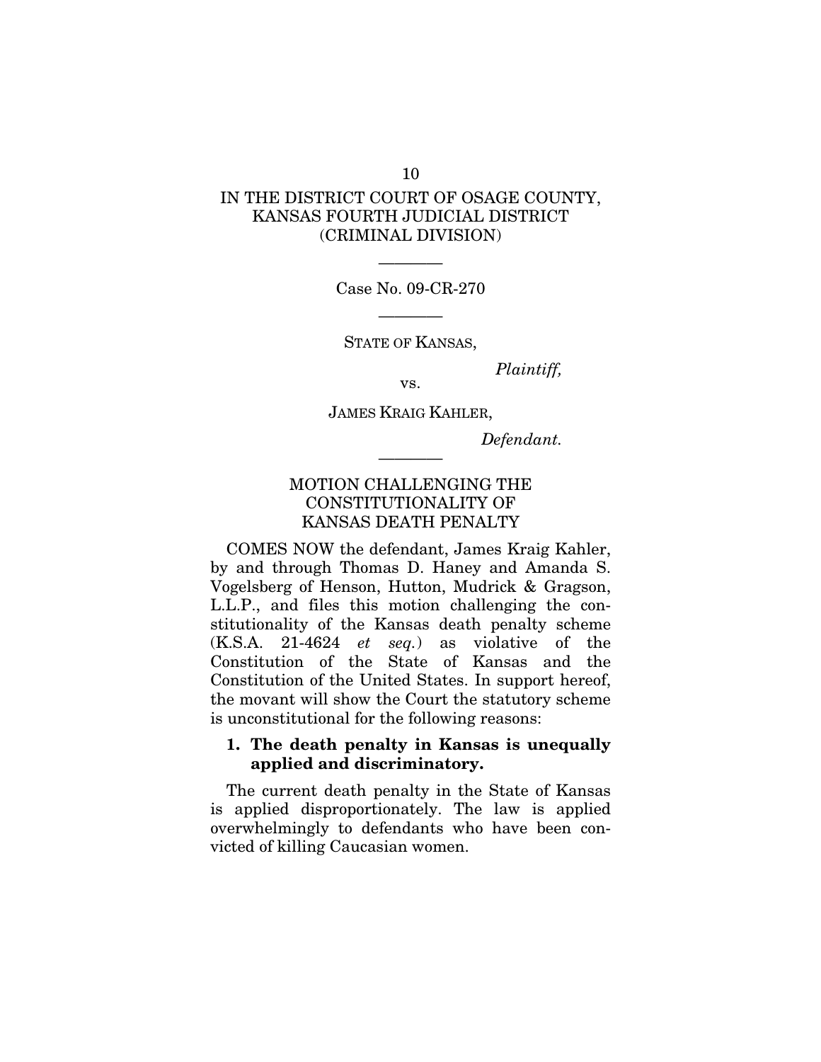IN THE DISTRICT COURT OF OSAGE COUNTY, KANSAS FOURTH JUDICIAL DISTRICT (CRIMINAL DIVISION)

————

Case No. 09-CR-270

————

STATE OF KANSAS,

*Plaintiff,*

vs.

JAMES KRAIG KAHLER,

*Defendant.*

————

## MOTION CHALLENGING THE CONSTITUTIONALITY OF KANSAS DEATH PENALTY

COMES NOW the defendant, James Kraig Kahler, by and through Thomas D. Haney and Amanda S. Vogelsberg of Henson, Hutton, Mudrick & Gragson, L.L.P., and files this motion challenging the constitutionality of the Kansas death penalty scheme (K.S.A. 21-4624 *et seq.*) as violative of the Constitution of the State of Kansas and the Constitution of the United States. In support hereof, the movant will show the Court the statutory scheme is unconstitutional for the following reasons:

**1. The death penalty in Kansas is unequally applied and discriminatory.**

The current death penalty in the State of Kansas is applied disproportionately. The law is applied overwhelmingly to defendants who have been convicted of killing Caucasian women.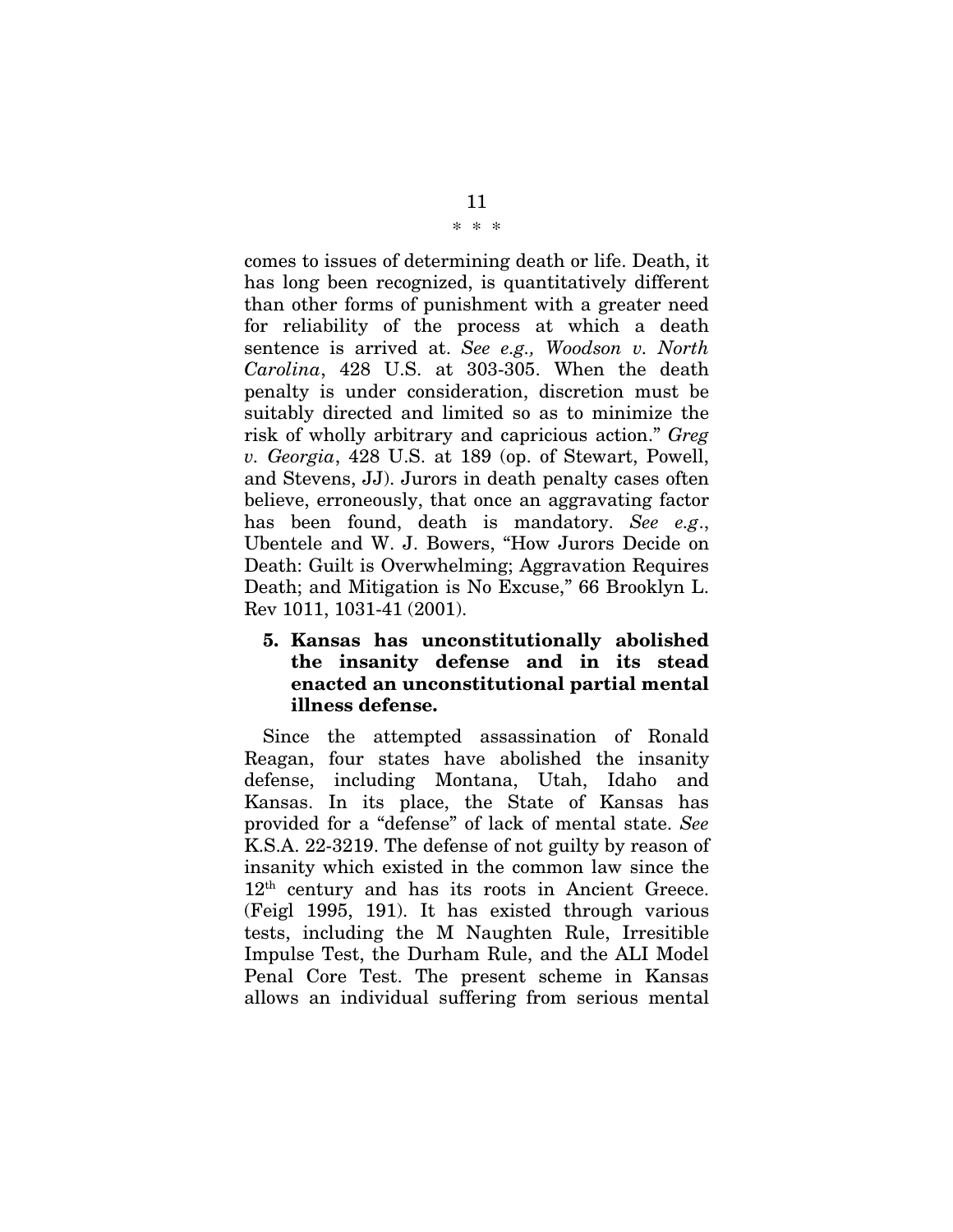\* \* \*

comes to issues of determining death or life. Death, it has long been recognized, is quantitatively different than other forms of punishment with a greater need for reliability of the process at which a death sentence is arrived at. *See e.g., Woodson v. North Carolina*, 428 U.S. at 303-305. When the death penalty is under consideration, discretion must be suitably directed and limited so as to minimize the risk of wholly arbitrary and capricious action." *Greg v. Georgia*, 428 U.S. at 189 (op. of Stewart, Powell, and Stevens, JJ). Jurors in death penalty cases often believe, erroneously, that once an aggravating factor has been found, death is mandatory. *See e.g*., Ubentele and W. J. Bowers, "How Jurors Decide on Death: Guilt is Overwhelming; Aggravation Requires Death; and Mitigation is No Excuse," 66 Brooklyn L. Rev 1011, 1031-41 (2001).

**5. Kansas has unconstitutionally abolished the insanity defense and in its stead enacted an unconstitutional partial mental illness defense.**

Since the attempted assassination of Ronald Reagan, four states have abolished the insanity defense, including Montana, Utah, Idaho and Kansas. In its place, the State of Kansas has provided for a "defense" of lack of mental state. *See* K.S.A. 22-3219. The defense of not guilty by reason of insanity which existed in the common law since the 12th century and has its roots in Ancient Greece. (Feigl 1995, 191). It has existed through various tests, including the M Naughten Rule, Irresitible Impulse Test, the Durham Rule, and the ALI Model Penal Core Test. The present scheme in Kansas allows an individual suffering from serious mental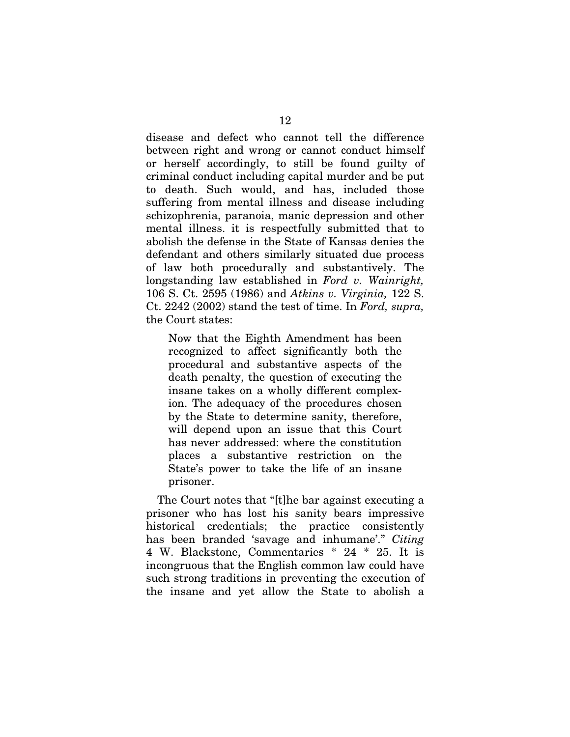disease and defect who cannot tell the difference between right and wrong or cannot conduct himself or herself accordingly, to still be found guilty of criminal conduct including capital murder and be put to death. Such would, and has, included those suffering from mental illness and disease including schizophrenia, paranoia, manic depression and other mental illness. it is respectfully submitted that to abolish the defense in the State of Kansas denies the defendant and others similarly situated due process of law both procedurally and substantively. The longstanding law established in *Ford v. Wainright,* 106 S. Ct. 2595 (1986) and *Atkins v. Virginia,* 122 S. Ct. 2242 (2002) stand the test of time. In *Ford, supra,* the Court states:

> Now that the Eighth Amendment has been recognized to affect significantly both the procedural and substantive aspects of the death penalty, the question of executing the insane takes on a wholly different complexion. The adequacy of the procedures chosen by the State to determine sanity, therefore, will depend upon an issue that this Court has never addressed: where the constitution places a substantive restriction on the State's power to take the life of an insane prisoner.

The Court notes that "[t]he bar against executing a prisoner who has lost his sanity bears impressive historical credentials; the practice consistently has been branded 'savage and inhumane'." *Citing* 4 W. Blackstone, Commentaries * 24 * 25. It is incongruous that the English common law could have such strong traditions in preventing the execution of the insane and yet allow the State to abolish a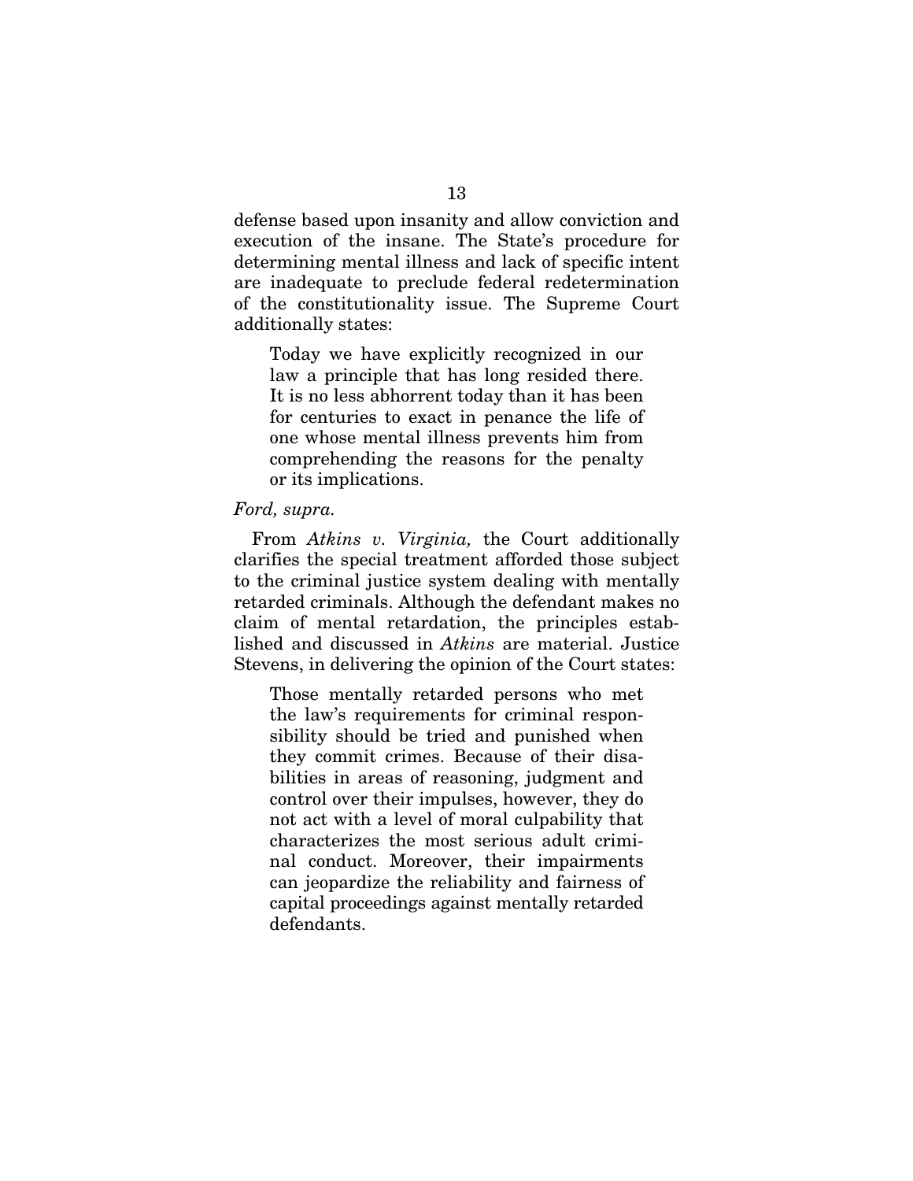defense based upon insanity and allow conviction and execution of the insane. The State's procedure for determining mental illness and lack of specific intent are inadequate to preclude federal redetermination of the constitutionality issue. The Supreme Court additionally states:

> Today we have explicitly recognized in our law a principle that has long resided there. It is no less abhorrent today than it has been for centuries to exact in penance the life of one whose mental illness prevents him from comprehending the reasons for the penalty or its implications.

*Ford, supra.*

From *Atkins v. Virginia,* the Court additionally clarifies the special treatment afforded those subject to the criminal justice system dealing with mentally retarded criminals. Although the defendant makes no claim of mental retardation, the principles established and discussed in *Atkins* are material. Justice Stevens, in delivering the opinion of the Court states:

> Those mentally retarded persons who met the law's requirements for criminal responsibility should be tried and punished when they commit crimes. Because of their disabilities in areas of reasoning, judgment and control over their impulses, however, they do not act with a level of moral culpability that characterizes the most serious adult criminal conduct. Moreover, their impairments can jeopardize the reliability and fairness of capital proceedings against mentally retarded defendants.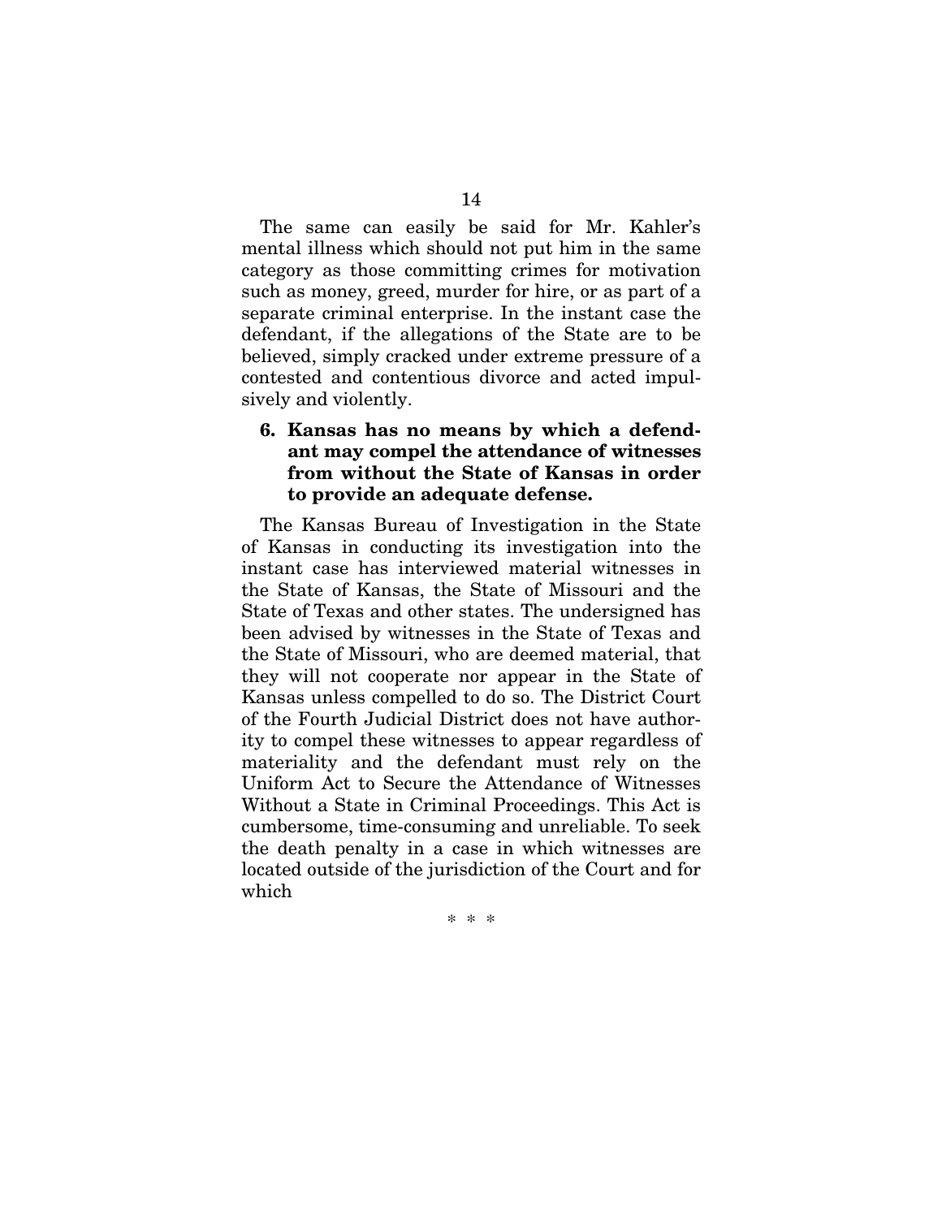The same can easily be said for Mr. Kahler's mental illness which should not put him in the same category as those committing crimes for motivation such as money, greed, murder for hire, or as part of a separate criminal enterprise. In the instant case the defendant, if the allegations of the State are to be believed, simply cracked under extreme pressure of a contested and contentious divorce and acted impulsively and violently.

**6. Kansas has no means by which a defendant may compel the attendance of witnesses from without the State of Kansas in order to provide an adequate defense.**

The Kansas Bureau of Investigation in the State of Kansas in conducting its investigation into the instant case has interviewed material witnesses in the State of Kansas, the State of Missouri and the State of Texas and other states. The undersigned has been advised by witnesses in the State of Texas and the State of Missouri, who are deemed material, that they will not cooperate nor appear in the State of Kansas unless compelled to do so. The District Court of the Fourth Judicial District does not have authority to compel these witnesses to appear regardless of materiality and the defendant must rely on the Uniform Act to Secure the Attendance of Witnesses Without a State in Criminal Proceedings. This Act is cumbersome, time-consuming and unreliable. To seek the death penalty in a case in which witnesses are located outside of the jurisdiction of the Court and for which

\* \* \*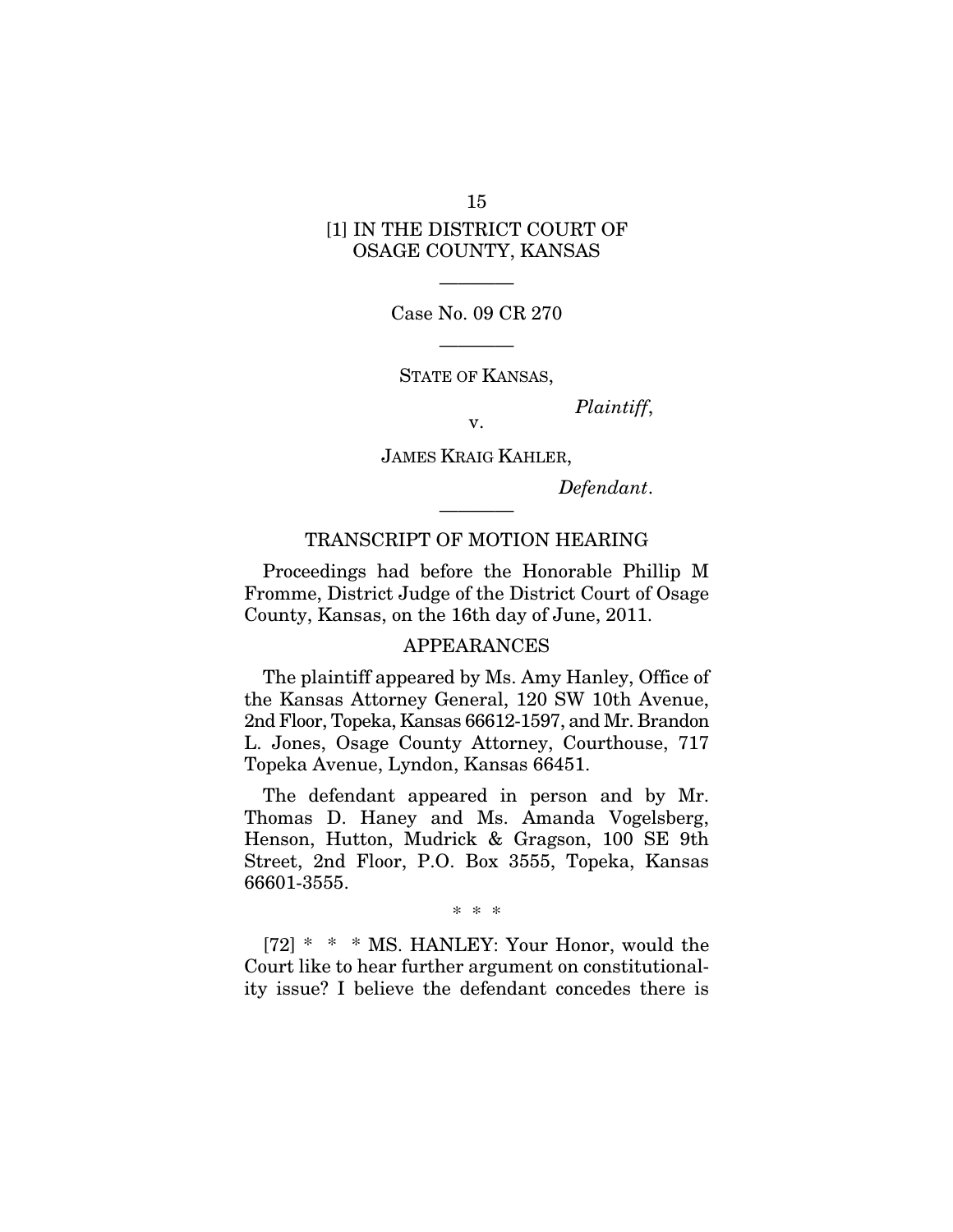[1] IN THE DISTRICT COURT OF OSAGE COUNTY, KANSAS

---

Case No. 09 CR 270

---

STATE OF KANSAS,

*Plaintiff*,

v.

JAMES KRAIG KAHLER,

*Defendant*.

---

TRANSCRIPT OF MOTION HEARING

Proceedings had before the Honorable Phillip M Fromme, District Judge of the District Court of Osage County, Kansas, on the 16th day of June, 2011.

APPEARANCES

The plaintiff appeared by Ms. Amy Hanley, Office of the Kansas Attorney General, 120 SW 10th Avenue, 2nd Floor, Topeka, Kansas 66612-1597, and Mr. Brandon L. Jones, Osage County Attorney, Courthouse, 717 Topeka Avenue, Lyndon, Kansas 66451.

The defendant appeared in person and by Mr. Thomas D. Haney and Ms. Amanda Vogelsberg, Henson, Hutton, Mudrick & Gragson, 100 SE 9th Street, 2nd Floor, P.O. Box 3555, Topeka, Kansas 66601-3555.

\* \* \*

[72] \* \* \* MS. HANLEY: Your Honor, would the Court like to hear further argument on constitutionality issue? I believe the defendant concedes there is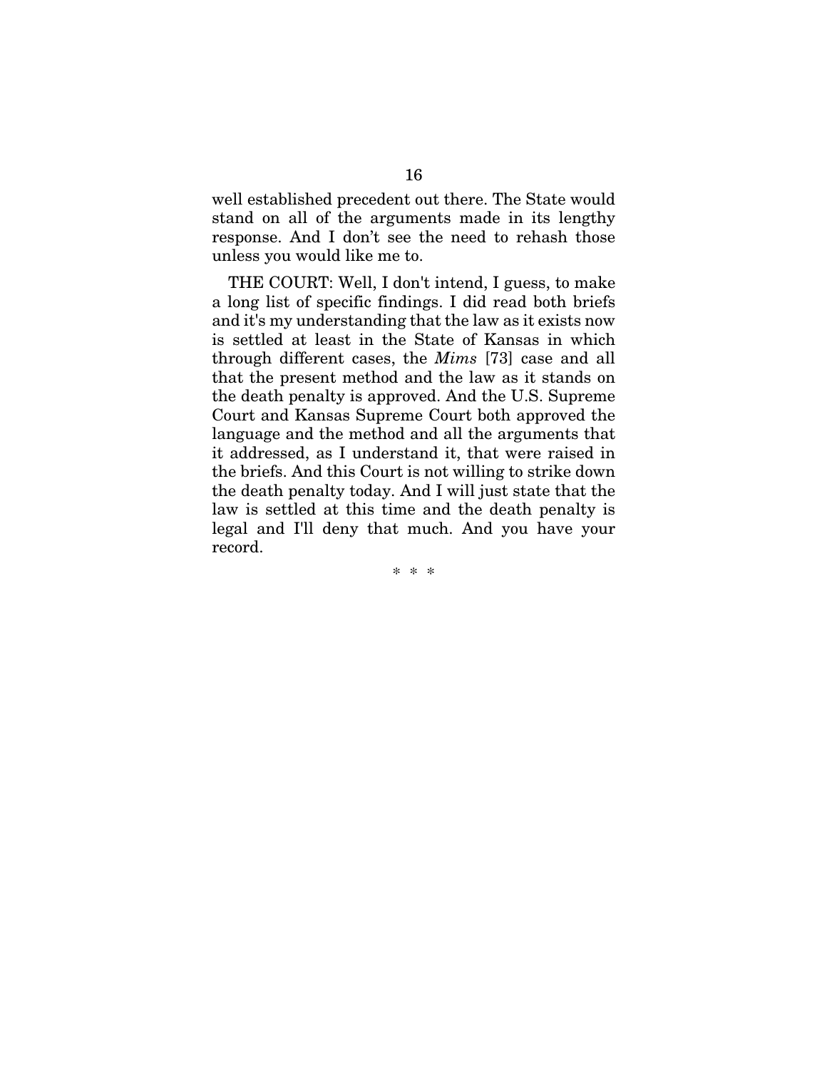well established precedent out there. The State would stand on all of the arguments made in its lengthy response. And I don't see the need to rehash those unless you would like me to.

THE COURT: Well, I don't intend, I guess, to make a long list of specific findings. I did read both briefs and it's my understanding that the law as it exists now is settled at least in the State of Kansas in which through different cases, the *Mims* [73] case and all that the present method and the law as it stands on the death penalty is approved. And the U.S. Supreme Court and Kansas Supreme Court both approved the language and the method and all the arguments that it addressed, as I understand it, that were raised in the briefs. And this Court is not willing to strike down the death penalty today. And I will just state that the law is settled at this time and the death penalty is legal and I'll deny that much. And you have your record.

\* \* \*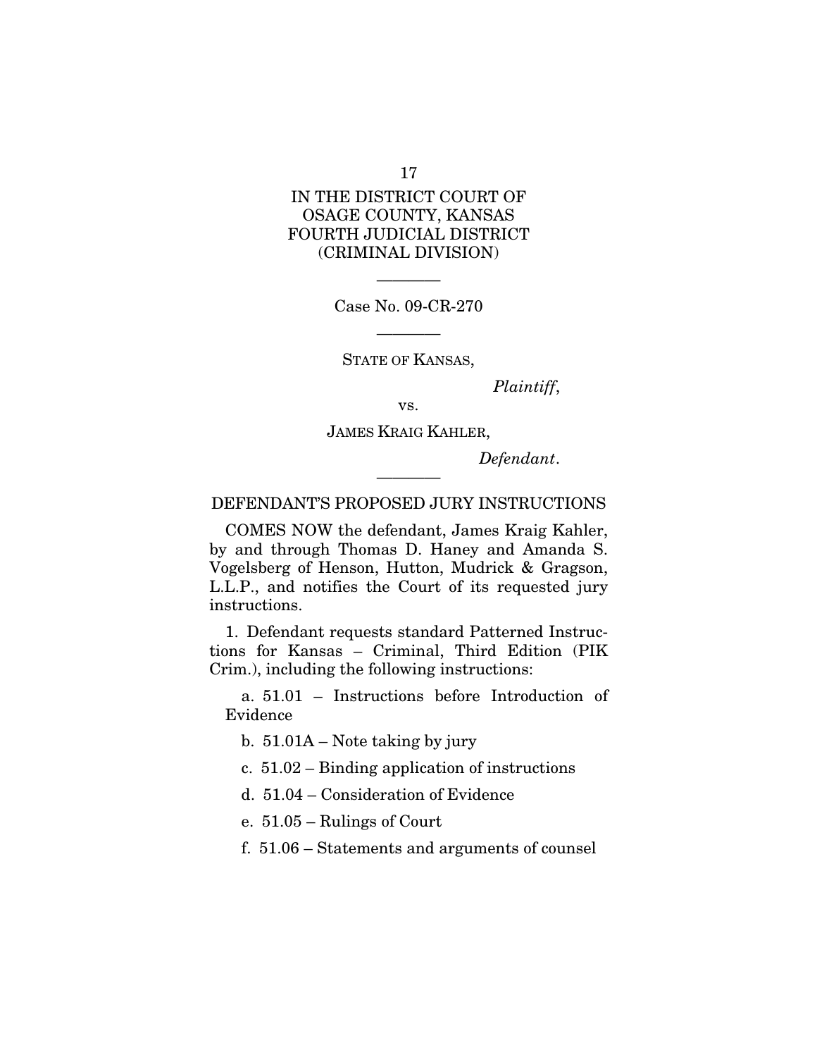IN THE DISTRICT COURT OF
OSAGE COUNTY, KANSAS
FOURTH JUDICIAL DISTRICT
(CRIMINAL DIVISION)

————

Case No. 09-CR-270

————

STATE OF KANSAS,

*Plaintiff*,

vs.

JAMES KRAIG KAHLER,

*Defendant*.

————

DEFENDANT'S PROPOSED JURY INSTRUCTIONS

COMES NOW the defendant, James Kraig Kahler, by and through Thomas D. Haney and Amanda S. Vogelsberg of Henson, Hutton, Mudrick & Gragson, L.L.P., and notifies the Court of its requested jury instructions.

1. Defendant requests standard Patterned Instructions for Kansas – Criminal, Third Edition (PIK Crim.), including the following instructions:

a. 51.01 – Instructions before Introduction of Evidence

b. 51.01A – Note taking by jury

c. 51.02 – Binding application of instructions

d. 51.04 – Consideration of Evidence

e. 51.05 – Rulings of Court

f. 51.06 – Statements and arguments of counsel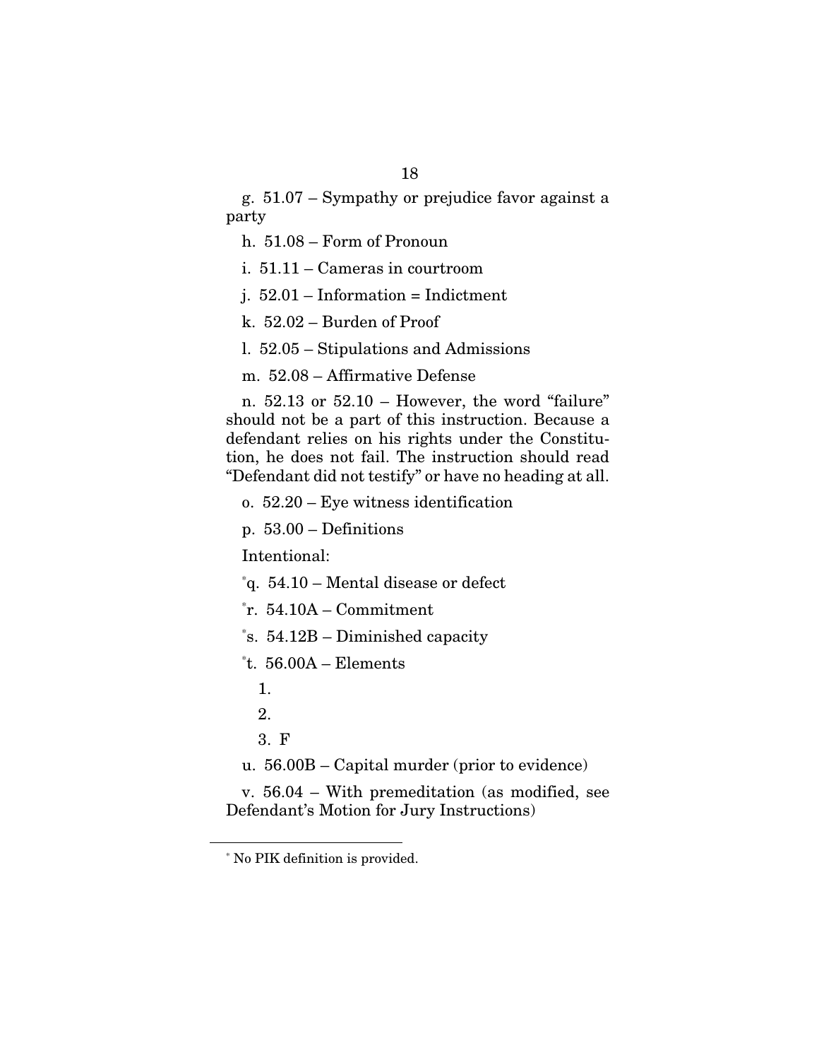g. 51.07 – Sympathy or prejudice favor against a party

h. 51.08 – Form of Pronoun

i. 51.11 – Cameras in courtroom

j. 52.01 – Information = Indictment

k. 52.02 – Burden of Proof

l. 52.05 – Stipulations and Admissions

m. 52.08 – Affirmative Defense

n. 52.13 or 52.10 – However, the word "failure" should not be a part of this instruction. Because a defendant relies on his rights under the Constitution, he does not fail. The instruction should read "Defendant did not testify" or have no heading at all.

o. 52.20 – Eye witness identification

p. 53.00 – Definitions

Intentional:

[*]q. 54.10 – Mental disease or defect

[*]r. 54.10A – Commitment

[*]s. 54.12B – Diminished capacity

[*]t. 56.00A – Elements

1.

2.

3. F

u. 56.00B – Capital murder (prior to evidence)

v. 56.04 – With premeditation (as modified, see Defendant's Motion for Jury Instructions)

---

[*] No PIK definition is provided.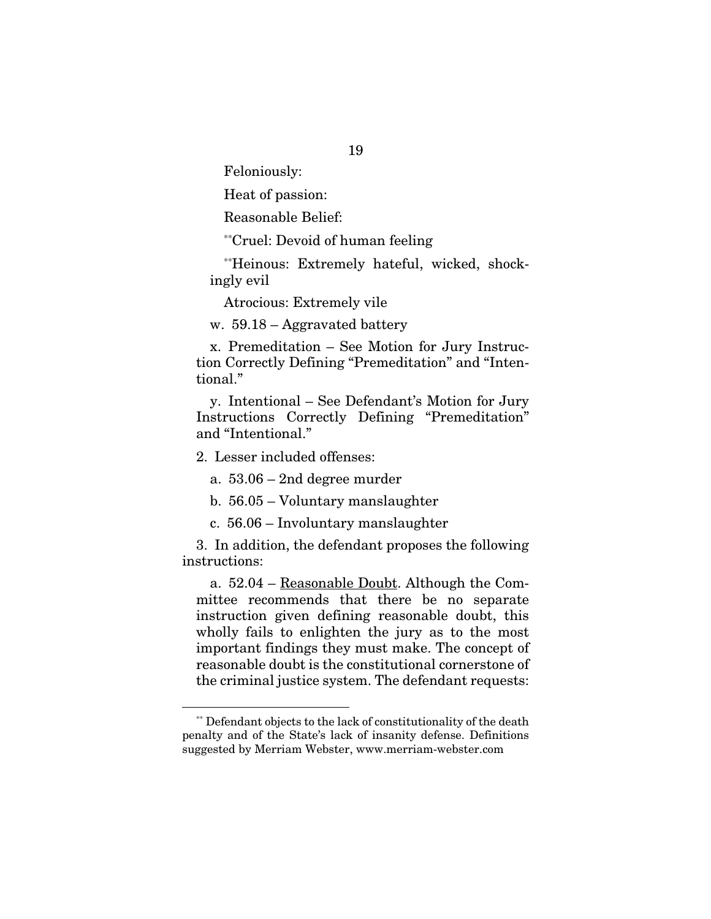Feloniously:

Heat of passion:

Reasonable Belief:

[**]Cruel: Devoid of human feeling

[**]Heinous: Extremely hateful, wicked, shockingly evil

Atrocious: Extremely vile

w. 59.18 – Aggravated battery

x. Premeditation – See Motion for Jury Instruction Correctly Defining "Premeditation" and "Intentional."

y. Intentional – See Defendant's Motion for Jury Instructions Correctly Defining "Premeditation" and "Intentional."

2. Lesser included offenses:

a. 53.06 – 2nd degree murder

b. 56.05 – Voluntary manslaughter

c. 56.06 – Involuntary manslaughter

3. In addition, the defendant proposes the following instructions:

a. 52.04 – Reasonable Doubt. Although the Committee recommends that there be no separate instruction given defining reasonable doubt, this wholly fails to enlighten the jury as to the most important findings they must make. The concept of reasonable doubt is the constitutional cornerstone of the criminal justice system. The defendant requests:

---

[**] Defendant objects to the lack of constitutionality of the death penalty and of the State's lack of insanity defense. Definitions suggested by Merriam Webster, www.merriam-webster.com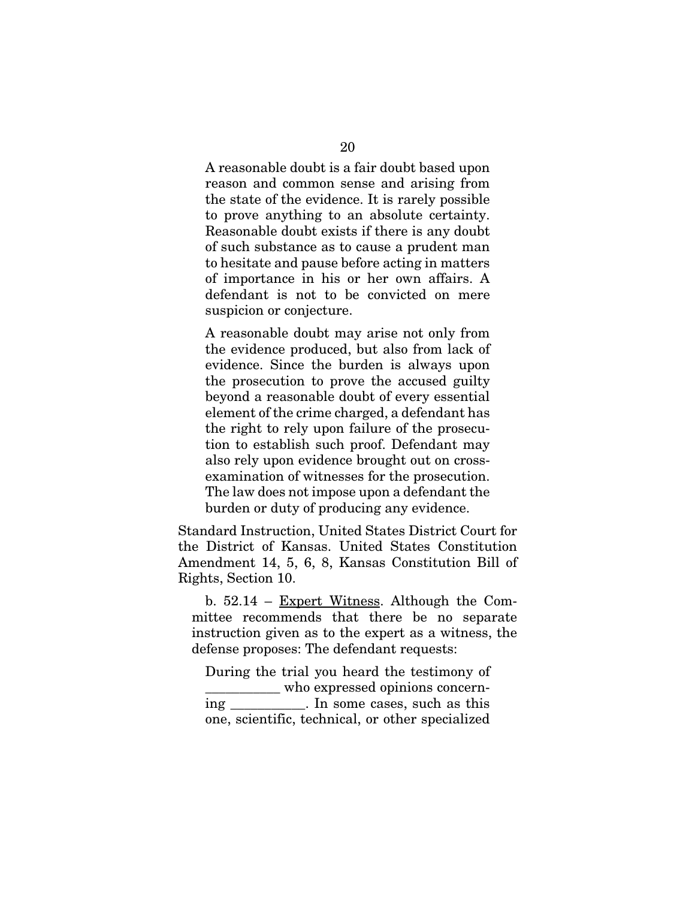> A reasonable doubt is a fair doubt based upon reason and common sense and arising from the state of the evidence. It is rarely possible to prove anything to an absolute certainty. Reasonable doubt exists if there is any doubt of such substance as to cause a prudent man to hesitate and pause before acting in matters of importance in his or her own affairs. A defendant is not to be convicted on mere suspicion or conjecture.
>
> A reasonable doubt may arise not only from the evidence produced, but also from lack of evidence. Since the burden is always upon the prosecution to prove the accused guilty beyond a reasonable doubt of every essential element of the crime charged, a defendant has the right to rely upon failure of the prosecution to establish such proof. Defendant may also rely upon evidence brought out on cross-examination of witnesses for the prosecution. The law does not impose upon a defendant the burden or duty of producing any evidence.

Standard Instruction, United States District Court for the District of Kansas. United States Constitution Amendment 14, 5, 6, 8, Kansas Constitution Bill of Rights, Section 10.

b. 52.14 – Expert Witness. Although the Committee recommends that there be no separate instruction given as to the expert as a witness, the defense proposes: The defendant requests:

> During the trial you heard the testimony of ___________ who expressed opinions concerning ___________. In some cases, such as this one, scientific, technical, or other specialized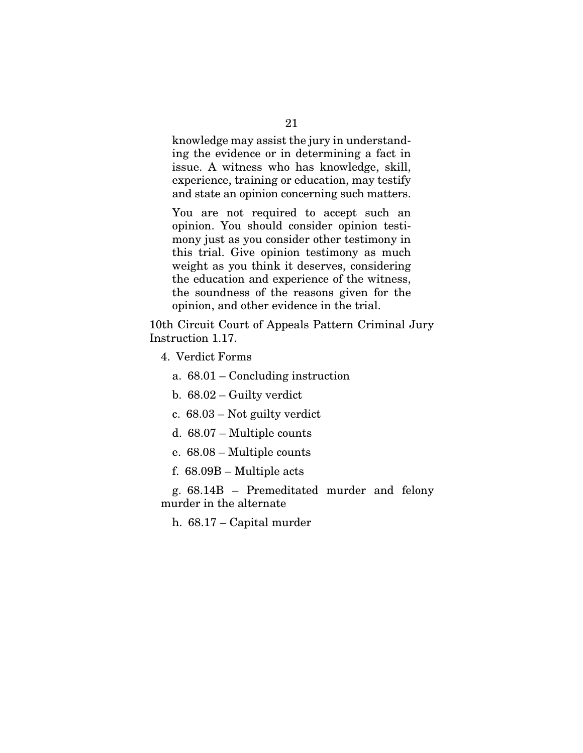> knowledge may assist the jury in understanding the evidence or in determining a fact in issue. A witness who has knowledge, skill, experience, training or education, may testify and state an opinion concerning such matters.
>
> You are not required to accept such an opinion. You should consider opinion testimony just as you consider other testimony in this trial. Give opinion testimony as much weight as you think it deserves, considering the education and experience of the witness, the soundness of the reasons given for the opinion, and other evidence in the trial.

10th Circuit Court of Appeals Pattern Criminal Jury Instruction 1.17.

4. Verdict Forms

   a. 68.01 – Concluding instruction

   b. 68.02 – Guilty verdict

   c. 68.03 – Not guilty verdict

   d. 68.07 – Multiple counts

   e. 68.08 – Multiple counts

   f. 68.09B – Multiple acts

   g. 68.14B – Premeditated murder and felony murder in the alternate

   h. 68.17 – Capital murder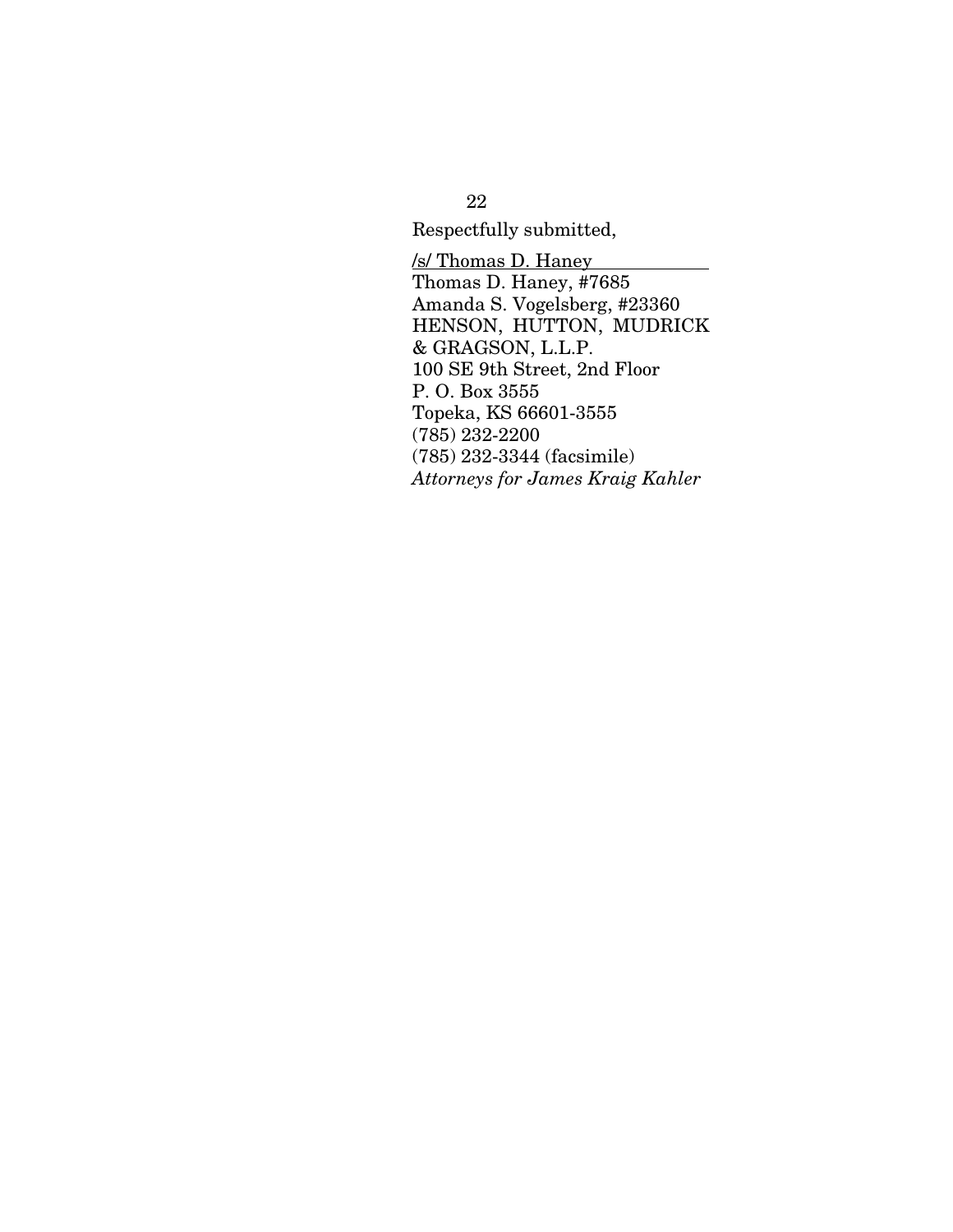Respectfully submitted,

/s/ Thomas D. Haney
Thomas D. Haney, #7685
Amanda S. Vogelsberg, #23360
HENSON, HUTTON, MUDRICK & GRAGSON, L.L.P.
100 SE 9th Street, 2nd Floor
P. O. Box 3555
Topeka, KS 66601-3555
(785) 232-2200
(785) 232-3344 (facsimile)
*Attorneys for James Kraig Kahler*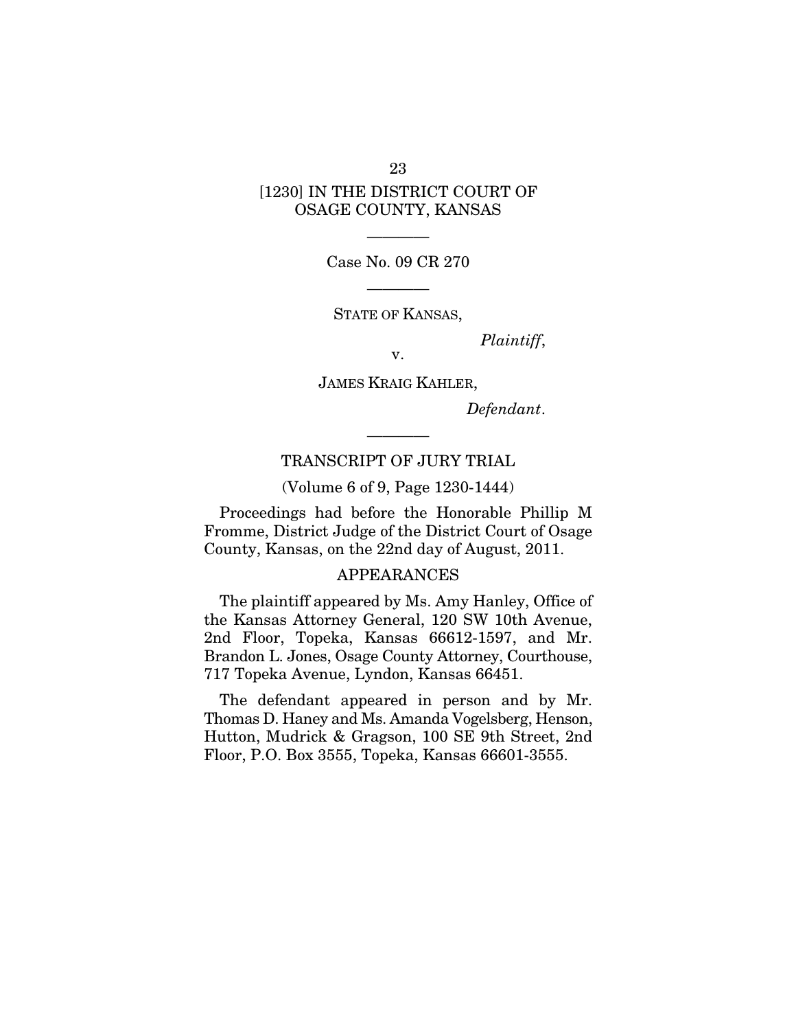[1230] IN THE DISTRICT COURT OF OSAGE COUNTY, KANSAS

---

Case No. 09 CR 270

---

STATE OF KANSAS,

*Plaintiff*,

v.

JAMES KRAIG KAHLER,

*Defendant*.

---

TRANSCRIPT OF JURY TRIAL

(Volume 6 of 9, Page 1230-1444)

Proceedings had before the Honorable Phillip M Fromme, District Judge of the District Court of Osage County, Kansas, on the 22nd day of August, 2011.

APPEARANCES

The plaintiff appeared by Ms. Amy Hanley, Office of the Kansas Attorney General, 120 SW 10th Avenue, 2nd Floor, Topeka, Kansas 66612-1597, and Mr. Brandon L. Jones, Osage County Attorney, Courthouse, 717 Topeka Avenue, Lyndon, Kansas 66451.

The defendant appeared in person and by Mr. Thomas D. Haney and Ms. Amanda Vogelsberg, Henson, Hutton, Mudrick & Gragson, 100 SE 9th Street, 2nd Floor, P.O. Box 3555, Topeka, Kansas 66601-3555.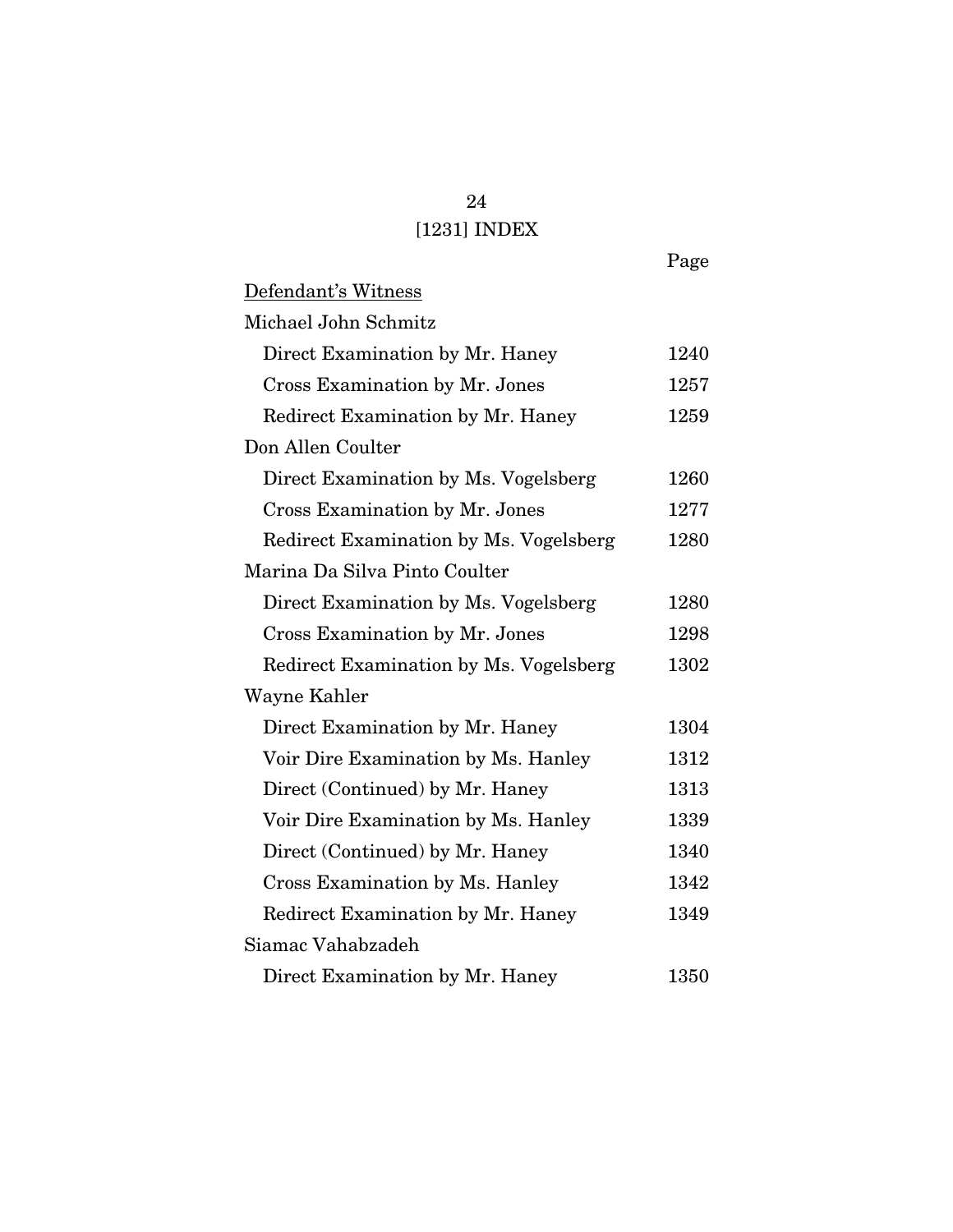[1231] INDEX

| | Page |
|---|---|
| <u>Defendant's Witness</u> | |
| Michael John Schmitz | |
| Direct Examination by Mr. Haney | 1240 |
| Cross Examination by Mr. Jones | 1257 |
| Redirect Examination by Mr. Haney | 1259 |
| Don Allen Coulter | |
| Direct Examination by Ms. Vogelsberg | 1260 |
| Cross Examination by Mr. Jones | 1277 |
| Redirect Examination by Ms. Vogelsberg | 1280 |
| Marina Da Silva Pinto Coulter | |
| Direct Examination by Ms. Vogelsberg | 1280 |
| Cross Examination by Mr. Jones | 1298 |
| Redirect Examination by Ms. Vogelsberg | 1302 |
| Wayne Kahler | |
| Direct Examination by Mr. Haney | 1304 |
| Voir Dire Examination by Ms. Hanley | 1312 |
| Direct (Continued) by Mr. Haney | 1313 |
| Voir Dire Examination by Ms. Hanley | 1339 |
| Direct (Continued) by Mr. Haney | 1340 |
| Cross Examination by Ms. Hanley | 1342 |
| Redirect Examination by Mr. Haney | 1349 |
| Siamac Vahabzadeh | |
| Direct Examination by Mr. Haney | 1350 |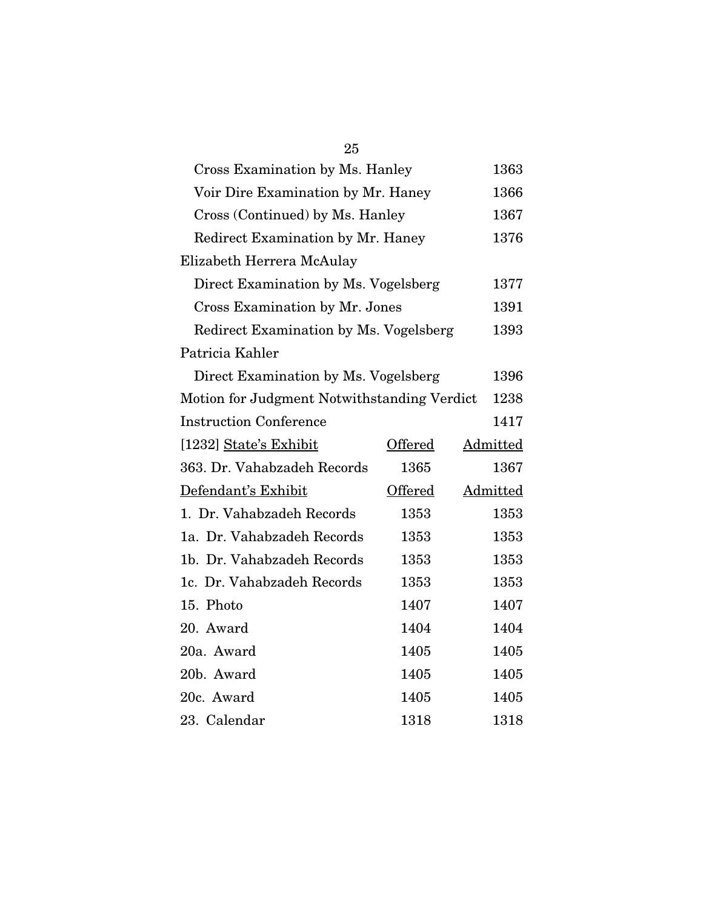Cross Examination by Ms. Hanley 1363

Voir Dire Examination by Mr. Haney 1366

Cross (Continued) by Ms. Hanley 1367

Redirect Examination by Mr. Haney 1376

Elizabeth Herrera McAulay

Direct Examination by Ms. Vogelsberg 1377

Cross Examination by Mr. Jones 1391

Redirect Examination by Ms. Vogelsberg 1393

Patricia Kahler

Direct Examination by Ms. Vogelsberg 1396

Motion for Judgment Notwithstanding Verdict 1238

Instruction Conference 1417

| [1232] State's Exhibit | Offered | Admitted |
|---|---|---|
| 363. Dr. Vahabzadeh Records | 1365 | 1367 |
| **Defendant's Exhibit** | **Offered** | **Admitted** |
| 1. Dr. Vahabzadeh Records | 1353 | 1353 |
| 1a. Dr. Vahabzadeh Records | 1353 | 1353 |
| 1b. Dr. Vahabzadeh Records | 1353 | 1353 |
| 1c. Dr. Vahabzadeh Records | 1353 | 1353 |
| 15. Photo | 1407 | 1407 |
| 20. Award | 1404 | 1404 |
| 20a. Award | 1405 | 1405 |
| 20b. Award | 1405 | 1405 |
| 20c. Award | 1405 | 1405 |
| 23. Calendar | 1318 | 1318 |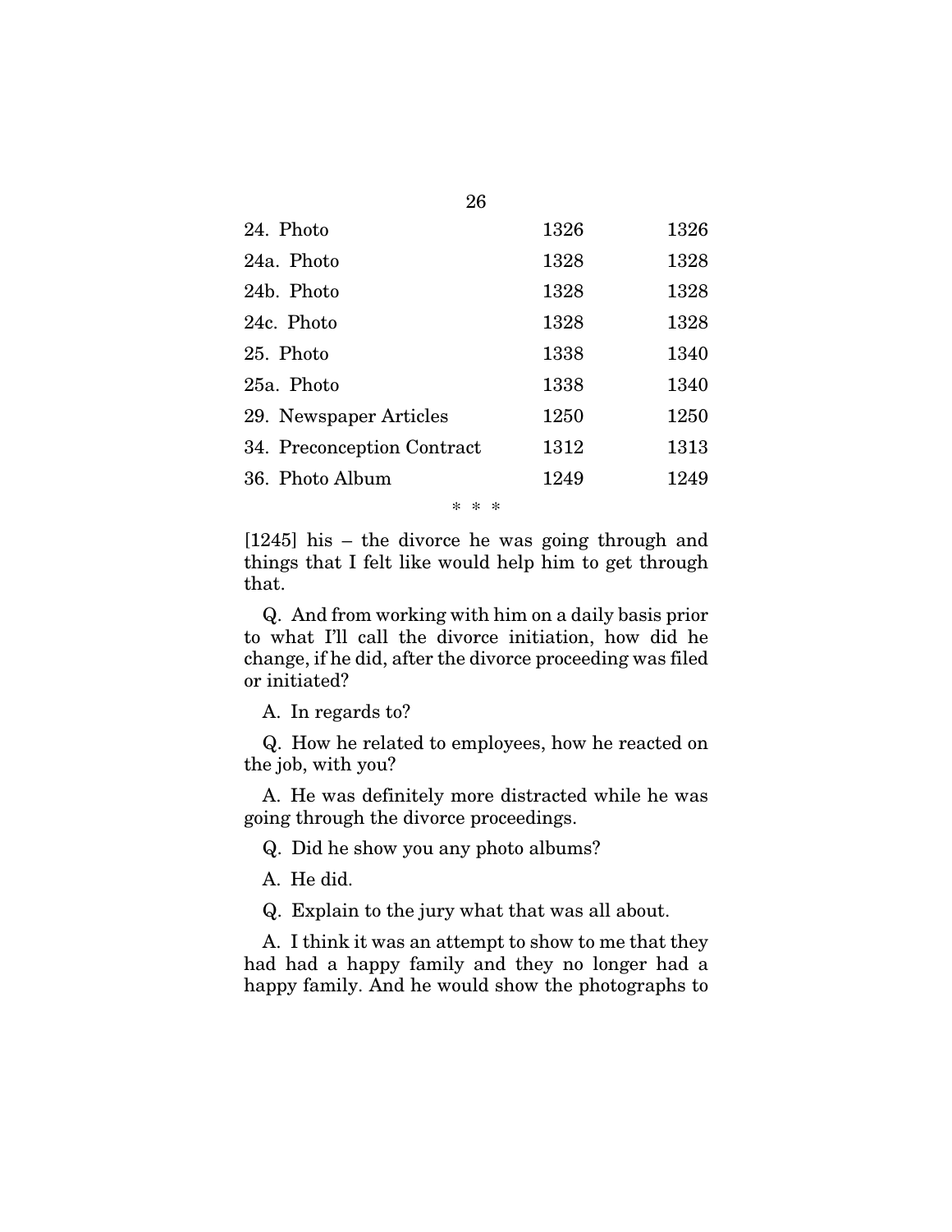| | | |
|---|---|---|
| 24. Photo | 1326 | 1326 |
| 24a. Photo | 1328 | 1328 |
| 24b. Photo | 1328 | 1328 |
| 24c. Photo | 1328 | 1328 |
| 25. Photo | 1338 | 1340 |
| 25a. Photo | 1338 | 1340 |
| 29. Newspaper Articles | 1250 | 1250 |
| 34. Preconception Contract | 1312 | 1313 |
| 36. Photo Album | 1249 | 1249 |

\* \* \*

[1245] his – the divorce he was going through and things that I felt like would help him to get through that.

Q. And from working with him on a daily basis prior to what I'll call the divorce initiation, how did he change, if he did, after the divorce proceeding was filed or initiated?

A. In regards to?

Q. How he related to employees, how he reacted on the job, with you?

A. He was definitely more distracted while he was going through the divorce proceedings.

Q. Did he show you any photo albums?

A. He did.

Q. Explain to the jury what that was all about.

A. I think it was an attempt to show to me that they had had a happy family and they no longer had a happy family. And he would show the photographs to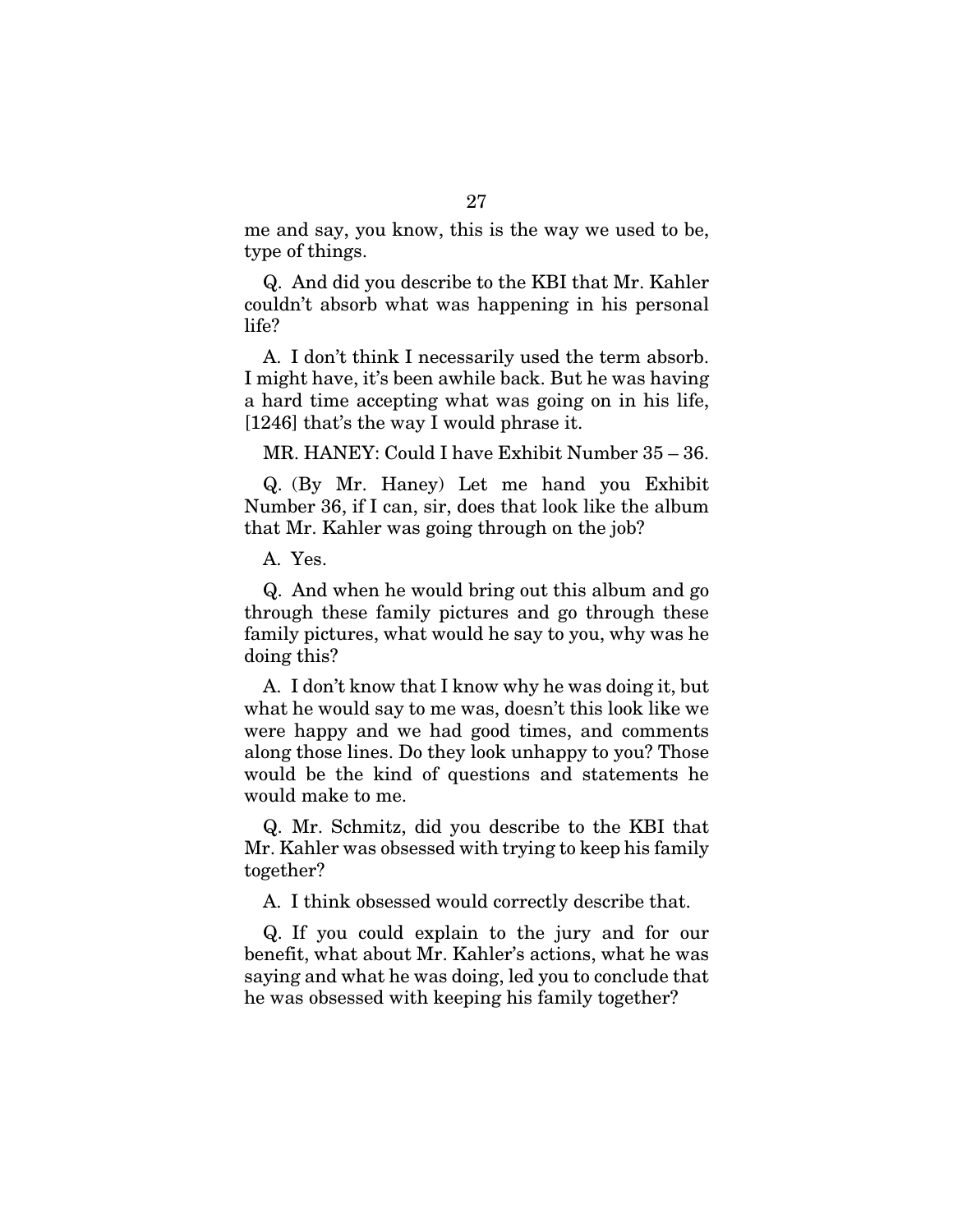me and say, you know, this is the way we used to be, type of things.

Q. And did you describe to the KBI that Mr. Kahler couldn't absorb what was happening in his personal life?

A. I don't think I necessarily used the term absorb. I might have, it's been awhile back. But he was having a hard time accepting what was going on in his life, [1246] that's the way I would phrase it.

MR. HANEY: Could I have Exhibit Number 35 – 36.

Q. (By Mr. Haney) Let me hand you Exhibit Number 36, if I can, sir, does that look like the album that Mr. Kahler was going through on the job?

A. Yes.

Q. And when he would bring out this album and go through these family pictures and go through these family pictures, what would he say to you, why was he doing this?

A. I don't know that I know why he was doing it, but what he would say to me was, doesn't this look like we were happy and we had good times, and comments along those lines. Do they look unhappy to you? Those would be the kind of questions and statements he would make to me.

Q. Mr. Schmitz, did you describe to the KBI that Mr. Kahler was obsessed with trying to keep his family together?

A. I think obsessed would correctly describe that.

Q. If you could explain to the jury and for our benefit, what about Mr. Kahler's actions, what he was saying and what he was doing, led you to conclude that he was obsessed with keeping his family together?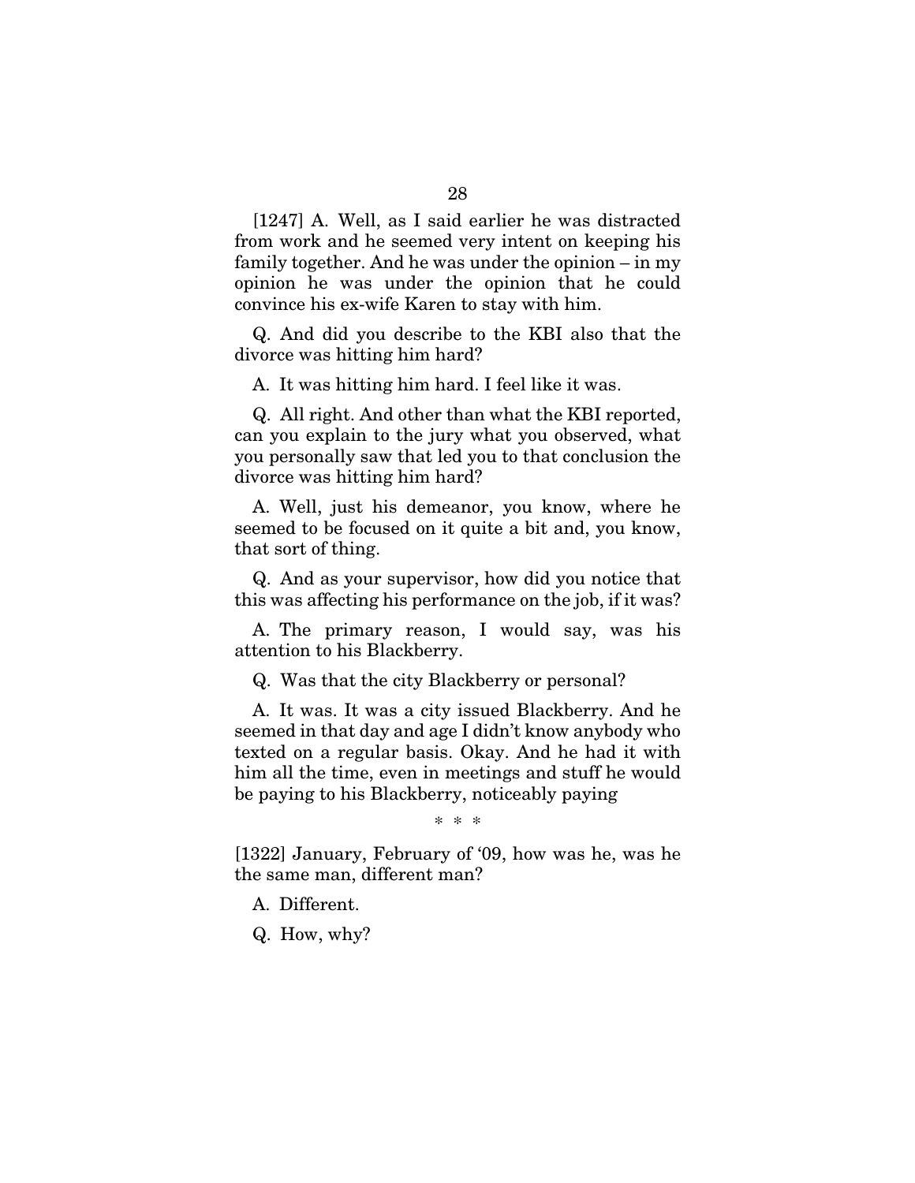[1247] A. Well, as I said earlier he was distracted from work and he seemed very intent on keeping his family together. And he was under the opinion – in my opinion he was under the opinion that he could convince his ex-wife Karen to stay with him.

Q. And did you describe to the KBI also that the divorce was hitting him hard?

A. It was hitting him hard. I feel like it was.

Q. All right. And other than what the KBI reported, can you explain to the jury what you observed, what you personally saw that led you to that conclusion the divorce was hitting him hard?

A. Well, just his demeanor, you know, where he seemed to be focused on it quite a bit and, you know, that sort of thing.

Q. And as your supervisor, how did you notice that this was affecting his performance on the job, if it was?

A. The primary reason, I would say, was his attention to his Blackberry.

Q. Was that the city Blackberry or personal?

A. It was. It was a city issued Blackberry. And he seemed in that day and age I didn't know anybody who texted on a regular basis. Okay. And he had it with him all the time, even in meetings and stuff he would be paying to his Blackberry, noticeably paying

* * *

[1322] January, February of '09, how was he, was he the same man, different man?

A. Different.

Q. How, why?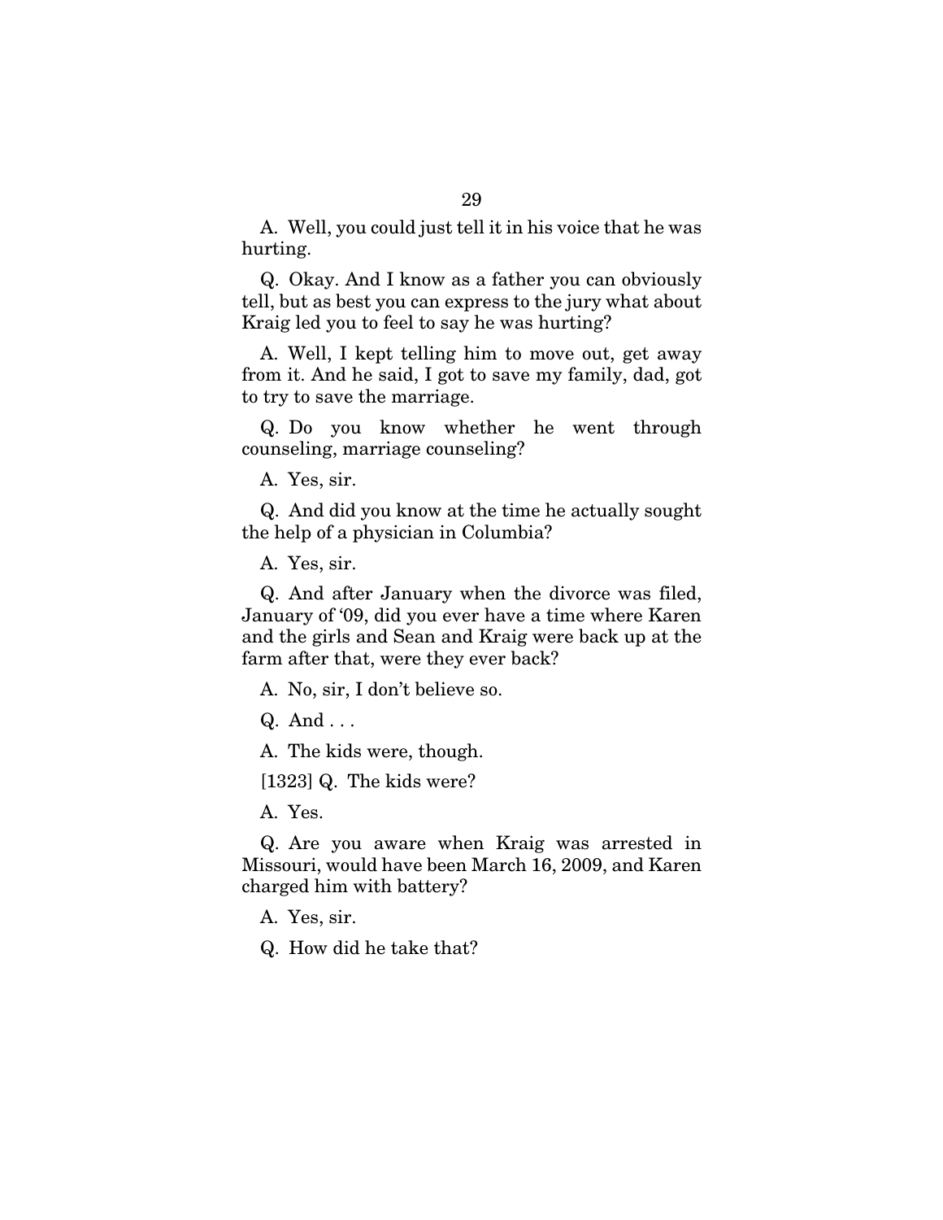A. Well, you could just tell it in his voice that he was hurting.

Q. Okay. And I know as a father you can obviously tell, but as best you can express to the jury what about Kraig led you to feel to say he was hurting?

A. Well, I kept telling him to move out, get away from it. And he said, I got to save my family, dad, got to try to save the marriage.

Q. Do you know whether he went through counseling, marriage counseling?

A. Yes, sir.

Q. And did you know at the time he actually sought the help of a physician in Columbia?

A. Yes, sir.

Q. And after January when the divorce was filed, January of '09, did you ever have a time where Karen and the girls and Sean and Kraig were back up at the farm after that, were they ever back?

A. No, sir, I don't believe so.

Q. And . . .

A. The kids were, though.

[1323] Q. The kids were?

A. Yes.

Q. Are you aware when Kraig was arrested in Missouri, would have been March 16, 2009, and Karen charged him with battery?

A. Yes, sir.

Q. How did he take that?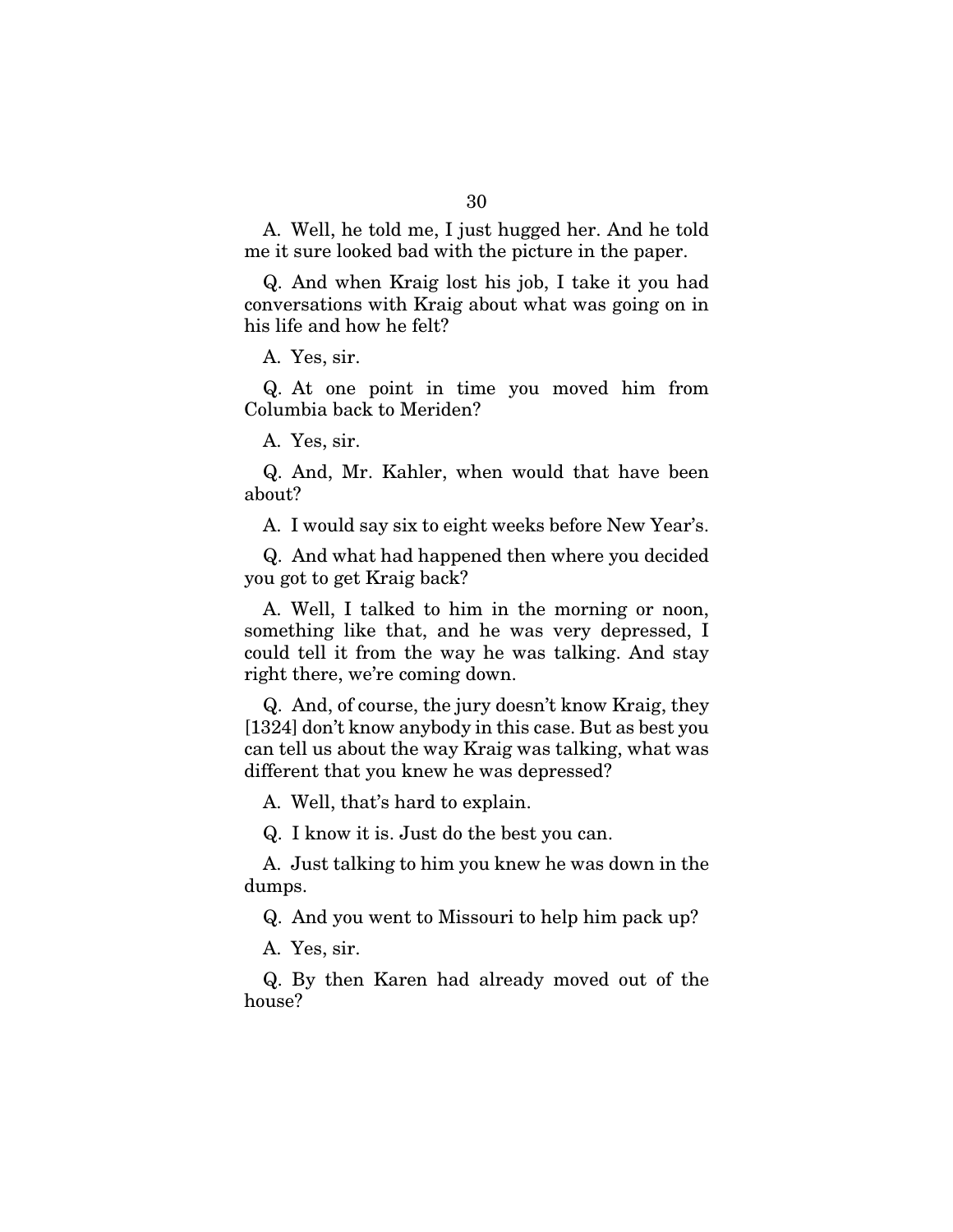A. Well, he told me, I just hugged her. And he told me it sure looked bad with the picture in the paper.

Q. And when Kraig lost his job, I take it you had conversations with Kraig about what was going on in his life and how he felt?

A. Yes, sir.

Q. At one point in time you moved him from Columbia back to Meriden?

A. Yes, sir.

Q. And, Mr. Kahler, when would that have been about?

A. I would say six to eight weeks before New Year's.

Q. And what had happened then where you decided you got to get Kraig back?

A. Well, I talked to him in the morning or noon, something like that, and he was very depressed, I could tell it from the way he was talking. And stay right there, we're coming down.

Q. And, of course, the jury doesn't know Kraig, they [1324] don't know anybody in this case. But as best you can tell us about the way Kraig was talking, what was different that you knew he was depressed?

A. Well, that's hard to explain.

Q. I know it is. Just do the best you can.

A. Just talking to him you knew he was down in the dumps.

Q. And you went to Missouri to help him pack up?

A. Yes, sir.

Q. By then Karen had already moved out of the house?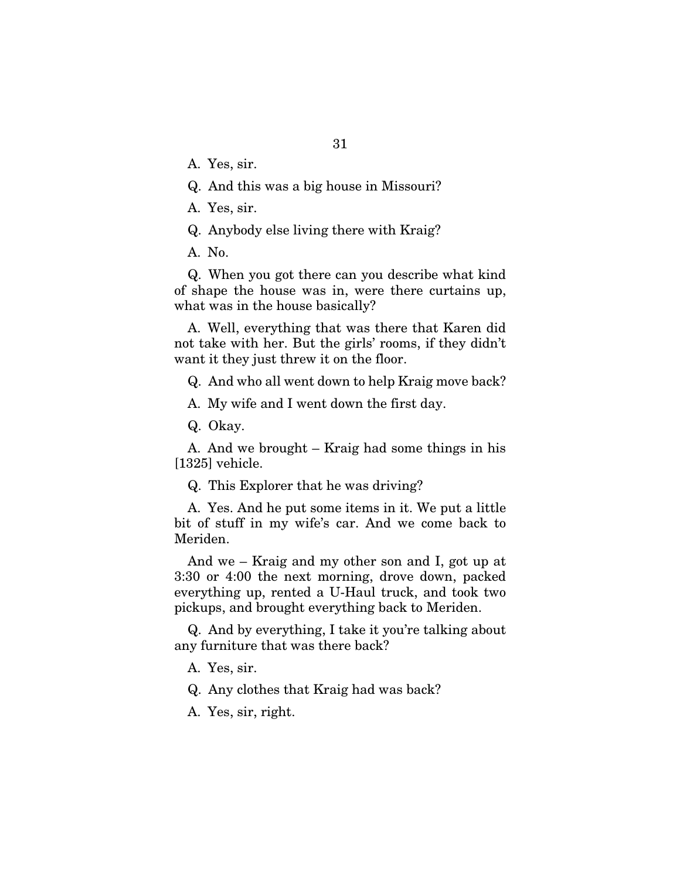A. Yes, sir.

Q. And this was a big house in Missouri?

A. Yes, sir.

Q. Anybody else living there with Kraig?

A. No.

Q. When you got there can you describe what kind of shape the house was in, were there curtains up, what was in the house basically?

A. Well, everything that was there that Karen did not take with her. But the girls' rooms, if they didn't want it they just threw it on the floor.

Q. And who all went down to help Kraig move back?

A. My wife and I went down the first day.

Q. Okay.

A. And we brought – Kraig had some things in his [1325] vehicle.

Q. This Explorer that he was driving?

A. Yes. And he put some items in it. We put a little bit of stuff in my wife's car. And we come back to Meriden.

And we – Kraig and my other son and I, got up at 3:30 or 4:00 the next morning, drove down, packed everything up, rented a U-Haul truck, and took two pickups, and brought everything back to Meriden.

Q. And by everything, I take it you're talking about any furniture that was there back?

A. Yes, sir.

Q. Any clothes that Kraig had was back?

A. Yes, sir, right.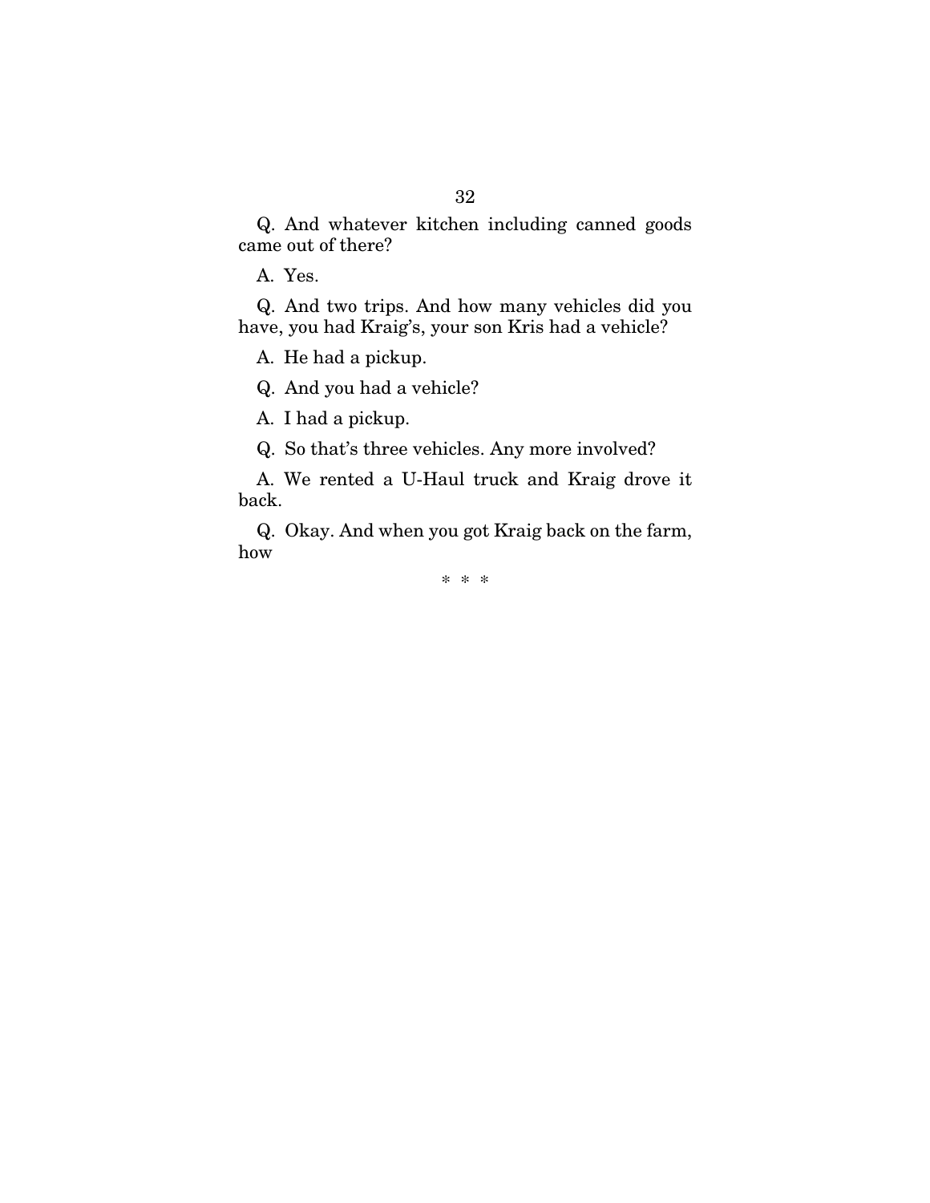Q. And whatever kitchen including canned goods came out of there?

A. Yes.

Q. And two trips. And how many vehicles did you have, you had Kraig's, your son Kris had a vehicle?

A. He had a pickup.

Q. And you had a vehicle?

A. I had a pickup.

Q. So that's three vehicles. Any more involved?

A. We rented a U-Haul truck and Kraig drove it back.

Q. Okay. And when you got Kraig back on the farm, how

\* \* \*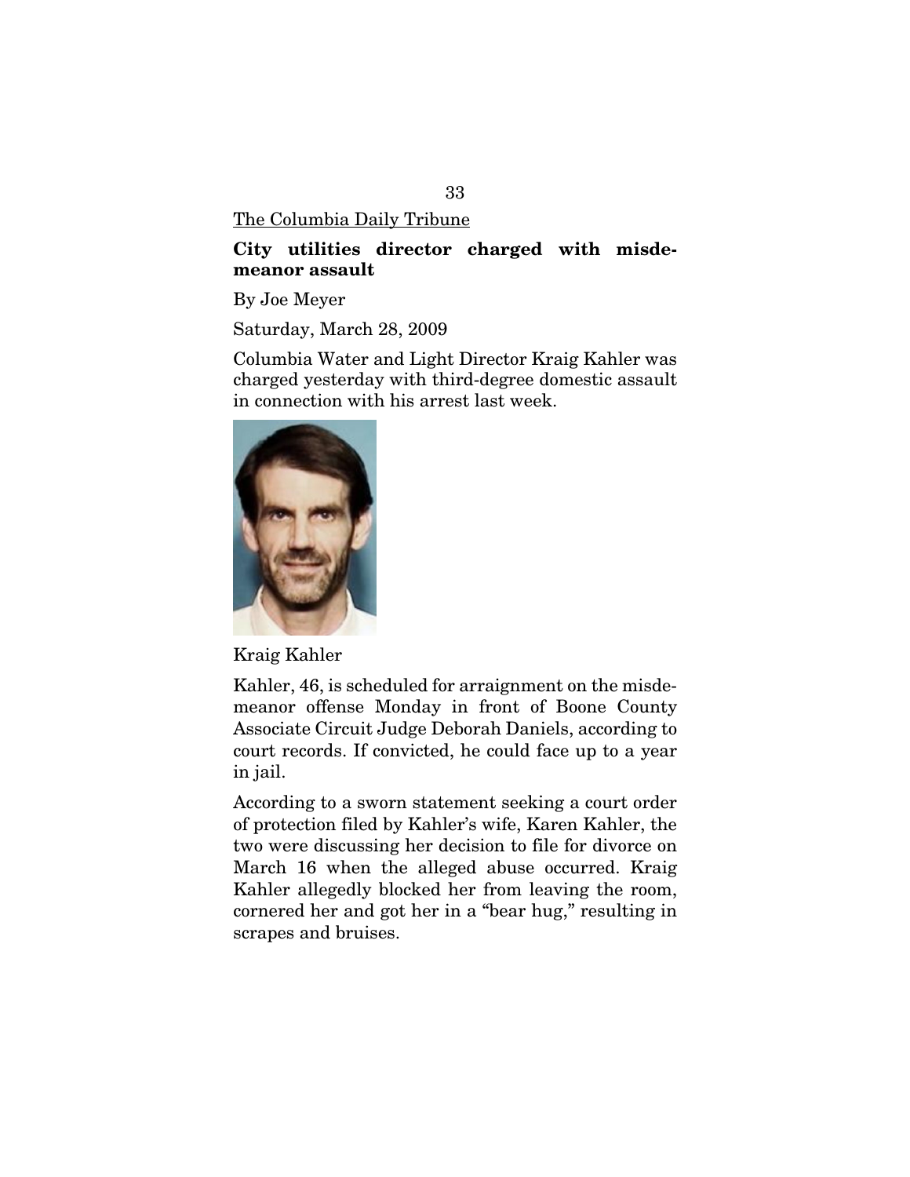The Columbia Daily Tribune

**City utilities director charged with misdemeanor assault**

By Joe Meyer

Saturday, March 28, 2009

Columbia Water and Light Director Kraig Kahler was charged yesterday with third-degree domestic assault in connection with his arrest last week.

Kraig Kahler

Kahler, 46, is scheduled for arraignment on the misdemeanor offense Monday in front of Boone County Associate Circuit Judge Deborah Daniels, according to court records. If convicted, he could face up to a year in jail.

According to a sworn statement seeking a court order of protection filed by Kahler's wife, Karen Kahler, the two were discussing her decision to file for divorce on March 16 when the alleged abuse occurred. Kraig Kahler allegedly blocked her from leaving the room, cornered her and got her in a "bear hug," resulting in scrapes and bruises.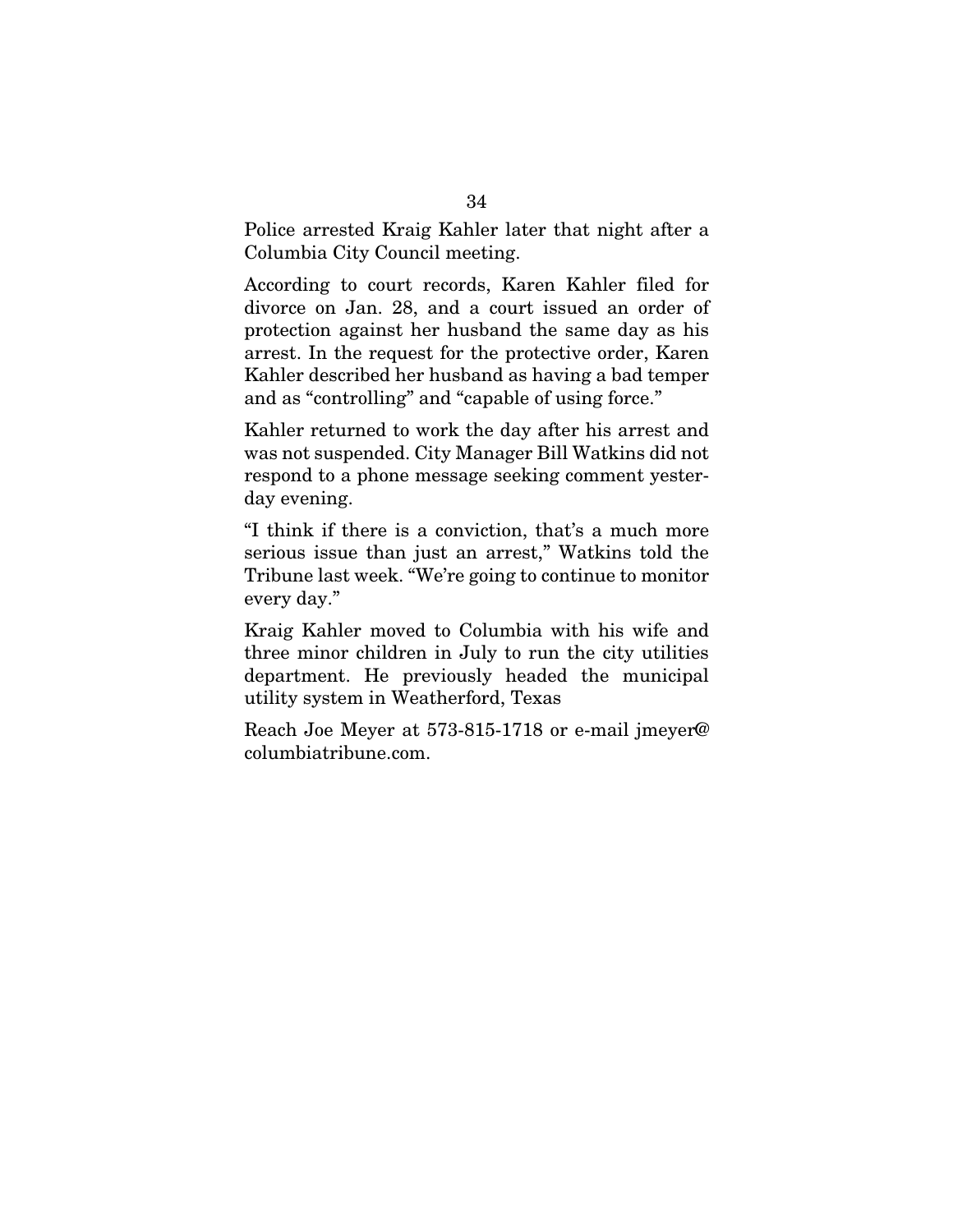Police arrested Kraig Kahler later that night after a Columbia City Council meeting.

According to court records, Karen Kahler filed for divorce on Jan. 28, and a court issued an order of protection against her husband the same day as his arrest. In the request for the protective order, Karen Kahler described her husband as having a bad temper and as "controlling" and "capable of using force."

Kahler returned to work the day after his arrest and was not suspended. City Manager Bill Watkins did not respond to a phone message seeking comment yesterday evening.

"I think if there is a conviction, that's a much more serious issue than just an arrest," Watkins told the Tribune last week. "We're going to continue to monitor every day."

Kraig Kahler moved to Columbia with his wife and three minor children in July to run the city utilities department. He previously headed the municipal utility system in Weatherford, Texas

Reach Joe Meyer at 573-815-1718 or e-mail jmeyer@ columbiatribune.com.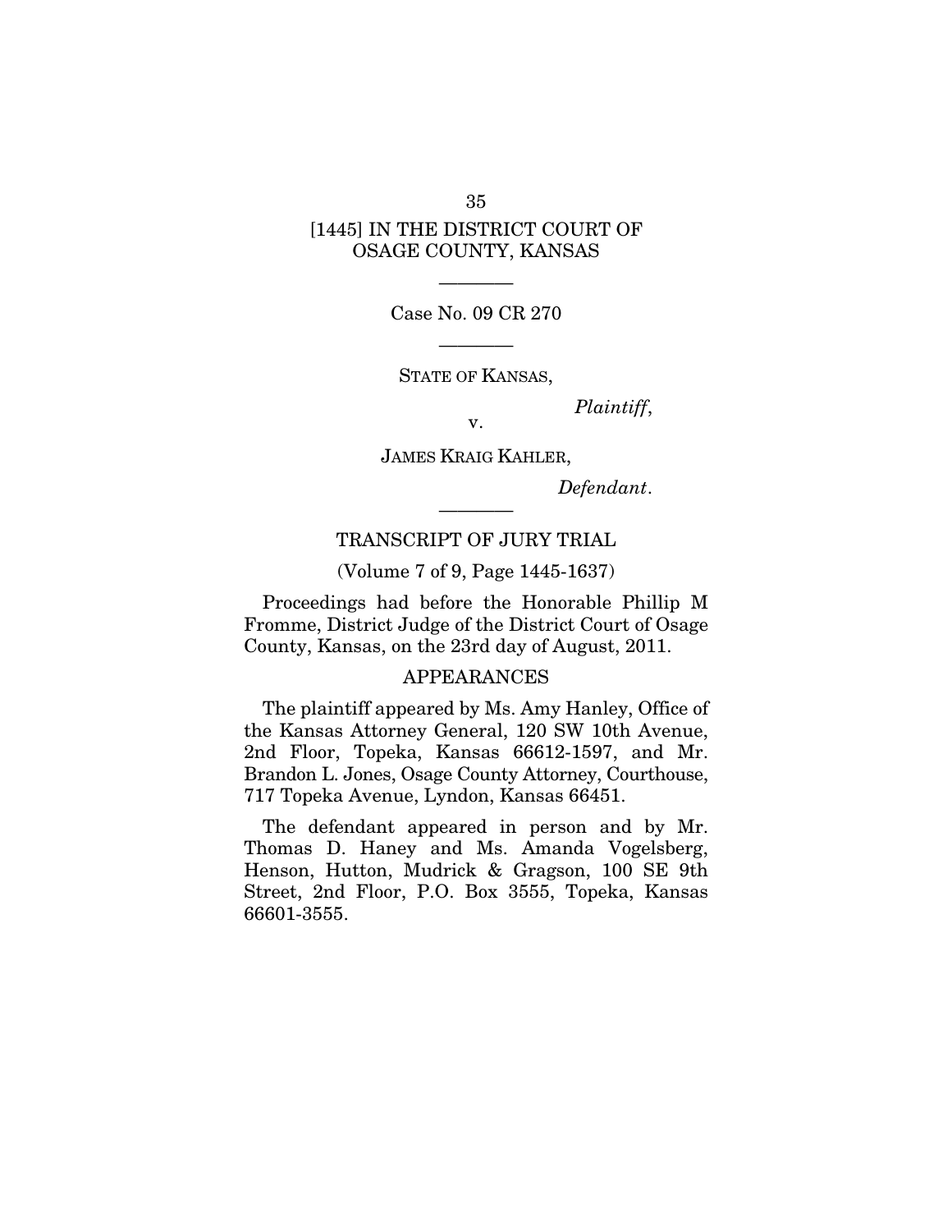[1445] IN THE DISTRICT COURT OF OSAGE COUNTY, KANSAS

---

Case No. 09 CR 270

---

STATE OF KANSAS,

*Plaintiff*,

v.

JAMES KRAIG KAHLER,

*Defendant*.

---

TRANSCRIPT OF JURY TRIAL

(Volume 7 of 9, Page 1445-1637)

Proceedings had before the Honorable Phillip M Fromme, District Judge of the District Court of Osage County, Kansas, on the 23rd day of August, 2011.

APPEARANCES

The plaintiff appeared by Ms. Amy Hanley, Office of the Kansas Attorney General, 120 SW 10th Avenue, 2nd Floor, Topeka, Kansas 66612-1597, and Mr. Brandon L. Jones, Osage County Attorney, Courthouse, 717 Topeka Avenue, Lyndon, Kansas 66451.

The defendant appeared in person and by Mr. Thomas D. Haney and Ms. Amanda Vogelsberg, Henson, Hutton, Mudrick & Gragson, 100 SE 9th Street, 2nd Floor, P.O. Box 3555, Topeka, Kansas 66601-3555.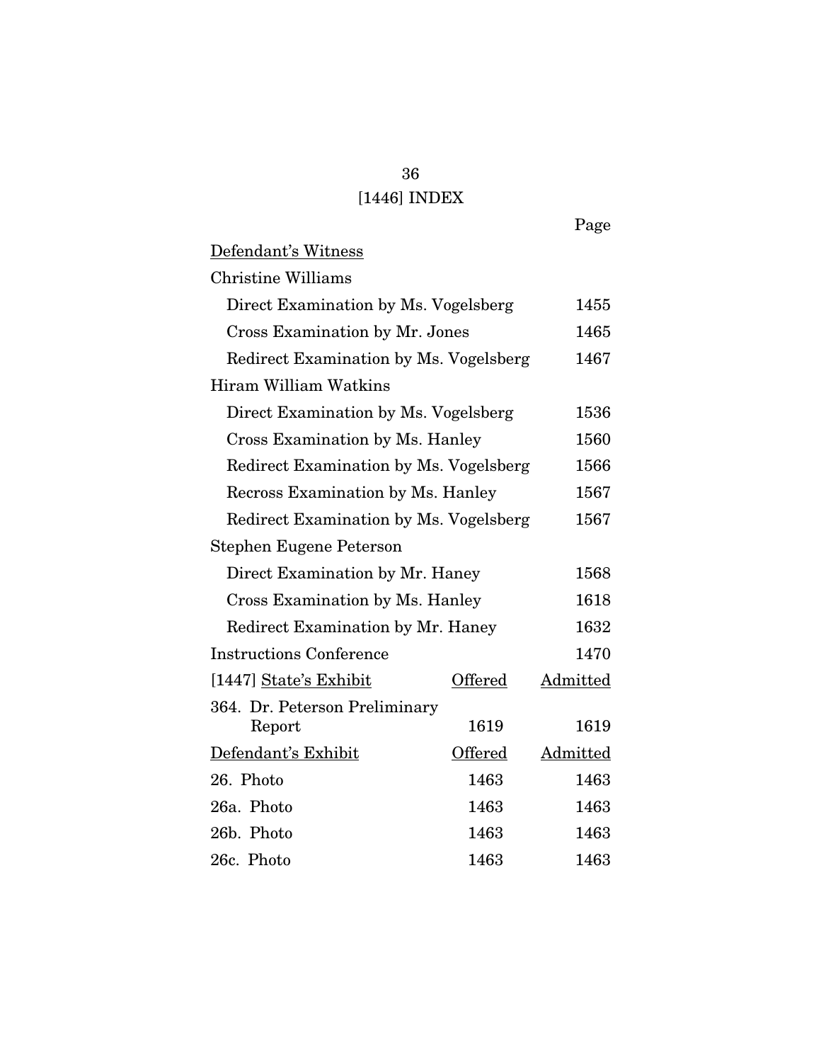# [1446] INDEX

| | Page |
|---|---|
| Defendant's Witness | |
| Christine Williams | |
| Direct Examination by Ms. Vogelsberg | 1455 |
| Cross Examination by Mr. Jones | 1465 |
| Redirect Examination by Ms. Vogelsberg | 1467 |
| Hiram William Watkins | |
| Direct Examination by Ms. Vogelsberg | 1536 |
| Cross Examination by Ms. Hanley | 1560 |
| Redirect Examination by Ms. Vogelsberg | 1566 |
| Recross Examination by Ms. Hanley | 1567 |
| Redirect Examination by Ms. Vogelsberg | 1567 |
| Stephen Eugene Peterson | |
| Direct Examination by Mr. Haney | 1568 |
| Cross Examination by Ms. Hanley | 1618 |
| Redirect Examination by Mr. Haney | 1632 |
| Instructions Conference | 1470 |

| [1447] State's Exhibit | Offered | Admitted |
|---|---|---|
| 364. Dr. Peterson Preliminary Report | 1619 | 1619 |
| **Defendant's Exhibit** | **Offered** | **Admitted** |
| 26. Photo | 1463 | 1463 |
| 26a. Photo | 1463 | 1463 |
| 26b. Photo | 1463 | 1463 |
| 26c. Photo | 1463 | 1463 |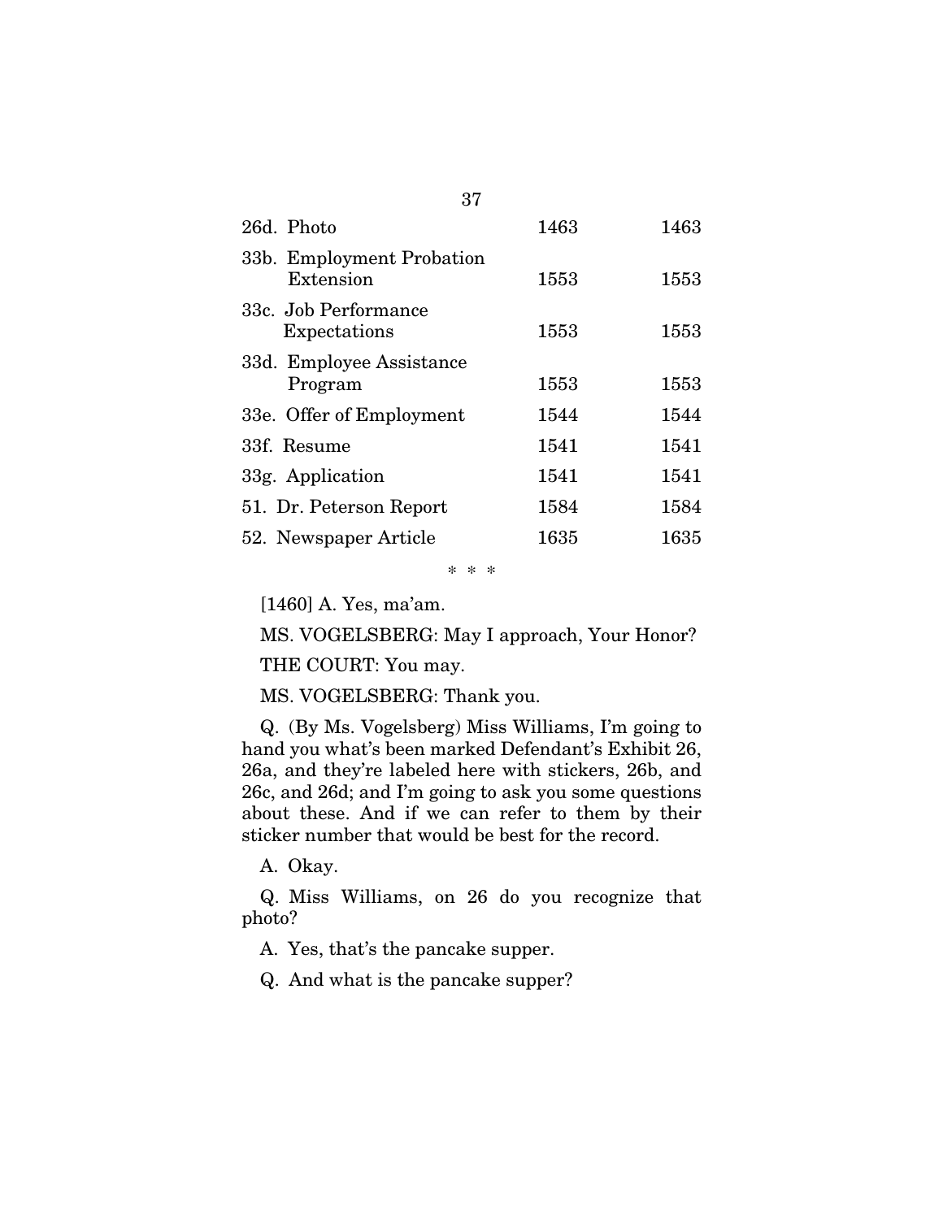| | | |
|---|---|---|
| 26d. Photo | 1463 | 1463 |
| 33b. Employment Probation Extension | 1553 | 1553 |
| 33c. Job Performance Expectations | 1553 | 1553 |
| 33d. Employee Assistance Program | 1553 | 1553 |
| 33e. Offer of Employment | 1544 | 1544 |
| 33f. Resume | 1541 | 1541 |
| 33g. Application | 1541 | 1541 |
| 51. Dr. Peterson Report | 1584 | 1584 |
| 52. Newspaper Article | 1635 | 1635 |

\* \* \*

[1460] A. Yes, ma'am.

MS. VOGELSBERG: May I approach, Your Honor?

THE COURT: You may.

MS. VOGELSBERG: Thank you.

Q. (By Ms. Vogelsberg) Miss Williams, I'm going to hand you what's been marked Defendant's Exhibit 26, 26a, and they're labeled here with stickers, 26b, and 26c, and 26d; and I'm going to ask you some questions about these. And if we can refer to them by their sticker number that would be best for the record.

A. Okay.

Q. Miss Williams, on 26 do you recognize that photo?

A. Yes, that's the pancake supper.

Q. And what is the pancake supper?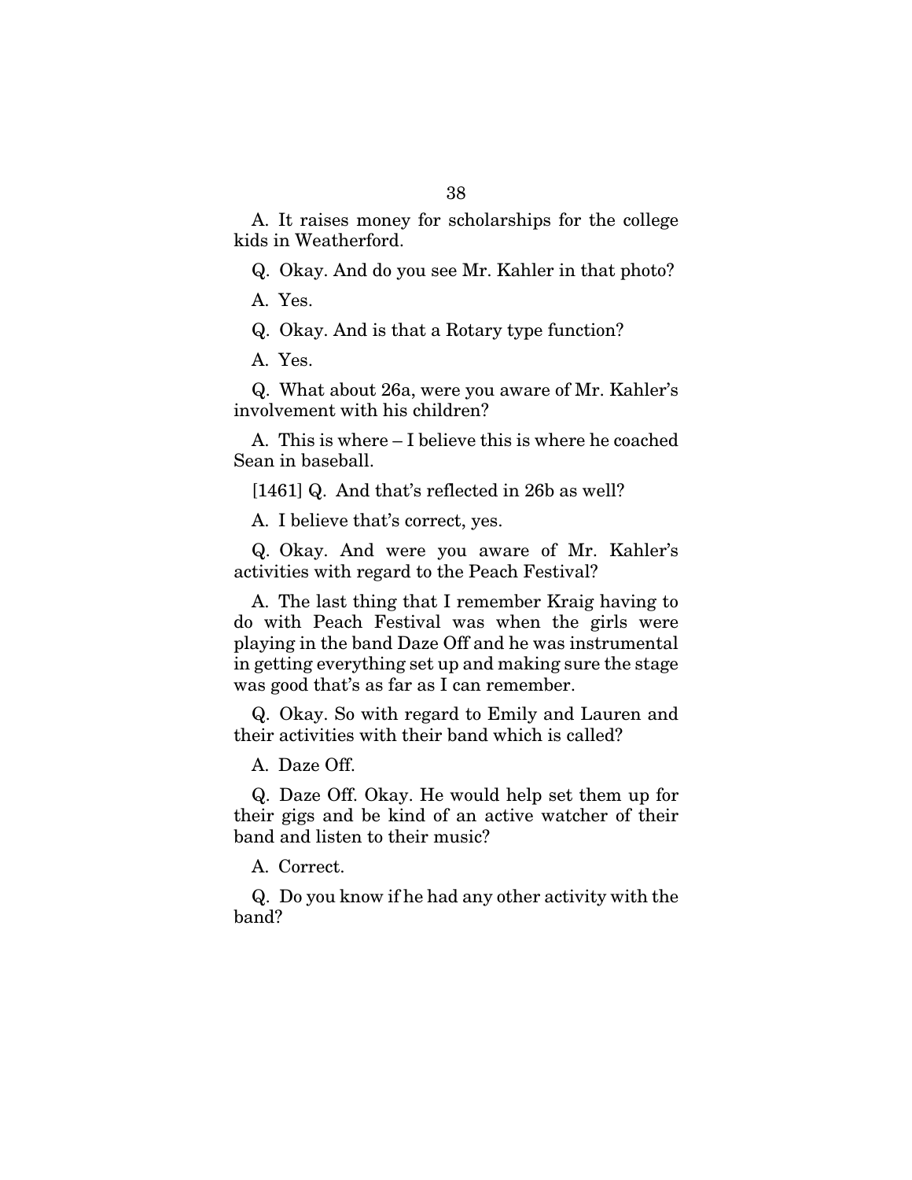A. It raises money for scholarships for the college kids in Weatherford.

Q. Okay. And do you see Mr. Kahler in that photo?

A. Yes.

Q. Okay. And is that a Rotary type function?

A. Yes.

Q. What about 26a, were you aware of Mr. Kahler's involvement with his children?

A. This is where – I believe this is where he coached Sean in baseball.

[1461] Q. And that's reflected in 26b as well?

A. I believe that's correct, yes.

Q. Okay. And were you aware of Mr. Kahler's activities with regard to the Peach Festival?

A. The last thing that I remember Kraig having to do with Peach Festival was when the girls were playing in the band Daze Off and he was instrumental in getting everything set up and making sure the stage was good that's as far as I can remember.

Q. Okay. So with regard to Emily and Lauren and their activities with their band which is called?

A. Daze Off.

Q. Daze Off. Okay. He would help set them up for their gigs and be kind of an active watcher of their band and listen to their music?

A. Correct.

Q. Do you know if he had any other activity with the band?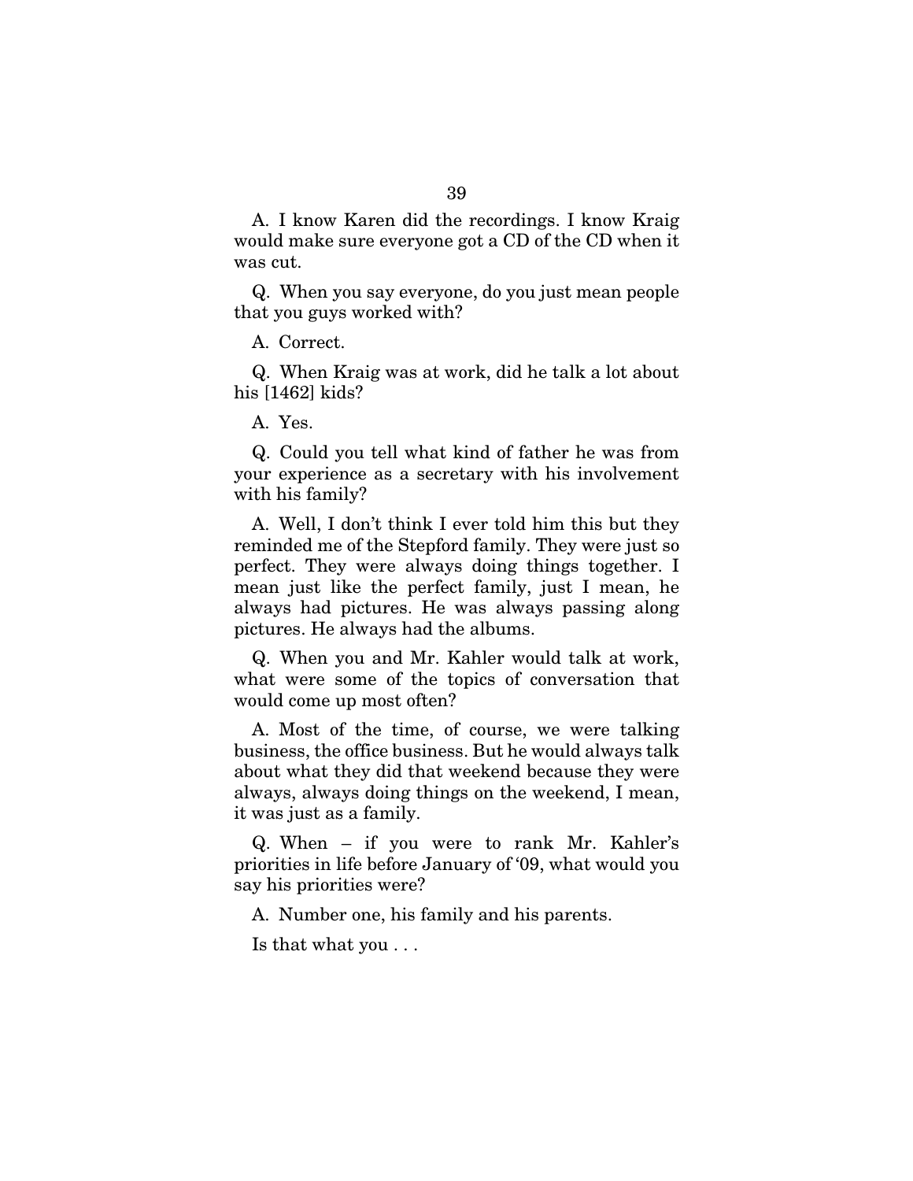A. I know Karen did the recordings. I know Kraig would make sure everyone got a CD of the CD when it was cut.

Q. When you say everyone, do you just mean people that you guys worked with?

A. Correct.

Q. When Kraig was at work, did he talk a lot about his [1462] kids?

A. Yes.

Q. Could you tell what kind of father he was from your experience as a secretary with his involvement with his family?

A. Well, I don't think I ever told him this but they reminded me of the Stepford family. They were just so perfect. They were always doing things together. I mean just like the perfect family, just I mean, he always had pictures. He was always passing along pictures. He always had the albums.

Q. When you and Mr. Kahler would talk at work, what were some of the topics of conversation that would come up most often?

A. Most of the time, of course, we were talking business, the office business. But he would always talk about what they did that weekend because they were always, always doing things on the weekend, I mean, it was just as a family.

Q. When – if you were to rank Mr. Kahler's priorities in life before January of '09, what would you say his priorities were?

A. Number one, his family and his parents.

Is that what you . . .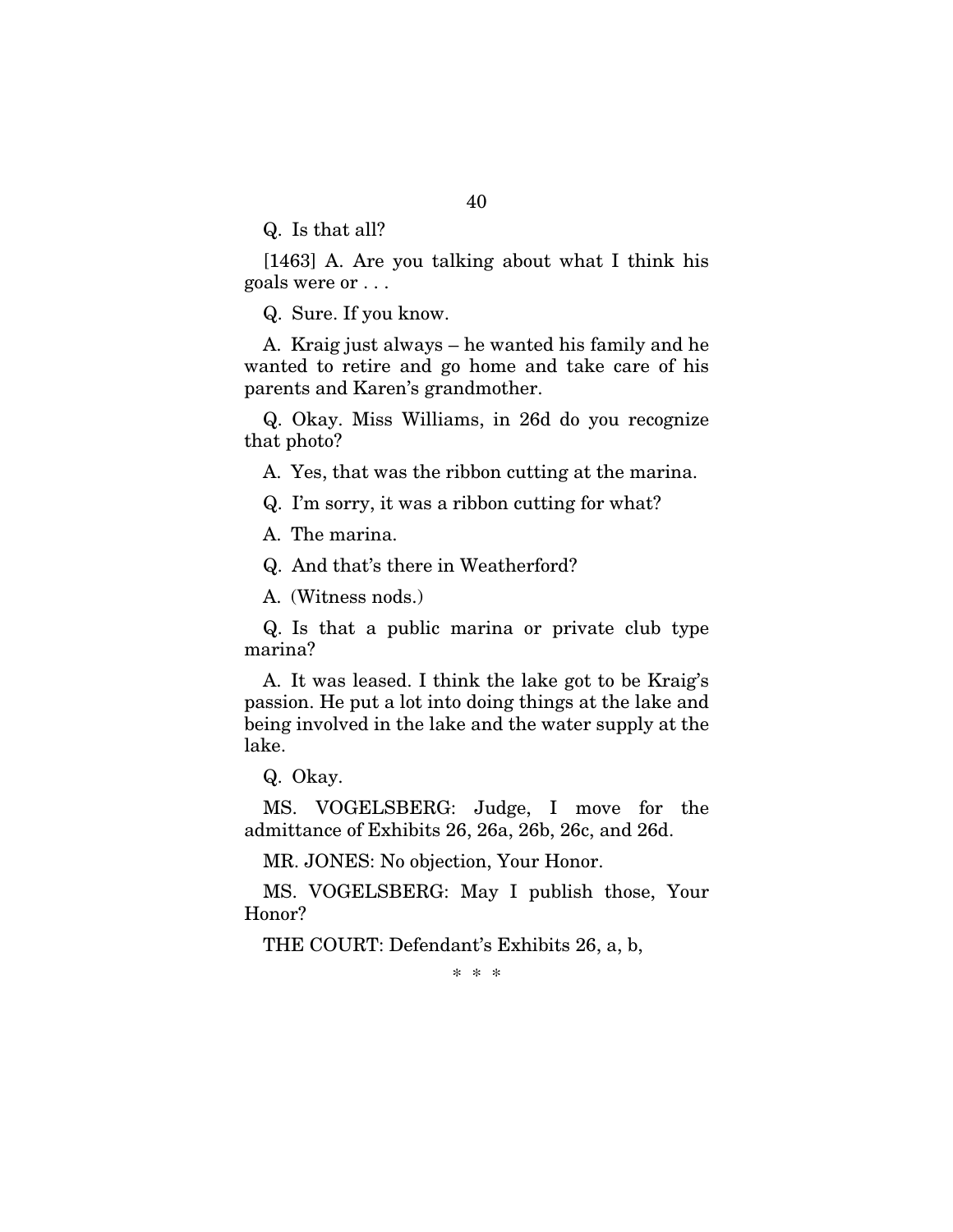Q. Is that all?

[1463] A. Are you talking about what I think his goals were or . . .

Q. Sure. If you know.

A. Kraig just always – he wanted his family and he wanted to retire and go home and take care of his parents and Karen's grandmother.

Q. Okay. Miss Williams, in 26d do you recognize that photo?

A. Yes, that was the ribbon cutting at the marina.

Q. I'm sorry, it was a ribbon cutting for what?

A. The marina.

Q. And that's there in Weatherford?

A. (Witness nods.)

Q. Is that a public marina or private club type marina?

A. It was leased. I think the lake got to be Kraig's passion. He put a lot into doing things at the lake and being involved in the lake and the water supply at the lake.

Q. Okay.

MS. VOGELSBERG: Judge, I move for the admittance of Exhibits 26, 26a, 26b, 26c, and 26d.

MR. JONES: No objection, Your Honor.

MS. VOGELSBERG: May I publish those, Your Honor?

THE COURT: Defendant's Exhibits 26, a, b,

\* \* \*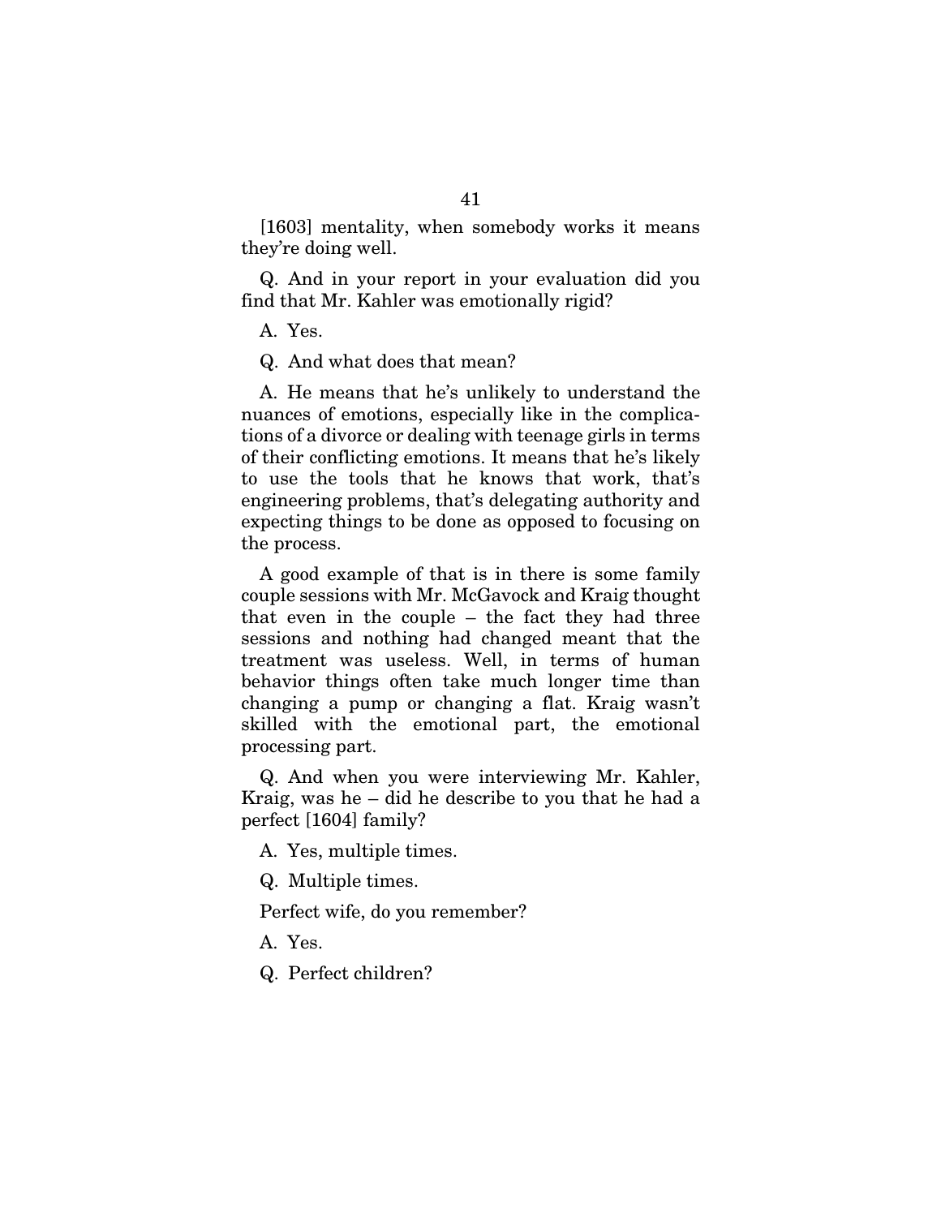[1603] mentality, when somebody works it means they're doing well.

Q. And in your report in your evaluation did you find that Mr. Kahler was emotionally rigid?

A. Yes.

Q. And what does that mean?

A. He means that he's unlikely to understand the nuances of emotions, especially like in the complications of a divorce or dealing with teenage girls in terms of their conflicting emotions. It means that he's likely to use the tools that he knows that work, that's engineering problems, that's delegating authority and expecting things to be done as opposed to focusing on the process.

A good example of that is in there is some family couple sessions with Mr. McGavock and Kraig thought that even in the couple – the fact they had three sessions and nothing had changed meant that the treatment was useless. Well, in terms of human behavior things often take much longer time than changing a pump or changing a flat. Kraig wasn't skilled with the emotional part, the emotional processing part.

Q. And when you were interviewing Mr. Kahler, Kraig, was he – did he describe to you that he had a perfect [1604] family?

A. Yes, multiple times.

Q. Multiple times.

Perfect wife, do you remember?

A. Yes.

Q. Perfect children?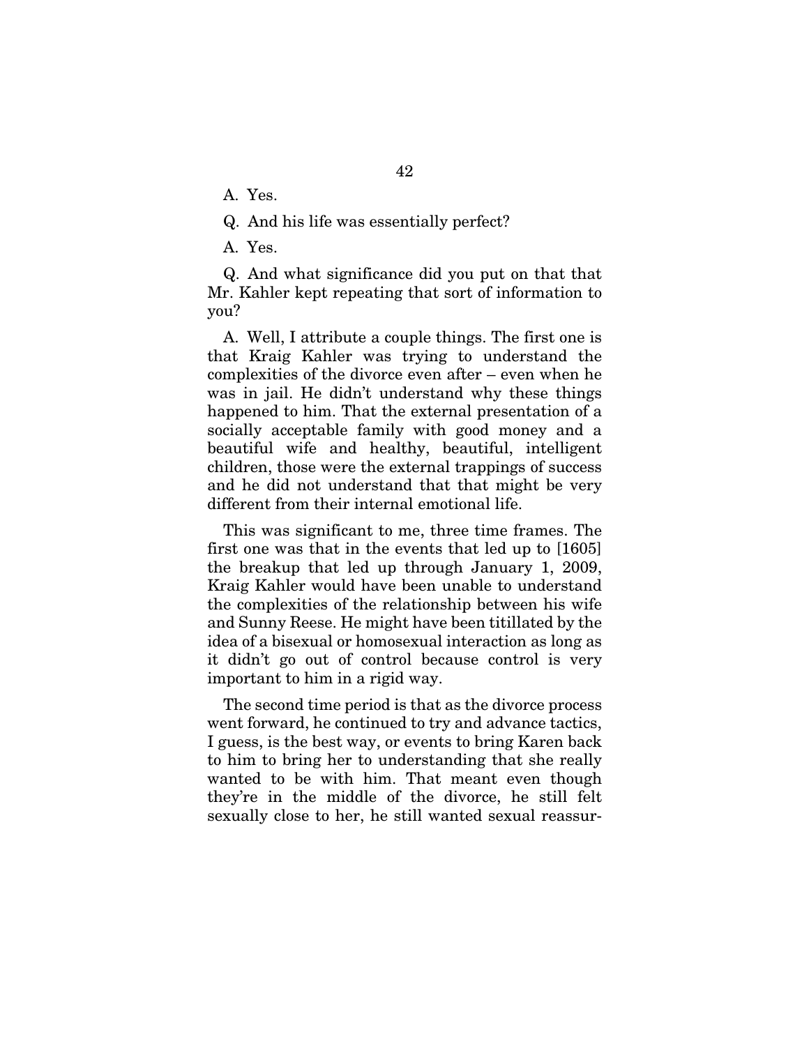A. Yes.

Q. And his life was essentially perfect?

A. Yes.

Q. And what significance did you put on that that Mr. Kahler kept repeating that sort of information to you?

A. Well, I attribute a couple things. The first one is that Kraig Kahler was trying to understand the complexities of the divorce even after – even when he was in jail. He didn't understand why these things happened to him. That the external presentation of a socially acceptable family with good money and a beautiful wife and healthy, beautiful, intelligent children, those were the external trappings of success and he did not understand that that might be very different from their internal emotional life.

This was significant to me, three time frames. The first one was that in the events that led up to [1605] the breakup that led up through January 1, 2009, Kraig Kahler would have been unable to understand the complexities of the relationship between his wife and Sunny Reese. He might have been titillated by the idea of a bisexual or homosexual interaction as long as it didn't go out of control because control is very important to him in a rigid way.

The second time period is that as the divorce process went forward, he continued to try and advance tactics, I guess, is the best way, or events to bring Karen back to him to bring her to understanding that she really wanted to be with him. That meant even though they're in the middle of the divorce, he still felt sexually close to her, he still wanted sexual reassur-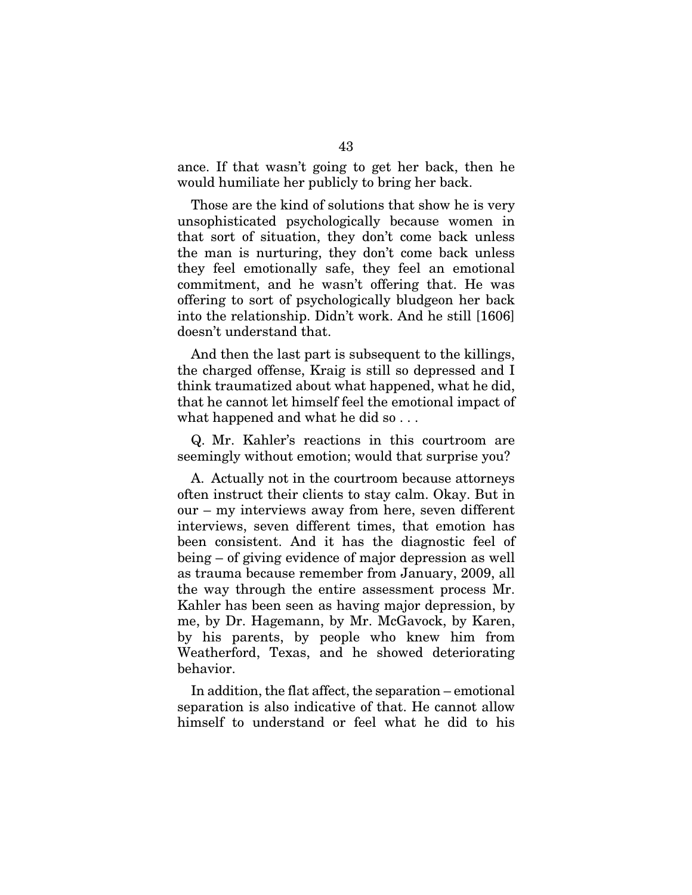ance. If that wasn't going to get her back, then he would humiliate her publicly to bring her back.

Those are the kind of solutions that show he is very unsophisticated psychologically because women in that sort of situation, they don't come back unless the man is nurturing, they don't come back unless they feel emotionally safe, they feel an emotional commitment, and he wasn't offering that. He was offering to sort of psychologically bludgeon her back into the relationship. Didn't work. And he still [1606] doesn't understand that.

And then the last part is subsequent to the killings, the charged offense, Kraig is still so depressed and I think traumatized about what happened, what he did, that he cannot let himself feel the emotional impact of what happened and what he did so . . .

Q. Mr. Kahler's reactions in this courtroom are seemingly without emotion; would that surprise you?

A. Actually not in the courtroom because attorneys often instruct their clients to stay calm. Okay. But in our – my interviews away from here, seven different interviews, seven different times, that emotion has been consistent. And it has the diagnostic feel of being – of giving evidence of major depression as well as trauma because remember from January, 2009, all the way through the entire assessment process Mr. Kahler has been seen as having major depression, by me, by Dr. Hagemann, by Mr. McGavock, by Karen, by his parents, by people who knew him from Weatherford, Texas, and he showed deteriorating behavior.

In addition, the flat affect, the separation – emotional separation is also indicative of that. He cannot allow himself to understand or feel what he did to his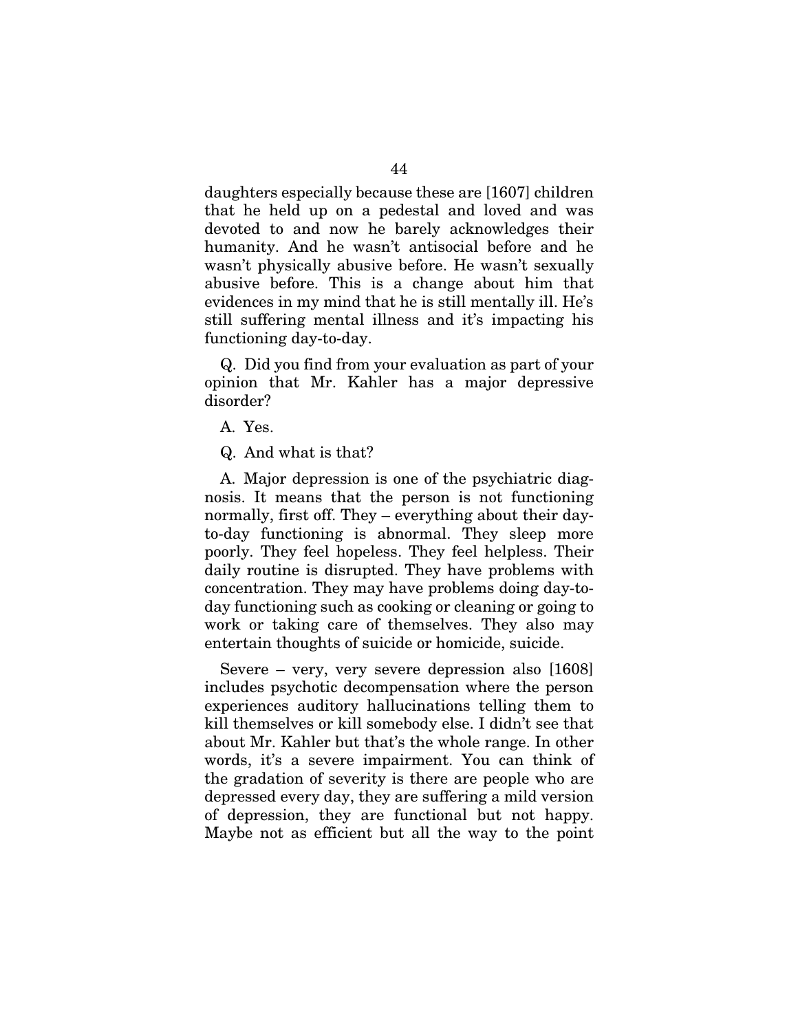daughters especially because these are [1607] children that he held up on a pedestal and loved and was devoted to and now he barely acknowledges their humanity. And he wasn't antisocial before and he wasn't physically abusive before. He wasn't sexually abusive before. This is a change about him that evidences in my mind that he is still mentally ill. He's still suffering mental illness and it's impacting his functioning day-to-day.

Q. Did you find from your evaluation as part of your opinion that Mr. Kahler has a major depressive disorder?

A. Yes.

Q. And what is that?

A. Major depression is one of the psychiatric diagnosis. It means that the person is not functioning normally, first off. They – everything about their day-to-day functioning is abnormal. They sleep more poorly. They feel hopeless. They feel helpless. Their daily routine is disrupted. They have problems with concentration. They may have problems doing day-to-day functioning such as cooking or cleaning or going to work or taking care of themselves. They also may entertain thoughts of suicide or homicide, suicide.

Severe – very, very severe depression also [1608] includes psychotic decompensation where the person experiences auditory hallucinations telling them to kill themselves or kill somebody else. I didn't see that about Mr. Kahler but that's the whole range. In other words, it's a severe impairment. You can think of the gradation of severity is there are people who are depressed every day, they are suffering a mild version of depression, they are functional but not happy. Maybe not as efficient but all the way to the point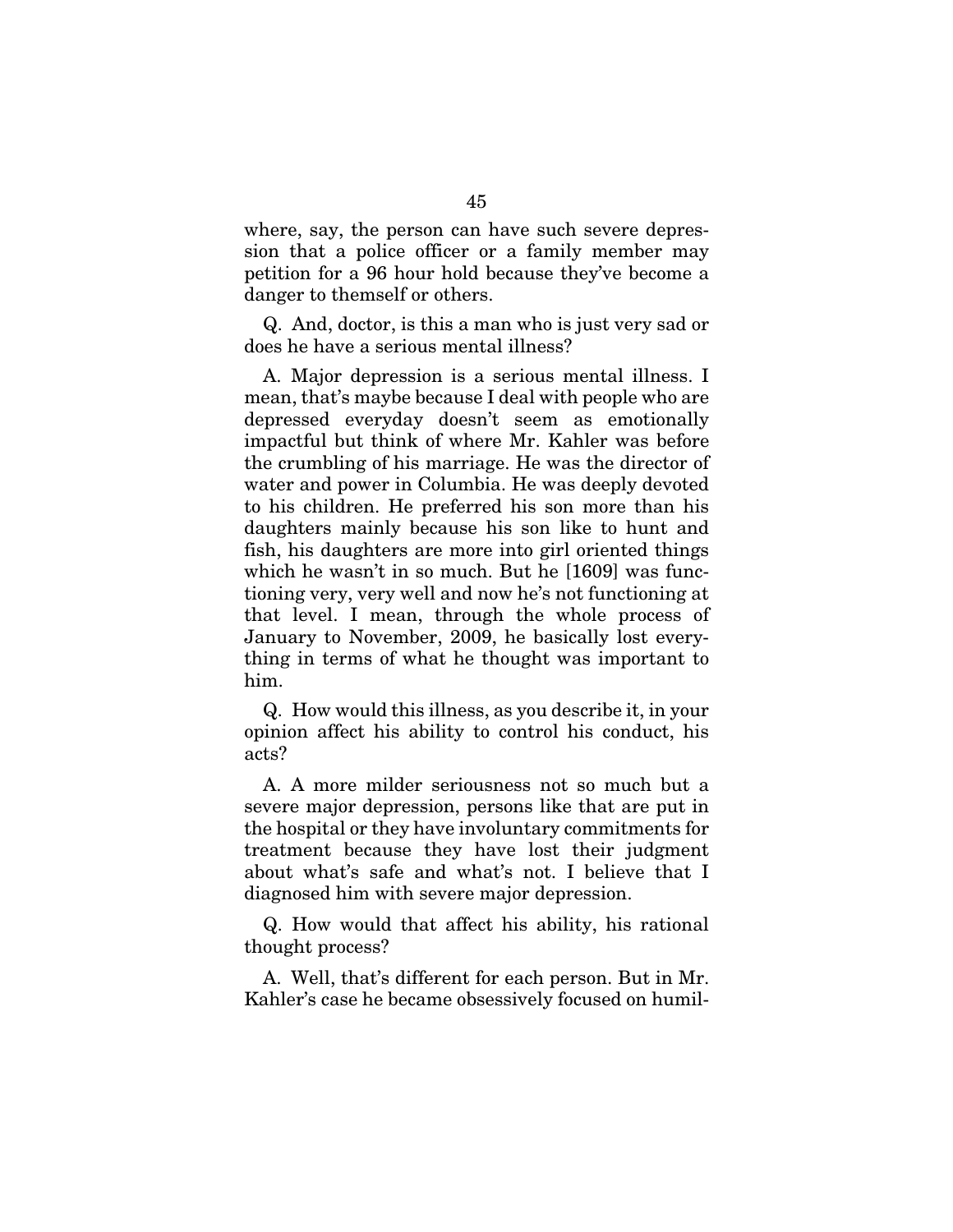where, say, the person can have such severe depression that a police officer or a family member may petition for a 96 hour hold because they've become a danger to themself or others.

Q. And, doctor, is this a man who is just very sad or does he have a serious mental illness?

A. Major depression is a serious mental illness. I mean, that's maybe because I deal with people who are depressed everyday doesn't seem as emotionally impactful but think of where Mr. Kahler was before the crumbling of his marriage. He was the director of water and power in Columbia. He was deeply devoted to his children. He preferred his son more than his daughters mainly because his son like to hunt and fish, his daughters are more into girl oriented things which he wasn't in so much. But he [1609] was functioning very, very well and now he's not functioning at that level. I mean, through the whole process of January to November, 2009, he basically lost everything in terms of what he thought was important to him.

Q. How would this illness, as you describe it, in your opinion affect his ability to control his conduct, his acts?

A. A more milder seriousness not so much but a severe major depression, persons like that are put in the hospital or they have involuntary commitments for treatment because they have lost their judgment about what's safe and what's not. I believe that I diagnosed him with severe major depression.

Q. How would that affect his ability, his rational thought process?

A. Well, that's different for each person. But in Mr. Kahler's case he became obsessively focused on humil-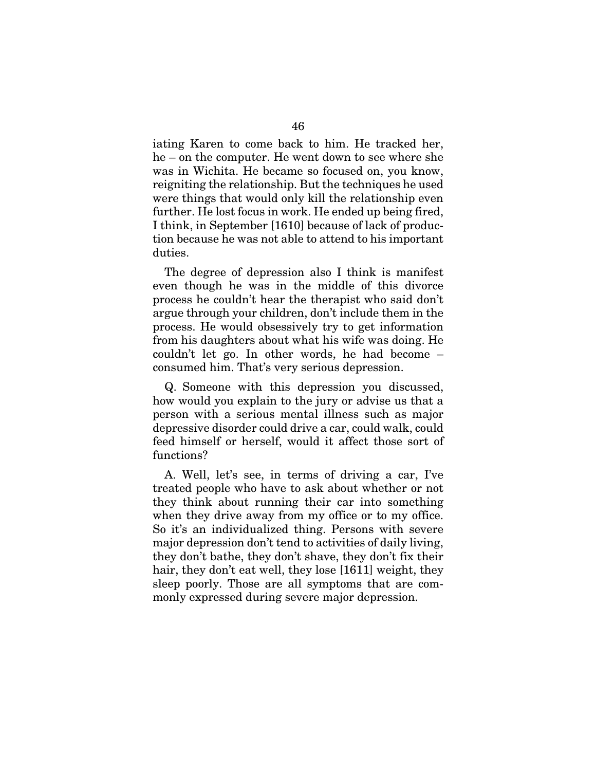iating Karen to come back to him. He tracked her, he – on the computer. He went down to see where she was in Wichita. He became so focused on, you know, reigniting the relationship. But the techniques he used were things that would only kill the relationship even further. He lost focus in work. He ended up being fired, I think, in September [1610] because of lack of production because he was not able to attend to his important duties.

The degree of depression also I think is manifest even though he was in the middle of this divorce process he couldn't hear the therapist who said don't argue through your children, don't include them in the process. He would obsessively try to get information from his daughters about what his wife was doing. He couldn't let go. In other words, he had become – consumed him. That's very serious depression.

Q. Someone with this depression you discussed, how would you explain to the jury or advise us that a person with a serious mental illness such as major depressive disorder could drive a car, could walk, could feed himself or herself, would it affect those sort of functions?

A. Well, let's see, in terms of driving a car, I've treated people who have to ask about whether or not they think about running their car into something when they drive away from my office or to my office. So it's an individualized thing. Persons with severe major depression don't tend to activities of daily living, they don't bathe, they don't shave, they don't fix their hair, they don't eat well, they lose [1611] weight, they sleep poorly. Those are all symptoms that are commonly expressed during severe major depression.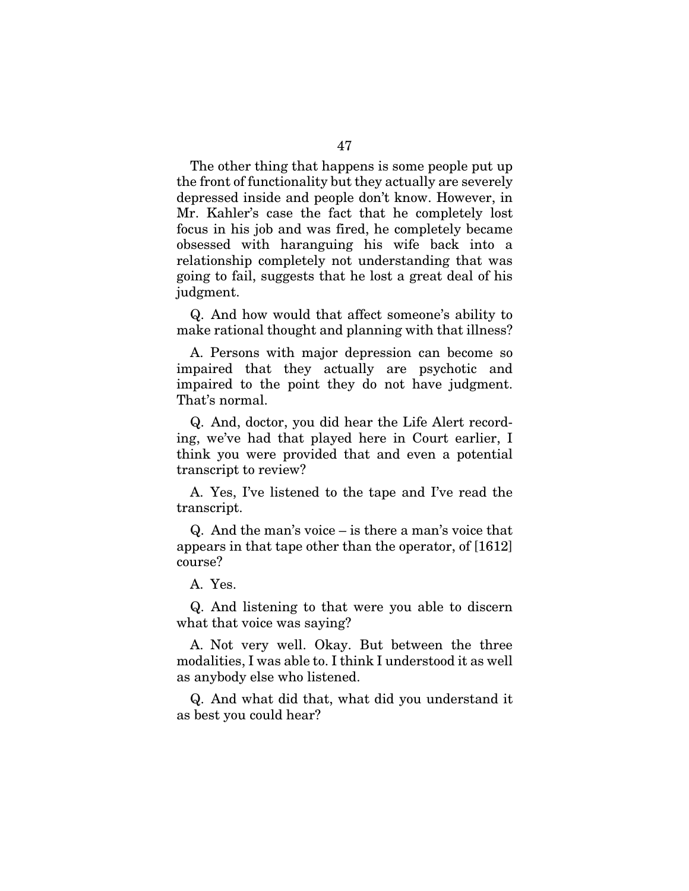The other thing that happens is some people put up the front of functionality but they actually are severely depressed inside and people don't know. However, in Mr. Kahler's case the fact that he completely lost focus in his job and was fired, he completely became obsessed with haranguing his wife back into a relationship completely not understanding that was going to fail, suggests that he lost a great deal of his judgment.

Q. And how would that affect someone's ability to make rational thought and planning with that illness?

A. Persons with major depression can become so impaired that they actually are psychotic and impaired to the point they do not have judgment. That's normal.

Q. And, doctor, you did hear the Life Alert recording, we've had that played here in Court earlier, I think you were provided that and even a potential transcript to review?

A. Yes, I've listened to the tape and I've read the transcript.

Q. And the man's voice – is there a man's voice that appears in that tape other than the operator, of [1612] course?

A. Yes.

Q. And listening to that were you able to discern what that voice was saying?

A. Not very well. Okay. But between the three modalities, I was able to. I think I understood it as well as anybody else who listened.

Q. And what did that, what did you understand it as best you could hear?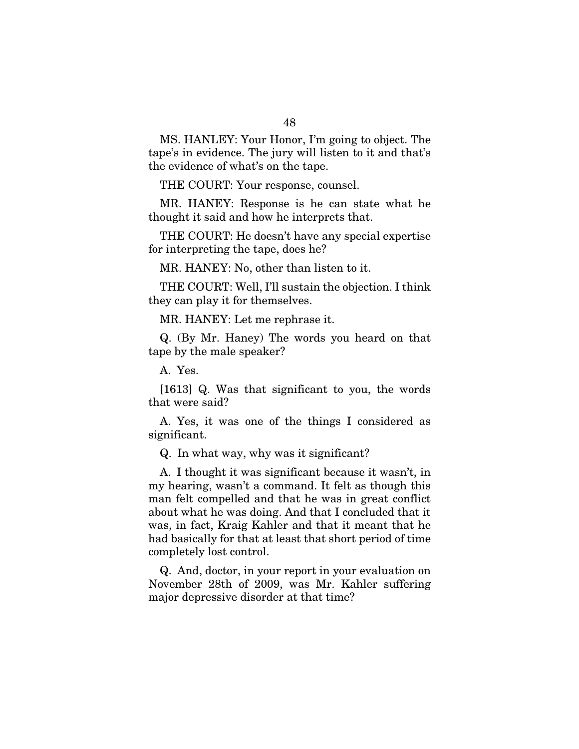MS. HANLEY: Your Honor, I'm going to object. The tape's in evidence. The jury will listen to it and that's the evidence of what's on the tape.

THE COURT: Your response, counsel.

MR. HANEY: Response is he can state what he thought it said and how he interprets that.

THE COURT: He doesn't have any special expertise for interpreting the tape, does he?

MR. HANEY: No, other than listen to it.

THE COURT: Well, I'll sustain the objection. I think they can play it for themselves.

MR. HANEY: Let me rephrase it.

Q. (By Mr. Haney) The words you heard on that tape by the male speaker?

A. Yes.

[1613] Q. Was that significant to you, the words that were said?

A. Yes, it was one of the things I considered as significant.

Q. In what way, why was it significant?

A. I thought it was significant because it wasn't, in my hearing, wasn't a command. It felt as though this man felt compelled and that he was in great conflict about what he was doing. And that I concluded that it was, in fact, Kraig Kahler and that it meant that he had basically for that at least that short period of time completely lost control.

Q. And, doctor, in your report in your evaluation on November 28th of 2009, was Mr. Kahler suffering major depressive disorder at that time?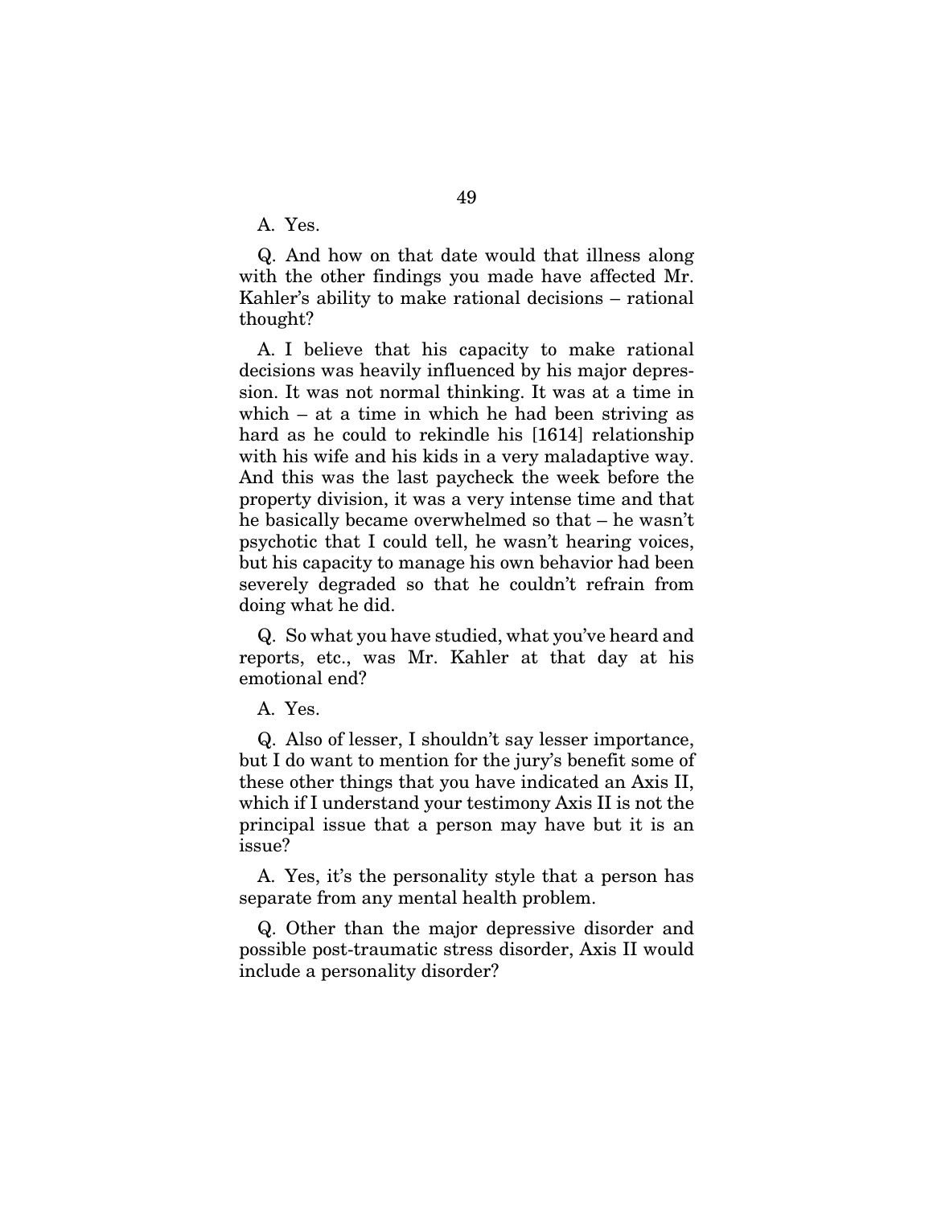A. Yes.

Q. And how on that date would that illness along with the other findings you made have affected Mr. Kahler's ability to make rational decisions – rational thought?

A. I believe that his capacity to make rational decisions was heavily influenced by his major depression. It was not normal thinking. It was at a time in which – at a time in which he had been striving as hard as he could to rekindle his [1614] relationship with his wife and his kids in a very maladaptive way. And this was the last paycheck the week before the property division, it was a very intense time and that he basically became overwhelmed so that – he wasn't psychotic that I could tell, he wasn't hearing voices, but his capacity to manage his own behavior had been severely degraded so that he couldn't refrain from doing what he did.

Q. So what you have studied, what you've heard and reports, etc., was Mr. Kahler at that day at his emotional end?

A. Yes.

Q. Also of lesser, I shouldn't say lesser importance, but I do want to mention for the jury's benefit some of these other things that you have indicated an Axis II, which if I understand your testimony Axis II is not the principal issue that a person may have but it is an issue?

A. Yes, it's the personality style that a person has separate from any mental health problem.

Q. Other than the major depressive disorder and possible post-traumatic stress disorder, Axis II would include a personality disorder?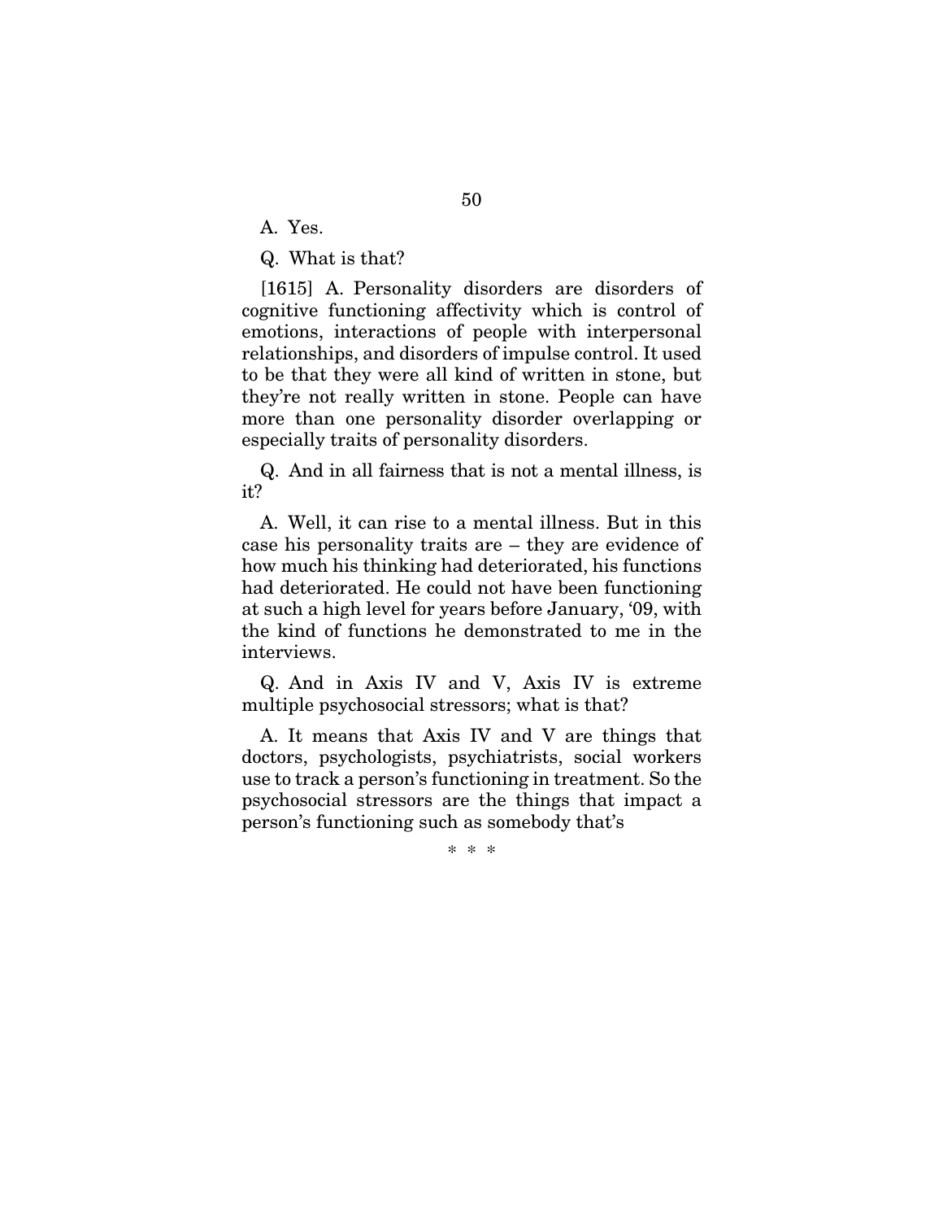A. Yes.

Q. What is that?

[1615] A. Personality disorders are disorders of cognitive functioning affectivity which is control of emotions, interactions of people with interpersonal relationships, and disorders of impulse control. It used to be that they were all kind of written in stone, but they're not really written in stone. People can have more than one personality disorder overlapping or especially traits of personality disorders.

Q. And in all fairness that is not a mental illness, is it?

A. Well, it can rise to a mental illness. But in this case his personality traits are – they are evidence of how much his thinking had deteriorated, his functions had deteriorated. He could not have been functioning at such a high level for years before January, '09, with the kind of functions he demonstrated to me in the interviews.

Q. And in Axis IV and V, Axis IV is extreme multiple psychosocial stressors; what is that?

A. It means that Axis IV and V are things that doctors, psychologists, psychiatrists, social workers use to track a person's functioning in treatment. So the psychosocial stressors are the things that impact a person's functioning such as somebody that's

\* \* \*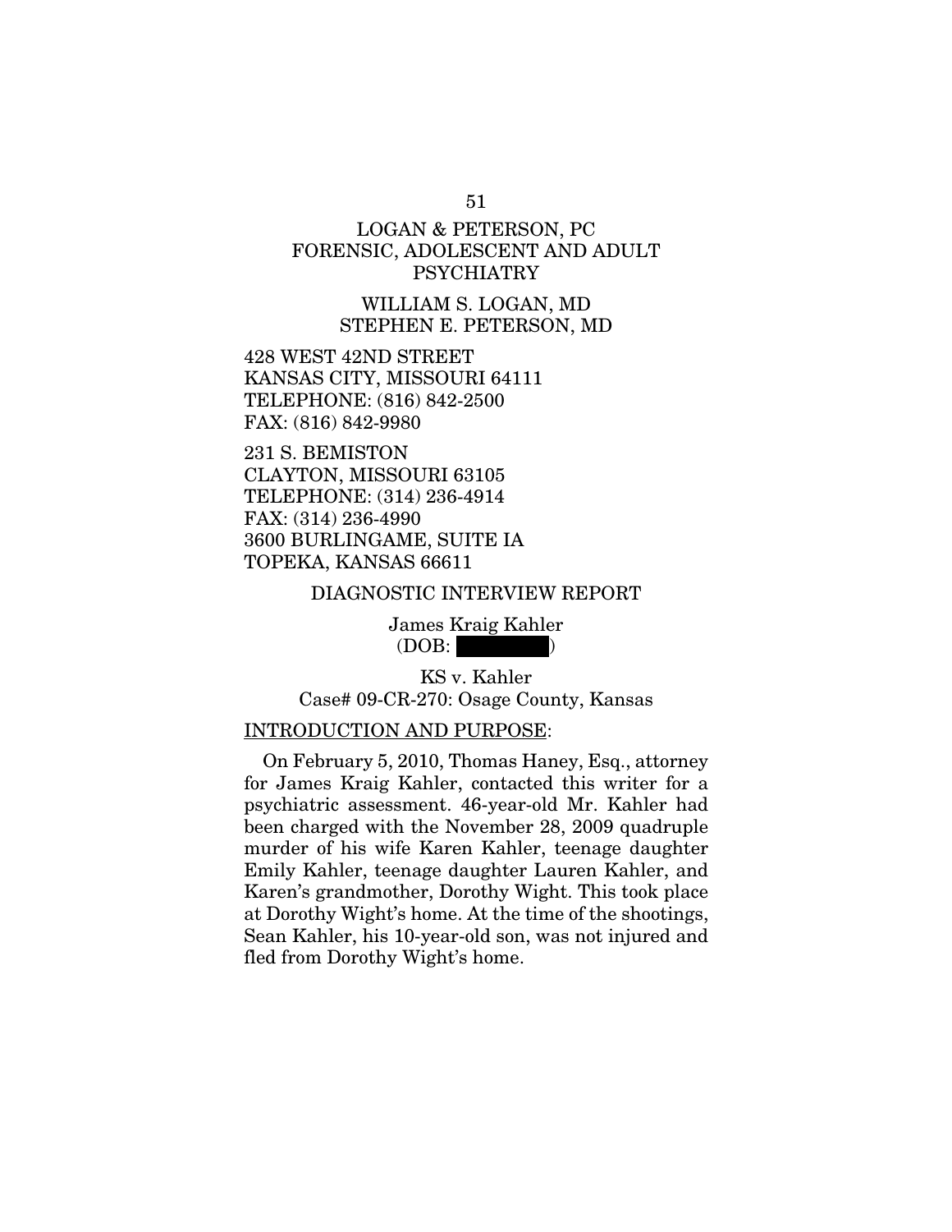LOGAN & PETERSON, PC
FORENSIC, ADOLESCENT AND ADULT PSYCHIATRY

WILLIAM S. LOGAN, MD
STEPHEN E. PETERSON, MD

428 WEST 42ND STREET
KANSAS CITY, MISSOURI 64111
TELEPHONE: (816) 842-2500
FAX: (816) 842-9980

231 S. BEMISTON
CLAYTON, MISSOURI 63105
TELEPHONE: (314) 236-4914
FAX: (314) 236-4990
3600 BURLINGAME, SUITE IA
TOPEKA, KANSAS 66611

DIAGNOSTIC INTERVIEW REPORT

James Kraig Kahler
(DOB: ██████)

KS v. Kahler
Case# 09-CR-270: Osage County, Kansas

INTRODUCTION AND PURPOSE:

On February 5, 2010, Thomas Haney, Esq., attorney for James Kraig Kahler, contacted this writer for a psychiatric assessment. 46-year-old Mr. Kahler had been charged with the November 28, 2009 quadruple murder of his wife Karen Kahler, teenage daughter Emily Kahler, teenage daughter Lauren Kahler, and Karen's grandmother, Dorothy Wight. This took place at Dorothy Wight's home. At the time of the shootings, Sean Kahler, his 10-year-old son, was not injured and fled from Dorothy Wight's home.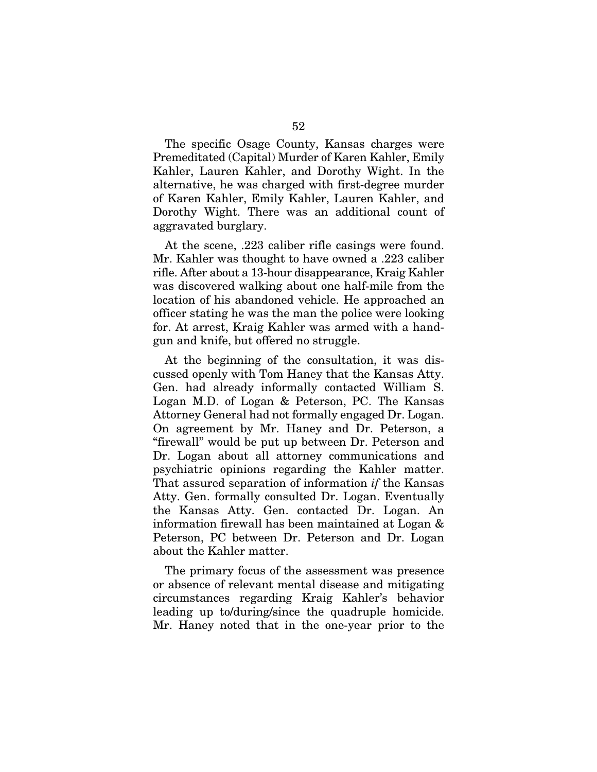The specific Osage County, Kansas charges were Premeditated (Capital) Murder of Karen Kahler, Emily Kahler, Lauren Kahler, and Dorothy Wight. In the alternative, he was charged with first-degree murder of Karen Kahler, Emily Kahler, Lauren Kahler, and Dorothy Wight. There was an additional count of aggravated burglary.

At the scene, .223 caliber rifle casings were found. Mr. Kahler was thought to have owned a .223 caliber rifle. After about a 13-hour disappearance, Kraig Kahler was discovered walking about one half-mile from the location of his abandoned vehicle. He approached an officer stating he was the man the police were looking for. At arrest, Kraig Kahler was armed with a handgun and knife, but offered no struggle.

At the beginning of the consultation, it was discussed openly with Tom Haney that the Kansas Atty. Gen. had already informally contacted William S. Logan M.D. of Logan & Peterson, PC. The Kansas Attorney General had not formally engaged Dr. Logan. On agreement by Mr. Haney and Dr. Peterson, a "firewall" would be put up between Dr. Peterson and Dr. Logan about all attorney communications and psychiatric opinions regarding the Kahler matter. That assured separation of information *if* the Kansas Atty. Gen. formally consulted Dr. Logan. Eventually the Kansas Atty. Gen. contacted Dr. Logan. An information firewall has been maintained at Logan & Peterson, PC between Dr. Peterson and Dr. Logan about the Kahler matter.

The primary focus of the assessment was presence or absence of relevant mental disease and mitigating circumstances regarding Kraig Kahler's behavior leading up to/during/since the quadruple homicide. Mr. Haney noted that in the one-year prior to the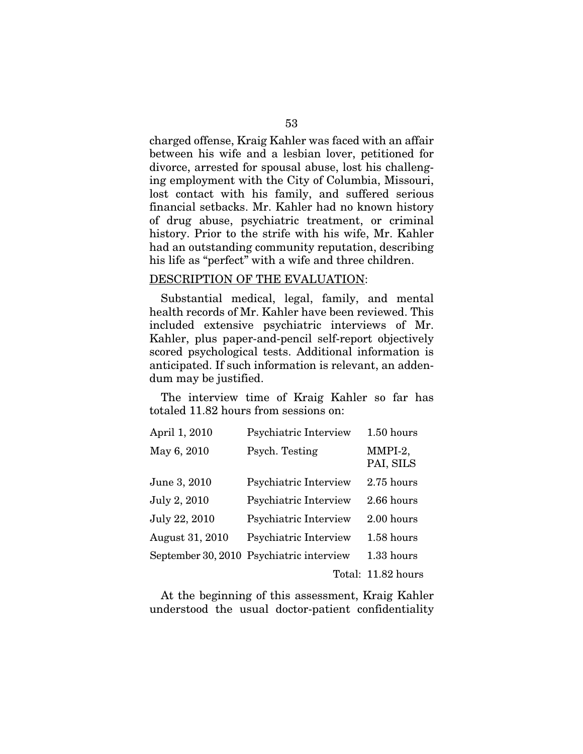charged offense, Kraig Kahler was faced with an affair between his wife and a lesbian lover, petitioned for divorce, arrested for spousal abuse, lost his challenging employment with the City of Columbia, Missouri, lost contact with his family, and suffered serious financial setbacks. Mr. Kahler had no known history of drug abuse, psychiatric treatment, or criminal history. Prior to the strife with his wife, Mr. Kahler had an outstanding community reputation, describing his life as "perfect" with a wife and three children.

DESCRIPTION OF THE EVALUATION:

Substantial medical, legal, family, and mental health records of Mr. Kahler have been reviewed. This included extensive psychiatric interviews of Mr. Kahler, plus paper-and-pencil self-report objectively scored psychological tests. Additional information is anticipated. If such information is relevant, an addendum may be justified.

The interview time of Kraig Kahler so far has totaled 11.82 hours from sessions on:

| | | |
|---|---|---|
| April 1, 2010 | Psychiatric Interview | 1.50 hours |
| May 6, 2010 | Psych. Testing | MMPI-2, PAI, SILS |
| June 3, 2010 | Psychiatric Interview | 2.75 hours |
| July 2, 2010 | Psychiatric Interview | 2.66 hours |
| July 22, 2010 | Psychiatric Interview | 2.00 hours |
| August 31, 2010 | Psychiatric Interview | 1.58 hours |
| September 30, 2010 | Psychiatric interview | 1.33 hours |
| | | Total: 11.82 hours |

At the beginning of this assessment, Kraig Kahler understood the usual doctor-patient confidentiality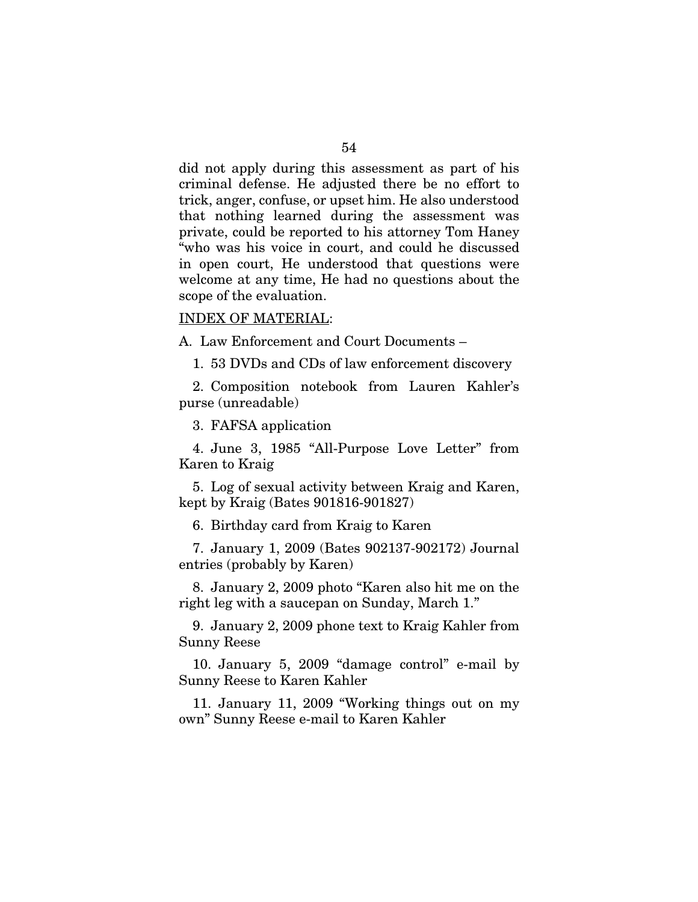did not apply during this assessment as part of his criminal defense. He adjusted there be no effort to trick, anger, confuse, or upset him. He also understood that nothing learned during the assessment was private, could be reported to his attorney Tom Haney "who was his voice in court, and could he discussed in open court, He understood that questions were welcome at any time, He had no questions about the scope of the evaluation.

<u>INDEX OF MATERIAL</u>:

A. Law Enforcement and Court Documents –

1. 53 DVDs and CDs of law enforcement discovery

2. Composition notebook from Lauren Kahler's purse (unreadable)

3. FAFSA application

4. June 3, 1985 "All-Purpose Love Letter" from Karen to Kraig

5. Log of sexual activity between Kraig and Karen, kept by Kraig (Bates 901816-901827)

6. Birthday card from Kraig to Karen

7. January 1, 2009 (Bates 902137-902172) Journal entries (probably by Karen)

8. January 2, 2009 photo "Karen also hit me on the right leg with a saucepan on Sunday, March 1."

9. January 2, 2009 phone text to Kraig Kahler from Sunny Reese

10. January 5, 2009 "damage control" e-mail by Sunny Reese to Karen Kahler

11. January 11, 2009 "Working things out on my own" Sunny Reese e-mail to Karen Kahler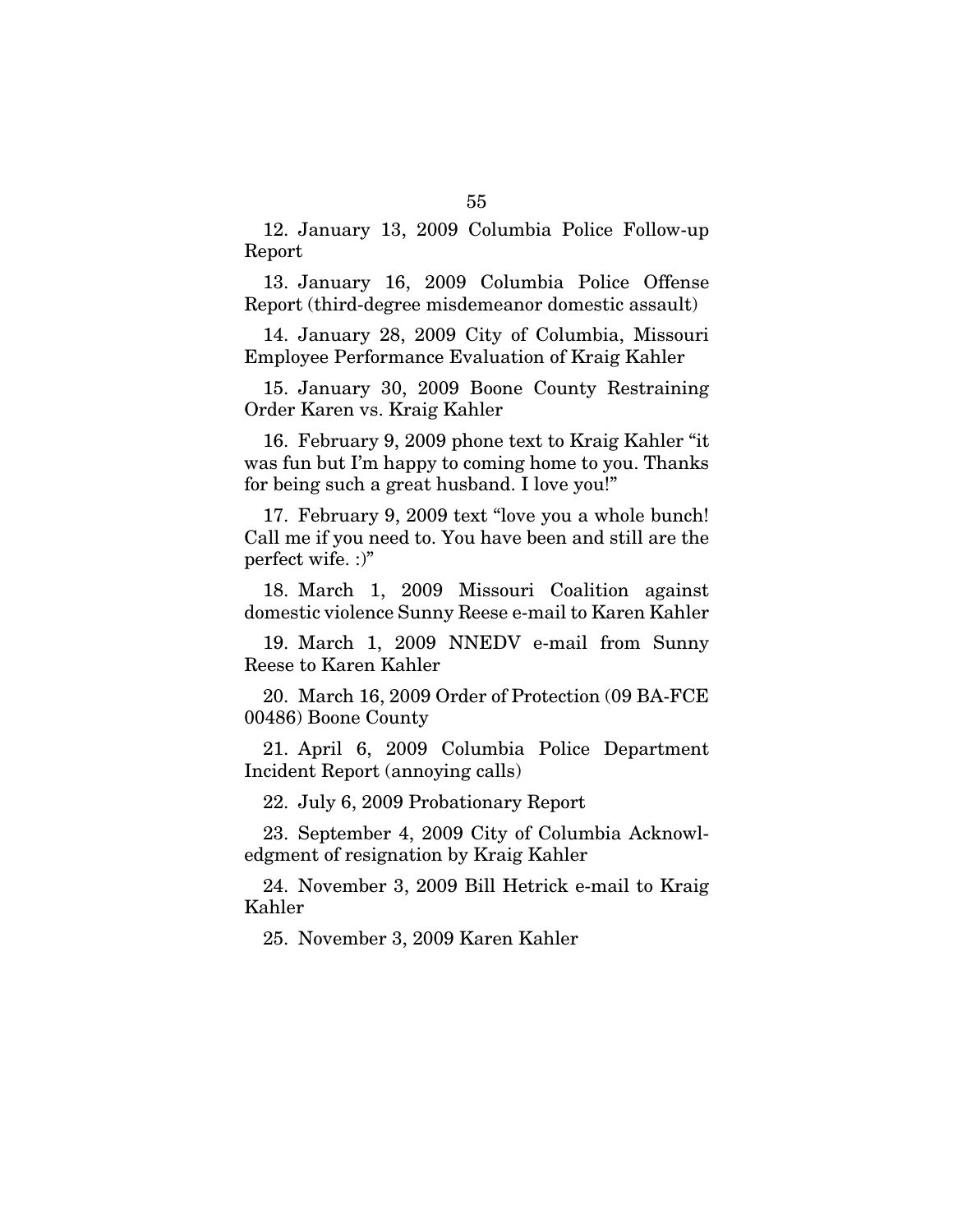12. January 13, 2009 Columbia Police Follow-up Report

13. January 16, 2009 Columbia Police Offense Report (third-degree misdemeanor domestic assault)

14. January 28, 2009 City of Columbia, Missouri Employee Performance Evaluation of Kraig Kahler

15. January 30, 2009 Boone County Restraining Order Karen vs. Kraig Kahler

16. February 9, 2009 phone text to Kraig Kahler "it was fun but I'm happy to coming home to you. Thanks for being such a great husband. I love you!"

17. February 9, 2009 text "love you a whole bunch! Call me if you need to. You have been and still are the perfect wife. :)"

18. March 1, 2009 Missouri Coalition against domestic violence Sunny Reese e-mail to Karen Kahler

19. March 1, 2009 NNEDV e-mail from Sunny Reese to Karen Kahler

20. March 16, 2009 Order of Protection (09 BA-FCE 00486) Boone County

21. April 6, 2009 Columbia Police Department Incident Report (annoying calls)

22. July 6, 2009 Probationary Report

23. September 4, 2009 City of Columbia Acknowledgment of resignation by Kraig Kahler

24. November 3, 2009 Bill Hetrick e-mail to Kraig Kahler

25. November 3, 2009 Karen Kahler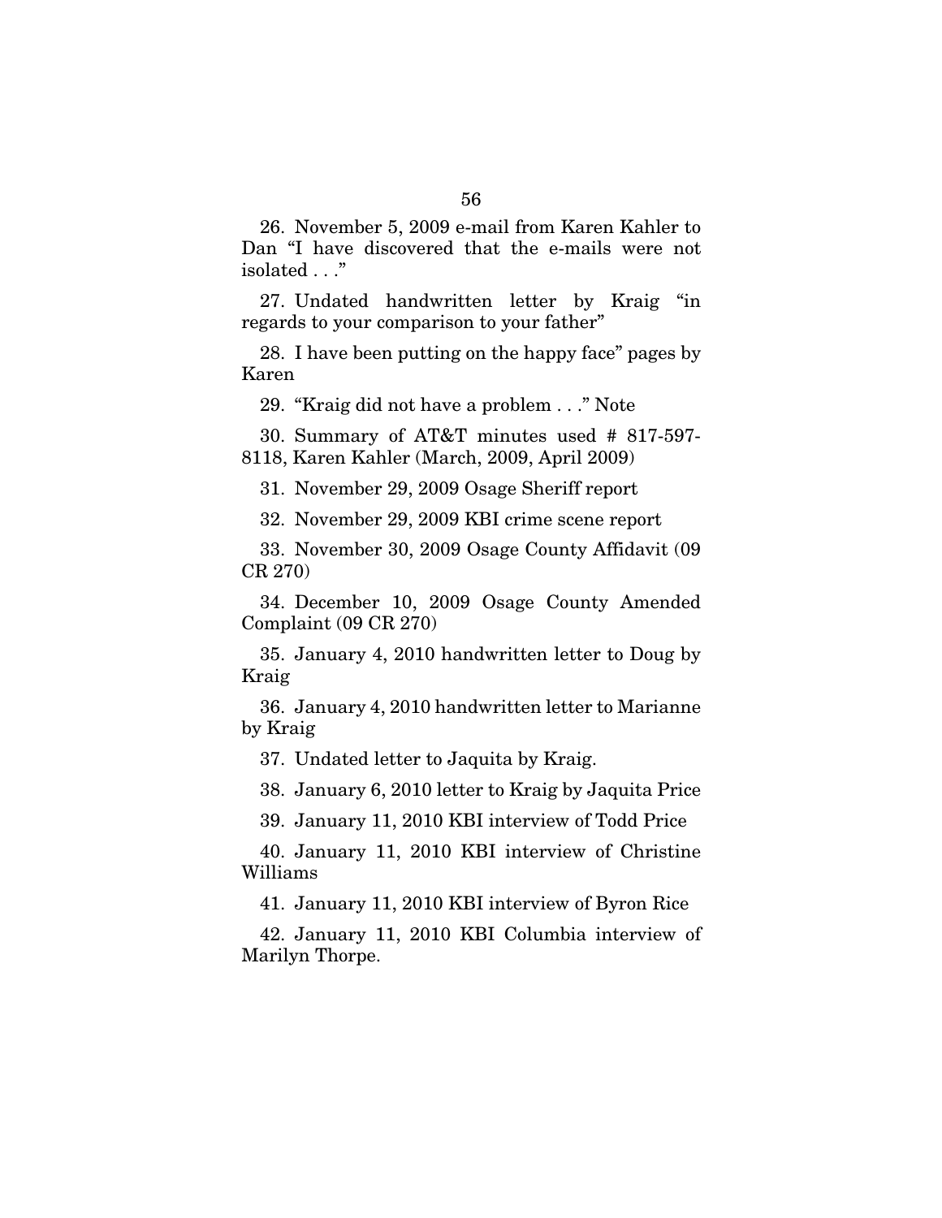26. November 5, 2009 e-mail from Karen Kahler to Dan "I have discovered that the e-mails were not isolated . . ."

27. Undated handwritten letter by Kraig "in regards to your comparison to your father"

28. I have been putting on the happy face" pages by Karen

29. "Kraig did not have a problem . . ." Note

30. Summary of AT&T minutes used # 817-597-8118, Karen Kahler (March, 2009, April 2009)

31. November 29, 2009 Osage Sheriff report

32. November 29, 2009 KBI crime scene report

33. November 30, 2009 Osage County Affidavit (09 CR 270)

34. December 10, 2009 Osage County Amended Complaint (09 CR 270)

35. January 4, 2010 handwritten letter to Doug by Kraig

36. January 4, 2010 handwritten letter to Marianne by Kraig

37. Undated letter to Jaquita by Kraig.

38. January 6, 2010 letter to Kraig by Jaquita Price

39. January 11, 2010 KBI interview of Todd Price

40. January 11, 2010 KBI interview of Christine Williams

41. January 11, 2010 KBI interview of Byron Rice

42. January 11, 2010 KBI Columbia interview of Marilyn Thorpe.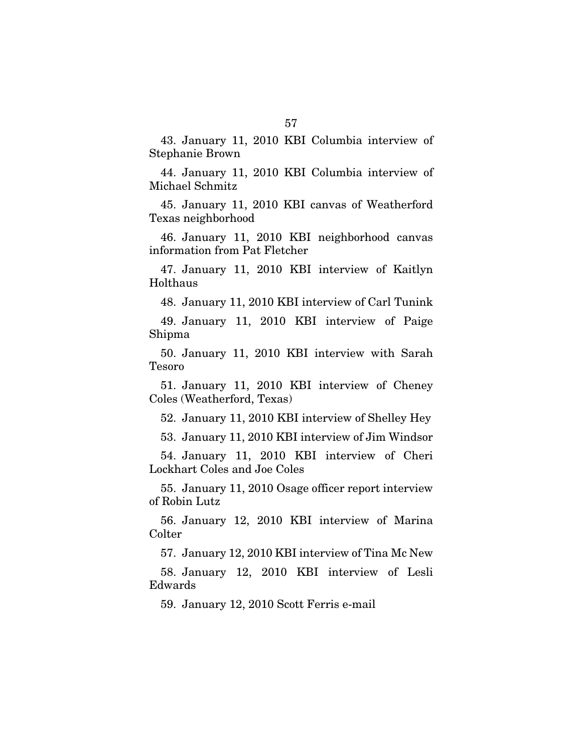43. January 11, 2010 KBI Columbia interview of Stephanie Brown

44. January 11, 2010 KBI Columbia interview of Michael Schmitz

45. January 11, 2010 KBI canvas of Weatherford Texas neighborhood

46. January 11, 2010 KBI neighborhood canvas information from Pat Fletcher

47. January 11, 2010 KBI interview of Kaitlyn Holthaus

48. January 11, 2010 KBI interview of Carl Tunink

49. January 11, 2010 KBI interview of Paige Shipma

50. January 11, 2010 KBI interview with Sarah Tesoro

51. January 11, 2010 KBI interview of Cheney Coles (Weatherford, Texas)

52. January 11, 2010 KBI interview of Shelley Hey

53. January 11, 2010 KBI interview of Jim Windsor

54. January 11, 2010 KBI interview of Cheri Lockhart Coles and Joe Coles

55. January 11, 2010 Osage officer report interview of Robin Lutz

56. January 12, 2010 KBI interview of Marina Colter

57. January 12, 2010 KBI interview of Tina Mc New

58. January 12, 2010 KBI interview of Lesli Edwards

59. January 12, 2010 Scott Ferris e-mail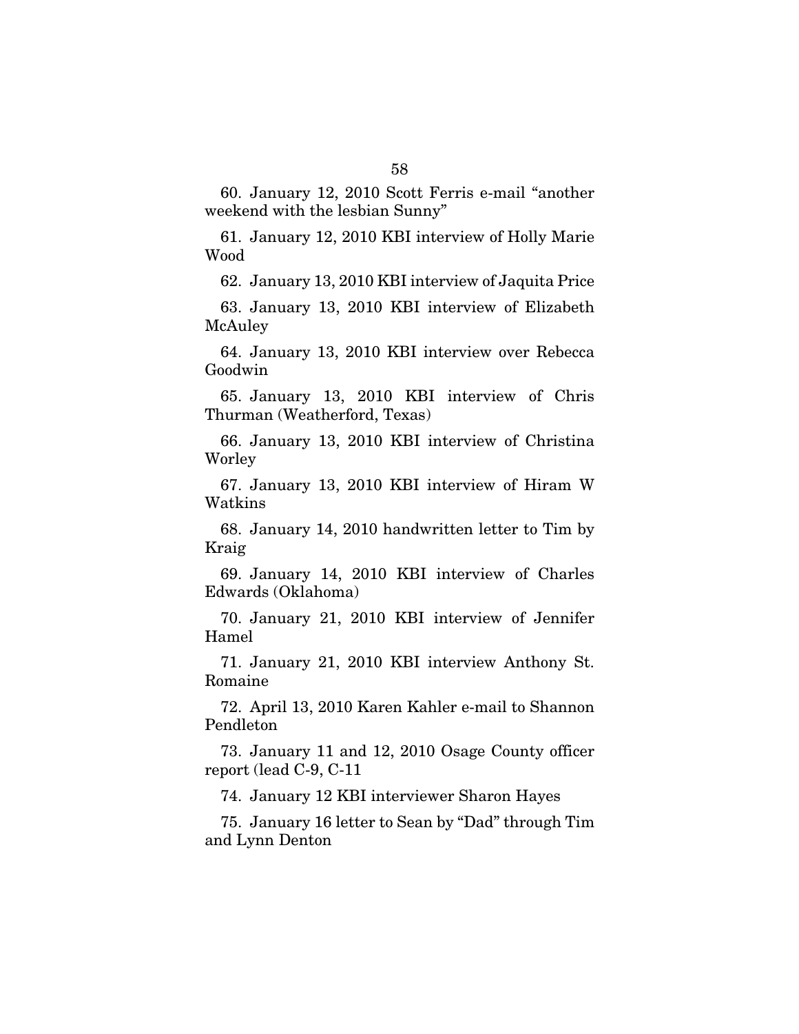60. January 12, 2010 Scott Ferris e-mail "another weekend with the lesbian Sunny"

61. January 12, 2010 KBI interview of Holly Marie Wood

62. January 13, 2010 KBI interview of Jaquita Price

63. January 13, 2010 KBI interview of Elizabeth McAuley

64. January 13, 2010 KBI interview over Rebecca Goodwin

65. January 13, 2010 KBI interview of Chris Thurman (Weatherford, Texas)

66. January 13, 2010 KBI interview of Christina Worley

67. January 13, 2010 KBI interview of Hiram W Watkins

68. January 14, 2010 handwritten letter to Tim by Kraig

69. January 14, 2010 KBI interview of Charles Edwards (Oklahoma)

70. January 21, 2010 KBI interview of Jennifer Hamel

71. January 21, 2010 KBI interview Anthony St. Romaine

72. April 13, 2010 Karen Kahler e-mail to Shannon Pendleton

73. January 11 and 12, 2010 Osage County officer report (lead C-9, C-11

74. January 12 KBI interviewer Sharon Hayes

75. January 16 letter to Sean by "Dad" through Tim and Lynn Denton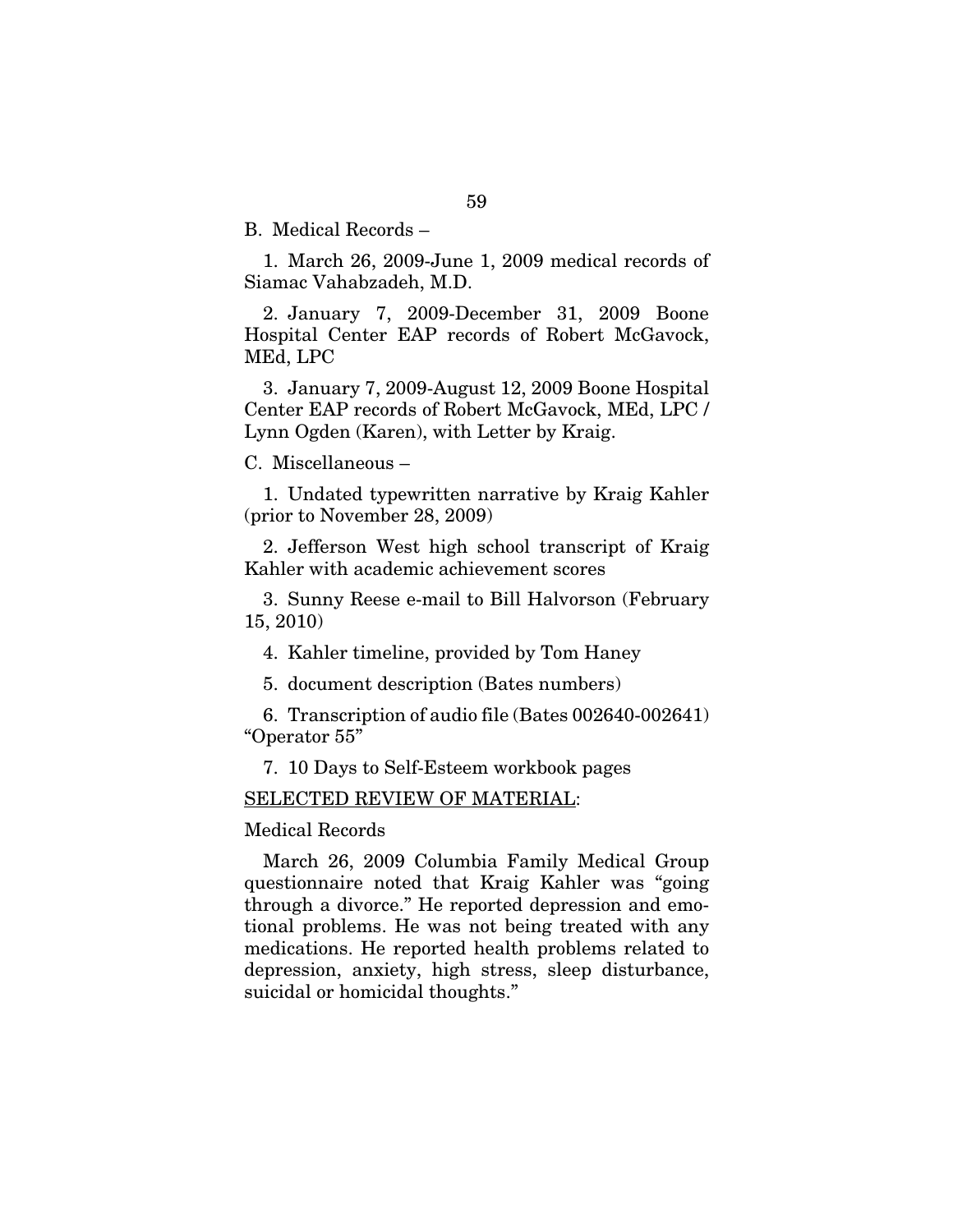B. Medical Records –

1. March 26, 2009-June 1, 2009 medical records of Siamac Vahabzadeh, M.D.

2. January 7, 2009-December 31, 2009 Boone Hospital Center EAP records of Robert McGavock, MEd, LPC

3. January 7, 2009-August 12, 2009 Boone Hospital Center EAP records of Robert McGavock, MEd, LPC / Lynn Ogden (Karen), with Letter by Kraig.

C. Miscellaneous –

1. Undated typewritten narrative by Kraig Kahler (prior to November 28, 2009)

2. Jefferson West high school transcript of Kraig Kahler with academic achievement scores

3. Sunny Reese e-mail to Bill Halvorson (February 15, 2010)

4. Kahler timeline, provided by Tom Haney

5. document description (Bates numbers)

6. Transcription of audio file (Bates 002640-002641) "Operator 55"

7. 10 Days to Self-Esteem workbook pages

<u>SELECTED REVIEW OF MATERIAL</u>:

Medical Records

March 26, 2009 Columbia Family Medical Group questionnaire noted that Kraig Kahler was "going through a divorce." He reported depression and emotional problems. He was not being treated with any medications. He reported health problems related to depression, anxiety, high stress, sleep disturbance, suicidal or homicidal thoughts."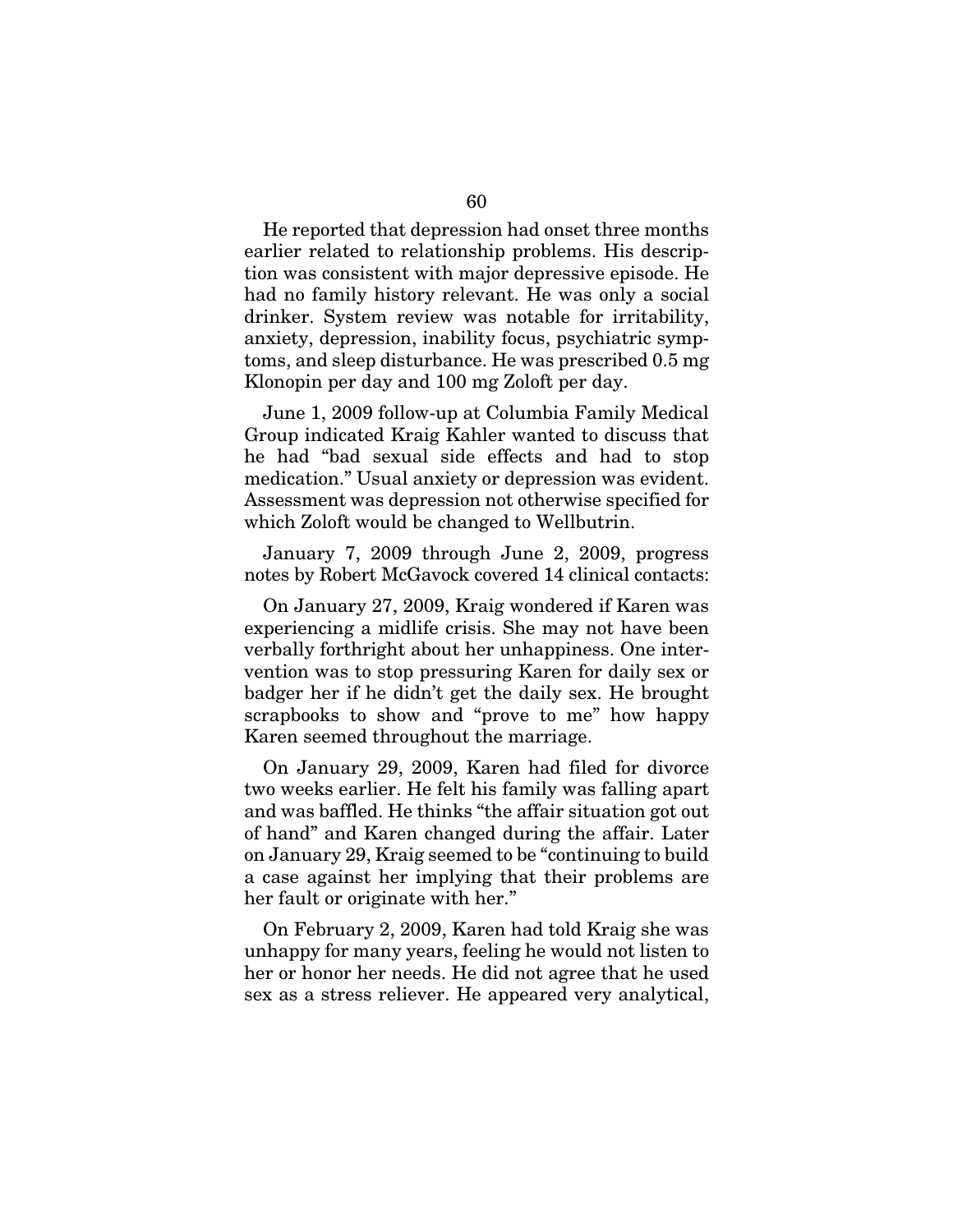He reported that depression had onset three months earlier related to relationship problems. His description was consistent with major depressive episode. He had no family history relevant. He was only a social drinker. System review was notable for irritability, anxiety, depression, inability focus, psychiatric symptoms, and sleep disturbance. He was prescribed 0.5 mg Klonopin per day and 100 mg Zoloft per day.

June 1, 2009 follow-up at Columbia Family Medical Group indicated Kraig Kahler wanted to discuss that he had "bad sexual side effects and had to stop medication." Usual anxiety or depression was evident. Assessment was depression not otherwise specified for which Zoloft would be changed to Wellbutrin.

January 7, 2009 through June 2, 2009, progress notes by Robert McGavock covered 14 clinical contacts:

On January 27, 2009, Kraig wondered if Karen was experiencing a midlife crisis. She may not have been verbally forthright about her unhappiness. One intervention was to stop pressuring Karen for daily sex or badger her if he didn't get the daily sex. He brought scrapbooks to show and "prove to me" how happy Karen seemed throughout the marriage.

On January 29, 2009, Karen had filed for divorce two weeks earlier. He felt his family was falling apart and was baffled. He thinks "the affair situation got out of hand" and Karen changed during the affair. Later on January 29, Kraig seemed to be "continuing to build a case against her implying that their problems are her fault or originate with her."

On February 2, 2009, Karen had told Kraig she was unhappy for many years, feeling he would not listen to her or honor her needs. He did not agree that he used sex as a stress reliever. He appeared very analytical,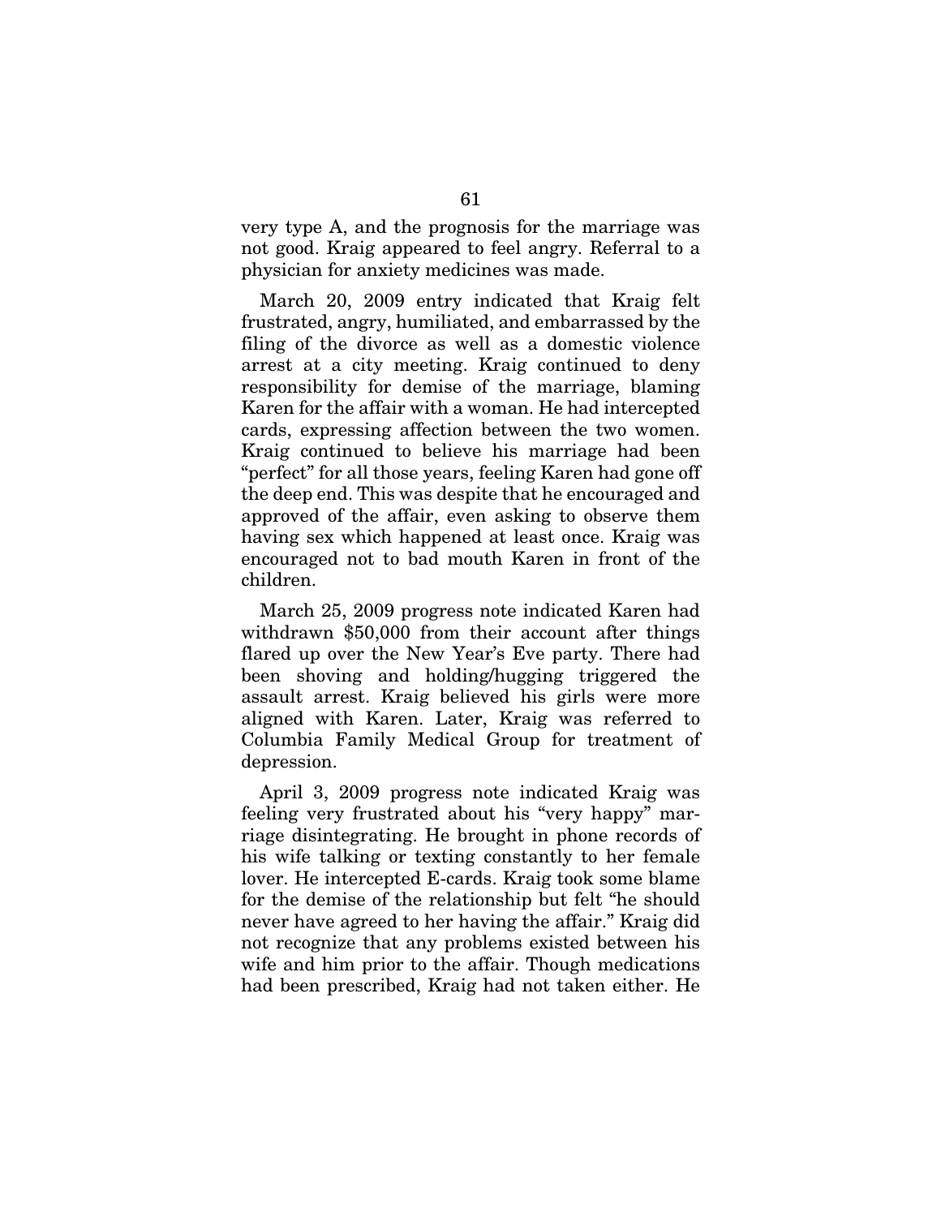very type A, and the prognosis for the marriage was not good. Kraig appeared to feel angry. Referral to a physician for anxiety medicines was made.

March 20, 2009 entry indicated that Kraig felt frustrated, angry, humiliated, and embarrassed by the filing of the divorce as well as a domestic violence arrest at a city meeting. Kraig continued to deny responsibility for demise of the marriage, blaming Karen for the affair with a woman. He had intercepted cards, expressing affection between the two women. Kraig continued to believe his marriage had been "perfect" for all those years, feeling Karen had gone off the deep end. This was despite that he encouraged and approved of the affair, even asking to observe them having sex which happened at least once. Kraig was encouraged not to bad mouth Karen in front of the children.

March 25, 2009 progress note indicated Karen had withdrawn $50,000 from their account after things flared up over the New Year's Eve party. There had been shoving and holding/hugging triggered the assault arrest. Kraig believed his girls were more aligned with Karen. Later, Kraig was referred to Columbia Family Medical Group for treatment of depression.

April 3, 2009 progress note indicated Kraig was feeling very frustrated about his "very happy" marriage disintegrating. He brought in phone records of his wife talking or texting constantly to her female lover. He intercepted E-cards. Kraig took some blame for the demise of the relationship but felt "he should never have agreed to her having the affair." Kraig did not recognize that any problems existed between his wife and him prior to the affair. Though medications had been prescribed, Kraig had not taken either. He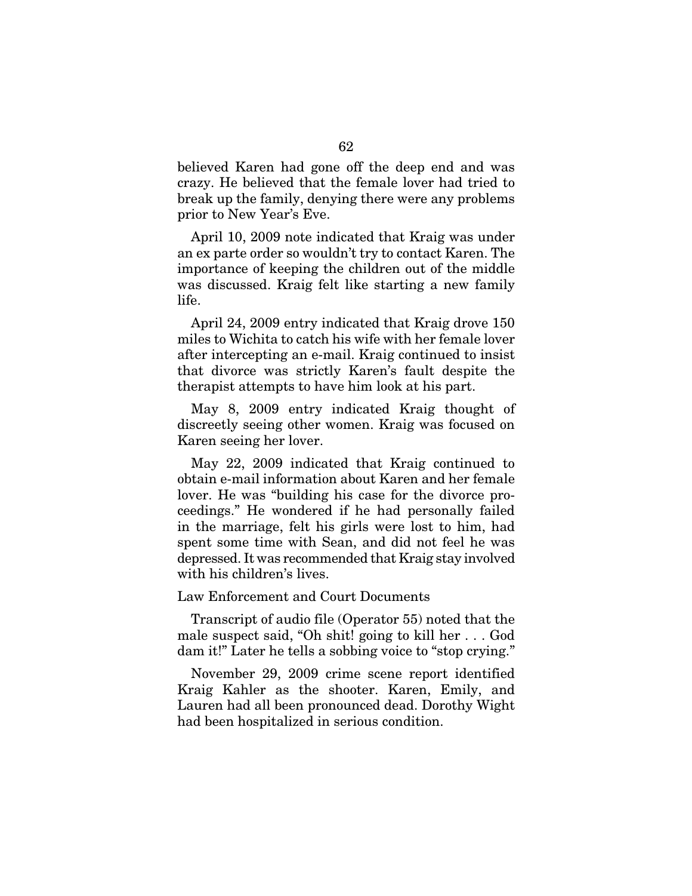believed Karen had gone off the deep end and was crazy. He believed that the female lover had tried to break up the family, denying there were any problems prior to New Year's Eve.

April 10, 2009 note indicated that Kraig was under an ex parte order so wouldn't try to contact Karen. The importance of keeping the children out of the middle was discussed. Kraig felt like starting a new family life.

April 24, 2009 entry indicated that Kraig drove 150 miles to Wichita to catch his wife with her female lover after intercepting an e-mail. Kraig continued to insist that divorce was strictly Karen's fault despite the therapist attempts to have him look at his part.

May 8, 2009 entry indicated Kraig thought of discreetly seeing other women. Kraig was focused on Karen seeing her lover.

May 22, 2009 indicated that Kraig continued to obtain e-mail information about Karen and her female lover. He was "building his case for the divorce proceedings." He wondered if he had personally failed in the marriage, felt his girls were lost to him, had spent some time with Sean, and did not feel he was depressed. It was recommended that Kraig stay involved with his children's lives.

Law Enforcement and Court Documents

Transcript of audio file (Operator 55) noted that the male suspect said, "Oh shit! going to kill her . . . God dam it!" Later he tells a sobbing voice to "stop crying."

November 29, 2009 crime scene report identified Kraig Kahler as the shooter. Karen, Emily, and Lauren had all been pronounced dead. Dorothy Wight had been hospitalized in serious condition.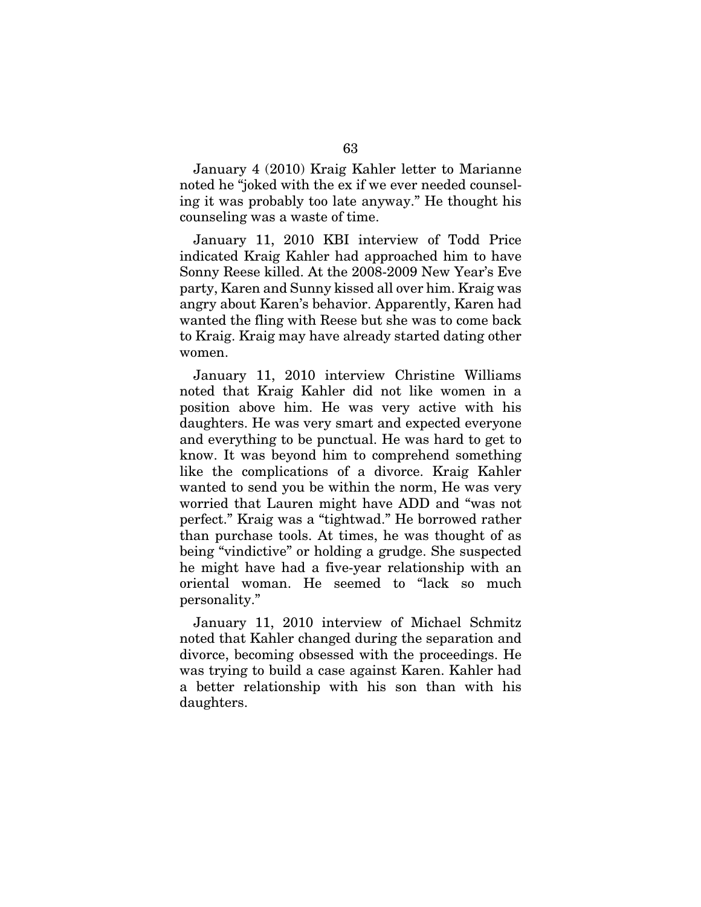January 4 (2010) Kraig Kahler letter to Marianne noted he "joked with the ex if we ever needed counseling it was probably too late anyway." He thought his counseling was a waste of time.

January 11, 2010 KBI interview of Todd Price indicated Kraig Kahler had approached him to have Sonny Reese killed. At the 2008-2009 New Year's Eve party, Karen and Sunny kissed all over him. Kraig was angry about Karen's behavior. Apparently, Karen had wanted the fling with Reese but she was to come back to Kraig. Kraig may have already started dating other women.

January 11, 2010 interview Christine Williams noted that Kraig Kahler did not like women in a position above him. He was very active with his daughters. He was very smart and expected everyone and everything to be punctual. He was hard to get to know. It was beyond him to comprehend something like the complications of a divorce. Kraig Kahler wanted to send you be within the norm, He was very worried that Lauren might have ADD and "was not perfect." Kraig was a "tightwad." He borrowed rather than purchase tools. At times, he was thought of as being "vindictive" or holding a grudge. She suspected he might have had a five-year relationship with an oriental woman. He seemed to "lack so much personality."

January 11, 2010 interview of Michael Schmitz noted that Kahler changed during the separation and divorce, becoming obsessed with the proceedings. He was trying to build a case against Karen. Kahler had a better relationship with his son than with his daughters.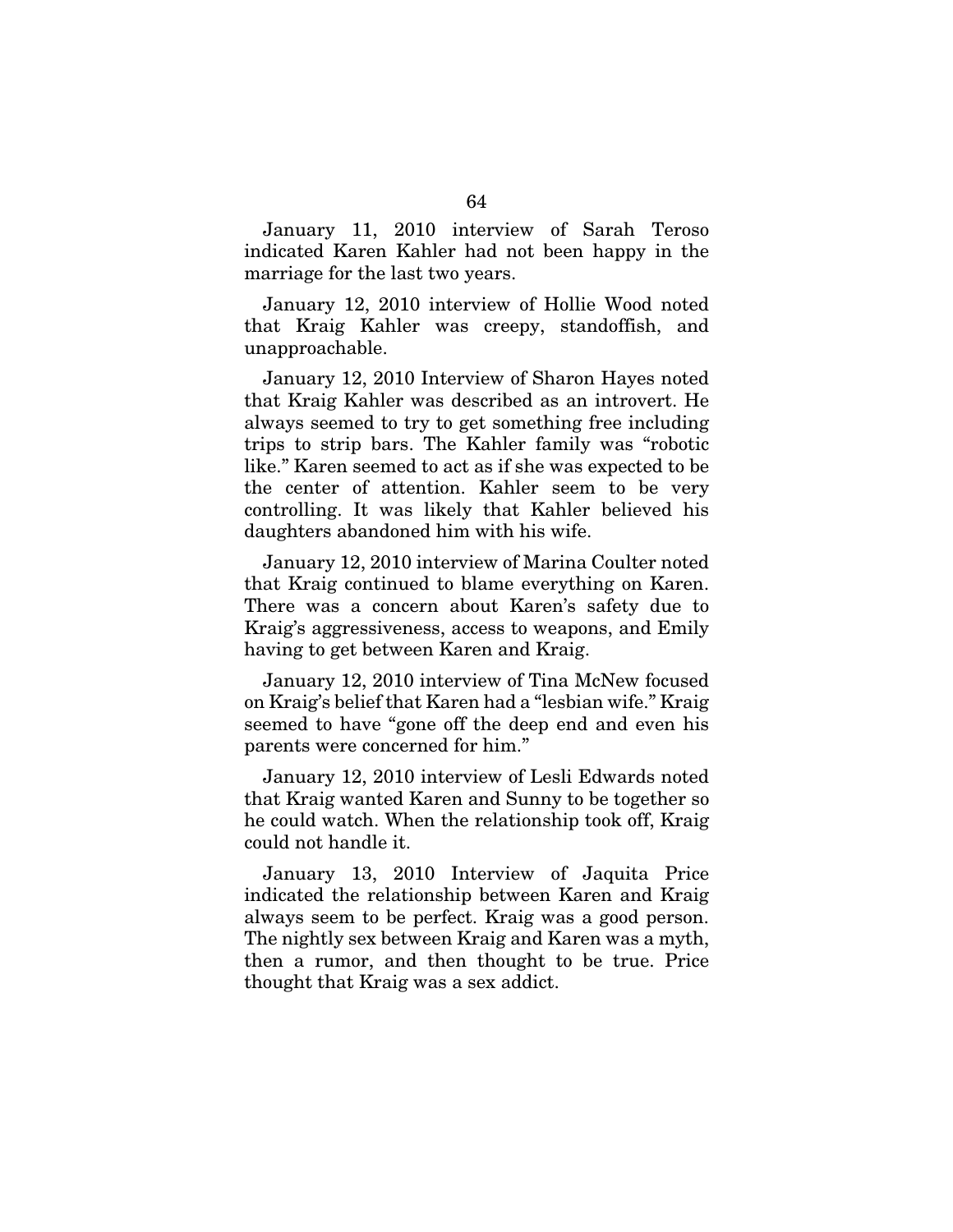January 11, 2010 interview of Sarah Teroso indicated Karen Kahler had not been happy in the marriage for the last two years.

January 12, 2010 interview of Hollie Wood noted that Kraig Kahler was creepy, standoffish, and unapproachable.

January 12, 2010 Interview of Sharon Hayes noted that Kraig Kahler was described as an introvert. He always seemed to try to get something free including trips to strip bars. The Kahler family was "robotic like." Karen seemed to act as if she was expected to be the center of attention. Kahler seem to be very controlling. It was likely that Kahler believed his daughters abandoned him with his wife.

January 12, 2010 interview of Marina Coulter noted that Kraig continued to blame everything on Karen. There was a concern about Karen's safety due to Kraig's aggressiveness, access to weapons, and Emily having to get between Karen and Kraig.

January 12, 2010 interview of Tina McNew focused on Kraig's belief that Karen had a "lesbian wife." Kraig seemed to have "gone off the deep end and even his parents were concerned for him."

January 12, 2010 interview of Lesli Edwards noted that Kraig wanted Karen and Sunny to be together so he could watch. When the relationship took off, Kraig could not handle it.

January 13, 2010 Interview of Jaquita Price indicated the relationship between Karen and Kraig always seem to be perfect. Kraig was a good person. The nightly sex between Kraig and Karen was a myth, then a rumor, and then thought to be true. Price thought that Kraig was a sex addict.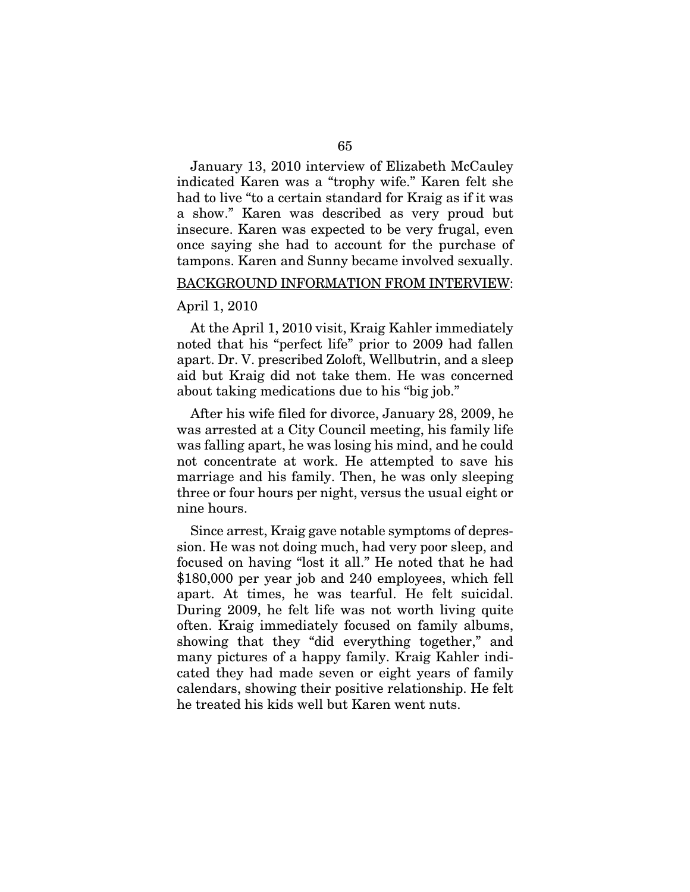January 13, 2010 interview of Elizabeth McCauley indicated Karen was a "trophy wife." Karen felt she had to live "to a certain standard for Kraig as if it was a show." Karen was described as very proud but insecure. Karen was expected to be very frugal, even once saying she had to account for the purchase of tampons. Karen and Sunny became involved sexually.

<u>BACKGROUND INFORMATION FROM INTERVIEW</u>:

April 1, 2010

At the April 1, 2010 visit, Kraig Kahler immediately noted that his "perfect life" prior to 2009 had fallen apart. Dr. V. prescribed Zoloft, Wellbutrin, and a sleep aid but Kraig did not take them. He was concerned about taking medications due to his "big job."

After his wife filed for divorce, January 28, 2009, he was arrested at a City Council meeting, his family life was falling apart, he was losing his mind, and he could not concentrate at work. He attempted to save his marriage and his family. Then, he was only sleeping three or four hours per night, versus the usual eight or nine hours.

Since arrest, Kraig gave notable symptoms of depression. He was not doing much, had very poor sleep, and focused on having "lost it all." He noted that he had $180,000 per year job and 240 employees, which fell apart. At times, he was tearful. He felt suicidal. During 2009, he felt life was not worth living quite often. Kraig immediately focused on family albums, showing that they "did everything together," and many pictures of a happy family. Kraig Kahler indicated they had made seven or eight years of family calendars, showing their positive relationship. He felt he treated his kids well but Karen went nuts.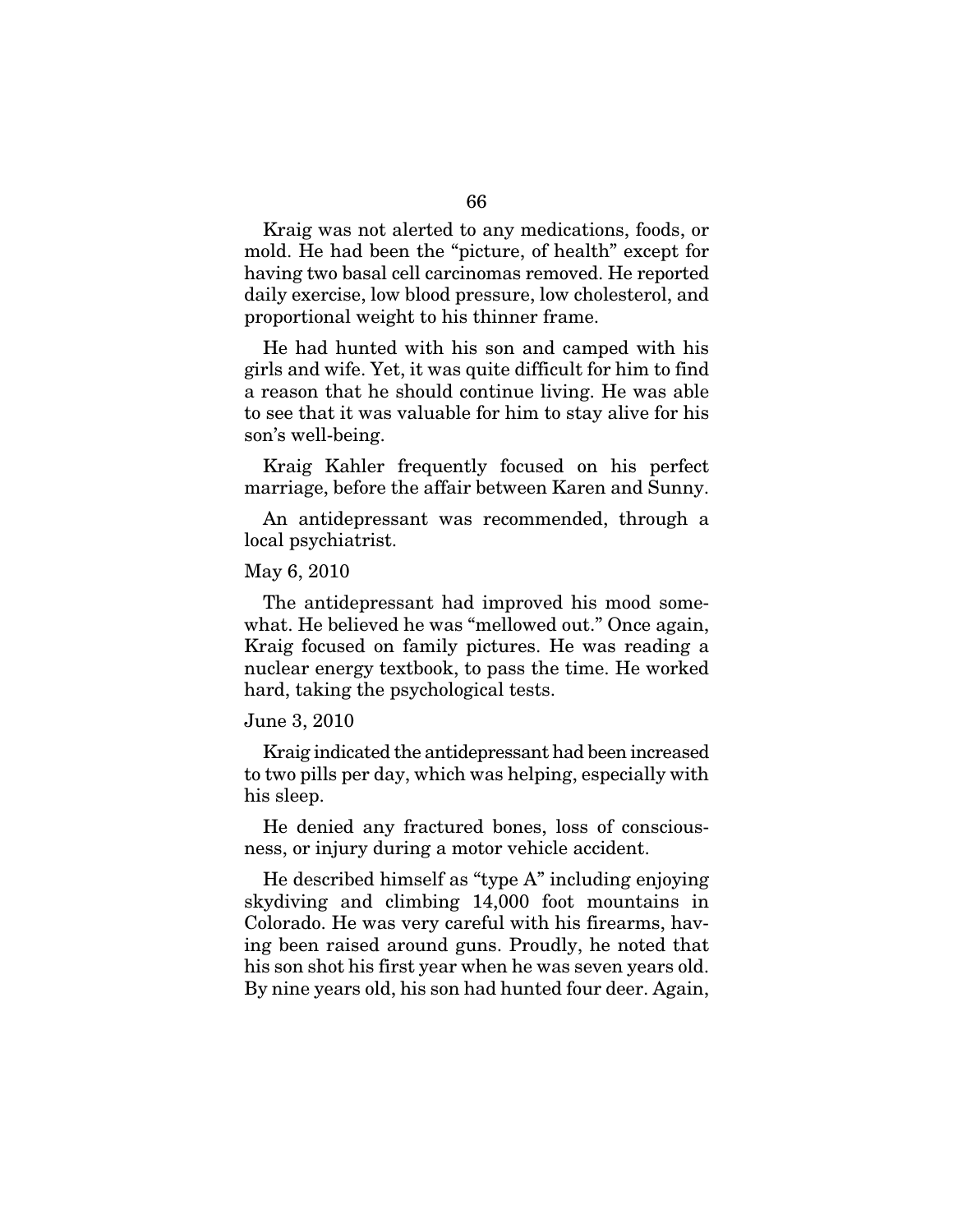Kraig was not alerted to any medications, foods, or mold. He had been the "picture, of health" except for having two basal cell carcinomas removed. He reported daily exercise, low blood pressure, low cholesterol, and proportional weight to his thinner frame.

He had hunted with his son and camped with his girls and wife. Yet, it was quite difficult for him to find a reason that he should continue living. He was able to see that it was valuable for him to stay alive for his son's well-being.

Kraig Kahler frequently focused on his perfect marriage, before the affair between Karen and Sunny.

An antidepressant was recommended, through a local psychiatrist.

May 6, 2010

The antidepressant had improved his mood somewhat. He believed he was "mellowed out." Once again, Kraig focused on family pictures. He was reading a nuclear energy textbook, to pass the time. He worked hard, taking the psychological tests.

June 3, 2010

Kraig indicated the antidepressant had been increased to two pills per day, which was helping, especially with his sleep.

He denied any fractured bones, loss of consciousness, or injury during a motor vehicle accident.

He described himself as "type A" including enjoying skydiving and climbing 14,000 foot mountains in Colorado. He was very careful with his firearms, having been raised around guns. Proudly, he noted that his son shot his first year when he was seven years old. By nine years old, his son had hunted four deer. Again,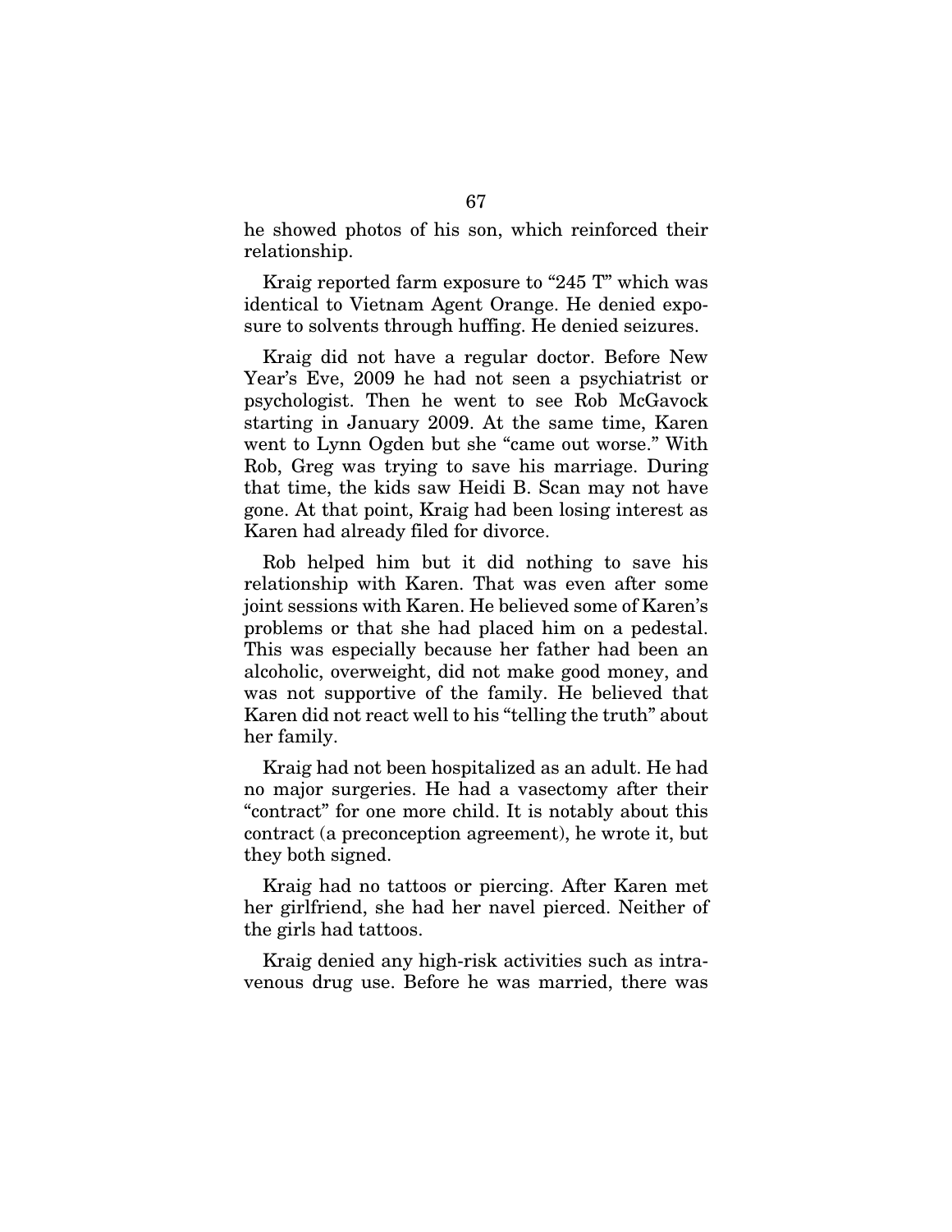he showed photos of his son, which reinforced their relationship.

Kraig reported farm exposure to "245 T" which was identical to Vietnam Agent Orange. He denied exposure to solvents through huffing. He denied seizures.

Kraig did not have a regular doctor. Before New Year's Eve, 2009 he had not seen a psychiatrist or psychologist. Then he went to see Rob McGavock starting in January 2009. At the same time, Karen went to Lynn Ogden but she "came out worse." With Rob, Greg was trying to save his marriage. During that time, the kids saw Heidi B. Scan may not have gone. At that point, Kraig had been losing interest as Karen had already filed for divorce.

Rob helped him but it did nothing to save his relationship with Karen. That was even after some joint sessions with Karen. He believed some of Karen's problems or that she had placed him on a pedestal. This was especially because her father had been an alcoholic, overweight, did not make good money, and was not supportive of the family. He believed that Karen did not react well to his "telling the truth" about her family.

Kraig had not been hospitalized as an adult. He had no major surgeries. He had a vasectomy after their "contract" for one more child. It is notably about this contract (a preconception agreement), he wrote it, but they both signed.

Kraig had no tattoos or piercing. After Karen met her girlfriend, she had her navel pierced. Neither of the girls had tattoos.

Kraig denied any high-risk activities such as intravenous drug use. Before he was married, there was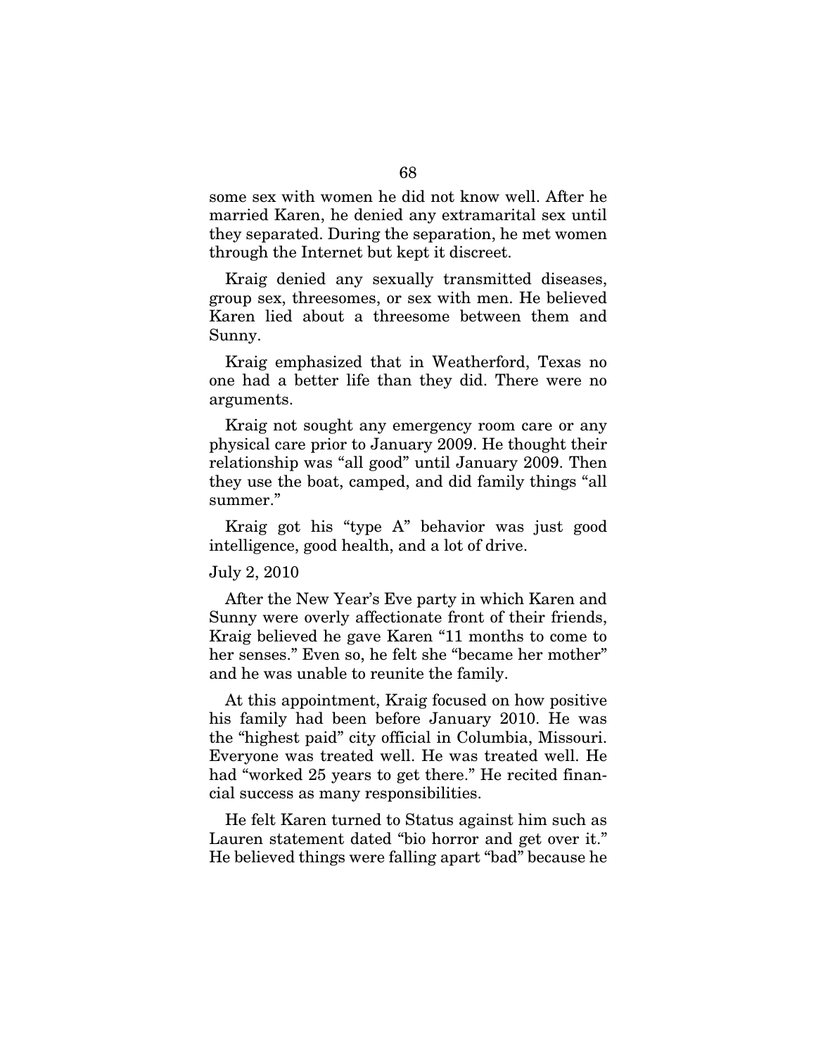some sex with women he did not know well. After he married Karen, he denied any extramarital sex until they separated. During the separation, he met women through the Internet but kept it discreet.

Kraig denied any sexually transmitted diseases, group sex, threesomes, or sex with men. He believed Karen lied about a threesome between them and Sunny.

Kraig emphasized that in Weatherford, Texas no one had a better life than they did. There were no arguments.

Kraig not sought any emergency room care or any physical care prior to January 2009. He thought their relationship was "all good" until January 2009. Then they use the boat, camped, and did family things "all summer."

Kraig got his "type A" behavior was just good intelligence, good health, and a lot of drive.

July 2, 2010

After the New Year's Eve party in which Karen and Sunny were overly affectionate front of their friends, Kraig believed he gave Karen "11 months to come to her senses." Even so, he felt she "became her mother" and he was unable to reunite the family.

At this appointment, Kraig focused on how positive his family had been before January 2010. He was the "highest paid" city official in Columbia, Missouri. Everyone was treated well. He was treated well. He had "worked 25 years to get there." He recited financial success as many responsibilities.

He felt Karen turned to Status against him such as Lauren statement dated "bio horror and get over it." He believed things were falling apart "bad" because he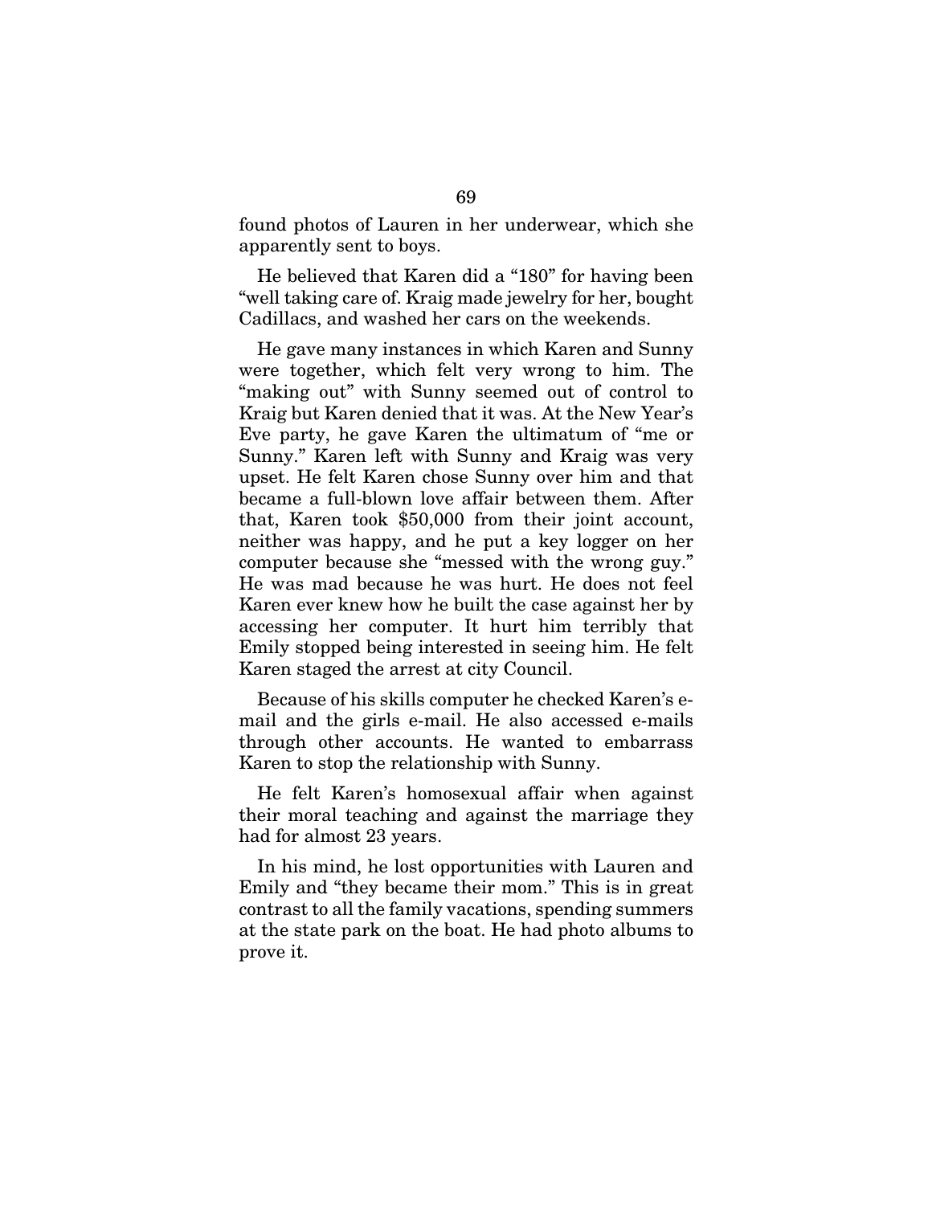found photos of Lauren in her underwear, which she apparently sent to boys.

He believed that Karen did a "180" for having been "well taking care of. Kraig made jewelry for her, bought Cadillacs, and washed her cars on the weekends.

He gave many instances in which Karen and Sunny were together, which felt very wrong to him. The "making out" with Sunny seemed out of control to Kraig but Karen denied that it was. At the New Year's Eve party, he gave Karen the ultimatum of "me or Sunny." Karen left with Sunny and Kraig was very upset. He felt Karen chose Sunny over him and that became a full-blown love affair between them. After that, Karen took $50,000 from their joint account, neither was happy, and he put a key logger on her computer because she "messed with the wrong guy." He was mad because he was hurt. He does not feel Karen ever knew how he built the case against her by accessing her computer. It hurt him terribly that Emily stopped being interested in seeing him. He felt Karen staged the arrest at city Council.

Because of his skills computer he checked Karen's e-mail and the girls e-mail. He also accessed e-mails through other accounts. He wanted to embarrass Karen to stop the relationship with Sunny.

He felt Karen's homosexual affair when against their moral teaching and against the marriage they had for almost 23 years.

In his mind, he lost opportunities with Lauren and Emily and "they became their mom." This is in great contrast to all the family vacations, spending summers at the state park on the boat. He had photo albums to prove it.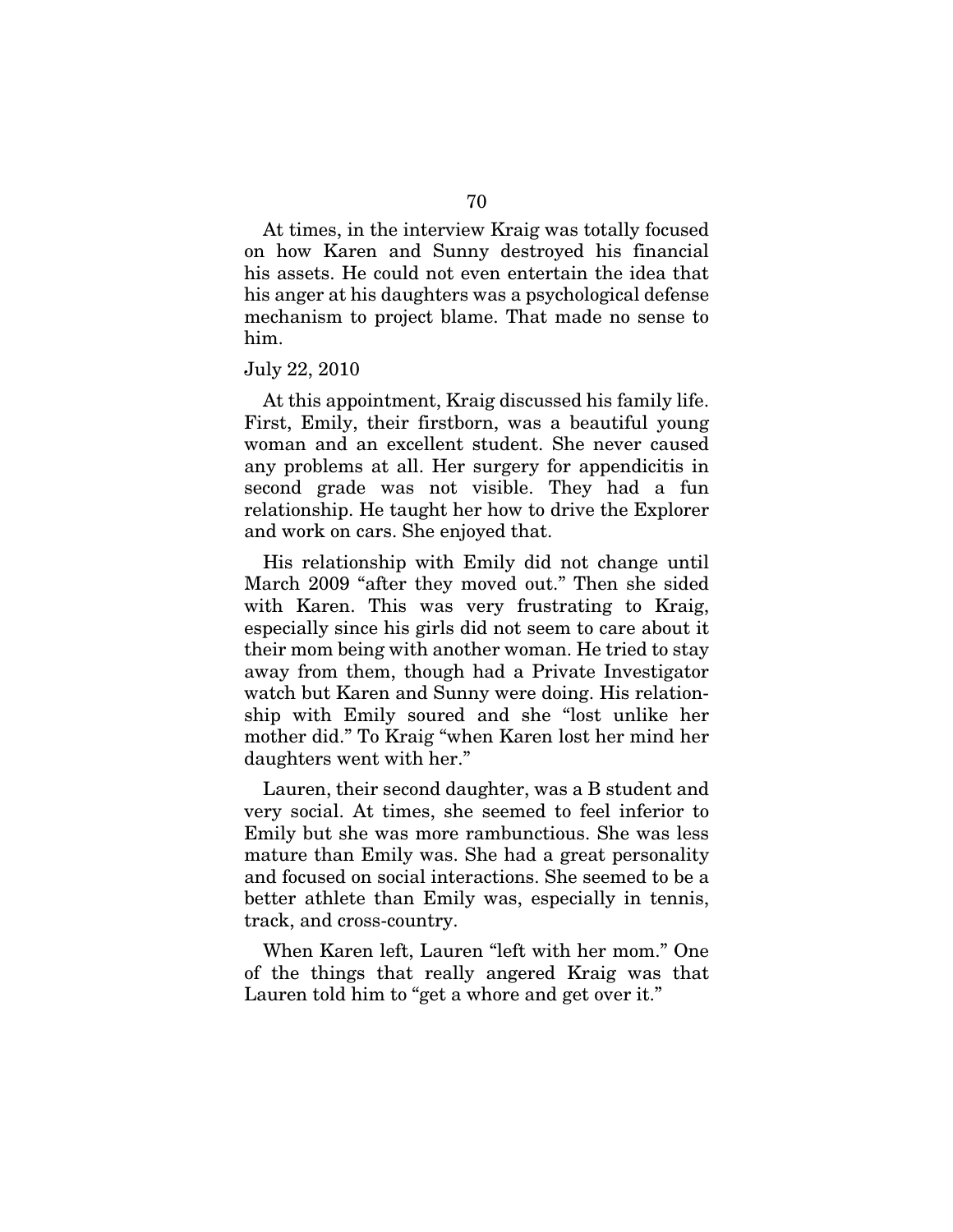At times, in the interview Kraig was totally focused on how Karen and Sunny destroyed his financial his assets. He could not even entertain the idea that his anger at his daughters was a psychological defense mechanism to project blame. That made no sense to him.

July 22, 2010

At this appointment, Kraig discussed his family life. First, Emily, their firstborn, was a beautiful young woman and an excellent student. She never caused any problems at all. Her surgery for appendicitis in second grade was not visible. They had a fun relationship. He taught her how to drive the Explorer and work on cars. She enjoyed that.

His relationship with Emily did not change until March 2009 "after they moved out." Then she sided with Karen. This was very frustrating to Kraig, especially since his girls did not seem to care about it their mom being with another woman. He tried to stay away from them, though had a Private Investigator watch but Karen and Sunny were doing. His relationship with Emily soured and she "lost unlike her mother did." To Kraig "when Karen lost her mind her daughters went with her."

Lauren, their second daughter, was a B student and very social. At times, she seemed to feel inferior to Emily but she was more rambunctious. She was less mature than Emily was. She had a great personality and focused on social interactions. She seemed to be a better athlete than Emily was, especially in tennis, track, and cross-country.

When Karen left, Lauren "left with her mom." One of the things that really angered Kraig was that Lauren told him to "get a whore and get over it."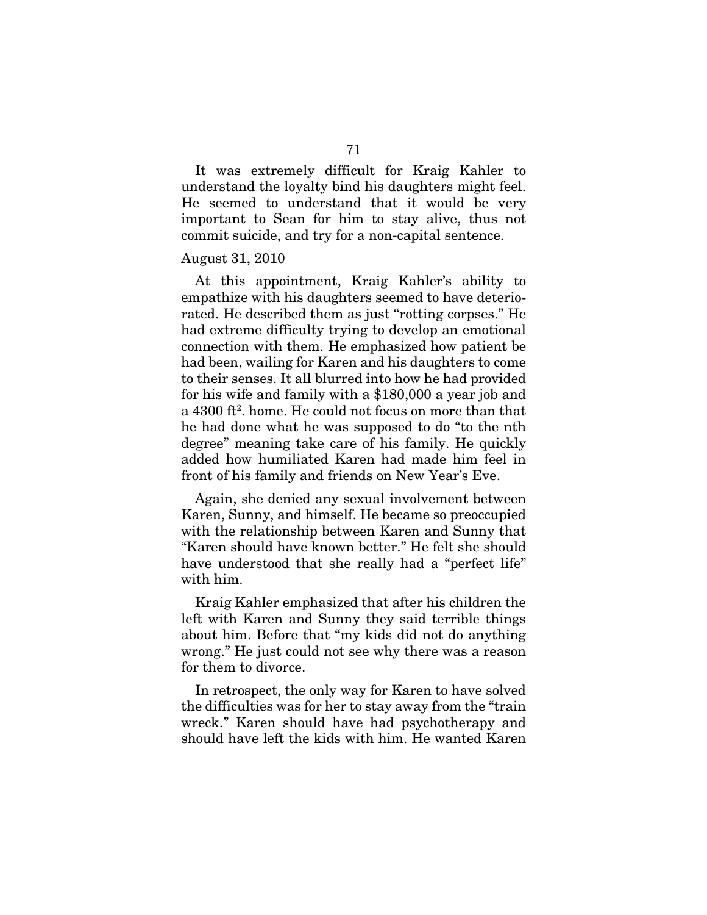It was extremely difficult for Kraig Kahler to understand the loyalty bind his daughters might feel. He seemed to understand that it would be very important to Sean for him to stay alive, thus not commit suicide, and try for a non-capital sentence.

August 31, 2010

At this appointment, Kraig Kahler's ability to empathize with his daughters seemed to have deteriorated. He described them as just "rotting corpses." He had extreme difficulty trying to develop an emotional connection with them. He emphasized how patient be had been, wailing for Karen and his daughters to come to their senses. It all blurred into how he had provided for his wife and family with a $180,000 a year job and a 4300 ft$^2$. home. He could not focus on more than that he had done what he was supposed to do "to the nth degree" meaning take care of his family. He quickly added how humiliated Karen had made him feel in front of his family and friends on New Year's Eve.

Again, she denied any sexual involvement between Karen, Sunny, and himself. He became so preoccupied with the relationship between Karen and Sunny that "Karen should have known better." He felt she should have understood that she really had a "perfect life" with him.

Kraig Kahler emphasized that after his children the left with Karen and Sunny they said terrible things about him. Before that "my kids did not do anything wrong." He just could not see why there was a reason for them to divorce.

In retrospect, the only way for Karen to have solved the difficulties was for her to stay away from the "train wreck." Karen should have had psychotherapy and should have left the kids with him. He wanted Karen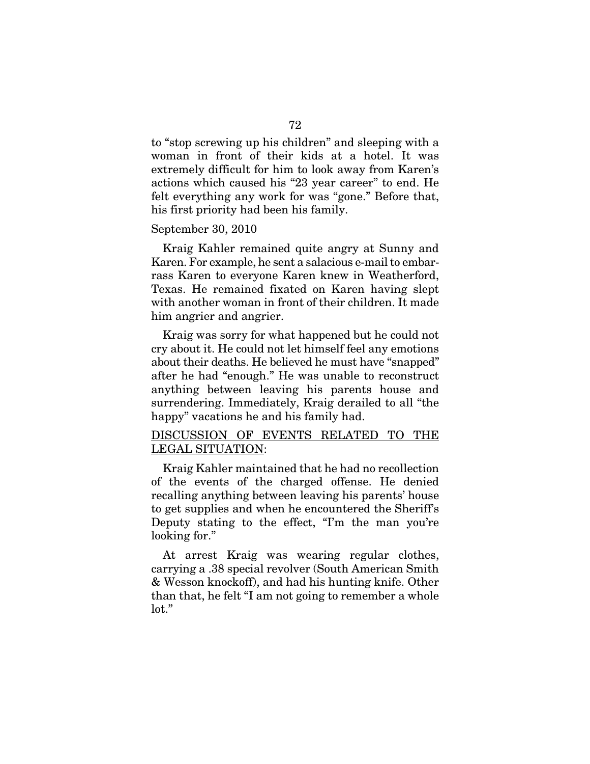to "stop screwing up his children" and sleeping with a woman in front of their kids at a hotel. It was extremely difficult for him to look away from Karen's actions which caused his "23 year career" to end. He felt everything any work for was "gone." Before that, his first priority had been his family.

September 30, 2010

Kraig Kahler remained quite angry at Sunny and Karen. For example, he sent a salacious e-mail to embarrass Karen to everyone Karen knew in Weatherford, Texas. He remained fixated on Karen having slept with another woman in front of their children. It made him angrier and angrier.

Kraig was sorry for what happened but he could not cry about it. He could not let himself feel any emotions about their deaths. He believed he must have "snapped" after he had "enough." He was unable to reconstruct anything between leaving his parents house and surrendering. Immediately, Kraig derailed to all "the happy" vacations he and his family had.

<u>DISCUSSION OF EVENTS RELATED TO THE LEGAL SITUATION</u>:

Kraig Kahler maintained that he had no recollection of the events of the charged offense. He denied recalling anything between leaving his parents' house to get supplies and when he encountered the Sheriff's Deputy stating to the effect, "I'm the man you're looking for."

At arrest Kraig was wearing regular clothes, carrying a .38 special revolver (South American Smith & Wesson knockoff), and had his hunting knife. Other than that, he felt "I am not going to remember a whole lot."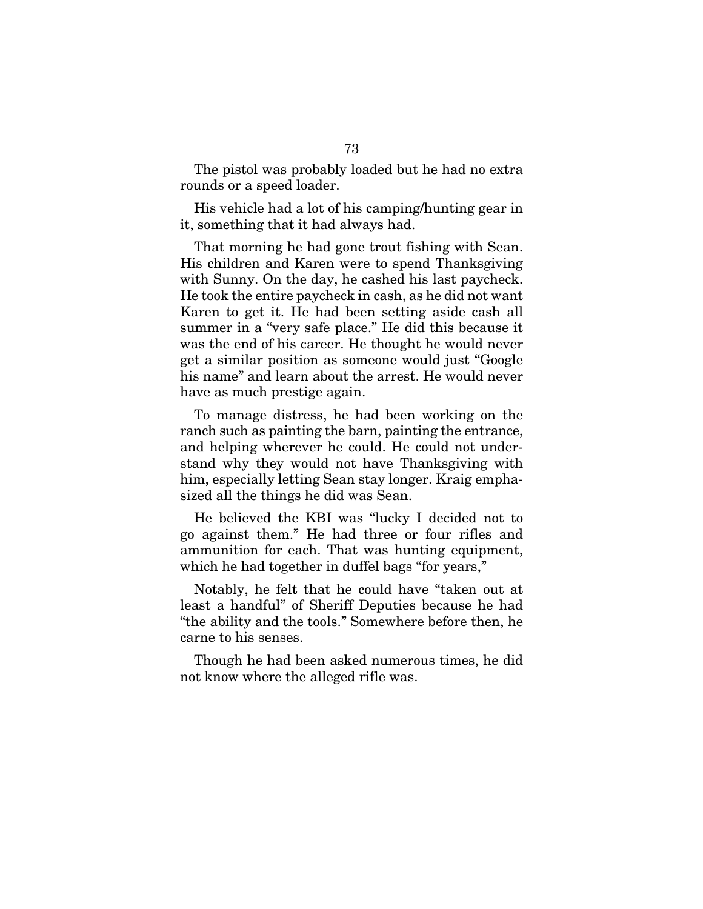The pistol was probably loaded but he had no extra rounds or a speed loader.

His vehicle had a lot of his camping/hunting gear in it, something that it had always had.

That morning he had gone trout fishing with Sean. His children and Karen were to spend Thanksgiving with Sunny. On the day, he cashed his last paycheck. He took the entire paycheck in cash, as he did not want Karen to get it. He had been setting aside cash all summer in a "very safe place." He did this because it was the end of his career. He thought he would never get a similar position as someone would just "Google his name" and learn about the arrest. He would never have as much prestige again.

To manage distress, he had been working on the ranch such as painting the barn, painting the entrance, and helping wherever he could. He could not understand why they would not have Thanksgiving with him, especially letting Sean stay longer. Kraig emphasized all the things he did was Sean.

He believed the KBI was "lucky I decided not to go against them." He had three or four rifles and ammunition for each. That was hunting equipment, which he had together in duffel bags "for years,"

Notably, he felt that he could have "taken out at least a handful" of Sheriff Deputies because he had "the ability and the tools." Somewhere before then, he carne to his senses.

Though he had been asked numerous times, he did not know where the alleged rifle was.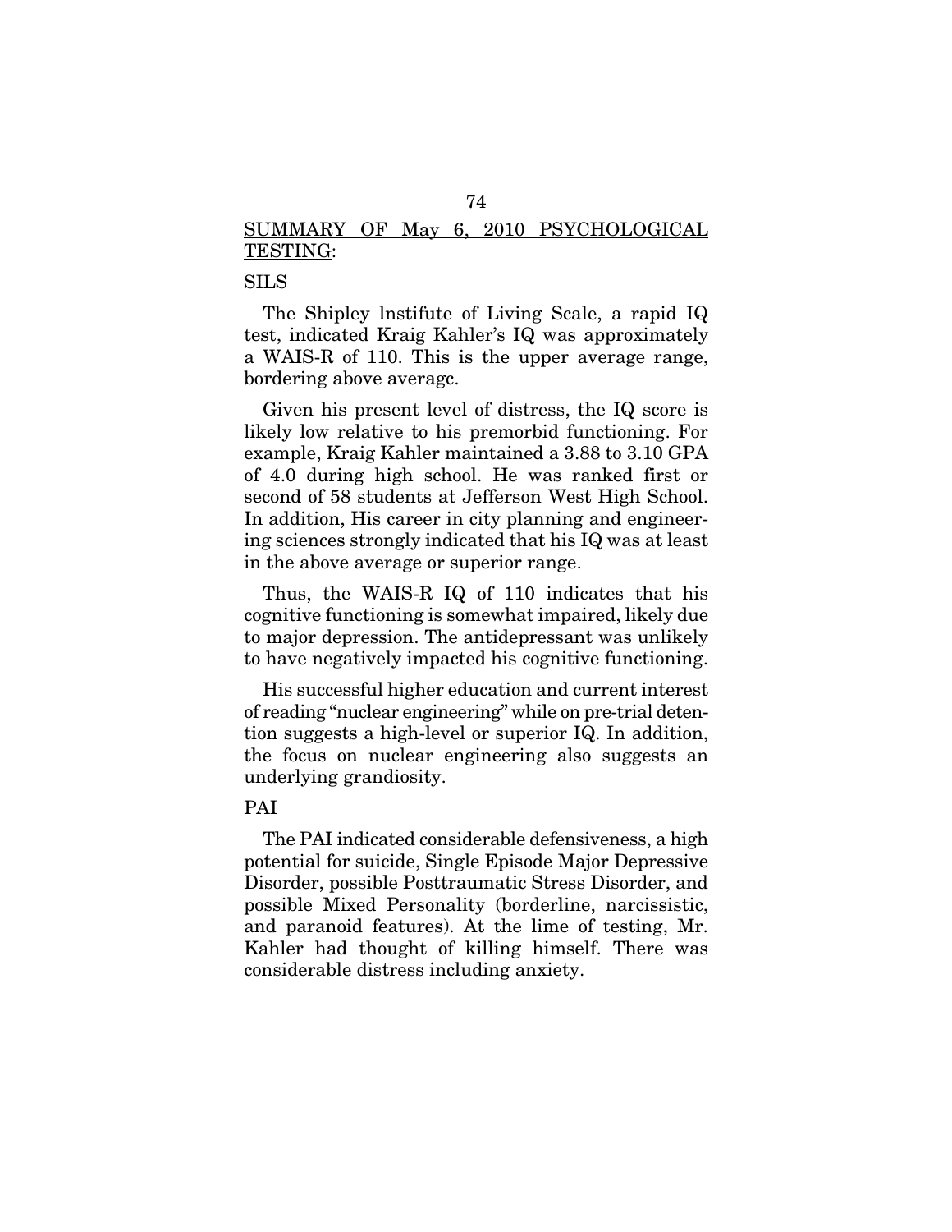<u>SUMMARY OF May 6, 2010 PSYCHOLOGICAL TESTING</u>:

SILS

The Shipley lnstifute of Living Scale, a rapid IQ test, indicated Kraig Kahler's IQ was approximately a WAIS-R of 110. This is the upper average range, bordering above averagc.

Given his present level of distress, the IQ score is likely low relative to his premorbid functioning. For example, Kraig Kahler maintained a 3.88 to 3.10 GPA of 4.0 during high school. He was ranked first or second of 58 students at Jefferson West High School. In addition, His career in city planning and engineering sciences strongly indicated that his IQ was at least in the above average or superior range.

Thus, the WAIS-R IQ of 110 indicates that his cognitive functioning is somewhat impaired, likely due to major depression. The antidepressant was unlikely to have negatively impacted his cognitive functioning.

His successful higher education and current interest of reading "nuclear engineering" while on pre-trial detention suggests a high-level or superior IQ. In addition, the focus on nuclear engineering also suggests an underlying grandiosity.

PAI

The PAI indicated considerable defensiveness, a high potential for suicide, Single Episode Major Depressive Disorder, possible Posttraumatic Stress Disorder, and possible Mixed Personality (borderline, narcissistic, and paranoid features). At the lime of testing, Mr. Kahler had thought of killing himself. There was considerable distress including anxiety.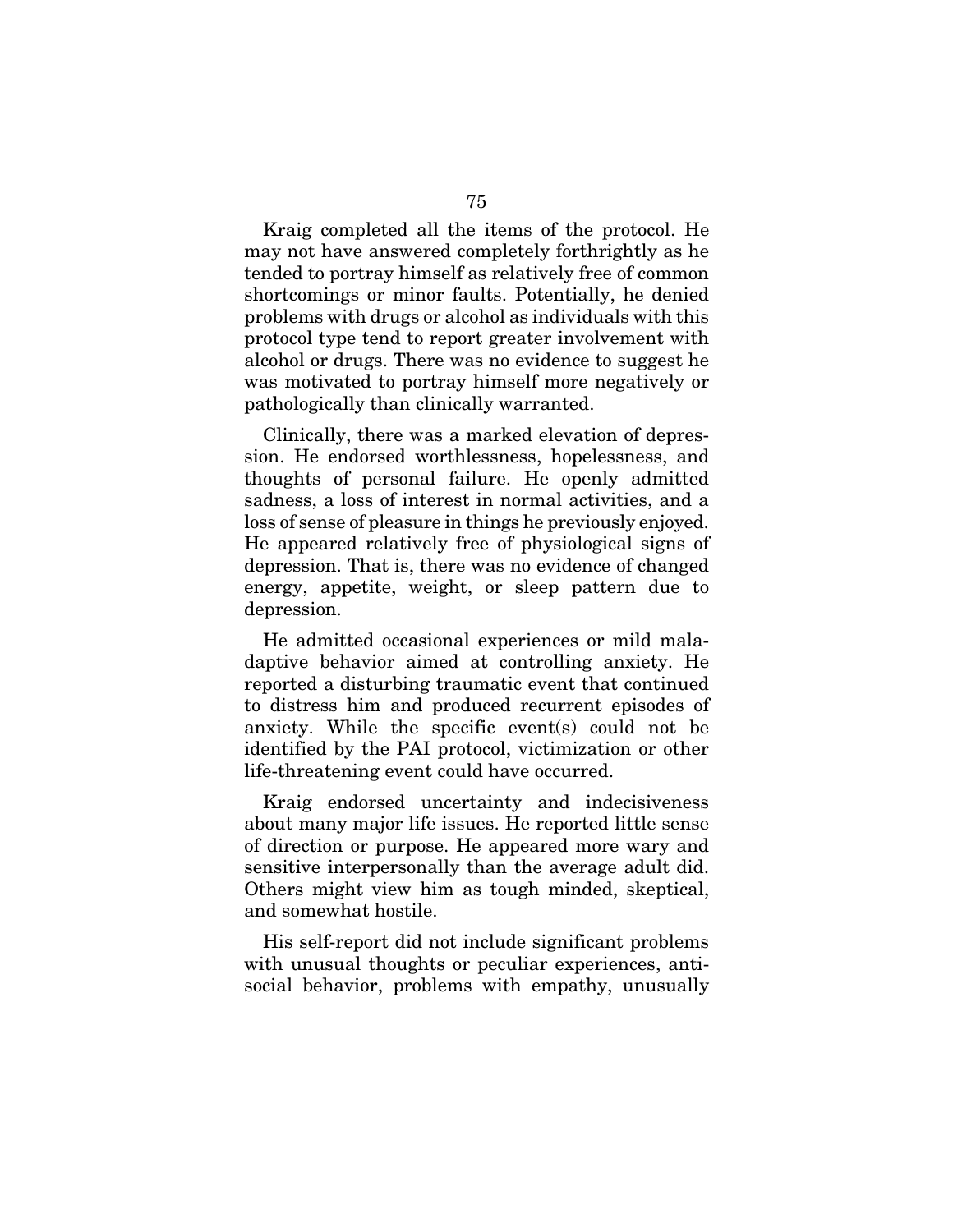Kraig completed all the items of the protocol. He may not have answered completely forthrightly as he tended to portray himself as relatively free of common shortcomings or minor faults. Potentially, he denied problems with drugs or alcohol as individuals with this protocol type tend to report greater involvement with alcohol or drugs. There was no evidence to suggest he was motivated to portray himself more negatively or pathologically than clinically warranted.

Clinically, there was a marked elevation of depression. He endorsed worthlessness, hopelessness, and thoughts of personal failure. He openly admitted sadness, a loss of interest in normal activities, and a loss of sense of pleasure in things he previously enjoyed. He appeared relatively free of physiological signs of depression. That is, there was no evidence of changed energy, appetite, weight, or sleep pattern due to depression.

He admitted occasional experiences or mild maladaptive behavior aimed at controlling anxiety. He reported a disturbing traumatic event that continued to distress him and produced recurrent episodes of anxiety. While the specific event(s) could not be identified by the PAI protocol, victimization or other life-threatening event could have occurred.

Kraig endorsed uncertainty and indecisiveness about many major life issues. He reported little sense of direction or purpose. He appeared more wary and sensitive interpersonally than the average adult did. Others might view him as tough minded, skeptical, and somewhat hostile.

His self-report did not include significant problems with unusual thoughts or peculiar experiences, antisocial behavior, problems with empathy, unusually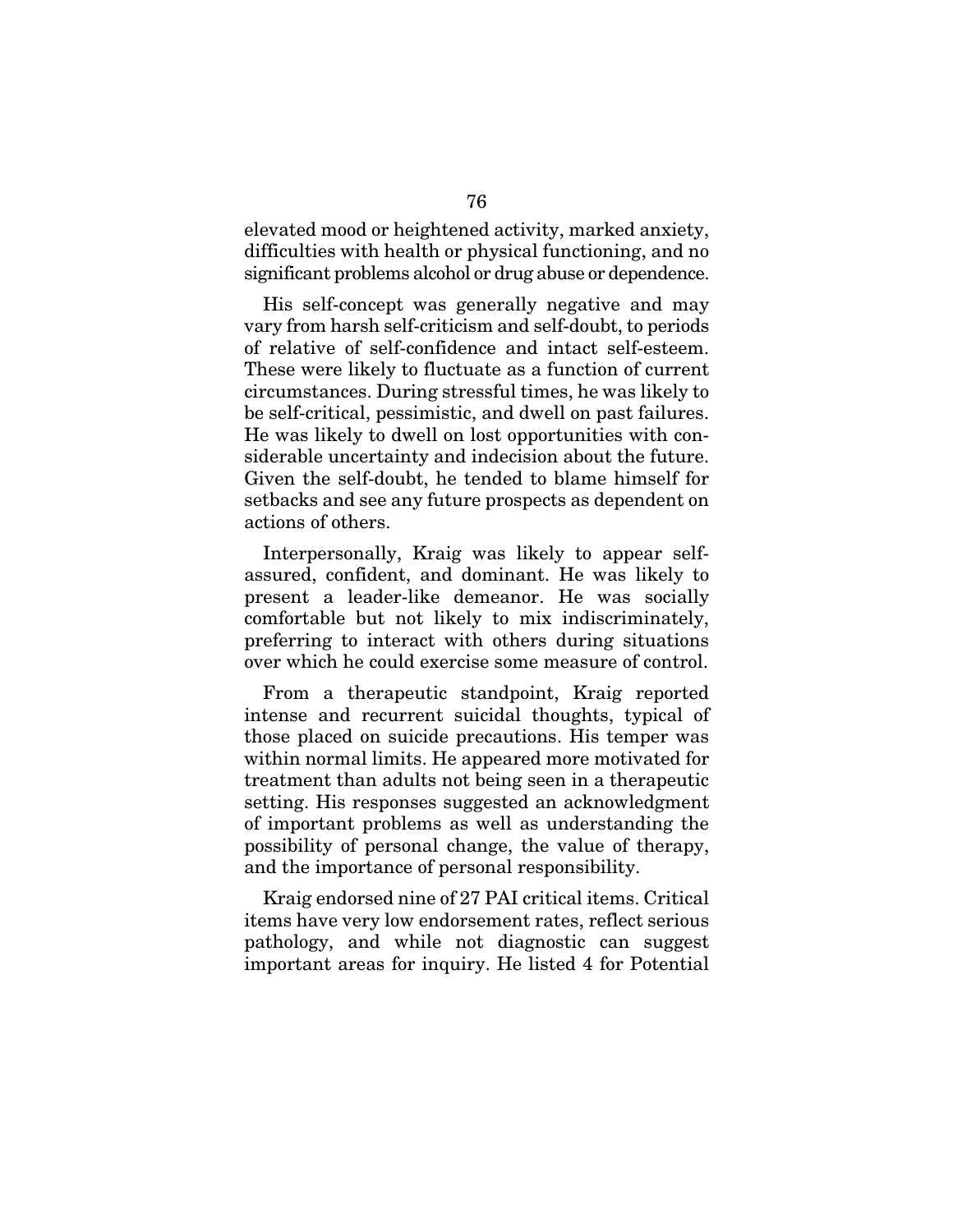elevated mood or heightened activity, marked anxiety, difficulties with health or physical functioning, and no significant problems alcohol or drug abuse or dependence.

His self-concept was generally negative and may vary from harsh self-criticism and self-doubt, to periods of relative of self-confidence and intact self-esteem. These were likely to fluctuate as a function of current circumstances. During stressful times, he was likely to be self-critical, pessimistic, and dwell on past failures. He was likely to dwell on lost opportunities with considerable uncertainty and indecision about the future. Given the self-doubt, he tended to blame himself for setbacks and see any future prospects as dependent on actions of others.

Interpersonally, Kraig was likely to appear self-assured, confident, and dominant. He was likely to present a leader-like demeanor. He was socially comfortable but not likely to mix indiscriminately, preferring to interact with others during situations over which he could exercise some measure of control.

From a therapeutic standpoint, Kraig reported intense and recurrent suicidal thoughts, typical of those placed on suicide precautions. His temper was within normal limits. He appeared more motivated for treatment than adults not being seen in a therapeutic setting. His responses suggested an acknowledgment of important problems as well as understanding the possibility of personal change, the value of therapy, and the importance of personal responsibility.

Kraig endorsed nine of 27 PAI critical items. Critical items have very low endorsement rates, reflect serious pathology, and while not diagnostic can suggest important areas for inquiry. He listed 4 for Potential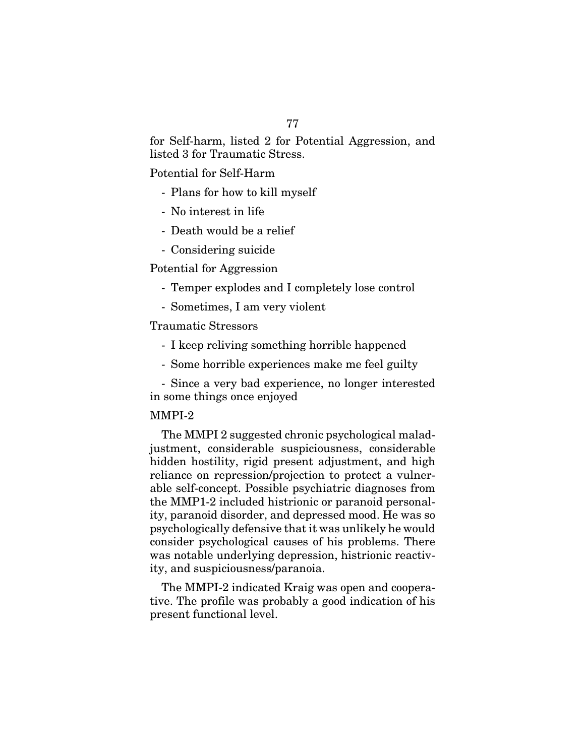for Self-harm, listed 2 for Potential Aggression, and listed 3 for Traumatic Stress.

Potential for Self-Harm

- Plans for how to kill myself
- No interest in life
- Death would be a relief
- Considering suicide

Potential for Aggression

- Temper explodes and I completely lose control
- Sometimes, I am very violent

Traumatic Stressors

- I keep reliving something horrible happened
- Some horrible experiences make me feel guilty
- Since a very bad experience, no longer interested in some things once enjoyed

MMPI-2

The MMPI 2 suggested chronic psychological maladjustment, considerable suspiciousness, considerable hidden hostility, rigid present adjustment, and high reliance on repression/projection to protect a vulnerable self-concept. Possible psychiatric diagnoses from the MMP1-2 included histrionic or paranoid personality, paranoid disorder, and depressed mood. He was so psychologically defensive that it was unlikely he would consider psychological causes of his problems. There was notable underlying depression, histrionic reactivity, and suspiciousness/paranoia.

The MMPI-2 indicated Kraig was open and cooperative. The profile was probably a good indication of his present functional level.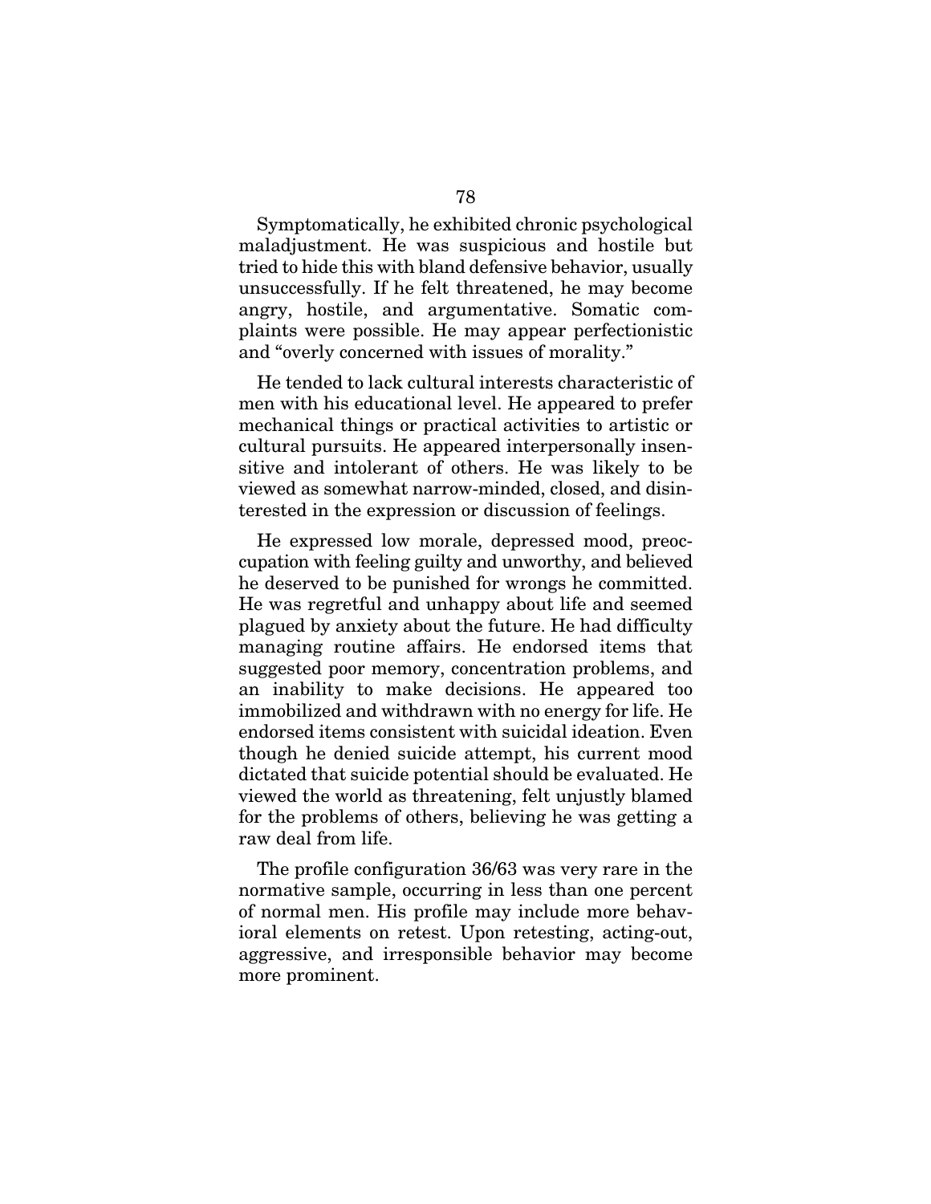Symptomatically, he exhibited chronic psychological maladjustment. He was suspicious and hostile but tried to hide this with bland defensive behavior, usually unsuccessfully. If he felt threatened, he may become angry, hostile, and argumentative. Somatic complaints were possible. He may appear perfectionistic and "overly concerned with issues of morality."

He tended to lack cultural interests characteristic of men with his educational level. He appeared to prefer mechanical things or practical activities to artistic or cultural pursuits. He appeared interpersonally insensitive and intolerant of others. He was likely to be viewed as somewhat narrow-minded, closed, and disinterested in the expression or discussion of feelings.

He expressed low morale, depressed mood, preoccupation with feeling guilty and unworthy, and believed he deserved to be punished for wrongs he committed. He was regretful and unhappy about life and seemed plagued by anxiety about the future. He had difficulty managing routine affairs. He endorsed items that suggested poor memory, concentration problems, and an inability to make decisions. He appeared too immobilized and withdrawn with no energy for life. He endorsed items consistent with suicidal ideation. Even though he denied suicide attempt, his current mood dictated that suicide potential should be evaluated. He viewed the world as threatening, felt unjustly blamed for the problems of others, believing he was getting a raw deal from life.

The profile configuration 36/63 was very rare in the normative sample, occurring in less than one percent of normal men. His profile may include more behavioral elements on retest. Upon retesting, acting-out, aggressive, and irresponsible behavior may become more prominent.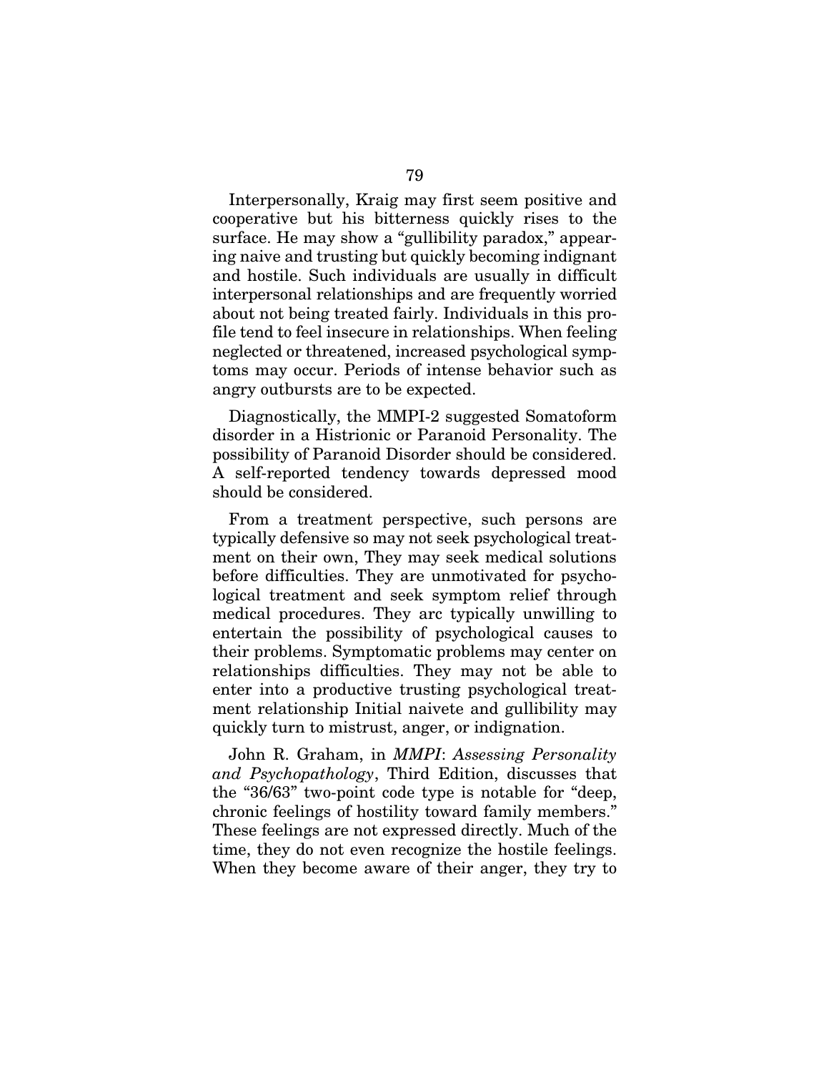Interpersonally, Kraig may first seem positive and cooperative but his bitterness quickly rises to the surface. He may show a "gullibility paradox," appearing naive and trusting but quickly becoming indignant and hostile. Such individuals are usually in difficult interpersonal relationships and are frequently worried about not being treated fairly. Individuals in this profile tend to feel insecure in relationships. When feeling neglected or threatened, increased psychological symptoms may occur. Periods of intense behavior such as angry outbursts are to be expected.

Diagnostically, the MMPI-2 suggested Somatoform disorder in a Histrionic or Paranoid Personality. The possibility of Paranoid Disorder should be considered. A self-reported tendency towards depressed mood should be considered.

From a treatment perspective, such persons are typically defensive so may not seek psychological treatment on their own, They may seek medical solutions before difficulties. They are unmotivated for psychological treatment and seek symptom relief through medical procedures. They arc typically unwilling to entertain the possibility of psychological causes to their problems. Symptomatic problems may center on relationships difficulties. They may not be able to enter into a productive trusting psychological treatment relationship Initial naivete and gullibility may quickly turn to mistrust, anger, or indignation.

John R. Graham, in *MMPI*: *Assessing Personality and Psychopathology*, Third Edition, discusses that the "36/63" two-point code type is notable for "deep, chronic feelings of hostility toward family members." These feelings are not expressed directly. Much of the time, they do not even recognize the hostile feelings. When they become aware of their anger, they try to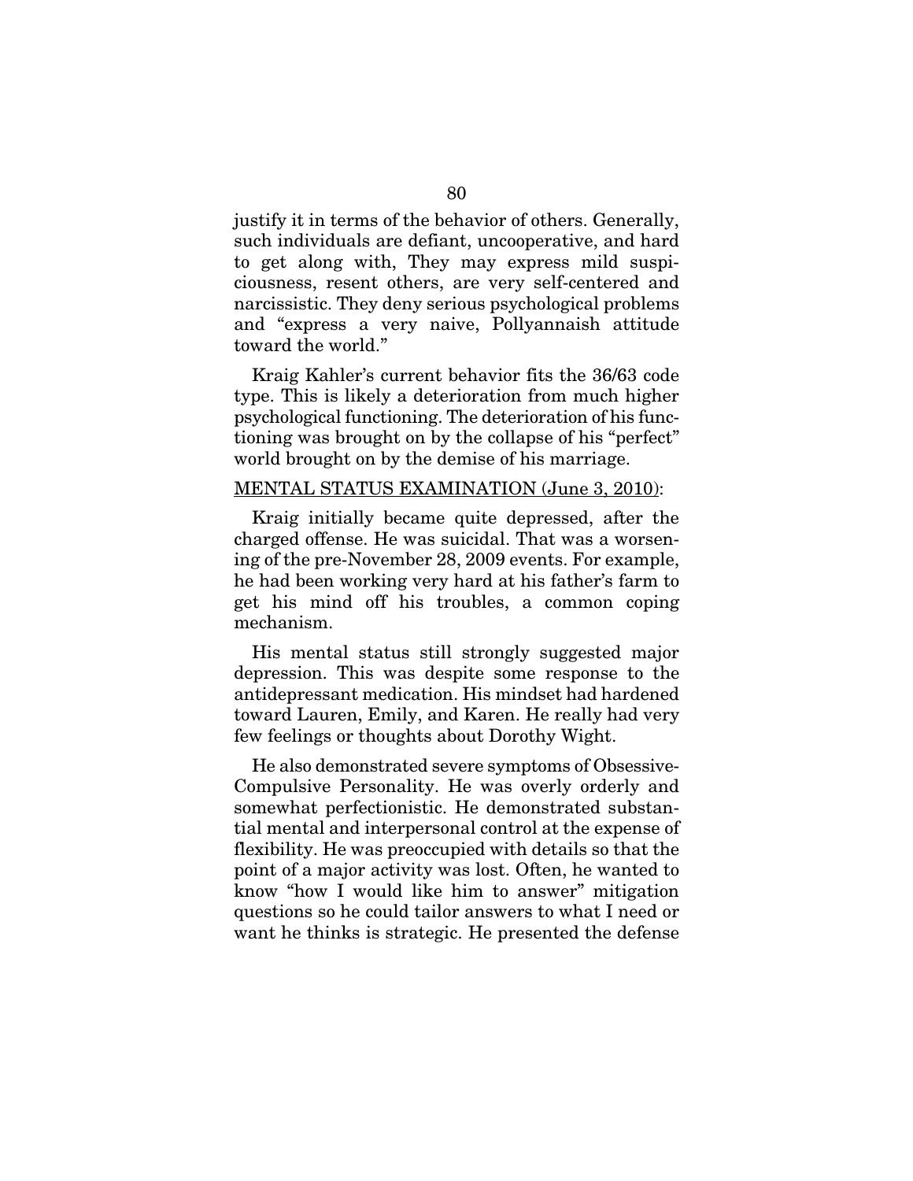justify it in terms of the behavior of others. Generally, such individuals are defiant, uncooperative, and hard to get along with, They may express mild suspiciousness, resent others, are very self-centered and narcissistic. They deny serious psychological problems and "express a very naive, Pollyannaish attitude toward the world."

Kraig Kahler's current behavior fits the 36/63 code type. This is likely a deterioration from much higher psychological functioning. The deterioration of his functioning was brought on by the collapse of his "perfect" world brought on by the demise of his marriage.

<u>MENTAL STATUS EXAMINATION (June 3, 2010)</u>:

Kraig initially became quite depressed, after the charged offense. He was suicidal. That was a worsening of the pre-November 28, 2009 events. For example, he had been working very hard at his father's farm to get his mind off his troubles, a common coping mechanism.

His mental status still strongly suggested major depression. This was despite some response to the antidepressant medication. His mindset had hardened toward Lauren, Emily, and Karen. He really had very few feelings or thoughts about Dorothy Wight.

He also demonstrated severe symptoms of Obsessive-Compulsive Personality. He was overly orderly and somewhat perfectionistic. He demonstrated substantial mental and interpersonal control at the expense of flexibility. He was preoccupied with details so that the point of a major activity was lost. Often, he wanted to know "how I would like him to answer" mitigation questions so he could tailor answers to what I need or want he thinks is strategic. He presented the defense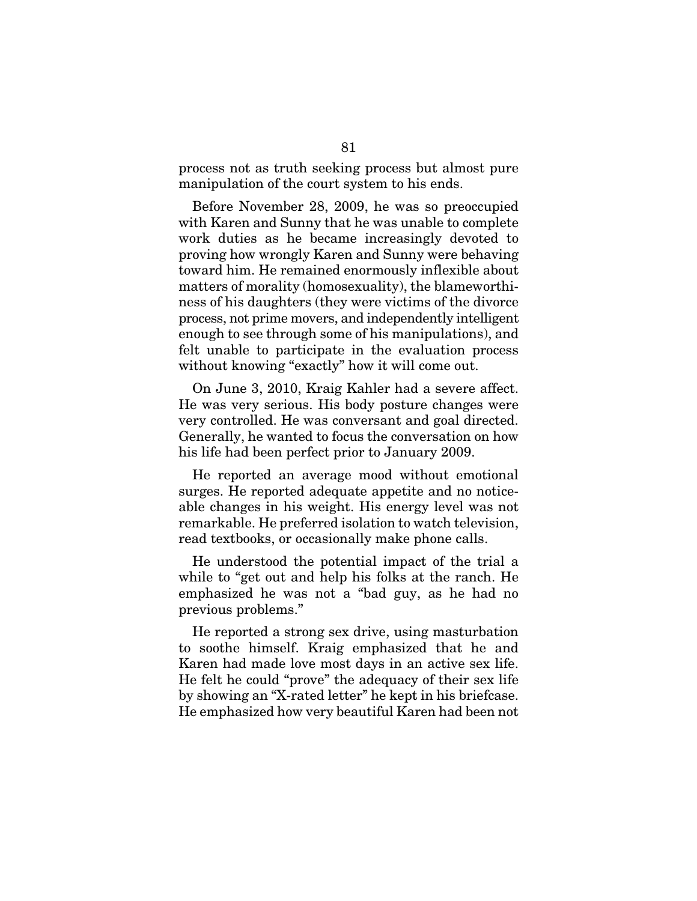process not as truth seeking process but almost pure manipulation of the court system to his ends.

Before November 28, 2009, he was so preoccupied with Karen and Sunny that he was unable to complete work duties as he became increasingly devoted to proving how wrongly Karen and Sunny were behaving toward him. He remained enormously inflexible about matters of morality (homosexuality), the blameworthiness of his daughters (they were victims of the divorce process, not prime movers, and independently intelligent enough to see through some of his manipulations), and felt unable to participate in the evaluation process without knowing "exactly" how it will come out.

On June 3, 2010, Kraig Kahler had a severe affect. He was very serious. His body posture changes were very controlled. He was conversant and goal directed. Generally, he wanted to focus the conversation on how his life had been perfect prior to January 2009.

He reported an average mood without emotional surges. He reported adequate appetite and no noticeable changes in his weight. His energy level was not remarkable. He preferred isolation to watch television, read textbooks, or occasionally make phone calls.

He understood the potential impact of the trial a while to "get out and help his folks at the ranch. He emphasized he was not a "bad guy, as he had no previous problems."

He reported a strong sex drive, using masturbation to soothe himself. Kraig emphasized that he and Karen had made love most days in an active sex life. He felt he could "prove" the adequacy of their sex life by showing an "X-rated letter" he kept in his briefcase. He emphasized how very beautiful Karen had been not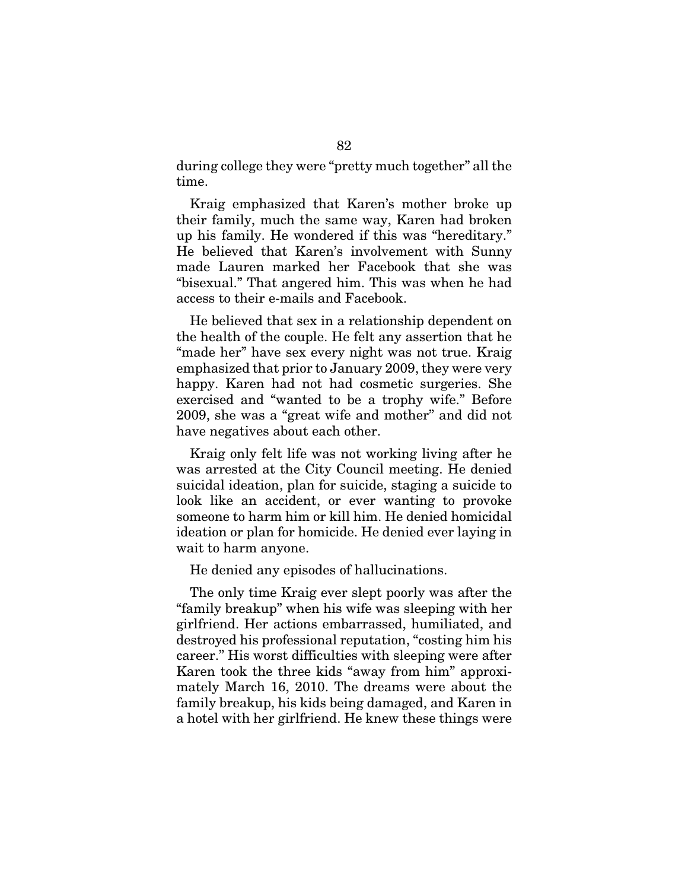during college they were "pretty much together" all the time.

Kraig emphasized that Karen's mother broke up their family, much the same way, Karen had broken up his family. He wondered if this was "hereditary." He believed that Karen's involvement with Sunny made Lauren marked her Facebook that she was "bisexual." That angered him. This was when he had access to their e-mails and Facebook.

He believed that sex in a relationship dependent on the health of the couple. He felt any assertion that he "made her" have sex every night was not true. Kraig emphasized that prior to January 2009, they were very happy. Karen had not had cosmetic surgeries. She exercised and "wanted to be a trophy wife." Before 2009, she was a "great wife and mother" and did not have negatives about each other.

Kraig only felt life was not working living after he was arrested at the City Council meeting. He denied suicidal ideation, plan for suicide, staging a suicide to look like an accident, or ever wanting to provoke someone to harm him or kill him. He denied homicidal ideation or plan for homicide. He denied ever laying in wait to harm anyone.

He denied any episodes of hallucinations.

The only time Kraig ever slept poorly was after the "family breakup" when his wife was sleeping with her girlfriend. Her actions embarrassed, humiliated, and destroyed his professional reputation, "costing him his career." His worst difficulties with sleeping were after Karen took the three kids "away from him" approximately March 16, 2010. The dreams were about the family breakup, his kids being damaged, and Karen in a hotel with her girlfriend. He knew these things were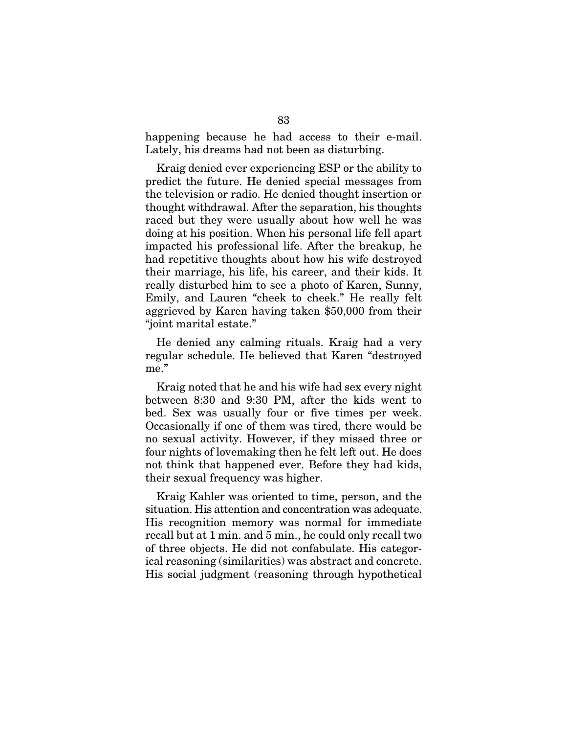happening because he had access to their e-mail. Lately, his dreams had not been as disturbing.

Kraig denied ever experiencing ESP or the ability to predict the future. He denied special messages from the television or radio. He denied thought insertion or thought withdrawal. After the separation, his thoughts raced but they were usually about how well he was doing at his position. When his personal life fell apart impacted his professional life. After the breakup, he had repetitive thoughts about how his wife destroyed their marriage, his life, his career, and their kids. It really disturbed him to see a photo of Karen, Sunny, Emily, and Lauren "cheek to cheek." He really felt aggrieved by Karen having taken $50,000 from their "joint marital estate."

He denied any calming rituals. Kraig had a very regular schedule. He believed that Karen "destroyed me."

Kraig noted that he and his wife had sex every night between 8:30 and 9:30 PM, after the kids went to bed. Sex was usually four or five times per week. Occasionally if one of them was tired, there would be no sexual activity. However, if they missed three or four nights of lovemaking then he felt left out. He does not think that happened ever. Before they had kids, their sexual frequency was higher.

Kraig Kahler was oriented to time, person, and the situation. His attention and concentration was adequate. His recognition memory was normal for immediate recall but at 1 min. and 5 min., he could only recall two of three objects. He did not confabulate. His categorical reasoning (similarities) was abstract and concrete. His social judgment (reasoning through hypothetical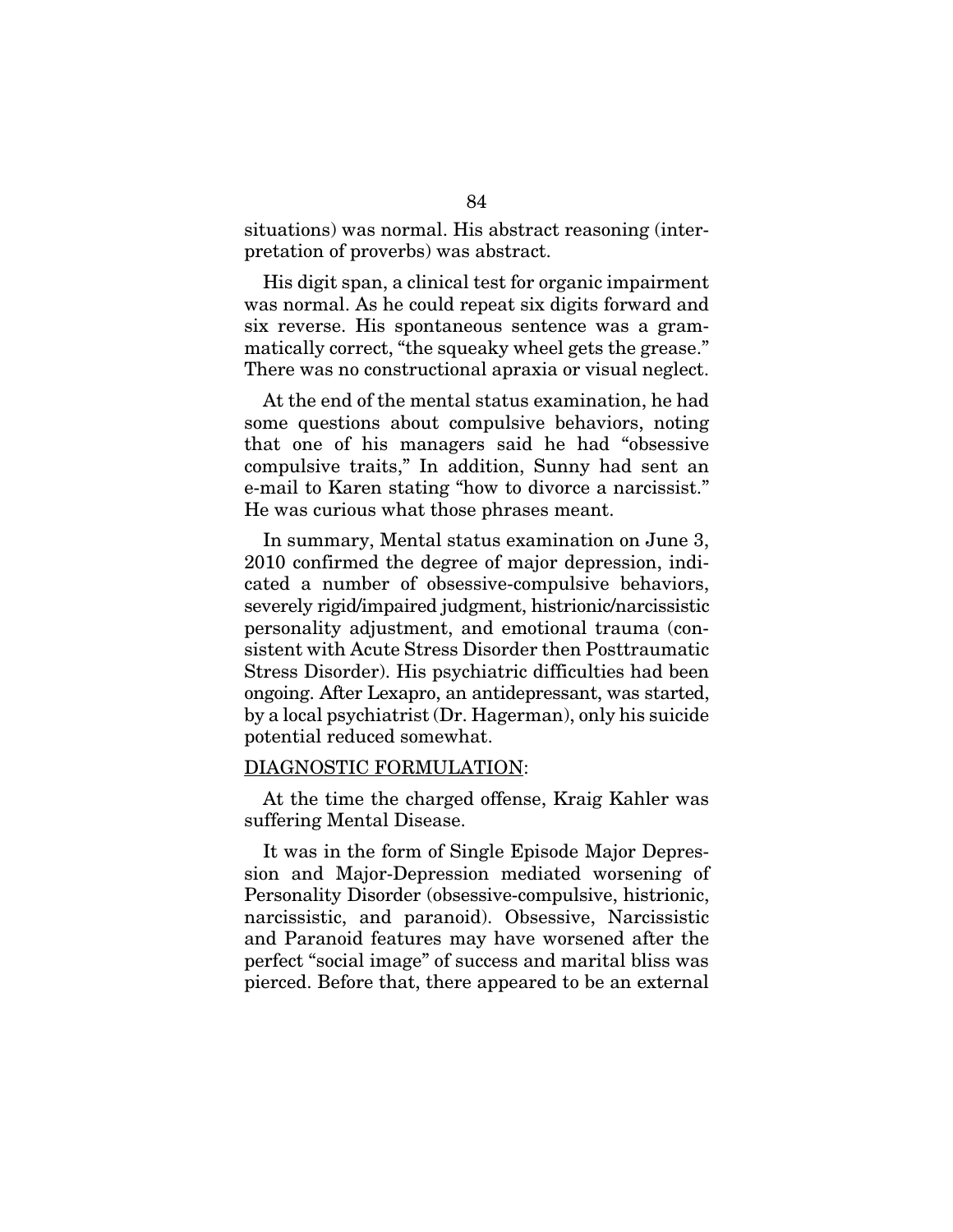situations) was normal. His abstract reasoning (interpretation of proverbs) was abstract.

His digit span, a clinical test for organic impairment was normal. As he could repeat six digits forward and six reverse. His spontaneous sentence was a grammatically correct, "the squeaky wheel gets the grease." There was no constructional apraxia or visual neglect.

At the end of the mental status examination, he had some questions about compulsive behaviors, noting that one of his managers said he had "obsessive compulsive traits," In addition, Sunny had sent an e-mail to Karen stating "how to divorce a narcissist." He was curious what those phrases meant.

In summary, Mental status examination on June 3, 2010 confirmed the degree of major depression, indicated a number of obsessive-compulsive behaviors, severely rigid/impaired judgment, histrionic/narcissistic personality adjustment, and emotional trauma (consistent with Acute Stress Disorder then Posttraumatic Stress Disorder). His psychiatric difficulties had been ongoing. After Lexapro, an antidepressant, was started, by a local psychiatrist (Dr. Hagerman), only his suicide potential reduced somewhat.

DIAGNOSTIC FORMULATION:

At the time the charged offense, Kraig Kahler was suffering Mental Disease.

It was in the form of Single Episode Major Depression and Major-Depression mediated worsening of Personality Disorder (obsessive-compulsive, histrionic, narcissistic, and paranoid). Obsessive, Narcissistic and Paranoid features may have worsened after the perfect "social image" of success and marital bliss was pierced. Before that, there appeared to be an external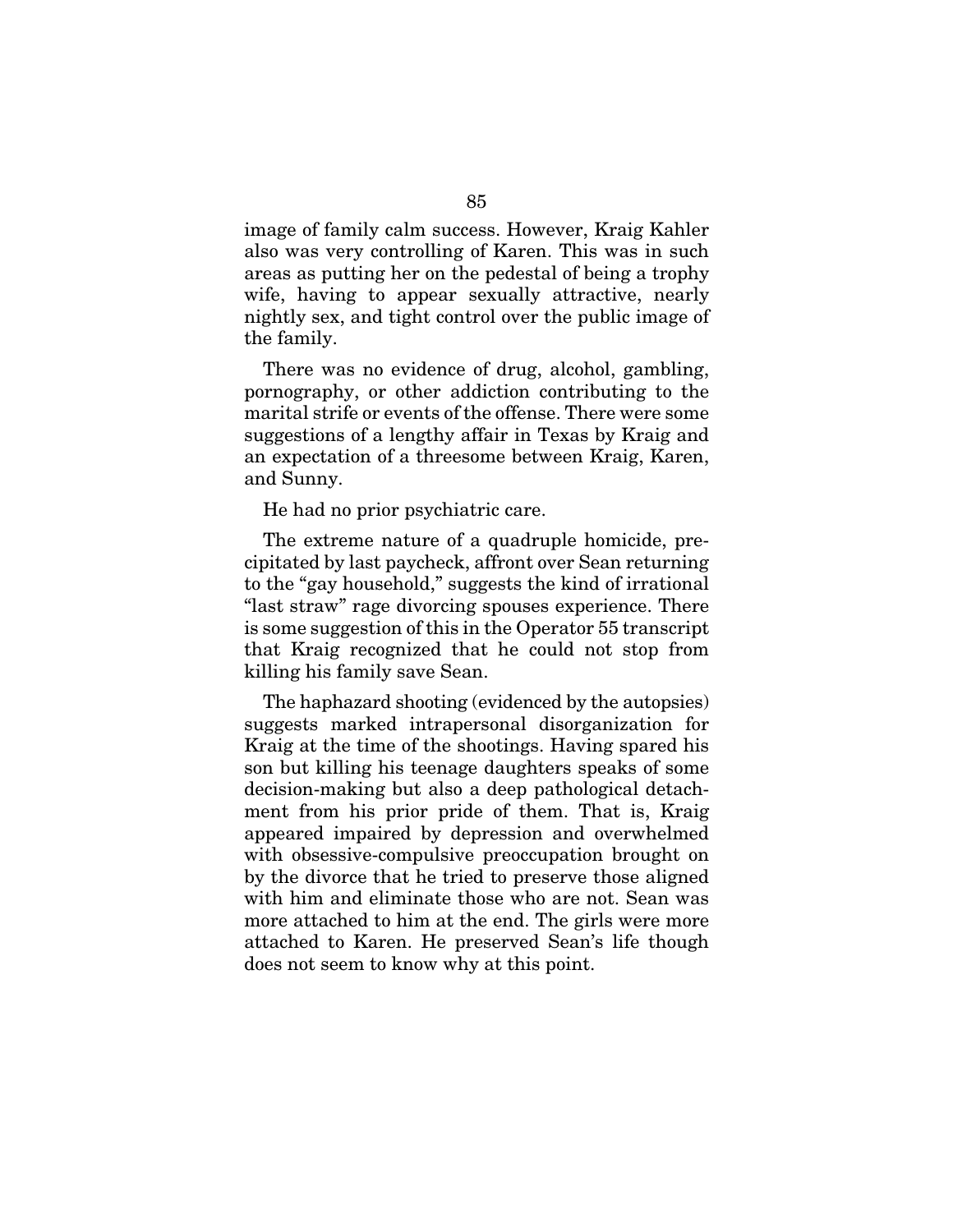image of family calm success. However, Kraig Kahler also was very controlling of Karen. This was in such areas as putting her on the pedestal of being a trophy wife, having to appear sexually attractive, nearly nightly sex, and tight control over the public image of the family.

There was no evidence of drug, alcohol, gambling, pornography, or other addiction contributing to the marital strife or events of the offense. There were some suggestions of a lengthy affair in Texas by Kraig and an expectation of a threesome between Kraig, Karen, and Sunny.

He had no prior psychiatric care.

The extreme nature of a quadruple homicide, precipitated by last paycheck, affront over Sean returning to the "gay household," suggests the kind of irrational "last straw" rage divorcing spouses experience. There is some suggestion of this in the Operator 55 transcript that Kraig recognized that he could not stop from killing his family save Sean.

The haphazard shooting (evidenced by the autopsies) suggests marked intrapersonal disorganization for Kraig at the time of the shootings. Having spared his son but killing his teenage daughters speaks of some decision-making but also a deep pathological detachment from his prior pride of them. That is, Kraig appeared impaired by depression and overwhelmed with obsessive-compulsive preoccupation brought on by the divorce that he tried to preserve those aligned with him and eliminate those who are not. Sean was more attached to him at the end. The girls were more attached to Karen. He preserved Sean's life though does not seem to know why at this point.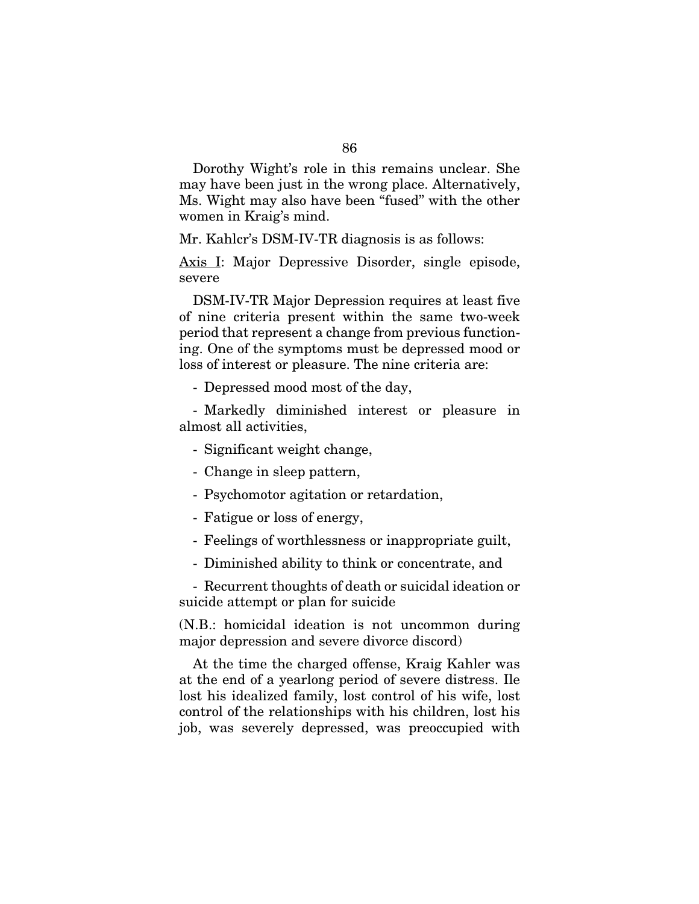Dorothy Wight's role in this remains unclear. She may have been just in the wrong place. Alternatively, Ms. Wight may also have been "fused" with the other women in Kraig's mind.

Mr. Kahlcr's DSM-IV-TR diagnosis is as follows:

<u>Axis I</u>: Major Depressive Disorder, single episode, severe

DSM-IV-TR Major Depression requires at least five of nine criteria present within the same two-week period that represent a change from previous functioning. One of the symptoms must be depressed mood or loss of interest or pleasure. The nine criteria are:

- Depressed mood most of the day,
- Markedly diminished interest or pleasure in almost all activities,
- Significant weight change,
- Change in sleep pattern,
- Psychomotor agitation or retardation,
- Fatigue or loss of energy,
- Feelings of worthlessness or inappropriate guilt,
- Diminished ability to think or concentrate, and
- Recurrent thoughts of death or suicidal ideation or suicide attempt or plan for suicide

(N.B.: homicidal ideation is not uncommon during major depression and severe divorce discord)

At the time the charged offense, Kraig Kahler was at the end of a yearlong period of severe distress. Ile lost his idealized family, lost control of his wife, lost control of the relationships with his children, lost his job, was severely depressed, was preoccupied with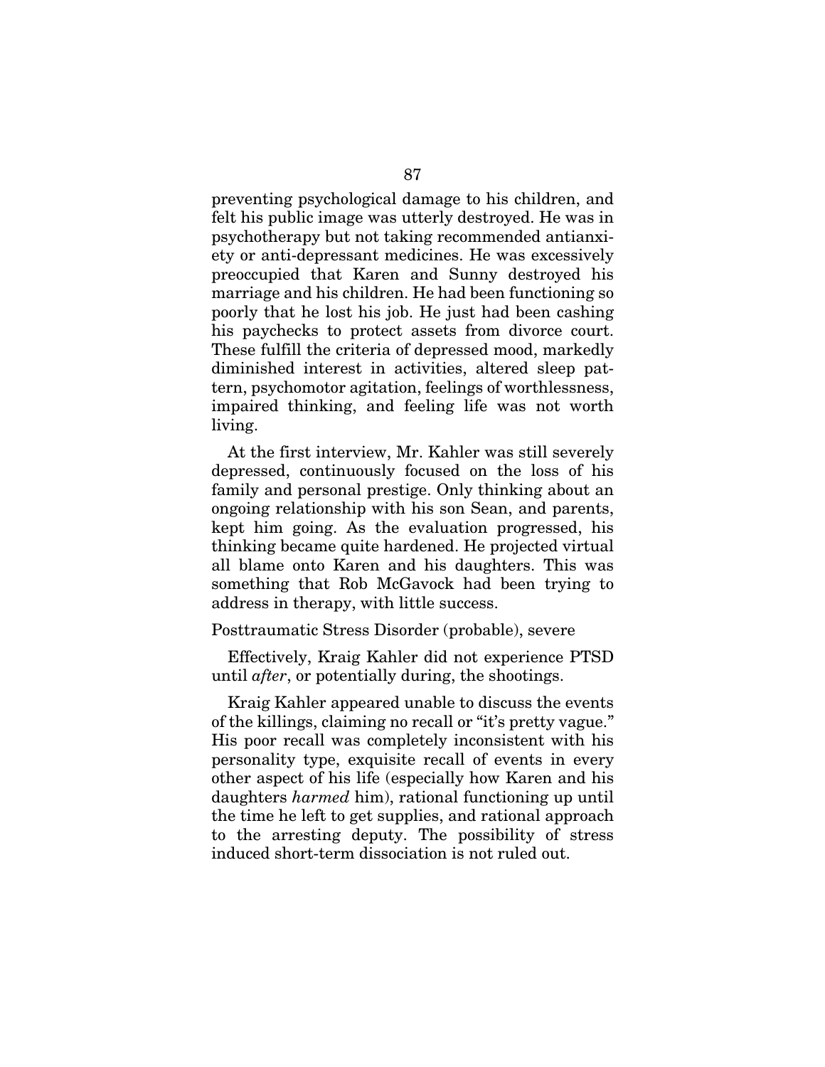preventing psychological damage to his children, and felt his public image was utterly destroyed. He was in psychotherapy but not taking recommended antianxiety or anti-depressant medicines. He was excessively preoccupied that Karen and Sunny destroyed his marriage and his children. He had been functioning so poorly that he lost his job. He just had been cashing his paychecks to protect assets from divorce court. These fulfill the criteria of depressed mood, markedly diminished interest in activities, altered sleep pattern, psychomotor agitation, feelings of worthlessness, impaired thinking, and feeling life was not worth living.

At the first interview, Mr. Kahler was still severely depressed, continuously focused on the loss of his family and personal prestige. Only thinking about an ongoing relationship with his son Sean, and parents, kept him going. As the evaluation progressed, his thinking became quite hardened. He projected virtual all blame onto Karen and his daughters. This was something that Rob McGavock had been trying to address in therapy, with little success.

Posttraumatic Stress Disorder (probable), severe

Effectively, Kraig Kahler did not experience PTSD until *after*, or potentially during, the shootings.

Kraig Kahler appeared unable to discuss the events of the killings, claiming no recall or "it's pretty vague." His poor recall was completely inconsistent with his personality type, exquisite recall of events in every other aspect of his life (especially how Karen and his daughters *harmed* him), rational functioning up until the time he left to get supplies, and rational approach to the arresting deputy. The possibility of stress induced short-term dissociation is not ruled out.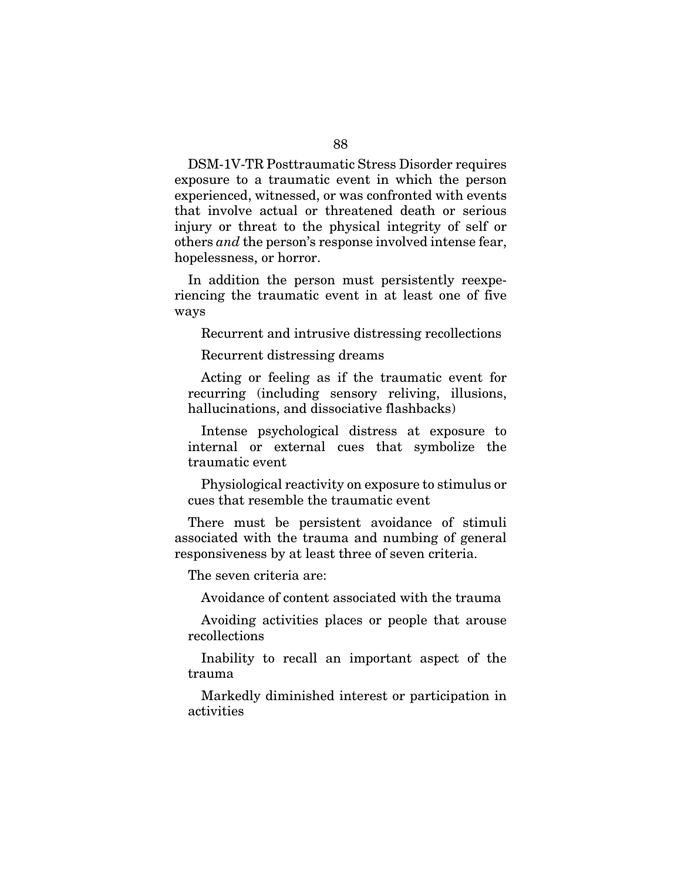DSM-1V-TR Posttraumatic Stress Disorder requires exposure to a traumatic event in which the person experienced, witnessed, or was confronted with events that involve actual or threatened death or serious injury or threat to the physical integrity of self or others *and* the person's response involved intense fear, hopelessness, or horror.

In addition the person must persistently reexperiencing the traumatic event in at least one of five ways

Recurrent and intrusive distressing recollections

Recurrent distressing dreams

Acting or feeling as if the traumatic event for recurring (including sensory reliving, illusions, hallucinations, and dissociative flashbacks)

Intense psychological distress at exposure to internal or external cues that symbolize the traumatic event

Physiological reactivity on exposure to stimulus or cues that resemble the traumatic event

There must be persistent avoidance of stimuli associated with the trauma and numbing of general responsiveness by at least three of seven criteria.

The seven criteria are:

Avoidance of content associated with the trauma

Avoiding activities places or people that arouse recollections

Inability to recall an important aspect of the trauma

Markedly diminished interest or participation in activities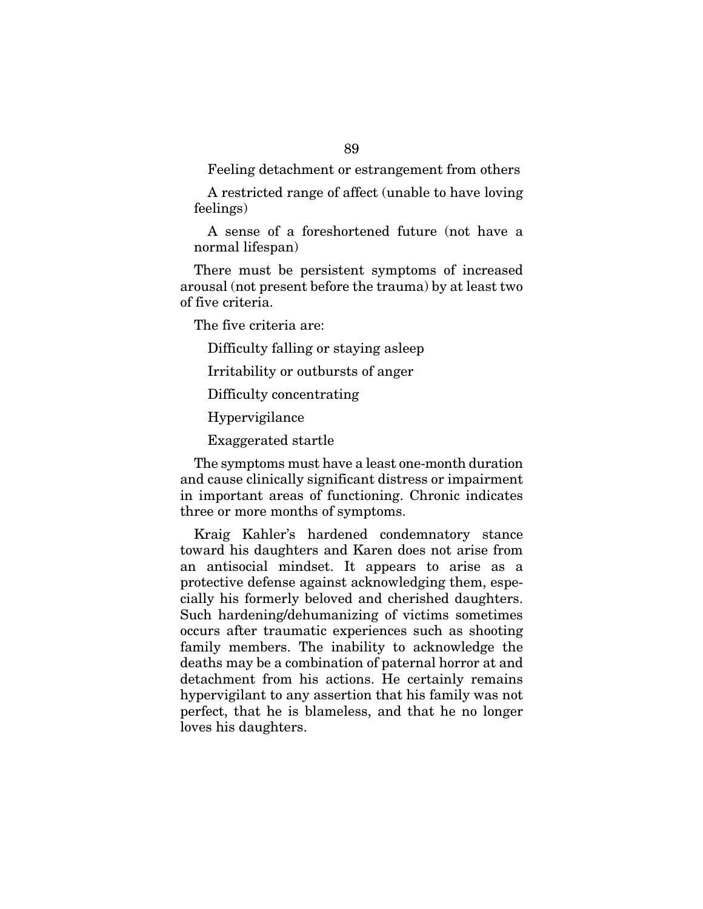Feeling detachment or estrangement from others

A restricted range of affect (unable to have loving feelings)

A sense of a foreshortened future (not have a normal lifespan)

There must be persistent symptoms of increased arousal (not present before the trauma) by at least two of five criteria.

The five criteria are:

Difficulty falling or staying asleep

Irritability or outbursts of anger

Difficulty concentrating

Hypervigilance

Exaggerated startle

The symptoms must have a least one-month duration and cause clinically significant distress or impairment in important areas of functioning. Chronic indicates three or more months of symptoms.

Kraig Kahler's hardened condemnatory stance toward his daughters and Karen does not arise from an antisocial mindset. It appears to arise as a protective defense against acknowledging them, especially his formerly beloved and cherished daughters. Such hardening/dehumanizing of victims sometimes occurs after traumatic experiences such as shooting family members. The inability to acknowledge the deaths may be a combination of paternal horror at and detachment from his actions. He certainly remains hypervigilant to any assertion that his family was not perfect, that he is blameless, and that he no longer loves his daughters.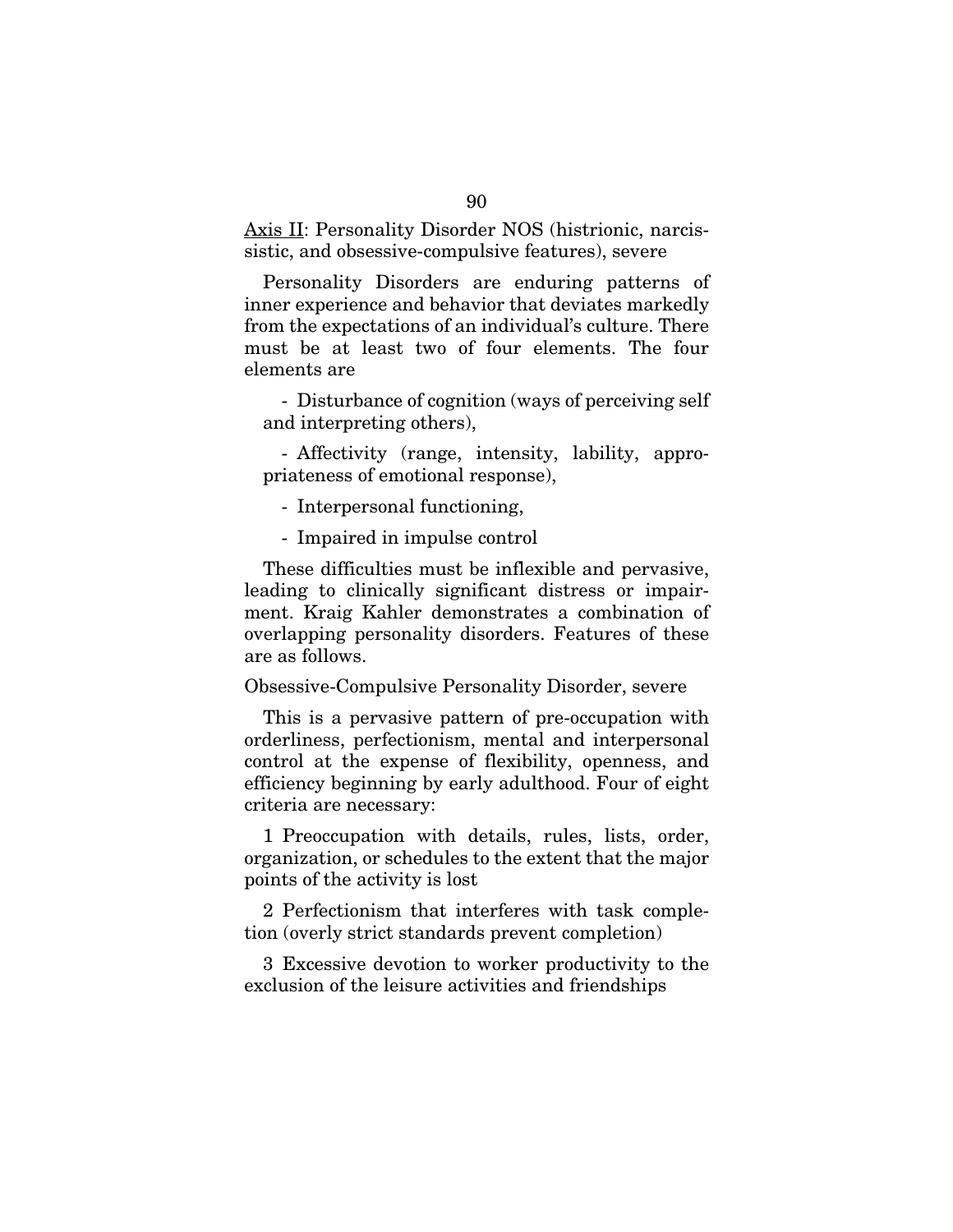<u>Axis II</u>: Personality Disorder NOS (histrionic, narcissistic, and obsessive-compulsive features), severe

Personality Disorders are enduring patterns of inner experience and behavior that deviates markedly from the expectations of an individual's culture. There must be at least two of four elements. The four elements are

- Disturbance of cognition (ways of perceiving self and interpreting others),
- Affectivity (range, intensity, lability, appropriateness of emotional response),
- Interpersonal functioning,
- Impaired in impulse control

These difficulties must be inflexible and pervasive, leading to clinically significant distress or impairment. Kraig Kahler demonstrates a combination of overlapping personality disorders. Features of these are as follows.

Obsessive-Compulsive Personality Disorder, severe

This is a pervasive pattern of pre-occupation with orderliness, perfectionism, mental and interpersonal control at the expense of flexibility, openness, and efficiency beginning by early adulthood. Four of eight criteria are necessary:

1 Preoccupation with details, rules, lists, order, organization, or schedules to the extent that the major points of the activity is lost

2 Perfectionism that interferes with task completion (overly strict standards prevent completion)

3 Excessive devotion to worker productivity to the exclusion of the leisure activities and friendships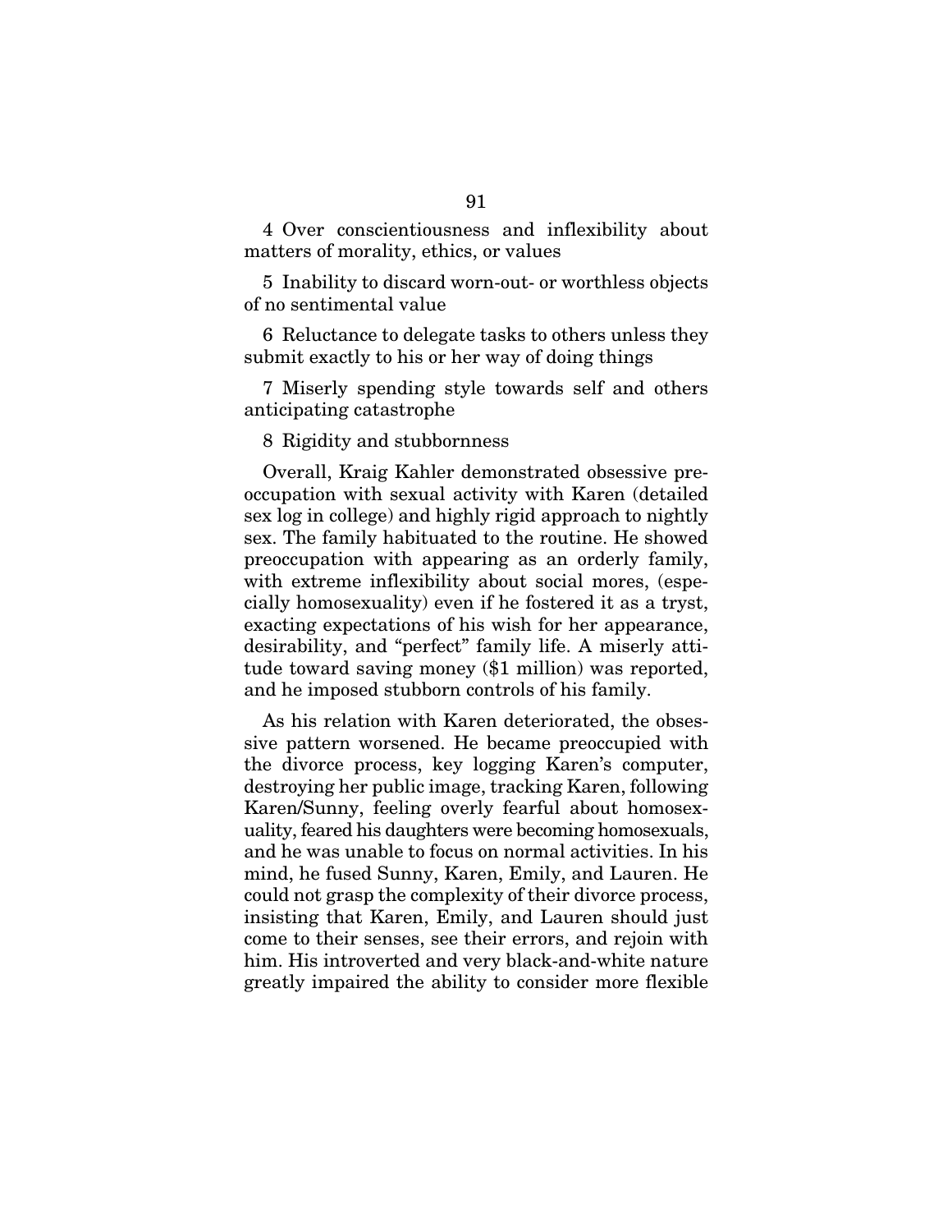4 Over conscientiousness and inflexibility about matters of morality, ethics, or values

5 Inability to discard worn-out- or worthless objects of no sentimental value

6 Reluctance to delegate tasks to others unless they submit exactly to his or her way of doing things

7 Miserly spending style towards self and others anticipating catastrophe

8 Rigidity and stubbornness

Overall, Kraig Kahler demonstrated obsessive preoccupation with sexual activity with Karen (detailed sex log in college) and highly rigid approach to nightly sex. The family habituated to the routine. He showed preoccupation with appearing as an orderly family, with extreme inflexibility about social mores, (especially homosexuality) even if he fostered it as a tryst, exacting expectations of his wish for her appearance, desirability, and "perfect" family life. A miserly attitude toward saving money ($1 million) was reported, and he imposed stubborn controls of his family.

As his relation with Karen deteriorated, the obsessive pattern worsened. He became preoccupied with the divorce process, key logging Karen's computer, destroying her public image, tracking Karen, following Karen/Sunny, feeling overly fearful about homosexuality, feared his daughters were becoming homosexuals, and he was unable to focus on normal activities. In his mind, he fused Sunny, Karen, Emily, and Lauren. He could not grasp the complexity of their divorce process, insisting that Karen, Emily, and Lauren should just come to their senses, see their errors, and rejoin with him. His introverted and very black-and-white nature greatly impaired the ability to consider more flexible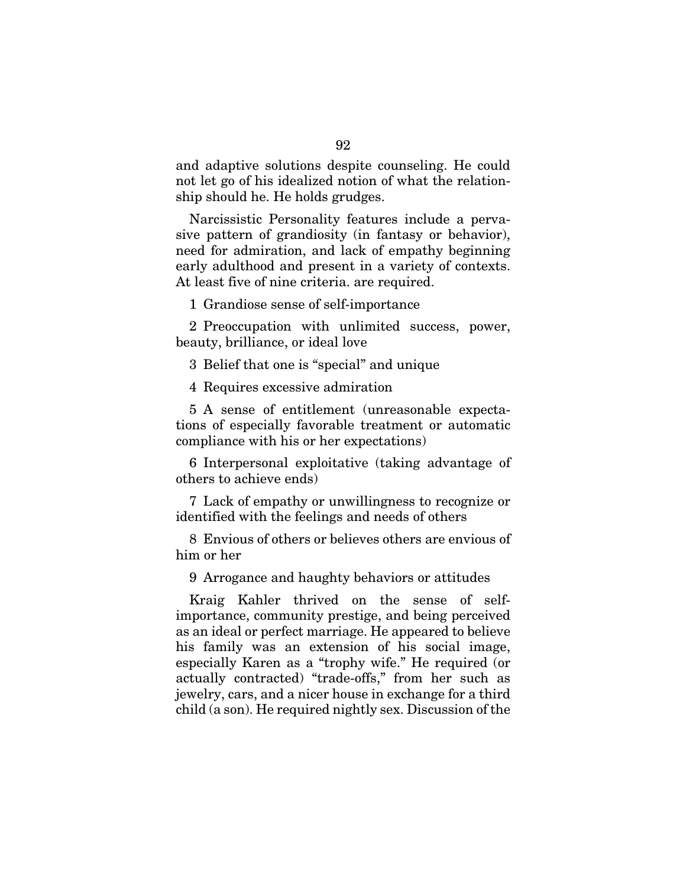and adaptive solutions despite counseling. He could not let go of his idealized notion of what the relationship should he. He holds grudges.

Narcissistic Personality features include a pervasive pattern of grandiosity (in fantasy or behavior), need for admiration, and lack of empathy beginning early adulthood and present in a variety of contexts. At least five of nine criteria. are required.

1 Grandiose sense of self-importance

2 Preoccupation with unlimited success, power, beauty, brilliance, or ideal love

3 Belief that one is "special" and unique

4 Requires excessive admiration

5 A sense of entitlement (unreasonable expectations of especially favorable treatment or automatic compliance with his or her expectations)

6 Interpersonal exploitative (taking advantage of others to achieve ends)

7 Lack of empathy or unwillingness to recognize or identified with the feelings and needs of others

8 Envious of others or believes others are envious of him or her

9 Arrogance and haughty behaviors or attitudes

Kraig Kahler thrived on the sense of self-importance, community prestige, and being perceived as an ideal or perfect marriage. He appeared to believe his family was an extension of his social image, especially Karen as a "trophy wife." He required (or actually contracted) "trade-offs," from her such as jewelry, cars, and a nicer house in exchange for a third child (a son). He required nightly sex. Discussion of the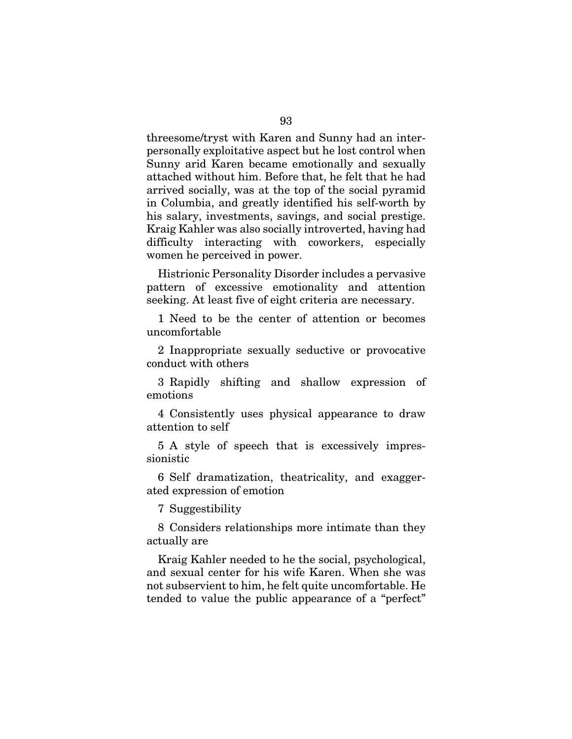threesome/tryst with Karen and Sunny had an interpersonally exploitative aspect but he lost control when Sunny arid Karen became emotionally and sexually attached without him. Before that, he felt that he had arrived socially, was at the top of the social pyramid in Columbia, and greatly identified his self-worth by his salary, investments, savings, and social prestige. Kraig Kahler was also socially introverted, having had difficulty interacting with coworkers, especially women he perceived in power.

Histrionic Personality Disorder includes a pervasive pattern of excessive emotionality and attention seeking. At least five of eight criteria are necessary.

1 Need to be the center of attention or becomes uncomfortable

2 Inappropriate sexually seductive or provocative conduct with others

3 Rapidly shifting and shallow expression of emotions

4 Consistently uses physical appearance to draw attention to self

5 A style of speech that is excessively impressionistic

6 Self dramatization, theatricality, and exaggerated expression of emotion

7 Suggestibility

8 Considers relationships more intimate than they actually are

Kraig Kahler needed to he the social, psychological, and sexual center for his wife Karen. When she was not subservient to him, he felt quite uncomfortable. He tended to value the public appearance of a "perfect"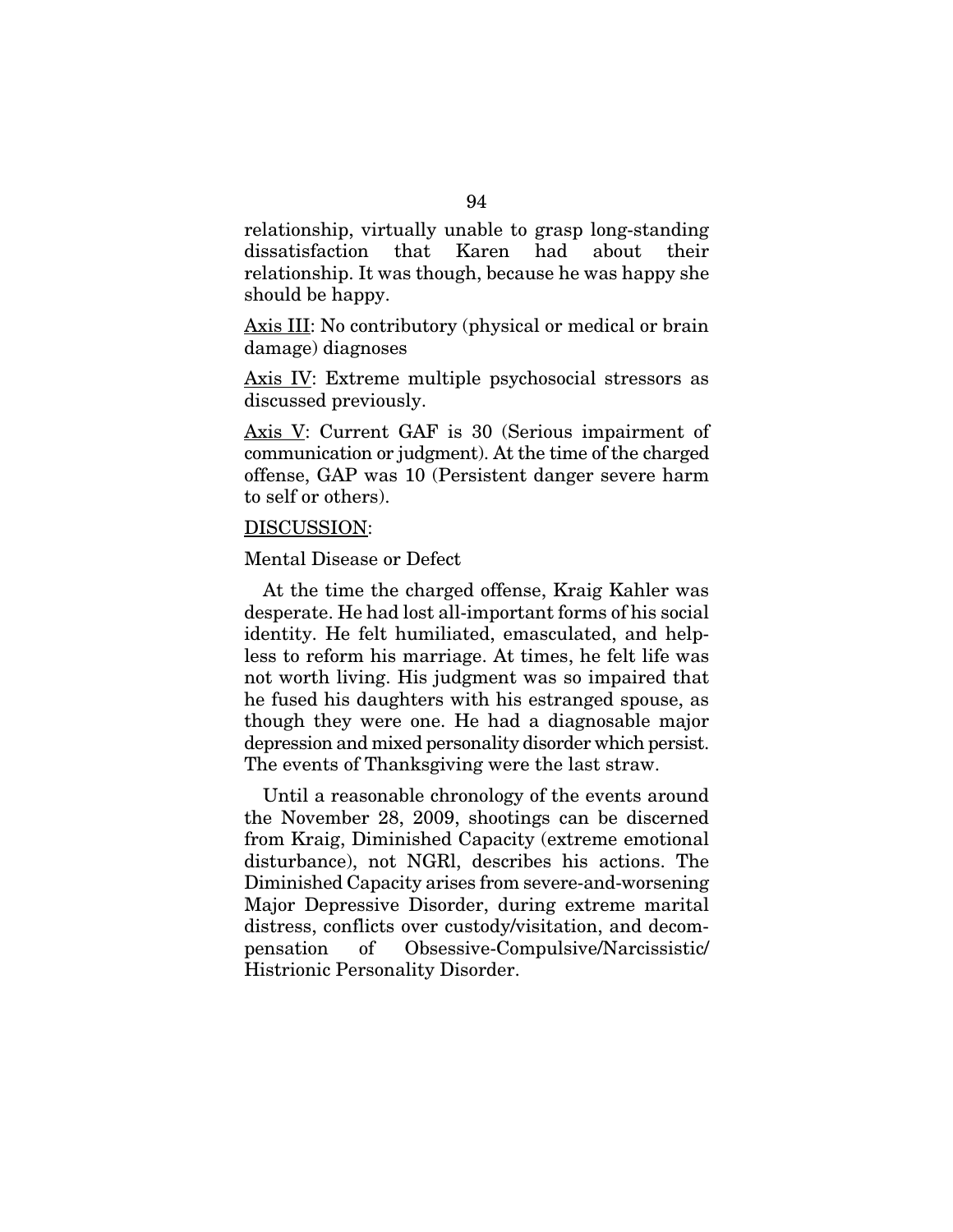relationship, virtually unable to grasp long-standing dissatisfaction that Karen had about their relationship. It was though, because he was happy she should be happy.

Axis III: No contributory (physical or medical or brain damage) diagnoses

Axis IV: Extreme multiple psychosocial stressors as discussed previously.

Axis V: Current GAF is 30 (Serious impairment of communication or judgment). At the time of the charged offense, GAP was 10 (Persistent danger severe harm to self or others).

DISCUSSION:

Mental Disease or Defect

At the time the charged offense, Kraig Kahler was desperate. He had lost all-important forms of his social identity. He felt humiliated, emasculated, and helpless to reform his marriage. At times, he felt life was not worth living. His judgment was so impaired that he fused his daughters with his estranged spouse, as though they were one. He had a diagnosable major depression and mixed personality disorder which persist. The events of Thanksgiving were the last straw.

Until a reasonable chronology of the events around the November 28, 2009, shootings can be discerned from Kraig, Diminished Capacity (extreme emotional disturbance), not NGRl, describes his actions. The Diminished Capacity arises from severe-and-worsening Major Depressive Disorder, during extreme marital distress, conflicts over custody/visitation, and decompensation of Obsessive-Compulsive/Narcissistic/Histrionic Personality Disorder.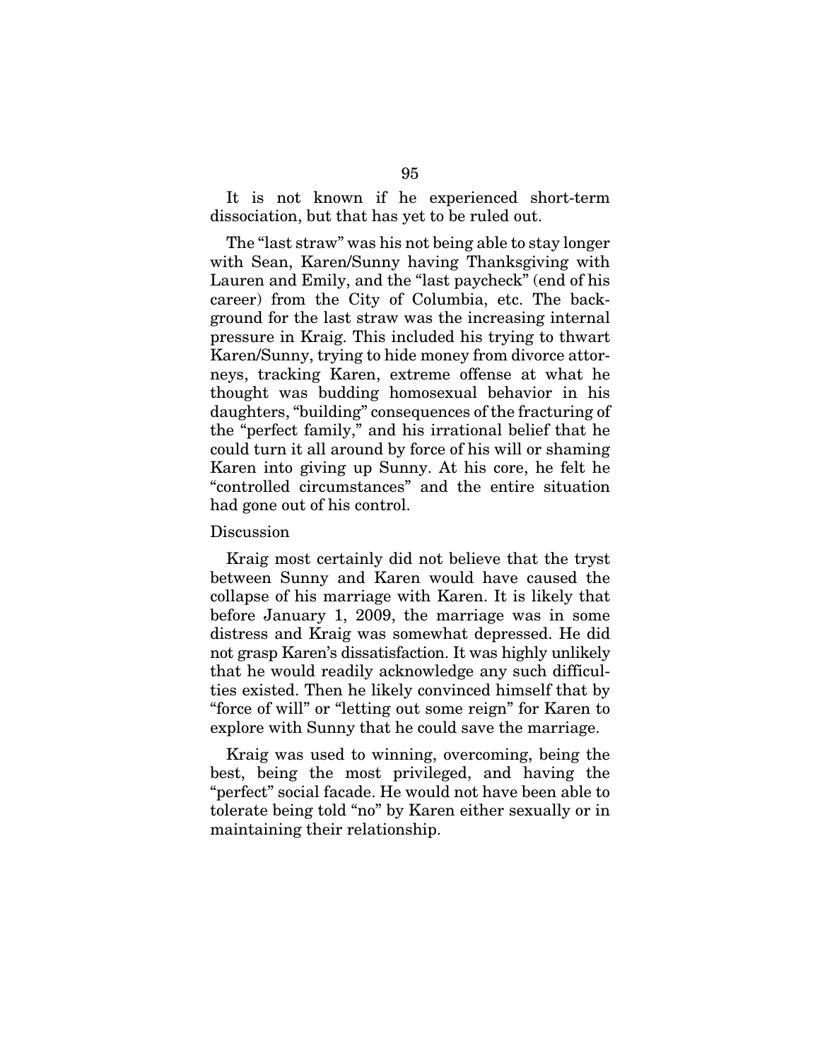It is not known if he experienced short-term dissociation, but that has yet to be ruled out.

The "last straw" was his not being able to stay longer with Sean, Karen/Sunny having Thanksgiving with Lauren and Emily, and the "last paycheck" (end of his career) from the City of Columbia, etc. The background for the last straw was the increasing internal pressure in Kraig. This included his trying to thwart Karen/Sunny, trying to hide money from divorce attorneys, tracking Karen, extreme offense at what he thought was budding homosexual behavior in his daughters, "building" consequences of the fracturing of the "perfect family," and his irrational belief that he could turn it all around by force of his will or shaming Karen into giving up Sunny. At his core, he felt he "controlled circumstances" and the entire situation had gone out of his control.

Discussion

Kraig most certainly did not believe that the tryst between Sunny and Karen would have caused the collapse of his marriage with Karen. It is likely that before January 1, 2009, the marriage was in some distress and Kraig was somewhat depressed. He did not grasp Karen's dissatisfaction. It was highly unlikely that he would readily acknowledge any such difficulties existed. Then he likely convinced himself that by "force of will" or "letting out some reign" for Karen to explore with Sunny that he could save the marriage.

Kraig was used to winning, overcoming, being the best, being the most privileged, and having the "perfect" social facade. He would not have been able to tolerate being told "no" by Karen either sexually or in maintaining their relationship.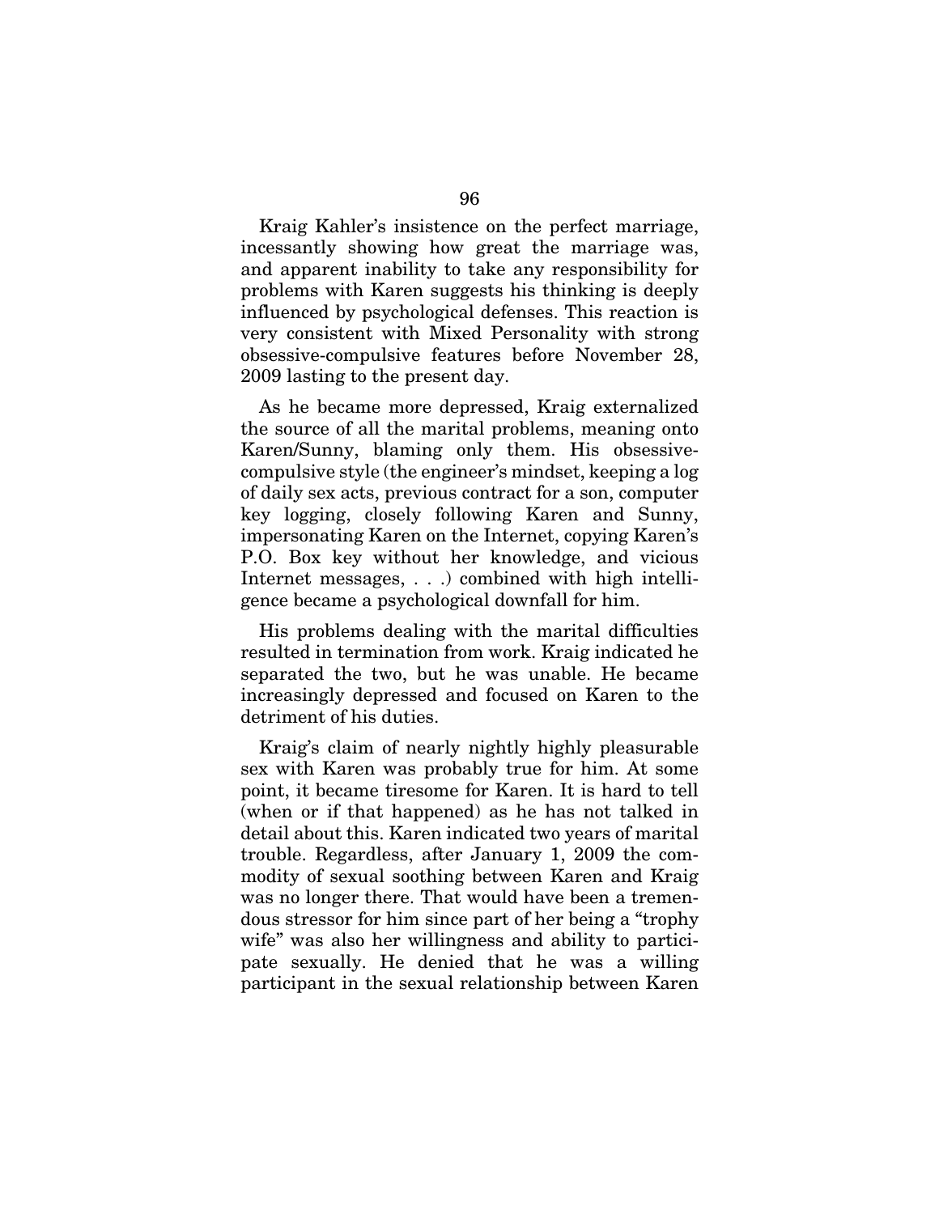Kraig Kahler's insistence on the perfect marriage, incessantly showing how great the marriage was, and apparent inability to take any responsibility for problems with Karen suggests his thinking is deeply influenced by psychological defenses. This reaction is very consistent with Mixed Personality with strong obsessive-compulsive features before November 28, 2009 lasting to the present day.

As he became more depressed, Kraig externalized the source of all the marital problems, meaning onto Karen/Sunny, blaming only them. His obsessive-compulsive style (the engineer's mindset, keeping a log of daily sex acts, previous contract for a son, computer key logging, closely following Karen and Sunny, impersonating Karen on the Internet, copying Karen's P.O. Box key without her knowledge, and vicious Internet messages, . . .) combined with high intelligence became a psychological downfall for him.

His problems dealing with the marital difficulties resulted in termination from work. Kraig indicated he separated the two, but he was unable. He became increasingly depressed and focused on Karen to the detriment of his duties.

Kraig's claim of nearly nightly highly pleasurable sex with Karen was probably true for him. At some point, it became tiresome for Karen. It is hard to tell (when or if that happened) as he has not talked in detail about this. Karen indicated two years of marital trouble. Regardless, after January 1, 2009 the commodity of sexual soothing between Karen and Kraig was no longer there. That would have been a tremendous stressor for him since part of her being a "trophy wife" was also her willingness and ability to participate sexually. He denied that he was a willing participant in the sexual relationship between Karen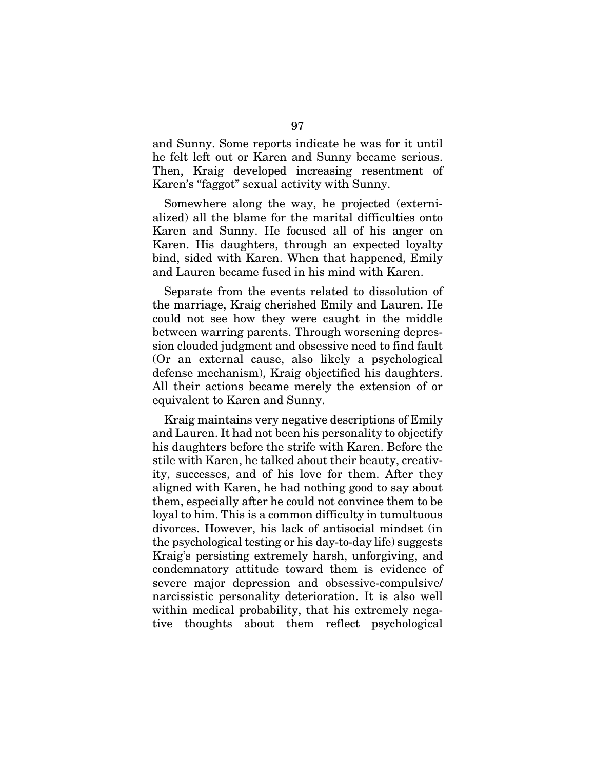and Sunny. Some reports indicate he was for it until he felt left out or Karen and Sunny became serious. Then, Kraig developed increasing resentment of Karen's "faggot" sexual activity with Sunny.

Somewhere along the way, he projected (externialized) all the blame for the marital difficulties onto Karen and Sunny. He focused all of his anger on Karen. His daughters, through an expected loyalty bind, sided with Karen. When that happened, Emily and Lauren became fused in his mind with Karen.

Separate from the events related to dissolution of the marriage, Kraig cherished Emily and Lauren. He could not see how they were caught in the middle between warring parents. Through worsening depression clouded judgment and obsessive need to find fault (Or an external cause, also likely a psychological defense mechanism), Kraig objectified his daughters. All their actions became merely the extension of or equivalent to Karen and Sunny.

Kraig maintains very negative descriptions of Emily and Lauren. It had not been his personality to objectify his daughters before the strife with Karen. Before the stile with Karen, he talked about their beauty, creativity, successes, and of his love for them. After they aligned with Karen, he had nothing good to say about them, especially after he could not convince them to be loyal to him. This is a common difficulty in tumultuous divorces. However, his lack of antisocial mindset (in the psychological testing or his day-to-day life) suggests Kraig's persisting extremely harsh, unforgiving, and condemnatory attitude toward them is evidence of severe major depression and obsessive-compulsive/ narcissistic personality deterioration. It is also well within medical probability, that his extremely negative thoughts about them reflect psychological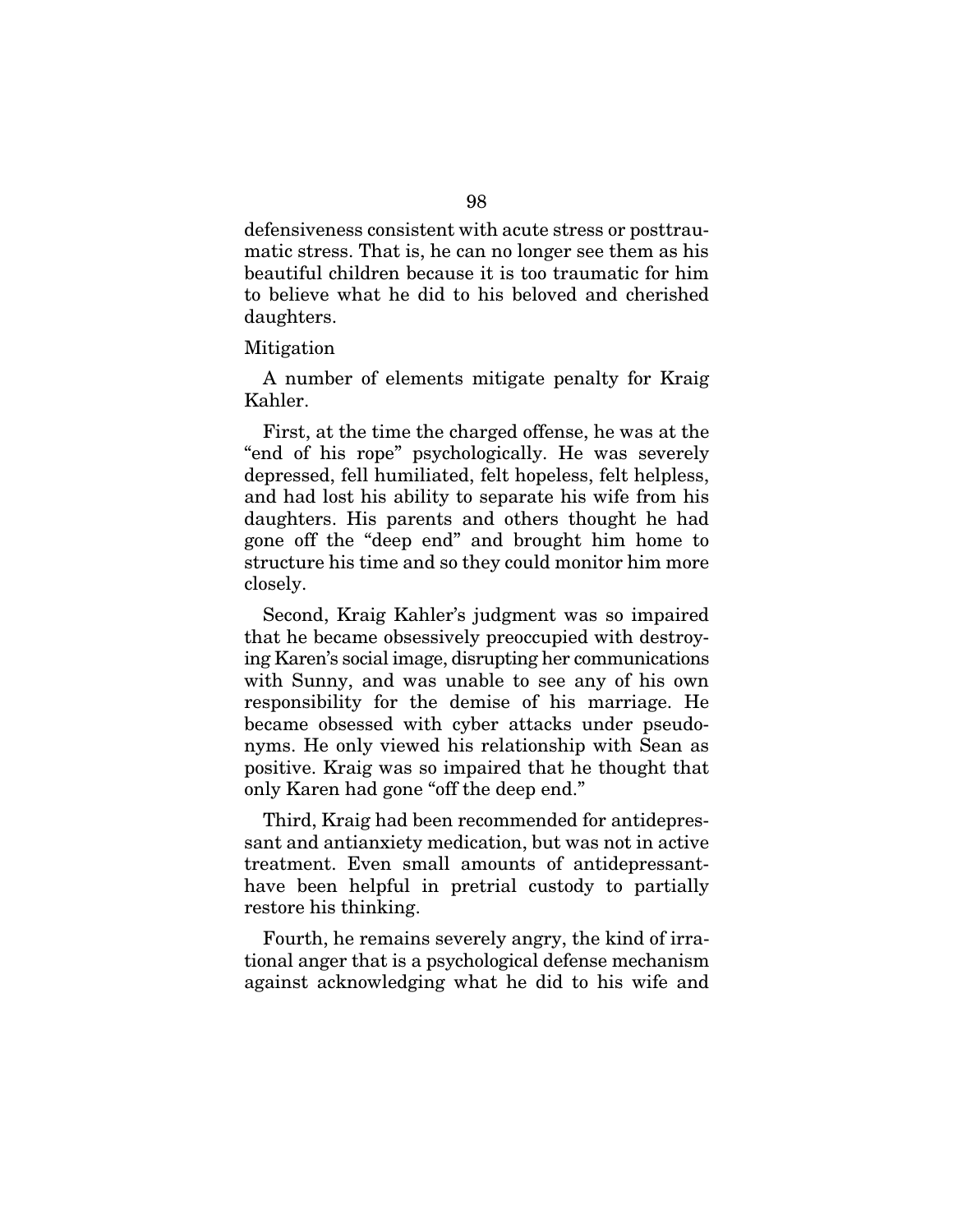defensiveness consistent with acute stress or posttraumatic stress. That is, he can no longer see them as his beautiful children because it is too traumatic for him to believe what he did to his beloved and cherished daughters.

Mitigation

A number of elements mitigate penalty for Kraig Kahler.

First, at the time the charged offense, he was at the "end of his rope" psychologically. He was severely depressed, fell humiliated, felt hopeless, felt helpless, and had lost his ability to separate his wife from his daughters. His parents and others thought he had gone off the "deep end" and brought him home to structure his time and so they could monitor him more closely.

Second, Kraig Kahler's judgment was so impaired that he became obsessively preoccupied with destroying Karen's social image, disrupting her communications with Sunny, and was unable to see any of his own responsibility for the demise of his marriage. He became obsessed with cyber attacks under pseudonyms. He only viewed his relationship with Sean as positive. Kraig was so impaired that he thought that only Karen had gone "off the deep end."

Third, Kraig had been recommended for antidepressant and antianxiety medication, but was not in active treatment. Even small amounts of antidepressant-have been helpful in pretrial custody to partially restore his thinking.

Fourth, he remains severely angry, the kind of irrational anger that is a psychological defense mechanism against acknowledging what he did to his wife and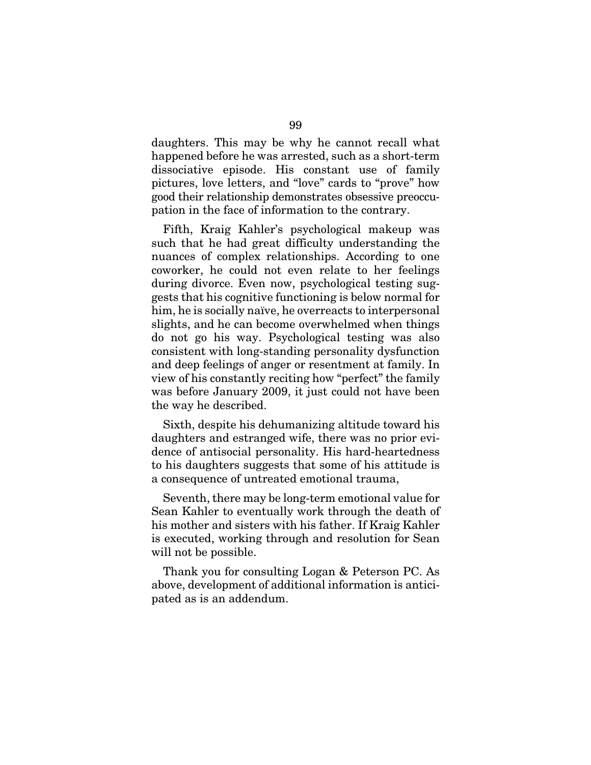daughters. This may be why he cannot recall what happened before he was arrested, such as a short-term dissociative episode. His constant use of family pictures, love letters, and "love" cards to "prove" how good their relationship demonstrates obsessive preoccupation in the face of information to the contrary.

Fifth, Kraig Kahler's psychological makeup was such that he had great difficulty understanding the nuances of complex relationships. According to one coworker, he could not even relate to her feelings during divorce. Even now, psychological testing suggests that his cognitive functioning is below normal for him, he is socially naïve, he overreacts to interpersonal slights, and he can become overwhelmed when things do not go his way. Psychological testing was also consistent with long-standing personality dysfunction and deep feelings of anger or resentment at family. In view of his constantly reciting how "perfect" the family was before January 2009, it just could not have been the way he described.

Sixth, despite his dehumanizing altitude toward his daughters and estranged wife, there was no prior evidence of antisocial personality. His hard-heartedness to his daughters suggests that some of his attitude is a consequence of untreated emotional trauma,

Seventh, there may be long-term emotional value for Sean Kahler to eventually work through the death of his mother and sisters with his father. If Kraig Kahler is executed, working through and resolution for Sean will not be possible.

Thank you for consulting Logan & Peterson PC. As above, development of additional information is anticipated as is an addendum.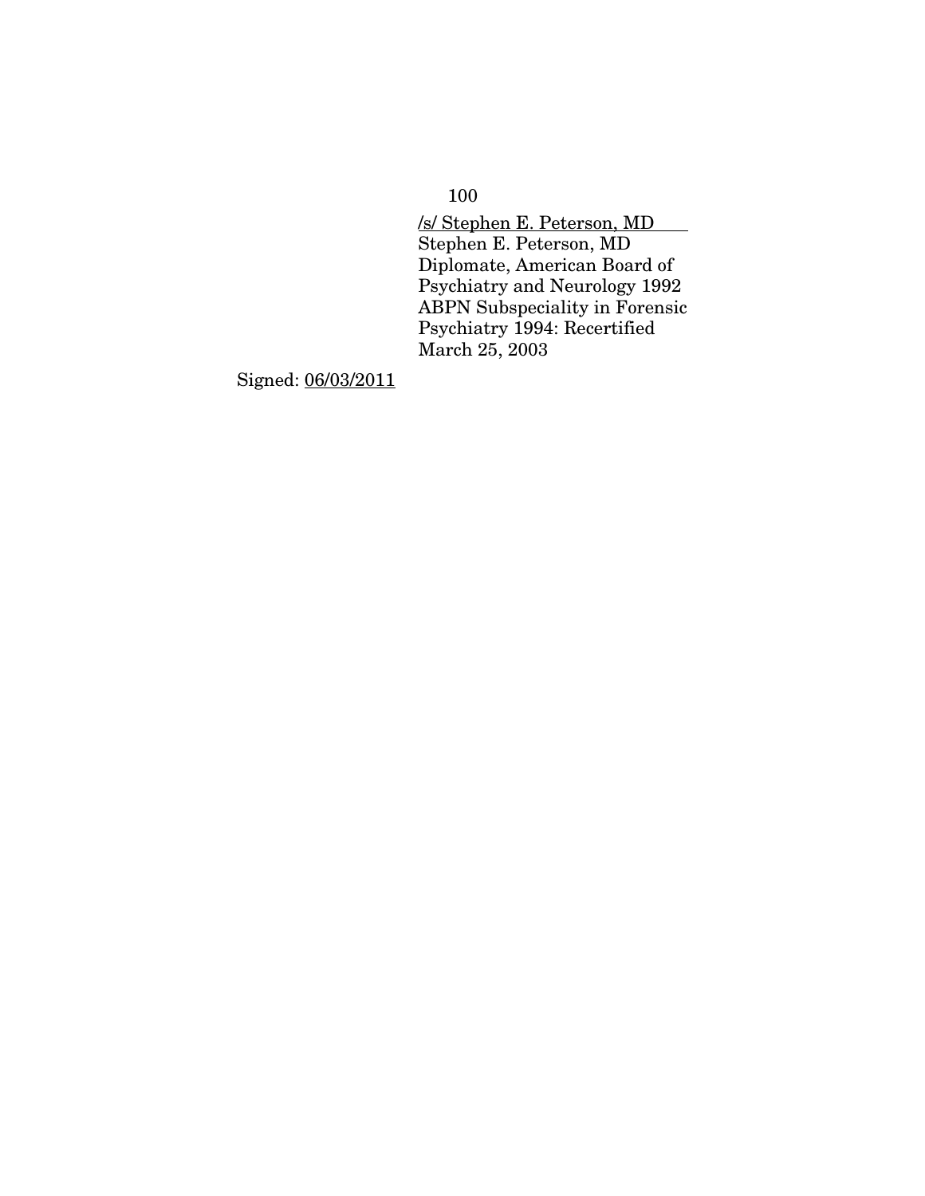/s/ Stephen E. Peterson, MD
Stephen E. Peterson, MD
Diplomate, American Board of
Psychiatry and Neurology 1992
ABPN Subspeciality in Forensic
Psychiatry 1994: Recertified
March 25, 2003

Signed: 06/03/2011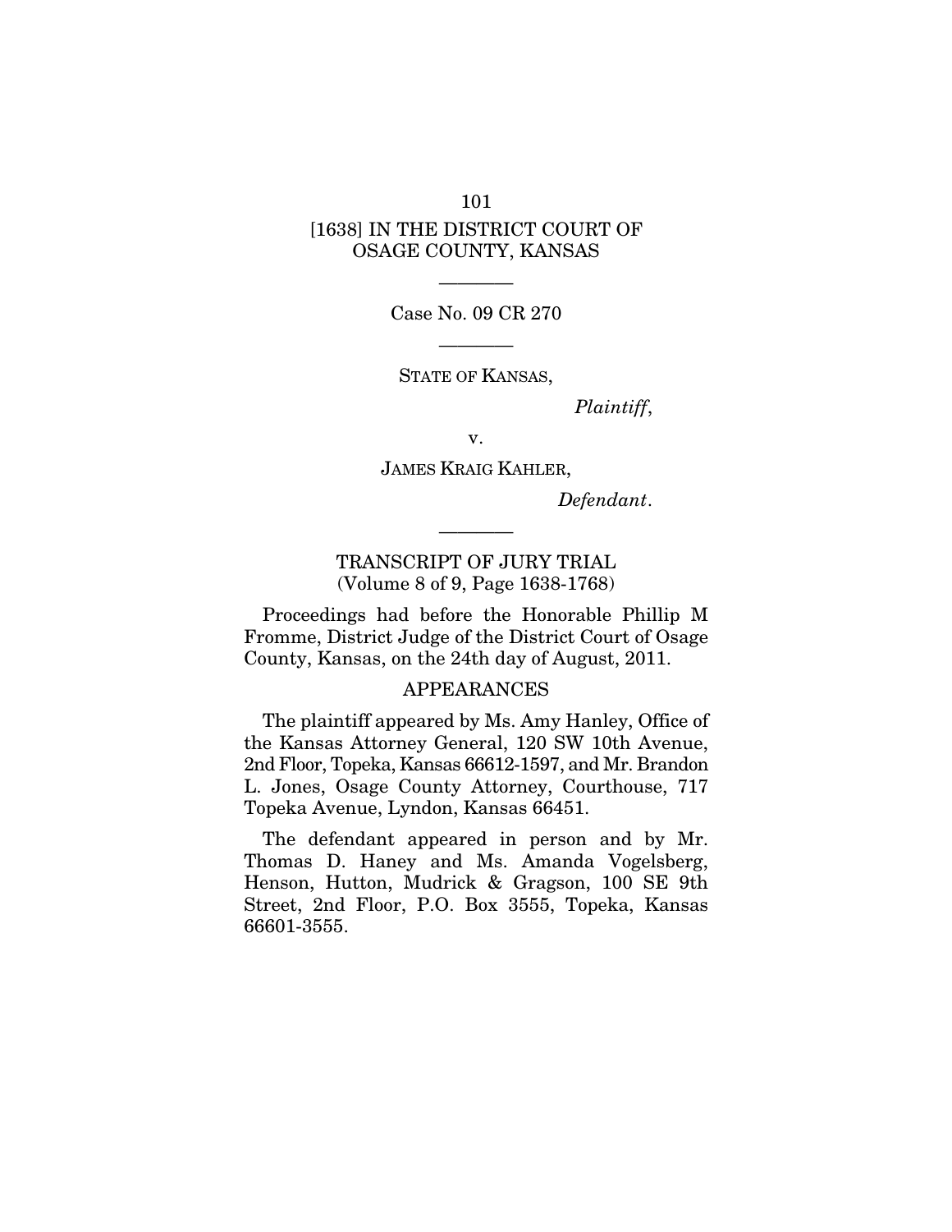[1638] IN THE DISTRICT COURT OF OSAGE COUNTY, KANSAS

---

Case No. 09 CR 270

---

STATE OF KANSAS,

*Plaintiff*,

v.

JAMES KRAIG KAHLER,

*Defendant*.

---

TRANSCRIPT OF JURY TRIAL
(Volume 8 of 9, Page 1638-1768)

Proceedings had before the Honorable Phillip M Fromme, District Judge of the District Court of Osage County, Kansas, on the 24th day of August, 2011.

APPEARANCES

The plaintiff appeared by Ms. Amy Hanley, Office of the Kansas Attorney General, 120 SW 10th Avenue, 2nd Floor, Topeka, Kansas 66612-1597, and Mr. Brandon L. Jones, Osage County Attorney, Courthouse, 717 Topeka Avenue, Lyndon, Kansas 66451.

The defendant appeared in person and by Mr. Thomas D. Haney and Ms. Amanda Vogelsberg, Henson, Hutton, Mudrick & Gragson, 100 SE 9th Street, 2nd Floor, P.O. Box 3555, Topeka, Kansas 66601-3555.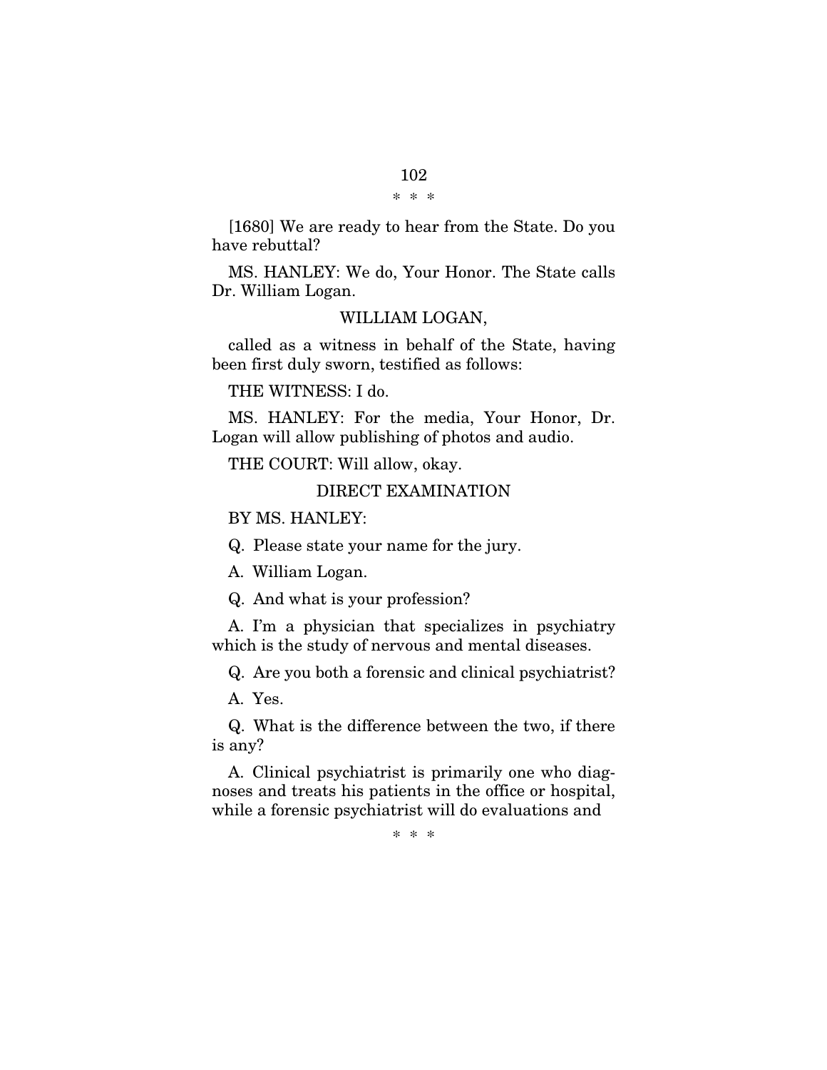\* \* \*

[1680] We are ready to hear from the State. Do you have rebuttal?

MS. HANLEY: We do, Your Honor. The State calls Dr. William Logan.

WILLIAM LOGAN,

called as a witness in behalf of the State, having been first duly sworn, testified as follows:

THE WITNESS: I do.

MS. HANLEY: For the media, Your Honor, Dr. Logan will allow publishing of photos and audio.

THE COURT: Will allow, okay.

DIRECT EXAMINATION

BY MS. HANLEY:

Q. Please state your name for the jury.

A. William Logan.

Q. And what is your profession?

A. I'm a physician that specializes in psychiatry which is the study of nervous and mental diseases.

Q. Are you both a forensic and clinical psychiatrist?

A. Yes.

Q. What is the difference between the two, if there is any?

A. Clinical psychiatrist is primarily one who diagnoses and treats his patients in the office or hospital, while a forensic psychiatrist will do evaluations and

\* \* \*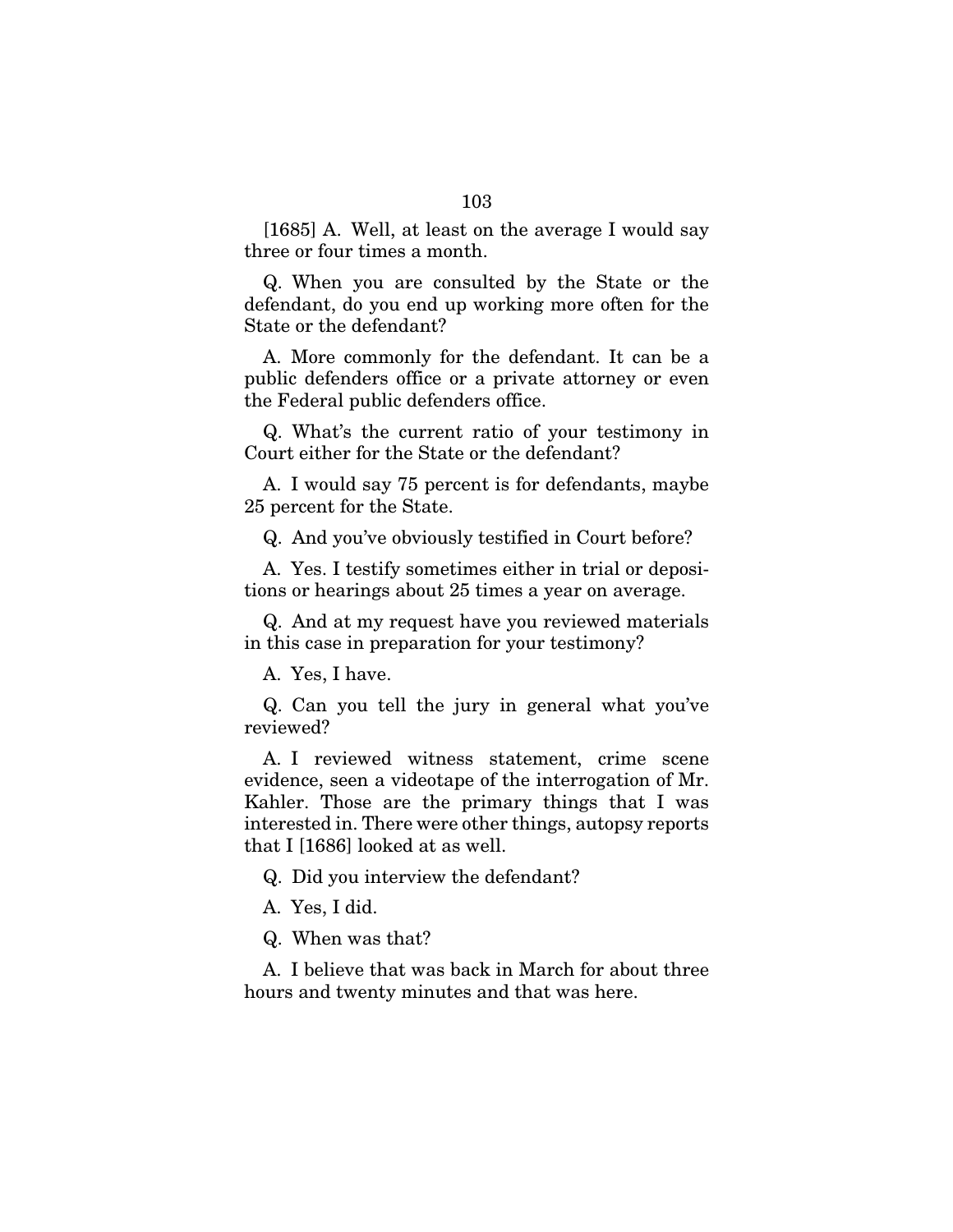[1685] A. Well, at least on the average I would say three or four times a month.

Q. When you are consulted by the State or the defendant, do you end up working more often for the State or the defendant?

A. More commonly for the defendant. It can be a public defenders office or a private attorney or even the Federal public defenders office.

Q. What's the current ratio of your testimony in Court either for the State or the defendant?

A. I would say 75 percent is for defendants, maybe 25 percent for the State.

Q. And you've obviously testified in Court before?

A. Yes. I testify sometimes either in trial or depositions or hearings about 25 times a year on average.

Q. And at my request have you reviewed materials in this case in preparation for your testimony?

A. Yes, I have.

Q. Can you tell the jury in general what you've reviewed?

A. I reviewed witness statement, crime scene evidence, seen a videotape of the interrogation of Mr. Kahler. Those are the primary things that I was interested in. There were other things, autopsy reports that I [1686] looked at as well.

Q. Did you interview the defendant?

A. Yes, I did.

Q. When was that?

A. I believe that was back in March for about three hours and twenty minutes and that was here.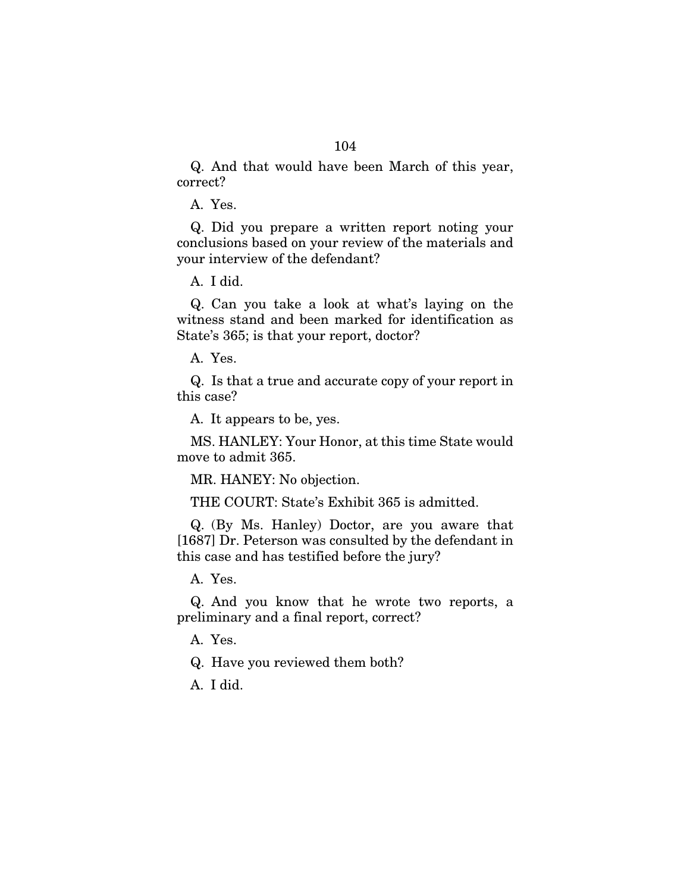Q. And that would have been March of this year, correct?

A. Yes.

Q. Did you prepare a written report noting your conclusions based on your review of the materials and your interview of the defendant?

A. I did.

Q. Can you take a look at what's laying on the witness stand and been marked for identification as State's 365; is that your report, doctor?

A. Yes.

Q. Is that a true and accurate copy of your report in this case?

A. It appears to be, yes.

MS. HANLEY: Your Honor, at this time State would move to admit 365.

MR. HANEY: No objection.

THE COURT: State's Exhibit 365 is admitted.

Q. (By Ms. Hanley) Doctor, are you aware that [1687] Dr. Peterson was consulted by the defendant in this case and has testified before the jury?

A. Yes.

Q. And you know that he wrote two reports, a preliminary and a final report, correct?

A. Yes.

Q. Have you reviewed them both?

A. I did.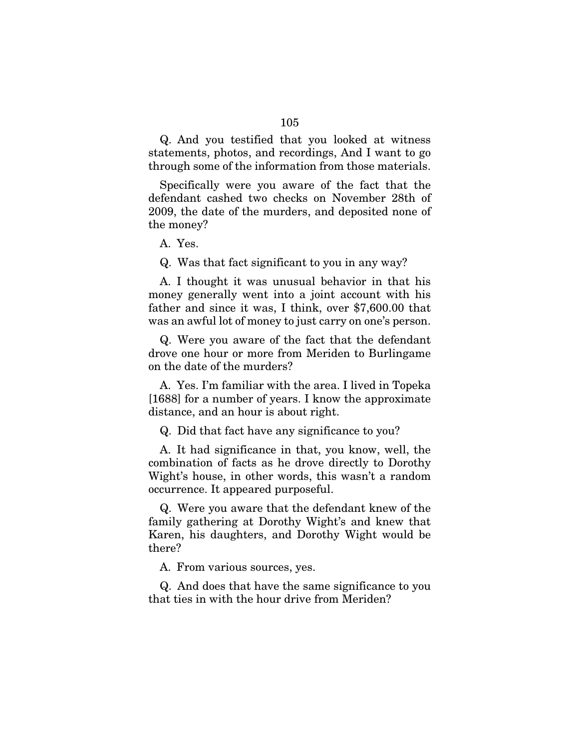Q. And you testified that you looked at witness statements, photos, and recordings, And I want to go through some of the information from those materials.

Specifically were you aware of the fact that the defendant cashed two checks on November 28th of 2009, the date of the murders, and deposited none of the money?

A. Yes.

Q. Was that fact significant to you in any way?

A. I thought it was unusual behavior in that his money generally went into a joint account with his father and since it was, I think, over $7,600.00 that was an awful lot of money to just carry on one's person.

Q. Were you aware of the fact that the defendant drove one hour or more from Meriden to Burlingame on the date of the murders?

A. Yes. I'm familiar with the area. I lived in Topeka [1688] for a number of years. I know the approximate distance, and an hour is about right.

Q. Did that fact have any significance to you?

A. It had significance in that, you know, well, the combination of facts as he drove directly to Dorothy Wight's house, in other words, this wasn't a random occurrence. It appeared purposeful.

Q. Were you aware that the defendant knew of the family gathering at Dorothy Wight's and knew that Karen, his daughters, and Dorothy Wight would be there?

A. From various sources, yes.

Q. And does that have the same significance to you that ties in with the hour drive from Meriden?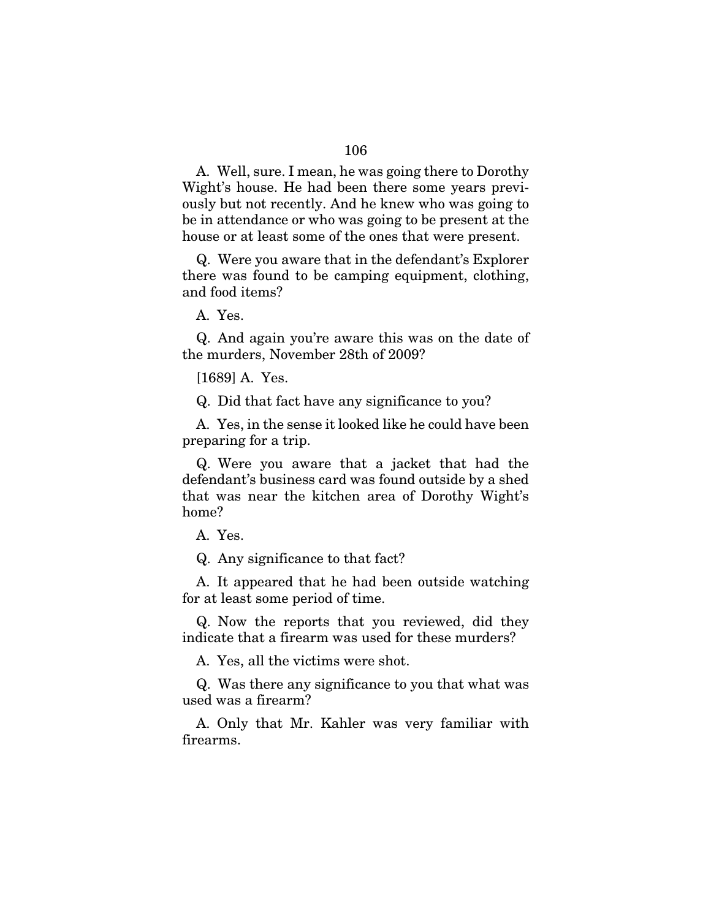A. Well, sure. I mean, he was going there to Dorothy Wight's house. He had been there some years previously but not recently. And he knew who was going to be in attendance or who was going to be present at the house or at least some of the ones that were present.

Q. Were you aware that in the defendant's Explorer there was found to be camping equipment, clothing, and food items?

A. Yes.

Q. And again you're aware this was on the date of the murders, November 28th of 2009?

[1689] A. Yes.

Q. Did that fact have any significance to you?

A. Yes, in the sense it looked like he could have been preparing for a trip.

Q. Were you aware that a jacket that had the defendant's business card was found outside by a shed that was near the kitchen area of Dorothy Wight's home?

A. Yes.

Q. Any significance to that fact?

A. It appeared that he had been outside watching for at least some period of time.

Q. Now the reports that you reviewed, did they indicate that a firearm was used for these murders?

A. Yes, all the victims were shot.

Q. Was there any significance to you that what was used was a firearm?

A. Only that Mr. Kahler was very familiar with firearms.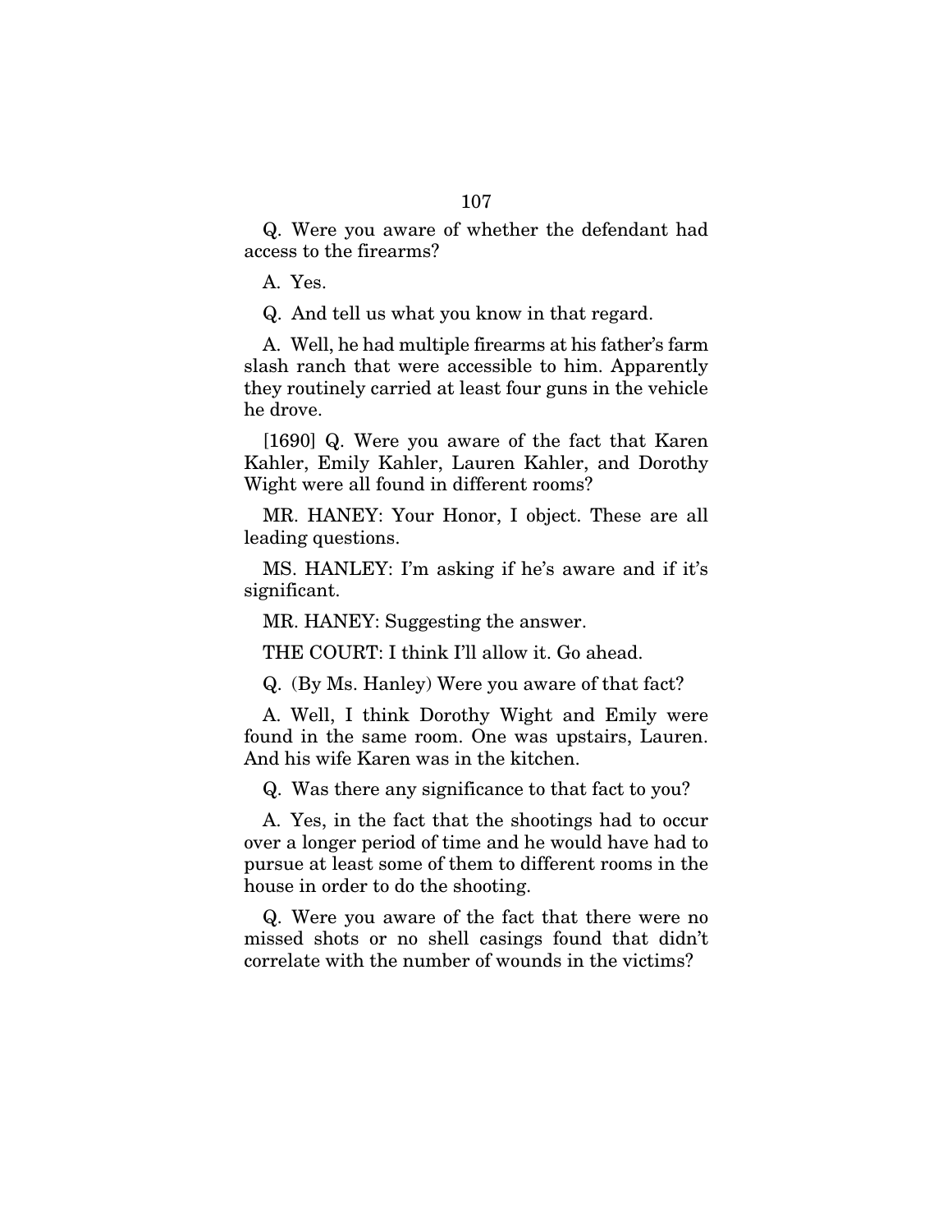Q. Were you aware of whether the defendant had access to the firearms?

A. Yes.

Q. And tell us what you know in that regard.

A. Well, he had multiple firearms at his father's farm slash ranch that were accessible to him. Apparently they routinely carried at least four guns in the vehicle he drove.

[1690] Q. Were you aware of the fact that Karen Kahler, Emily Kahler, Lauren Kahler, and Dorothy Wight were all found in different rooms?

MR. HANEY: Your Honor, I object. These are all leading questions.

MS. HANLEY: I'm asking if he's aware and if it's significant.

MR. HANEY: Suggesting the answer.

THE COURT: I think I'll allow it. Go ahead.

Q. (By Ms. Hanley) Were you aware of that fact?

A. Well, I think Dorothy Wight and Emily were found in the same room. One was upstairs, Lauren. And his wife Karen was in the kitchen.

Q. Was there any significance to that fact to you?

A. Yes, in the fact that the shootings had to occur over a longer period of time and he would have had to pursue at least some of them to different rooms in the house in order to do the shooting.

Q. Were you aware of the fact that there were no missed shots or no shell casings found that didn't correlate with the number of wounds in the victims?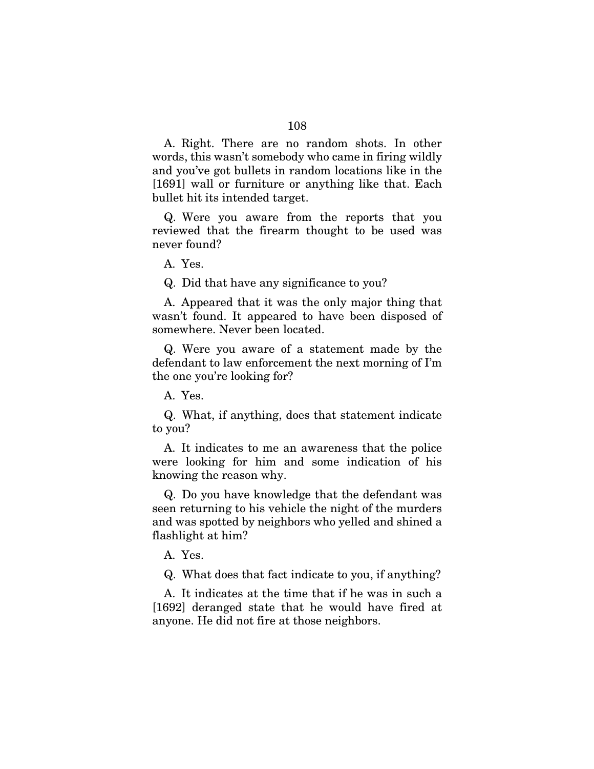A. Right. There are no random shots. In other words, this wasn't somebody who came in firing wildly and you've got bullets in random locations like in the [1691] wall or furniture or anything like that. Each bullet hit its intended target.

Q. Were you aware from the reports that you reviewed that the firearm thought to be used was never found?

A. Yes.

Q. Did that have any significance to you?

A. Appeared that it was the only major thing that wasn't found. It appeared to have been disposed of somewhere. Never been located.

Q. Were you aware of a statement made by the defendant to law enforcement the next morning of I'm the one you're looking for?

A. Yes.

Q. What, if anything, does that statement indicate to you?

A. It indicates to me an awareness that the police were looking for him and some indication of his knowing the reason why.

Q. Do you have knowledge that the defendant was seen returning to his vehicle the night of the murders and was spotted by neighbors who yelled and shined a flashlight at him?

A. Yes.

Q. What does that fact indicate to you, if anything?

A. It indicates at the time that if he was in such a [1692] deranged state that he would have fired at anyone. He did not fire at those neighbors.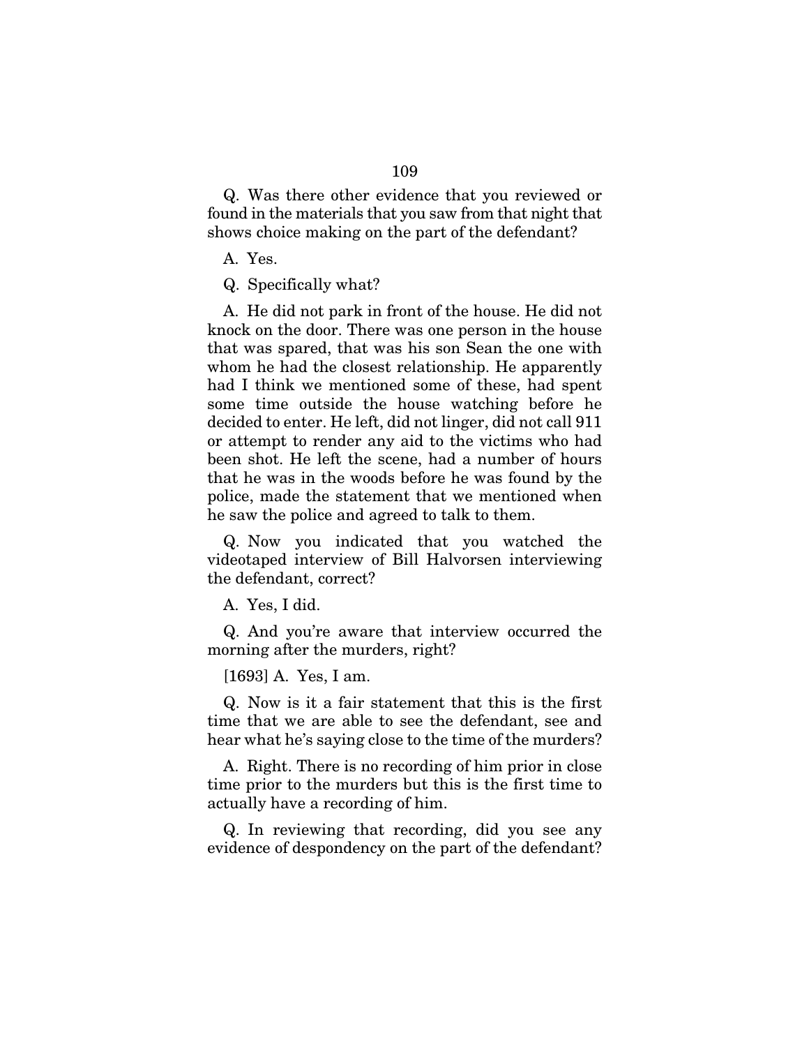Q. Was there other evidence that you reviewed or found in the materials that you saw from that night that shows choice making on the part of the defendant?

A. Yes.

Q. Specifically what?

A. He did not park in front of the house. He did not knock on the door. There was one person in the house that was spared, that was his son Sean the one with whom he had the closest relationship. He apparently had I think we mentioned some of these, had spent some time outside the house watching before he decided to enter. He left, did not linger, did not call 911 or attempt to render any aid to the victims who had been shot. He left the scene, had a number of hours that he was in the woods before he was found by the police, made the statement that we mentioned when he saw the police and agreed to talk to them.

Q. Now you indicated that you watched the videotaped interview of Bill Halvorsen interviewing the defendant, correct?

A. Yes, I did.

Q. And you're aware that interview occurred the morning after the murders, right?

[1693] A. Yes, I am.

Q. Now is it a fair statement that this is the first time that we are able to see the defendant, see and hear what he's saying close to the time of the murders?

A. Right. There is no recording of him prior in close time prior to the murders but this is the first time to actually have a recording of him.

Q. In reviewing that recording, did you see any evidence of despondency on the part of the defendant?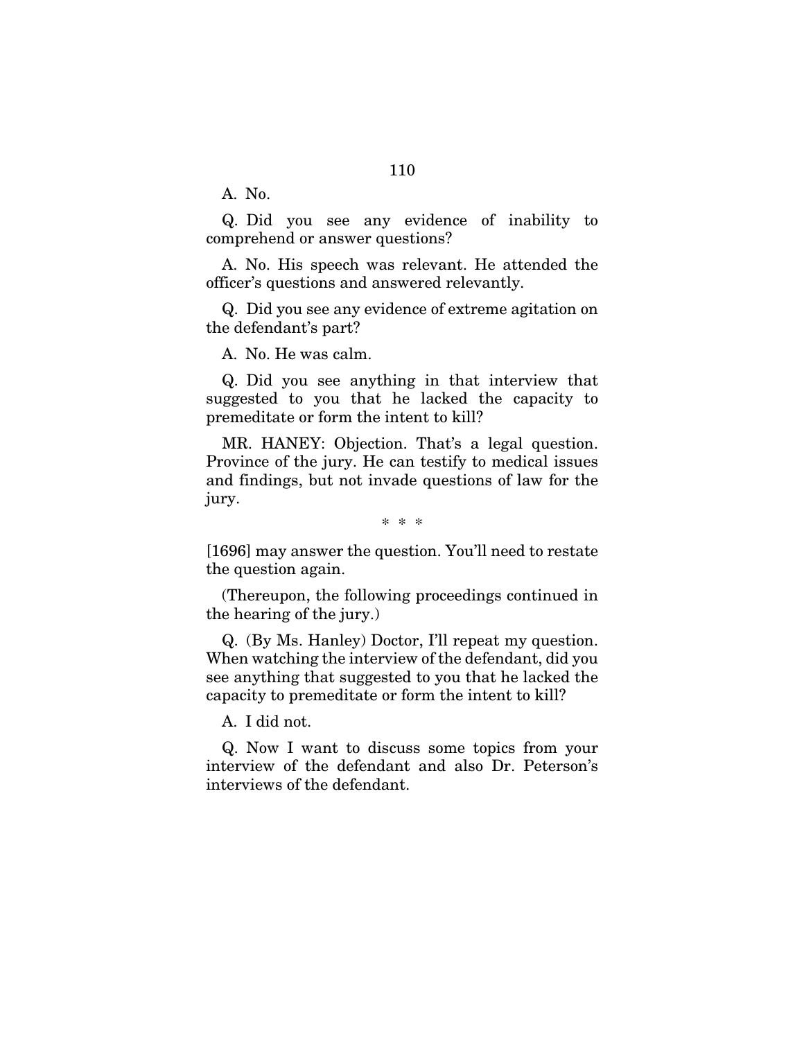A. No.

Q. Did you see any evidence of inability to comprehend or answer questions?

A. No. His speech was relevant. He attended the officer's questions and answered relevantly.

Q. Did you see any evidence of extreme agitation on the defendant's part?

A. No. He was calm.

Q. Did you see anything in that interview that suggested to you that he lacked the capacity to premeditate or form the intent to kill?

MR. HANEY: Objection. That's a legal question. Province of the jury. He can testify to medical issues and findings, but not invade questions of law for the jury.

\* \* \*

[1696] may answer the question. You'll need to restate the question again.

(Thereupon, the following proceedings continued in the hearing of the jury.)

Q. (By Ms. Hanley) Doctor, I'll repeat my question. When watching the interview of the defendant, did you see anything that suggested to you that he lacked the capacity to premeditate or form the intent to kill?

A. I did not.

Q. Now I want to discuss some topics from your interview of the defendant and also Dr. Peterson's interviews of the defendant.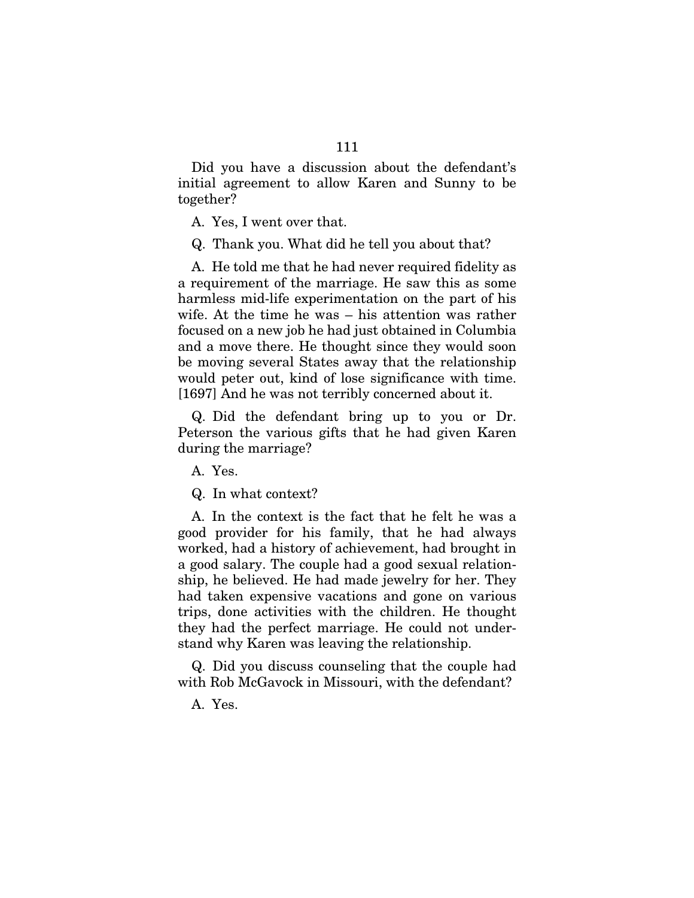Did you have a discussion about the defendant's initial agreement to allow Karen and Sunny to be together?

A. Yes, I went over that.

Q. Thank you. What did he tell you about that?

A. He told me that he had never required fidelity as a requirement of the marriage. He saw this as some harmless mid-life experimentation on the part of his wife. At the time he was – his attention was rather focused on a new job he had just obtained in Columbia and a move there. He thought since they would soon be moving several States away that the relationship would peter out, kind of lose significance with time. [1697] And he was not terribly concerned about it.

Q. Did the defendant bring up to you or Dr. Peterson the various gifts that he had given Karen during the marriage?

A. Yes.

Q. In what context?

A. In the context is the fact that he felt he was a good provider for his family, that he had always worked, had a history of achievement, had brought in a good salary. The couple had a good sexual relationship, he believed. He had made jewelry for her. They had taken expensive vacations and gone on various trips, done activities with the children. He thought they had the perfect marriage. He could not understand why Karen was leaving the relationship.

Q. Did you discuss counseling that the couple had with Rob McGavock in Missouri, with the defendant?

A. Yes.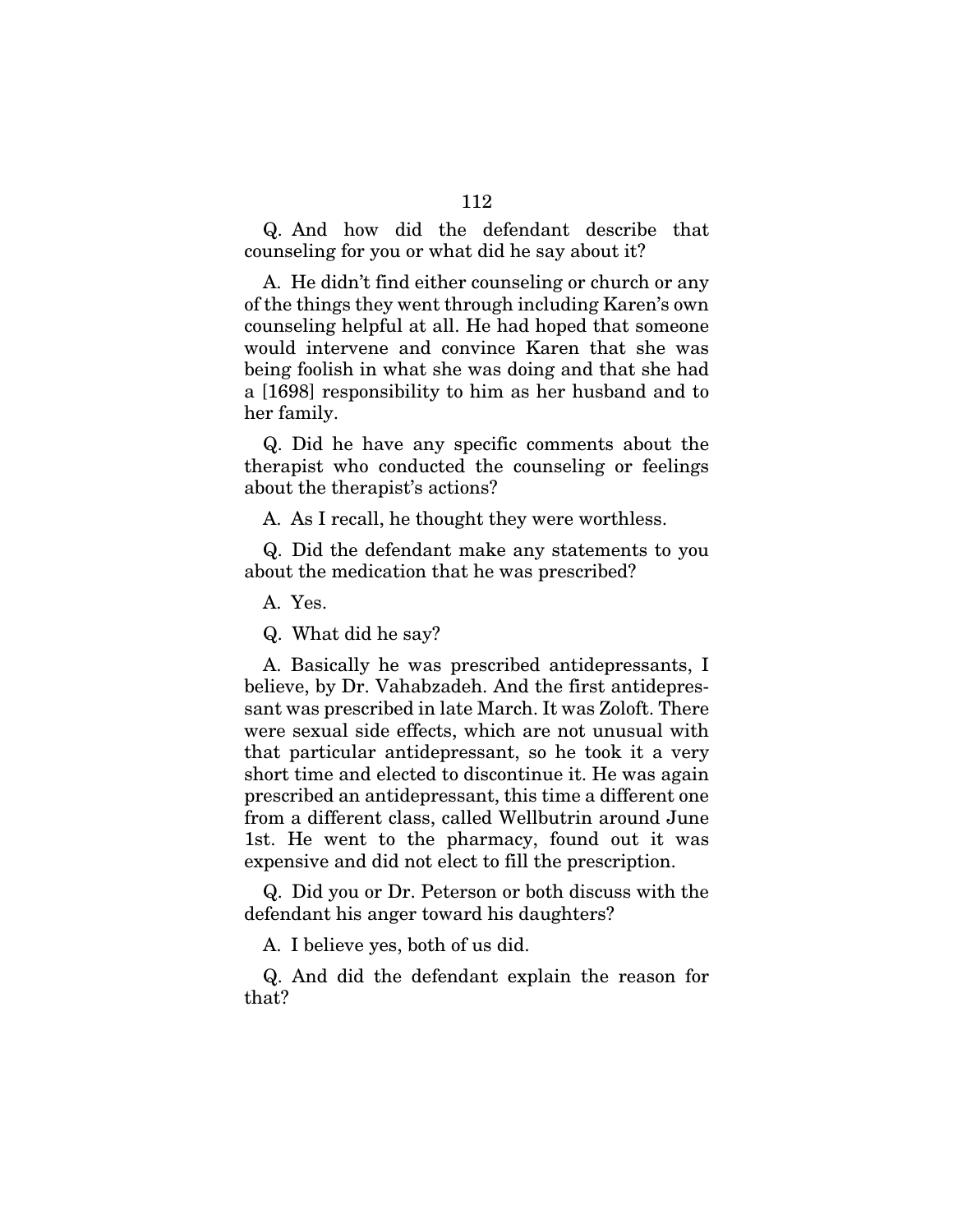Q. And how did the defendant describe that counseling for you or what did he say about it?

A. He didn't find either counseling or church or any of the things they went through including Karen's own counseling helpful at all. He had hoped that someone would intervene and convince Karen that she was being foolish in what she was doing and that she had a [1698] responsibility to him as her husband and to her family.

Q. Did he have any specific comments about the therapist who conducted the counseling or feelings about the therapist's actions?

A. As I recall, he thought they were worthless.

Q. Did the defendant make any statements to you about the medication that he was prescribed?

A. Yes.

Q. What did he say?

A. Basically he was prescribed antidepressants, I believe, by Dr. Vahabzadeh. And the first antidepressant was prescribed in late March. It was Zoloft. There were sexual side effects, which are not unusual with that particular antidepressant, so he took it a very short time and elected to discontinue it. He was again prescribed an antidepressant, this time a different one from a different class, called Wellbutrin around June 1st. He went to the pharmacy, found out it was expensive and did not elect to fill the prescription.

Q. Did you or Dr. Peterson or both discuss with the defendant his anger toward his daughters?

A. I believe yes, both of us did.

Q. And did the defendant explain the reason for that?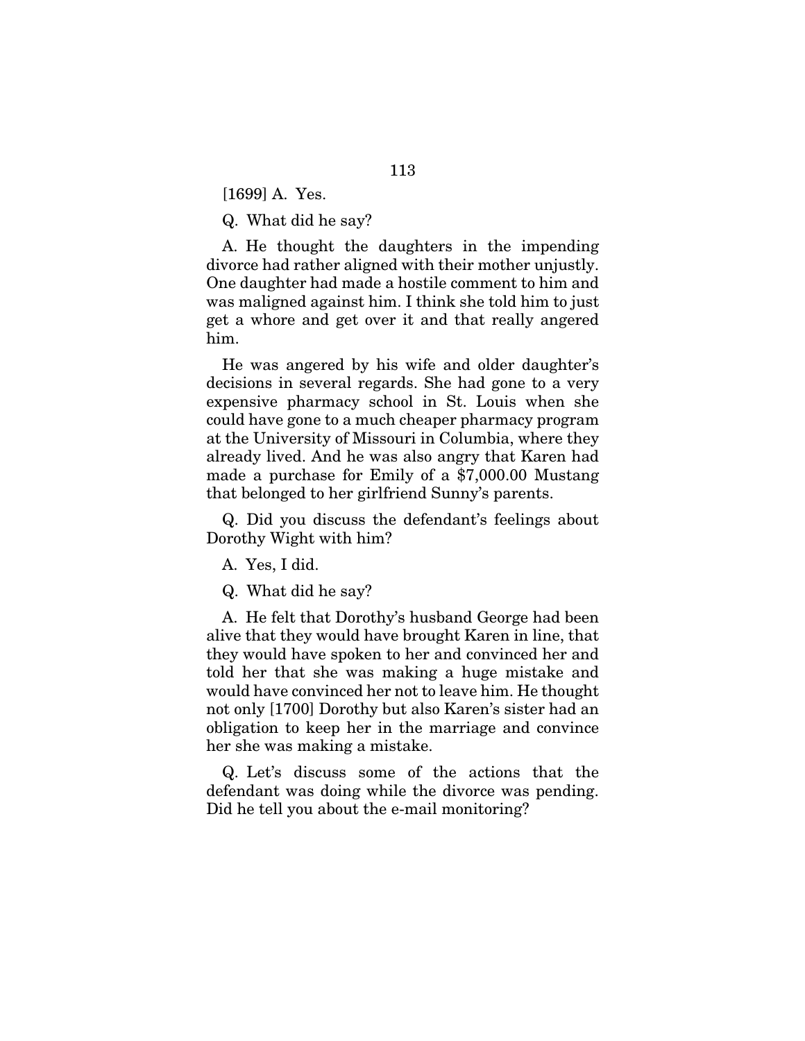[1699] A. Yes.

Q. What did he say?

A. He thought the daughters in the impending divorce had rather aligned with their mother unjustly. One daughter had made a hostile comment to him and was maligned against him. I think she told him to just get a whore and get over it and that really angered him.

He was angered by his wife and older daughter's decisions in several regards. She had gone to a very expensive pharmacy school in St. Louis when she could have gone to a much cheaper pharmacy program at the University of Missouri in Columbia, where they already lived. And he was also angry that Karen had made a purchase for Emily of a $7,000.00 Mustang that belonged to her girlfriend Sunny's parents.

Q. Did you discuss the defendant's feelings about Dorothy Wight with him?

A. Yes, I did.

Q. What did he say?

A. He felt that Dorothy's husband George had been alive that they would have brought Karen in line, that they would have spoken to her and convinced her and told her that she was making a huge mistake and would have convinced her not to leave him. He thought not only [1700] Dorothy but also Karen's sister had an obligation to keep her in the marriage and convince her she was making a mistake.

Q. Let's discuss some of the actions that the defendant was doing while the divorce was pending. Did he tell you about the e-mail monitoring?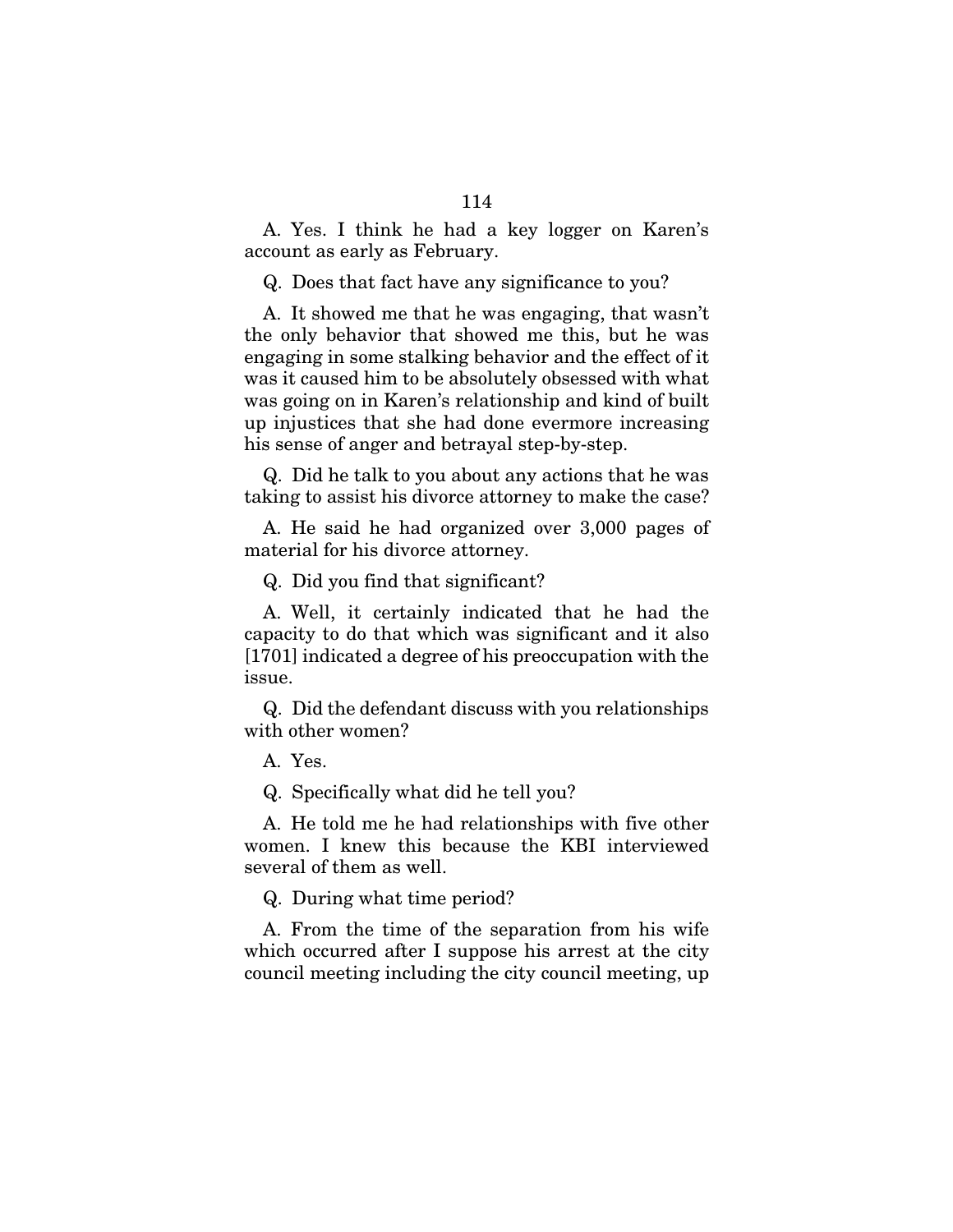A. Yes. I think he had a key logger on Karen's account as early as February.

Q. Does that fact have any significance to you?

A. It showed me that he was engaging, that wasn't the only behavior that showed me this, but he was engaging in some stalking behavior and the effect of it was it caused him to be absolutely obsessed with what was going on in Karen's relationship and kind of built up injustices that she had done evermore increasing his sense of anger and betrayal step-by-step.

Q. Did he talk to you about any actions that he was taking to assist his divorce attorney to make the case?

A. He said he had organized over 3,000 pages of material for his divorce attorney.

Q. Did you find that significant?

A. Well, it certainly indicated that he had the capacity to do that which was significant and it also [1701] indicated a degree of his preoccupation with the issue.

Q. Did the defendant discuss with you relationships with other women?

A. Yes.

Q. Specifically what did he tell you?

A. He told me he had relationships with five other women. I knew this because the KBI interviewed several of them as well.

Q. During what time period?

A. From the time of the separation from his wife which occurred after I suppose his arrest at the city council meeting including the city council meeting, up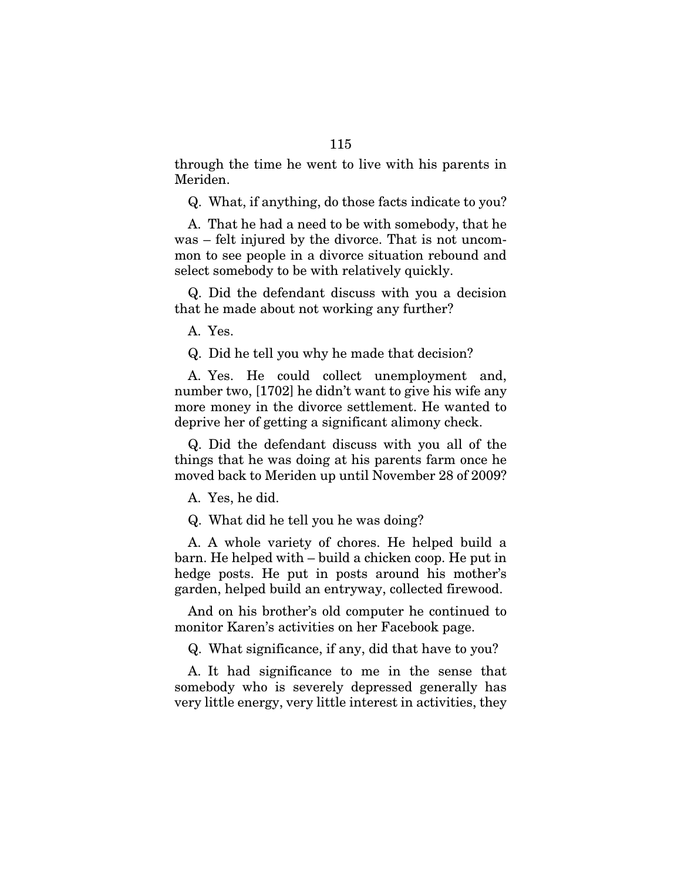through the time he went to live with his parents in Meriden.

Q. What, if anything, do those facts indicate to you?

A. That he had a need to be with somebody, that he was – felt injured by the divorce. That is not uncommon to see people in a divorce situation rebound and select somebody to be with relatively quickly.

Q. Did the defendant discuss with you a decision that he made about not working any further?

A. Yes.

Q. Did he tell you why he made that decision?

A. Yes. He could collect unemployment and, number two, [1702] he didn't want to give his wife any more money in the divorce settlement. He wanted to deprive her of getting a significant alimony check.

Q. Did the defendant discuss with you all of the things that he was doing at his parents farm once he moved back to Meriden up until November 28 of 2009?

A. Yes, he did.

Q. What did he tell you he was doing?

A. A whole variety of chores. He helped build a barn. He helped with – build a chicken coop. He put in hedge posts. He put in posts around his mother's garden, helped build an entryway, collected firewood.

And on his brother's old computer he continued to monitor Karen's activities on her Facebook page.

Q. What significance, if any, did that have to you?

A. It had significance to me in the sense that somebody who is severely depressed generally has very little energy, very little interest in activities, they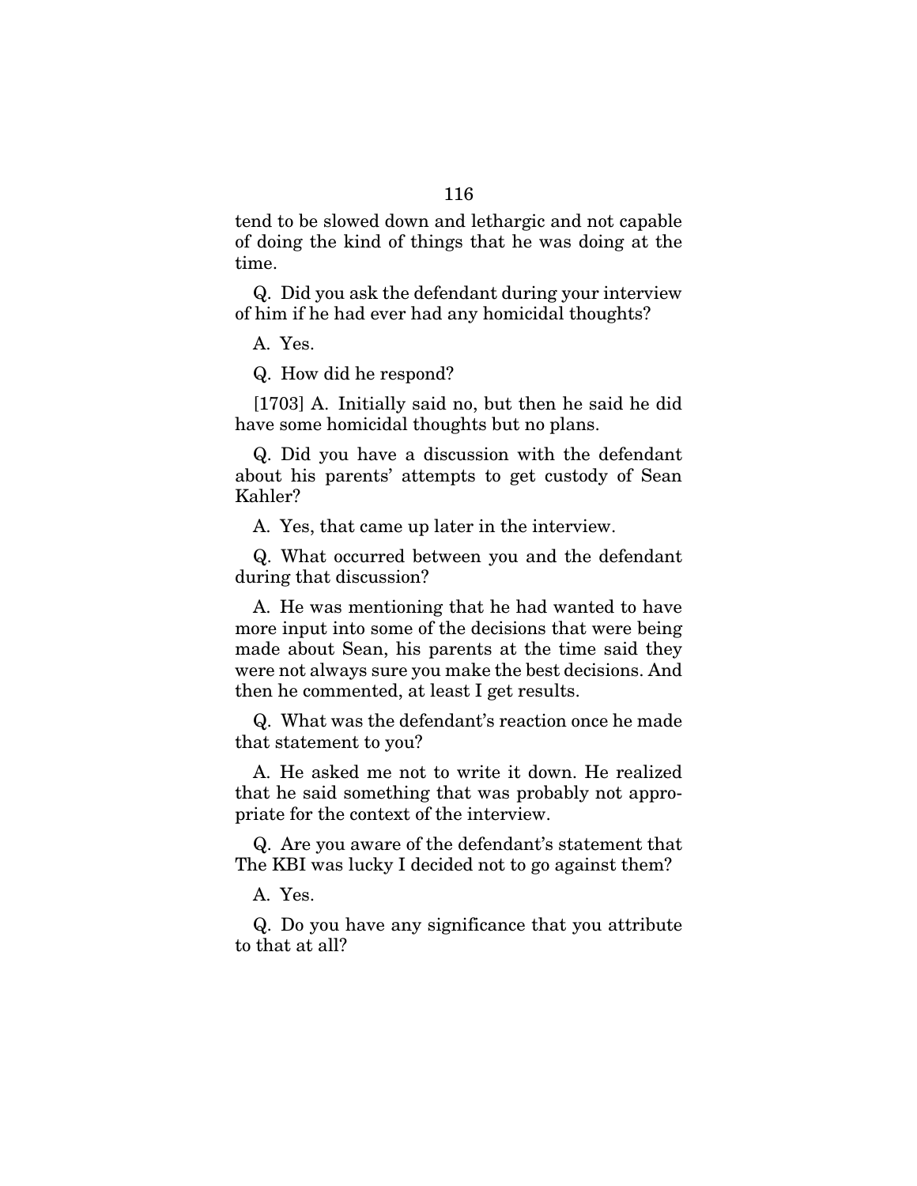tend to be slowed down and lethargic and not capable of doing the kind of things that he was doing at the time.

Q. Did you ask the defendant during your interview of him if he had ever had any homicidal thoughts?

A. Yes.

Q. How did he respond?

[1703] A. Initially said no, but then he said he did have some homicidal thoughts but no plans.

Q. Did you have a discussion with the defendant about his parents' attempts to get custody of Sean Kahler?

A. Yes, that came up later in the interview.

Q. What occurred between you and the defendant during that discussion?

A. He was mentioning that he had wanted to have more input into some of the decisions that were being made about Sean, his parents at the time said they were not always sure you make the best decisions. And then he commented, at least I get results.

Q. What was the defendant's reaction once he made that statement to you?

A. He asked me not to write it down. He realized that he said something that was probably not appropriate for the context of the interview.

Q. Are you aware of the defendant's statement that The KBI was lucky I decided not to go against them?

A. Yes.

Q. Do you have any significance that you attribute to that at all?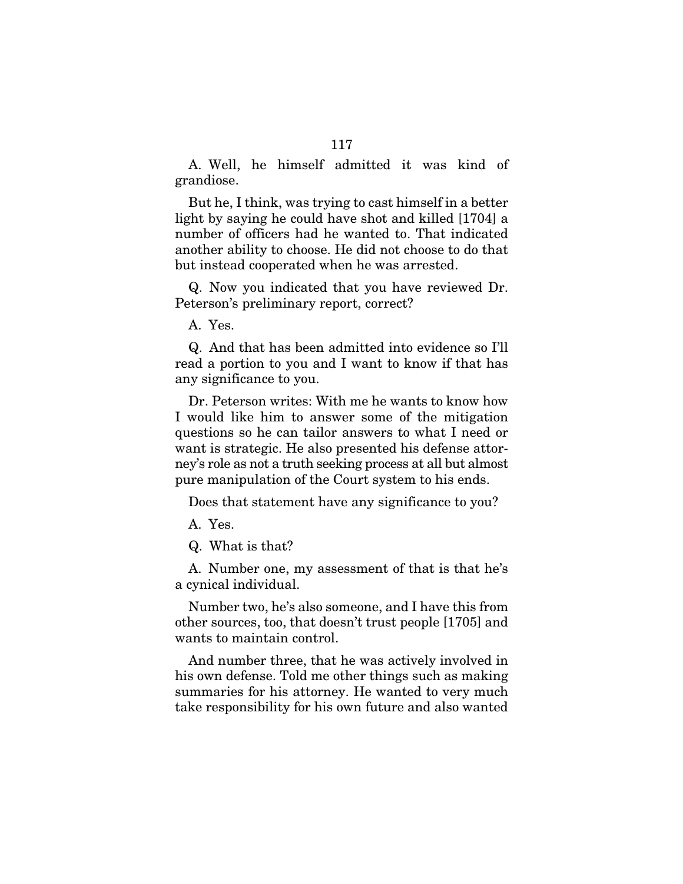A. Well, he himself admitted it was kind of grandiose.

But he, I think, was trying to cast himself in a better light by saying he could have shot and killed [1704] a number of officers had he wanted to. That indicated another ability to choose. He did not choose to do that but instead cooperated when he was arrested.

Q. Now you indicated that you have reviewed Dr. Peterson's preliminary report, correct?

A. Yes.

Q. And that has been admitted into evidence so I'll read a portion to you and I want to know if that has any significance to you.

Dr. Peterson writes: With me he wants to know how I would like him to answer some of the mitigation questions so he can tailor answers to what I need or want is strategic. He also presented his defense attorney's role as not a truth seeking process at all but almost pure manipulation of the Court system to his ends.

Does that statement have any significance to you?

A. Yes.

Q. What is that?

A. Number one, my assessment of that is that he's a cynical individual.

Number two, he's also someone, and I have this from other sources, too, that doesn't trust people [1705] and wants to maintain control.

And number three, that he was actively involved in his own defense. Told me other things such as making summaries for his attorney. He wanted to very much take responsibility for his own future and also wanted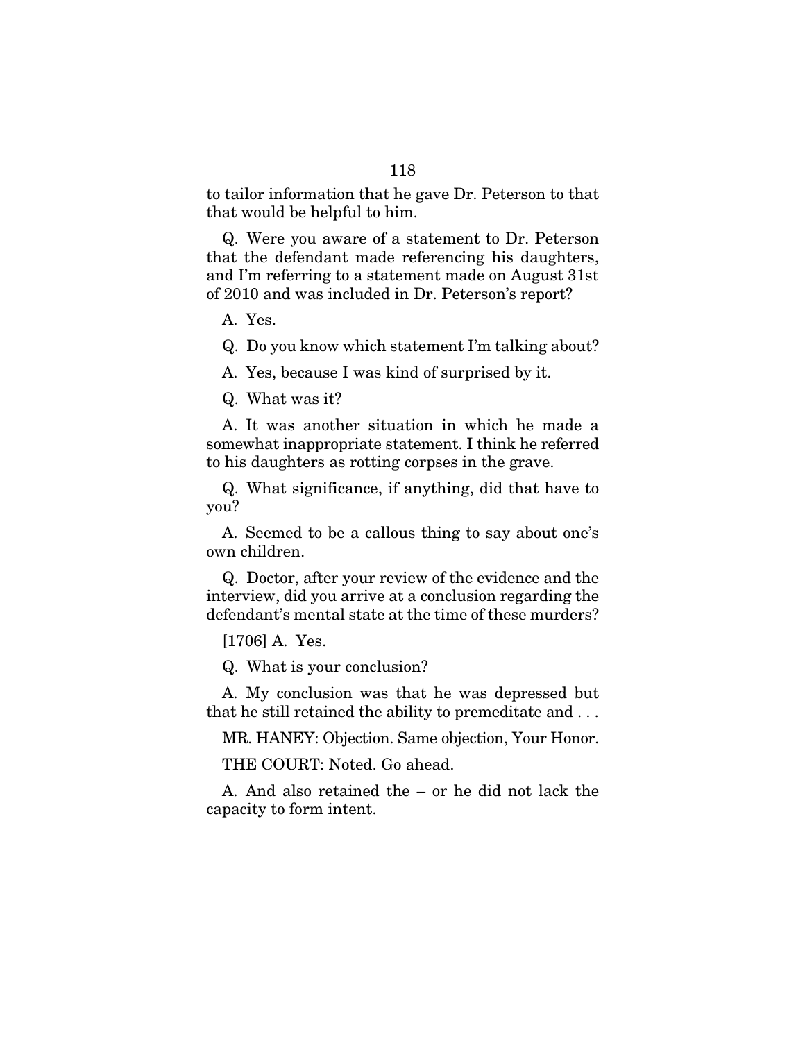to tailor information that he gave Dr. Peterson to that that would be helpful to him.

Q. Were you aware of a statement to Dr. Peterson that the defendant made referencing his daughters, and I'm referring to a statement made on August 31st of 2010 and was included in Dr. Peterson's report?

A. Yes.

Q. Do you know which statement I'm talking about?

A. Yes, because I was kind of surprised by it.

Q. What was it?

A. It was another situation in which he made a somewhat inappropriate statement. I think he referred to his daughters as rotting corpses in the grave.

Q. What significance, if anything, did that have to you?

A. Seemed to be a callous thing to say about one's own children.

Q. Doctor, after your review of the evidence and the interview, did you arrive at a conclusion regarding the defendant's mental state at the time of these murders?

[1706] A. Yes.

Q. What is your conclusion?

A. My conclusion was that he was depressed but that he still retained the ability to premeditate and . . .

MR. HANEY: Objection. Same objection, Your Honor.

THE COURT: Noted. Go ahead.

A. And also retained the – or he did not lack the capacity to form intent.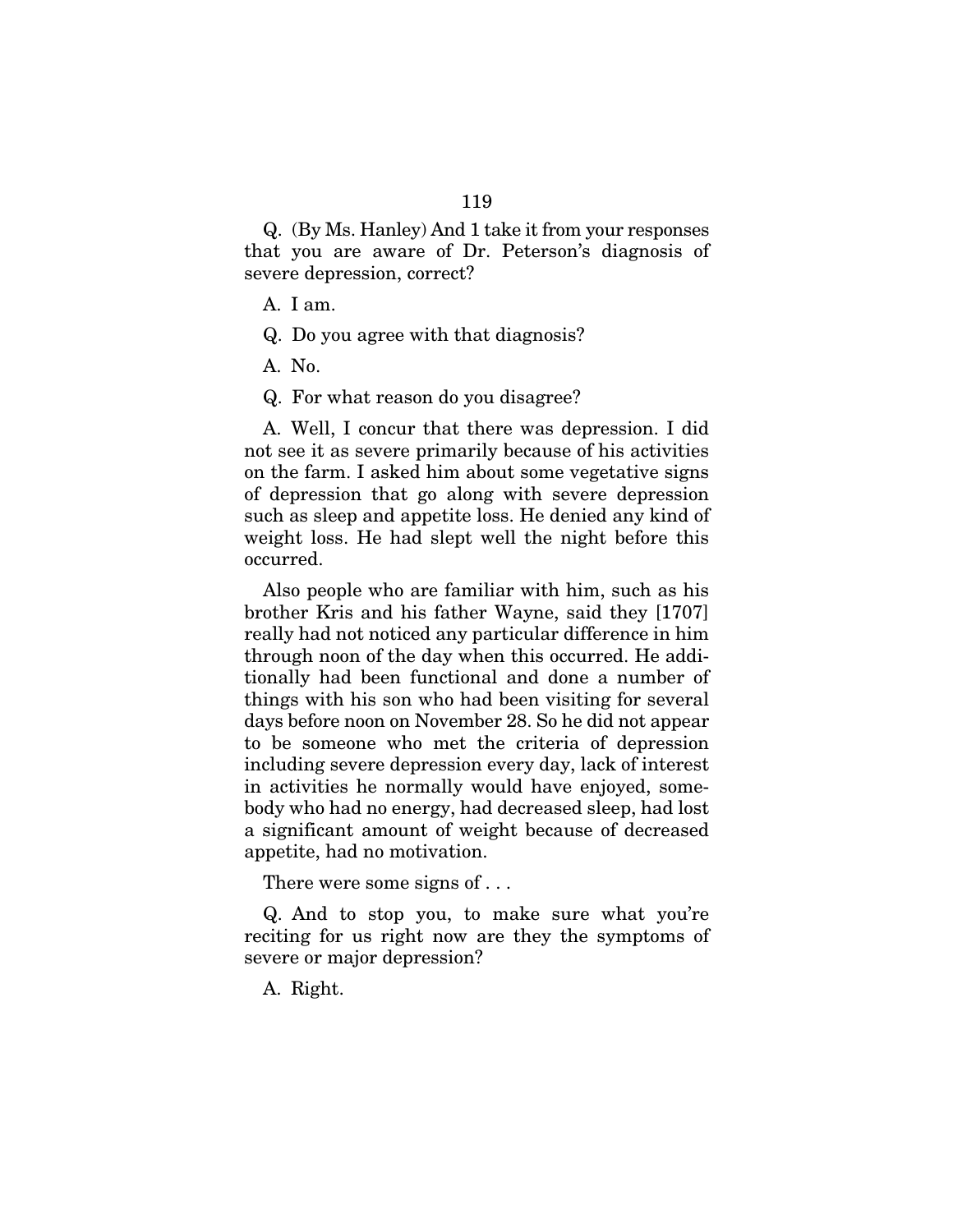Q. (By Ms. Hanley) And 1 take it from your responses that you are aware of Dr. Peterson's diagnosis of severe depression, correct?

A. I am.

Q. Do you agree with that diagnosis?

A. No.

Q. For what reason do you disagree?

A. Well, I concur that there was depression. I did not see it as severe primarily because of his activities on the farm. I asked him about some vegetative signs of depression that go along with severe depression such as sleep and appetite loss. He denied any kind of weight loss. He had slept well the night before this occurred.

Also people who are familiar with him, such as his brother Kris and his father Wayne, said they [1707] really had not noticed any particular difference in him through noon of the day when this occurred. He additionally had been functional and done a number of things with his son who had been visiting for several days before noon on November 28. So he did not appear to be someone who met the criteria of depression including severe depression every day, lack of interest in activities he normally would have enjoyed, somebody who had no energy, had decreased sleep, had lost a significant amount of weight because of decreased appetite, had no motivation.

There were some signs of . . .

Q. And to stop you, to make sure what you're reciting for us right now are they the symptoms of severe or major depression?

A. Right.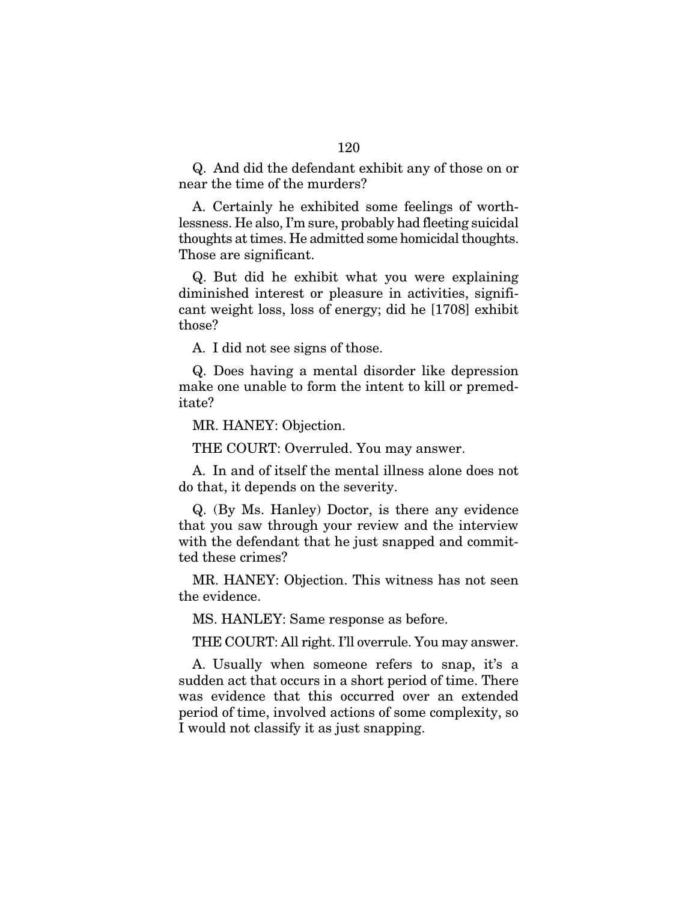Q. And did the defendant exhibit any of those on or near the time of the murders?

A. Certainly he exhibited some feelings of worthlessness. He also, I'm sure, probably had fleeting suicidal thoughts at times. He admitted some homicidal thoughts. Those are significant.

Q. But did he exhibit what you were explaining diminished interest or pleasure in activities, significant weight loss, loss of energy; did he [1708] exhibit those?

A. I did not see signs of those.

Q. Does having a mental disorder like depression make one unable to form the intent to kill or premeditate?

MR. HANEY: Objection.

THE COURT: Overruled. You may answer.

A. In and of itself the mental illness alone does not do that, it depends on the severity.

Q. (By Ms. Hanley) Doctor, is there any evidence that you saw through your review and the interview with the defendant that he just snapped and committed these crimes?

MR. HANEY: Objection. This witness has not seen the evidence.

MS. HANLEY: Same response as before.

THE COURT: All right. I'll overrule. You may answer.

A. Usually when someone refers to snap, it's a sudden act that occurs in a short period of time. There was evidence that this occurred over an extended period of time, involved actions of some complexity, so I would not classify it as just snapping.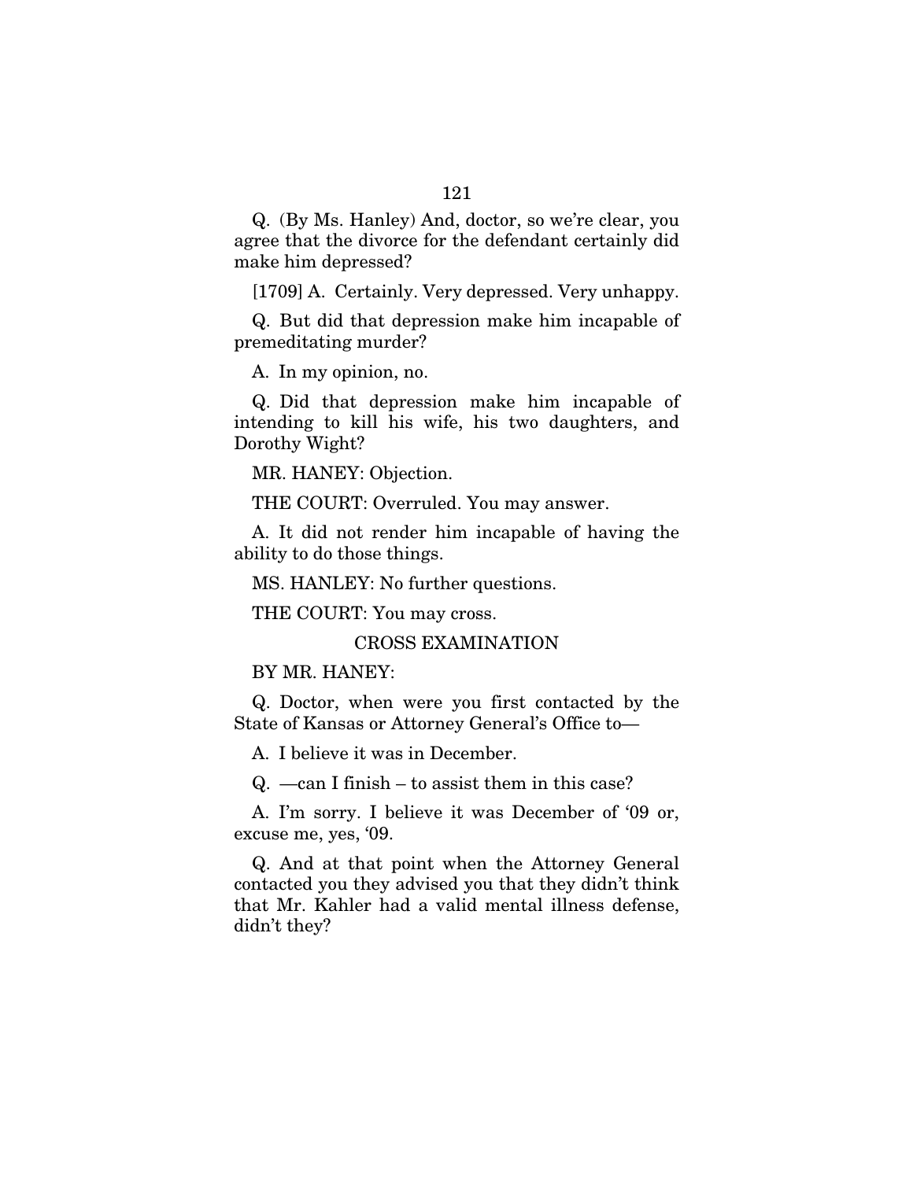Q. (By Ms. Hanley) And, doctor, so we're clear, you agree that the divorce for the defendant certainly did make him depressed?

[1709] A. Certainly. Very depressed. Very unhappy.

Q. But did that depression make him incapable of premeditating murder?

A. In my opinion, no.

Q. Did that depression make him incapable of intending to kill his wife, his two daughters, and Dorothy Wight?

MR. HANEY: Objection.

THE COURT: Overruled. You may answer.

A. It did not render him incapable of having the ability to do those things.

MS. HANLEY: No further questions.

THE COURT: You may cross.

CROSS EXAMINATION

BY MR. HANEY:

Q. Doctor, when were you first contacted by the State of Kansas or Attorney General's Office to—

A. I believe it was in December.

Q. —can I finish – to assist them in this case?

A. I'm sorry. I believe it was December of '09 or, excuse me, yes, '09.

Q. And at that point when the Attorney General contacted you they advised you that they didn't think that Mr. Kahler had a valid mental illness defense, didn't they?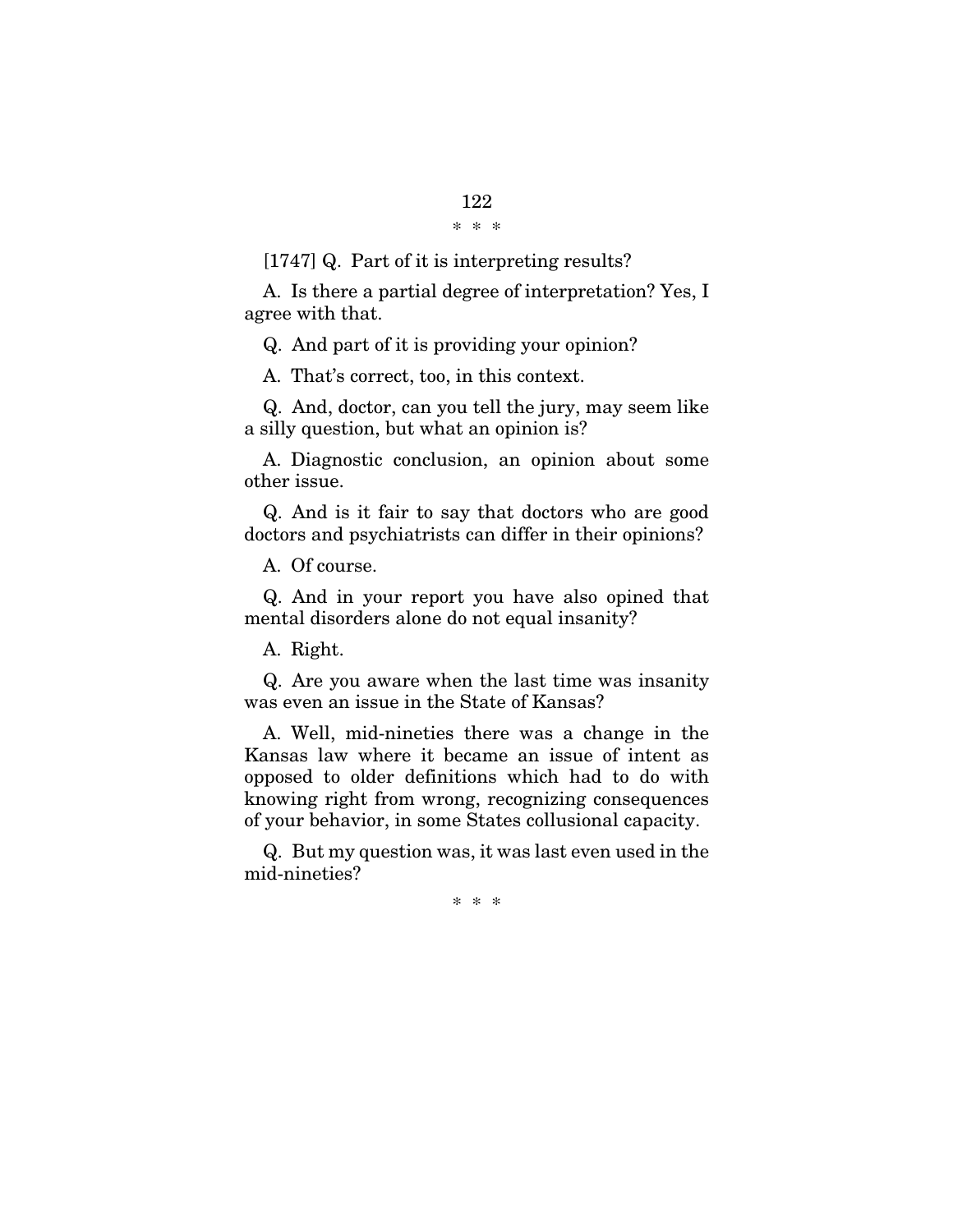\* \* \*

[1747] Q. Part of it is interpreting results?

A. Is there a partial degree of interpretation? Yes, I agree with that.

Q. And part of it is providing your opinion?

A. That's correct, too, in this context.

Q. And, doctor, can you tell the jury, may seem like a silly question, but what an opinion is?

A. Diagnostic conclusion, an opinion about some other issue.

Q. And is it fair to say that doctors who are good doctors and psychiatrists can differ in their opinions?

A. Of course.

Q. And in your report you have also opined that mental disorders alone do not equal insanity?

A. Right.

Q. Are you aware when the last time was insanity was even an issue in the State of Kansas?

A. Well, mid-nineties there was a change in the Kansas law where it became an issue of intent as opposed to older definitions which had to do with knowing right from wrong, recognizing consequences of your behavior, in some States collusional capacity.

Q. But my question was, it was last even used in the mid-nineties?

\* \* \*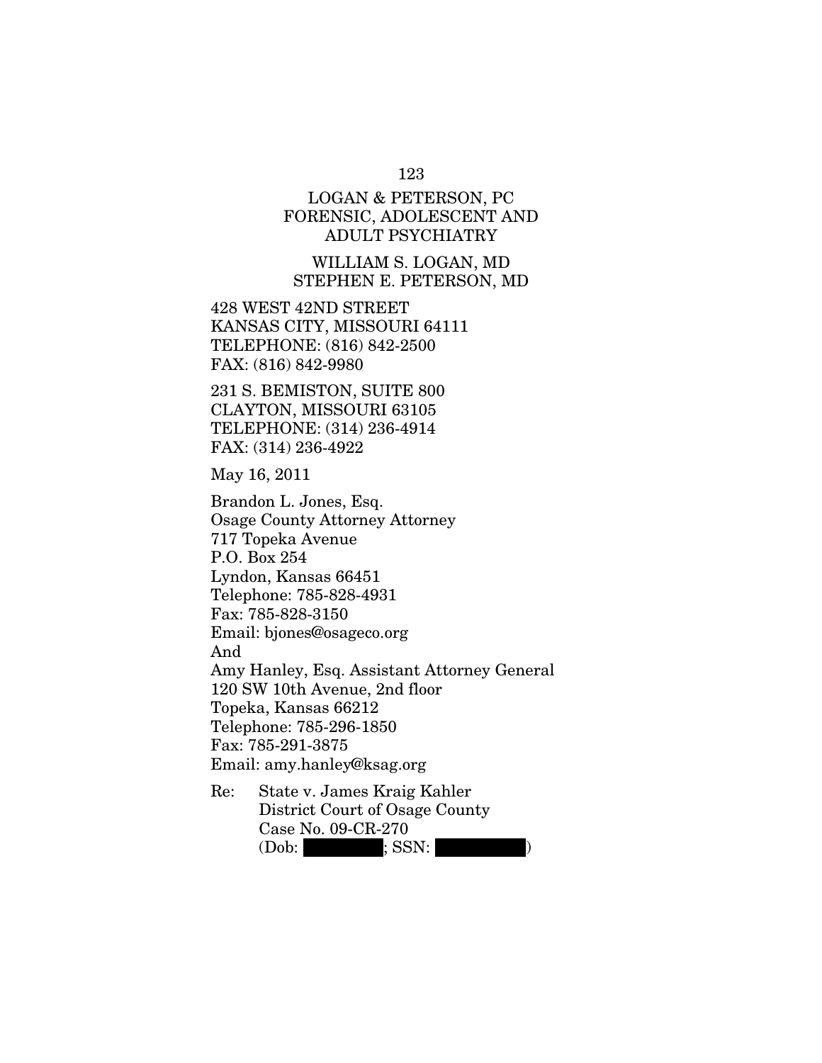LOGAN & PETERSON, PC
FORENSIC, ADOLESCENT AND
ADULT PSYCHIATRY

WILLIAM S. LOGAN, MD
STEPHEN E. PETERSON, MD

428 WEST 42ND STREET
KANSAS CITY, MISSOURI 64111
TELEPHONE: (816) 842-2500
FAX: (816) 842-9980

231 S. BEMISTON, SUITE 800
CLAYTON, MISSOURI 63105
TELEPHONE: (314) 236-4914
FAX: (314) 236-4922

May 16, 2011

Brandon L. Jones, Esq.
Osage County Attorney Attorney
717 Topeka Avenue
P.O. Box 254
Lyndon, Kansas 66451
Telephone: 785-828-4931
Fax: 785-828-3150
Email: bjones@osageco.org
And
Amy Hanley, Esq. Assistant Attorney General
120 SW 10th Avenue, 2nd floor
Topeka, Kansas 66212
Telephone: 785-296-1850
Fax: 785-291-3875
Email: amy.hanley@ksag.org

Re: State v. James Kraig Kahler
District Court of Osage County
Case No. 09-CR-270
(Dob: ████████; SSN: ██████████)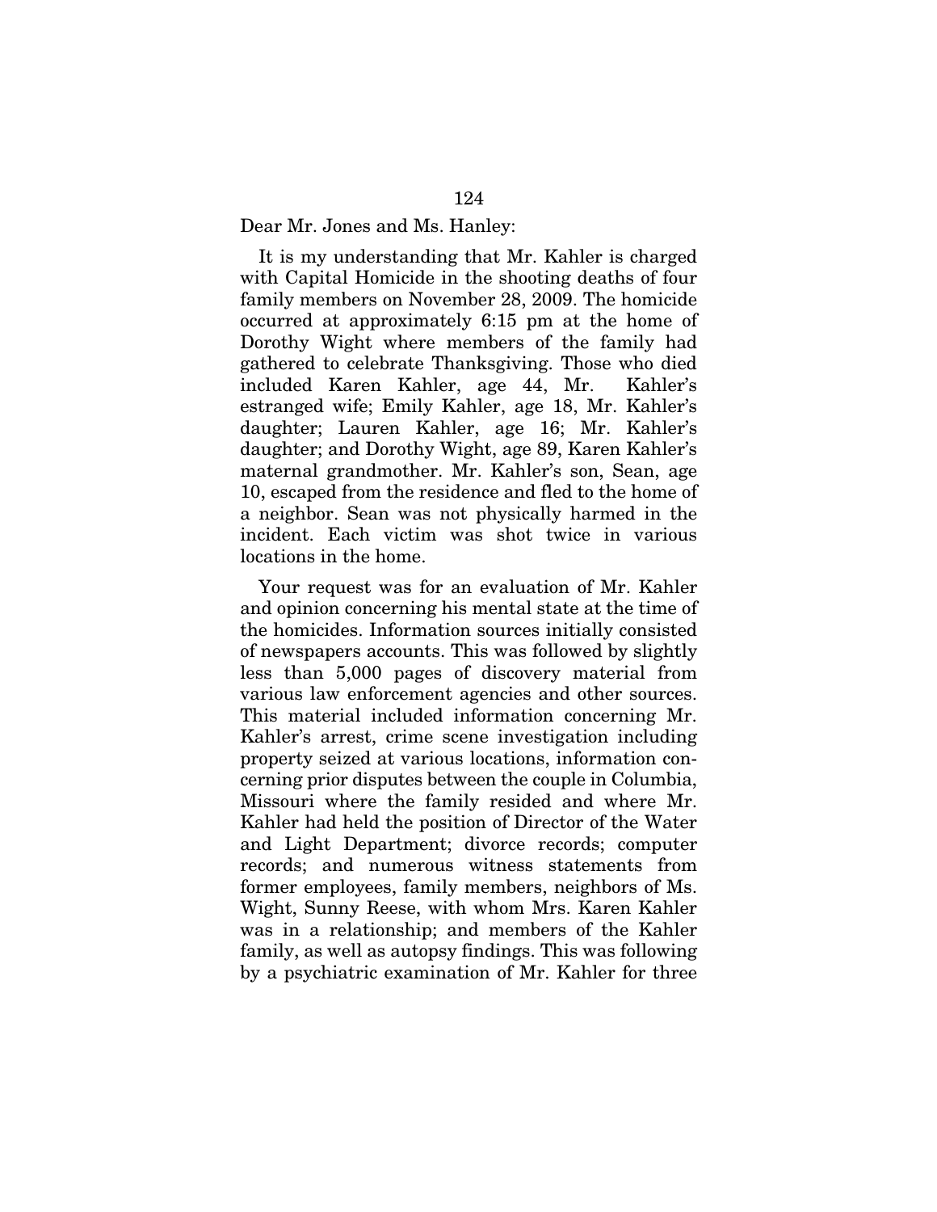Dear Mr. Jones and Ms. Hanley:

It is my understanding that Mr. Kahler is charged with Capital Homicide in the shooting deaths of four family members on November 28, 2009. The homicide occurred at approximately 6:15 pm at the home of Dorothy Wight where members of the family had gathered to celebrate Thanksgiving. Those who died included Karen Kahler, age 44, Mr. Kahler's estranged wife; Emily Kahler, age 18, Mr. Kahler's daughter; Lauren Kahler, age 16; Mr. Kahler's daughter; and Dorothy Wight, age 89, Karen Kahler's maternal grandmother. Mr. Kahler's son, Sean, age 10, escaped from the residence and fled to the home of a neighbor. Sean was not physically harmed in the incident. Each victim was shot twice in various locations in the home.

Your request was for an evaluation of Mr. Kahler and opinion concerning his mental state at the time of the homicides. Information sources initially consisted of newspapers accounts. This was followed by slightly less than 5,000 pages of discovery material from various law enforcement agencies and other sources. This material included information concerning Mr. Kahler's arrest, crime scene investigation including property seized at various locations, information concerning prior disputes between the couple in Columbia, Missouri where the family resided and where Mr. Kahler had held the position of Director of the Water and Light Department; divorce records; computer records; and numerous witness statements from former employees, family members, neighbors of Ms. Wight, Sunny Reese, with whom Mrs. Karen Kahler was in a relationship; and members of the Kahler family, as well as autopsy findings. This was following by a psychiatric examination of Mr. Kahler for three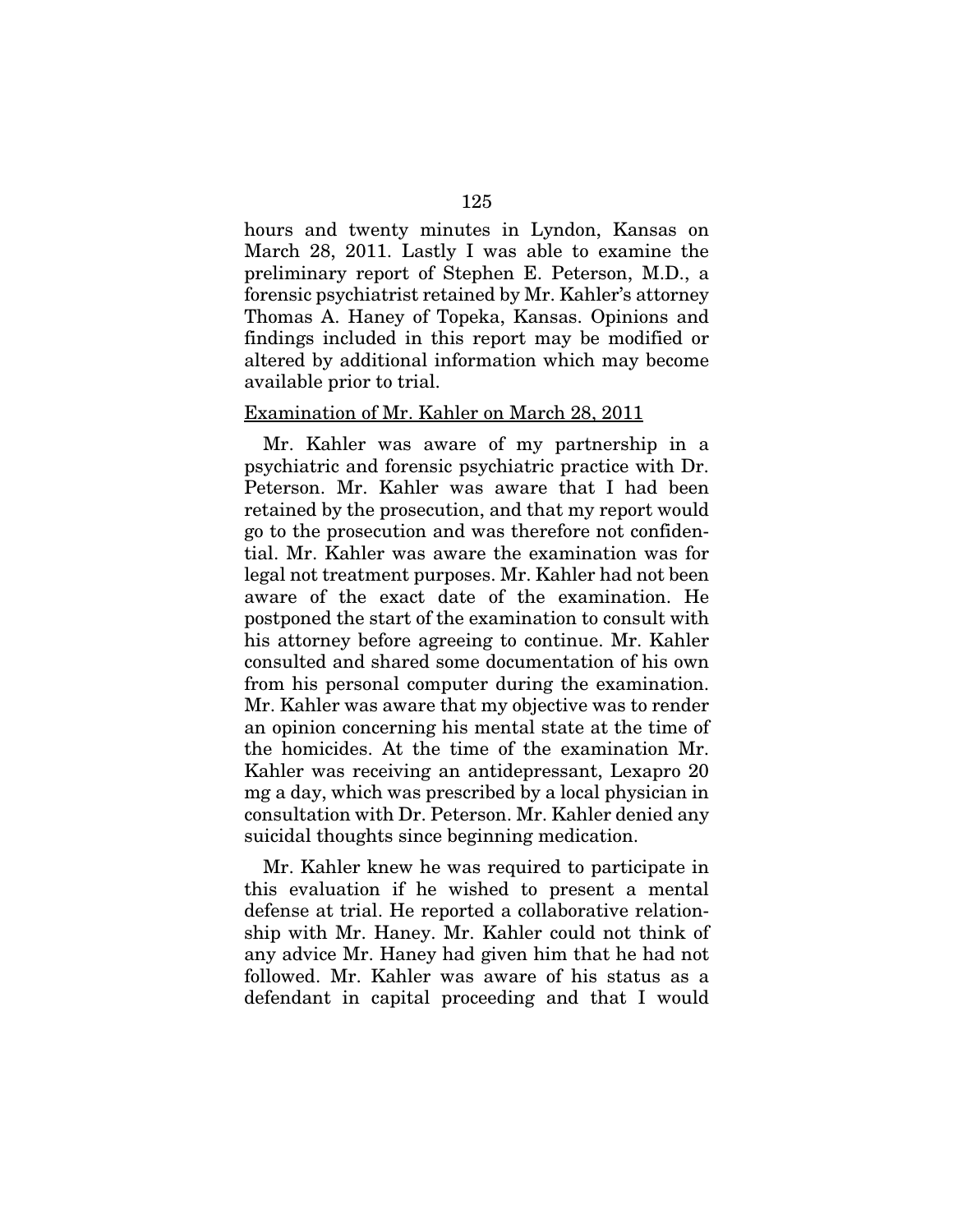hours and twenty minutes in Lyndon, Kansas on March 28, 2011. Lastly I was able to examine the preliminary report of Stephen E. Peterson, M.D., a forensic psychiatrist retained by Mr. Kahler's attorney Thomas A. Haney of Topeka, Kansas. Opinions and findings included in this report may be modified or altered by additional information which may become available prior to trial.

Examination of Mr. Kahler on March 28, 2011

Mr. Kahler was aware of my partnership in a psychiatric and forensic psychiatric practice with Dr. Peterson. Mr. Kahler was aware that I had been retained by the prosecution, and that my report would go to the prosecution and was therefore not confidential. Mr. Kahler was aware the examination was for legal not treatment purposes. Mr. Kahler had not been aware of the exact date of the examination. He postponed the start of the examination to consult with his attorney before agreeing to continue. Mr. Kahler consulted and shared some documentation of his own from his personal computer during the examination. Mr. Kahler was aware that my objective was to render an opinion concerning his mental state at the time of the homicides. At the time of the examination Mr. Kahler was receiving an antidepressant, Lexapro 20 mg a day, which was prescribed by a local physician in consultation with Dr. Peterson. Mr. Kahler denied any suicidal thoughts since beginning medication.

Mr. Kahler knew he was required to participate in this evaluation if he wished to present a mental defense at trial. He reported a collaborative relationship with Mr. Haney. Mr. Kahler could not think of any advice Mr. Haney had given him that he had not followed. Mr. Kahler was aware of his status as a defendant in capital proceeding and that I would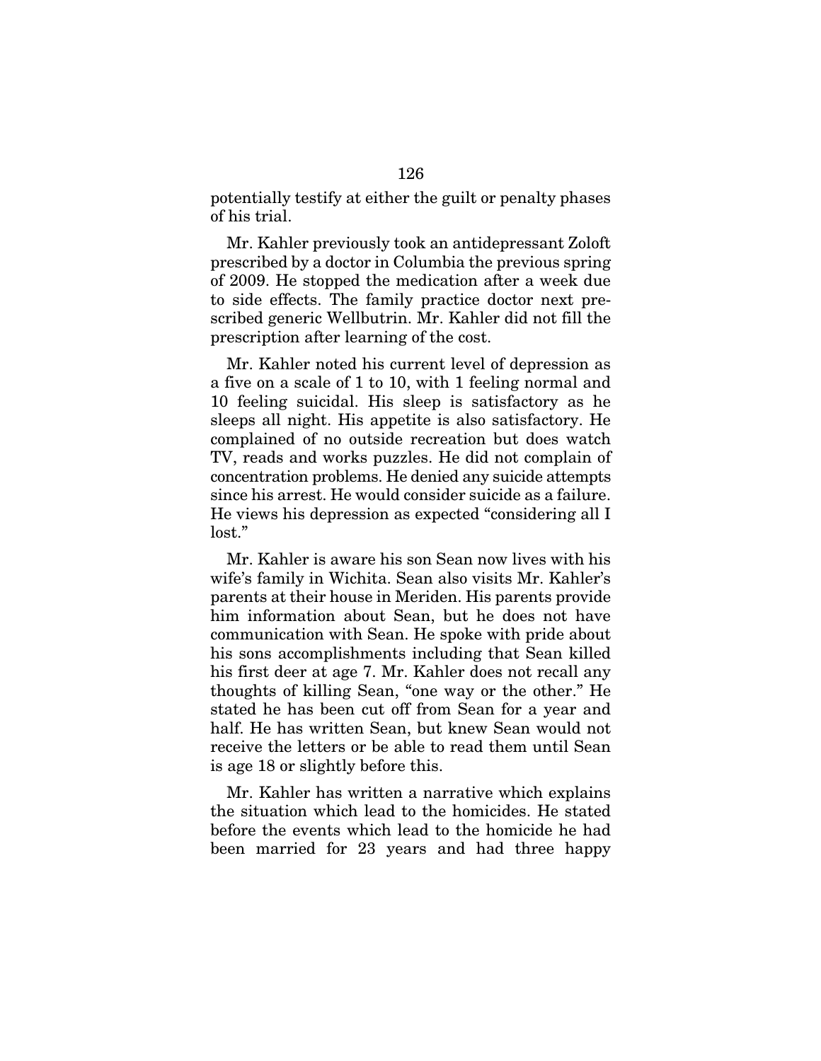potentially testify at either the guilt or penalty phases of his trial.

Mr. Kahler previously took an antidepressant Zoloft prescribed by a doctor in Columbia the previous spring of 2009. He stopped the medication after a week due to side effects. The family practice doctor next prescribed generic Wellbutrin. Mr. Kahler did not fill the prescription after learning of the cost.

Mr. Kahler noted his current level of depression as a five on a scale of 1 to 10, with 1 feeling normal and 10 feeling suicidal. His sleep is satisfactory as he sleeps all night. His appetite is also satisfactory. He complained of no outside recreation but does watch TV, reads and works puzzles. He did not complain of concentration problems. He denied any suicide attempts since his arrest. He would consider suicide as a failure. He views his depression as expected "considering all I lost."

Mr. Kahler is aware his son Sean now lives with his wife's family in Wichita. Sean also visits Mr. Kahler's parents at their house in Meriden. His parents provide him information about Sean, but he does not have communication with Sean. He spoke with pride about his sons accomplishments including that Sean killed his first deer at age 7. Mr. Kahler does not recall any thoughts of killing Sean, "one way or the other." He stated he has been cut off from Sean for a year and half. He has written Sean, but knew Sean would not receive the letters or be able to read them until Sean is age 18 or slightly before this.

Mr. Kahler has written a narrative which explains the situation which lead to the homicides. He stated before the events which lead to the homicide he had been married for 23 years and had three happy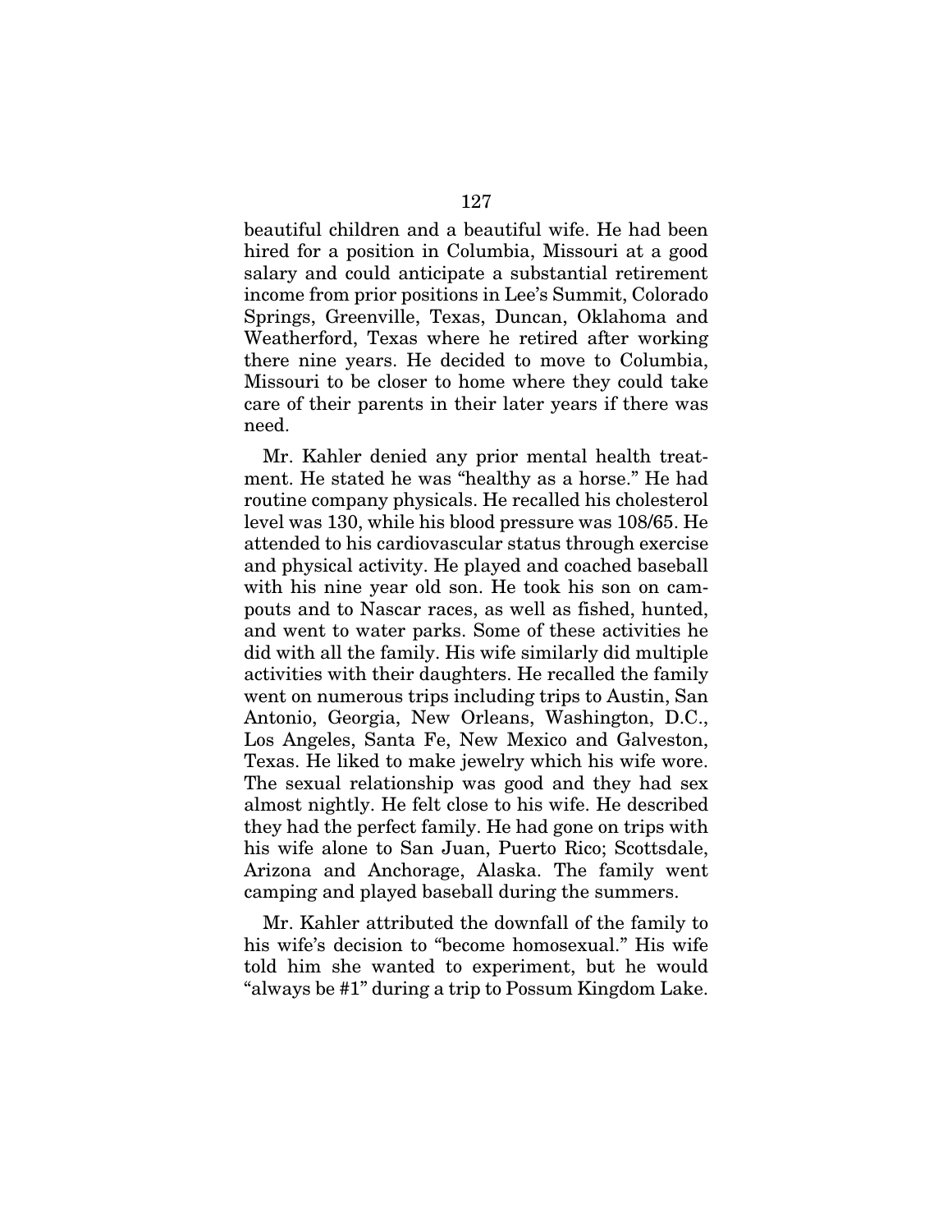beautiful children and a beautiful wife. He had been hired for a position in Columbia, Missouri at a good salary and could anticipate a substantial retirement income from prior positions in Lee's Summit, Colorado Springs, Greenville, Texas, Duncan, Oklahoma and Weatherford, Texas where he retired after working there nine years. He decided to move to Columbia, Missouri to be closer to home where they could take care of their parents in their later years if there was need.

Mr. Kahler denied any prior mental health treatment. He stated he was "healthy as a horse." He had routine company physicals. He recalled his cholesterol level was 130, while his blood pressure was 108/65. He attended to his cardiovascular status through exercise and physical activity. He played and coached baseball with his nine year old son. He took his son on campouts and to Nascar races, as well as fished, hunted, and went to water parks. Some of these activities he did with all the family. His wife similarly did multiple activities with their daughters. He recalled the family went on numerous trips including trips to Austin, San Antonio, Georgia, New Orleans, Washington, D.C., Los Angeles, Santa Fe, New Mexico and Galveston, Texas. He liked to make jewelry which his wife wore. The sexual relationship was good and they had sex almost nightly. He felt close to his wife. He described they had the perfect family. He had gone on trips with his wife alone to San Juan, Puerto Rico; Scottsdale, Arizona and Anchorage, Alaska. The family went camping and played baseball during the summers.

Mr. Kahler attributed the downfall of the family to his wife's decision to "become homosexual." His wife told him she wanted to experiment, but he would "always be #1" during a trip to Possum Kingdom Lake.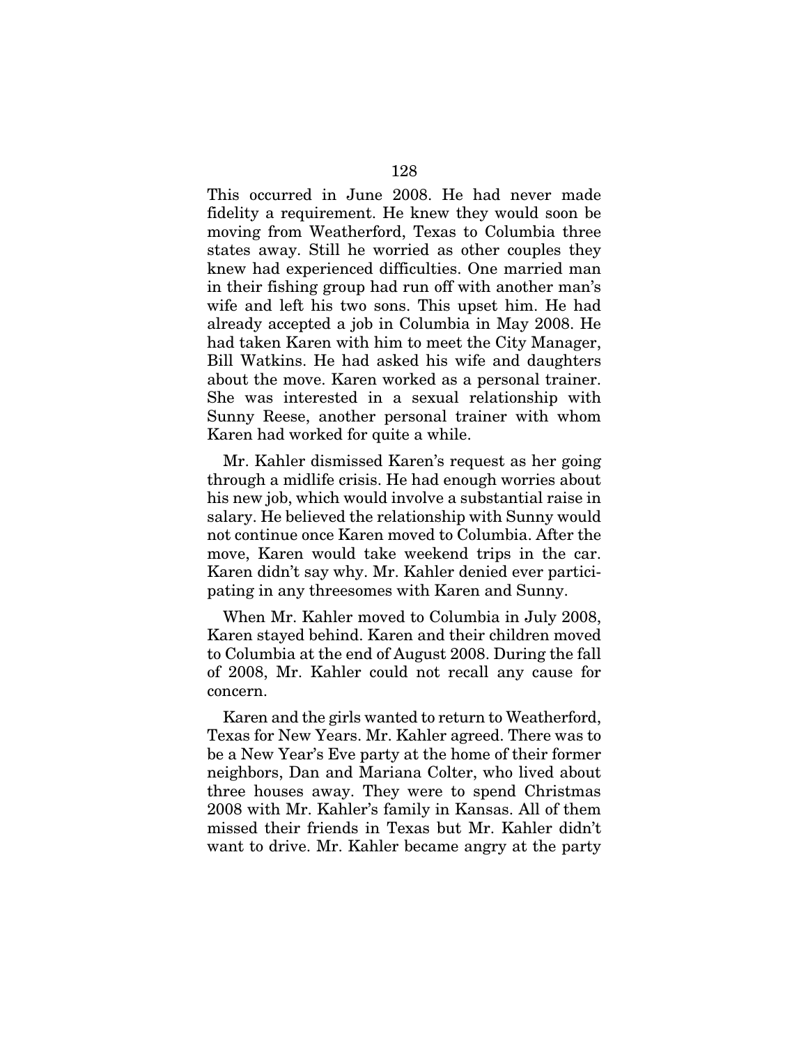This occurred in June 2008. He had never made fidelity a requirement. He knew they would soon be moving from Weatherford, Texas to Columbia three states away. Still he worried as other couples they knew had experienced difficulties. One married man in their fishing group had run off with another man's wife and left his two sons. This upset him. He had already accepted a job in Columbia in May 2008. He had taken Karen with him to meet the City Manager, Bill Watkins. He had asked his wife and daughters about the move. Karen worked as a personal trainer. She was interested in a sexual relationship with Sunny Reese, another personal trainer with whom Karen had worked for quite a while.

Mr. Kahler dismissed Karen's request as her going through a midlife crisis. He had enough worries about his new job, which would involve a substantial raise in salary. He believed the relationship with Sunny would not continue once Karen moved to Columbia. After the move, Karen would take weekend trips in the car. Karen didn't say why. Mr. Kahler denied ever participating in any threesomes with Karen and Sunny.

When Mr. Kahler moved to Columbia in July 2008, Karen stayed behind. Karen and their children moved to Columbia at the end of August 2008. During the fall of 2008, Mr. Kahler could not recall any cause for concern.

Karen and the girls wanted to return to Weatherford, Texas for New Years. Mr. Kahler agreed. There was to be a New Year's Eve party at the home of their former neighbors, Dan and Mariana Colter, who lived about three houses away. They were to spend Christmas 2008 with Mr. Kahler's family in Kansas. All of them missed their friends in Texas but Mr. Kahler didn't want to drive. Mr. Kahler became angry at the party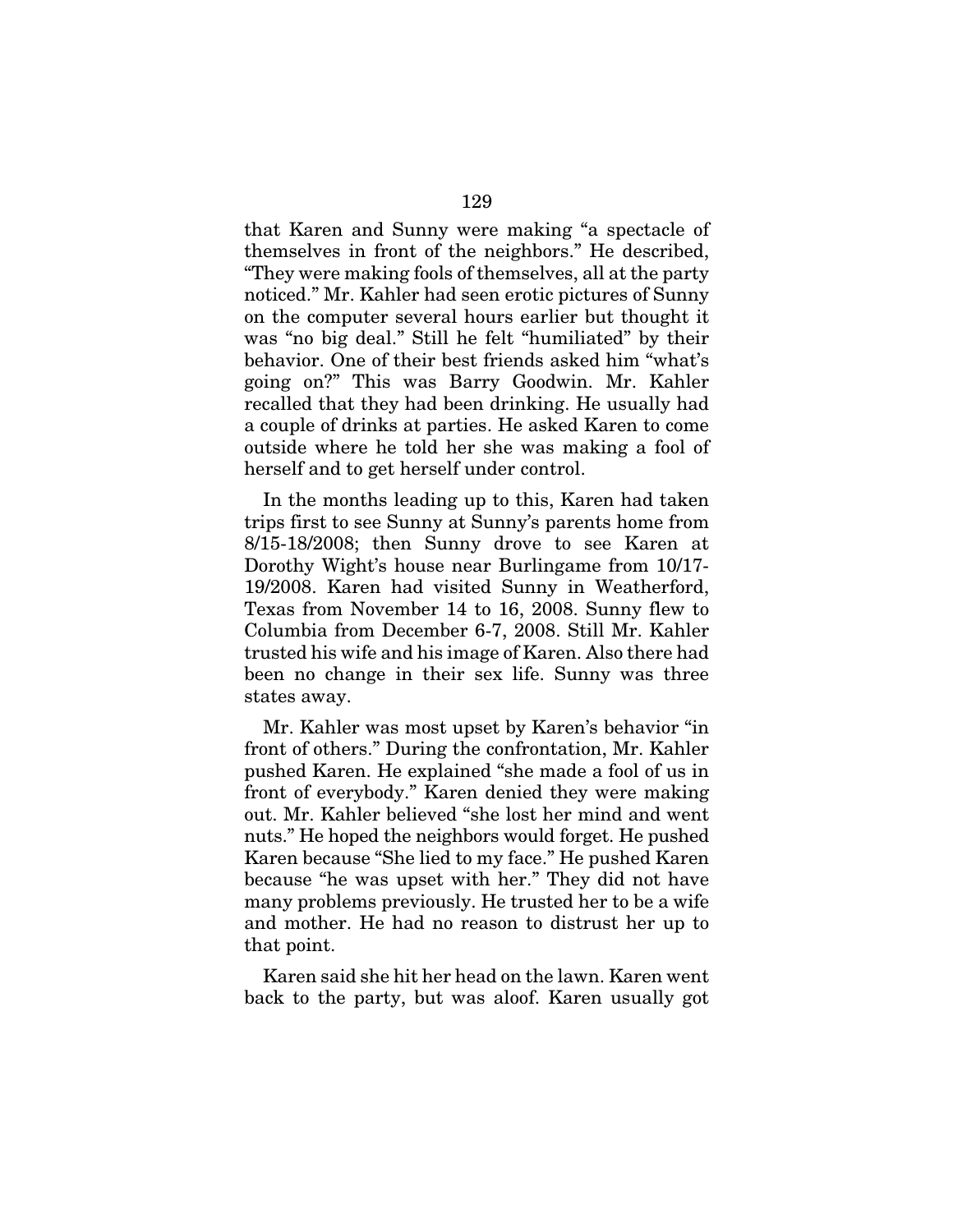that Karen and Sunny were making "a spectacle of themselves in front of the neighbors." He described, "They were making fools of themselves, all at the party noticed." Mr. Kahler had seen erotic pictures of Sunny on the computer several hours earlier but thought it was "no big deal." Still he felt "humiliated" by their behavior. One of their best friends asked him "what's going on?" This was Barry Goodwin. Mr. Kahler recalled that they had been drinking. He usually had a couple of drinks at parties. He asked Karen to come outside where he told her she was making a fool of herself and to get herself under control.

In the months leading up to this, Karen had taken trips first to see Sunny at Sunny's parents home from 8/15-18/2008; then Sunny drove to see Karen at Dorothy Wight's house near Burlingame from 10/17-19/2008. Karen had visited Sunny in Weatherford, Texas from November 14 to 16, 2008. Sunny flew to Columbia from December 6-7, 2008. Still Mr. Kahler trusted his wife and his image of Karen. Also there had been no change in their sex life. Sunny was three states away.

Mr. Kahler was most upset by Karen's behavior "in front of others." During the confrontation, Mr. Kahler pushed Karen. He explained "she made a fool of us in front of everybody." Karen denied they were making out. Mr. Kahler believed "she lost her mind and went nuts." He hoped the neighbors would forget. He pushed Karen because "She lied to my face." He pushed Karen because "he was upset with her." They did not have many problems previously. He trusted her to be a wife and mother. He had no reason to distrust her up to that point.

Karen said she hit her head on the lawn. Karen went back to the party, but was aloof. Karen usually got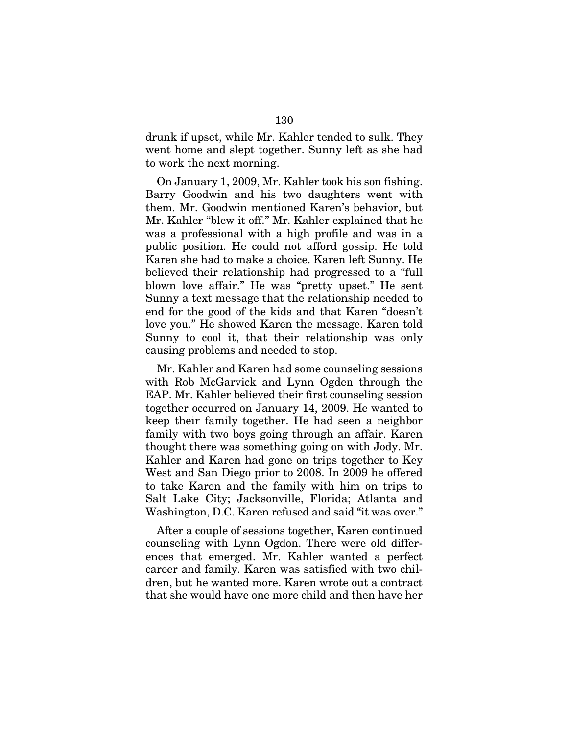drunk if upset, while Mr. Kahler tended to sulk. They went home and slept together. Sunny left as she had to work the next morning.

On January 1, 2009, Mr. Kahler took his son fishing. Barry Goodwin and his two daughters went with them. Mr. Goodwin mentioned Karen's behavior, but Mr. Kahler "blew it off." Mr. Kahler explained that he was a professional with a high profile and was in a public position. He could not afford gossip. He told Karen she had to make a choice. Karen left Sunny. He believed their relationship had progressed to a "full blown love affair." He was "pretty upset." He sent Sunny a text message that the relationship needed to end for the good of the kids and that Karen "doesn't love you." He showed Karen the message. Karen told Sunny to cool it, that their relationship was only causing problems and needed to stop.

Mr. Kahler and Karen had some counseling sessions with Rob McGarvick and Lynn Ogden through the EAP. Mr. Kahler believed their first counseling session together occurred on January 14, 2009. He wanted to keep their family together. He had seen a neighbor family with two boys going through an affair. Karen thought there was something going on with Jody. Mr. Kahler and Karen had gone on trips together to Key West and San Diego prior to 2008. In 2009 he offered to take Karen and the family with him on trips to Salt Lake City; Jacksonville, Florida; Atlanta and Washington, D.C. Karen refused and said "it was over."

After a couple of sessions together, Karen continued counseling with Lynn Ogdon. There were old differences that emerged. Mr. Kahler wanted a perfect career and family. Karen was satisfied with two children, but he wanted more. Karen wrote out a contract that she would have one more child and then have her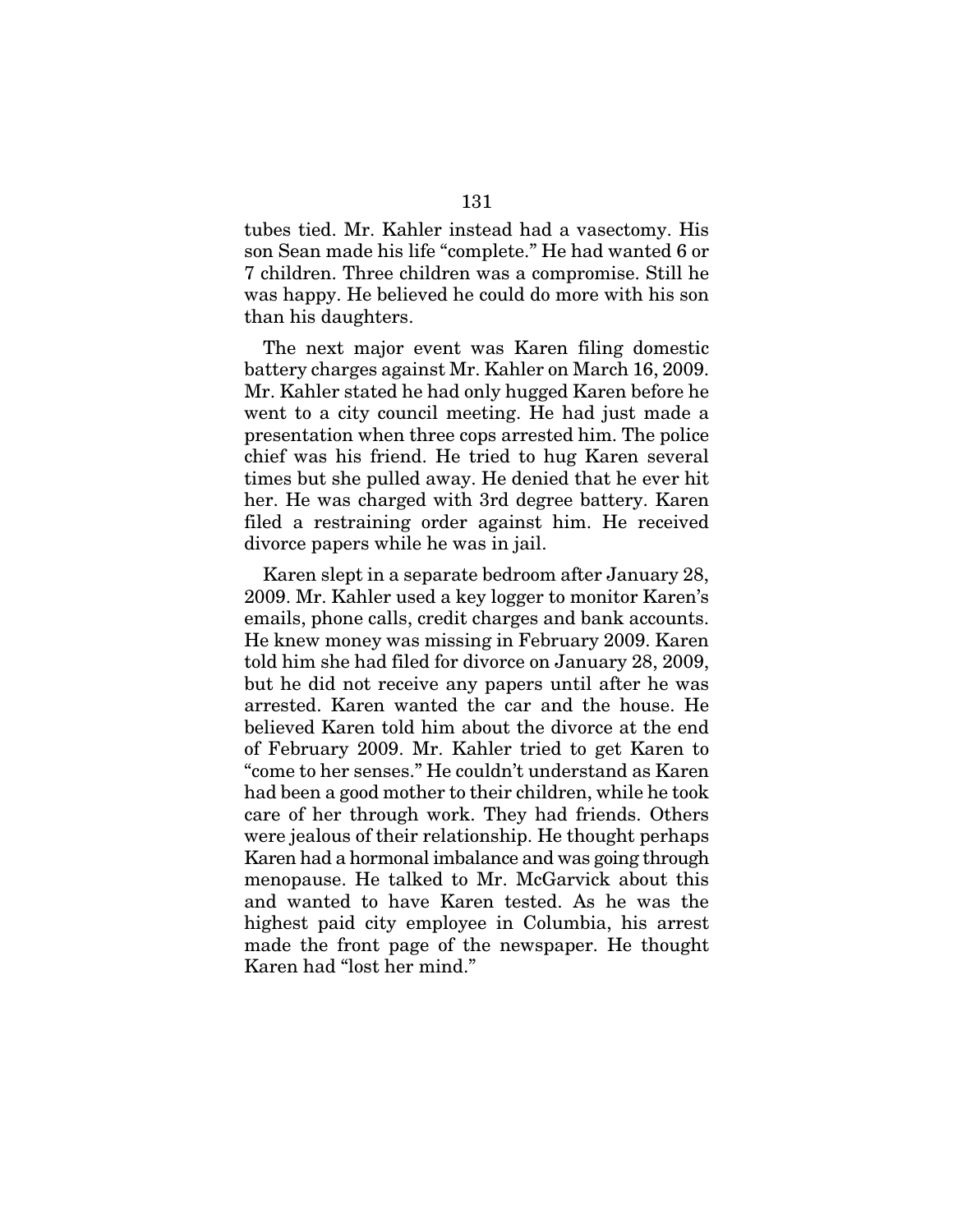tubes tied. Mr. Kahler instead had a vasectomy. His son Sean made his life "complete." He had wanted 6 or 7 children. Three children was a compromise. Still he was happy. He believed he could do more with his son than his daughters.

The next major event was Karen filing domestic battery charges against Mr. Kahler on March 16, 2009. Mr. Kahler stated he had only hugged Karen before he went to a city council meeting. He had just made a presentation when three cops arrested him. The police chief was his friend. He tried to hug Karen several times but she pulled away. He denied that he ever hit her. He was charged with 3rd degree battery. Karen filed a restraining order against him. He received divorce papers while he was in jail.

Karen slept in a separate bedroom after January 28, 2009. Mr. Kahler used a key logger to monitor Karen's emails, phone calls, credit charges and bank accounts. He knew money was missing in February 2009. Karen told him she had filed for divorce on January 28, 2009, but he did not receive any papers until after he was arrested. Karen wanted the car and the house. He believed Karen told him about the divorce at the end of February 2009. Mr. Kahler tried to get Karen to "come to her senses." He couldn't understand as Karen had been a good mother to their children, while he took care of her through work. They had friends. Others were jealous of their relationship. He thought perhaps Karen had a hormonal imbalance and was going through menopause. He talked to Mr. McGarvick about this and wanted to have Karen tested. As he was the highest paid city employee in Columbia, his arrest made the front page of the newspaper. He thought Karen had "lost her mind."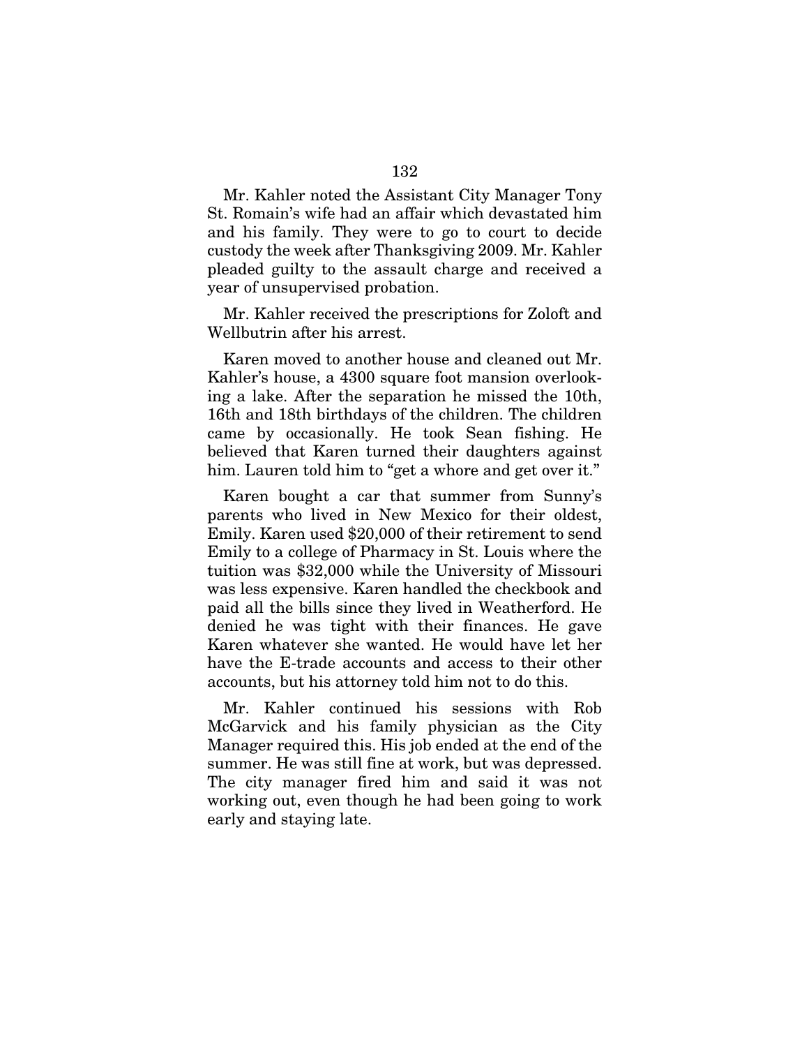Mr. Kahler noted the Assistant City Manager Tony St. Romain's wife had an affair which devastated him and his family. They were to go to court to decide custody the week after Thanksgiving 2009. Mr. Kahler pleaded guilty to the assault charge and received a year of unsupervised probation.

Mr. Kahler received the prescriptions for Zoloft and Wellbutrin after his arrest.

Karen moved to another house and cleaned out Mr. Kahler's house, a 4300 square foot mansion overlooking a lake. After the separation he missed the 10th, 16th and 18th birthdays of the children. The children came by occasionally. He took Sean fishing. He believed that Karen turned their daughters against him. Lauren told him to "get a whore and get over it."

Karen bought a car that summer from Sunny's parents who lived in New Mexico for their oldest, Emily. Karen used $20,000 of their retirement to send Emily to a college of Pharmacy in St. Louis where the tuition was $32,000 while the University of Missouri was less expensive. Karen handled the checkbook and paid all the bills since they lived in Weatherford. He denied he was tight with their finances. He gave Karen whatever she wanted. He would have let her have the E-trade accounts and access to their other accounts, but his attorney told him not to do this.

Mr. Kahler continued his sessions with Rob McGarvick and his family physician as the City Manager required this. His job ended at the end of the summer. He was still fine at work, but was depressed. The city manager fired him and said it was not working out, even though he had been going to work early and staying late.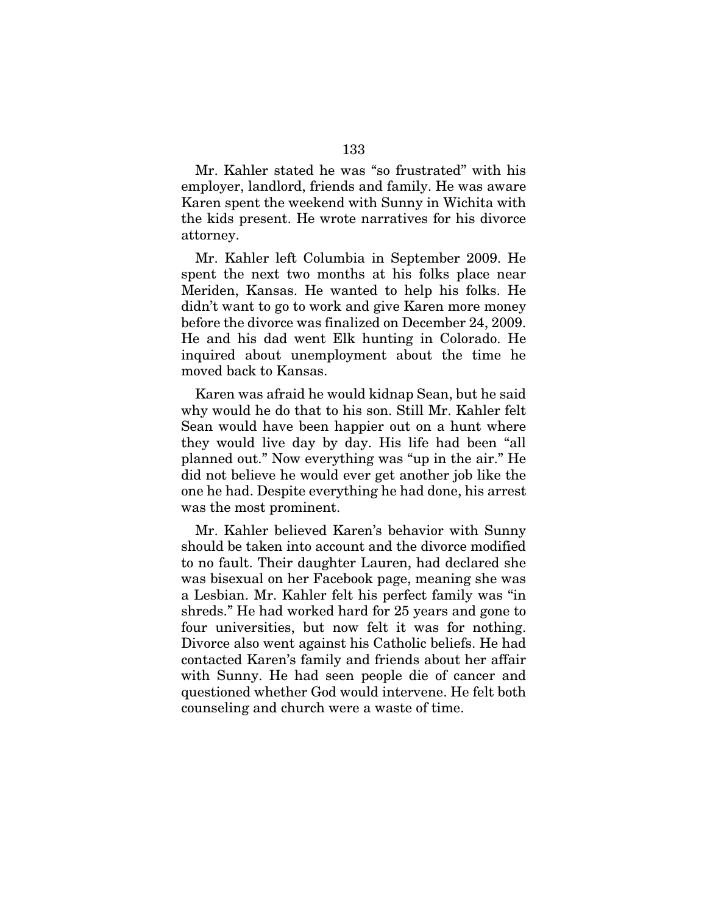Mr. Kahler stated he was "so frustrated" with his employer, landlord, friends and family. He was aware Karen spent the weekend with Sunny in Wichita with the kids present. He wrote narratives for his divorce attorney.

Mr. Kahler left Columbia in September 2009. He spent the next two months at his folks place near Meriden, Kansas. He wanted to help his folks. He didn't want to go to work and give Karen more money before the divorce was finalized on December 24, 2009. He and his dad went Elk hunting in Colorado. He inquired about unemployment about the time he moved back to Kansas.

Karen was afraid he would kidnap Sean, but he said why would he do that to his son. Still Mr. Kahler felt Sean would have been happier out on a hunt where they would live day by day. His life had been "all planned out." Now everything was "up in the air." He did not believe he would ever get another job like the one he had. Despite everything he had done, his arrest was the most prominent.

Mr. Kahler believed Karen's behavior with Sunny should be taken into account and the divorce modified to no fault. Their daughter Lauren, had declared she was bisexual on her Facebook page, meaning she was a Lesbian. Mr. Kahler felt his perfect family was "in shreds." He had worked hard for 25 years and gone to four universities, but now felt it was for nothing. Divorce also went against his Catholic beliefs. He had contacted Karen's family and friends about her affair with Sunny. He had seen people die of cancer and questioned whether God would intervene. He felt both counseling and church were a waste of time.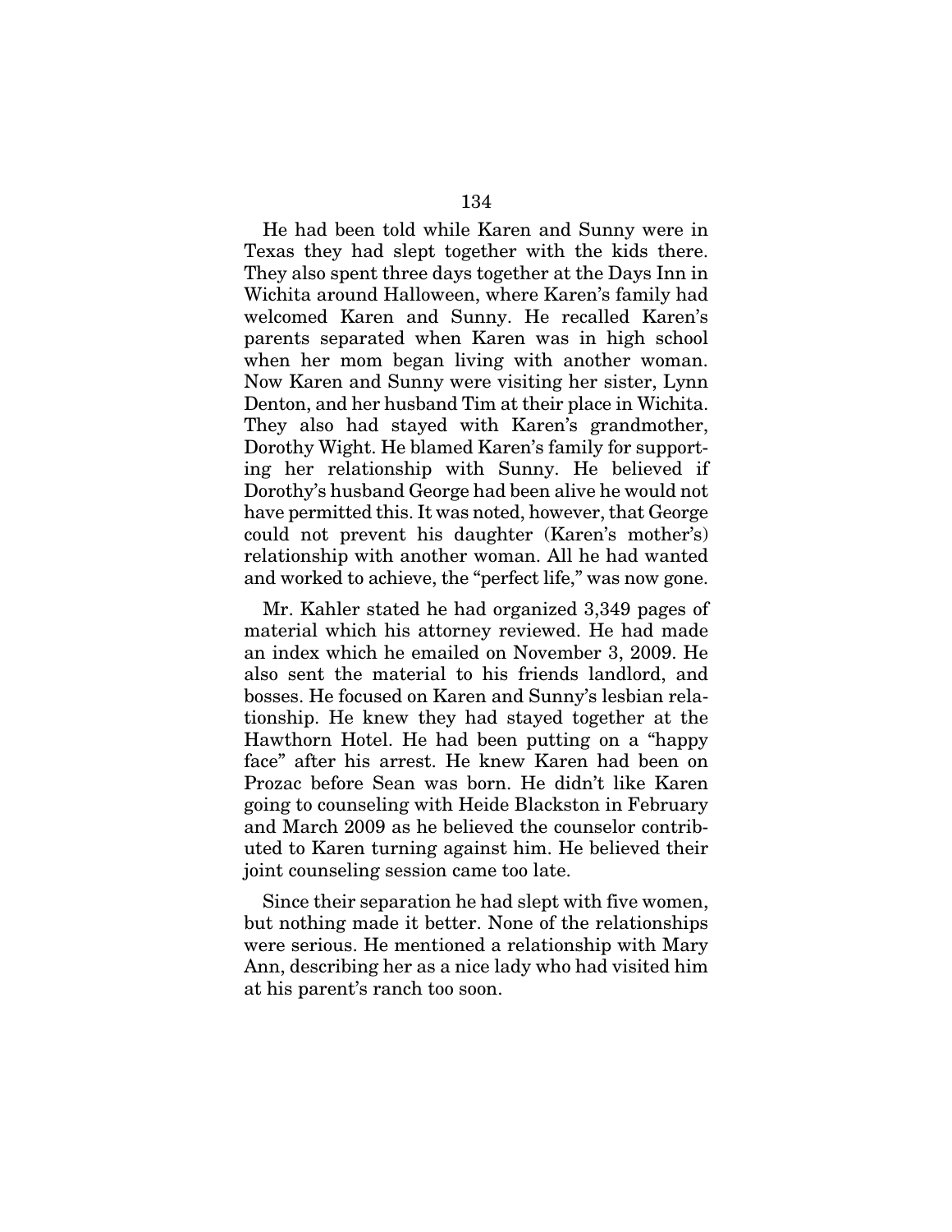He had been told while Karen and Sunny were in Texas they had slept together with the kids there. They also spent three days together at the Days Inn in Wichita around Halloween, where Karen's family had welcomed Karen and Sunny. He recalled Karen's parents separated when Karen was in high school when her mom began living with another woman. Now Karen and Sunny were visiting her sister, Lynn Denton, and her husband Tim at their place in Wichita. They also had stayed with Karen's grandmother, Dorothy Wight. He blamed Karen's family for supporting her relationship with Sunny. He believed if Dorothy's husband George had been alive he would not have permitted this. It was noted, however, that George could not prevent his daughter (Karen's mother's) relationship with another woman. All he had wanted and worked to achieve, the "perfect life," was now gone.

Mr. Kahler stated he had organized 3,349 pages of material which his attorney reviewed. He had made an index which he emailed on November 3, 2009. He also sent the material to his friends landlord, and bosses. He focused on Karen and Sunny's lesbian relationship. He knew they had stayed together at the Hawthorn Hotel. He had been putting on a "happy face" after his arrest. He knew Karen had been on Prozac before Sean was born. He didn't like Karen going to counseling with Heide Blackston in February and March 2009 as he believed the counselor contributed to Karen turning against him. He believed their joint counseling session came too late.

Since their separation he had slept with five women, but nothing made it better. None of the relationships were serious. He mentioned a relationship with Mary Ann, describing her as a nice lady who had visited him at his parent's ranch too soon.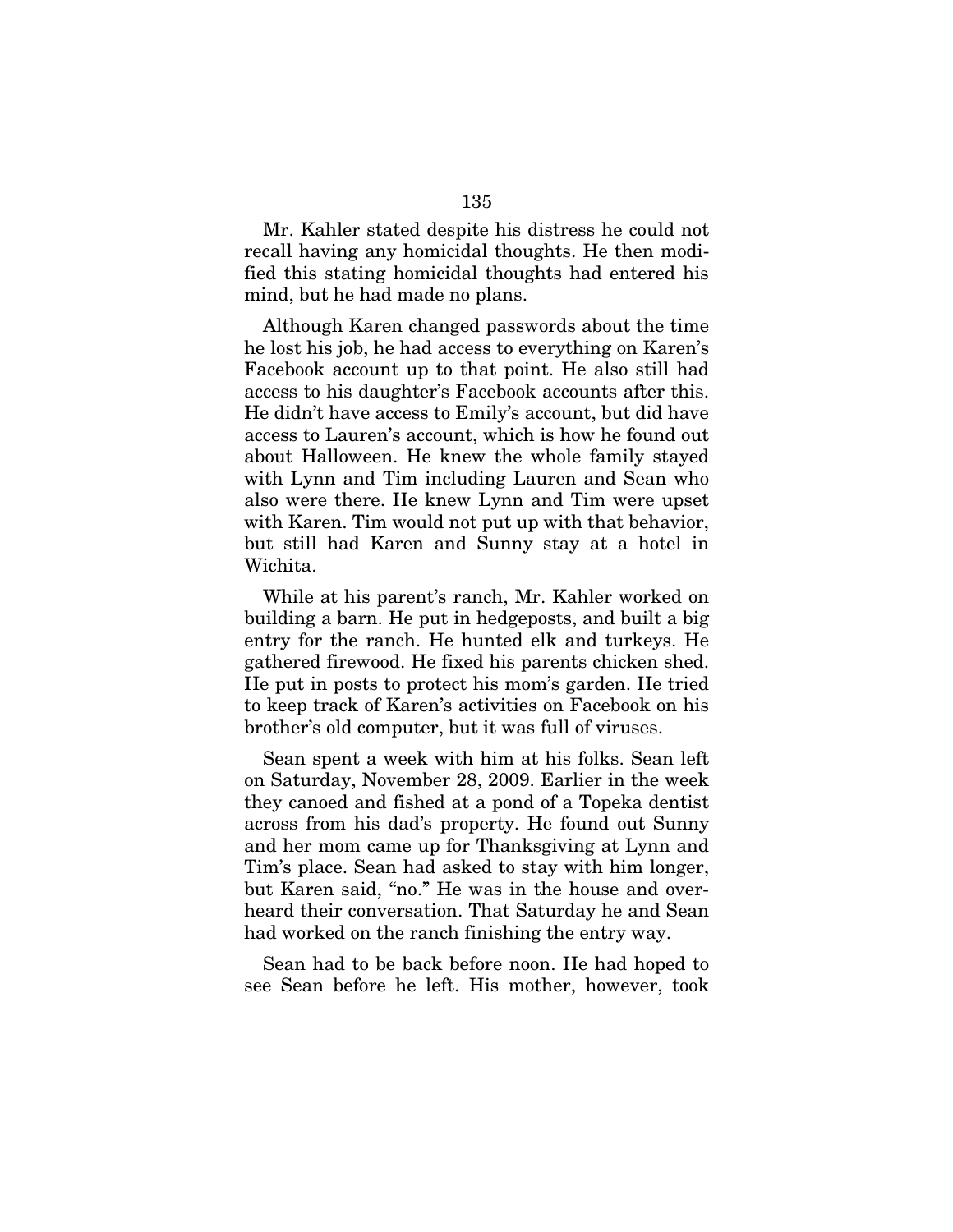Mr. Kahler stated despite his distress he could not recall having any homicidal thoughts. He then modified this stating homicidal thoughts had entered his mind, but he had made no plans.

Although Karen changed passwords about the time he lost his job, he had access to everything on Karen's Facebook account up to that point. He also still had access to his daughter's Facebook accounts after this. He didn't have access to Emily's account, but did have access to Lauren's account, which is how he found out about Halloween. He knew the whole family stayed with Lynn and Tim including Lauren and Sean who also were there. He knew Lynn and Tim were upset with Karen. Tim would not put up with that behavior, but still had Karen and Sunny stay at a hotel in Wichita.

While at his parent's ranch, Mr. Kahler worked on building a barn. He put in hedgeposts, and built a big entry for the ranch. He hunted elk and turkeys. He gathered firewood. He fixed his parents chicken shed. He put in posts to protect his mom's garden. He tried to keep track of Karen's activities on Facebook on his brother's old computer, but it was full of viruses.

Sean spent a week with him at his folks. Sean left on Saturday, November 28, 2009. Earlier in the week they canoed and fished at a pond of a Topeka dentist across from his dad's property. He found out Sunny and her mom came up for Thanksgiving at Lynn and Tim's place. Sean had asked to stay with him longer, but Karen said, "no." He was in the house and overheard their conversation. That Saturday he and Sean had worked on the ranch finishing the entry way.

Sean had to be back before noon. He had hoped to see Sean before he left. His mother, however, took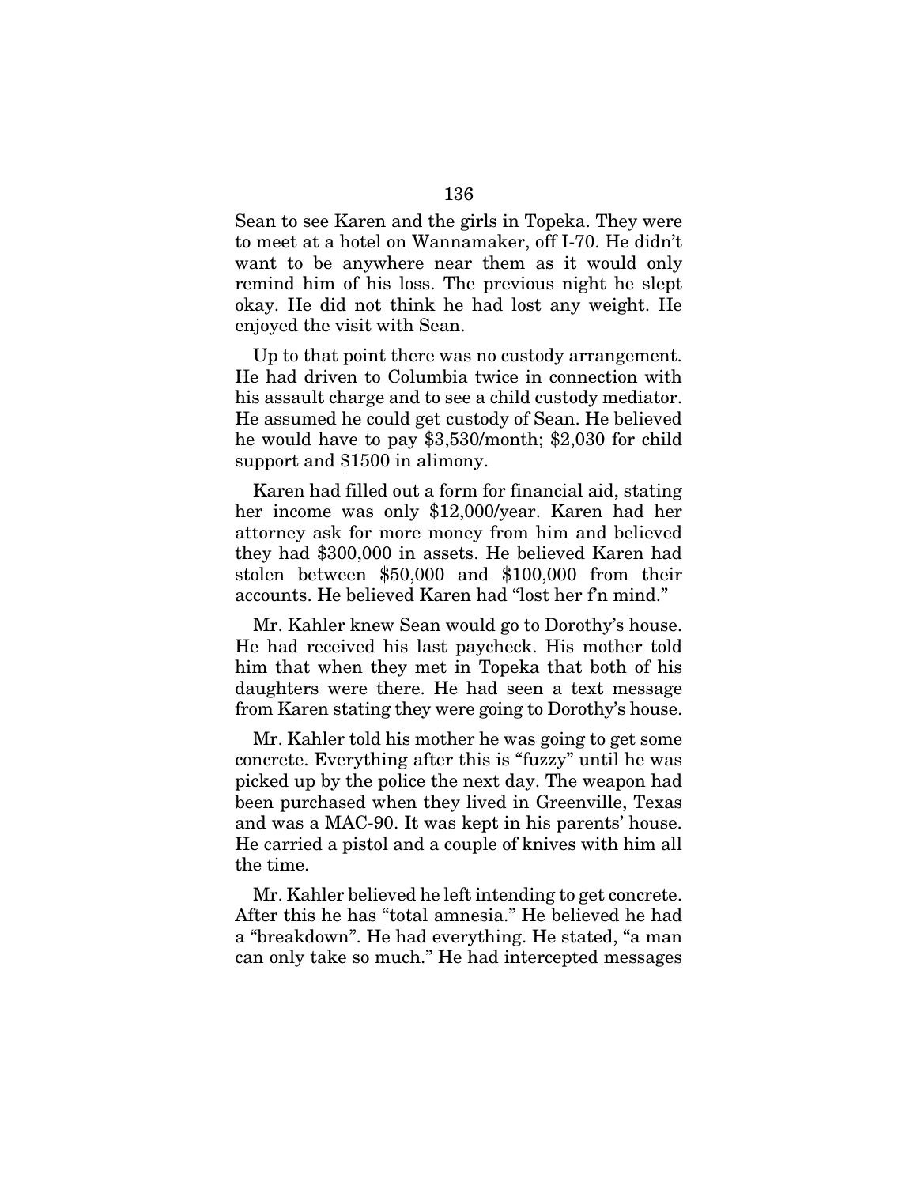Sean to see Karen and the girls in Topeka. They were to meet at a hotel on Wannamaker, off I-70. He didn't want to be anywhere near them as it would only remind him of his loss. The previous night he slept okay. He did not think he had lost any weight. He enjoyed the visit with Sean.

Up to that point there was no custody arrangement. He had driven to Columbia twice in connection with his assault charge and to see a child custody mediator. He assumed he could get custody of Sean. He believed he would have to pay $3,530/month; $2,030 for child support and $1500 in alimony.

Karen had filled out a form for financial aid, stating her income was only $12,000/year. Karen had her attorney ask for more money from him and believed they had $300,000 in assets. He believed Karen had stolen between $50,000 and $100,000 from their accounts. He believed Karen had "lost her f'n mind."

Mr. Kahler knew Sean would go to Dorothy's house. He had received his last paycheck. His mother told him that when they met in Topeka that both of his daughters were there. He had seen a text message from Karen stating they were going to Dorothy's house.

Mr. Kahler told his mother he was going to get some concrete. Everything after this is "fuzzy" until he was picked up by the police the next day. The weapon had been purchased when they lived in Greenville, Texas and was a MAC-90. It was kept in his parents' house. He carried a pistol and a couple of knives with him all the time.

Mr. Kahler believed he left intending to get concrete. After this he has "total amnesia." He believed he had a "breakdown". He had everything. He stated, "a man can only take so much." He had intercepted messages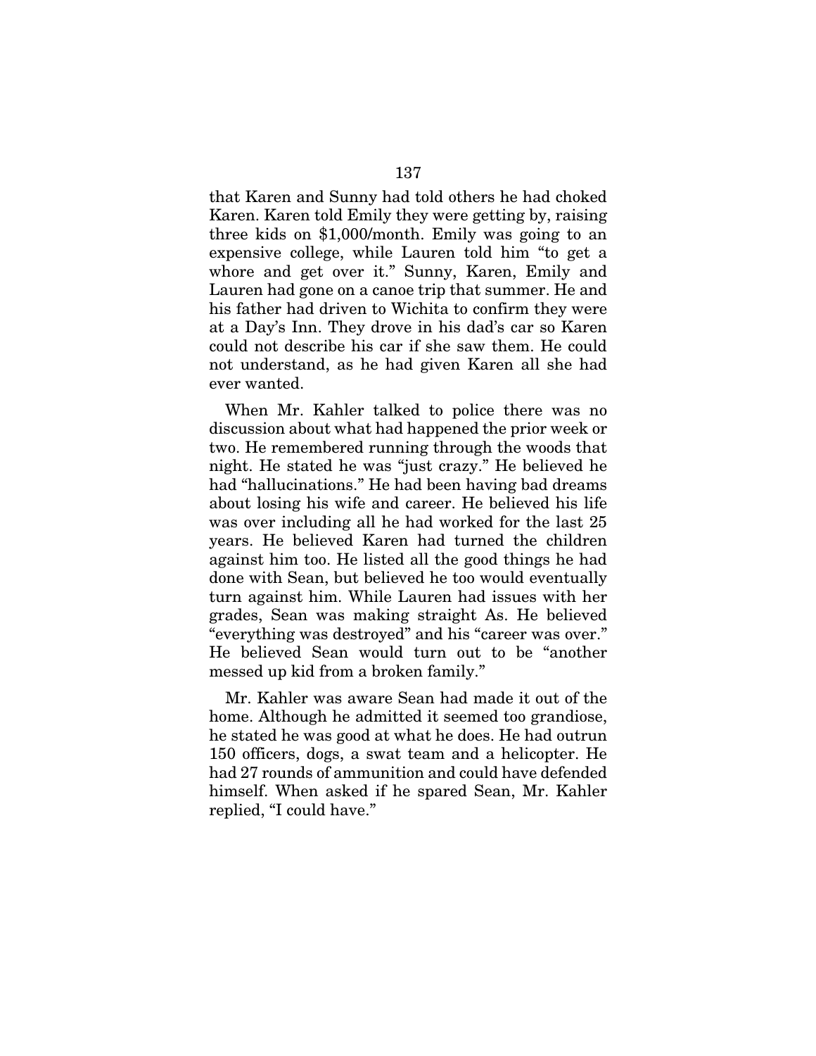that Karen and Sunny had told others he had choked Karen. Karen told Emily they were getting by, raising three kids on $1,000/month. Emily was going to an expensive college, while Lauren told him "to get a whore and get over it." Sunny, Karen, Emily and Lauren had gone on a canoe trip that summer. He and his father had driven to Wichita to confirm they were at a Day's Inn. They drove in his dad's car so Karen could not describe his car if she saw them. He could not understand, as he had given Karen all she had ever wanted.

When Mr. Kahler talked to police there was no discussion about what had happened the prior week or two. He remembered running through the woods that night. He stated he was "just crazy." He believed he had "hallucinations." He had been having bad dreams about losing his wife and career. He believed his life was over including all he had worked for the last 25 years. He believed Karen had turned the children against him too. He listed all the good things he had done with Sean, but believed he too would eventually turn against him. While Lauren had issues with her grades, Sean was making straight As. He believed "everything was destroyed" and his "career was over." He believed Sean would turn out to be "another messed up kid from a broken family."

Mr. Kahler was aware Sean had made it out of the home. Although he admitted it seemed too grandiose, he stated he was good at what he does. He had outrun 150 officers, dogs, a swat team and a helicopter. He had 27 rounds of ammunition and could have defended himself. When asked if he spared Sean, Mr. Kahler replied, "I could have."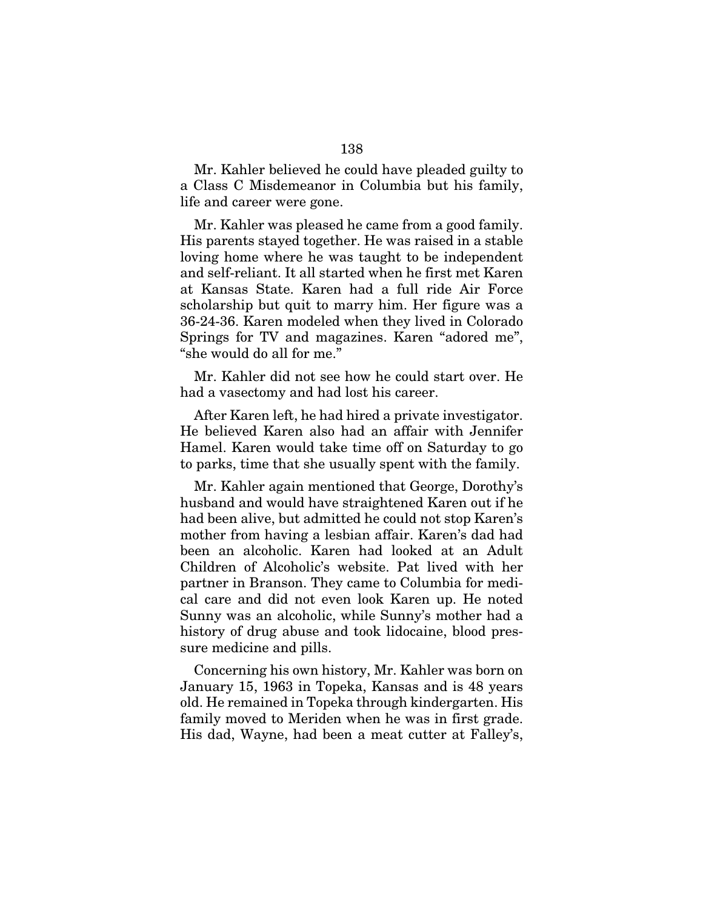Mr. Kahler believed he could have pleaded guilty to a Class C Misdemeanor in Columbia but his family, life and career were gone.

Mr. Kahler was pleased he came from a good family. His parents stayed together. He was raised in a stable loving home where he was taught to be independent and self-reliant. It all started when he first met Karen at Kansas State. Karen had a full ride Air Force scholarship but quit to marry him. Her figure was a 36-24-36. Karen modeled when they lived in Colorado Springs for TV and magazines. Karen "adored me", "she would do all for me."

Mr. Kahler did not see how he could start over. He had a vasectomy and had lost his career.

After Karen left, he had hired a private investigator. He believed Karen also had an affair with Jennifer Hamel. Karen would take time off on Saturday to go to parks, time that she usually spent with the family.

Mr. Kahler again mentioned that George, Dorothy's husband and would have straightened Karen out if he had been alive, but admitted he could not stop Karen's mother from having a lesbian affair. Karen's dad had been an alcoholic. Karen had looked at an Adult Children of Alcoholic's website. Pat lived with her partner in Branson. They came to Columbia for medical care and did not even look Karen up. He noted Sunny was an alcoholic, while Sunny's mother had a history of drug abuse and took lidocaine, blood pressure medicine and pills.

Concerning his own history, Mr. Kahler was born on January 15, 1963 in Topeka, Kansas and is 48 years old. He remained in Topeka through kindergarten. His family moved to Meriden when he was in first grade. His dad, Wayne, had been a meat cutter at Falley's,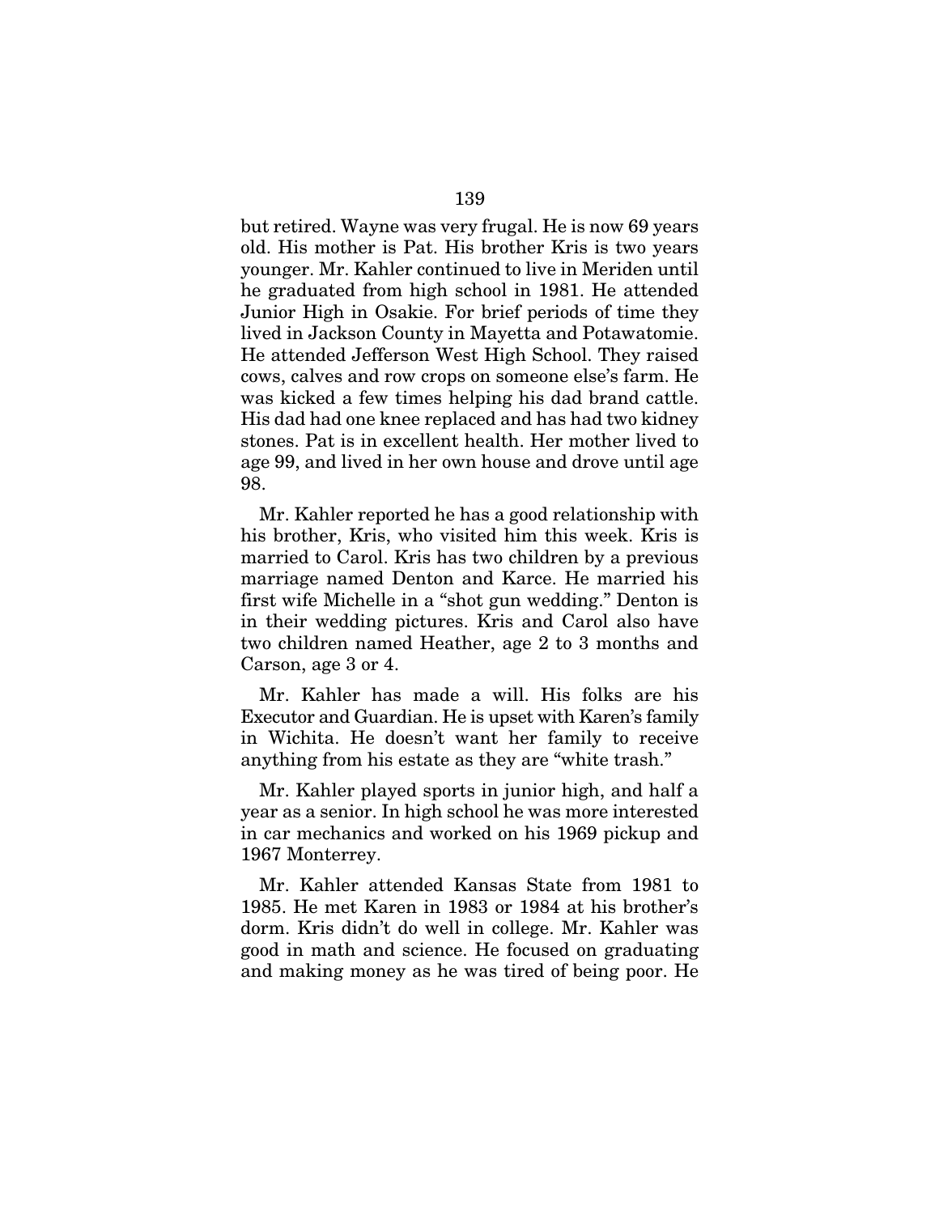but retired. Wayne was very frugal. He is now 69 years old. His mother is Pat. His brother Kris is two years younger. Mr. Kahler continued to live in Meriden until he graduated from high school in 1981. He attended Junior High in Osakie. For brief periods of time they lived in Jackson County in Mayetta and Potawatomie. He attended Jefferson West High School. They raised cows, calves and row crops on someone else's farm. He was kicked a few times helping his dad brand cattle. His dad had one knee replaced and has had two kidney stones. Pat is in excellent health. Her mother lived to age 99, and lived in her own house and drove until age 98.

Mr. Kahler reported he has a good relationship with his brother, Kris, who visited him this week. Kris is married to Carol. Kris has two children by a previous marriage named Denton and Karce. He married his first wife Michelle in a "shot gun wedding." Denton is in their wedding pictures. Kris and Carol also have two children named Heather, age 2 to 3 months and Carson, age 3 or 4.

Mr. Kahler has made a will. His folks are his Executor and Guardian. He is upset with Karen's family in Wichita. He doesn't want her family to receive anything from his estate as they are "white trash."

Mr. Kahler played sports in junior high, and half a year as a senior. In high school he was more interested in car mechanics and worked on his 1969 pickup and 1967 Monterrey.

Mr. Kahler attended Kansas State from 1981 to 1985. He met Karen in 1983 or 1984 at his brother's dorm. Kris didn't do well in college. Mr. Kahler was good in math and science. He focused on graduating and making money as he was tired of being poor. He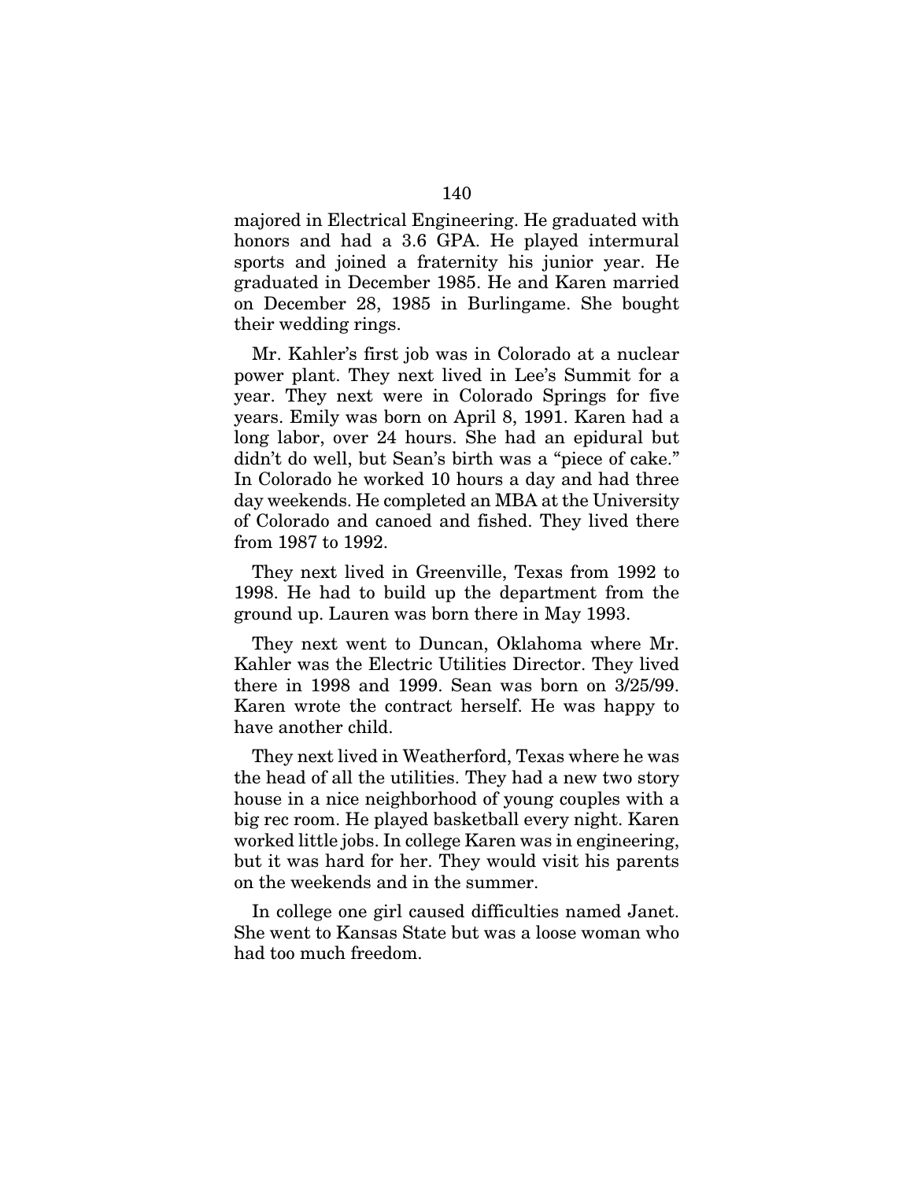majored in Electrical Engineering. He graduated with honors and had a 3.6 GPA. He played intermural sports and joined a fraternity his junior year. He graduated in December 1985. He and Karen married on December 28, 1985 in Burlingame. She bought their wedding rings.

Mr. Kahler's first job was in Colorado at a nuclear power plant. They next lived in Lee's Summit for a year. They next were in Colorado Springs for five years. Emily was born on April 8, 1991. Karen had a long labor, over 24 hours. She had an epidural but didn't do well, but Sean's birth was a "piece of cake." In Colorado he worked 10 hours a day and had three day weekends. He completed an MBA at the University of Colorado and canoed and fished. They lived there from 1987 to 1992.

They next lived in Greenville, Texas from 1992 to 1998. He had to build up the department from the ground up. Lauren was born there in May 1993.

They next went to Duncan, Oklahoma where Mr. Kahler was the Electric Utilities Director. They lived there in 1998 and 1999. Sean was born on 3/25/99. Karen wrote the contract herself. He was happy to have another child.

They next lived in Weatherford, Texas where he was the head of all the utilities. They had a new two story house in a nice neighborhood of young couples with a big rec room. He played basketball every night. Karen worked little jobs. In college Karen was in engineering, but it was hard for her. They would visit his parents on the weekends and in the summer.

In college one girl caused difficulties named Janet. She went to Kansas State but was a loose woman who had too much freedom.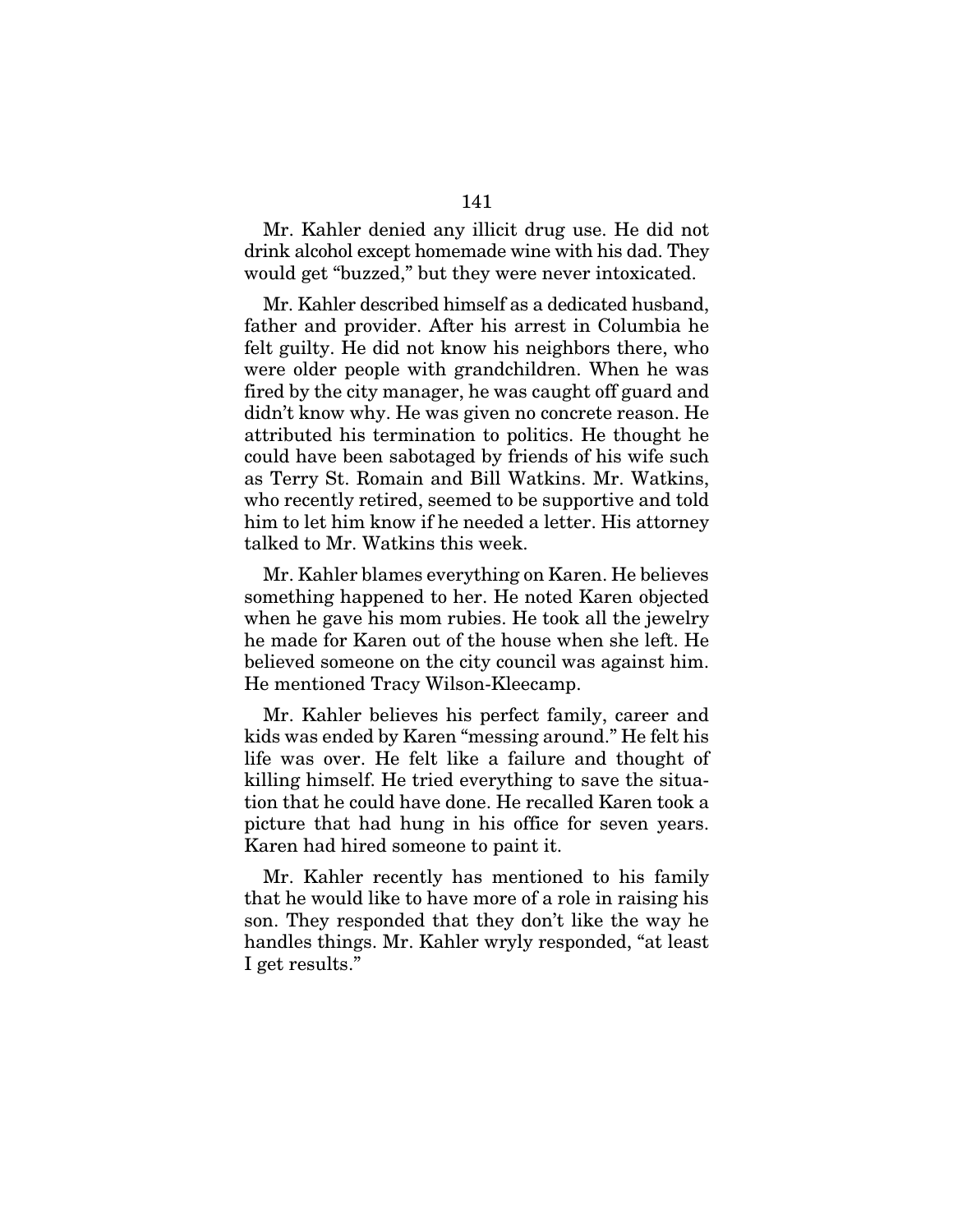Mr. Kahler denied any illicit drug use. He did not drink alcohol except homemade wine with his dad. They would get "buzzed," but they were never intoxicated.

Mr. Kahler described himself as a dedicated husband, father and provider. After his arrest in Columbia he felt guilty. He did not know his neighbors there, who were older people with grandchildren. When he was fired by the city manager, he was caught off guard and didn't know why. He was given no concrete reason. He attributed his termination to politics. He thought he could have been sabotaged by friends of his wife such as Terry St. Romain and Bill Watkins. Mr. Watkins, who recently retired, seemed to be supportive and told him to let him know if he needed a letter. His attorney talked to Mr. Watkins this week.

Mr. Kahler blames everything on Karen. He believes something happened to her. He noted Karen objected when he gave his mom rubies. He took all the jewelry he made for Karen out of the house when she left. He believed someone on the city council was against him. He mentioned Tracy Wilson-Kleecamp.

Mr. Kahler believes his perfect family, career and kids was ended by Karen "messing around." He felt his life was over. He felt like a failure and thought of killing himself. He tried everything to save the situation that he could have done. He recalled Karen took a picture that had hung in his office for seven years. Karen had hired someone to paint it.

Mr. Kahler recently has mentioned to his family that he would like to have more of a role in raising his son. They responded that they don't like the way he handles things. Mr. Kahler wryly responded, "at least I get results."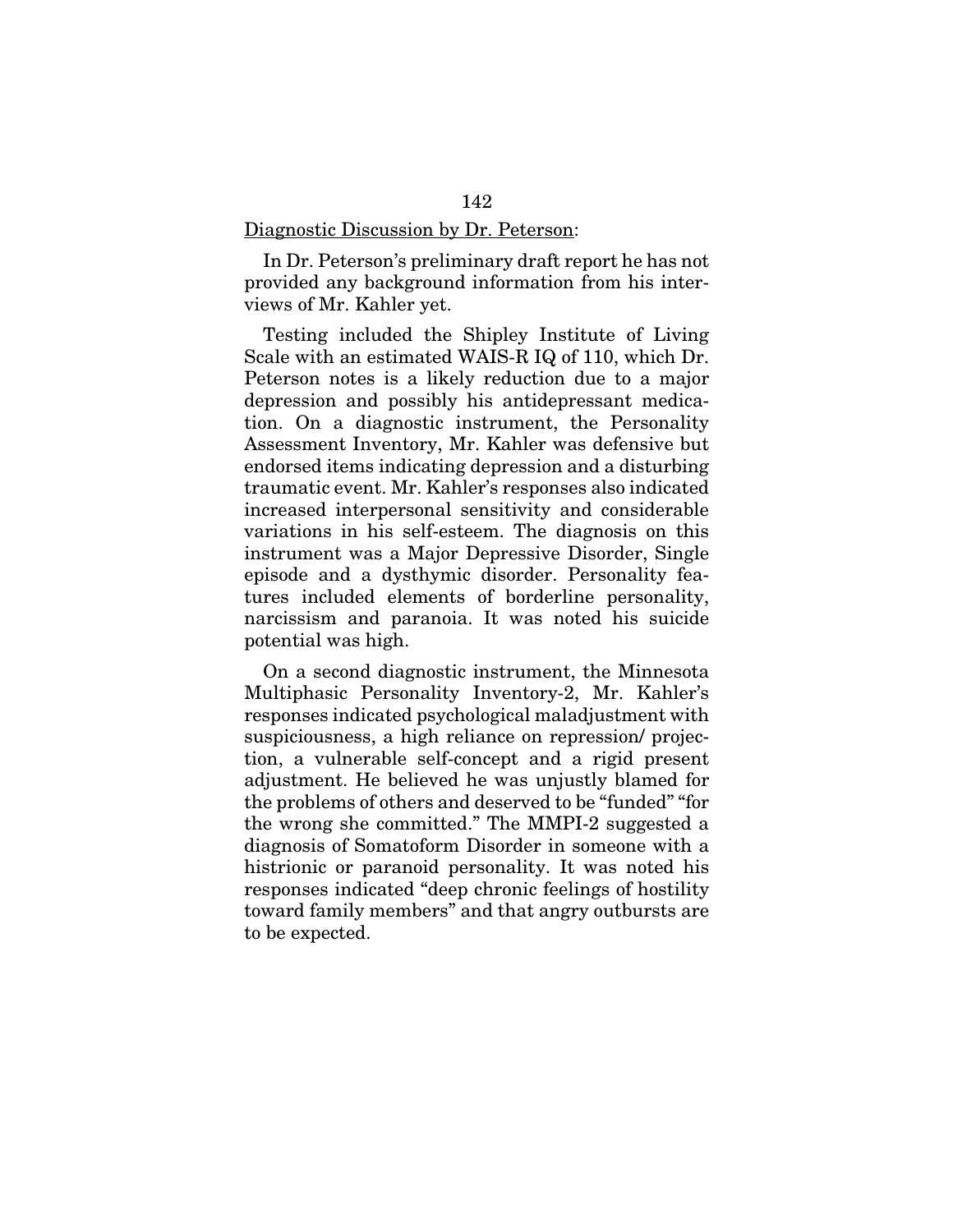Diagnostic Discussion by Dr. Peterson:

In Dr. Peterson's preliminary draft report he has not provided any background information from his interviews of Mr. Kahler yet.

Testing included the Shipley Institute of Living Scale with an estimated WAIS-R IQ of 110, which Dr. Peterson notes is a likely reduction due to a major depression and possibly his antidepressant medication. On a diagnostic instrument, the Personality Assessment Inventory, Mr. Kahler was defensive but endorsed items indicating depression and a disturbing traumatic event. Mr. Kahler's responses also indicated increased interpersonal sensitivity and considerable variations in his self-esteem. The diagnosis on this instrument was a Major Depressive Disorder, Single episode and a dysthymic disorder. Personality features included elements of borderline personality, narcissism and paranoia. It was noted his suicide potential was high.

On a second diagnostic instrument, the Minnesota Multiphasic Personality Inventory-2, Mr. Kahler's responses indicated psychological maladjustment with suspiciousness, a high reliance on repression/ projection, a vulnerable self-concept and a rigid present adjustment. He believed he was unjustly blamed for the problems of others and deserved to be "funded" "for the wrong she committed." The MMPI-2 suggested a diagnosis of Somatoform Disorder in someone with a histrionic or paranoid personality. It was noted his responses indicated "deep chronic feelings of hostility toward family members" and that angry outbursts are to be expected.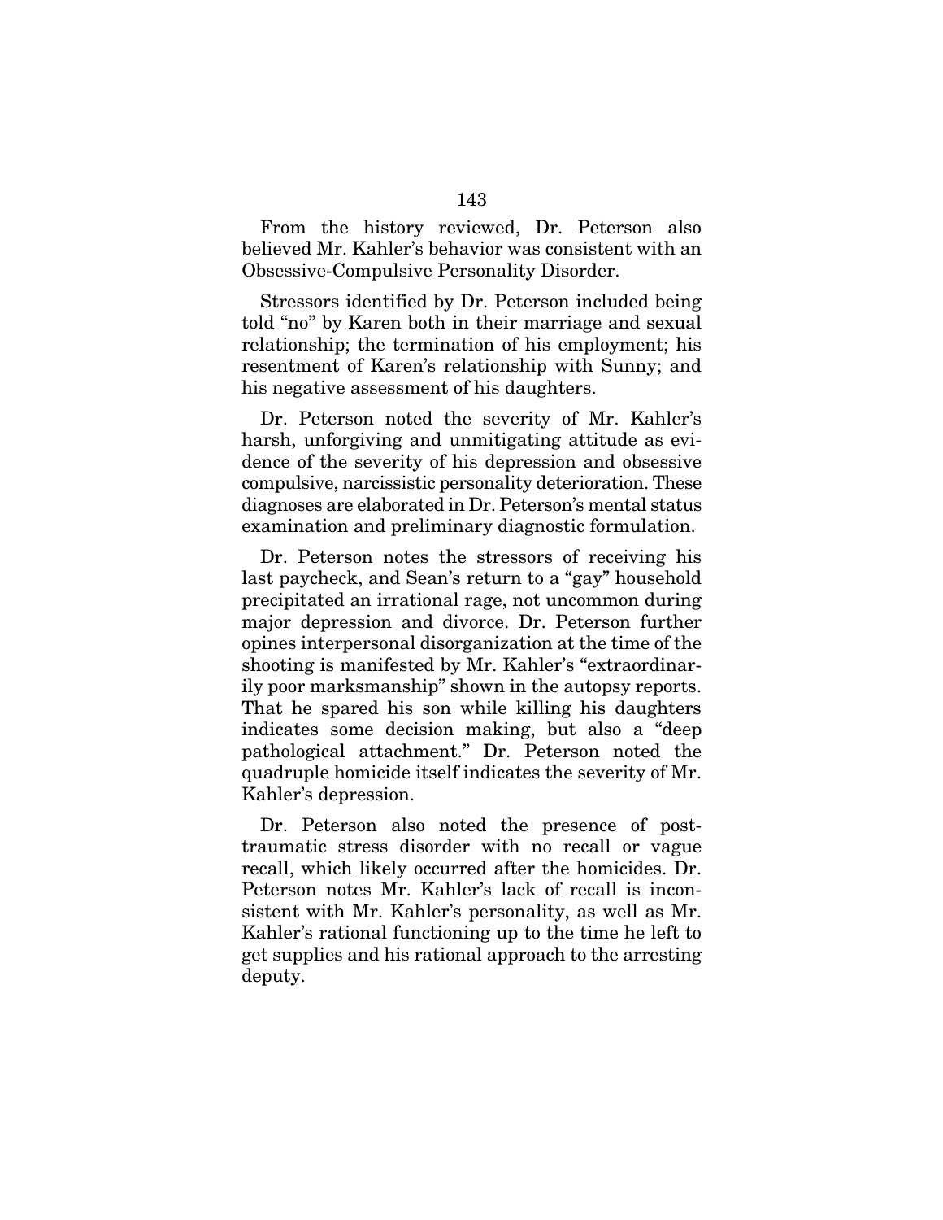From the history reviewed, Dr. Peterson also believed Mr. Kahler's behavior was consistent with an Obsessive-Compulsive Personality Disorder.

Stressors identified by Dr. Peterson included being told "no" by Karen both in their marriage and sexual relationship; the termination of his employment; his resentment of Karen's relationship with Sunny; and his negative assessment of his daughters.

Dr. Peterson noted the severity of Mr. Kahler's harsh, unforgiving and unmitigating attitude as evidence of the severity of his depression and obsessive compulsive, narcissistic personality deterioration. These diagnoses are elaborated in Dr. Peterson's mental status examination and preliminary diagnostic formulation.

Dr. Peterson notes the stressors of receiving his last paycheck, and Sean's return to a "gay" household precipitated an irrational rage, not uncommon during major depression and divorce. Dr. Peterson further opines interpersonal disorganization at the time of the shooting is manifested by Mr. Kahler's "extraordinarily poor marksmanship" shown in the autopsy reports. That he spared his son while killing his daughters indicates some decision making, but also a "deep pathological attachment." Dr. Peterson noted the quadruple homicide itself indicates the severity of Mr. Kahler's depression.

Dr. Peterson also noted the presence of post-traumatic stress disorder with no recall or vague recall, which likely occurred after the homicides. Dr. Peterson notes Mr. Kahler's lack of recall is inconsistent with Mr. Kahler's personality, as well as Mr. Kahler's rational functioning up to the time he left to get supplies and his rational approach to the arresting deputy.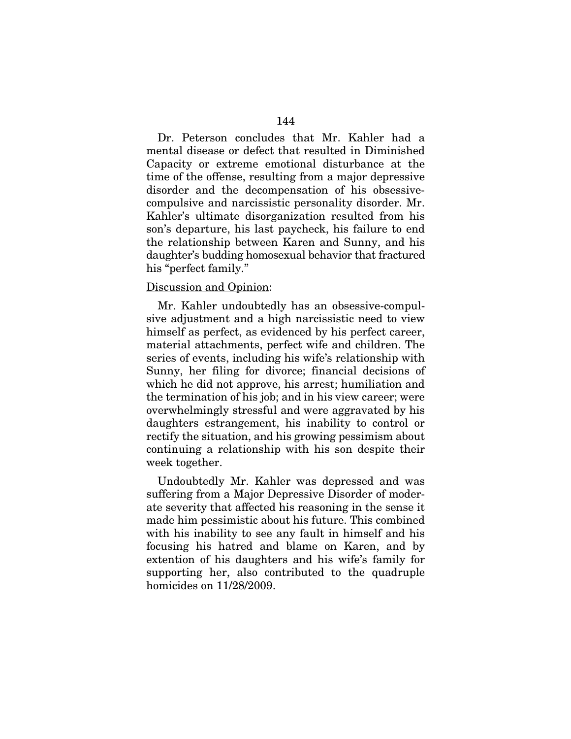Dr. Peterson concludes that Mr. Kahler had a mental disease or defect that resulted in Diminished Capacity or extreme emotional disturbance at the time of the offense, resulting from a major depressive disorder and the decompensation of his obsessive-compulsive and narcissistic personality disorder. Mr. Kahler's ultimate disorganization resulted from his son's departure, his last paycheck, his failure to end the relationship between Karen and Sunny, and his daughter's budding homosexual behavior that fractured his "perfect family."

<u>Discussion and Opinion</u>:

Mr. Kahler undoubtedly has an obsessive-compulsive adjustment and a high narcissistic need to view himself as perfect, as evidenced by his perfect career, material attachments, perfect wife and children. The series of events, including his wife's relationship with Sunny, her filing for divorce; financial decisions of which he did not approve, his arrest; humiliation and the termination of his job; and in his view career; were overwhelmingly stressful and were aggravated by his daughters estrangement, his inability to control or rectify the situation, and his growing pessimism about continuing a relationship with his son despite their week together.

Undoubtedly Mr. Kahler was depressed and was suffering from a Major Depressive Disorder of moderate severity that affected his reasoning in the sense it made him pessimistic about his future. This combined with his inability to see any fault in himself and his focusing his hatred and blame on Karen, and by extention of his daughters and his wife's family for supporting her, also contributed to the quadruple homicides on 11/28/2009.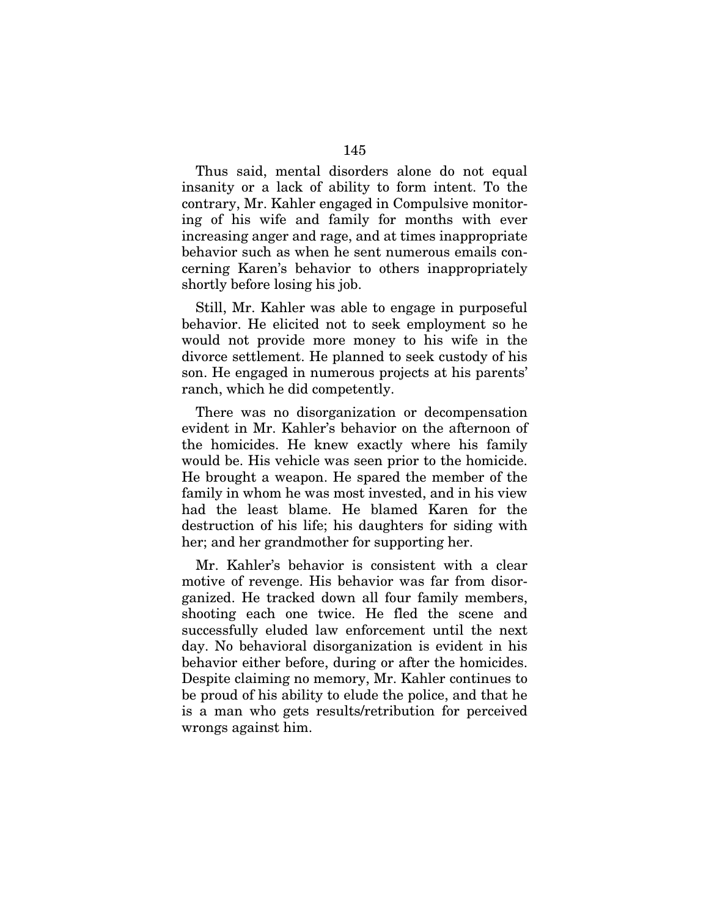Thus said, mental disorders alone do not equal insanity or a lack of ability to form intent. To the contrary, Mr. Kahler engaged in Compulsive monitoring of his wife and family for months with ever increasing anger and rage, and at times inappropriate behavior such as when he sent numerous emails concerning Karen's behavior to others inappropriately shortly before losing his job.

Still, Mr. Kahler was able to engage in purposeful behavior. He elicited not to seek employment so he would not provide more money to his wife in the divorce settlement. He planned to seek custody of his son. He engaged in numerous projects at his parents' ranch, which he did competently.

There was no disorganization or decompensation evident in Mr. Kahler's behavior on the afternoon of the homicides. He knew exactly where his family would be. His vehicle was seen prior to the homicide. He brought a weapon. He spared the member of the family in whom he was most invested, and in his view had the least blame. He blamed Karen for the destruction of his life; his daughters for siding with her; and her grandmother for supporting her.

Mr. Kahler's behavior is consistent with a clear motive of revenge. His behavior was far from disorganized. He tracked down all four family members, shooting each one twice. He fled the scene and successfully eluded law enforcement until the next day. No behavioral disorganization is evident in his behavior either before, during or after the homicides. Despite claiming no memory, Mr. Kahler continues to be proud of his ability to elude the police, and that he is a man who gets results/retribution for perceived wrongs against him.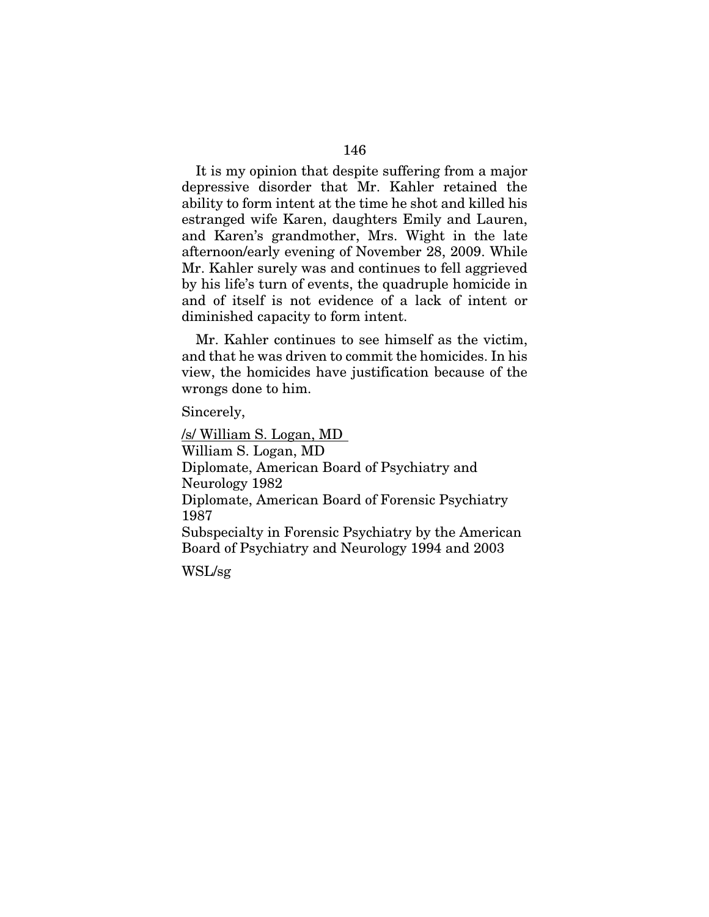It is my opinion that despite suffering from a major depressive disorder that Mr. Kahler retained the ability to form intent at the time he shot and killed his estranged wife Karen, daughters Emily and Lauren, and Karen's grandmother, Mrs. Wight in the late afternoon/early evening of November 28, 2009. While Mr. Kahler surely was and continues to fell aggrieved by his life's turn of events, the quadruple homicide in and of itself is not evidence of a lack of intent or diminished capacity to form intent.

Mr. Kahler continues to see himself as the victim, and that he was driven to commit the homicides. In his view, the homicides have justification because of the wrongs done to him.

Sincerely,

/s/ William S. Logan, MD
William S. Logan, MD
Diplomate, American Board of Psychiatry and Neurology 1982
Diplomate, American Board of Forensic Psychiatry 1987
Subspecialty in Forensic Psychiatry by the American Board of Psychiatry and Neurology 1994 and 2003

WSL/sg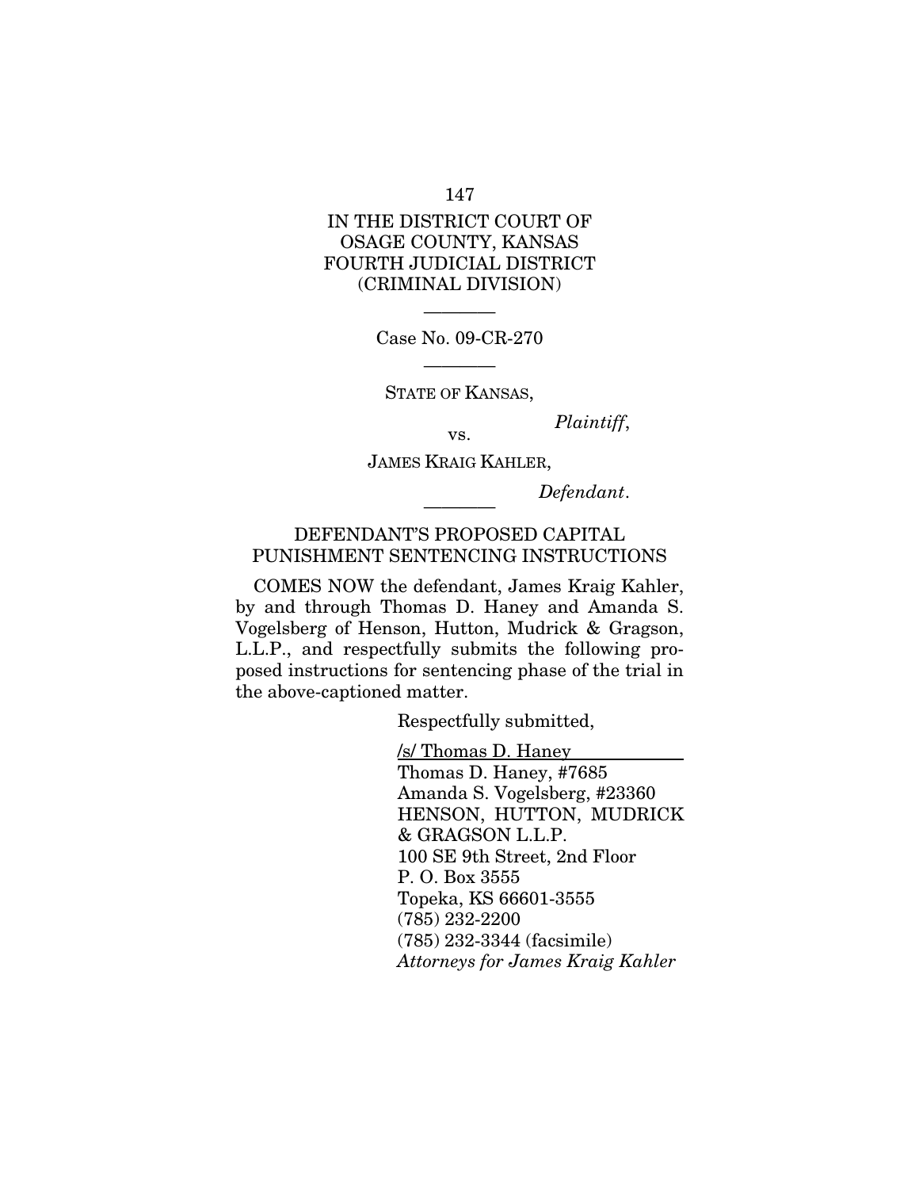IN THE DISTRICT COURT OF
OSAGE COUNTY, KANSAS
FOURTH JUDICIAL DISTRICT
(CRIMINAL DIVISION)

---

Case No. 09-CR-270

---

STATE OF KANSAS,

*Plaintiff*,

vs.

JAMES KRAIG KAHLER,

*Defendant*.

---

DEFENDANT'S PROPOSED CAPITAL PUNISHMENT SENTENCING INSTRUCTIONS

COMES NOW the defendant, James Kraig Kahler, by and through Thomas D. Haney and Amanda S. Vogelsberg of Henson, Hutton, Mudrick & Gragson, L.L.P., and respectfully submits the following proposed instructions for sentencing phase of the trial in the above-captioned matter.

Respectfully submitted,

/s/ Thomas D. Haney
Thomas D. Haney, #7685
Amanda S. Vogelsberg, #23360
HENSON, HUTTON, MUDRICK & GRAGSON L.L.P.
100 SE 9th Street, 2nd Floor
P. O. Box 3555
Topeka, KS 66601-3555
(785) 232-2200
(785) 232-3344 (facsimile)
*Attorneys for James Kraig Kahler*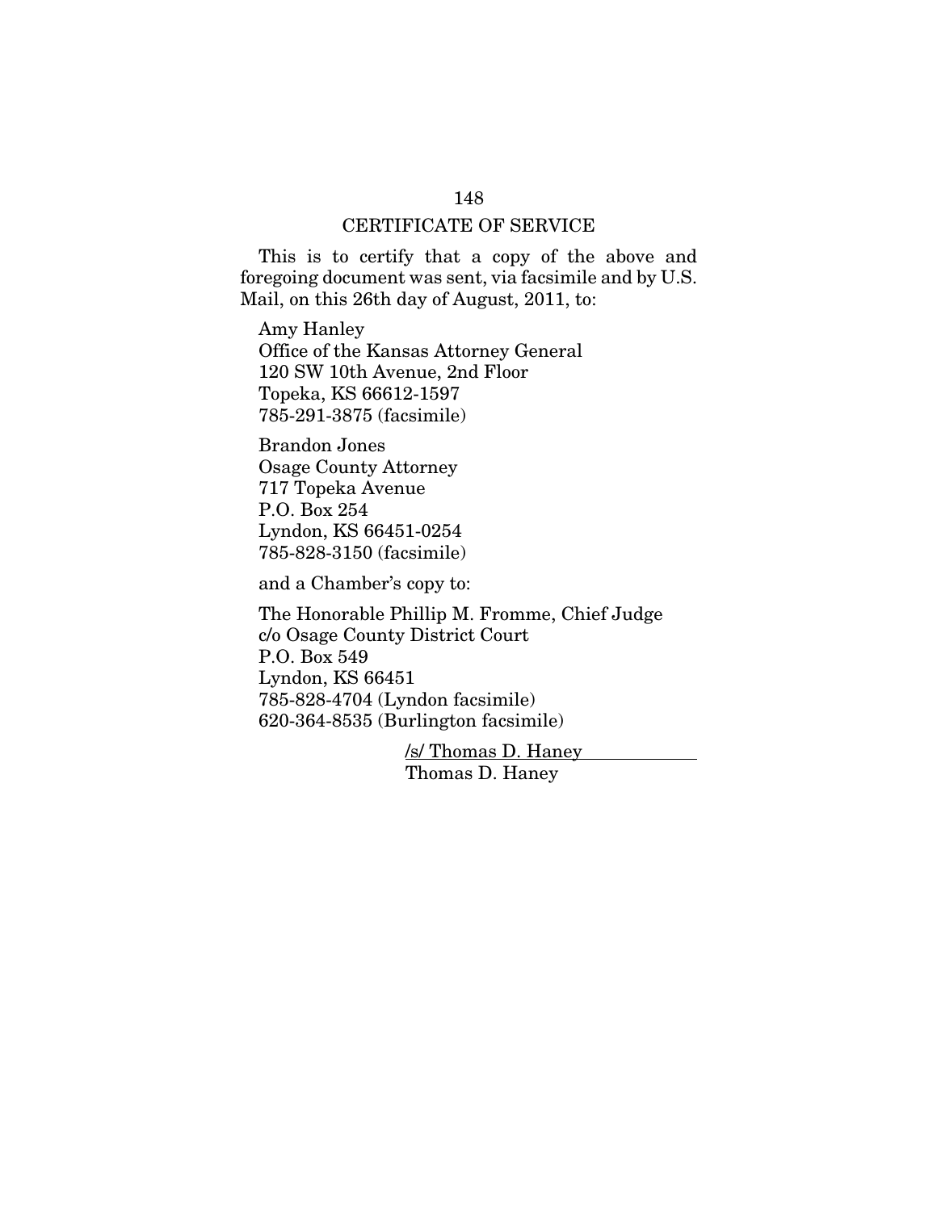## CERTIFICATE OF SERVICE

This is to certify that a copy of the above and foregoing document was sent, via facsimile and by U.S. Mail, on this 26th day of August, 2011, to:

Amy Hanley  
Office of the Kansas Attorney General  
120 SW 10th Avenue, 2nd Floor  
Topeka, KS 66612-1597  
785-291-3875 (facsimile)

Brandon Jones  
Osage County Attorney  
717 Topeka Avenue  
P.O. Box 254  
Lyndon, KS 66451-0254  
785-828-3150 (facsimile)

and a Chamber's copy to:

The Honorable Phillip M. Fromme, Chief Judge  
c/o Osage County District Court  
P.O. Box 549  
Lyndon, KS 66451  
785-828-4704 (Lyndon facsimile)  
620-364-8535 (Burlington facsimile)

/s/ Thomas D. Haney  
Thomas D. Haney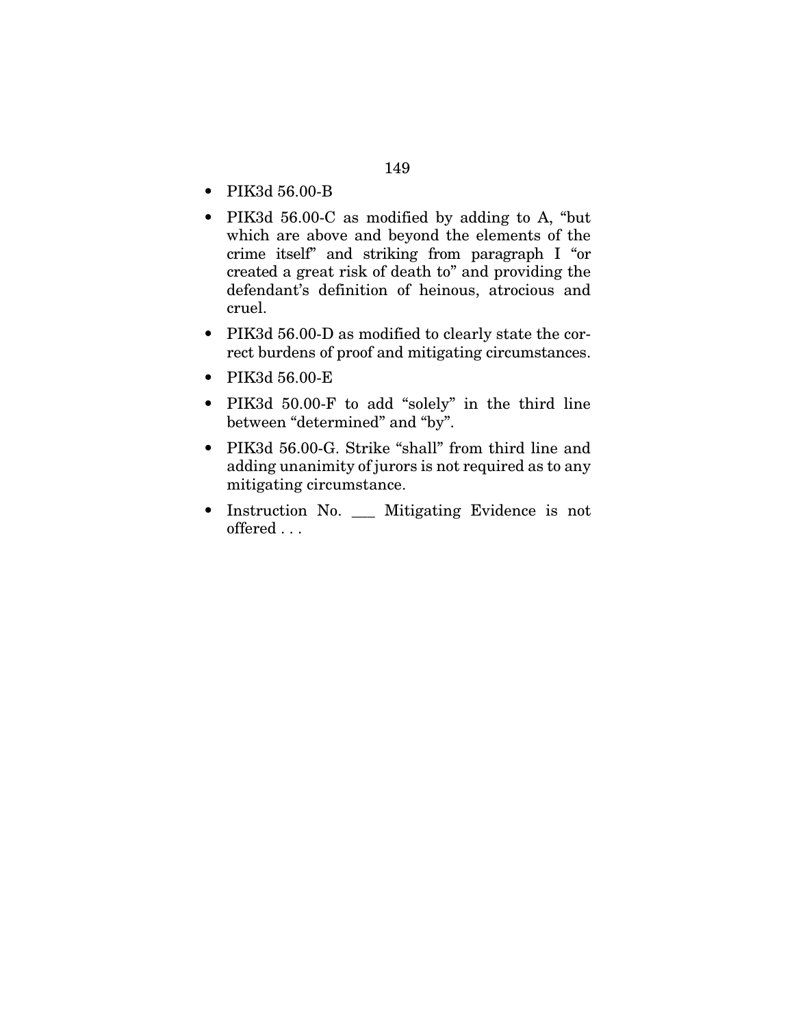- PIK3d 56.00-B
- PIK3d 56.00-C as modified by adding to A, "but which are above and beyond the elements of the crime itself" and striking from paragraph I "or created a great risk of death to" and providing the defendant's definition of heinous, atrocious and cruel.
- PIK3d 56.00-D as modified to clearly state the correct burdens of proof and mitigating circumstances.
- PIK3d 56.00-E
- PIK3d 50.00-F to add "solely" in the third line between "determined" and "by".
- PIK3d 56.00-G. Strike "shall" from third line and adding unanimity of jurors is not required as to any mitigating circumstance.
- Instruction No. ___ Mitigating Evidence is not offered . . .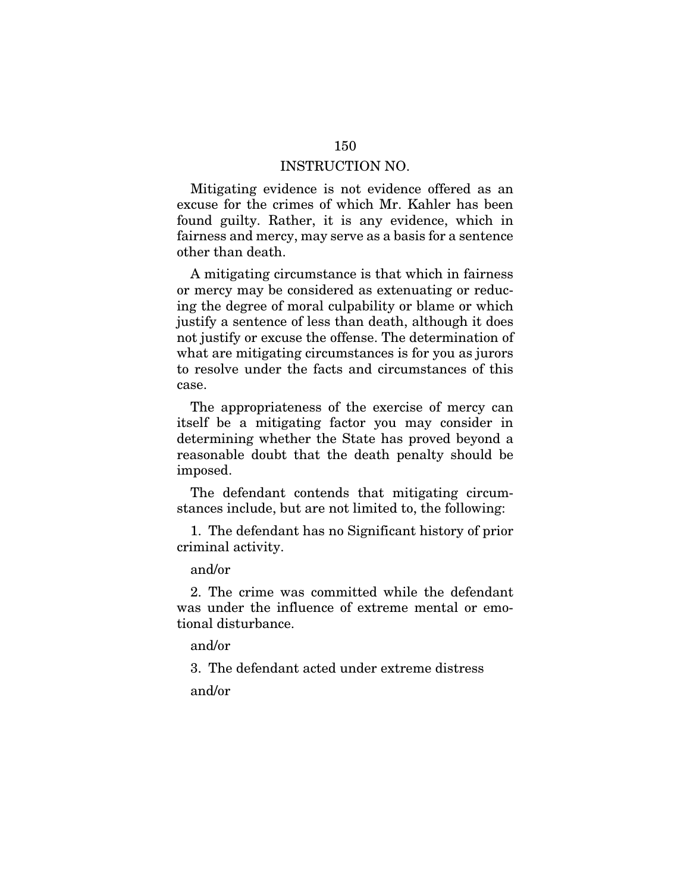INSTRUCTION NO.

Mitigating evidence is not evidence offered as an excuse for the crimes of which Mr. Kahler has been found guilty. Rather, it is any evidence, which in fairness and mercy, may serve as a basis for a sentence other than death.

A mitigating circumstance is that which in fairness or mercy may be considered as extenuating or reducing the degree of moral culpability or blame or which justify a sentence of less than death, although it does not justify or excuse the offense. The determination of what are mitigating circumstances is for you as jurors to resolve under the facts and circumstances of this case.

The appropriateness of the exercise of mercy can itself be a mitigating factor you may consider in determining whether the State has proved beyond a reasonable doubt that the death penalty should be imposed.

The defendant contends that mitigating circumstances include, but are not limited to, the following:

1. The defendant has no Significant history of prior criminal activity.

and/or

2. The crime was committed while the defendant was under the influence of extreme mental or emotional disturbance.

and/or

3. The defendant acted under extreme distress

and/or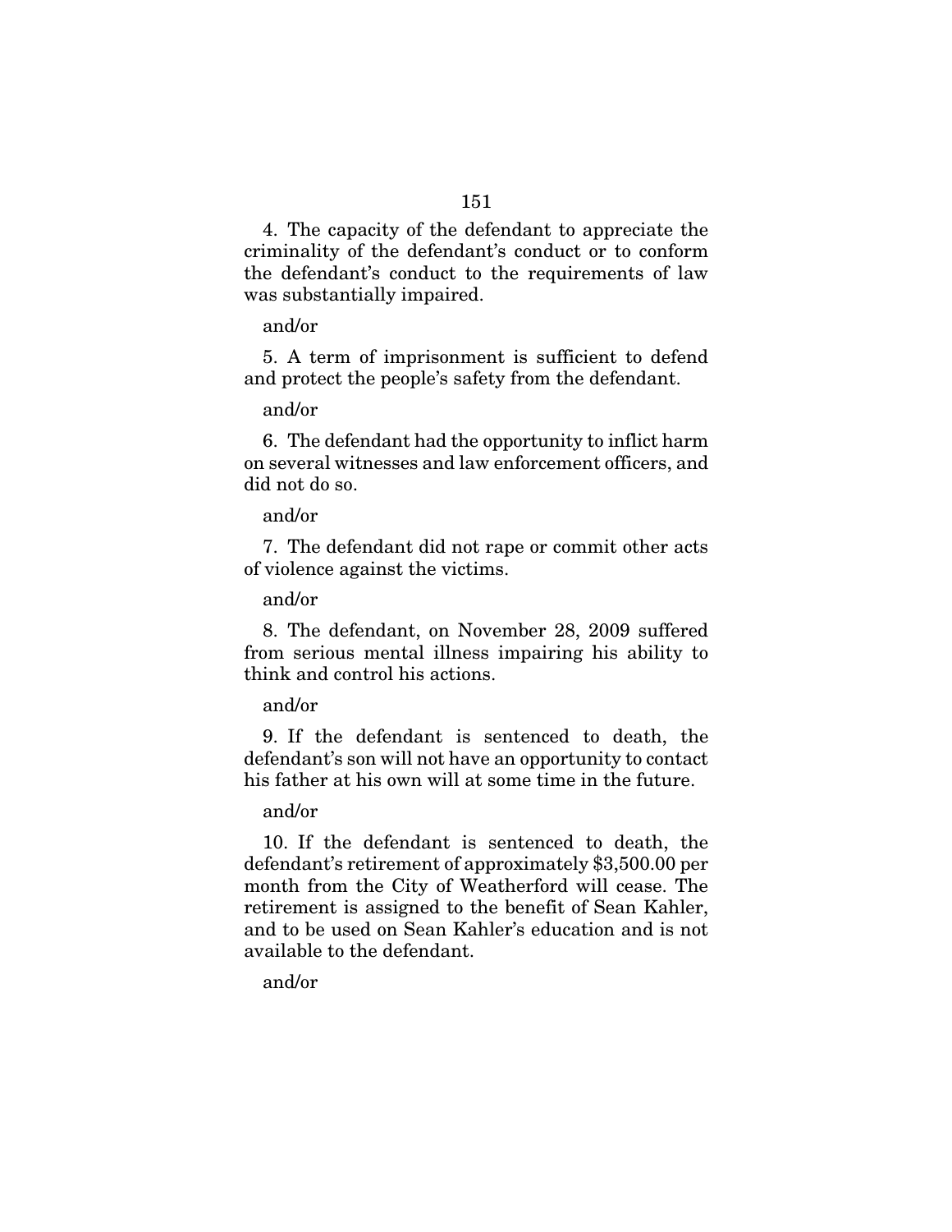4. The capacity of the defendant to appreciate the criminality of the defendant's conduct or to conform the defendant's conduct to the requirements of law was substantially impaired.

and/or

5. A term of imprisonment is sufficient to defend and protect the people's safety from the defendant.

and/or

6. The defendant had the opportunity to inflict harm on several witnesses and law enforcement officers, and did not do so.

and/or

7. The defendant did not rape or commit other acts of violence against the victims.

and/or

8. The defendant, on November 28, 2009 suffered from serious mental illness impairing his ability to think and control his actions.

and/or

9. If the defendant is sentenced to death, the defendant's son will not have an opportunity to contact his father at his own will at some time in the future.

and/or

10. If the defendant is sentenced to death, the defendant's retirement of approximately $3,500.00 per month from the City of Weatherford will cease. The retirement is assigned to the benefit of Sean Kahler, and to be used on Sean Kahler's education and is not available to the defendant.

and/or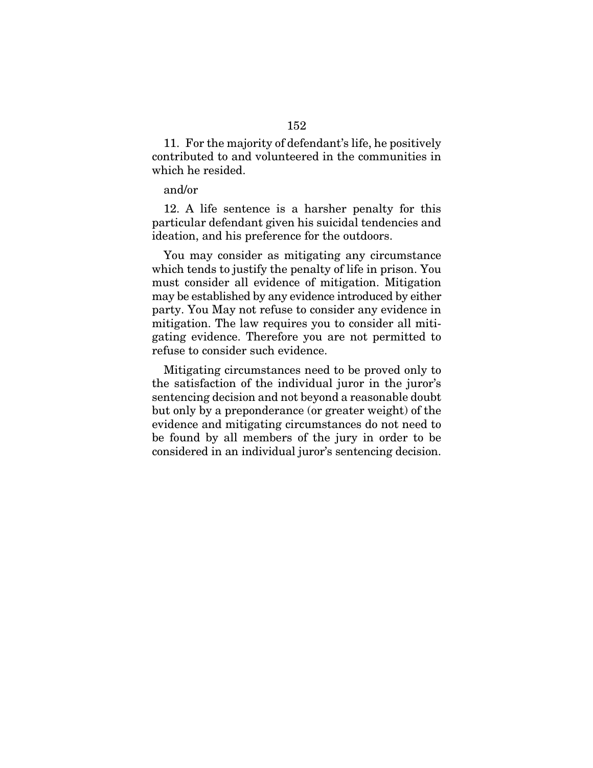11. For the majority of defendant's life, he positively contributed to and volunteered in the communities in which he resided.

and/or

12. A life sentence is a harsher penalty for this particular defendant given his suicidal tendencies and ideation, and his preference for the outdoors.

You may consider as mitigating any circumstance which tends to justify the penalty of life in prison. You must consider all evidence of mitigation. Mitigation may be established by any evidence introduced by either party. You May not refuse to consider any evidence in mitigation. The law requires you to consider all mitigating evidence. Therefore you are not permitted to refuse to consider such evidence.

Mitigating circumstances need to be proved only to the satisfaction of the individual juror in the juror's sentencing decision and not beyond a reasonable doubt but only by a preponderance (or greater weight) of the evidence and mitigating circumstances do not need to be found by all members of the jury in order to be considered in an individual juror's sentencing decision.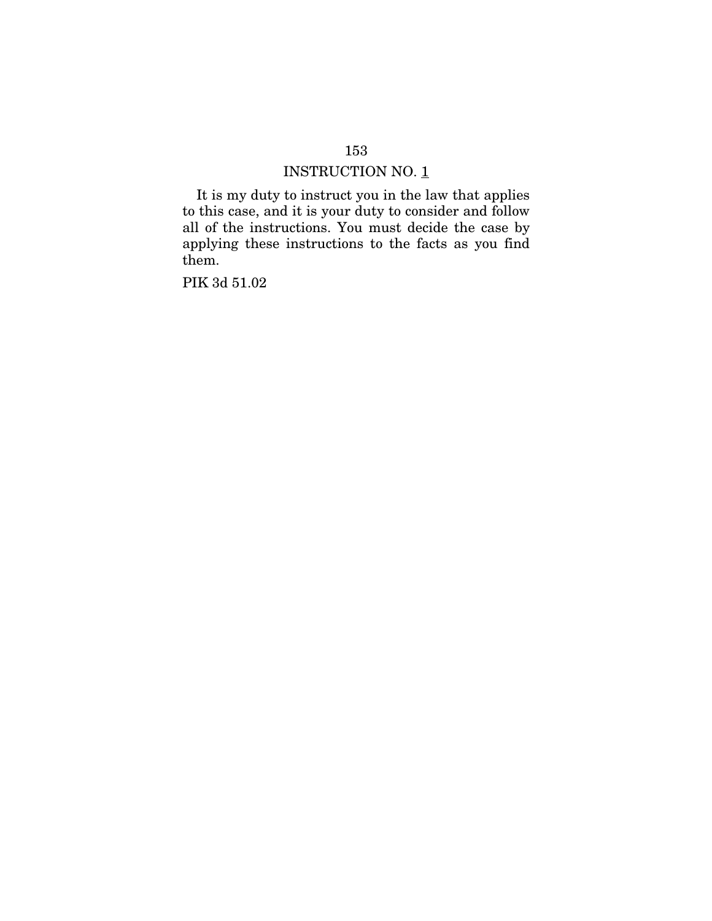# INSTRUCTION NO. 1

It is my duty to instruct you in the law that applies to this case, and it is your duty to consider and follow all of the instructions. You must decide the case by applying these instructions to the facts as you find them.

PIK 3d 51.02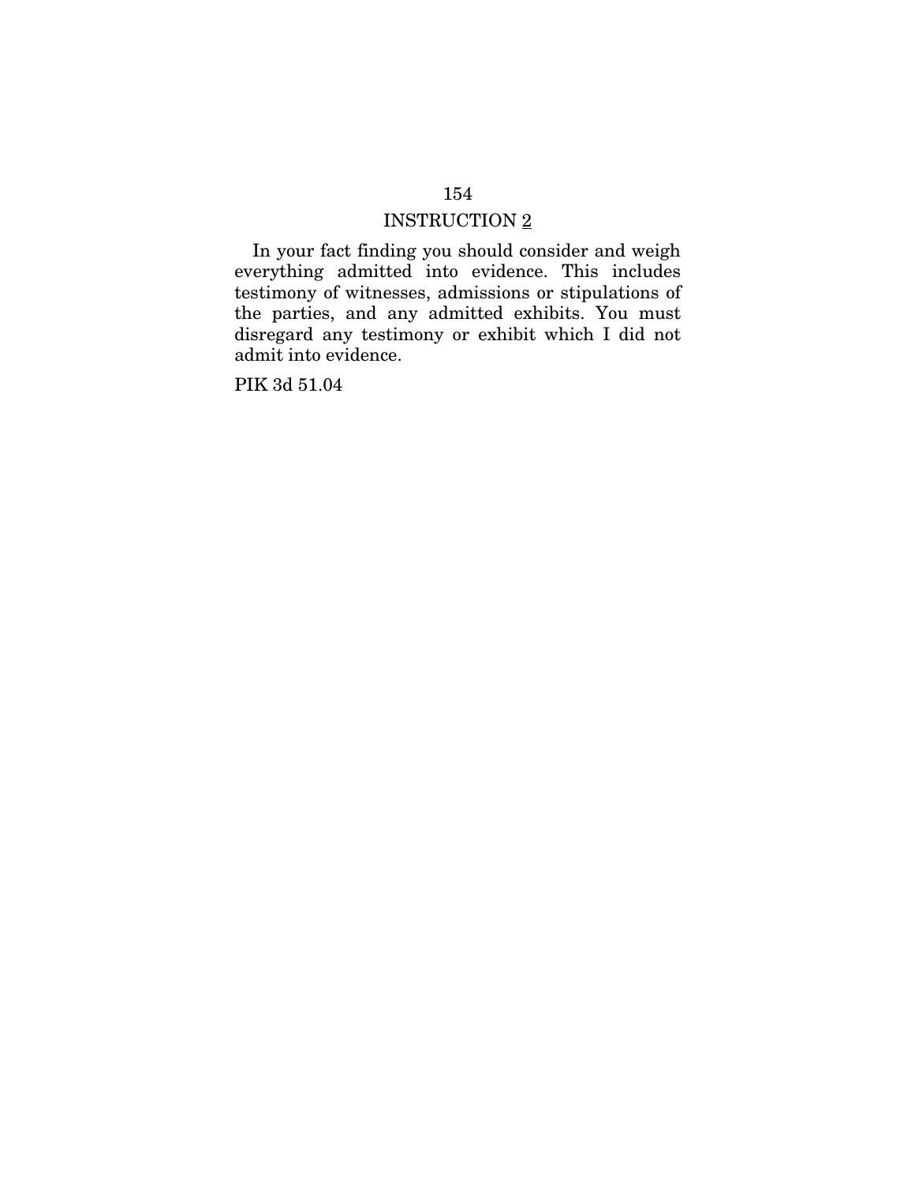## INSTRUCTION 2

In your fact finding you should consider and weigh everything admitted into evidence. This includes testimony of witnesses, admissions or stipulations of the parties, and any admitted exhibits. You must disregard any testimony or exhibit which I did not admit into evidence.

PIK 3d 51.04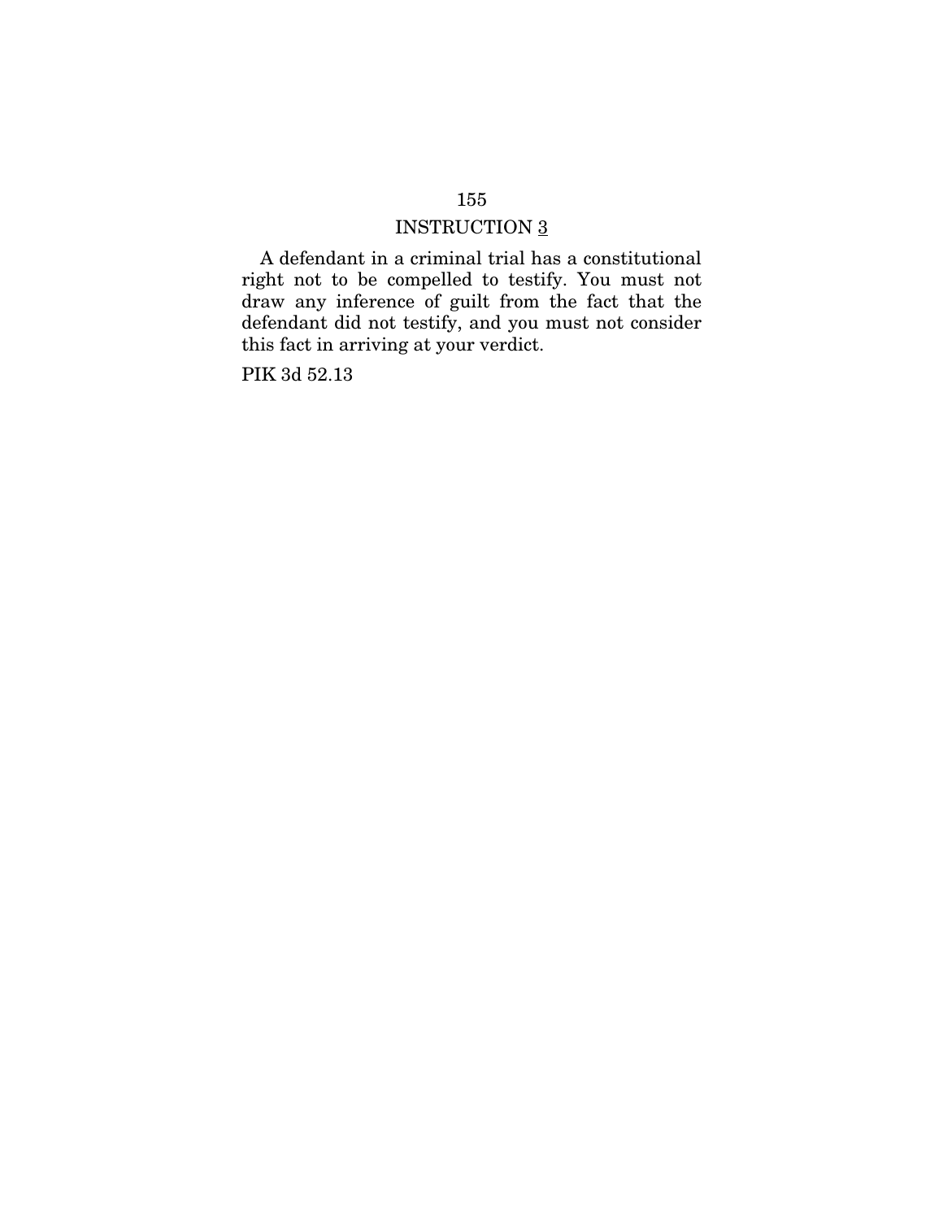## INSTRUCTION 3

A defendant in a criminal trial has a constitutional right not to be compelled to testify. You must not draw any inference of guilt from the fact that the defendant did not testify, and you must not consider this fact in arriving at your verdict.

PIK 3d 52.13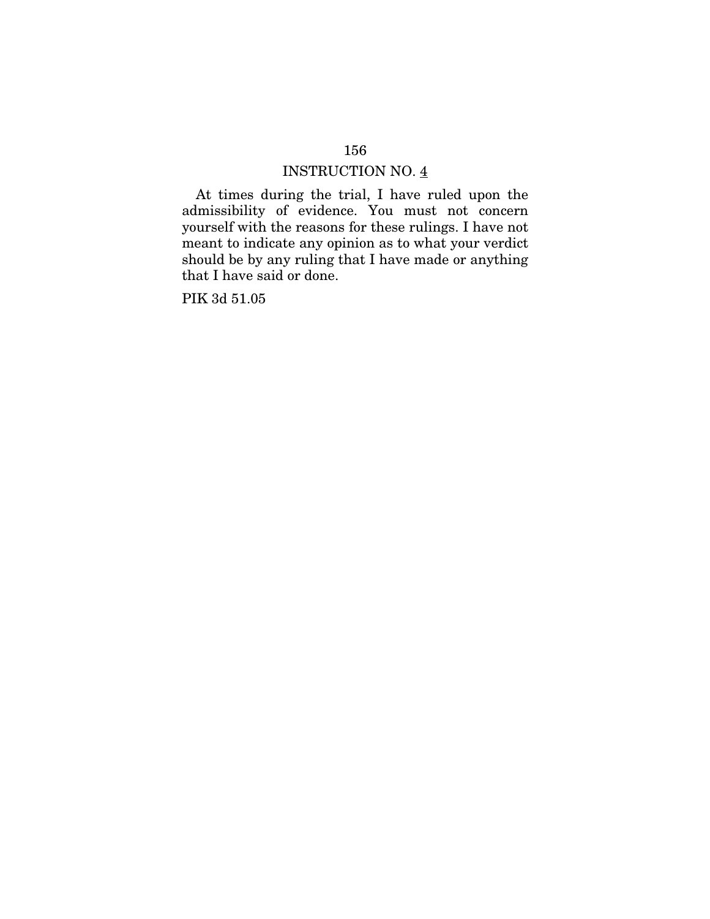## INSTRUCTION NO. 4

At times during the trial, I have ruled upon the admissibility of evidence. You must not concern yourself with the reasons for these rulings. I have not meant to indicate any opinion as to what your verdict should be by any ruling that I have made or anything that I have said or done.

PIK 3d 51.05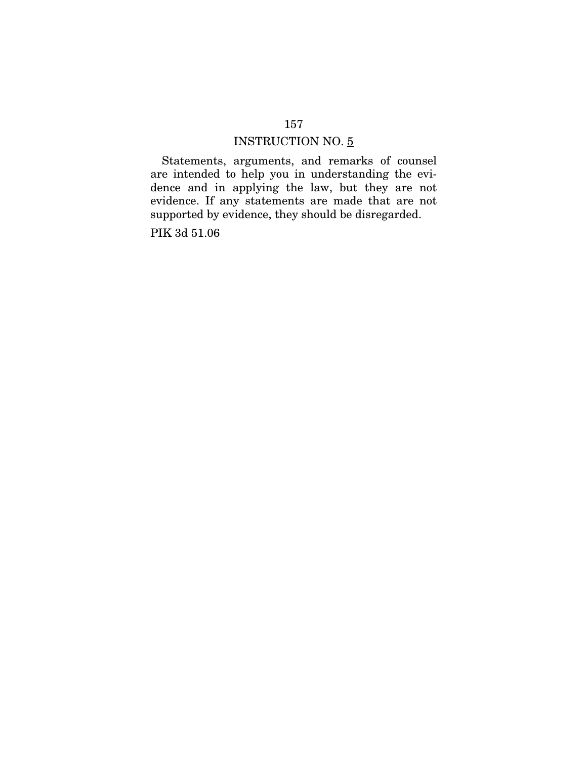INSTRUCTION NO. 5

Statements, arguments, and remarks of counsel are intended to help you in understanding the evidence and in applying the law, but they are not evidence. If any statements are made that are not supported by evidence, they should be disregarded.

PIK 3d 51.06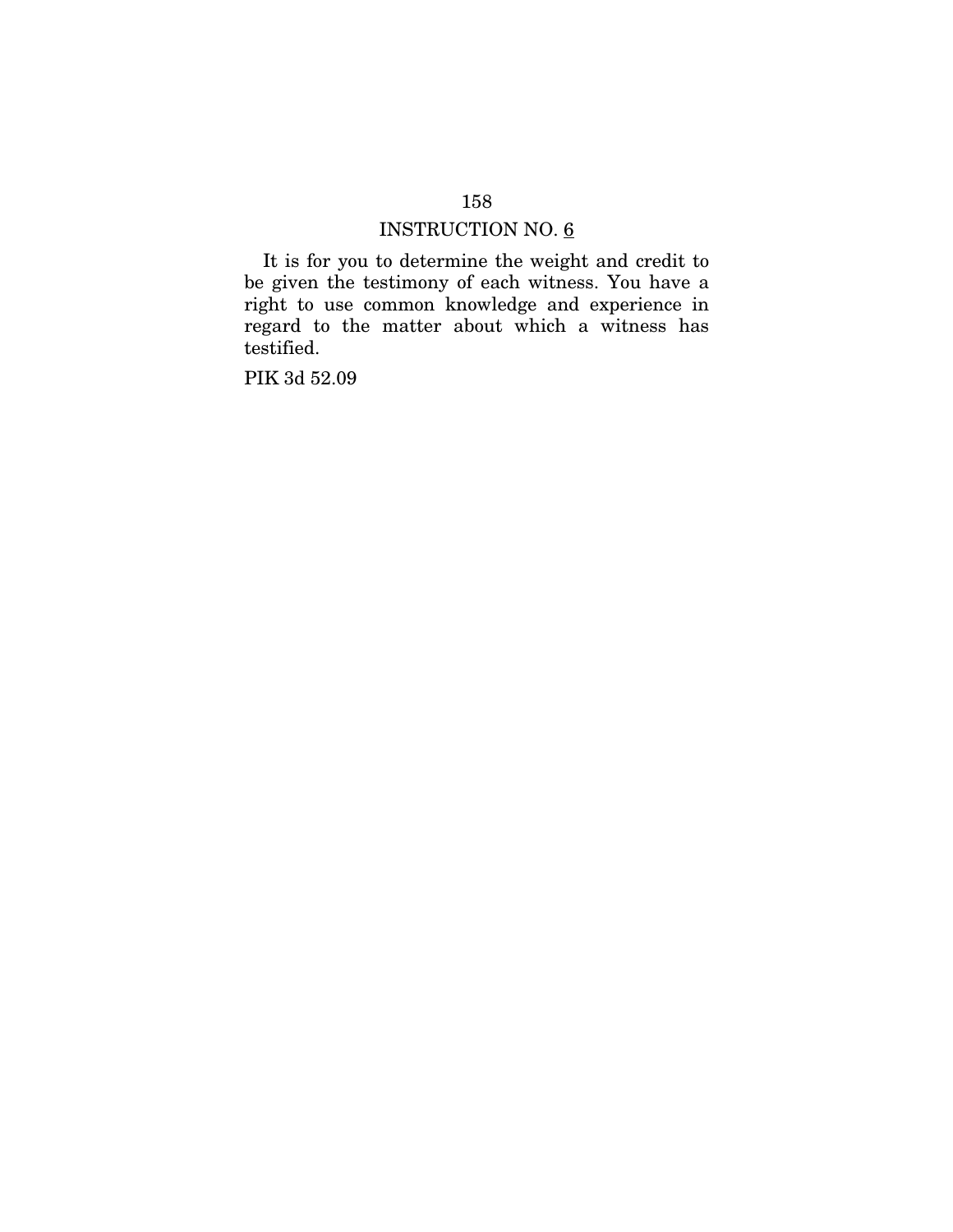# INSTRUCTION NO. 6

It is for you to determine the weight and credit to be given the testimony of each witness. You have a right to use common knowledge and experience in regard to the matter about which a witness has testified.

PIK 3d 52.09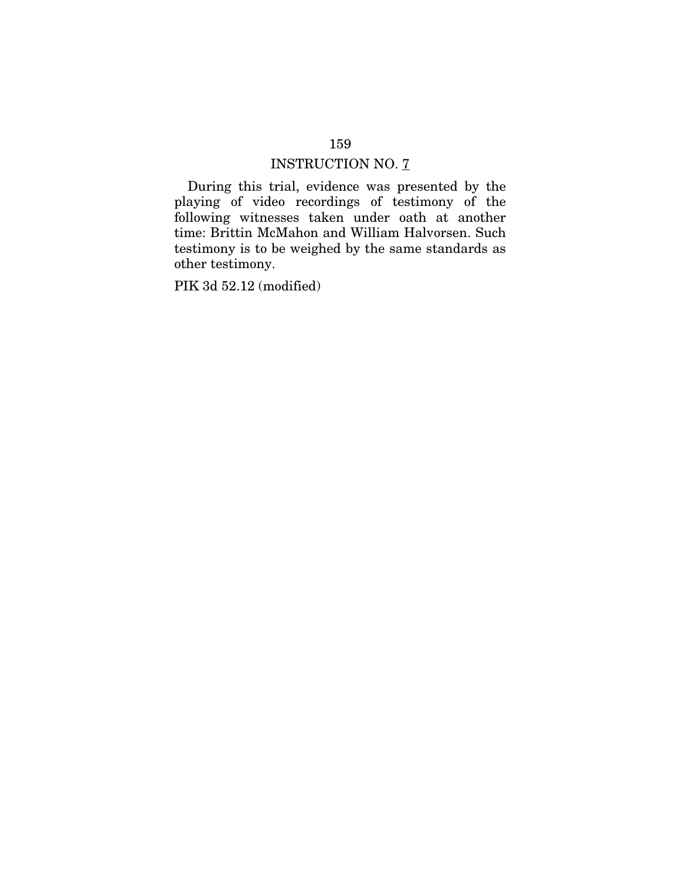## INSTRUCTION NO. 7

During this trial, evidence was presented by the playing of video recordings of testimony of the following witnesses taken under oath at another time: Brittin McMahon and William Halvorsen. Such testimony is to be weighed by the same standards as other testimony.

PIK 3d 52.12 (modified)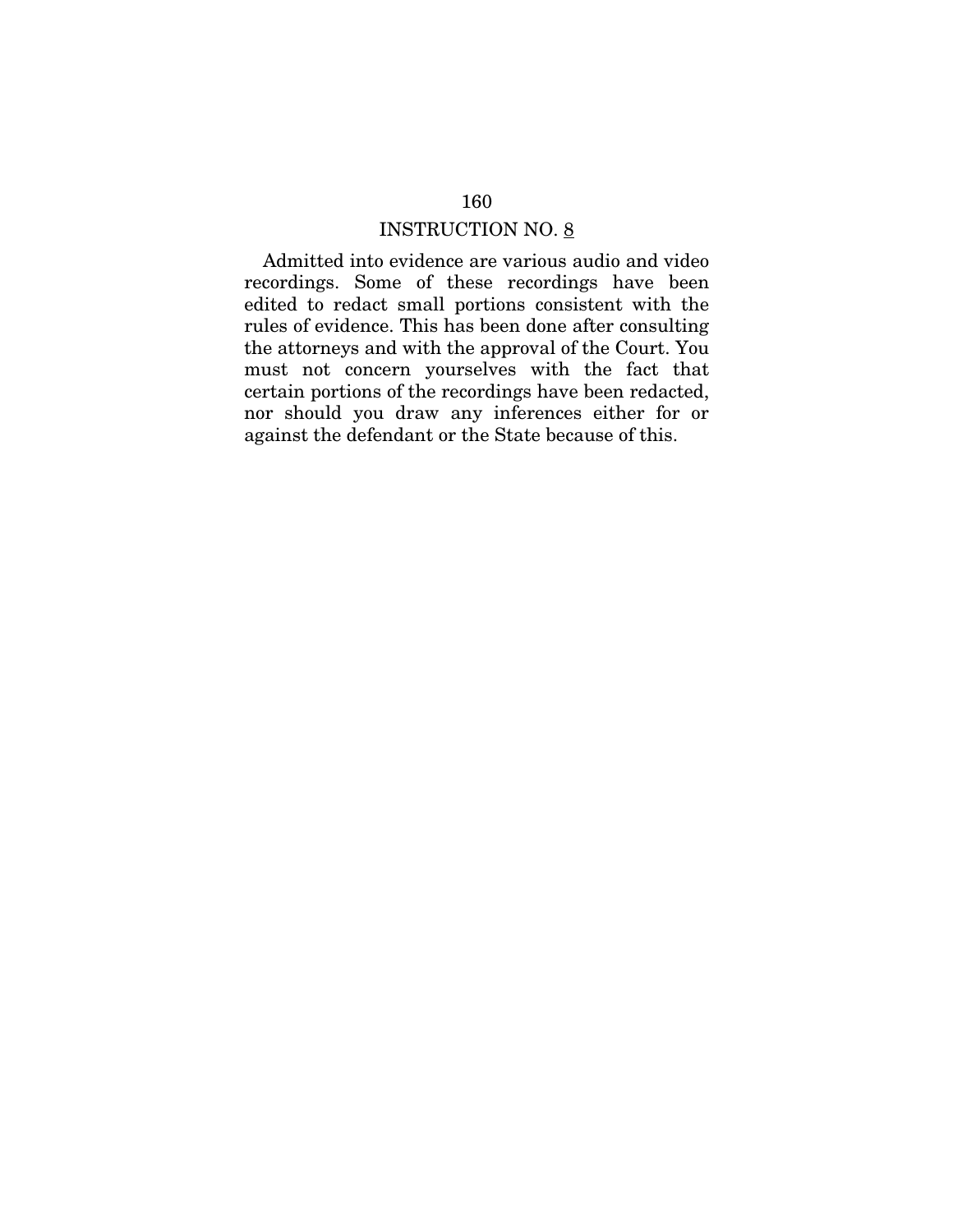## INSTRUCTION NO. 8

Admitted into evidence are various audio and video recordings. Some of these recordings have been edited to redact small portions consistent with the rules of evidence. This has been done after consulting the attorneys and with the approval of the Court. You must not concern yourselves with the fact that certain portions of the recordings have been redacted, nor should you draw any inferences either for or against the defendant or the State because of this.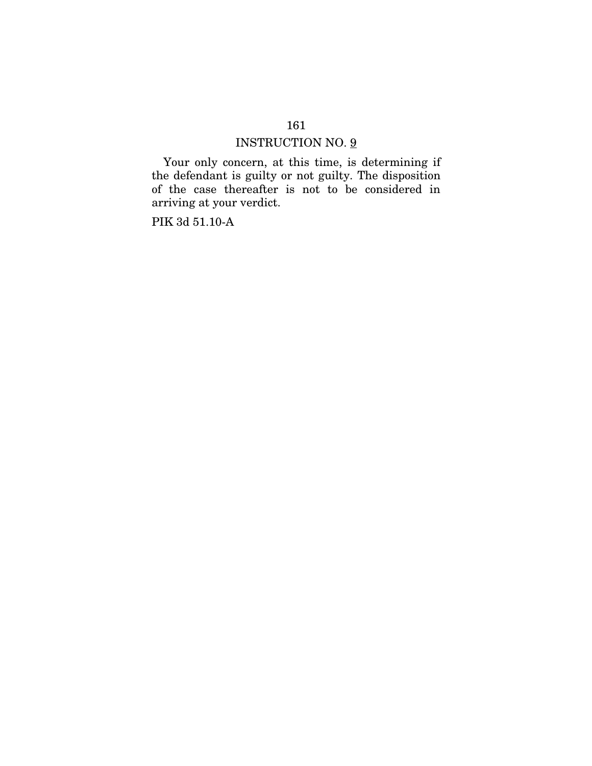# INSTRUCTION NO. 9

Your only concern, at this time, is determining if the defendant is guilty or not guilty. The disposition of the case thereafter is not to be considered in arriving at your verdict.

PIK 3d 51.10-A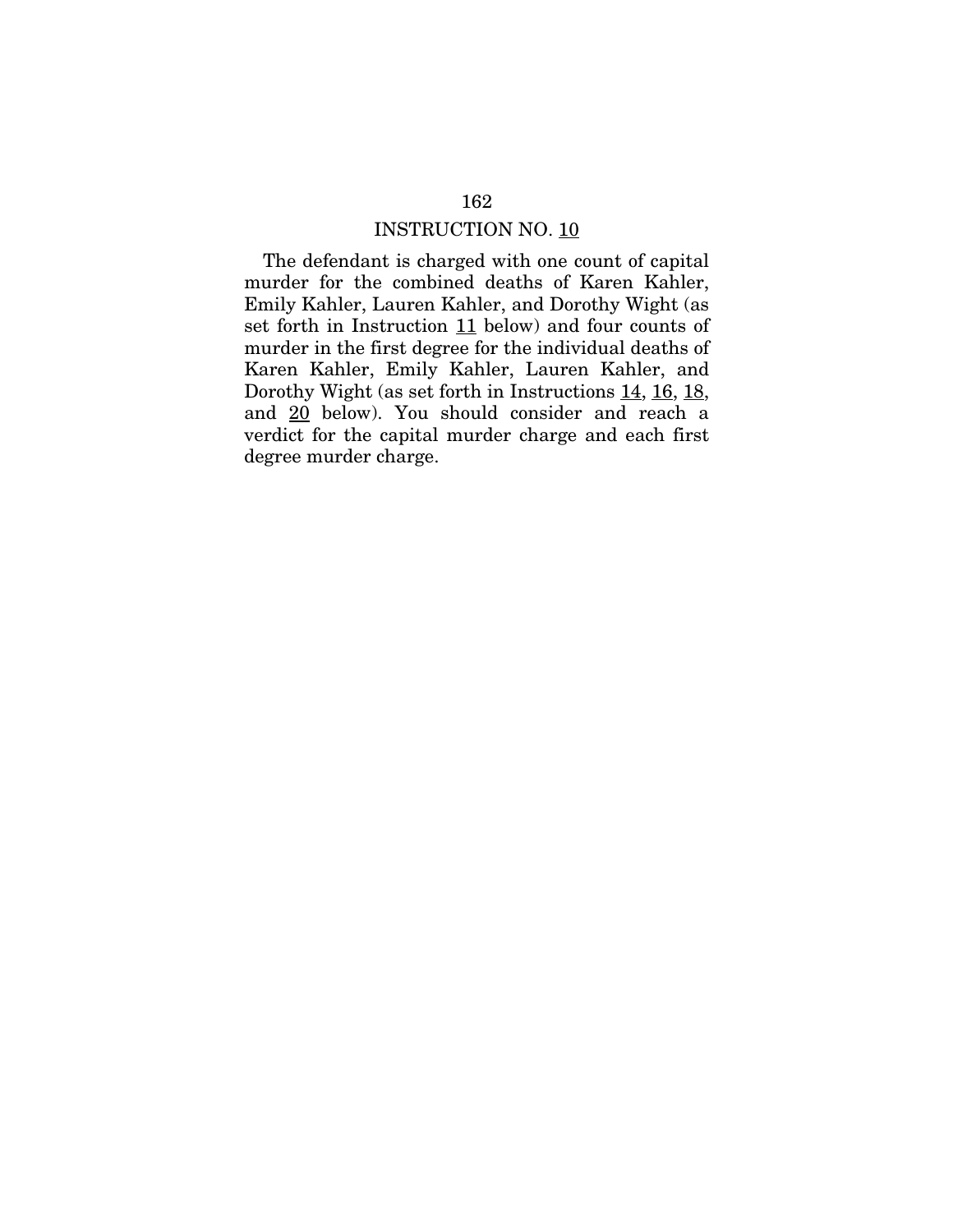## INSTRUCTION NO. 10

The defendant is charged with one count of capital murder for the combined deaths of Karen Kahler, Emily Kahler, Lauren Kahler, and Dorothy Wight (as set forth in Instruction 11 below) and four counts of murder in the first degree for the individual deaths of Karen Kahler, Emily Kahler, Lauren Kahler, and Dorothy Wight (as set forth in Instructions 14, 16, 18, and 20 below). You should consider and reach a verdict for the capital murder charge and each first degree murder charge.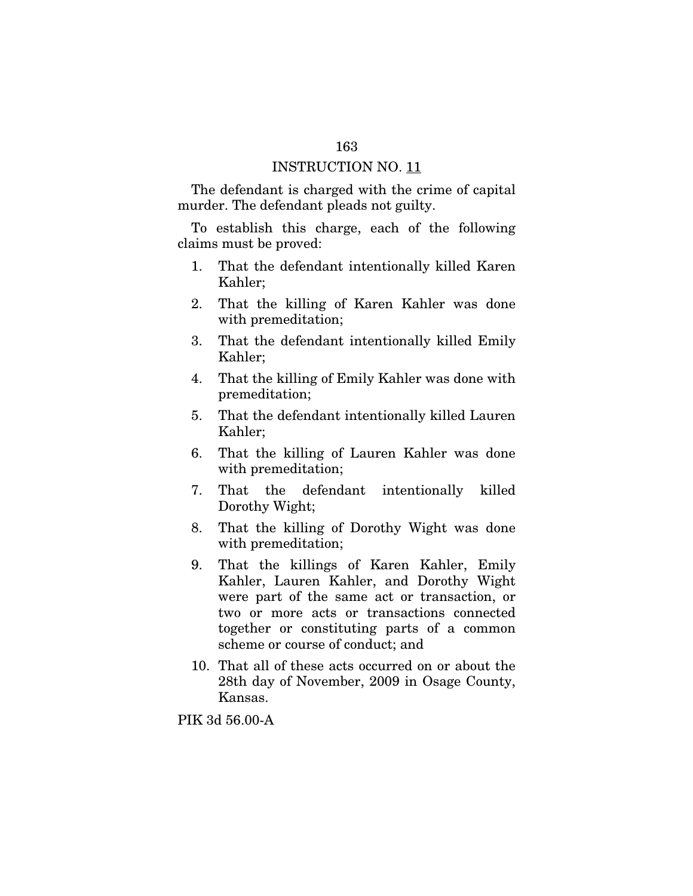INSTRUCTION NO. 11

The defendant is charged with the crime of capital murder. The defendant pleads not guilty.

To establish this charge, each of the following claims must be proved:

1. That the defendant intentionally killed Karen Kahler;
2. That the killing of Karen Kahler was done with premeditation;
3. That the defendant intentionally killed Emily Kahler;
4. That the killing of Emily Kahler was done with premeditation;
5. That the defendant intentionally killed Lauren Kahler;
6. That the killing of Lauren Kahler was done with premeditation;
7. That the defendant intentionally killed Dorothy Wight;
8. That the killing of Dorothy Wight was done with premeditation;
9. That the killings of Karen Kahler, Emily Kahler, Lauren Kahler, and Dorothy Wight were part of the same act or transaction, or two or more acts or transactions connected together or constituting parts of a common scheme or course of conduct; and
10. That all of these acts occurred on or about the 28th day of November, 2009 in Osage County, Kansas.

PIK 3d 56.00-A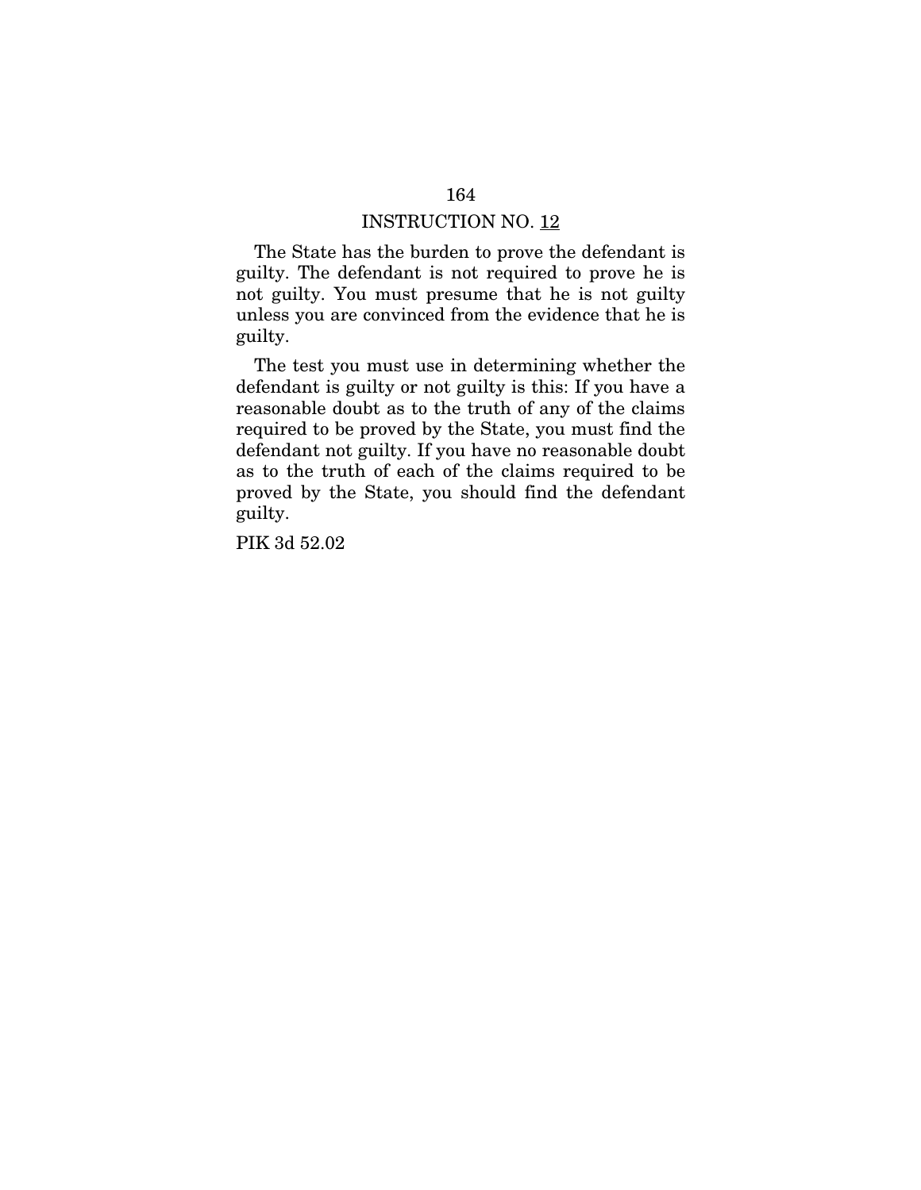INSTRUCTION NO. 12

The State has the burden to prove the defendant is guilty. The defendant is not required to prove he is not guilty. You must presume that he is not guilty unless you are convinced from the evidence that he is guilty.

The test you must use in determining whether the defendant is guilty or not guilty is this: If you have a reasonable doubt as to the truth of any of the claims required to be proved by the State, you must find the defendant not guilty. If you have no reasonable doubt as to the truth of each of the claims required to be proved by the State, you should find the defendant guilty.

PIK 3d 52.02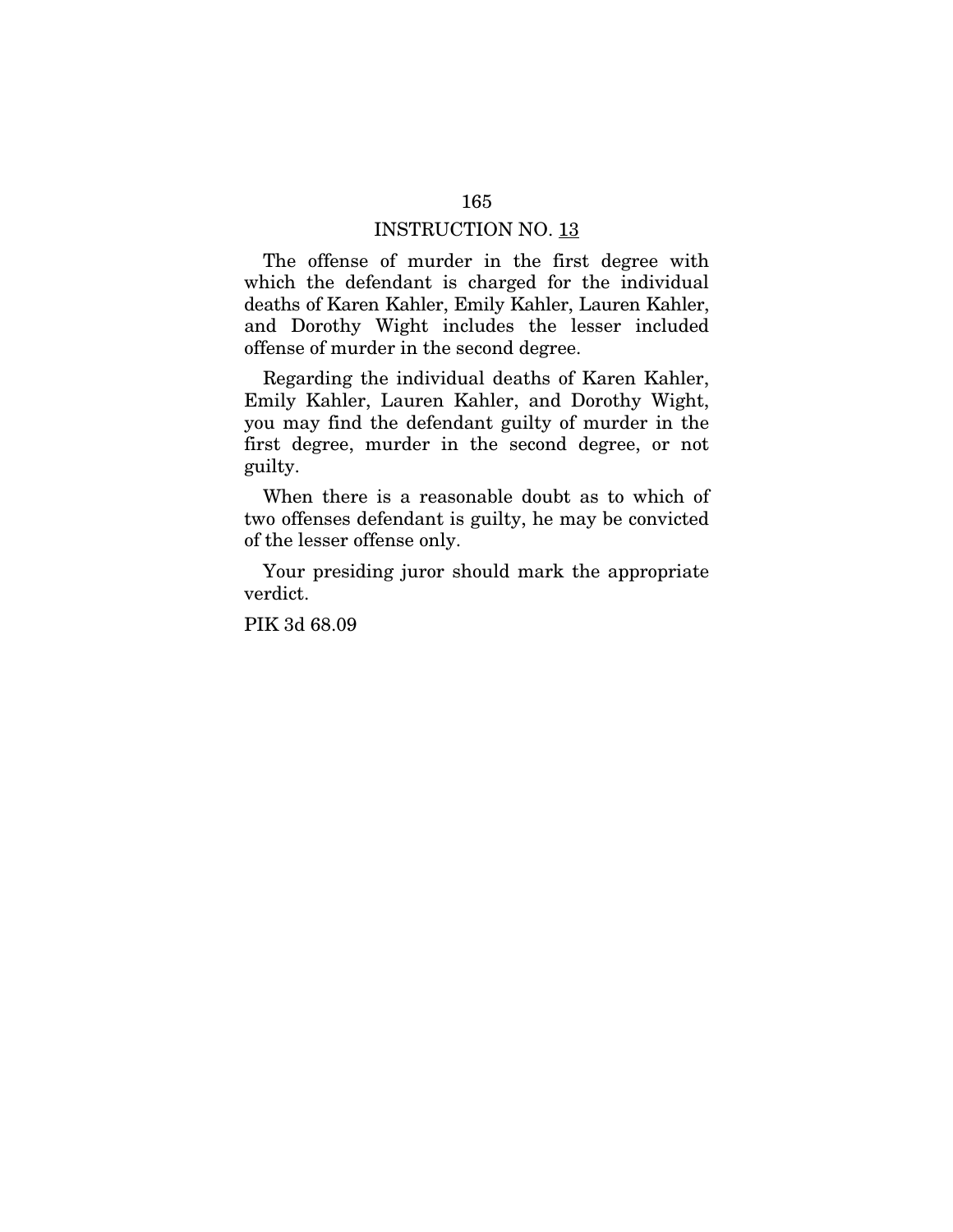INSTRUCTION NO. 13

The offense of murder in the first degree with which the defendant is charged for the individual deaths of Karen Kahler, Emily Kahler, Lauren Kahler, and Dorothy Wight includes the lesser included offense of murder in the second degree.

Regarding the individual deaths of Karen Kahler, Emily Kahler, Lauren Kahler, and Dorothy Wight, you may find the defendant guilty of murder in the first degree, murder in the second degree, or not guilty.

When there is a reasonable doubt as to which of two offenses defendant is guilty, he may be convicted of the lesser offense only.

Your presiding juror should mark the appropriate verdict.

PIK 3d 68.09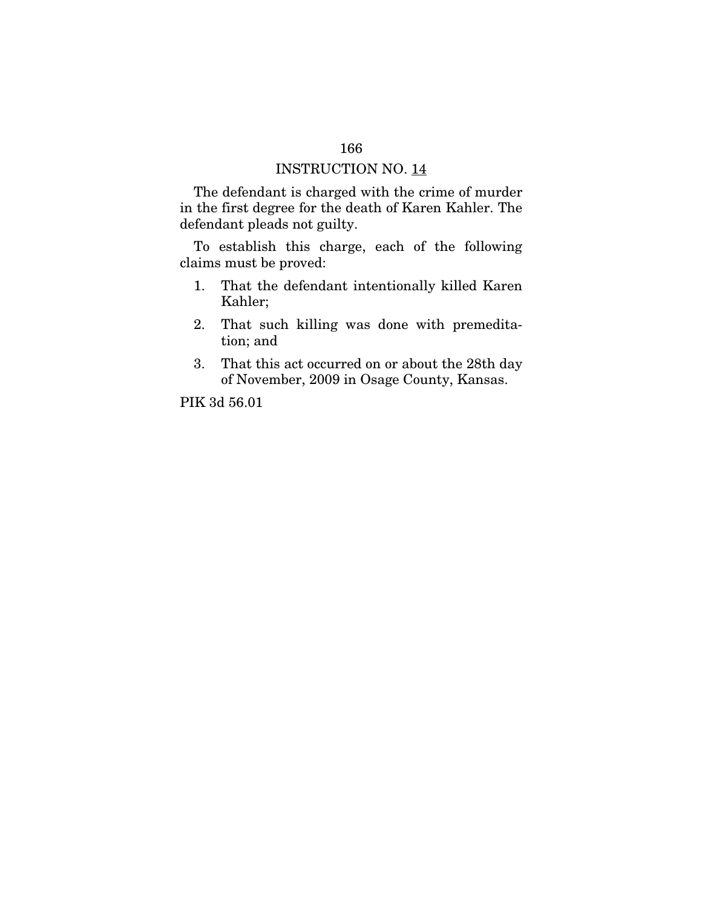## INSTRUCTION NO. 14

The defendant is charged with the crime of murder in the first degree for the death of Karen Kahler. The defendant pleads not guilty.

To establish this charge, each of the following claims must be proved:

1. That the defendant intentionally killed Karen Kahler;
2. That such killing was done with premeditation; and
3. That this act occurred on or about the 28th day of November, 2009 in Osage County, Kansas.

PIK 3d 56.01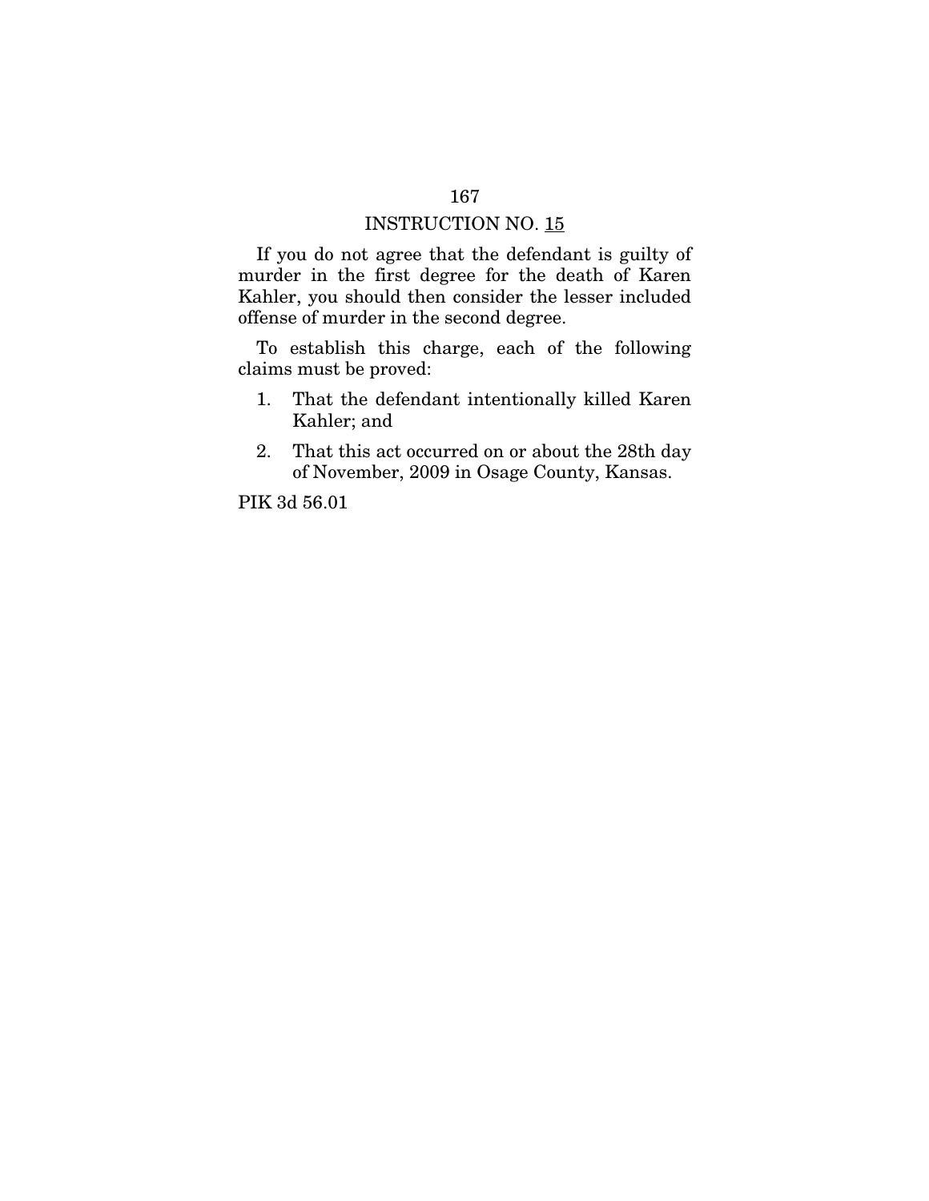## INSTRUCTION NO. 15

If you do not agree that the defendant is guilty of murder in the first degree for the death of Karen Kahler, you should then consider the lesser included offense of murder in the second degree.

To establish this charge, each of the following claims must be proved:

1. That the defendant intentionally killed Karen Kahler; and
2. That this act occurred on or about the 28th day of November, 2009 in Osage County, Kansas.

PIK 3d 56.01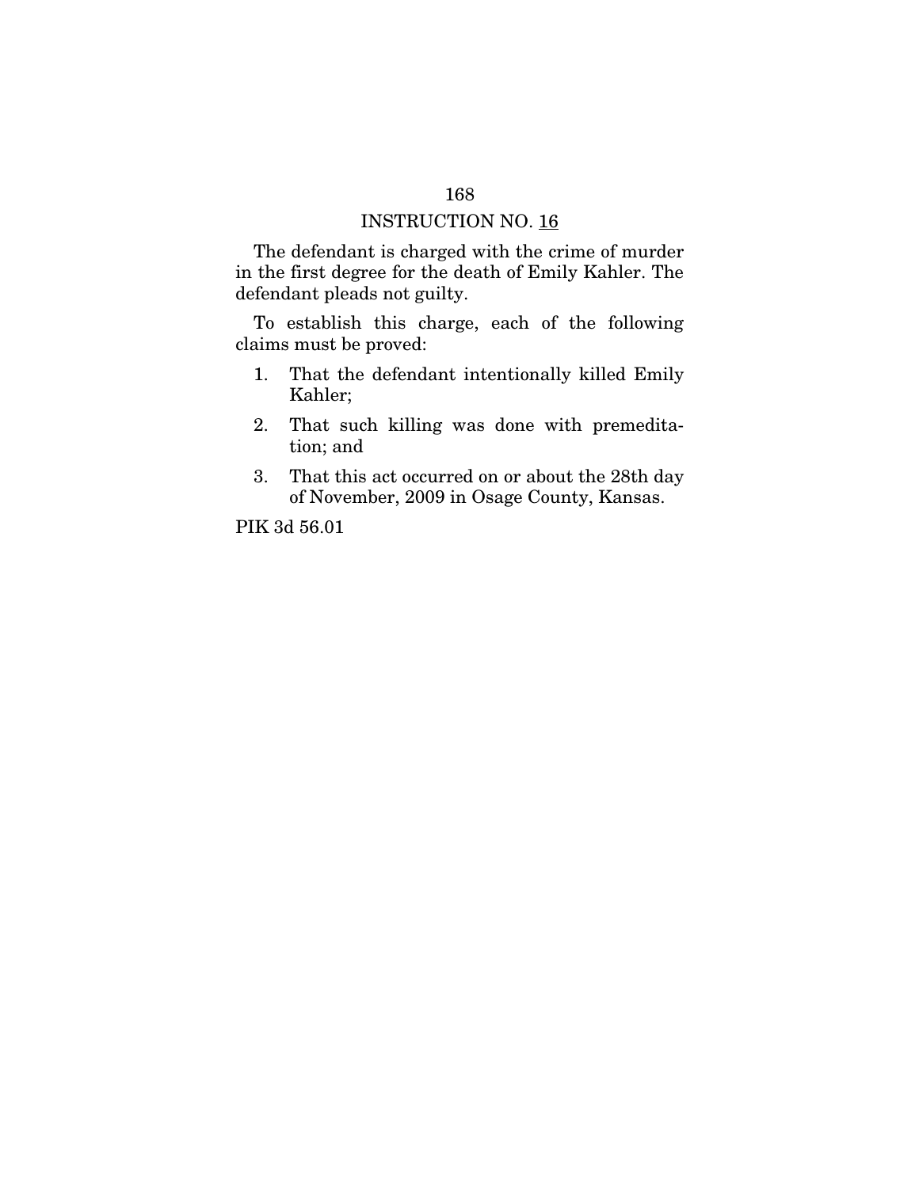INSTRUCTION NO. <u>16</u>

The defendant is charged with the crime of murder in the first degree for the death of Emily Kahler. The defendant pleads not guilty.

To establish this charge, each of the following claims must be proved:

1. That the defendant intentionally killed Emily Kahler;
2. That such killing was done with premeditation; and
3. That this act occurred on or about the 28th day of November, 2009 in Osage County, Kansas.

PIK 3d 56.01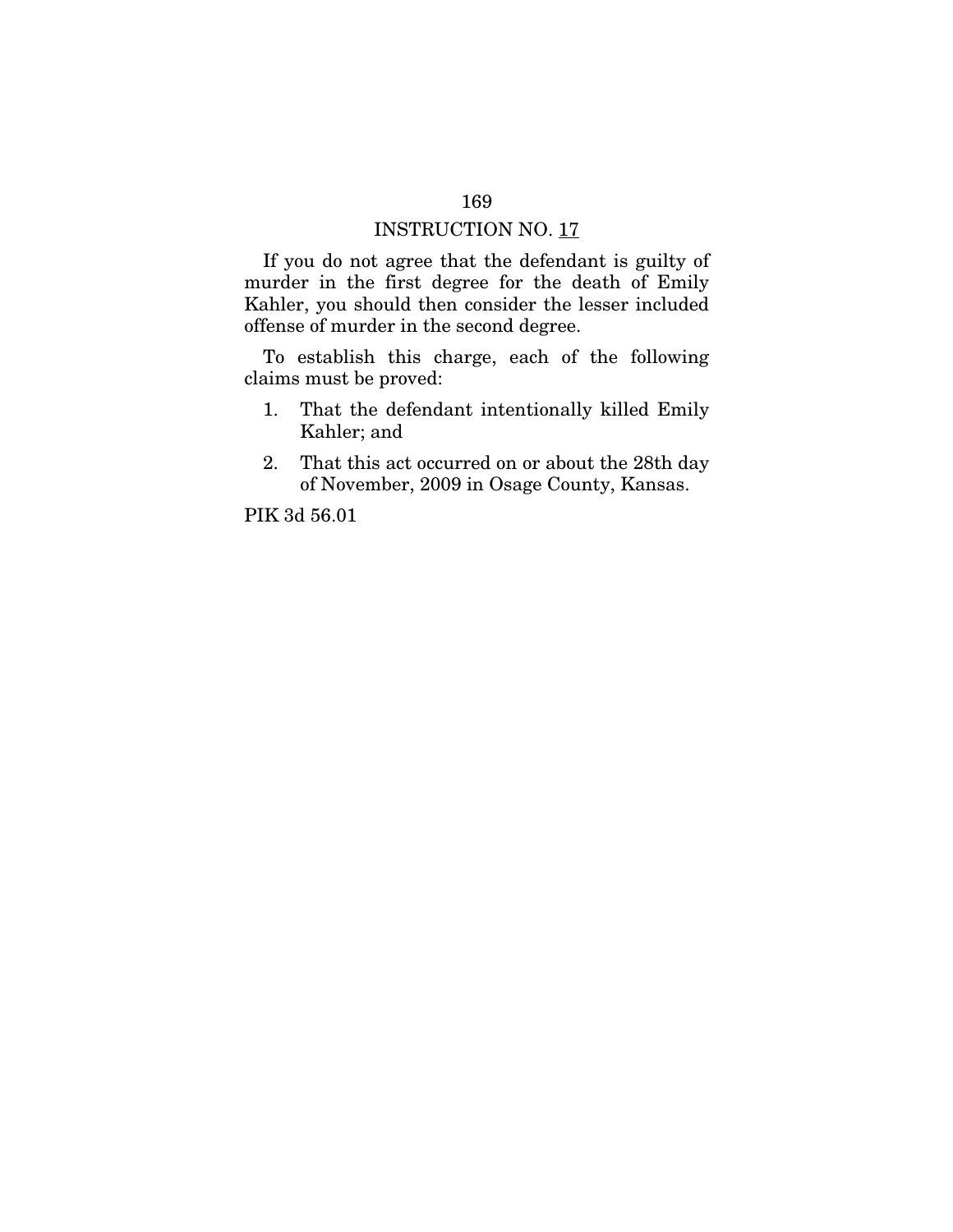## INSTRUCTION NO. 17

If you do not agree that the defendant is guilty of murder in the first degree for the death of Emily Kahler, you should then consider the lesser included offense of murder in the second degree.

To establish this charge, each of the following claims must be proved:

1. That the defendant intentionally killed Emily Kahler; and
2. That this act occurred on or about the 28th day of November, 2009 in Osage County, Kansas.

PIK 3d 56.01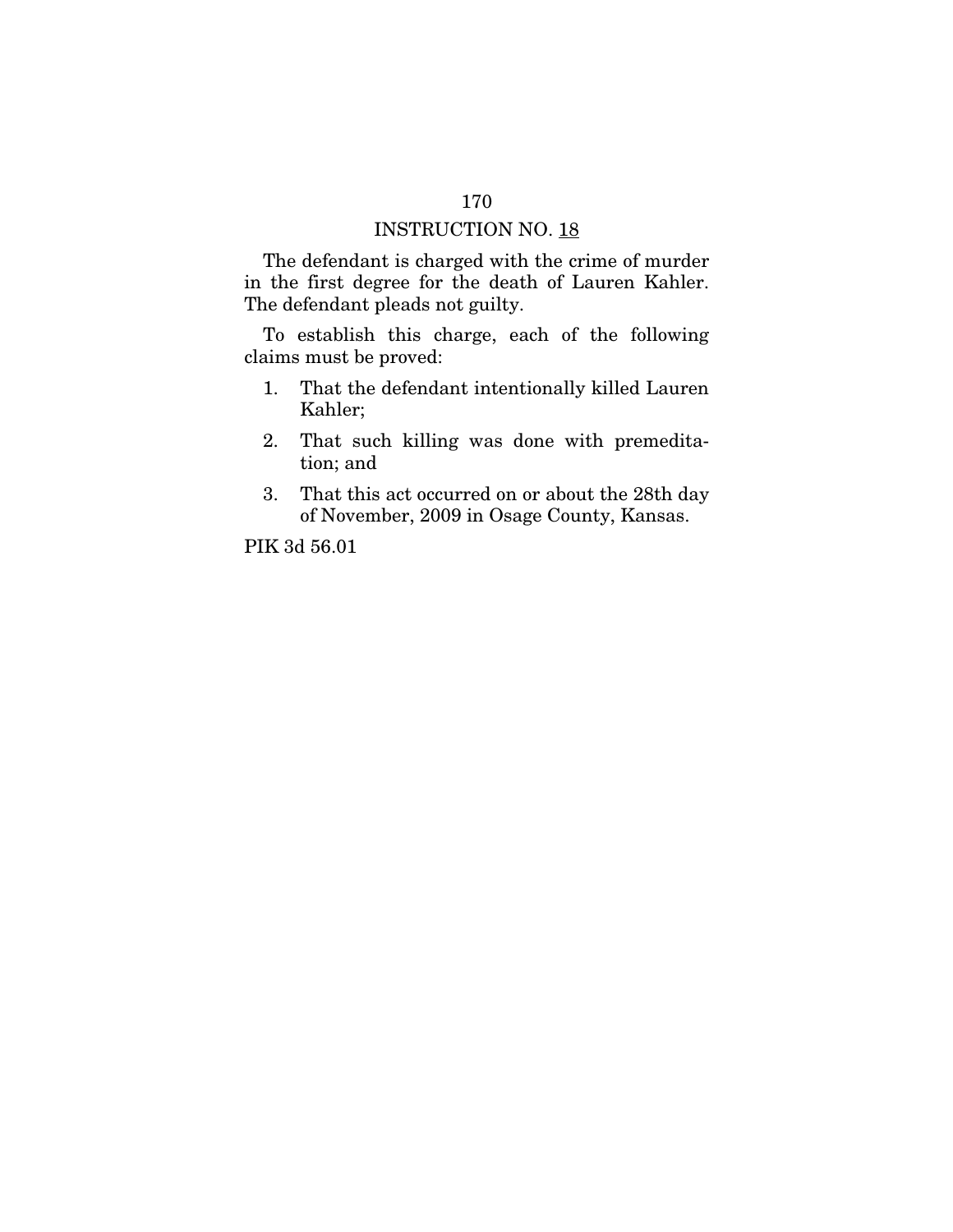## INSTRUCTION NO. 18

The defendant is charged with the crime of murder in the first degree for the death of Lauren Kahler. The defendant pleads not guilty.

To establish this charge, each of the following claims must be proved:

1. That the defendant intentionally killed Lauren Kahler;
2. That such killing was done with premeditation; and
3. That this act occurred on or about the 28th day of November, 2009 in Osage County, Kansas.

PIK 3d 56.01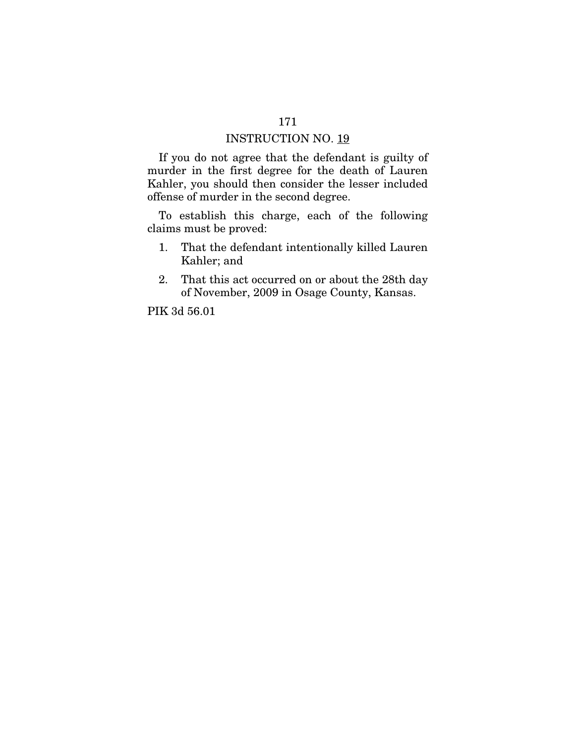## INSTRUCTION NO. 19

If you do not agree that the defendant is guilty of murder in the first degree for the death of Lauren Kahler, you should then consider the lesser included offense of murder in the second degree.

To establish this charge, each of the following claims must be proved:

1. That the defendant intentionally killed Lauren Kahler; and
2. That this act occurred on or about the 28th day of November, 2009 in Osage County, Kansas.

PIK 3d 56.01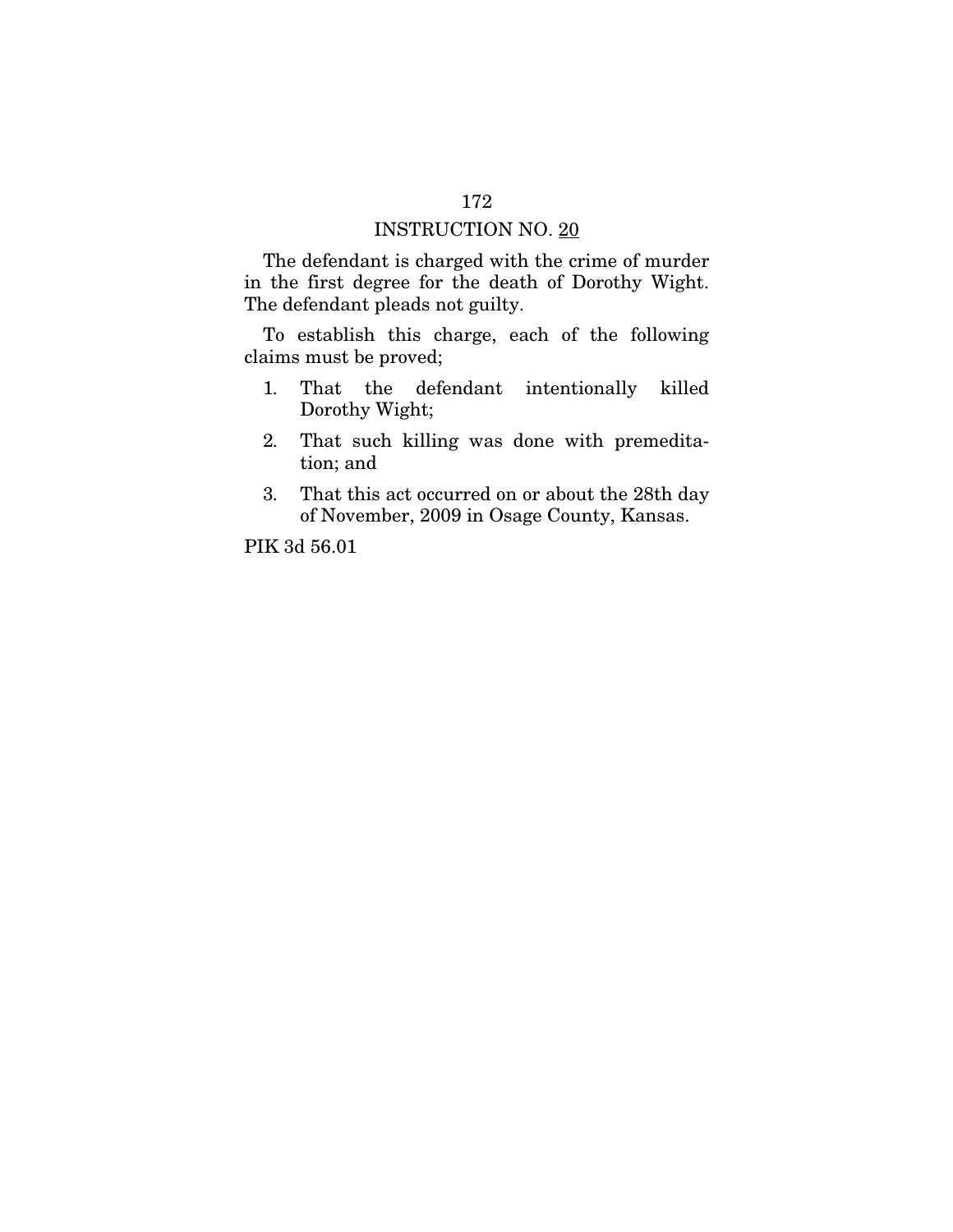## INSTRUCTION NO. 20

The defendant is charged with the crime of murder in the first degree for the death of Dorothy Wight. The defendant pleads not guilty.

To establish this charge, each of the following claims must be proved;

1. That the defendant intentionally killed Dorothy Wight;
2. That such killing was done with premeditation; and
3. That this act occurred on or about the 28th day of November, 2009 in Osage County, Kansas.

PIK 3d 56.01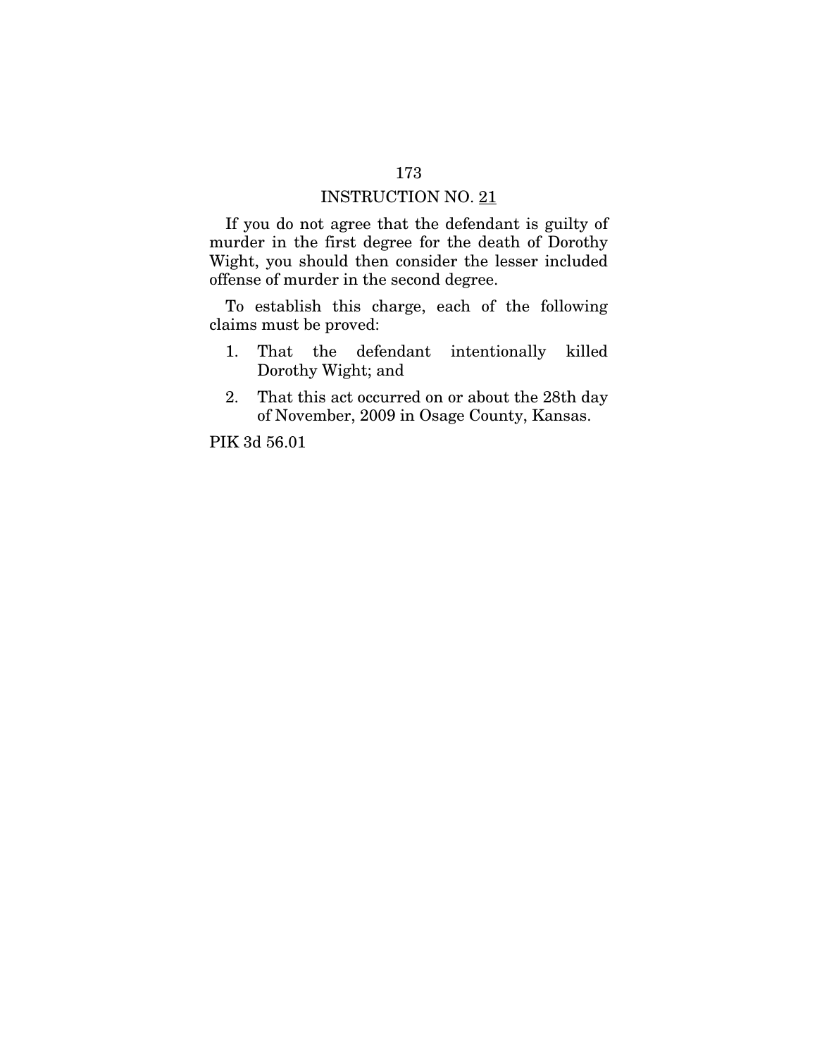## INSTRUCTION NO. 21

If you do not agree that the defendant is guilty of murder in the first degree for the death of Dorothy Wight, you should then consider the lesser included offense of murder in the second degree.

To establish this charge, each of the following claims must be proved:

1. That the defendant intentionally killed Dorothy Wight; and
2. That this act occurred on or about the 28th day of November, 2009 in Osage County, Kansas.

PIK 3d 56.01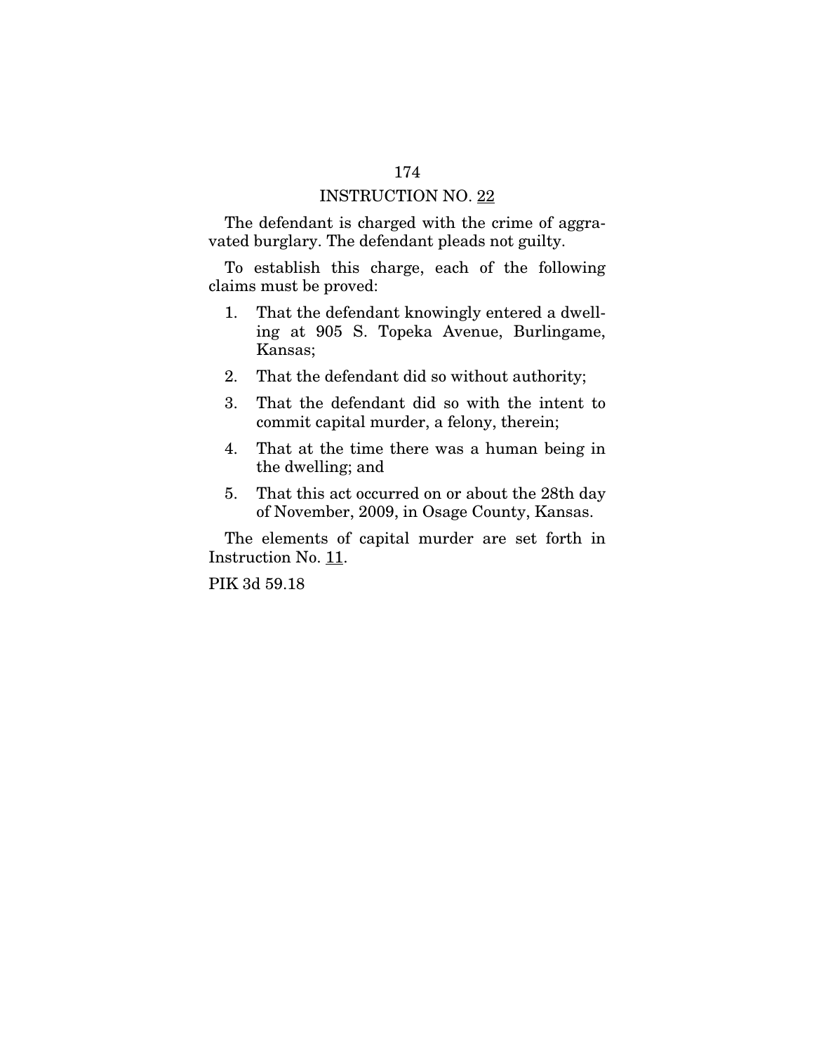## INSTRUCTION NO. 22

The defendant is charged with the crime of aggravated burglary. The defendant pleads not guilty.

To establish this charge, each of the following claims must be proved:

1. That the defendant knowingly entered a dwelling at 905 S. Topeka Avenue, Burlingame, Kansas;
2. That the defendant did so without authority;
3. That the defendant did so with the intent to commit capital murder, a felony, therein;
4. That at the time there was a human being in the dwelling; and
5. That this act occurred on or about the 28th day of November, 2009, in Osage County, Kansas.

The elements of capital murder are set forth in Instruction No. 11.

PIK 3d 59.18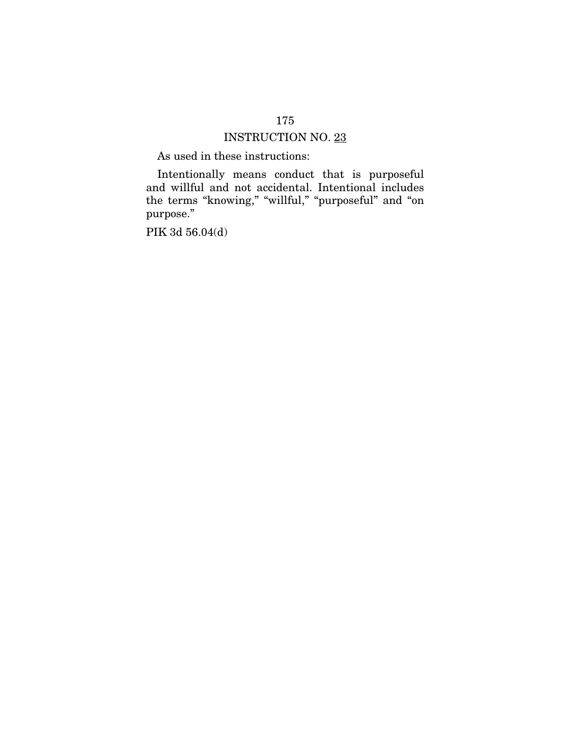## INSTRUCTION NO. 23

As used in these instructions:

Intentionally means conduct that is purposeful and willful and not accidental. Intentional includes the terms "knowing," "willful," "purposeful" and "on purpose."

PIK 3d 56.04(d)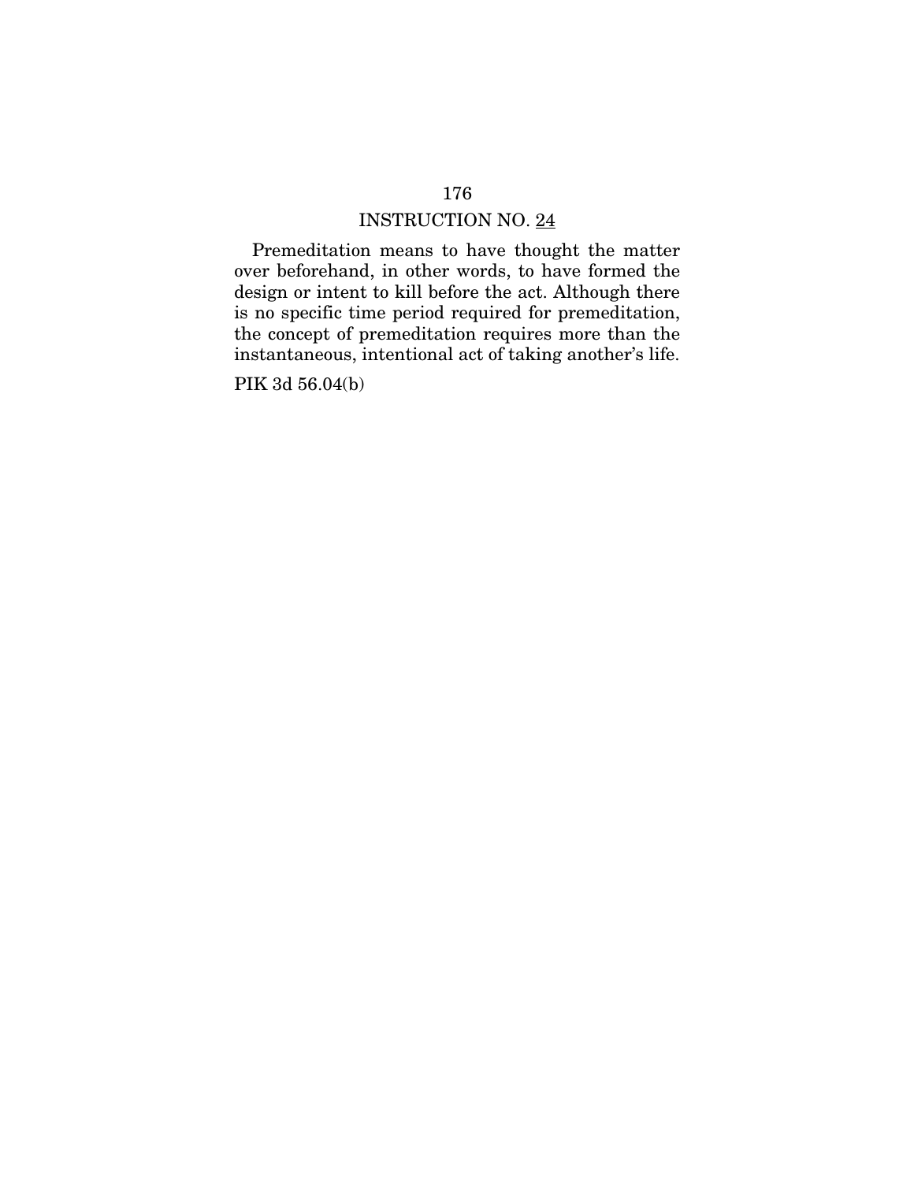## INSTRUCTION NO. 24

Premeditation means to have thought the matter over beforehand, in other words, to have formed the design or intent to kill before the act. Although there is no specific time period required for premeditation, the concept of premeditation requires more than the instantaneous, intentional act of taking another's life.

PIK 3d 56.04(b)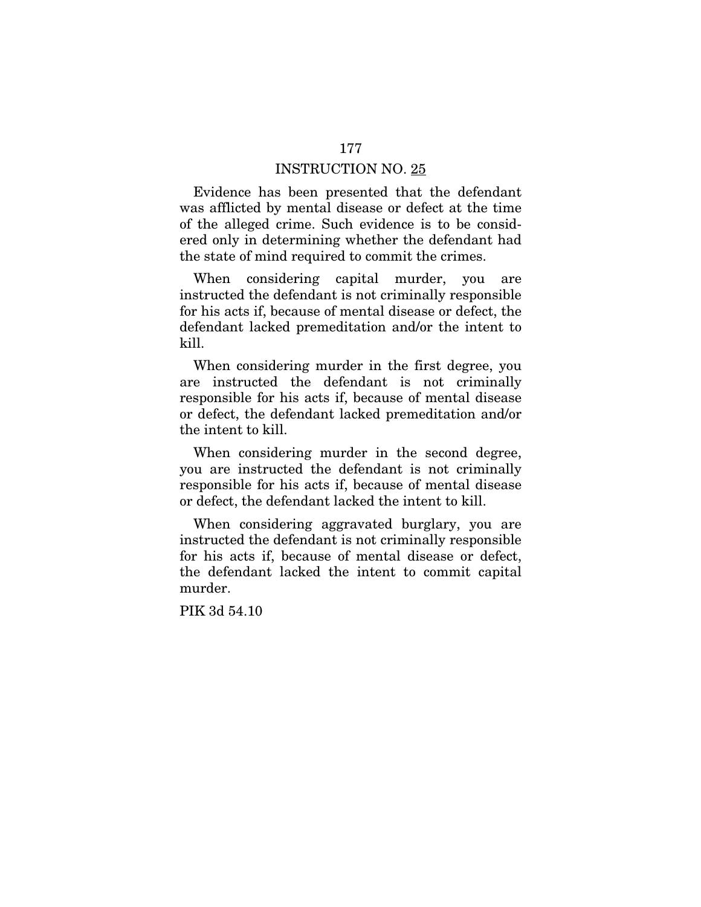## INSTRUCTION NO. 25

Evidence has been presented that the defendant was afflicted by mental disease or defect at the time of the alleged crime. Such evidence is to be considered only in determining whether the defendant had the state of mind required to commit the crimes.

When considering capital murder, you are instructed the defendant is not criminally responsible for his acts if, because of mental disease or defect, the defendant lacked premeditation and/or the intent to kill.

When considering murder in the first degree, you are instructed the defendant is not criminally responsible for his acts if, because of mental disease or defect, the defendant lacked premeditation and/or the intent to kill.

When considering murder in the second degree, you are instructed the defendant is not criminally responsible for his acts if, because of mental disease or defect, the defendant lacked the intent to kill.

When considering aggravated burglary, you are instructed the defendant is not criminally responsible for his acts if, because of mental disease or defect, the defendant lacked the intent to commit capital murder.

PIK 3d 54.10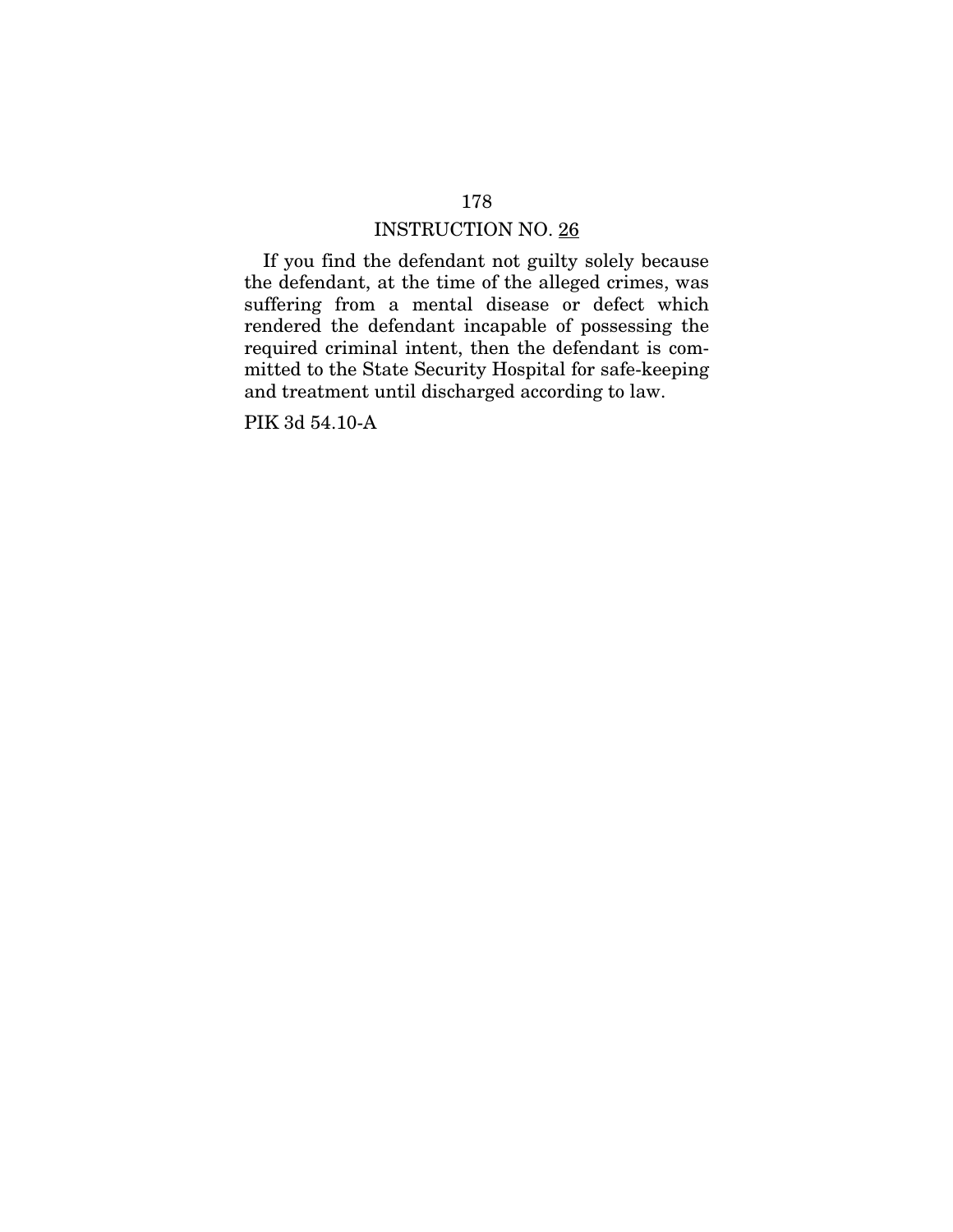## INSTRUCTION NO. 26

If you find the defendant not guilty solely because the defendant, at the time of the alleged crimes, was suffering from a mental disease or defect which rendered the defendant incapable of possessing the required criminal intent, then the defendant is committed to the State Security Hospital for safe-keeping and treatment until discharged according to law.

PIK 3d 54.10-A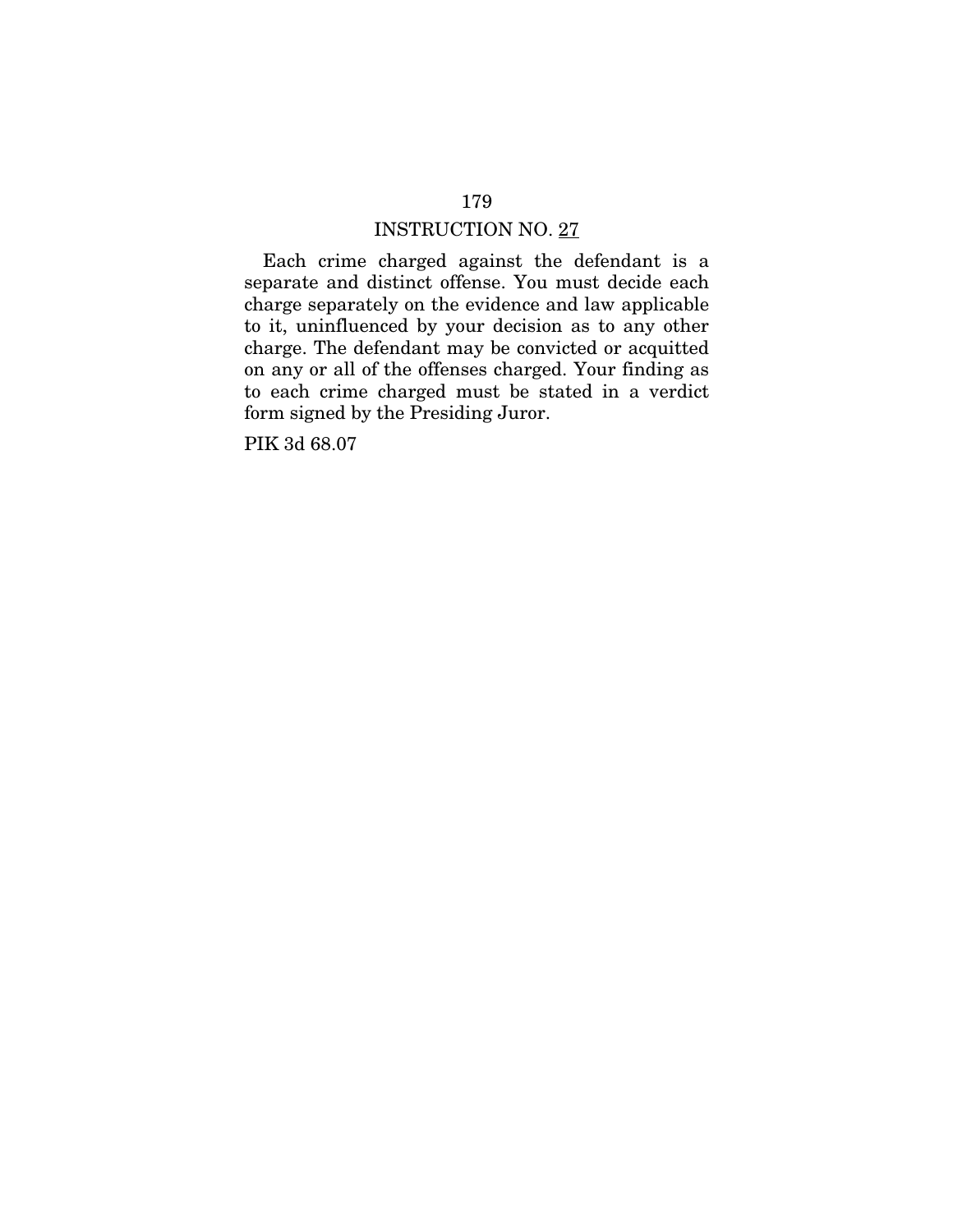## INSTRUCTION NO. 27

Each crime charged against the defendant is a separate and distinct offense. You must decide each charge separately on the evidence and law applicable to it, uninfluenced by your decision as to any other charge. The defendant may be convicted or acquitted on any or all of the offenses charged. Your finding as to each crime charged must be stated in a verdict form signed by the Presiding Juror.

PIK 3d 68.07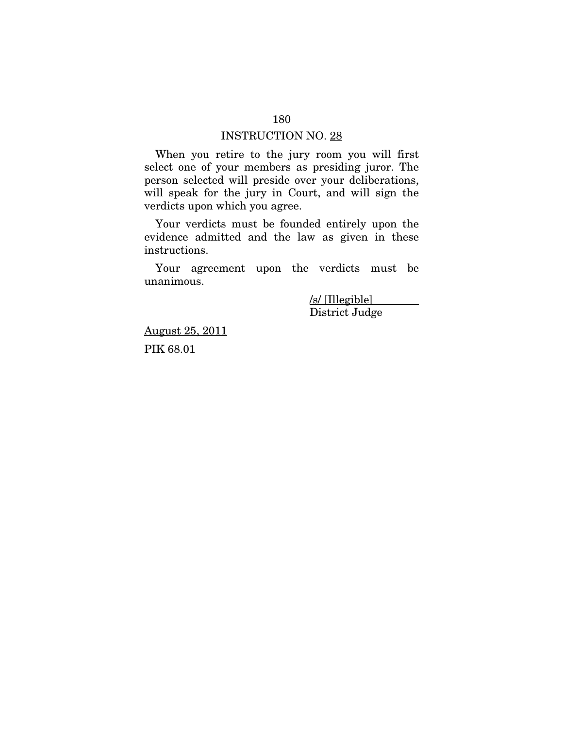## INSTRUCTION NO. 28

When you retire to the jury room you will first select one of your members as presiding juror. The person selected will preside over your deliberations, will speak for the jury in Court, and will sign the verdicts upon which you agree.

Your verdicts must be founded entirely upon the evidence admitted and the law as given in these instructions.

Your agreement upon the verdicts must be unanimous.

/s/ [Illegible]
District Judge

August 25, 2011

PIK 68.01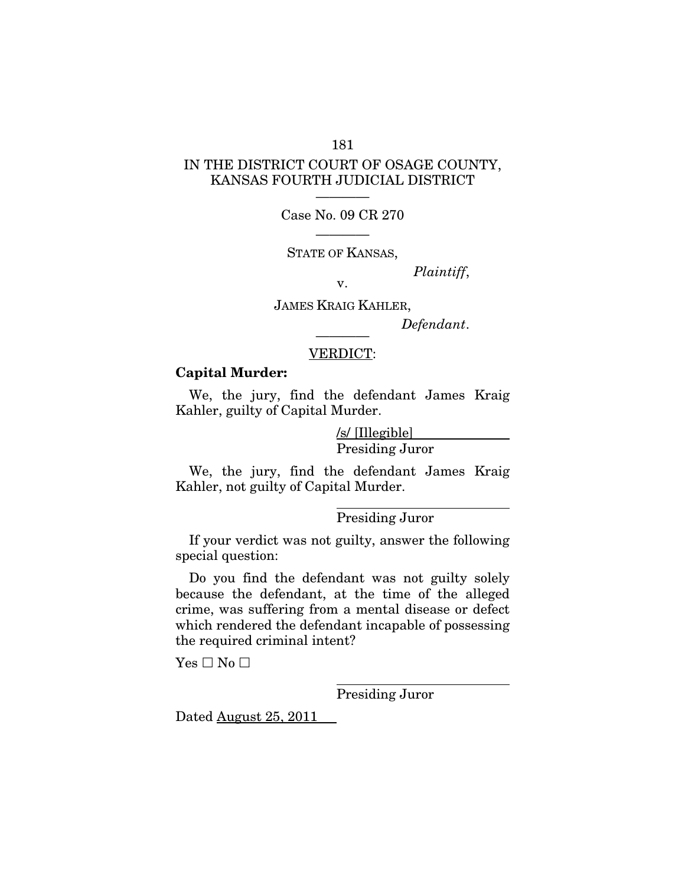IN THE DISTRICT COURT OF OSAGE COUNTY, KANSAS FOURTH JUDICIAL DISTRICT

————

Case No. 09 CR 270

————

STATE OF KANSAS,

*Plaintiff*,

v.

JAMES KRAIG KAHLER,

*Defendant*.

————

VERDICT:

**Capital Murder:**

We, the jury, find the defendant James Kraig Kahler, guilty of Capital Murder.

/s/ [Illegible]
Presiding Juror

We, the jury, find the defendant James Kraig Kahler, not guilty of Capital Murder.

\_\_\_\_\_\_\_\_\_\_\_\_\_\_\_\_\_\_\_\_\_\_\_\_
Presiding Juror

If your verdict was not guilty, answer the following special question:

Do you find the defendant was not guilty solely because the defendant, at the time of the alleged crime, was suffering from a mental disease or defect which rendered the defendant incapable of possessing the required criminal intent?

Yes ☐ No ☐

\_\_\_\_\_\_\_\_\_\_\_\_\_\_\_\_\_\_\_\_\_\_\_\_
Presiding Juror

Dated August 25, 2011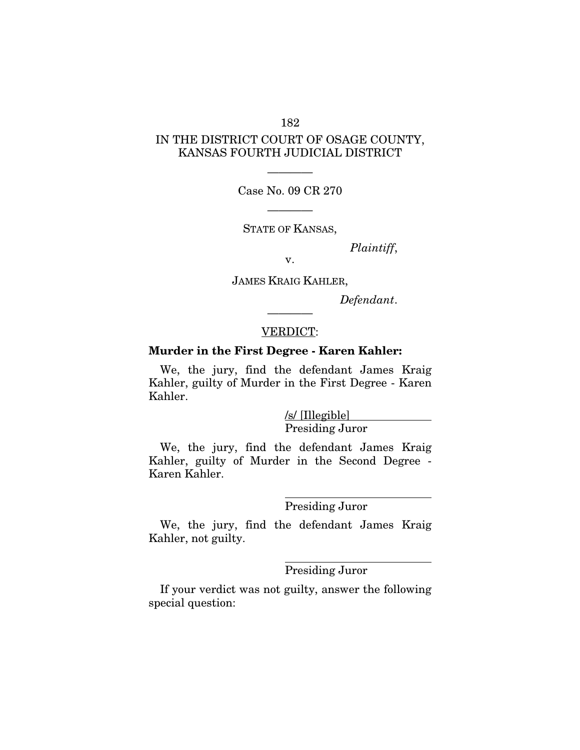IN THE DISTRICT COURT OF OSAGE COUNTY, KANSAS FOURTH JUDICIAL DISTRICT

---

Case No. 09 CR 270

---

STATE OF KANSAS,

*Plaintiff*,

v.

JAMES KRAIG KAHLER,

*Defendant*.

---

VERDICT:

**Murder in the First Degree - Karen Kahler:**

We, the jury, find the defendant James Kraig Kahler, guilty of Murder in the First Degree - Karen Kahler.

/s/ [Illegible]
Presiding Juror

We, the jury, find the defendant James Kraig Kahler, guilty of Murder in the Second Degree - Karen Kahler.

\_\_\_\_\_\_\_\_\_\_\_\_\_\_\_\_\_\_\_\_\_\_\_\_
Presiding Juror

We, the jury, find the defendant James Kraig Kahler, not guilty.

\_\_\_\_\_\_\_\_\_\_\_\_\_\_\_\_\_\_\_\_\_\_\_\_
Presiding Juror

If your verdict was not guilty, answer the following special question: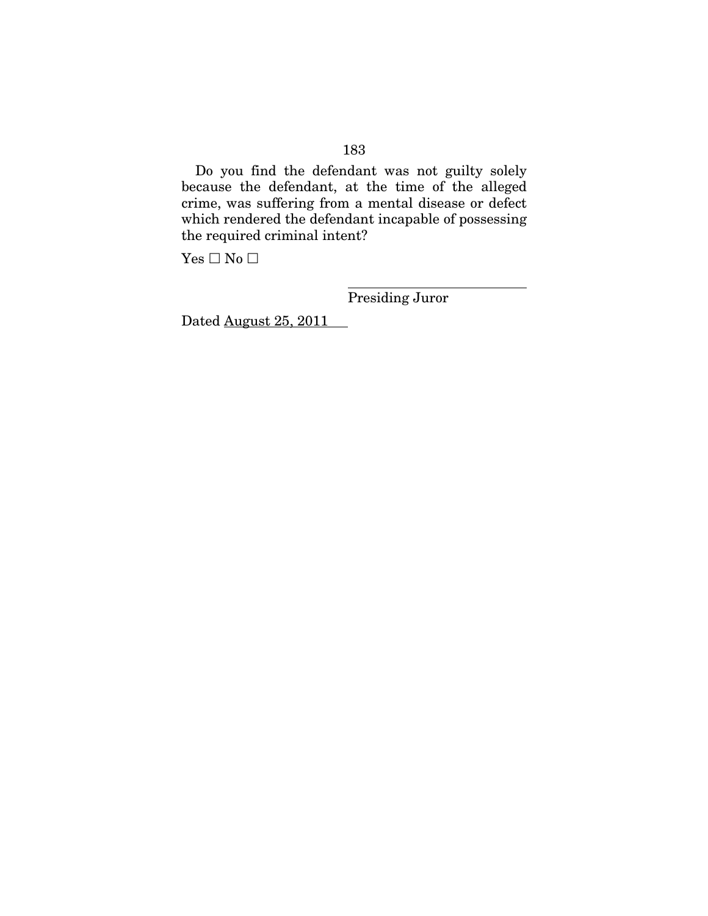Do you find the defendant was not guilty solely because the defendant, at the time of the alleged crime, was suffering from a mental disease or defect which rendered the defendant incapable of possessing the required criminal intent?

Yes ☐ No ☐

\_\_\_\_\_\_\_\_\_\_\_\_\_\_\_\_\_\_\_\_\_\_\_\_\_\_

Presiding Juror

Dated August 25, 2011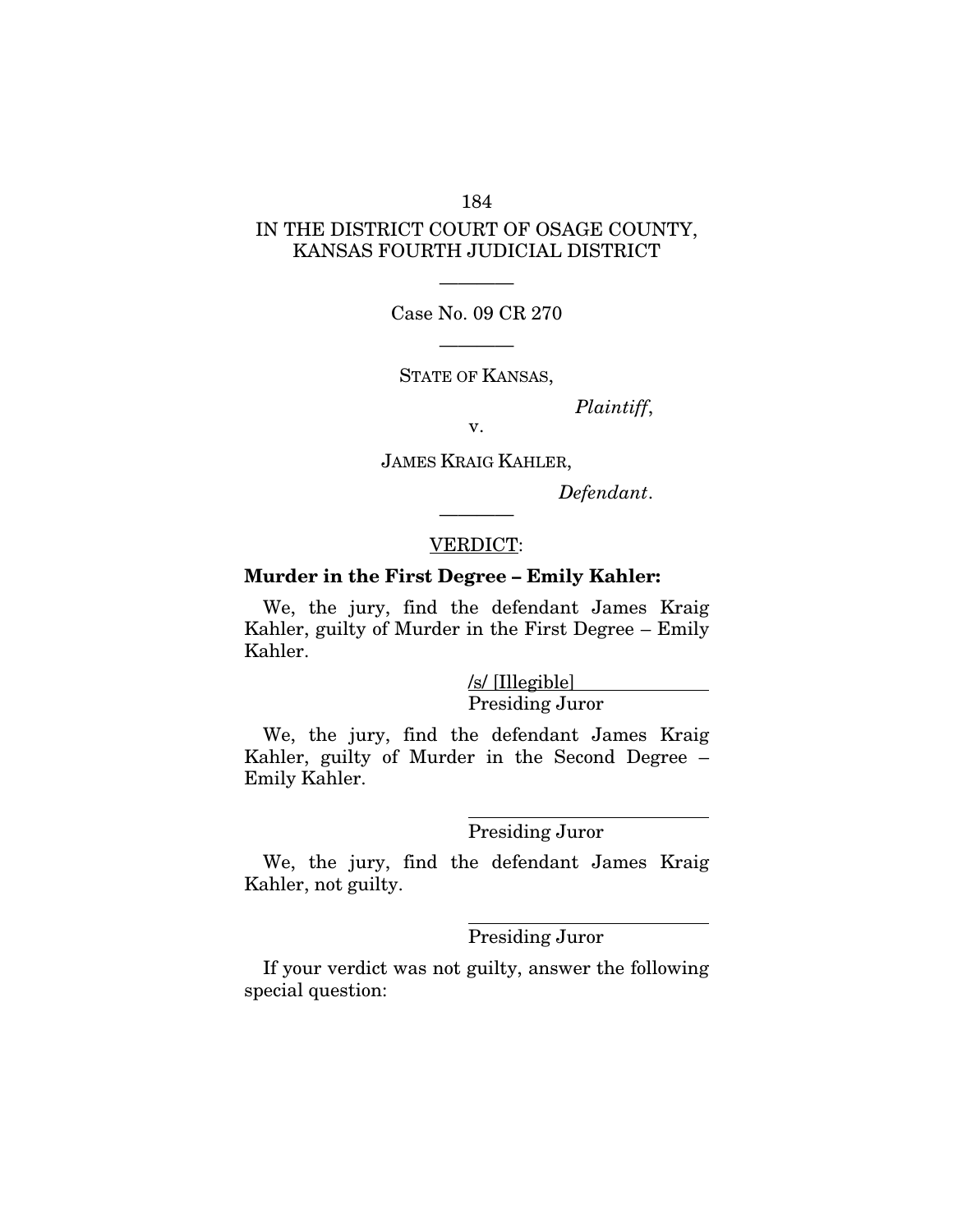IN THE DISTRICT COURT OF OSAGE COUNTY, KANSAS FOURTH JUDICIAL DISTRICT

---

Case No. 09 CR 270

---

STATE OF KANSAS,

*Plaintiff*,

v.

JAMES KRAIG KAHLER,

*Defendant*.

---

VERDICT:

**Murder in the First Degree – Emily Kahler:**

We, the jury, find the defendant James Kraig Kahler, guilty of Murder in the First Degree – Emily Kahler.

/s/ [Illegible]
Presiding Juror

We, the jury, find the defendant James Kraig Kahler, guilty of Murder in the Second Degree – Emily Kahler.

______________________
Presiding Juror

We, the jury, find the defendant James Kraig Kahler, not guilty.

______________________
Presiding Juror

If your verdict was not guilty, answer the following special question: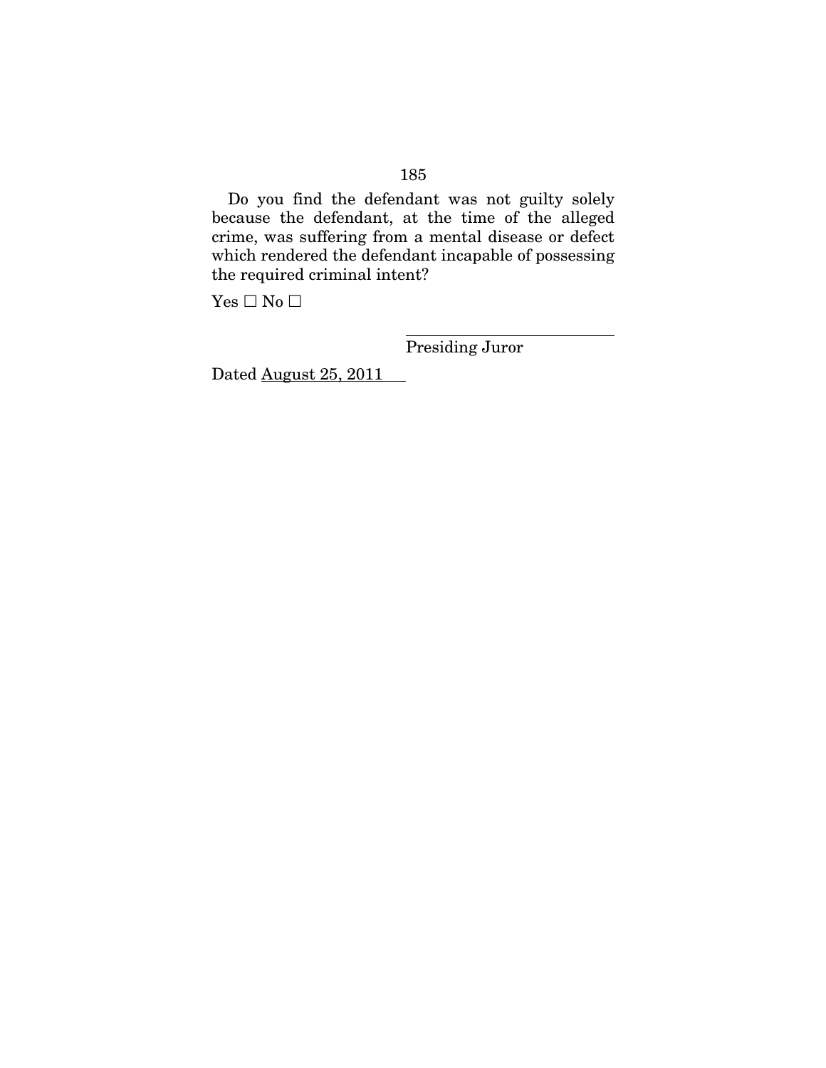Do you find the defendant was not guilty solely because the defendant, at the time of the alleged crime, was suffering from a mental disease or defect which rendered the defendant incapable of possessing the required criminal intent?

Yes ☐ No ☐

\_\_\_\_\_\_\_\_\_\_\_\_\_\_\_\_\_\_\_\_\_\_\_\_\_\_\_\_
Presiding Juror

Dated August 25, 2011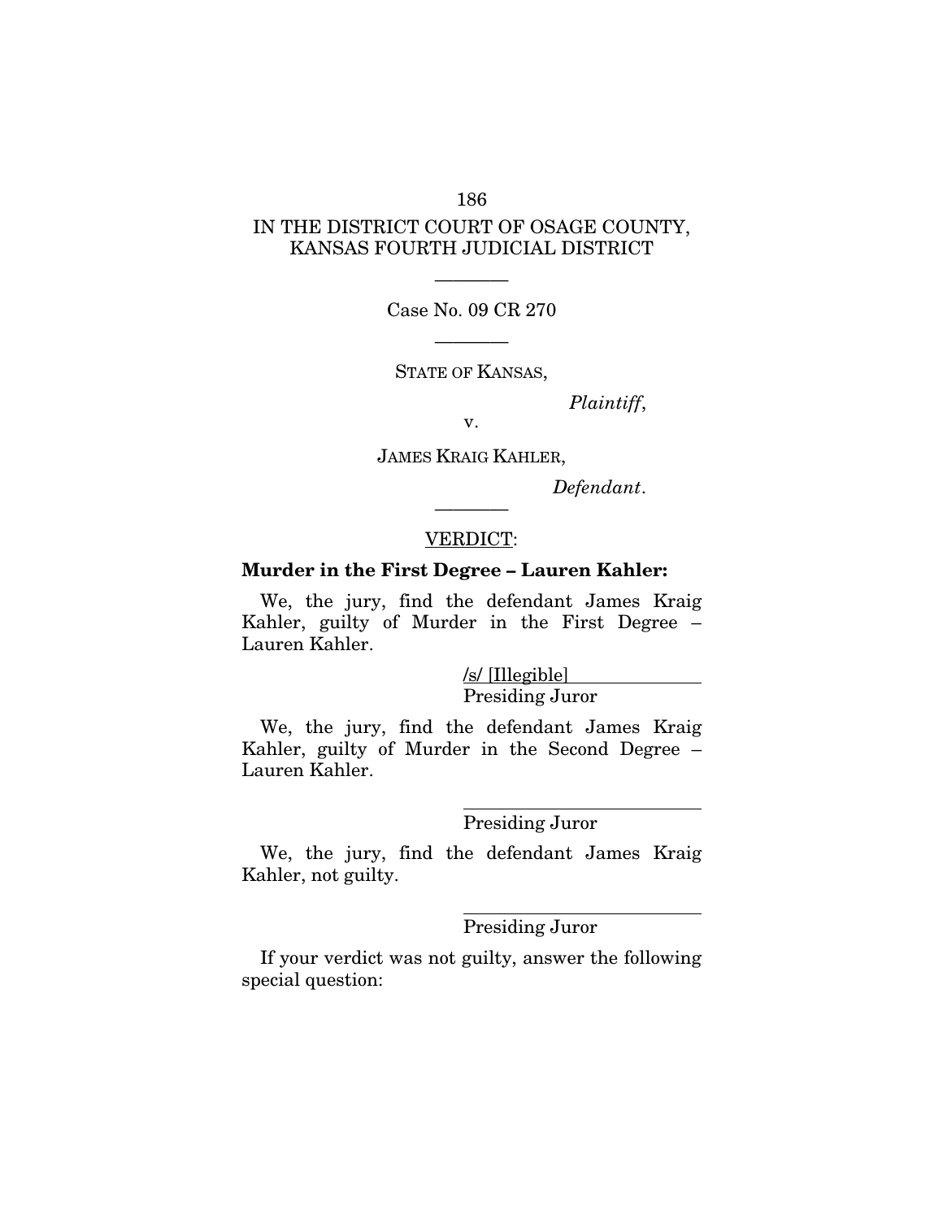IN THE DISTRICT COURT OF OSAGE COUNTY, KANSAS FOURTH JUDICIAL DISTRICT

---

Case No. 09 CR 270

---

STATE OF KANSAS,

*Plaintiff*,

v.

JAMES KRAIG KAHLER,

*Defendant*.

---

VERDICT:

**Murder in the First Degree – Lauren Kahler:**

We, the jury, find the defendant James Kraig Kahler, guilty of Murder in the First Degree – Lauren Kahler.

/s/ [Illegible]
Presiding Juror

We, the jury, find the defendant James Kraig Kahler, guilty of Murder in the Second Degree – Lauren Kahler.

\_\_\_\_\_\_\_\_\_\_\_\_\_\_\_\_\_\_\_\_\_\_\_\_
Presiding Juror

We, the jury, find the defendant James Kraig Kahler, not guilty.

\_\_\_\_\_\_\_\_\_\_\_\_\_\_\_\_\_\_\_\_\_\_\_\_
Presiding Juror

If your verdict was not guilty, answer the following special question: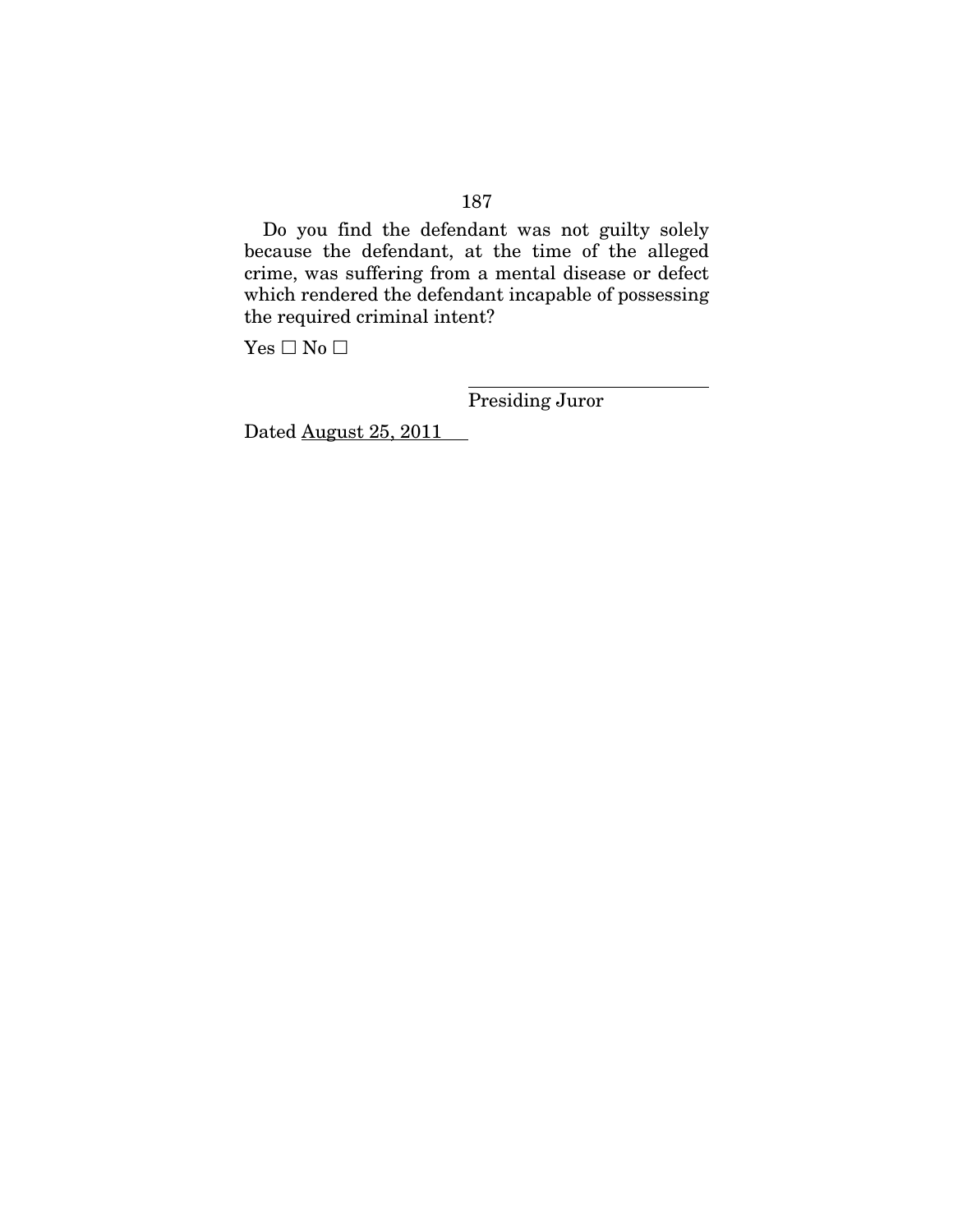Do you find the defendant was not guilty solely because the defendant, at the time of the alleged crime, was suffering from a mental disease or defect which rendered the defendant incapable of possessing the required criminal intent?

Yes ☐ No ☐

\_\_\_\_\_\_\_\_\_\_\_\_\_\_\_\_\_\_\_\_\_\_\_\_\_\_\_\_
Presiding Juror

Dated August 25, 2011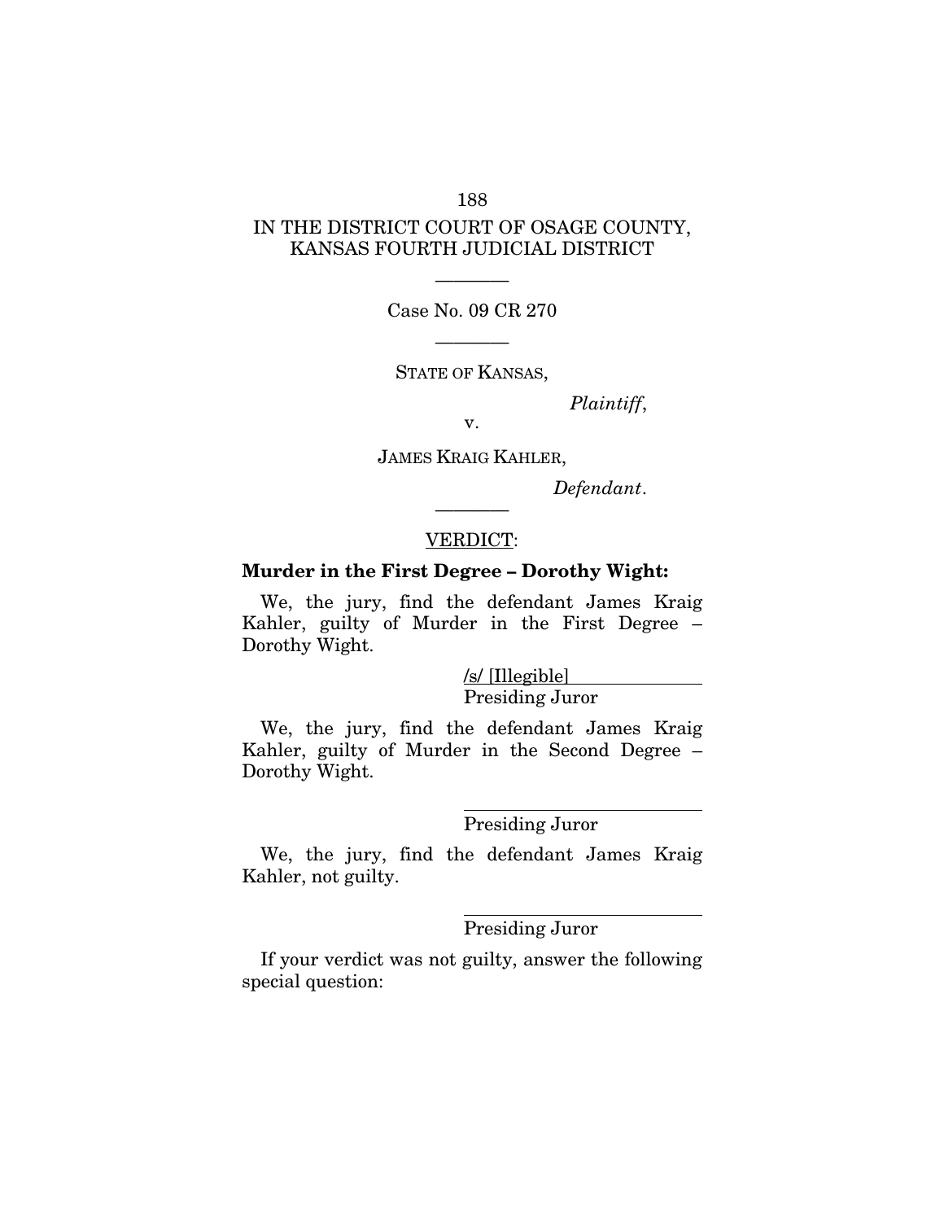IN THE DISTRICT COURT OF OSAGE COUNTY, KANSAS FOURTH JUDICIAL DISTRICT

---

Case No. 09 CR 270

---

STATE OF KANSAS,

*Plaintiff*,

v.

JAMES KRAIG KAHLER,

*Defendant*.

---

VERDICT:

**Murder in the First Degree – Dorothy Wight:**

We, the jury, find the defendant James Kraig Kahler, guilty of Murder in the First Degree – Dorothy Wight.

/s/ [Illegible]
Presiding Juror

We, the jury, find the defendant James Kraig Kahler, guilty of Murder in the Second Degree – Dorothy Wight.

______________________
Presiding Juror

We, the jury, find the defendant James Kraig Kahler, not guilty.

______________________
Presiding Juror

If your verdict was not guilty, answer the following special question: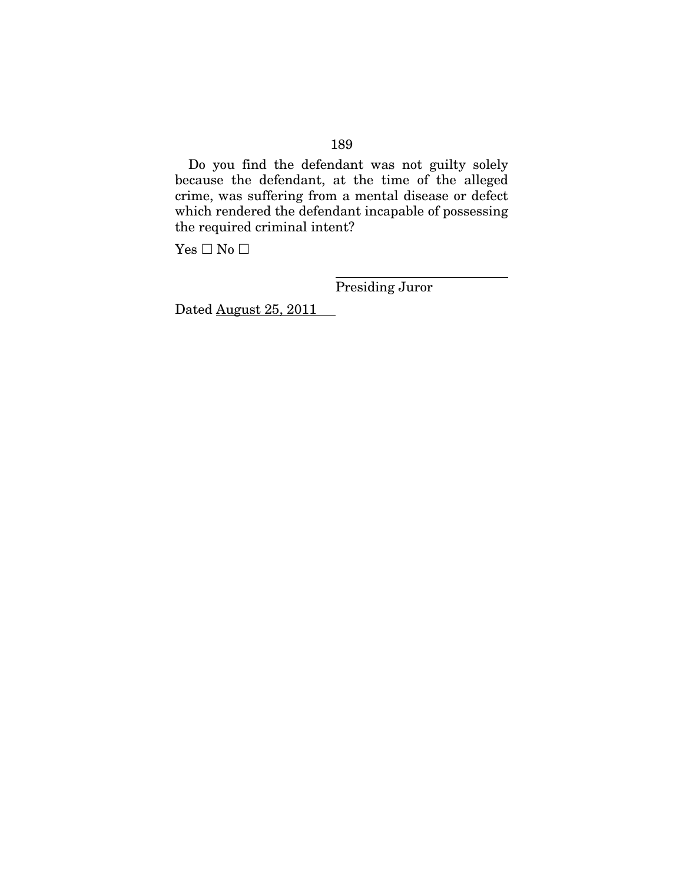Do you find the defendant was not guilty solely because the defendant, at the time of the alleged crime, was suffering from a mental disease or defect which rendered the defendant incapable of possessing the required criminal intent?

Yes ☐ No ☐

\_\_\_\_\_\_\_\_\_\_\_\_\_\_\_\_\_\_\_\_\_\_\_\_\_\_\_\_

Presiding Juror

Dated August 25, 2011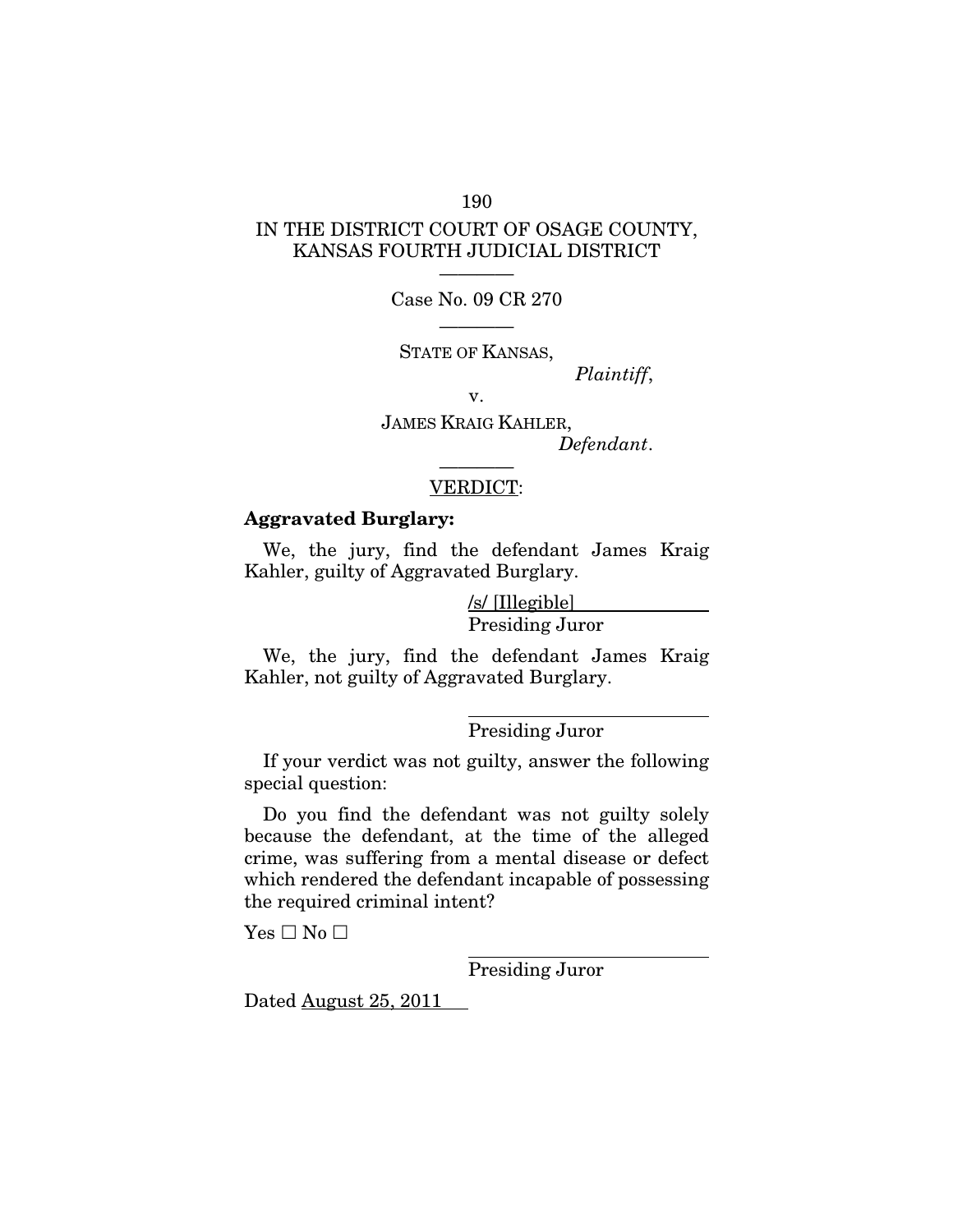IN THE DISTRICT COURT OF OSAGE COUNTY, KANSAS FOURTH JUDICIAL DISTRICT

---

Case No. 09 CR 270

---

STATE OF KANSAS,

*Plaintiff*,

v.

JAMES KRAIG KAHLER,

*Defendant*.

---

VERDICT:

**Aggravated Burglary:**

We, the jury, find the defendant James Kraig Kahler, guilty of Aggravated Burglary.

/s/ [Illegible]
Presiding Juror

We, the jury, find the defendant James Kraig Kahler, not guilty of Aggravated Burglary.

\_\_\_\_\_\_\_\_\_\_\_\_\_\_\_\_\_\_\_\_\_\_
Presiding Juror

If your verdict was not guilty, answer the following special question:

Do you find the defendant was not guilty solely because the defendant, at the time of the alleged crime, was suffering from a mental disease or defect which rendered the defendant incapable of possessing the required criminal intent?

Yes ☐ No ☐

\_\_\_\_\_\_\_\_\_\_\_\_\_\_\_\_\_\_\_\_\_\_
Presiding Juror

Dated August 25, 2011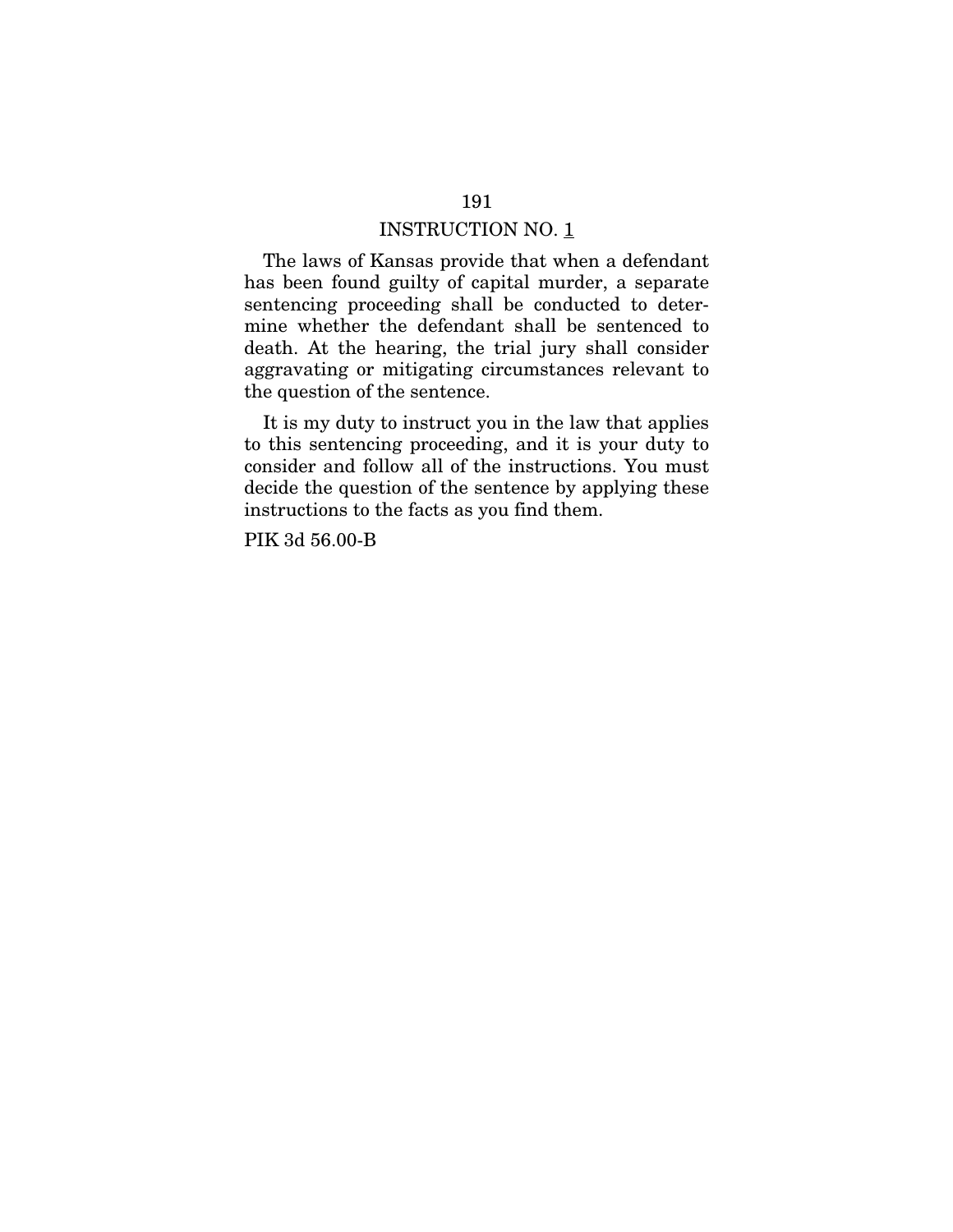## INSTRUCTION NO. 1

The laws of Kansas provide that when a defendant has been found guilty of capital murder, a separate sentencing proceeding shall be conducted to determine whether the defendant shall be sentenced to death. At the hearing, the trial jury shall consider aggravating or mitigating circumstances relevant to the question of the sentence.

It is my duty to instruct you in the law that applies to this sentencing proceeding, and it is your duty to consider and follow all of the instructions. You must decide the question of the sentence by applying these instructions to the facts as you find them.

PIK 3d 56.00-B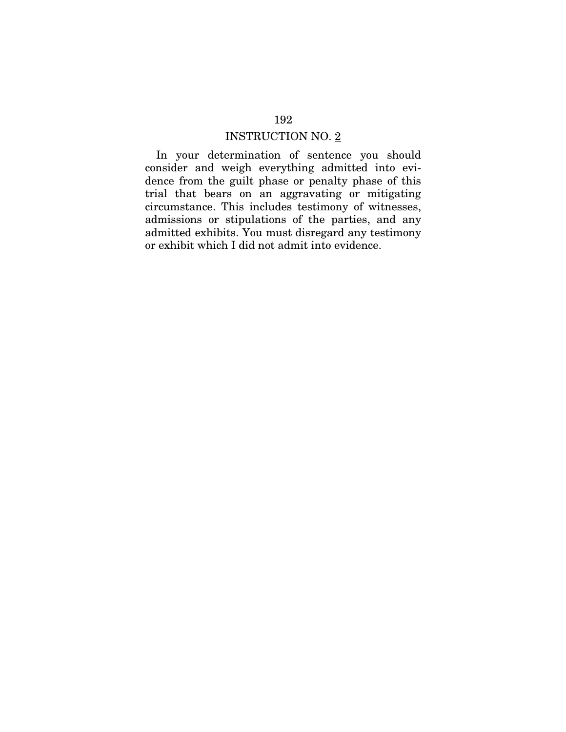## INSTRUCTION NO. 2

In your determination of sentence you should consider and weigh everything admitted into evidence from the guilt phase or penalty phase of this trial that bears on an aggravating or mitigating circumstance. This includes testimony of witnesses, admissions or stipulations of the parties, and any admitted exhibits. You must disregard any testimony or exhibit which I did not admit into evidence.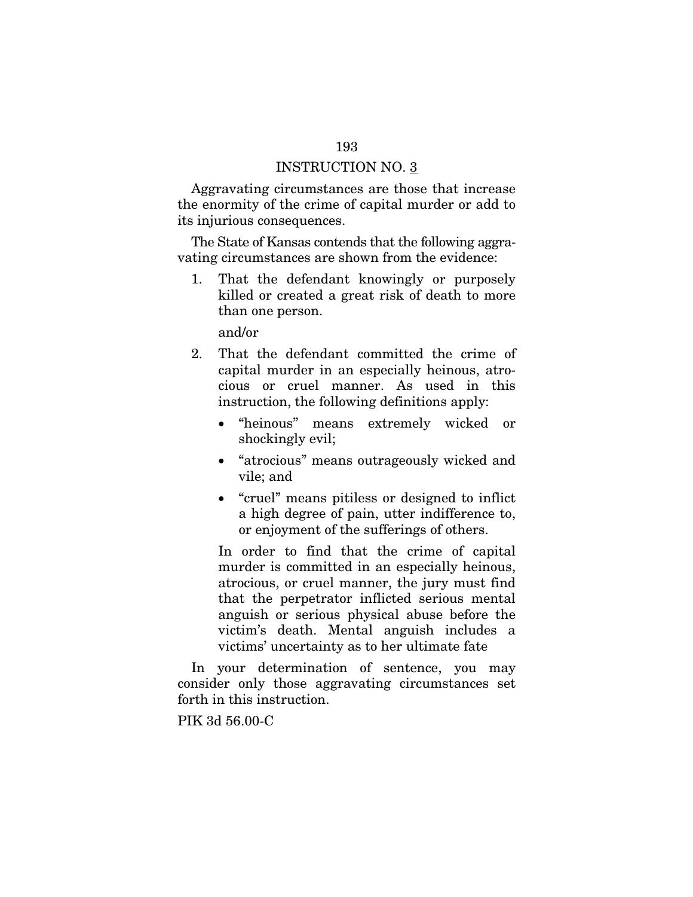## INSTRUCTION NO. 3

Aggravating circumstances are those that increase the enormity of the crime of capital murder or add to its injurious consequences.

The State of Kansas contends that the following aggravating circumstances are shown from the evidence:

1. That the defendant knowingly or purposely killed or created a great risk of death to more than one person.

   and/or

2. That the defendant committed the crime of capital murder in an especially heinous, atrocious or cruel manner. As used in this instruction, the following definitions apply:

   - "heinous" means extremely wicked or shockingly evil;
   - "atrocious" means outrageously wicked and vile; and
   - "cruel" means pitiless or designed to inflict a high degree of pain, utter indifference to, or enjoyment of the sufferings of others.

   In order to find that the crime of capital murder is committed in an especially heinous, atrocious, or cruel manner, the jury must find that the perpetrator inflicted serious mental anguish or serious physical abuse before the victim's death. Mental anguish includes a victims' uncertainty as to her ultimate fate

In your determination of sentence, you may consider only those aggravating circumstances set forth in this instruction.

PIK 3d 56.00-C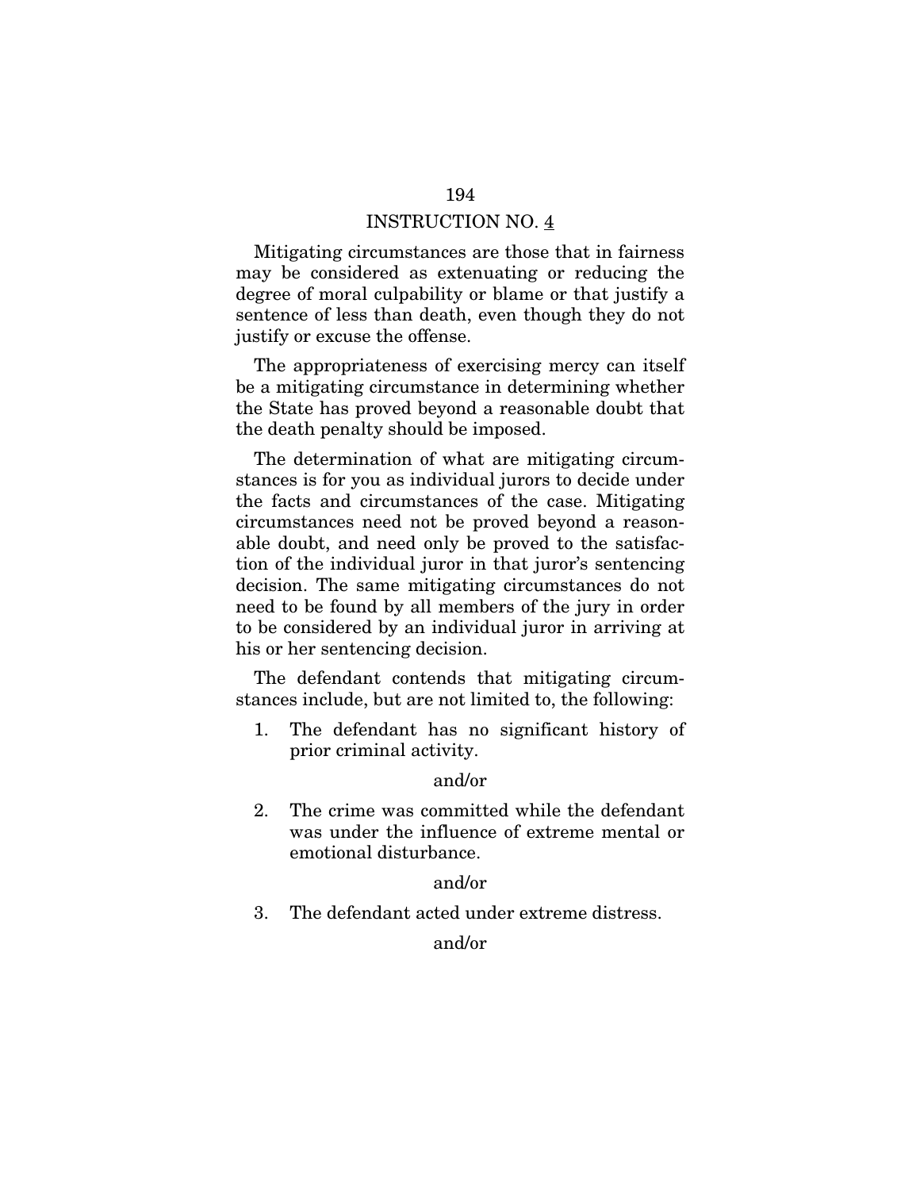## INSTRUCTION NO. 4

Mitigating circumstances are those that in fairness may be considered as extenuating or reducing the degree of moral culpability or blame or that justify a sentence of less than death, even though they do not justify or excuse the offense.

The appropriateness of exercising mercy can itself be a mitigating circumstance in determining whether the State has proved beyond a reasonable doubt that the death penalty should be imposed.

The determination of what are mitigating circumstances is for you as individual jurors to decide under the facts and circumstances of the case. Mitigating circumstances need not be proved beyond a reasonable doubt, and need only be proved to the satisfaction of the individual juror in that juror's sentencing decision. The same mitigating circumstances do not need to be found by all members of the jury in order to be considered by an individual juror in arriving at his or her sentencing decision.

The defendant contends that mitigating circumstances include, but are not limited to, the following:

1. The defendant has no significant history of prior criminal activity.

and/or

2. The crime was committed while the defendant was under the influence of extreme mental or emotional disturbance.

and/or

3. The defendant acted under extreme distress.

and/or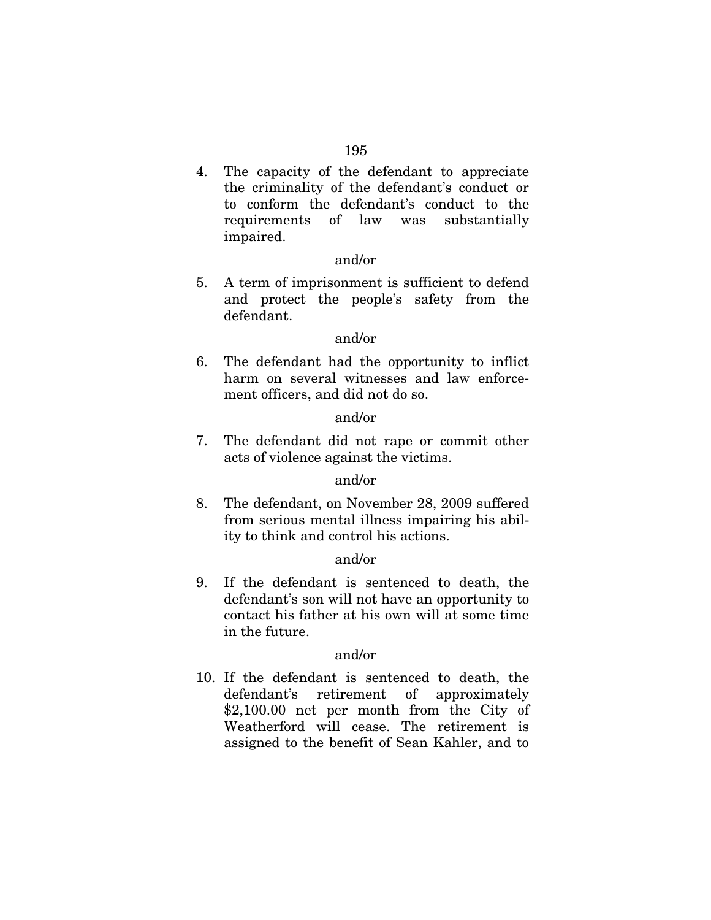4. The capacity of the defendant to appreciate the criminality of the defendant's conduct or to conform the defendant's conduct to the requirements of law was substantially impaired.

and/or

5. A term of imprisonment is sufficient to defend and protect the people's safety from the defendant.

and/or

6. The defendant had the opportunity to inflict harm on several witnesses and law enforcement officers, and did not do so.

and/or

7. The defendant did not rape or commit other acts of violence against the victims.

and/or

8. The defendant, on November 28, 2009 suffered from serious mental illness impairing his ability to think and control his actions.

and/or

9. If the defendant is sentenced to death, the defendant's son will not have an opportunity to contact his father at his own will at some time in the future.

and/or

10. If the defendant is sentenced to death, the defendant's retirement of approximately $2,100.00 net per month from the City of Weatherford will cease. The retirement is assigned to the benefit of Sean Kahler, and to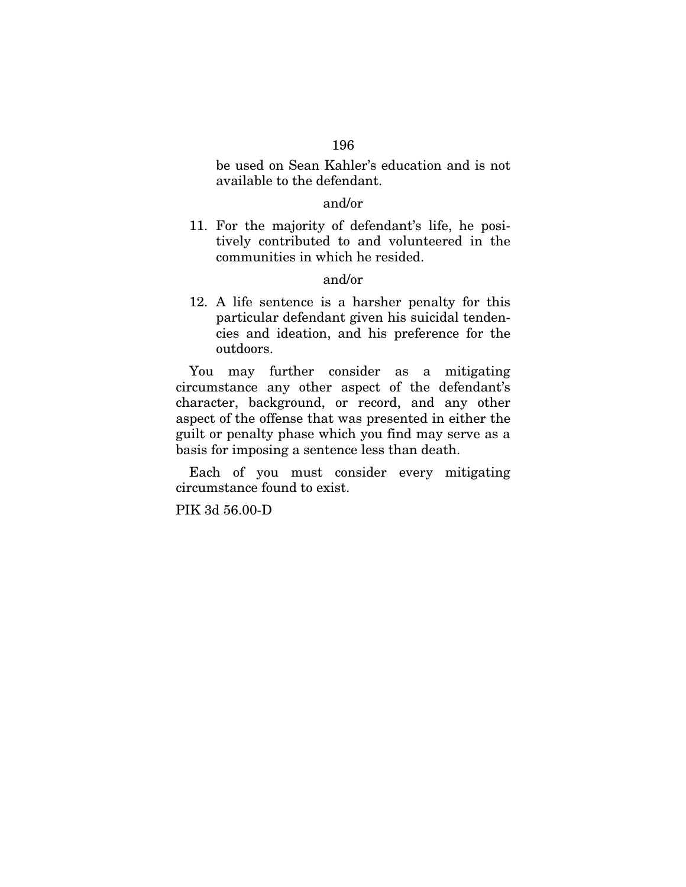be used on Sean Kahler's education and is not available to the defendant.

and/or

11. For the majority of defendant's life, he positively contributed to and volunteered in the communities in which he resided.

and/or

12. A life sentence is a harsher penalty for this particular defendant given his suicidal tendencies and ideation, and his preference for the outdoors.

You may further consider as a mitigating circumstance any other aspect of the defendant's character, background, or record, and any other aspect of the offense that was presented in either the guilt or penalty phase which you find may serve as a basis for imposing a sentence less than death.

Each of you must consider every mitigating circumstance found to exist.

PIK 3d 56.00-D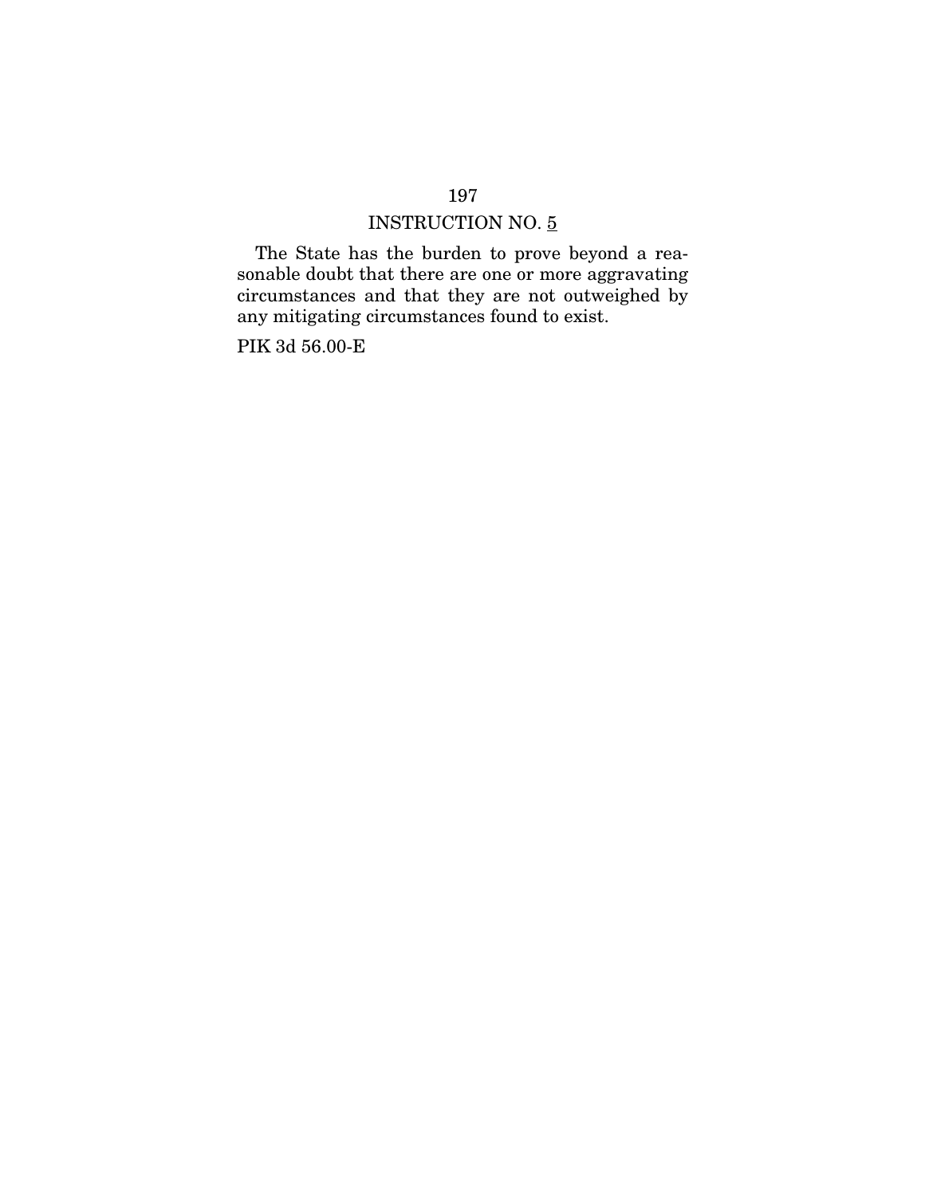INSTRUCTION NO. 5

The State has the burden to prove beyond a reasonable doubt that there are one or more aggravating circumstances and that they are not outweighed by any mitigating circumstances found to exist.

PIK 3d 56.00-E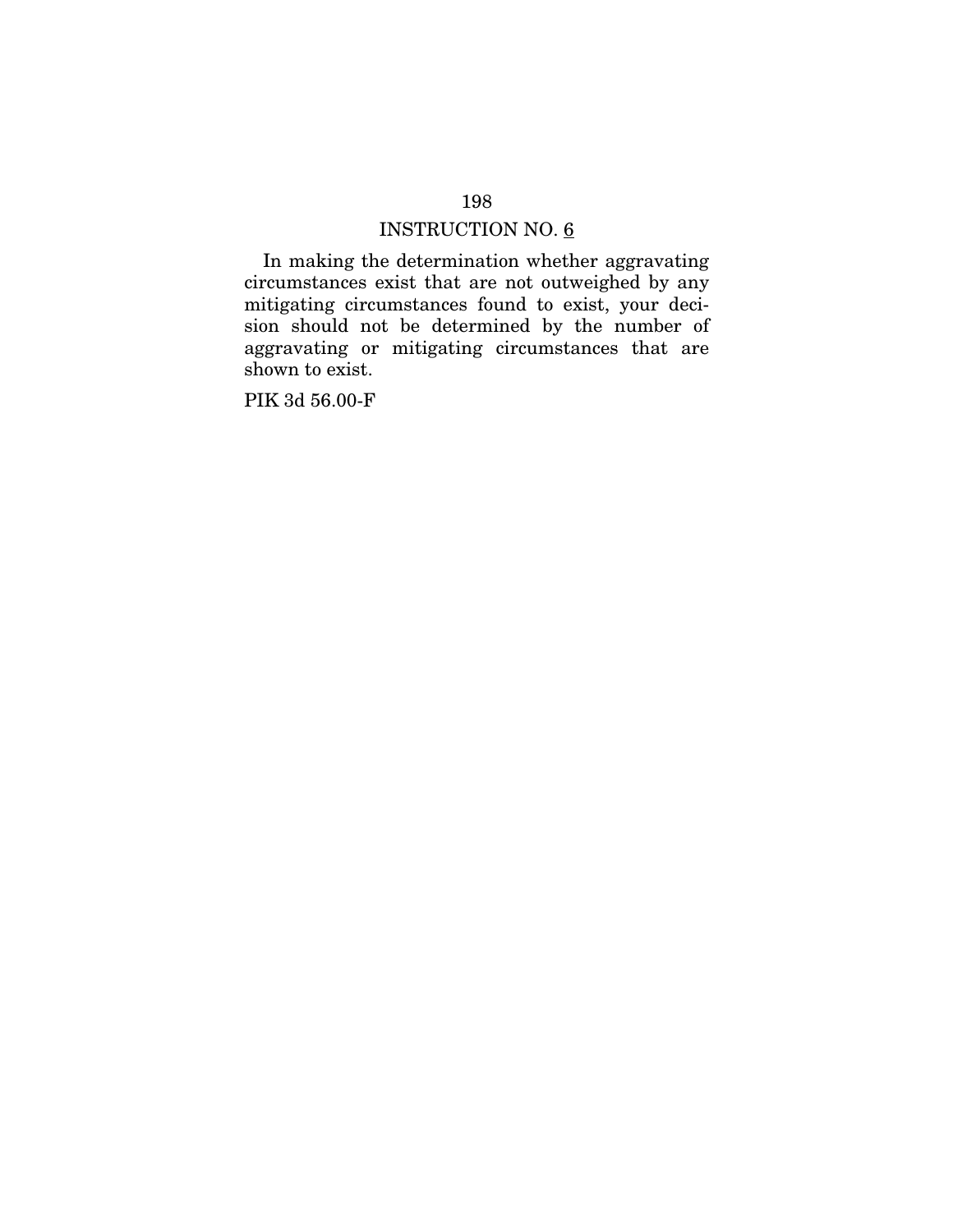## INSTRUCTION NO. 6

In making the determination whether aggravating circumstances exist that are not outweighed by any mitigating circumstances found to exist, your decision should not be determined by the number of aggravating or mitigating circumstances that are shown to exist.

PIK 3d 56.00-F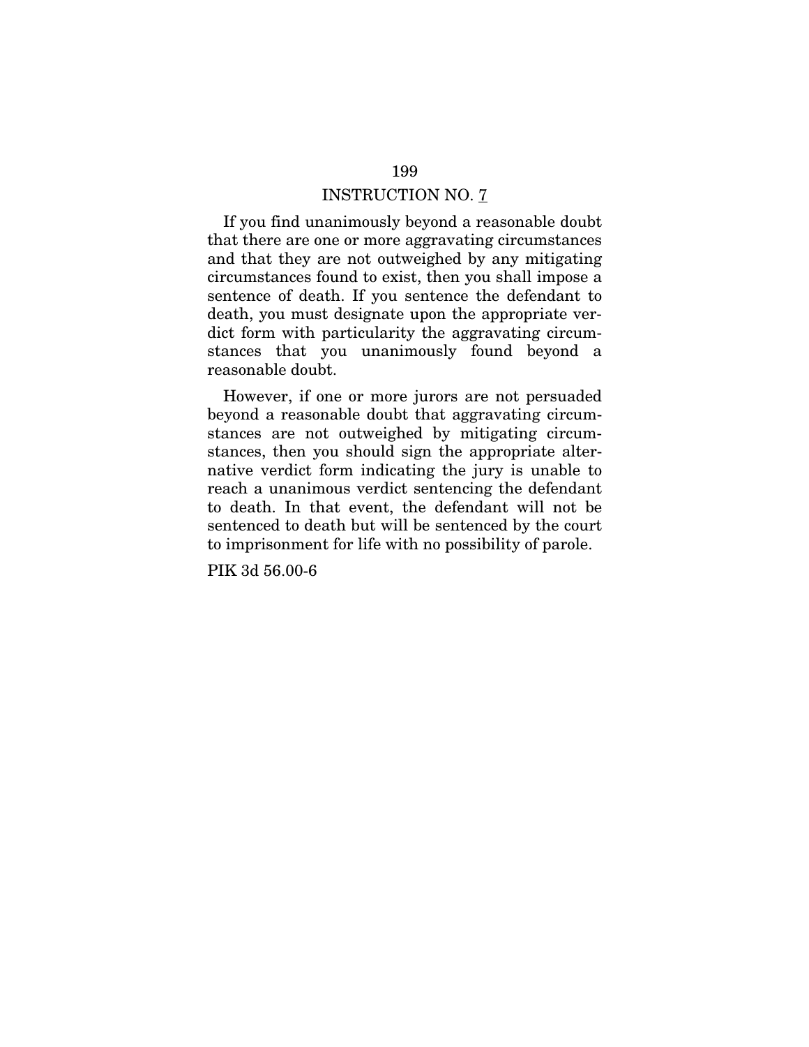## INSTRUCTION NO. 7

If you find unanimously beyond a reasonable doubt that there are one or more aggravating circumstances and that they are not outweighed by any mitigating circumstances found to exist, then you shall impose a sentence of death. If you sentence the defendant to death, you must designate upon the appropriate verdict form with particularity the aggravating circumstances that you unanimously found beyond a reasonable doubt.

However, if one or more jurors are not persuaded beyond a reasonable doubt that aggravating circumstances are not outweighed by mitigating circumstances, then you should sign the appropriate alternative verdict form indicating the jury is unable to reach a unanimous verdict sentencing the defendant to death. In that event, the defendant will not be sentenced to death but will be sentenced by the court to imprisonment for life with no possibility of parole.

PIK 3d 56.00-6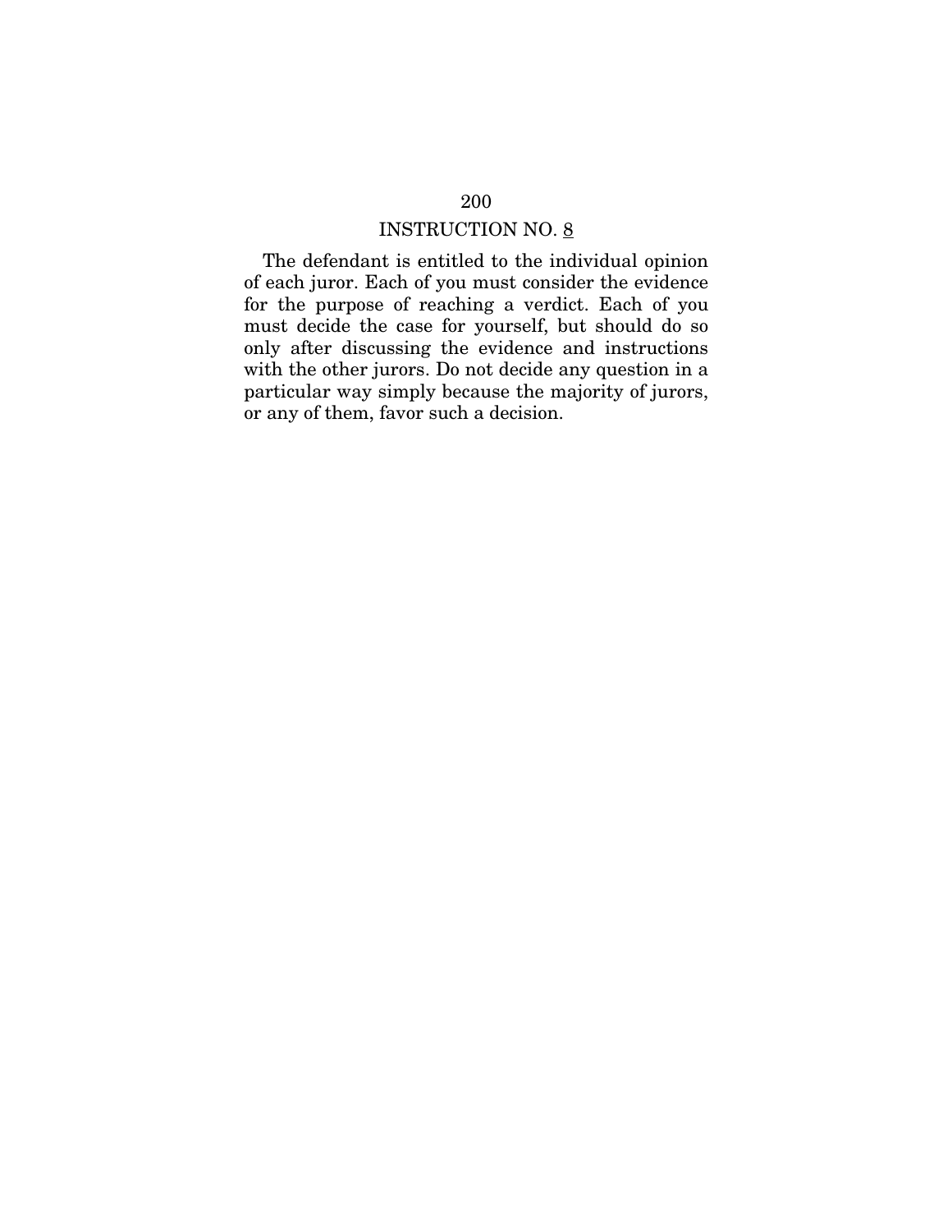## INSTRUCTION NO. 8

The defendant is entitled to the individual opinion of each juror. Each of you must consider the evidence for the purpose of reaching a verdict. Each of you must decide the case for yourself, but should do so only after discussing the evidence and instructions with the other jurors. Do not decide any question in a particular way simply because the majority of jurors, or any of them, favor such a decision.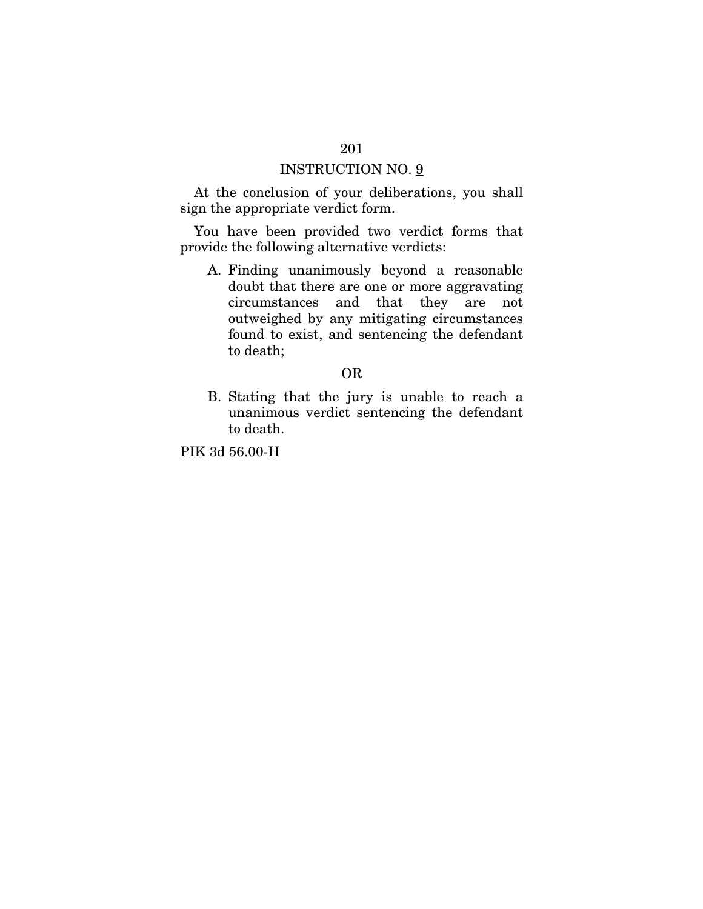INSTRUCTION NO. 9

At the conclusion of your deliberations, you shall sign the appropriate verdict form.

You have been provided two verdict forms that provide the following alternative verdicts:

A. Finding unanimously beyond a reasonable doubt that there are one or more aggravating circumstances and that they are not outweighed by any mitigating circumstances found to exist, and sentencing the defendant to death;

OR

B. Stating that the jury is unable to reach a unanimous verdict sentencing the defendant to death.

PIK 3d 56.00-H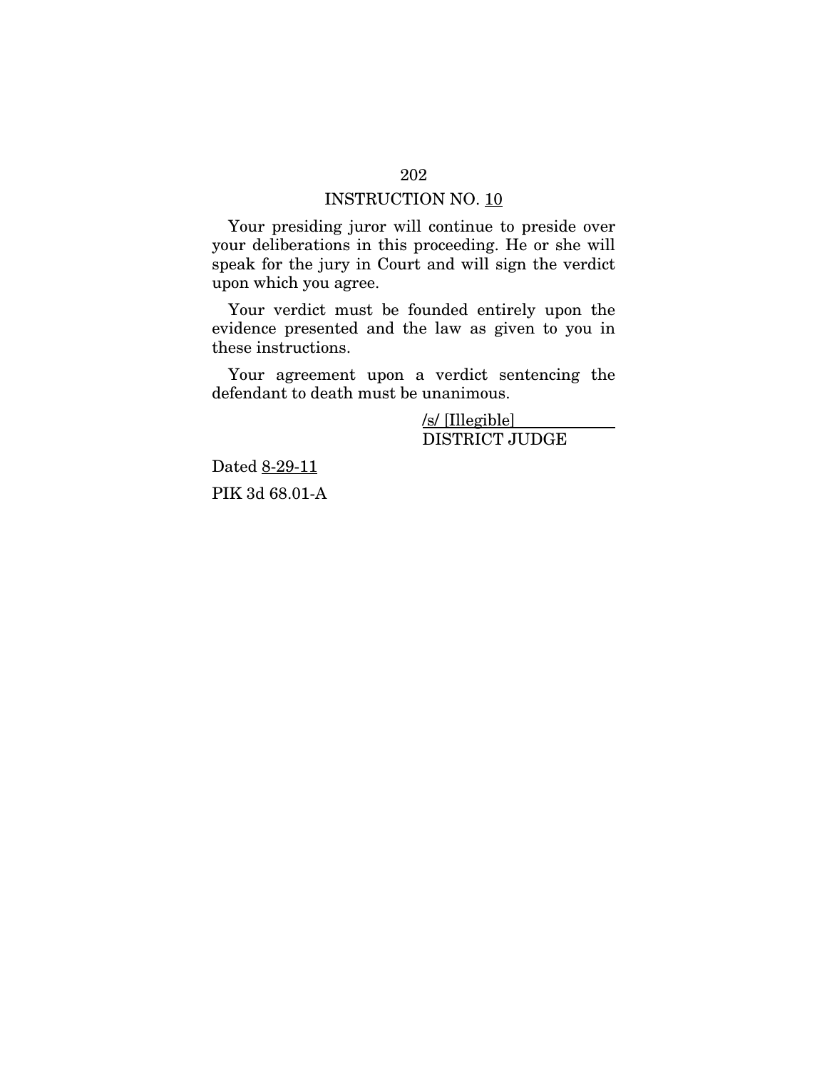## INSTRUCTION NO. 10

Your presiding juror will continue to preside over your deliberations in this proceeding. He or she will speak for the jury in Court and will sign the verdict upon which you agree.

Your verdict must be founded entirely upon the evidence presented and the law as given to you in these instructions.

Your agreement upon a verdict sentencing the defendant to death must be unanimous.

/s/ [Illegible]
DISTRICT JUDGE

Dated 8-29-11

PIK 3d 68.01-A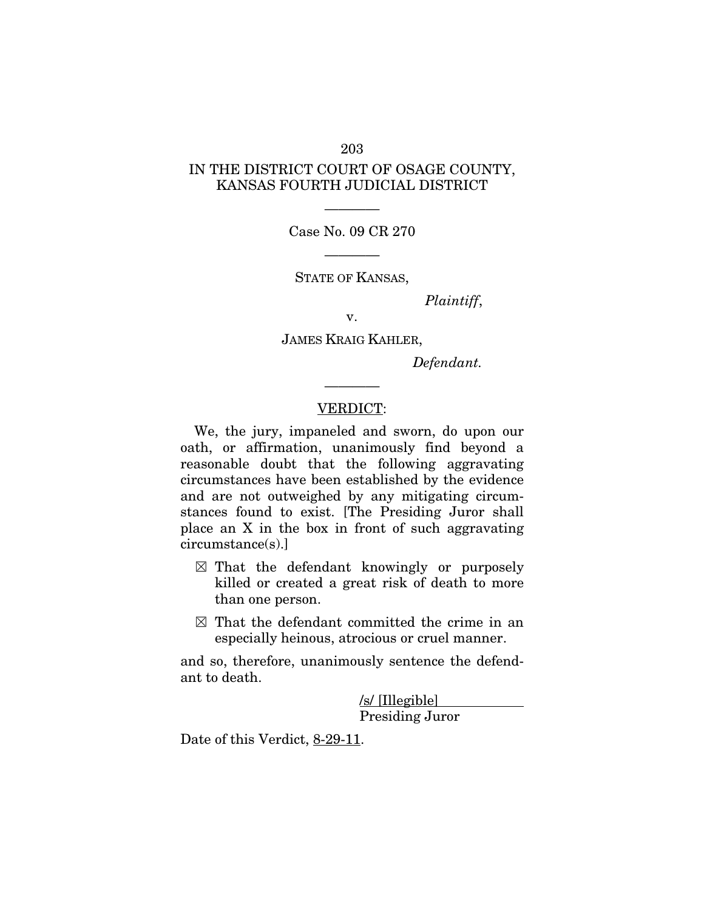IN THE DISTRICT COURT OF OSAGE COUNTY, KANSAS FOURTH JUDICIAL DISTRICT

---

Case No. 09 CR 270

---

STATE OF KANSAS,

*Plaintiff*,

v.

JAMES KRAIG KAHLER,

*Defendant.*

---

VERDICT:

We, the jury, impaneled and sworn, do upon our oath, or affirmation, unanimously find beyond a reasonable doubt that the following aggravating circumstances have been established by the evidence and are not outweighed by any mitigating circumstances found to exist. [The Presiding Juror shall place an X in the box in front of such aggravating circumstance(s).]

- ☒ That the defendant knowingly or purposely killed or created a great risk of death to more than one person.
- ☒ That the defendant committed the crime in an especially heinous, atrocious or cruel manner.

and so, therefore, unanimously sentence the defendant to death.

/s/ [Illegible]
Presiding Juror

Date of this Verdict, 8-29-11.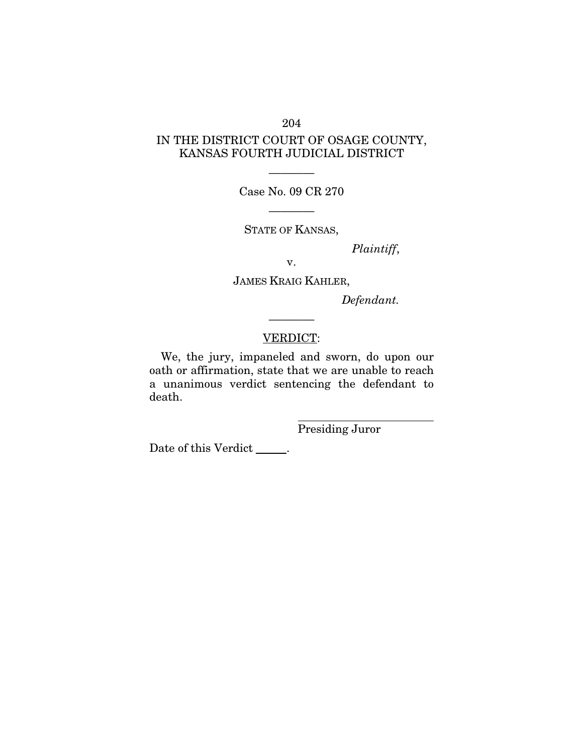IN THE DISTRICT COURT OF OSAGE COUNTY, KANSAS FOURTH JUDICIAL DISTRICT

———

Case No. 09 CR 270

———

STATE OF KANSAS,

*Plaintiff*,

v.

JAMES KRAIG KAHLER,

*Defendant.*

———

VERDICT:

We, the jury, impaneled and sworn, do upon our oath or affirmation, state that we are unable to reach a unanimous verdict sentencing the defendant to death.

\_\_\_\_\_\_\_\_\_\_\_\_\_\_\_\_\_\_\_\_\_\_\_\_

Presiding Juror

Date of this Verdict \_\_\_\_\_.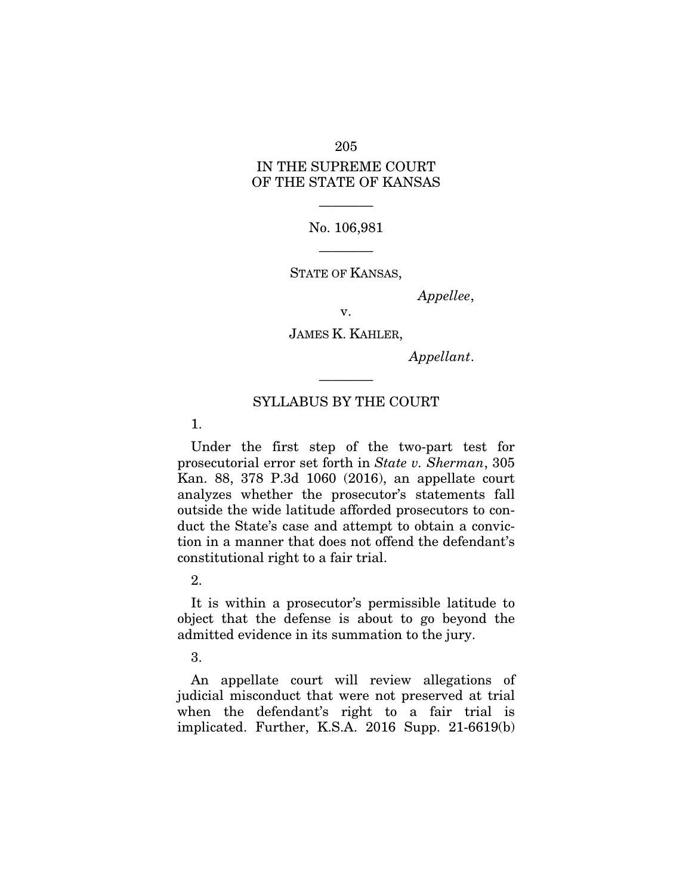IN THE SUPREME COURT
OF THE STATE OF KANSAS

---

No. 106,981

---

STATE OF KANSAS,

*Appellee*,

v.

JAMES K. KAHLER,

*Appellant*.

---

SYLLABUS BY THE COURT

1.

Under the first step of the two-part test for prosecutorial error set forth in *State v. Sherman*, 305 Kan. 88, 378 P.3d 1060 (2016), an appellate court analyzes whether the prosecutor's statements fall outside the wide latitude afforded prosecutors to conduct the State's case and attempt to obtain a conviction in a manner that does not offend the defendant's constitutional right to a fair trial.

2.

It is within a prosecutor's permissible latitude to object that the defense is about to go beyond the admitted evidence in its summation to the jury.

3.

An appellate court will review allegations of judicial misconduct that were not preserved at trial when the defendant's right to a fair trial is implicated. Further, K.S.A. 2016 Supp. 21-6619(b)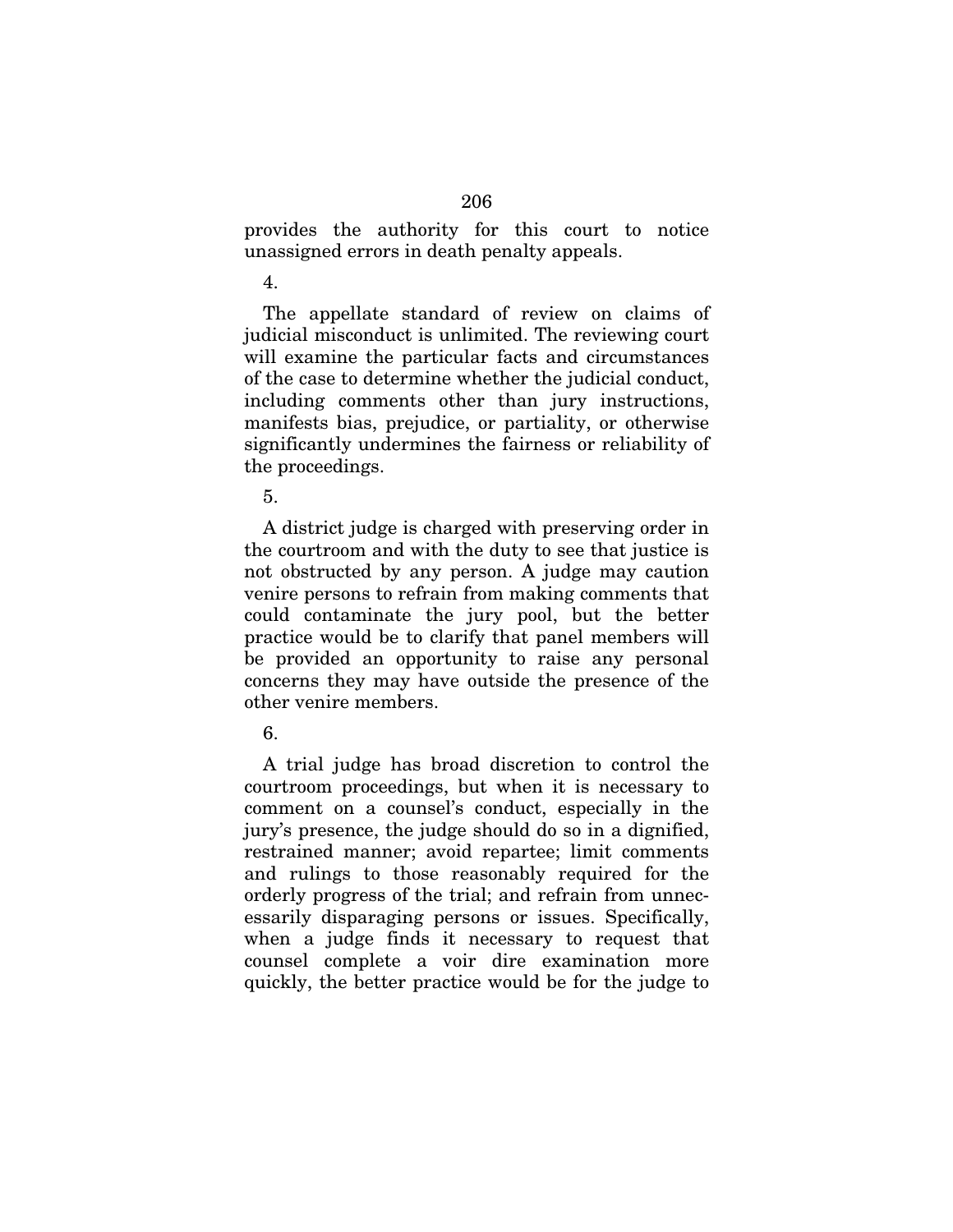provides the authority for this court to notice unassigned errors in death penalty appeals.

4.

The appellate standard of review on claims of judicial misconduct is unlimited. The reviewing court will examine the particular facts and circumstances of the case to determine whether the judicial conduct, including comments other than jury instructions, manifests bias, prejudice, or partiality, or otherwise significantly undermines the fairness or reliability of the proceedings.

5.

A district judge is charged with preserving order in the courtroom and with the duty to see that justice is not obstructed by any person. A judge may caution venire persons to refrain from making comments that could contaminate the jury pool, but the better practice would be to clarify that panel members will be provided an opportunity to raise any personal concerns they may have outside the presence of the other venire members.

6.

A trial judge has broad discretion to control the courtroom proceedings, but when it is necessary to comment on a counsel's conduct, especially in the jury's presence, the judge should do so in a dignified, restrained manner; avoid repartee; limit comments and rulings to those reasonably required for the orderly progress of the trial; and refrain from unnecessarily disparaging persons or issues. Specifically, when a judge finds it necessary to request that counsel complete a voir dire examination more quickly, the better practice would be for the judge to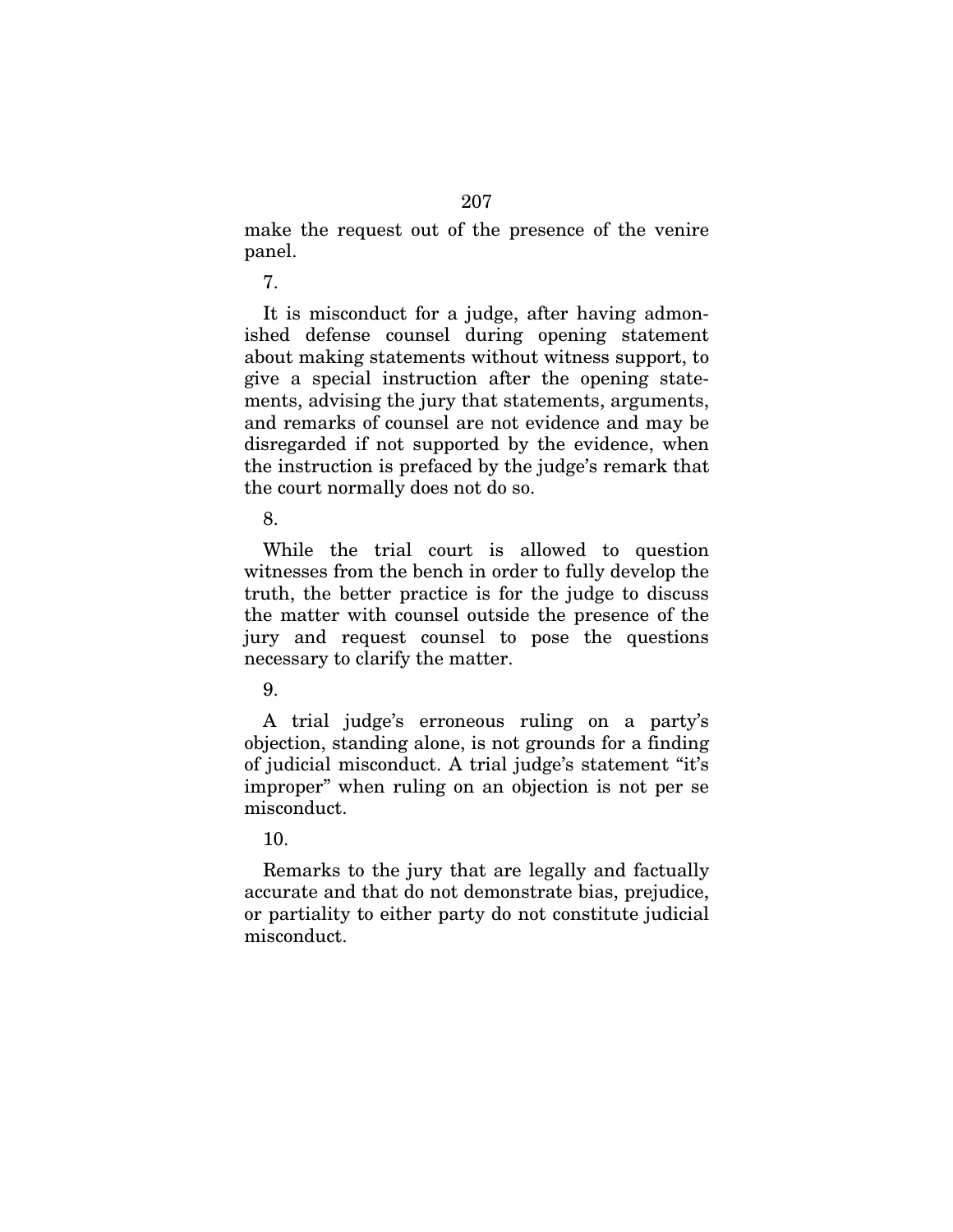make the request out of the presence of the venire panel.

7.

It is misconduct for a judge, after having admonished defense counsel during opening statement about making statements without witness support, to give a special instruction after the opening statements, advising the jury that statements, arguments, and remarks of counsel are not evidence and may be disregarded if not supported by the evidence, when the instruction is prefaced by the judge's remark that the court normally does not do so.

8.

While the trial court is allowed to question witnesses from the bench in order to fully develop the truth, the better practice is for the judge to discuss the matter with counsel outside the presence of the jury and request counsel to pose the questions necessary to clarify the matter.

9.

A trial judge's erroneous ruling on a party's objection, standing alone, is not grounds for a finding of judicial misconduct. A trial judge's statement "it's improper" when ruling on an objection is not per se misconduct.

10.

Remarks to the jury that are legally and factually accurate and that do not demonstrate bias, prejudice, or partiality to either party do not constitute judicial misconduct.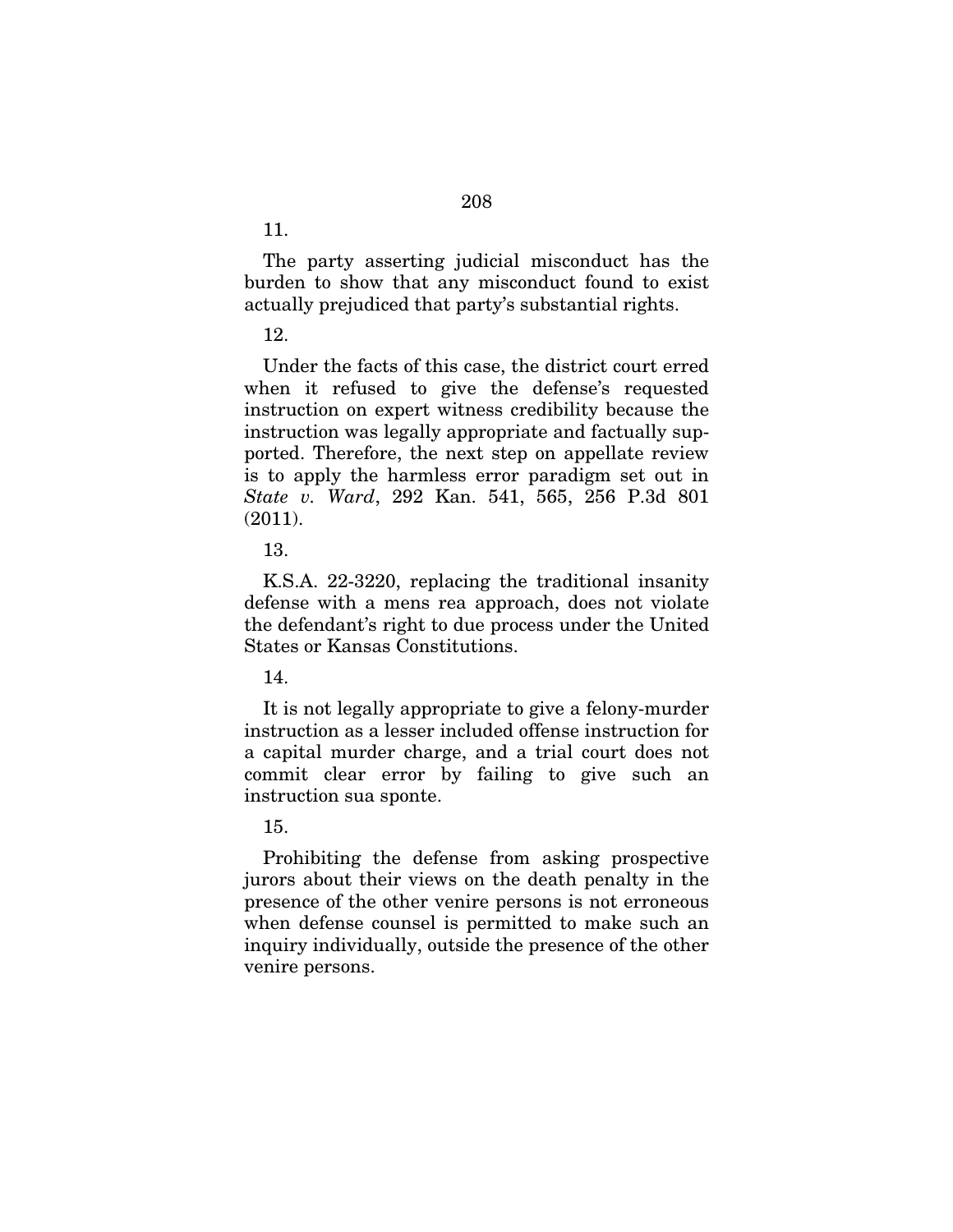11.

The party asserting judicial misconduct has the burden to show that any misconduct found to exist actually prejudiced that party's substantial rights.

12.

Under the facts of this case, the district court erred when it refused to give the defense's requested instruction on expert witness credibility because the instruction was legally appropriate and factually supported. Therefore, the next step on appellate review is to apply the harmless error paradigm set out in *State v. Ward*, 292 Kan. 541, 565, 256 P.3d 801 (2011).

13.

K.S.A. 22-3220, replacing the traditional insanity defense with a mens rea approach, does not violate the defendant's right to due process under the United States or Kansas Constitutions.

14.

It is not legally appropriate to give a felony-murder instruction as a lesser included offense instruction for a capital murder charge, and a trial court does not commit clear error by failing to give such an instruction sua sponte.

15.

Prohibiting the defense from asking prospective jurors about their views on the death penalty in the presence of the other venire persons is not erroneous when defense counsel is permitted to make such an inquiry individually, outside the presence of the other venire persons.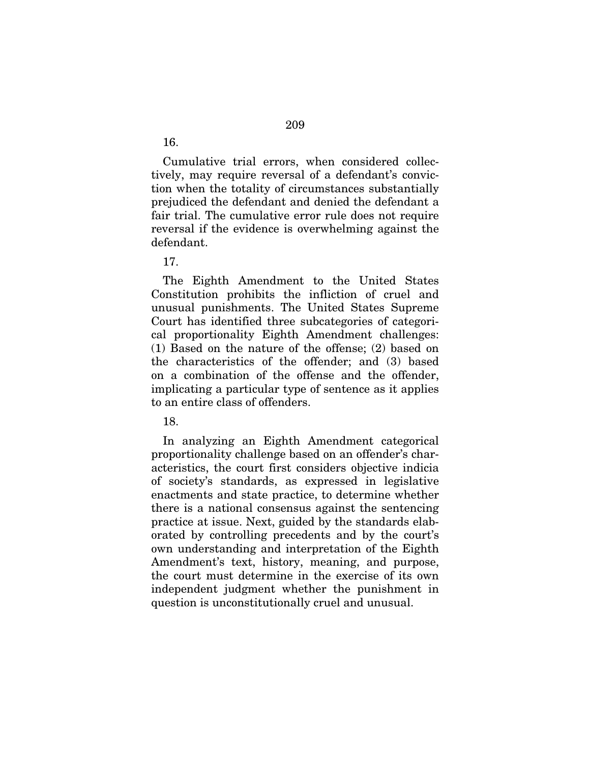16.

Cumulative trial errors, when considered collectively, may require reversal of a defendant's conviction when the totality of circumstances substantially prejudiced the defendant and denied the defendant a fair trial. The cumulative error rule does not require reversal if the evidence is overwhelming against the defendant.

17.

The Eighth Amendment to the United States Constitution prohibits the infliction of cruel and unusual punishments. The United States Supreme Court has identified three subcategories of categorical proportionality Eighth Amendment challenges: (1) Based on the nature of the offense; (2) based on the characteristics of the offender; and (3) based on a combination of the offense and the offender, implicating a particular type of sentence as it applies to an entire class of offenders.

18.

In analyzing an Eighth Amendment categorical proportionality challenge based on an offender's characteristics, the court first considers objective indicia of society's standards, as expressed in legislative enactments and state practice, to determine whether there is a national consensus against the sentencing practice at issue. Next, guided by the standards elaborated by controlling precedents and by the court's own understanding and interpretation of the Eighth Amendment's text, history, meaning, and purpose, the court must determine in the exercise of its own independent judgment whether the punishment in question is unconstitutionally cruel and unusual.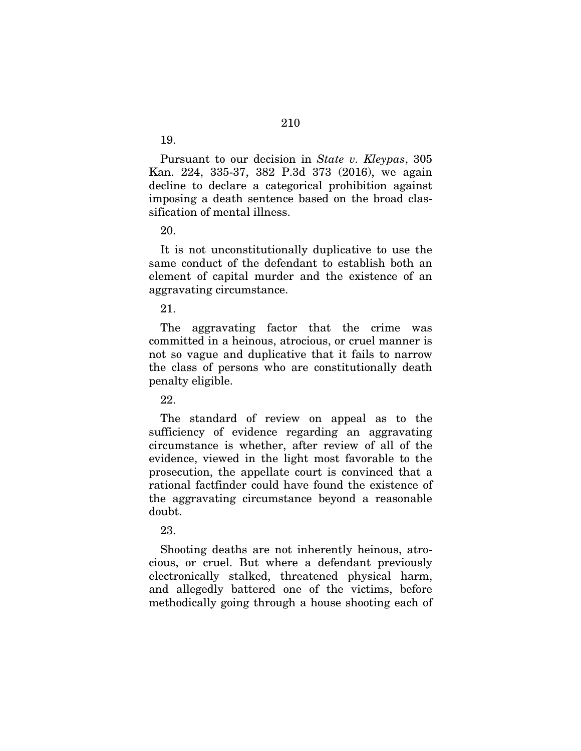19.

Pursuant to our decision in *State v. Kleypas*, 305 Kan. 224, 335-37, 382 P.3d 373 (2016), we again decline to declare a categorical prohibition against imposing a death sentence based on the broad classification of mental illness.

20.

It is not unconstitutionally duplicative to use the same conduct of the defendant to establish both an element of capital murder and the existence of an aggravating circumstance.

21.

The aggravating factor that the crime was committed in a heinous, atrocious, or cruel manner is not so vague and duplicative that it fails to narrow the class of persons who are constitutionally death penalty eligible.

22.

The standard of review on appeal as to the sufficiency of evidence regarding an aggravating circumstance is whether, after review of all of the evidence, viewed in the light most favorable to the prosecution, the appellate court is convinced that a rational factfinder could have found the existence of the aggravating circumstance beyond a reasonable doubt.

23.

Shooting deaths are not inherently heinous, atrocious, or cruel. But where a defendant previously electronically stalked, threatened physical harm, and allegedly battered one of the victims, before methodically going through a house shooting each of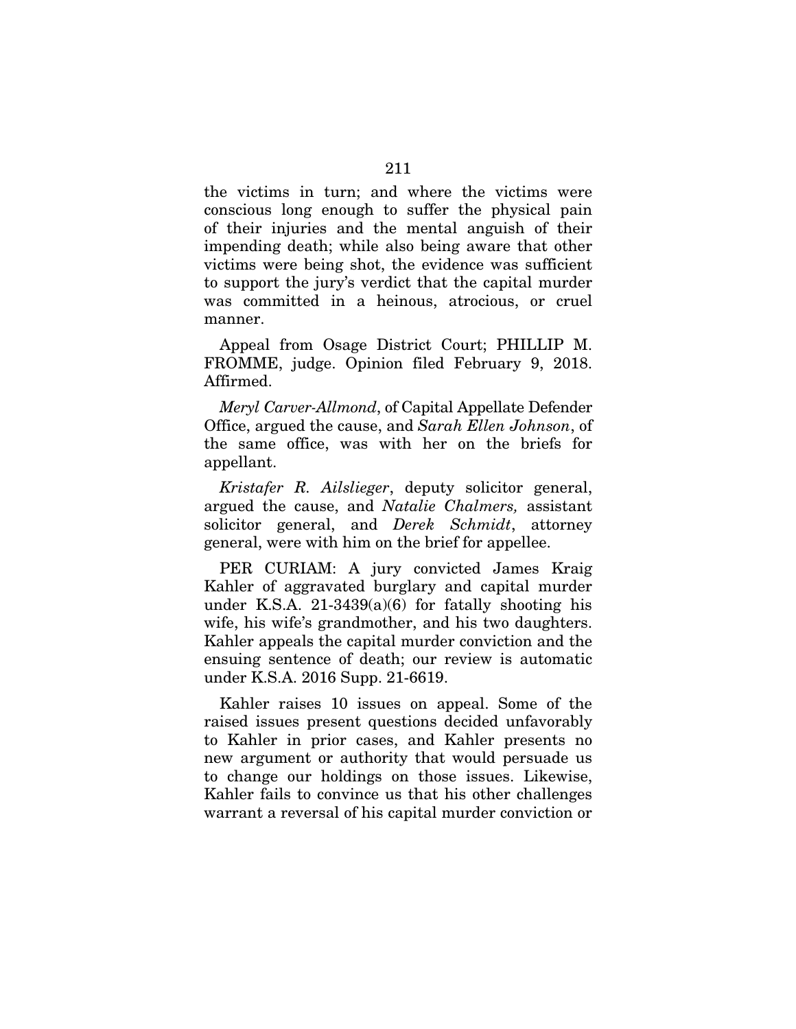the victims in turn; and where the victims were conscious long enough to suffer the physical pain of their injuries and the mental anguish of their impending death; while also being aware that other victims were being shot, the evidence was sufficient to support the jury's verdict that the capital murder was committed in a heinous, atrocious, or cruel manner.

Appeal from Osage District Court; PHILLIP M. FROMME, judge. Opinion filed February 9, 2018. Affirmed.

*Meryl Carver-Allmond*, of Capital Appellate Defender Office, argued the cause, and *Sarah Ellen Johnson*, of the same office, was with her on the briefs for appellant.

*Kristafer R. Ailslieger*, deputy solicitor general, argued the cause, and *Natalie Chalmers,* assistant solicitor general, and *Derek Schmidt*, attorney general, were with him on the brief for appellee.

PER CURIAM: A jury convicted James Kraig Kahler of aggravated burglary and capital murder under K.S.A. 21-3439(a)(6) for fatally shooting his wife, his wife's grandmother, and his two daughters. Kahler appeals the capital murder conviction and the ensuing sentence of death; our review is automatic under K.S.A. 2016 Supp. 21-6619.

Kahler raises 10 issues on appeal. Some of the raised issues present questions decided unfavorably to Kahler in prior cases, and Kahler presents no new argument or authority that would persuade us to change our holdings on those issues. Likewise, Kahler fails to convince us that his other challenges warrant a reversal of his capital murder conviction or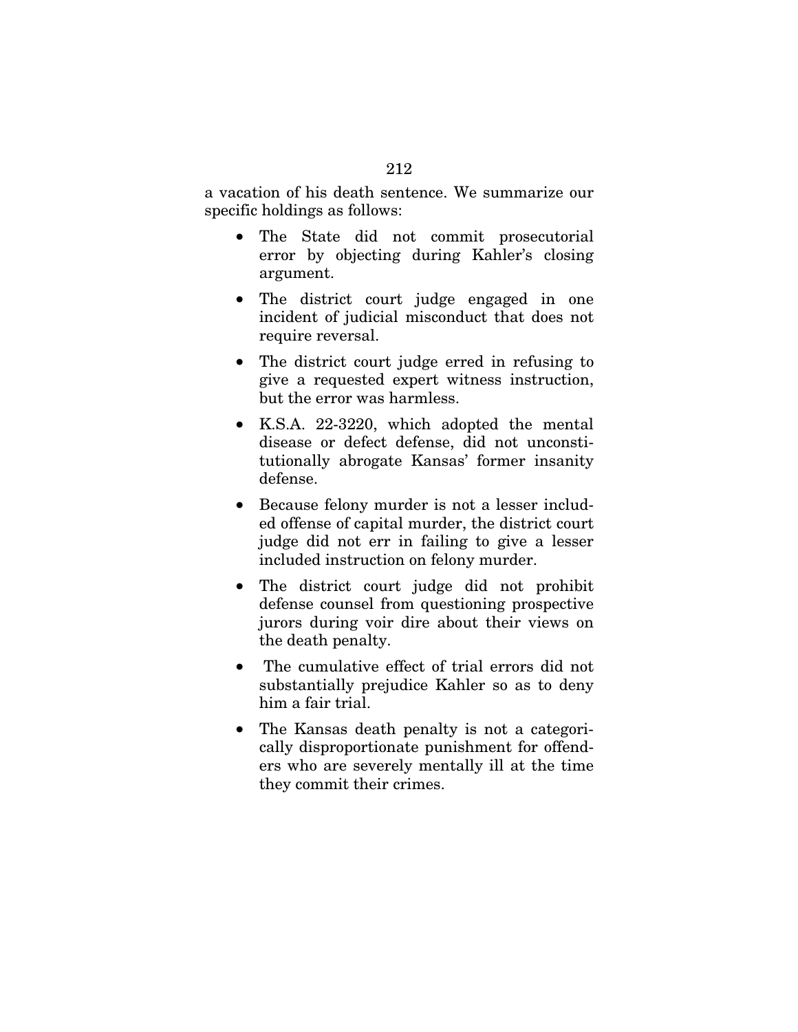a vacation of his death sentence. We summarize our specific holdings as follows:

- The State did not commit prosecutorial error by objecting during Kahler's closing argument.
- The district court judge engaged in one incident of judicial misconduct that does not require reversal.
- The district court judge erred in refusing to give a requested expert witness instruction, but the error was harmless.
- K.S.A. 22-3220, which adopted the mental disease or defect defense, did not unconstitutionally abrogate Kansas' former insanity defense.
- Because felony murder is not a lesser included offense of capital murder, the district court judge did not err in failing to give a lesser included instruction on felony murder.
- The district court judge did not prohibit defense counsel from questioning prospective jurors during voir dire about their views on the death penalty.
- The cumulative effect of trial errors did not substantially prejudice Kahler so as to deny him a fair trial.
- The Kansas death penalty is not a categorically disproportionate punishment for offenders who are severely mentally ill at the time they commit their crimes.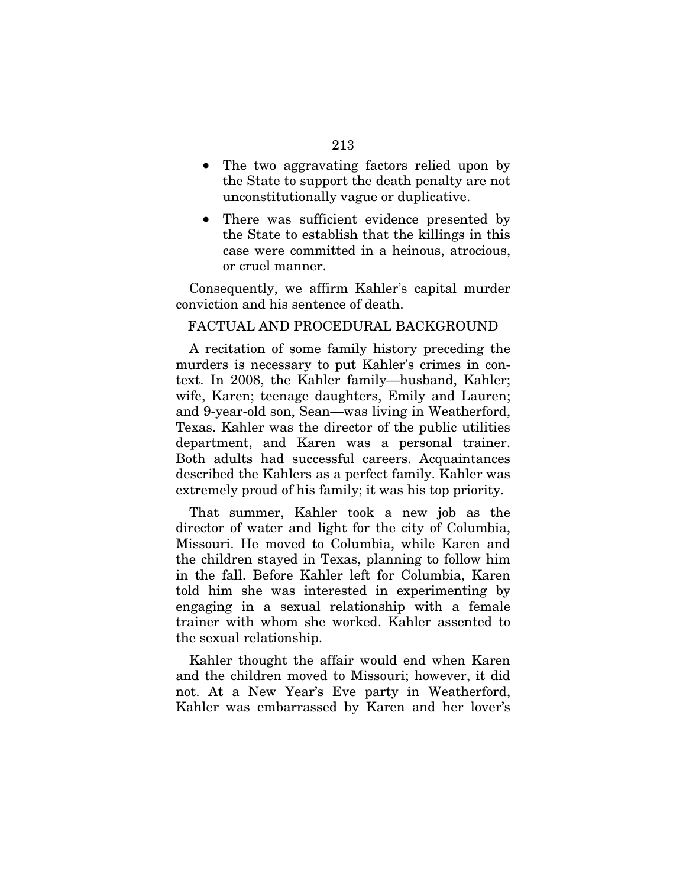- The two aggravating factors relied upon by the State to support the death penalty are not unconstitutionally vague or duplicative.
- There was sufficient evidence presented by the State to establish that the killings in this case were committed in a heinous, atrocious, or cruel manner.

Consequently, we affirm Kahler's capital murder conviction and his sentence of death.

## FACTUAL AND PROCEDURAL BACKGROUND

A recitation of some family history preceding the murders is necessary to put Kahler's crimes in context. In 2008, the Kahler family—husband, Kahler; wife, Karen; teenage daughters, Emily and Lauren; and 9-year-old son, Sean—was living in Weatherford, Texas. Kahler was the director of the public utilities department, and Karen was a personal trainer. Both adults had successful careers. Acquaintances described the Kahlers as a perfect family. Kahler was extremely proud of his family; it was his top priority.

That summer, Kahler took a new job as the director of water and light for the city of Columbia, Missouri. He moved to Columbia, while Karen and the children stayed in Texas, planning to follow him in the fall. Before Kahler left for Columbia, Karen told him she was interested in experimenting by engaging in a sexual relationship with a female trainer with whom she worked. Kahler assented to the sexual relationship.

Kahler thought the affair would end when Karen and the children moved to Missouri; however, it did not. At a New Year's Eve party in Weatherford, Kahler was embarrassed by Karen and her lover's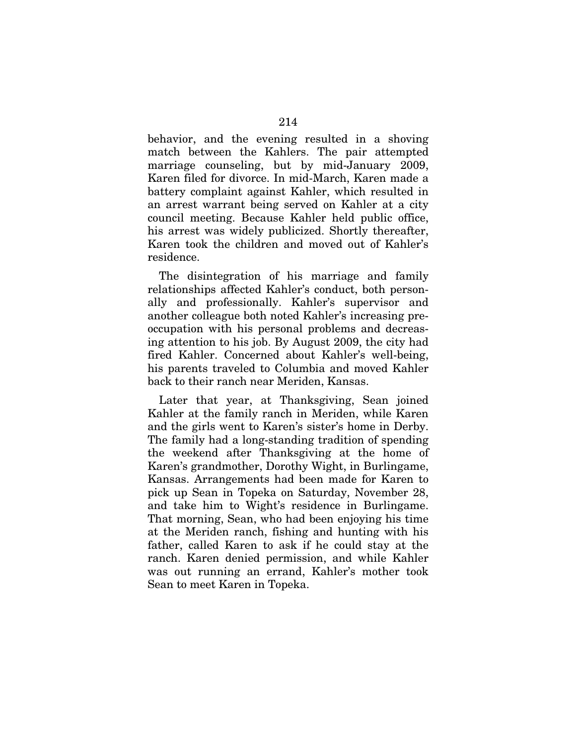behavior, and the evening resulted in a shoving match between the Kahlers. The pair attempted marriage counseling, but by mid-January 2009, Karen filed for divorce. In mid-March, Karen made a battery complaint against Kahler, which resulted in an arrest warrant being served on Kahler at a city council meeting. Because Kahler held public office, his arrest was widely publicized. Shortly thereafter, Karen took the children and moved out of Kahler's residence.

The disintegration of his marriage and family relationships affected Kahler's conduct, both personally and professionally. Kahler's supervisor and another colleague both noted Kahler's increasing preoccupation with his personal problems and decreasing attention to his job. By August 2009, the city had fired Kahler. Concerned about Kahler's well-being, his parents traveled to Columbia and moved Kahler back to their ranch near Meriden, Kansas.

Later that year, at Thanksgiving, Sean joined Kahler at the family ranch in Meriden, while Karen and the girls went to Karen's sister's home in Derby. The family had a long-standing tradition of spending the weekend after Thanksgiving at the home of Karen's grandmother, Dorothy Wight, in Burlingame, Kansas. Arrangements had been made for Karen to pick up Sean in Topeka on Saturday, November 28, and take him to Wight's residence in Burlingame. That morning, Sean, who had been enjoying his time at the Meriden ranch, fishing and hunting with his father, called Karen to ask if he could stay at the ranch. Karen denied permission, and while Kahler was out running an errand, Kahler's mother took Sean to meet Karen in Topeka.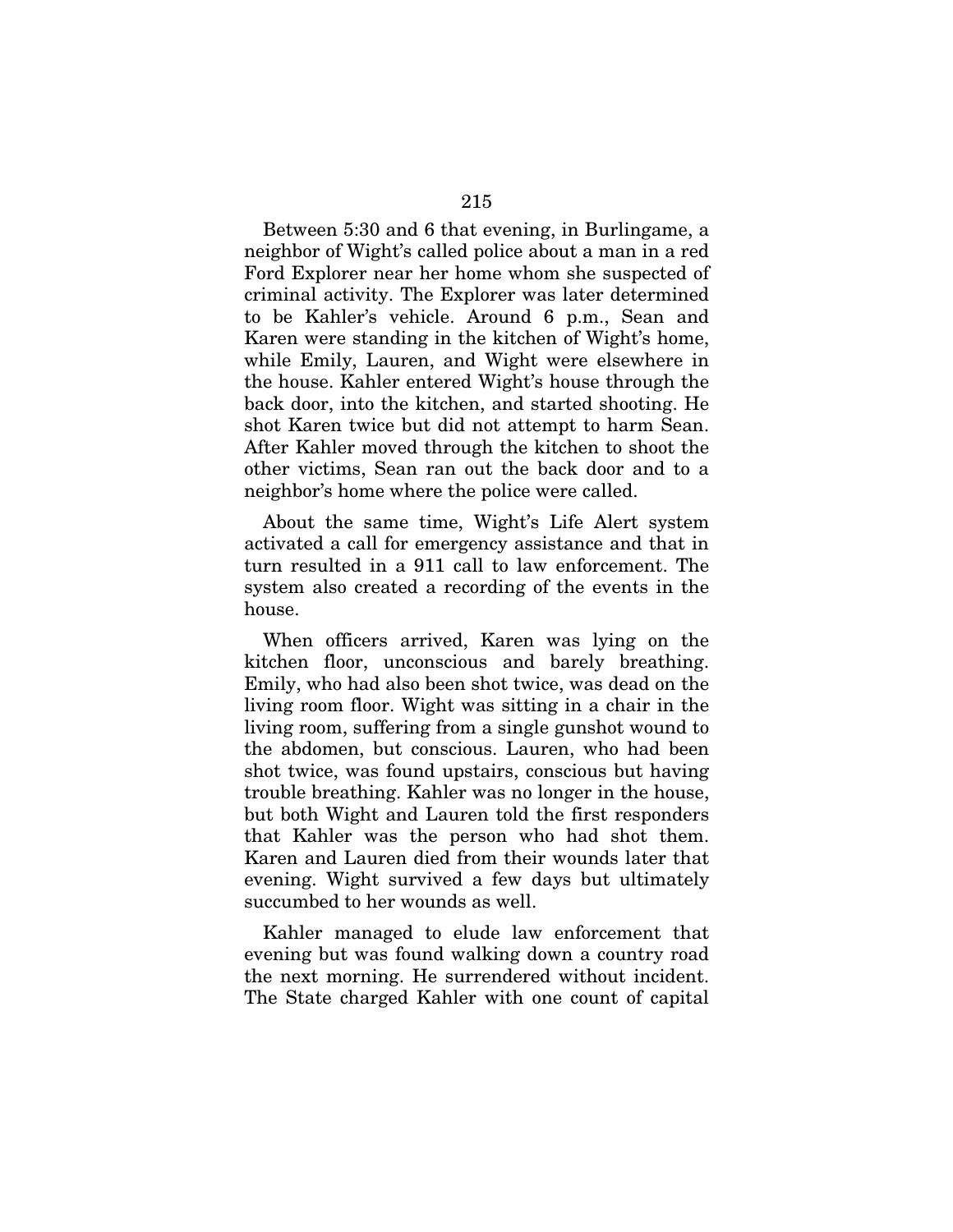Between 5:30 and 6 that evening, in Burlingame, a neighbor of Wight's called police about a man in a red Ford Explorer near her home whom she suspected of criminal activity. The Explorer was later determined to be Kahler's vehicle. Around 6 p.m., Sean and Karen were standing in the kitchen of Wight's home, while Emily, Lauren, and Wight were elsewhere in the house. Kahler entered Wight's house through the back door, into the kitchen, and started shooting. He shot Karen twice but did not attempt to harm Sean. After Kahler moved through the kitchen to shoot the other victims, Sean ran out the back door and to a neighbor's home where the police were called.

About the same time, Wight's Life Alert system activated a call for emergency assistance and that in turn resulted in a 911 call to law enforcement. The system also created a recording of the events in the house.

When officers arrived, Karen was lying on the kitchen floor, unconscious and barely breathing. Emily, who had also been shot twice, was dead on the living room floor. Wight was sitting in a chair in the living room, suffering from a single gunshot wound to the abdomen, but conscious. Lauren, who had been shot twice, was found upstairs, conscious but having trouble breathing. Kahler was no longer in the house, but both Wight and Lauren told the first responders that Kahler was the person who had shot them. Karen and Lauren died from their wounds later that evening. Wight survived a few days but ultimately succumbed to her wounds as well.

Kahler managed to elude law enforcement that evening but was found walking down a country road the next morning. He surrendered without incident. The State charged Kahler with one count of capital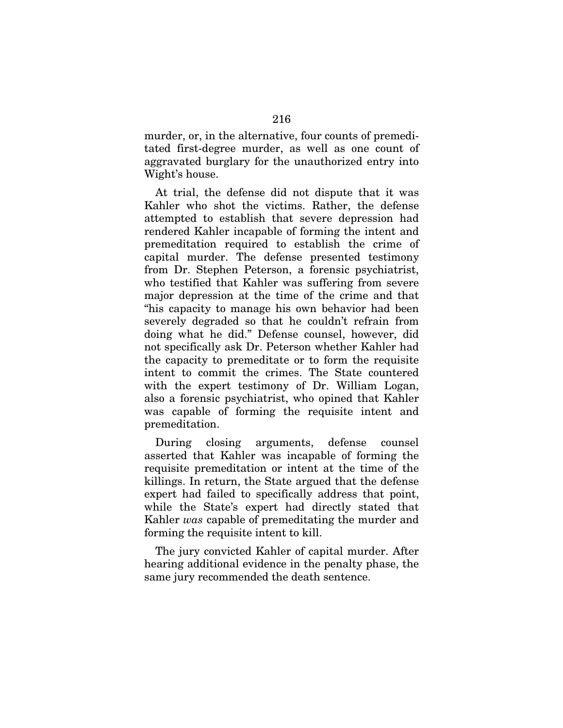murder, or, in the alternative, four counts of premeditated first-degree murder, as well as one count of aggravated burglary for the unauthorized entry into Wight's house.

At trial, the defense did not dispute that it was Kahler who shot the victims. Rather, the defense attempted to establish that severe depression had rendered Kahler incapable of forming the intent and premeditation required to establish the crime of capital murder. The defense presented testimony from Dr. Stephen Peterson, a forensic psychiatrist, who testified that Kahler was suffering from severe major depression at the time of the crime and that "his capacity to manage his own behavior had been severely degraded so that he couldn't refrain from doing what he did." Defense counsel, however, did not specifically ask Dr. Peterson whether Kahler had the capacity to premeditate or to form the requisite intent to commit the crimes. The State countered with the expert testimony of Dr. William Logan, also a forensic psychiatrist, who opined that Kahler was capable of forming the requisite intent and premeditation.

During closing arguments, defense counsel asserted that Kahler was incapable of forming the requisite premeditation or intent at the time of the killings. In return, the State argued that the defense expert had failed to specifically address that point, while the State's expert had directly stated that Kahler *was* capable of premeditating the murder and forming the requisite intent to kill.

The jury convicted Kahler of capital murder. After hearing additional evidence in the penalty phase, the same jury recommended the death sentence.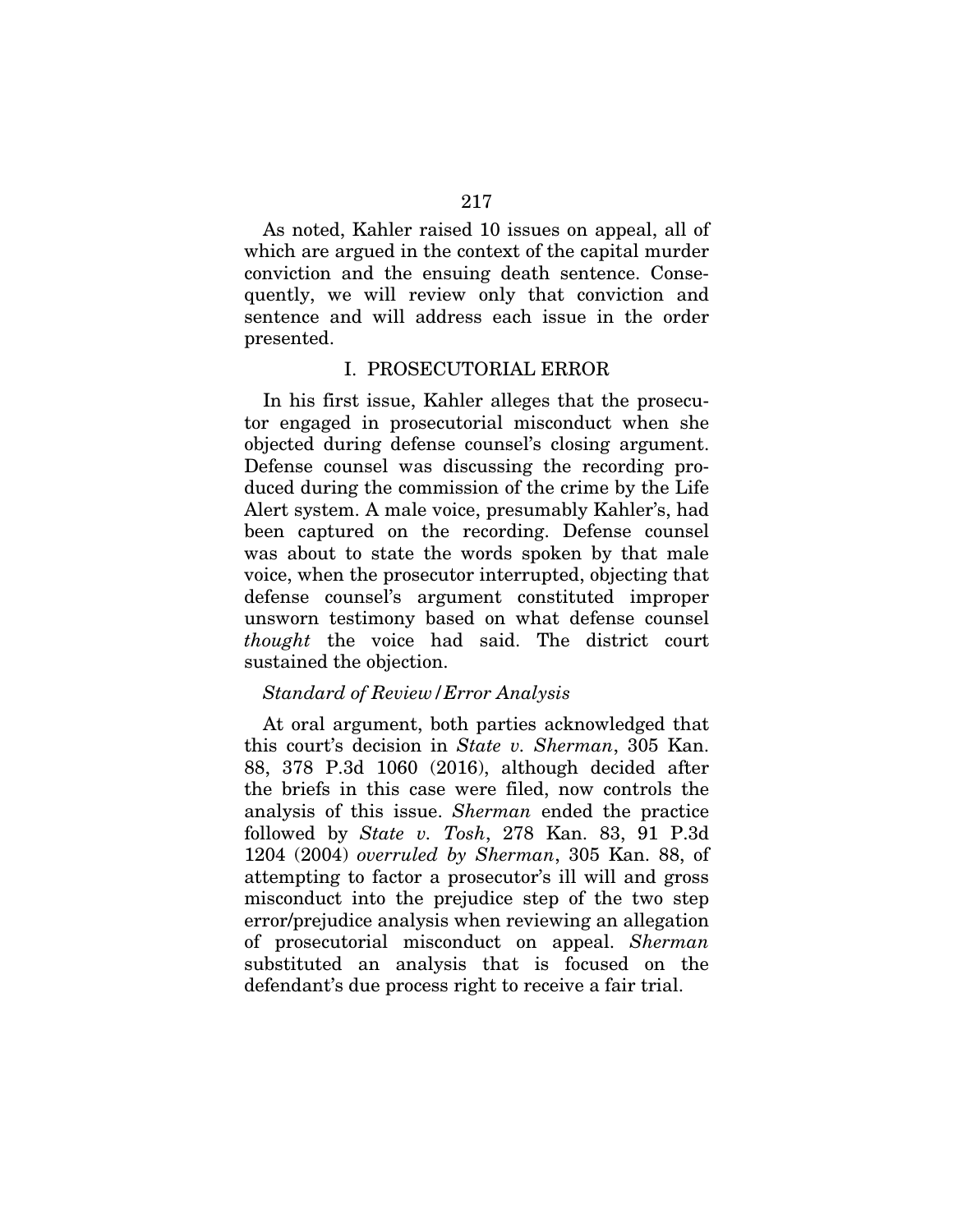As noted, Kahler raised 10 issues on appeal, all of which are argued in the context of the capital murder conviction and the ensuing death sentence. Consequently, we will review only that conviction and sentence and will address each issue in the order presented.

## I. PROSECUTORIAL ERROR

In his first issue, Kahler alleges that the prosecutor engaged in prosecutorial misconduct when she objected during defense counsel's closing argument. Defense counsel was discussing the recording produced during the commission of the crime by the Life Alert system. A male voice, presumably Kahler's, had been captured on the recording. Defense counsel was about to state the words spoken by that male voice, when the prosecutor interrupted, objecting that defense counsel's argument constituted improper unsworn testimony based on what defense counsel *thought* the voice had said. The district court sustained the objection.

### *Standard of Review/Error Analysis*

At oral argument, both parties acknowledged that this court's decision in *State v. Sherman*, 305 Kan. 88, 378 P.3d 1060 (2016), although decided after the briefs in this case were filed, now controls the analysis of this issue. *Sherman* ended the practice followed by *State v. Tosh*, 278 Kan. 83, 91 P.3d 1204 (2004) *overruled by Sherman*, 305 Kan. 88, of attempting to factor a prosecutor's ill will and gross misconduct into the prejudice step of the two step error/prejudice analysis when reviewing an allegation of prosecutorial misconduct on appeal. *Sherman* substituted an analysis that is focused on the defendant's due process right to receive a fair trial.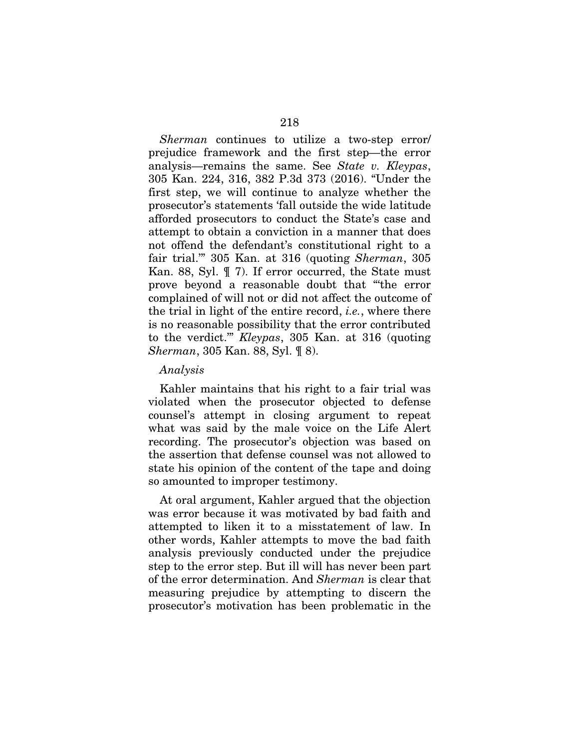*Sherman* continues to utilize a two-step error/prejudice framework and the first step—the error analysis—remains the same. See *State v. Kleypas*, 305 Kan. 224, 316, 382 P.3d 373 (2016). "Under the first step, we will continue to analyze whether the prosecutor's statements 'fall outside the wide latitude afforded prosecutors to conduct the State's case and attempt to obtain a conviction in a manner that does not offend the defendant's constitutional right to a fair trial.'" 305 Kan. at 316 (quoting *Sherman*, 305 Kan. 88, Syl. ¶ 7). If error occurred, the State must prove beyond a reasonable doubt that "'the error complained of will not or did not affect the outcome of the trial in light of the entire record, *i.e.*, where there is no reasonable possibility that the error contributed to the verdict.'" *Kleypas*, 305 Kan. at 316 (quoting *Sherman*, 305 Kan. 88, Syl. ¶ 8).

*Analysis*

Kahler maintains that his right to a fair trial was violated when the prosecutor objected to defense counsel's attempt in closing argument to repeat what was said by the male voice on the Life Alert recording. The prosecutor's objection was based on the assertion that defense counsel was not allowed to state his opinion of the content of the tape and doing so amounted to improper testimony.

At oral argument, Kahler argued that the objection was error because it was motivated by bad faith and attempted to liken it to a misstatement of law. In other words, Kahler attempts to move the bad faith analysis previously conducted under the prejudice step to the error step. But ill will has never been part of the error determination. And *Sherman* is clear that measuring prejudice by attempting to discern the prosecutor's motivation has been problematic in the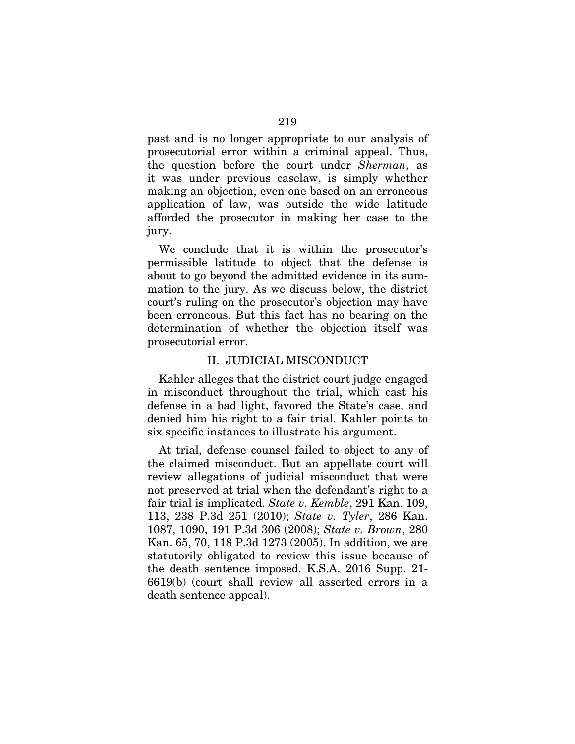past and is no longer appropriate to our analysis of prosecutorial error within a criminal appeal. Thus, the question before the court under *Sherman*, as it was under previous caselaw, is simply whether making an objection, even one based on an erroneous application of law, was outside the wide latitude afforded the prosecutor in making her case to the jury.

We conclude that it is within the prosecutor's permissible latitude to object that the defense is about to go beyond the admitted evidence in its summation to the jury. As we discuss below, the district court's ruling on the prosecutor's objection may have been erroneous. But this fact has no bearing on the determination of whether the objection itself was prosecutorial error.

## II. JUDICIAL MISCONDUCT

Kahler alleges that the district court judge engaged in misconduct throughout the trial, which cast his defense in a bad light, favored the State's case, and denied him his right to a fair trial. Kahler points to six specific instances to illustrate his argument.

At trial, defense counsel failed to object to any of the claimed misconduct. But an appellate court will review allegations of judicial misconduct that were not preserved at trial when the defendant's right to a fair trial is implicated. *State v. Kemble*, 291 Kan. 109, 113, 238 P.3d 251 (2010); *State v. Tyler*, 286 Kan. 1087, 1090, 191 P.3d 306 (2008); *State v. Brown*, 280 Kan. 65, 70, 118 P.3d 1273 (2005). In addition, we are statutorily obligated to review this issue because of the death sentence imposed. K.S.A. 2016 Supp. 21-6619(b) (court shall review all asserted errors in a death sentence appeal).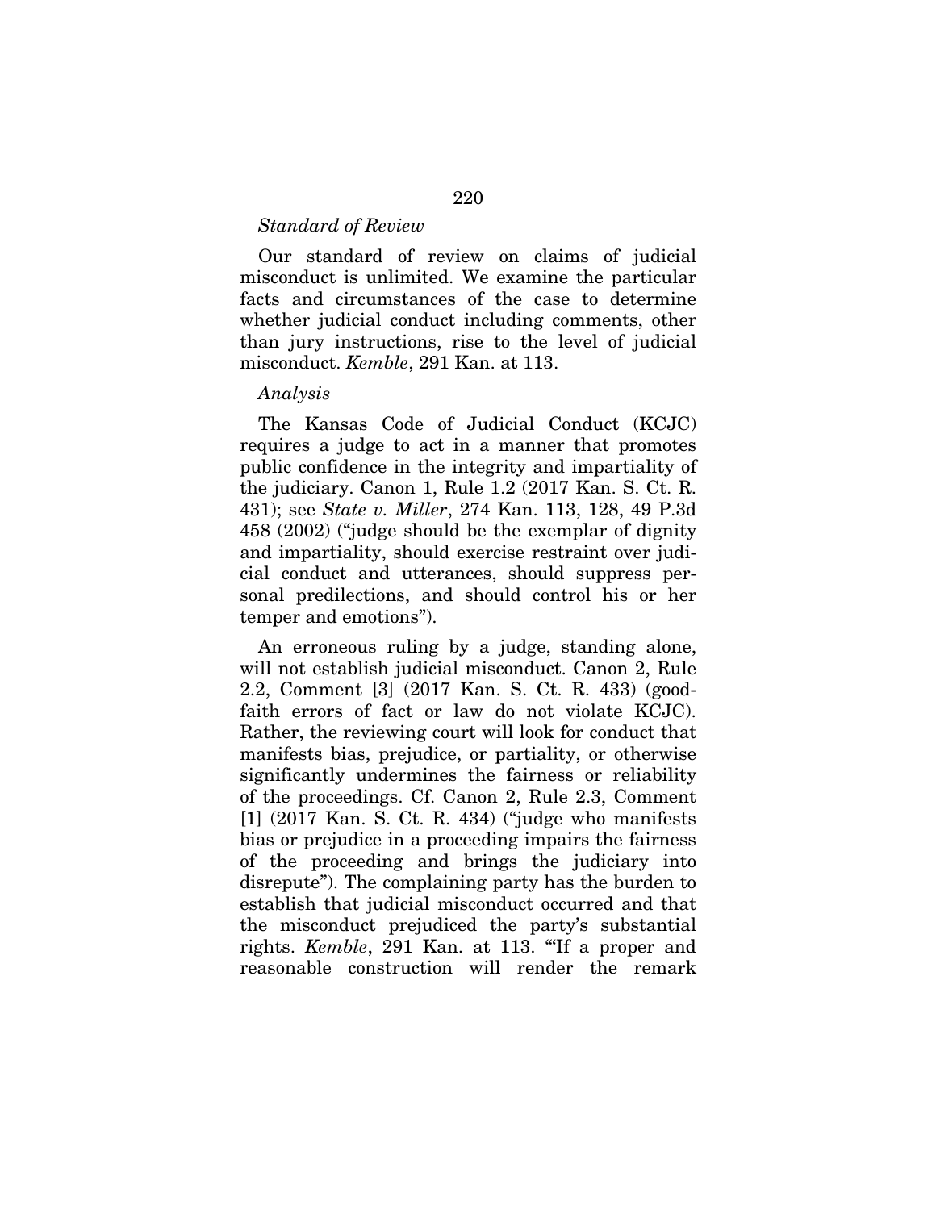*Standard of Review*

Our standard of review on claims of judicial misconduct is unlimited. We examine the particular facts and circumstances of the case to determine whether judicial conduct including comments, other than jury instructions, rise to the level of judicial misconduct. *Kemble*, 291 Kan. at 113.

*Analysis*

The Kansas Code of Judicial Conduct (KCJC) requires a judge to act in a manner that promotes public confidence in the integrity and impartiality of the judiciary. Canon 1, Rule 1.2 (2017 Kan. S. Ct. R. 431); see *State v. Miller*, 274 Kan. 113, 128, 49 P.3d 458 (2002) ("judge should be the exemplar of dignity and impartiality, should exercise restraint over judicial conduct and utterances, should suppress personal predilections, and should control his or her temper and emotions").

An erroneous ruling by a judge, standing alone, will not establish judicial misconduct. Canon 2, Rule 2.2, Comment [3] (2017 Kan. S. Ct. R. 433) (good-faith errors of fact or law do not violate KCJC). Rather, the reviewing court will look for conduct that manifests bias, prejudice, or partiality, or otherwise significantly undermines the fairness or reliability of the proceedings. Cf. Canon 2, Rule 2.3, Comment [1] (2017 Kan. S. Ct. R. 434) ("judge who manifests bias or prejudice in a proceeding impairs the fairness of the proceeding and brings the judiciary into disrepute"). The complaining party has the burden to establish that judicial misconduct occurred and that the misconduct prejudiced the party's substantial rights. *Kemble*, 291 Kan. at 113. "'If a proper and reasonable construction will render the remark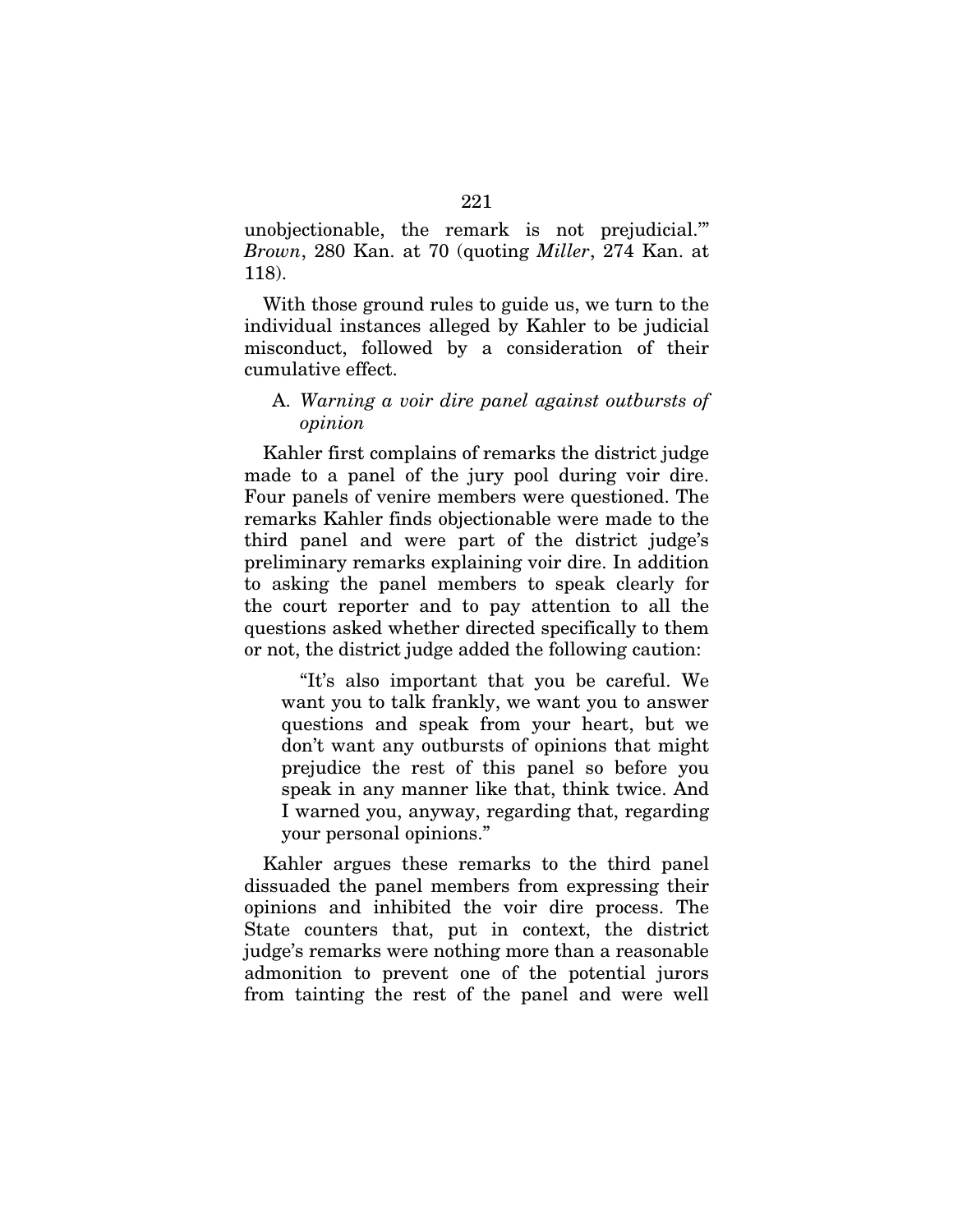unobjectionable, the remark is not prejudicial.'" *Brown*, 280 Kan. at 70 (quoting *Miller*, 274 Kan. at 118).

With those ground rules to guide us, we turn to the individual instances alleged by Kahler to be judicial misconduct, followed by a consideration of their cumulative effect.

A. *Warning a voir dire panel against outbursts of opinion*

Kahler first complains of remarks the district judge made to a panel of the jury pool during voir dire. Four panels of venire members were questioned. The remarks Kahler finds objectionable were made to the third panel and were part of the district judge's preliminary remarks explaining voir dire. In addition to asking the panel members to speak clearly for the court reporter and to pay attention to all the questions asked whether directed specifically to them or not, the district judge added the following caution:

> "It's also important that you be careful. We want you to talk frankly, we want you to answer questions and speak from your heart, but we don't want any outbursts of opinions that might prejudice the rest of this panel so before you speak in any manner like that, think twice. And I warned you, anyway, regarding that, regarding your personal opinions."

Kahler argues these remarks to the third panel dissuaded the panel members from expressing their opinions and inhibited the voir dire process. The State counters that, put in context, the district judge's remarks were nothing more than a reasonable admonition to prevent one of the potential jurors from tainting the rest of the panel and were well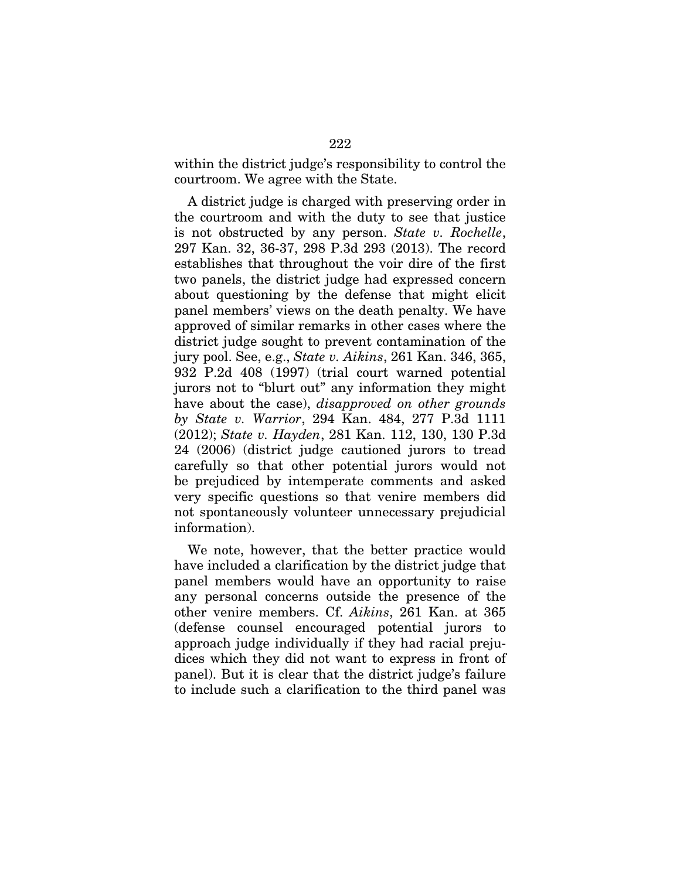within the district judge's responsibility to control the courtroom. We agree with the State.

A district judge is charged with preserving order in the courtroom and with the duty to see that justice is not obstructed by any person. *State v. Rochelle*, 297 Kan. 32, 36-37, 298 P.3d 293 (2013). The record establishes that throughout the voir dire of the first two panels, the district judge had expressed concern about questioning by the defense that might elicit panel members' views on the death penalty. We have approved of similar remarks in other cases where the district judge sought to prevent contamination of the jury pool. See, e.g., *State v. Aikins*, 261 Kan. 346, 365, 932 P.2d 408 (1997) (trial court warned potential jurors not to "blurt out" any information they might have about the case), *disapproved on other grounds by State v. Warrior*, 294 Kan. 484, 277 P.3d 1111 (2012); *State v. Hayden*, 281 Kan. 112, 130, 130 P.3d 24 (2006) (district judge cautioned jurors to tread carefully so that other potential jurors would not be prejudiced by intemperate comments and asked very specific questions so that venire members did not spontaneously volunteer unnecessary prejudicial information).

We note, however, that the better practice would have included a clarification by the district judge that panel members would have an opportunity to raise any personal concerns outside the presence of the other venire members. Cf. *Aikins*, 261 Kan. at 365 (defense counsel encouraged potential jurors to approach judge individually if they had racial prejudices which they did not want to express in front of panel). But it is clear that the district judge's failure to include such a clarification to the third panel was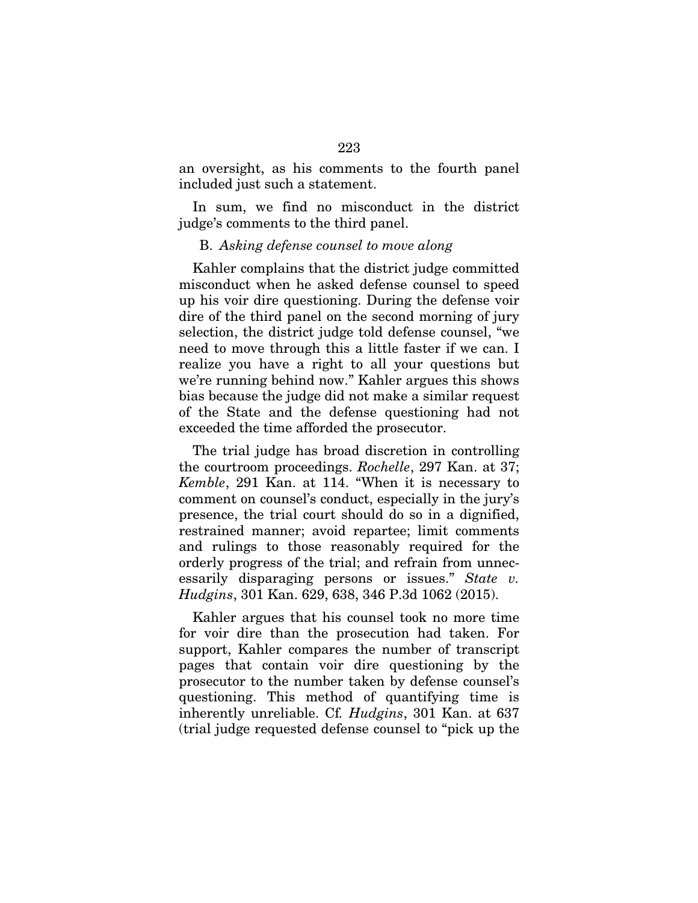an oversight, as his comments to the fourth panel included just such a statement.

In sum, we find no misconduct in the district judge's comments to the third panel.

B. *Asking defense counsel to move along*

Kahler complains that the district judge committed misconduct when he asked defense counsel to speed up his voir dire questioning. During the defense voir dire of the third panel on the second morning of jury selection, the district judge told defense counsel, "we need to move through this a little faster if we can. I realize you have a right to all your questions but we're running behind now." Kahler argues this shows bias because the judge did not make a similar request of the State and the defense questioning had not exceeded the time afforded the prosecutor.

The trial judge has broad discretion in controlling the courtroom proceedings. *Rochelle*, 297 Kan. at 37; *Kemble*, 291 Kan. at 114. "When it is necessary to comment on counsel's conduct, especially in the jury's presence, the trial court should do so in a dignified, restrained manner; avoid repartee; limit comments and rulings to those reasonably required for the orderly progress of the trial; and refrain from unnecessarily disparaging persons or issues." *State v. Hudgins*, 301 Kan. 629, 638, 346 P.3d 1062 (2015).

Kahler argues that his counsel took no more time for voir dire than the prosecution had taken. For support, Kahler compares the number of transcript pages that contain voir dire questioning by the prosecutor to the number taken by defense counsel's questioning. This method of quantifying time is inherently unreliable. Cf. *Hudgins*, 301 Kan. at 637 (trial judge requested defense counsel to "pick up the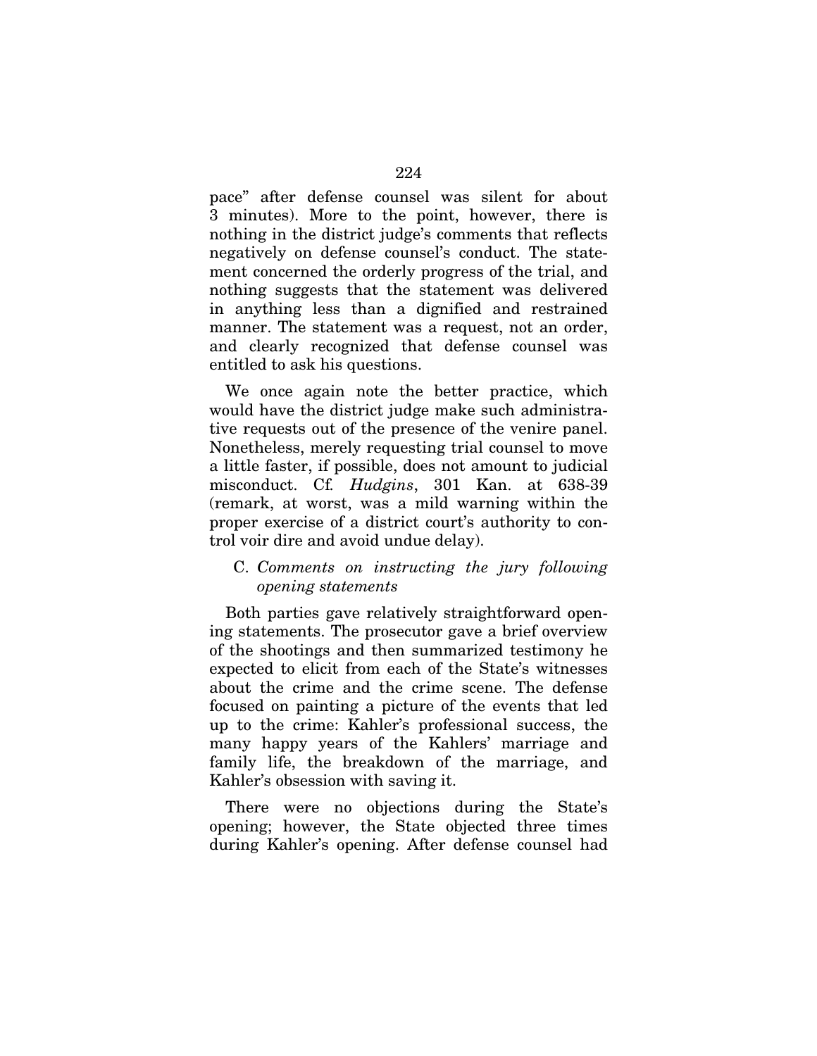pace" after defense counsel was silent for about 3 minutes). More to the point, however, there is nothing in the district judge's comments that reflects negatively on defense counsel's conduct. The statement concerned the orderly progress of the trial, and nothing suggests that the statement was delivered in anything less than a dignified and restrained manner. The statement was a request, not an order, and clearly recognized that defense counsel was entitled to ask his questions.

We once again note the better practice, which would have the district judge make such administrative requests out of the presence of the venire panel. Nonetheless, merely requesting trial counsel to move a little faster, if possible, does not amount to judicial misconduct. Cf. *Hudgins*, 301 Kan. at 638-39 (remark, at worst, was a mild warning within the proper exercise of a district court's authority to control voir dire and avoid undue delay).

C. *Comments on instructing the jury following opening statements*

Both parties gave relatively straightforward opening statements. The prosecutor gave a brief overview of the shootings and then summarized testimony he expected to elicit from each of the State's witnesses about the crime and the crime scene. The defense focused on painting a picture of the events that led up to the crime: Kahler's professional success, the many happy years of the Kahlers' marriage and family life, the breakdown of the marriage, and Kahler's obsession with saving it.

There were no objections during the State's opening; however, the State objected three times during Kahler's opening. After defense counsel had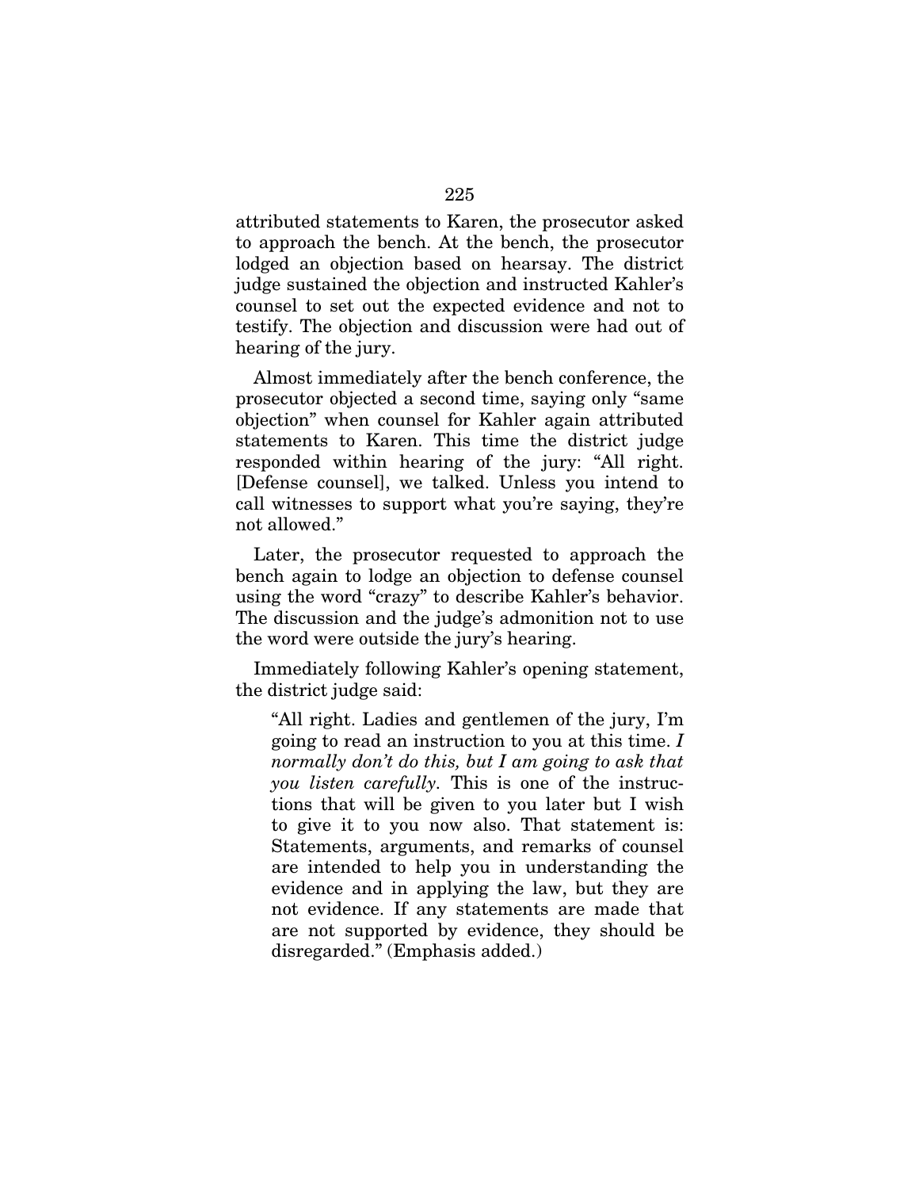attributed statements to Karen, the prosecutor asked to approach the bench. At the bench, the prosecutor lodged an objection based on hearsay. The district judge sustained the objection and instructed Kahler's counsel to set out the expected evidence and not to testify. The objection and discussion were had out of hearing of the jury.

Almost immediately after the bench conference, the prosecutor objected a second time, saying only "same objection" when counsel for Kahler again attributed statements to Karen. This time the district judge responded within hearing of the jury: "All right. [Defense counsel], we talked. Unless you intend to call witnesses to support what you're saying, they're not allowed."

Later, the prosecutor requested to approach the bench again to lodge an objection to defense counsel using the word "crazy" to describe Kahler's behavior. The discussion and the judge's admonition not to use the word were outside the jury's hearing.

Immediately following Kahler's opening statement, the district judge said:

> "All right. Ladies and gentlemen of the jury, I'm going to read an instruction to you at this time. *I normally don't do this, but I am going to ask that you listen carefully*. This is one of the instructions that will be given to you later but I wish to give it to you now also. That statement is: Statements, arguments, and remarks of counsel are intended to help you in understanding the evidence and in applying the law, but they are not evidence. If any statements are made that are not supported by evidence, they should be disregarded." (Emphasis added.)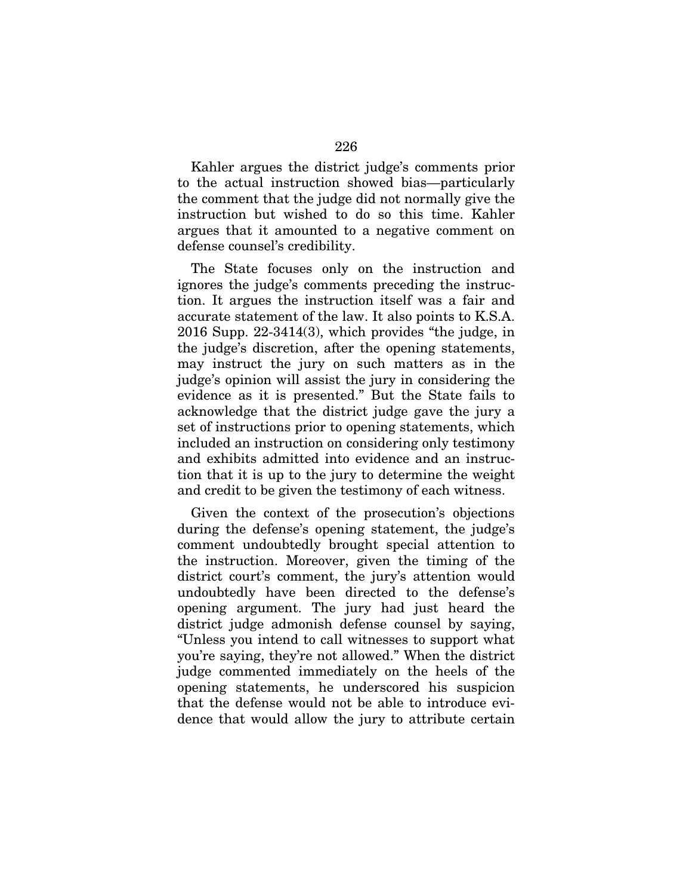Kahler argues the district judge's comments prior to the actual instruction showed bias—particularly the comment that the judge did not normally give the instruction but wished to do so this time. Kahler argues that it amounted to a negative comment on defense counsel's credibility.

The State focuses only on the instruction and ignores the judge's comments preceding the instruction. It argues the instruction itself was a fair and accurate statement of the law. It also points to K.S.A. 2016 Supp. 22-3414(3), which provides "the judge, in the judge's discretion, after the opening statements, may instruct the jury on such matters as in the judge's opinion will assist the jury in considering the evidence as it is presented." But the State fails to acknowledge that the district judge gave the jury a set of instructions prior to opening statements, which included an instruction on considering only testimony and exhibits admitted into evidence and an instruction that it is up to the jury to determine the weight and credit to be given the testimony of each witness.

Given the context of the prosecution's objections during the defense's opening statement, the judge's comment undoubtedly brought special attention to the instruction. Moreover, given the timing of the district court's comment, the jury's attention would undoubtedly have been directed to the defense's opening argument. The jury had just heard the district judge admonish defense counsel by saying, "Unless you intend to call witnesses to support what you're saying, they're not allowed." When the district judge commented immediately on the heels of the opening statements, he underscored his suspicion that the defense would not be able to introduce evidence that would allow the jury to attribute certain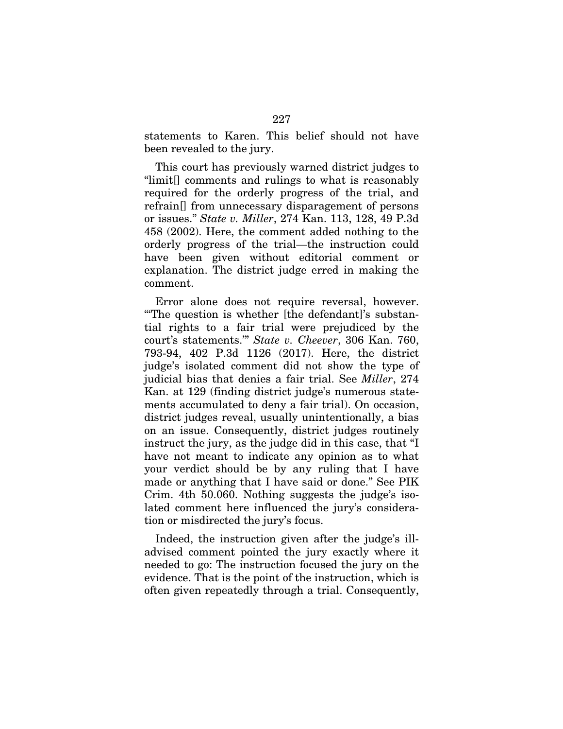statements to Karen. This belief should not have been revealed to the jury.

This court has previously warned district judges to "limit[] comments and rulings to what is reasonably required for the orderly progress of the trial, and refrain[] from unnecessary disparagement of persons or issues." *State v. Miller*, 274 Kan. 113, 128, 49 P.3d 458 (2002). Here, the comment added nothing to the orderly progress of the trial—the instruction could have been given without editorial comment or explanation. The district judge erred in making the comment.

Error alone does not require reversal, however. "'The question is whether [the defendant]'s substantial rights to a fair trial were prejudiced by the court's statements.'" *State v. Cheever*, 306 Kan. 760, 793-94, 402 P.3d 1126 (2017). Here, the district judge's isolated comment did not show the type of judicial bias that denies a fair trial. See *Miller*, 274 Kan. at 129 (finding district judge's numerous statements accumulated to deny a fair trial). On occasion, district judges reveal, usually unintentionally, a bias on an issue. Consequently, district judges routinely instruct the jury, as the judge did in this case, that "I have not meant to indicate any opinion as to what your verdict should be by any ruling that I have made or anything that I have said or done." See PIK Crim. 4th 50.060. Nothing suggests the judge's isolated comment here influenced the jury's consideration or misdirected the jury's focus.

Indeed, the instruction given after the judge's ill-advised comment pointed the jury exactly where it needed to go: The instruction focused the jury on the evidence. That is the point of the instruction, which is often given repeatedly through a trial. Consequently,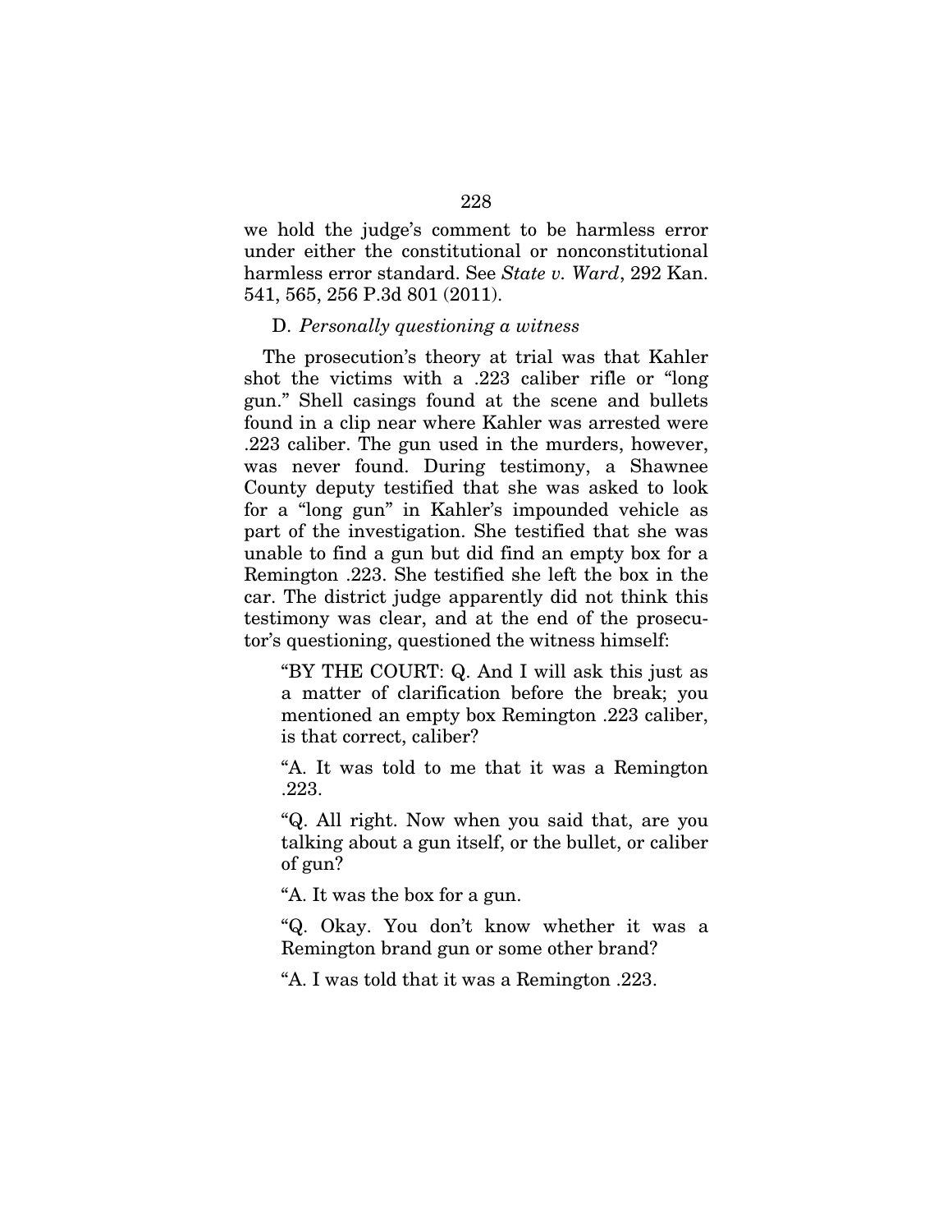we hold the judge's comment to be harmless error under either the constitutional or nonconstitutional harmless error standard. See *State v. Ward*, 292 Kan. 541, 565, 256 P.3d 801 (2011).

D. *Personally questioning a witness*

The prosecution's theory at trial was that Kahler shot the victims with a .223 caliber rifle or "long gun." Shell casings found at the scene and bullets found in a clip near where Kahler was arrested were .223 caliber. The gun used in the murders, however, was never found. During testimony, a Shawnee County deputy testified that she was asked to look for a "long gun" in Kahler's impounded vehicle as part of the investigation. She testified that she was unable to find a gun but did find an empty box for a Remington .223. She testified she left the box in the car. The district judge apparently did not think this testimony was clear, and at the end of the prosecutor's questioning, questioned the witness himself:

> "BY THE COURT: Q. And I will ask this just as a matter of clarification before the break; you mentioned an empty box Remington .223 caliber, is that correct, caliber?
>
> "A. It was told to me that it was a Remington .223.
>
> "Q. All right. Now when you said that, are you talking about a gun itself, or the bullet, or caliber of gun?
>
> "A. It was the box for a gun.
>
> "Q. Okay. You don't know whether it was a Remington brand gun or some other brand?
>
> "A. I was told that it was a Remington .223.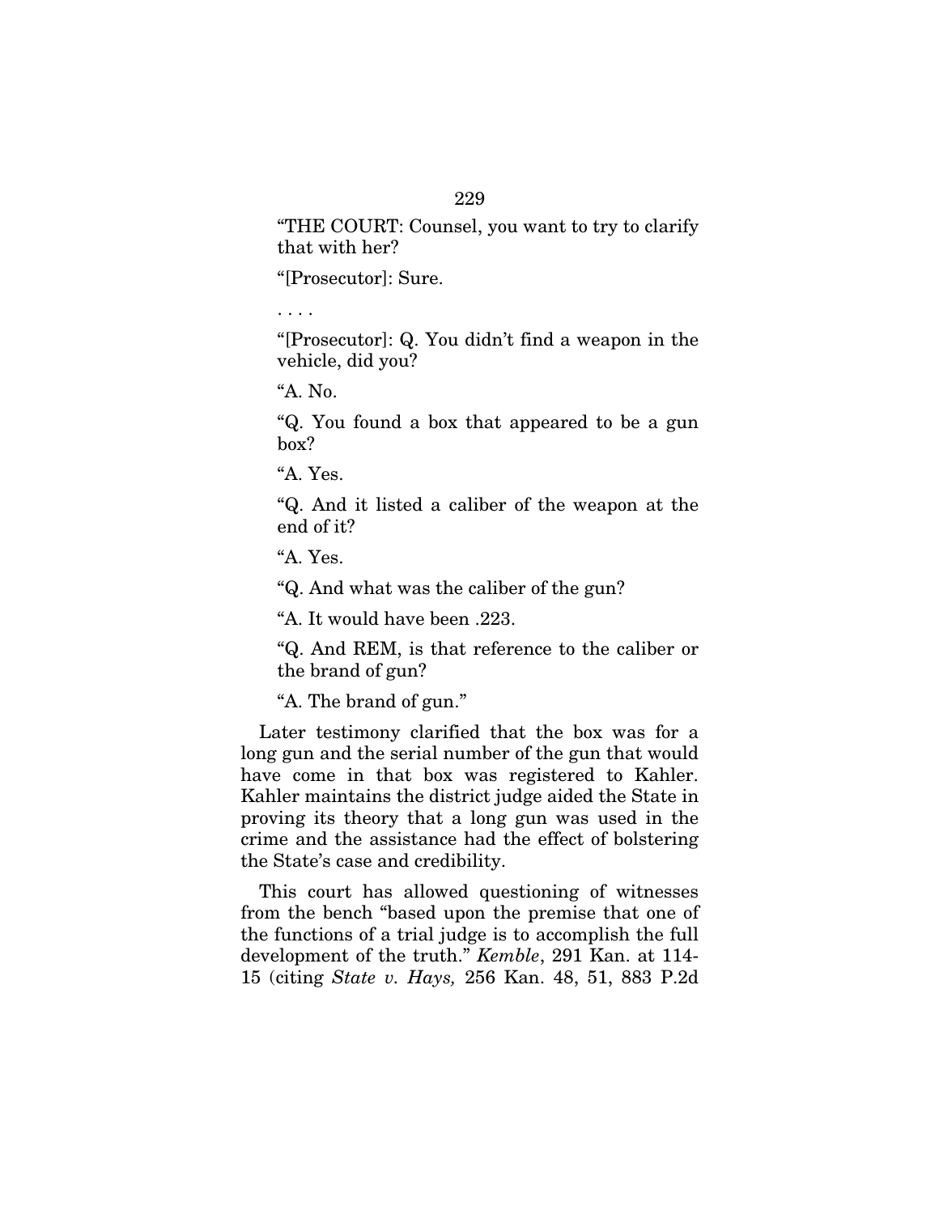"THE COURT: Counsel, you want to try to clarify that with her?

"[Prosecutor]: Sure.

. . . .

"[Prosecutor]: Q. You didn't find a weapon in the vehicle, did you?

"A. No.

"Q. You found a box that appeared to be a gun box?

"A. Yes.

"Q. And it listed a caliber of the weapon at the end of it?

"A. Yes.

"Q. And what was the caliber of the gun?

"A. It would have been .223.

"Q. And REM, is that reference to the caliber or the brand of gun?

"A. The brand of gun."

Later testimony clarified that the box was for a long gun and the serial number of the gun that would have come in that box was registered to Kahler. Kahler maintains the district judge aided the State in proving its theory that a long gun was used in the crime and the assistance had the effect of bolstering the State's case and credibility.

This court has allowed questioning of witnesses from the bench "based upon the premise that one of the functions of a trial judge is to accomplish the full development of the truth." *Kemble*, 291 Kan. at 114-15 (citing *State v. Hays,* 256 Kan. 48, 51, 883 P.2d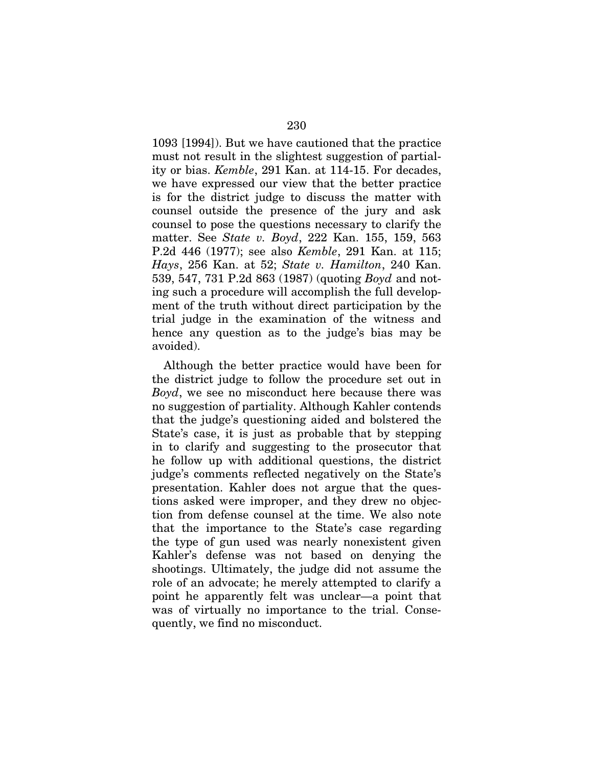1093 [1994]). But we have cautioned that the practice must not result in the slightest suggestion of partiality or bias. *Kemble*, 291 Kan. at 114-15. For decades, we have expressed our view that the better practice is for the district judge to discuss the matter with counsel outside the presence of the jury and ask counsel to pose the questions necessary to clarify the matter. See *State v. Boyd*, 222 Kan. 155, 159, 563 P.2d 446 (1977); see also *Kemble*, 291 Kan. at 115; *Hays*, 256 Kan. at 52; *State v. Hamilton*, 240 Kan. 539, 547, 731 P.2d 863 (1987) (quoting *Boyd* and noting such a procedure will accomplish the full development of the truth without direct participation by the trial judge in the examination of the witness and hence any question as to the judge's bias may be avoided).

Although the better practice would have been for the district judge to follow the procedure set out in *Boyd*, we see no misconduct here because there was no suggestion of partiality. Although Kahler contends that the judge's questioning aided and bolstered the State's case, it is just as probable that by stepping in to clarify and suggesting to the prosecutor that he follow up with additional questions, the district judge's comments reflected negatively on the State's presentation. Kahler does not argue that the questions asked were improper, and they drew no objection from defense counsel at the time. We also note that the importance to the State's case regarding the type of gun used was nearly nonexistent given Kahler's defense was not based on denying the shootings. Ultimately, the judge did not assume the role of an advocate; he merely attempted to clarify a point he apparently felt was unclear—a point that was of virtually no importance to the trial. Consequently, we find no misconduct.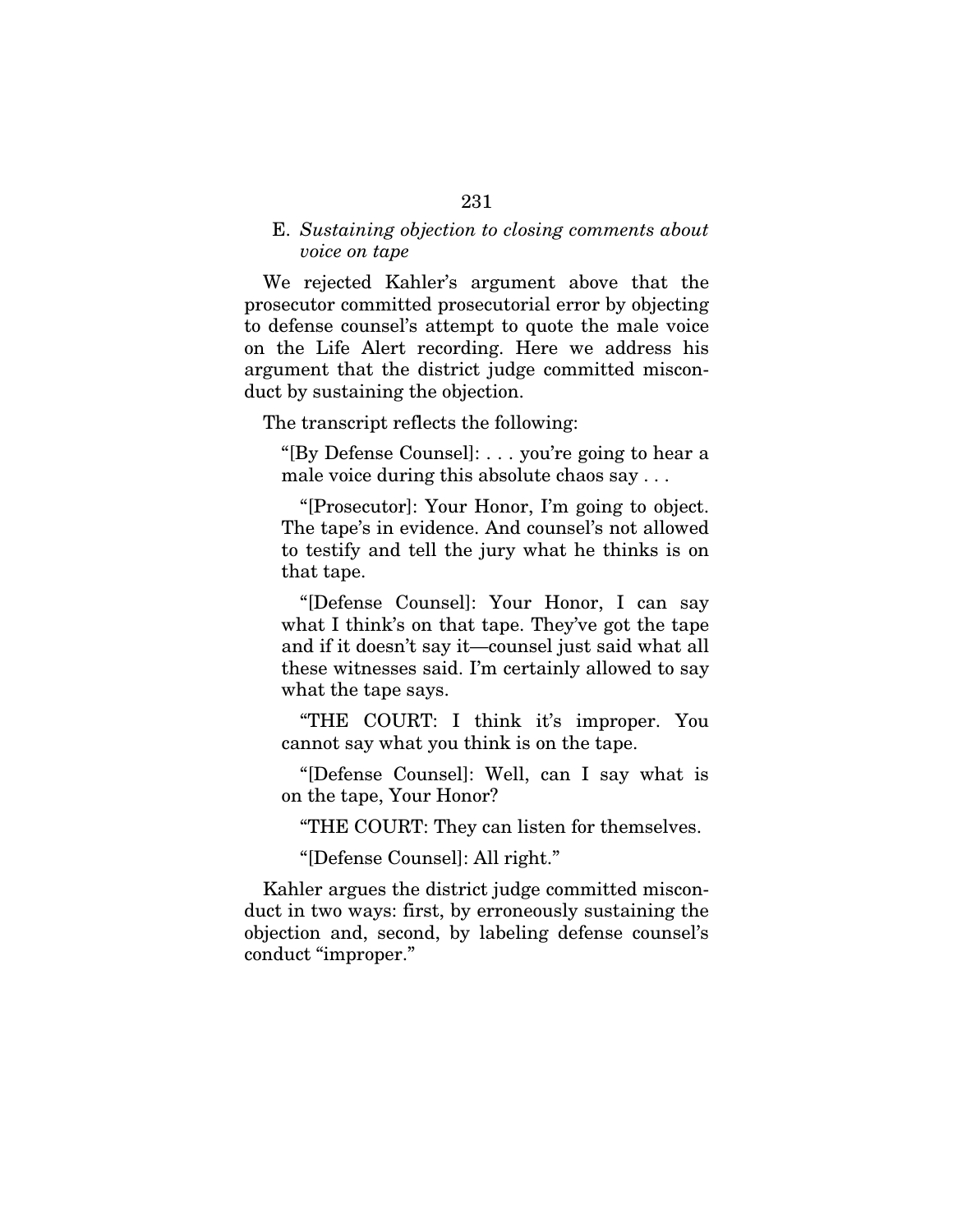E. *Sustaining objection to closing comments about voice on tape*

We rejected Kahler's argument above that the prosecutor committed prosecutorial error by objecting to defense counsel's attempt to quote the male voice on the Life Alert recording. Here we address his argument that the district judge committed misconduct by sustaining the objection.

The transcript reflects the following:

> "[By Defense Counsel]: . . . you're going to hear a male voice during this absolute chaos say . . .
>
> "[Prosecutor]: Your Honor, I'm going to object. The tape's in evidence. And counsel's not allowed to testify and tell the jury what he thinks is on that tape.
>
> "[Defense Counsel]: Your Honor, I can say what I think's on that tape. They've got the tape and if it doesn't say it—counsel just said what all these witnesses said. I'm certainly allowed to say what the tape says.
>
> "THE COURT: I think it's improper. You cannot say what you think is on the tape.
>
> "[Defense Counsel]: Well, can I say what is on the tape, Your Honor?
>
> "THE COURT: They can listen for themselves.
>
> "[Defense Counsel]: All right."

Kahler argues the district judge committed misconduct in two ways: first, by erroneously sustaining the objection and, second, by labeling defense counsel's conduct "improper."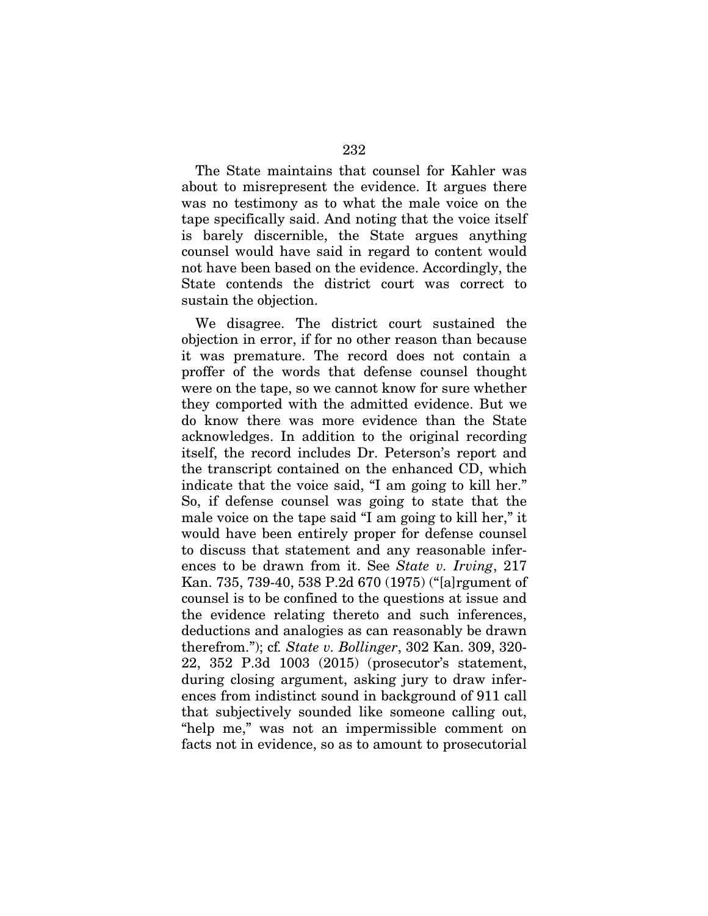The State maintains that counsel for Kahler was about to misrepresent the evidence. It argues there was no testimony as to what the male voice on the tape specifically said. And noting that the voice itself is barely discernible, the State argues anything counsel would have said in regard to content would not have been based on the evidence. Accordingly, the State contends the district court was correct to sustain the objection.

We disagree. The district court sustained the objection in error, if for no other reason than because it was premature. The record does not contain a proffer of the words that defense counsel thought were on the tape, so we cannot know for sure whether they comported with the admitted evidence. But we do know there was more evidence than the State acknowledges. In addition to the original recording itself, the record includes Dr. Peterson's report and the transcript contained on the enhanced CD, which indicate that the voice said, "I am going to kill her." So, if defense counsel was going to state that the male voice on the tape said "I am going to kill her," it would have been entirely proper for defense counsel to discuss that statement and any reasonable inferences to be drawn from it. See *State v. Irving*, 217 Kan. 735, 739-40, 538 P.2d 670 (1975) ("[a]rgument of counsel is to be confined to the questions at issue and the evidence relating thereto and such inferences, deductions and analogies as can reasonably be drawn therefrom."); cf. *State v. Bollinger*, 302 Kan. 309, 320-22, 352 P.3d 1003 (2015) (prosecutor's statement, during closing argument, asking jury to draw inferences from indistinct sound in background of 911 call that subjectively sounded like someone calling out, "help me," was not an impermissible comment on facts not in evidence, so as to amount to prosecutorial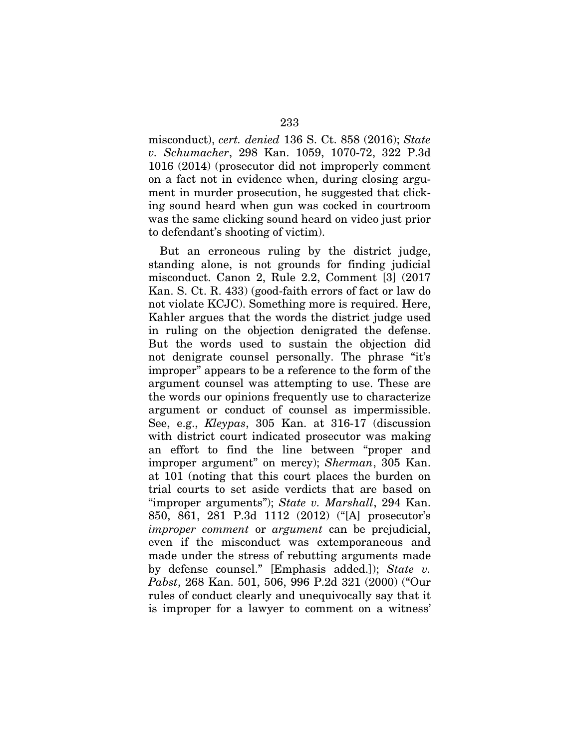misconduct), *cert. denied* 136 S. Ct. 858 (2016); *State v. Schumacher*, 298 Kan. 1059, 1070-72, 322 P.3d 1016 (2014) (prosecutor did not improperly comment on a fact not in evidence when, during closing argument in murder prosecution, he suggested that clicking sound heard when gun was cocked in courtroom was the same clicking sound heard on video just prior to defendant's shooting of victim).

But an erroneous ruling by the district judge, standing alone, is not grounds for finding judicial misconduct. Canon 2, Rule 2.2, Comment [3] (2017 Kan. S. Ct. R. 433) (good-faith errors of fact or law do not violate KCJC). Something more is required. Here, Kahler argues that the words the district judge used in ruling on the objection denigrated the defense. But the words used to sustain the objection did not denigrate counsel personally. The phrase "it's improper" appears to be a reference to the form of the argument counsel was attempting to use. These are the words our opinions frequently use to characterize argument or conduct of counsel as impermissible. See, e.g., *Kleypas*, 305 Kan. at 316-17 (discussion with district court indicated prosecutor was making an effort to find the line between "proper and improper argument" on mercy); *Sherman*, 305 Kan. at 101 (noting that this court places the burden on trial courts to set aside verdicts that are based on "improper arguments"); *State v. Marshall*, 294 Kan. 850, 861, 281 P.3d 1112 (2012) ("[A] prosecutor's *improper comment* or *argument* can be prejudicial, even if the misconduct was extemporaneous and made under the stress of rebutting arguments made by defense counsel." [Emphasis added.]); *State v. Pabst*, 268 Kan. 501, 506, 996 P.2d 321 (2000) ("Our rules of conduct clearly and unequivocally say that it is improper for a lawyer to comment on a witness'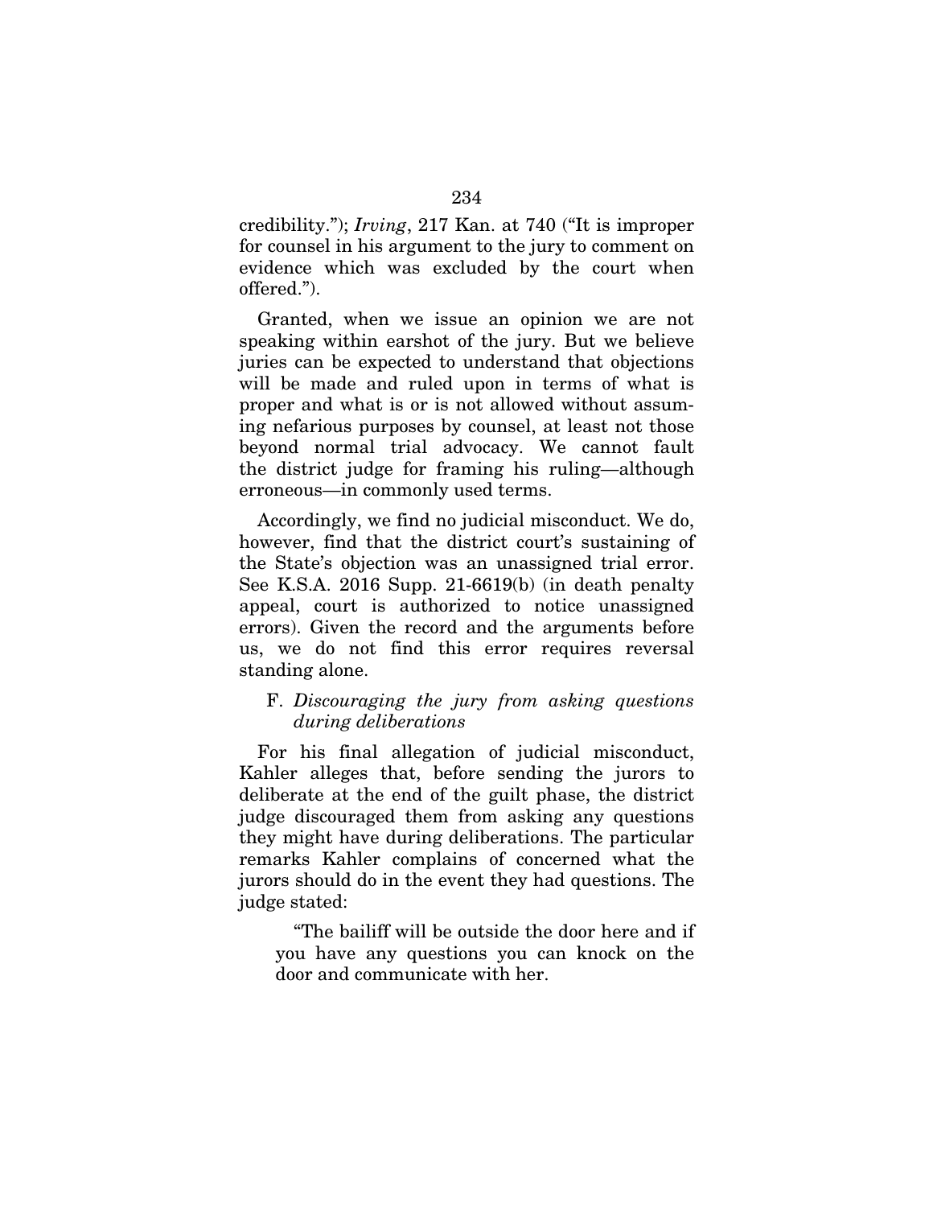credibility."); *Irving*, 217 Kan. at 740 ("It is improper for counsel in his argument to the jury to comment on evidence which was excluded by the court when offered.").

Granted, when we issue an opinion we are not speaking within earshot of the jury. But we believe juries can be expected to understand that objections will be made and ruled upon in terms of what is proper and what is or is not allowed without assuming nefarious purposes by counsel, at least not those beyond normal trial advocacy. We cannot fault the district judge for framing his ruling—although erroneous—in commonly used terms.

Accordingly, we find no judicial misconduct. We do, however, find that the district court's sustaining of the State's objection was an unassigned trial error. See K.S.A. 2016 Supp. 21-6619(b) (in death penalty appeal, court is authorized to notice unassigned errors). Given the record and the arguments before us, we do not find this error requires reversal standing alone.

F. *Discouraging the jury from asking questions during deliberations*

For his final allegation of judicial misconduct, Kahler alleges that, before sending the jurors to deliberate at the end of the guilt phase, the district judge discouraged them from asking any questions they might have during deliberations. The particular remarks Kahler complains of concerned what the jurors should do in the event they had questions. The judge stated:

> "The bailiff will be outside the door here and if you have any questions you can knock on the door and communicate with her.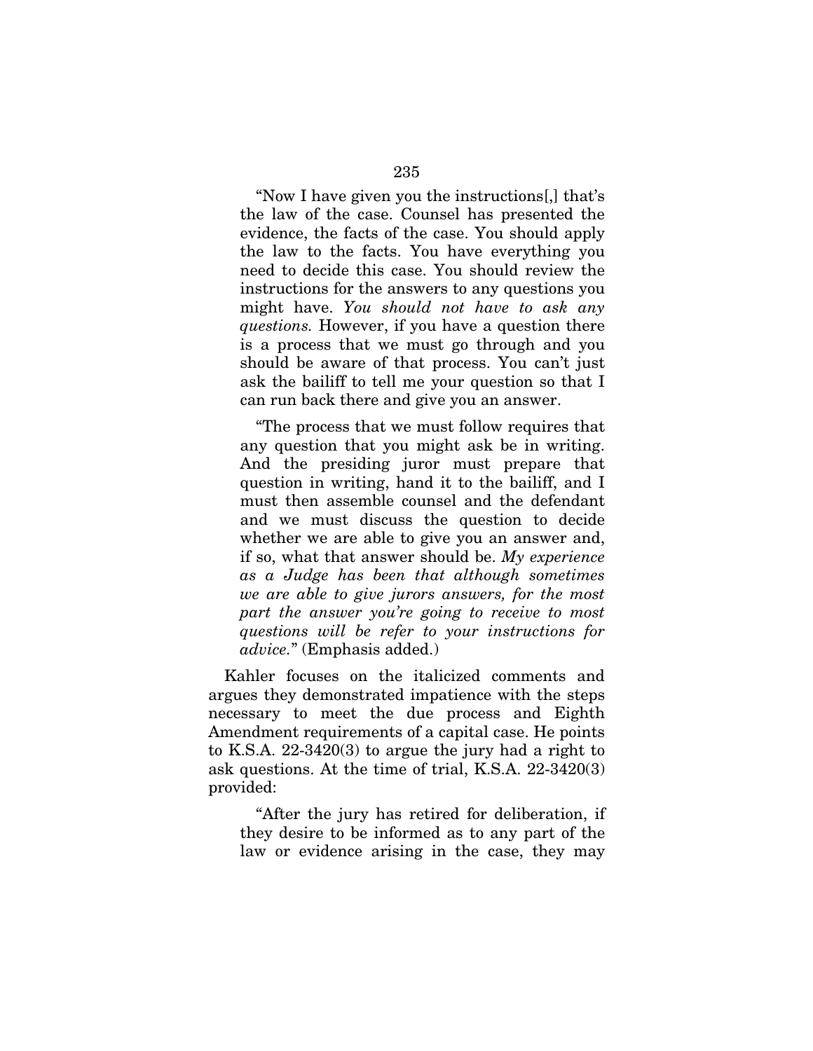"Now I have given you the instructions[,] that's the law of the case. Counsel has presented the evidence, the facts of the case. You should apply the law to the facts. You have everything you need to decide this case. You should review the instructions for the answers to any questions you might have. *You should not have to ask any questions.* However, if you have a question there is a process that we must go through and you should be aware of that process. You can't just ask the bailiff to tell me your question so that I can run back there and give you an answer.

"The process that we must follow requires that any question that you might ask be in writing. And the presiding juror must prepare that question in writing, hand it to the bailiff, and I must then assemble counsel and the defendant and we must discuss the question to decide whether we are able to give you an answer and, if so, what that answer should be. *My experience as a Judge has been that although sometimes we are able to give jurors answers, for the most part the answer you're going to receive to most questions will be refer to your instructions for advice.*" (Emphasis added.)

Kahler focuses on the italicized comments and argues they demonstrated impatience with the steps necessary to meet the due process and Eighth Amendment requirements of a capital case. He points to K.S.A. 22-3420(3) to argue the jury had a right to ask questions. At the time of trial, K.S.A. 22-3420(3) provided:

> "After the jury has retired for deliberation, if they desire to be informed as to any part of the law or evidence arising in the case, they may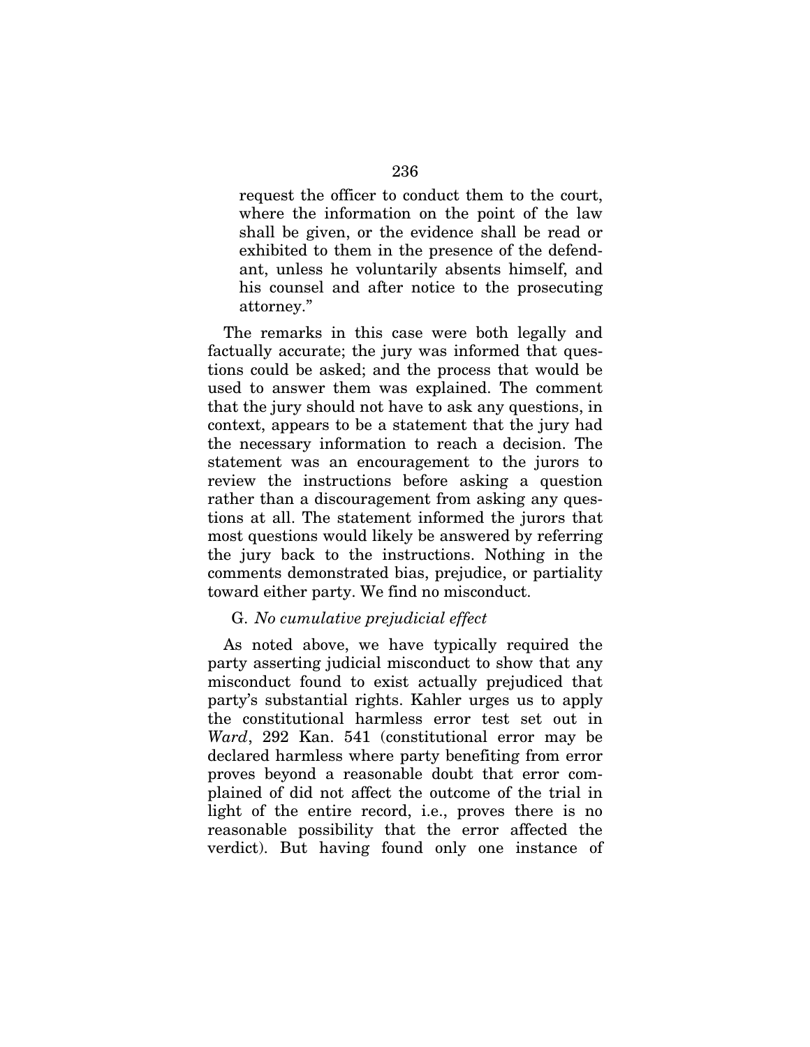request the officer to conduct them to the court, where the information on the point of the law shall be given, or the evidence shall be read or exhibited to them in the presence of the defendant, unless he voluntarily absents himself, and his counsel and after notice to the prosecuting attorney."

The remarks in this case were both legally and factually accurate; the jury was informed that questions could be asked; and the process that would be used to answer them was explained. The comment that the jury should not have to ask any questions, in context, appears to be a statement that the jury had the necessary information to reach a decision. The statement was an encouragement to the jurors to review the instructions before asking a question rather than a discouragement from asking any questions at all. The statement informed the jurors that most questions would likely be answered by referring the jury back to the instructions. Nothing in the comments demonstrated bias, prejudice, or partiality toward either party. We find no misconduct.

G. *No cumulative prejudicial effect*

As noted above, we have typically required the party asserting judicial misconduct to show that any misconduct found to exist actually prejudiced that party's substantial rights. Kahler urges us to apply the constitutional harmless error test set out in *Ward*, 292 Kan. 541 (constitutional error may be declared harmless where party benefiting from error proves beyond a reasonable doubt that error complained of did not affect the outcome of the trial in light of the entire record, i.e., proves there is no reasonable possibility that the error affected the verdict). But having found only one instance of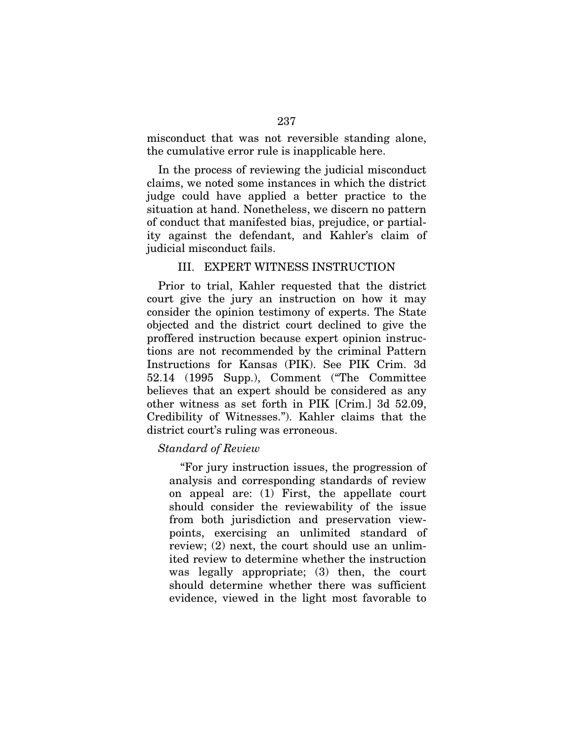misconduct that was not reversible standing alone, the cumulative error rule is inapplicable here.

In the process of reviewing the judicial misconduct claims, we noted some instances in which the district judge could have applied a better practice to the situation at hand. Nonetheless, we discern no pattern of conduct that manifested bias, prejudice, or partiality against the defendant, and Kahler's claim of judicial misconduct fails.

## III. EXPERT WITNESS INSTRUCTION

Prior to trial, Kahler requested that the district court give the jury an instruction on how it may consider the opinion testimony of experts. The State objected and the district court declined to give the proffered instruction because expert opinion instructions are not recommended by the criminal Pattern Instructions for Kansas (PIK). See PIK Crim. 3d 52.14 (1995 Supp.), Comment ("The Committee believes that an expert should be considered as any other witness as set forth in PIK [Crim.] 3d 52.09, Credibility of Witnesses."). Kahler claims that the district court's ruling was erroneous.

*Standard of Review*

> "For jury instruction issues, the progression of analysis and corresponding standards of review on appeal are: (1) First, the appellate court should consider the reviewability of the issue from both jurisdiction and preservation viewpoints, exercising an unlimited standard of review; (2) next, the court should use an unlimited review to determine whether the instruction was legally appropriate; (3) then, the court should determine whether there was sufficient evidence, viewed in the light most favorable to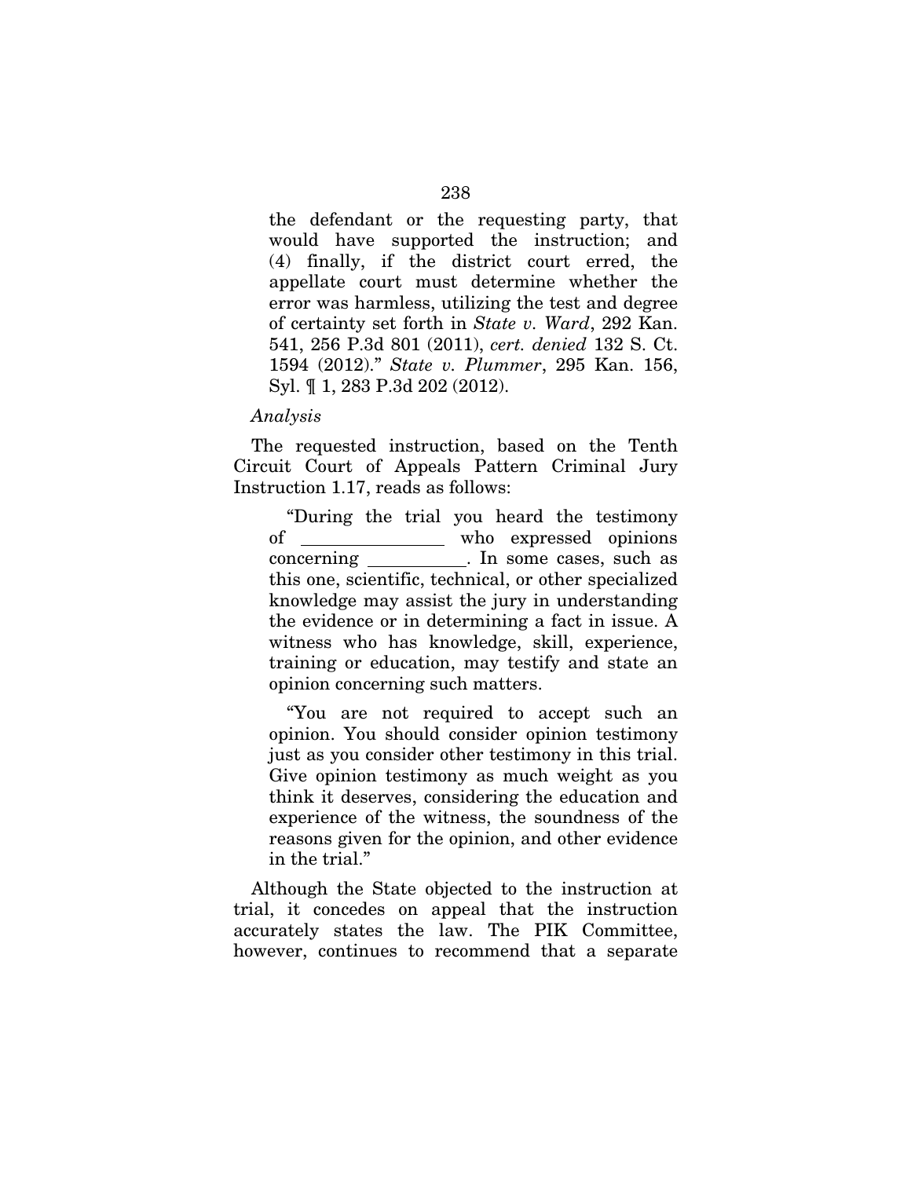the defendant or the requesting party, that would have supported the instruction; and (4) finally, if the district court erred, the appellate court must determine whether the error was harmless, utilizing the test and degree of certainty set forth in *State v. Ward*, 292 Kan. 541, 256 P.3d 801 (2011), *cert. denied* 132 S. Ct. 1594 (2012)." *State v. Plummer*, 295 Kan. 156, Syl. ¶ 1, 283 P.3d 202 (2012).

*Analysis*

The requested instruction, based on the Tenth Circuit Court of Appeals Pattern Criminal Jury Instruction 1.17, reads as follows:

> "During the trial you heard the testimony of ________________ who expressed opinions concerning ___________. In some cases, such as this one, scientific, technical, or other specialized knowledge may assist the jury in understanding the evidence or in determining a fact in issue. A witness who has knowledge, skill, experience, training or education, may testify and state an opinion concerning such matters.
>
> "You are not required to accept such an opinion. You should consider opinion testimony just as you consider other testimony in this trial. Give opinion testimony as much weight as you think it deserves, considering the education and experience of the witness, the soundness of the reasons given for the opinion, and other evidence in the trial."

Although the State objected to the instruction at trial, it concedes on appeal that the instruction accurately states the law. The PIK Committee, however, continues to recommend that a separate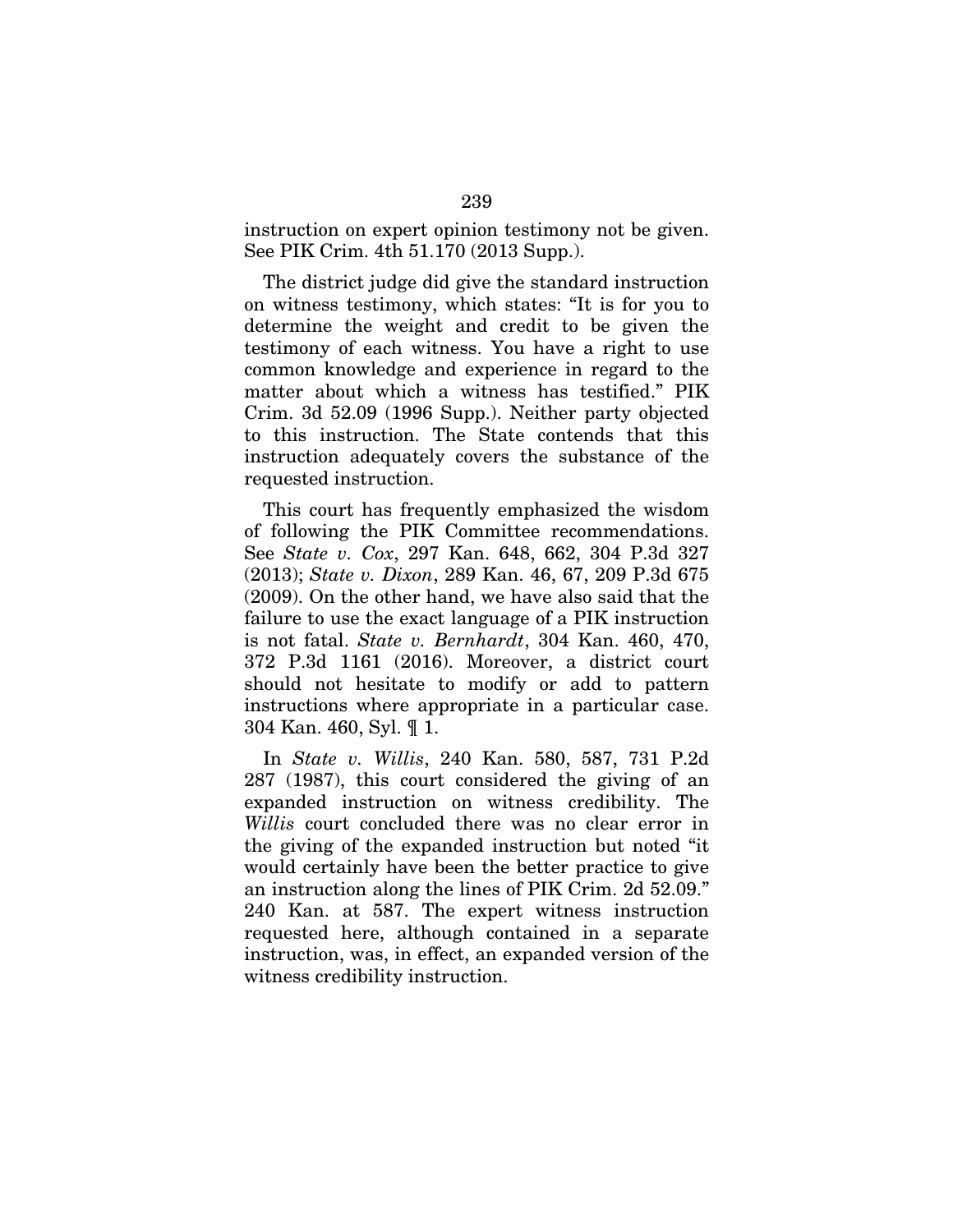instruction on expert opinion testimony not be given. See PIK Crim. 4th 51.170 (2013 Supp.).

The district judge did give the standard instruction on witness testimony, which states: "It is for you to determine the weight and credit to be given the testimony of each witness. You have a right to use common knowledge and experience in regard to the matter about which a witness has testified." PIK Crim. 3d 52.09 (1996 Supp.). Neither party objected to this instruction. The State contends that this instruction adequately covers the substance of the requested instruction.

This court has frequently emphasized the wisdom of following the PIK Committee recommendations. See *State v. Cox*, 297 Kan. 648, 662, 304 P.3d 327 (2013); *State v. Dixon*, 289 Kan. 46, 67, 209 P.3d 675 (2009). On the other hand, we have also said that the failure to use the exact language of a PIK instruction is not fatal. *State v. Bernhardt*, 304 Kan. 460, 470, 372 P.3d 1161 (2016). Moreover, a district court should not hesitate to modify or add to pattern instructions where appropriate in a particular case. 304 Kan. 460, Syl. ¶ 1.

In *State v. Willis*, 240 Kan. 580, 587, 731 P.2d 287 (1987), this court considered the giving of an expanded instruction on witness credibility. The *Willis* court concluded there was no clear error in the giving of the expanded instruction but noted "it would certainly have been the better practice to give an instruction along the lines of PIK Crim. 2d 52.09." 240 Kan. at 587. The expert witness instruction requested here, although contained in a separate instruction, was, in effect, an expanded version of the witness credibility instruction.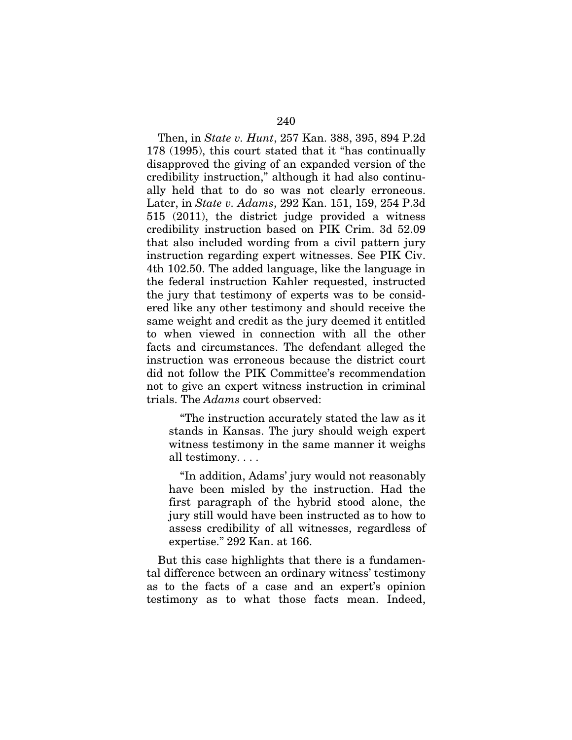Then, in *State v. Hunt*, 257 Kan. 388, 395, 894 P.2d 178 (1995), this court stated that it "has continually disapproved the giving of an expanded version of the credibility instruction," although it had also continually held that to do so was not clearly erroneous. Later, in *State v. Adams*, 292 Kan. 151, 159, 254 P.3d 515 (2011), the district judge provided a witness credibility instruction based on PIK Crim. 3d 52.09 that also included wording from a civil pattern jury instruction regarding expert witnesses. See PIK Civ. 4th 102.50. The added language, like the language in the federal instruction Kahler requested, instructed the jury that testimony of experts was to be considered like any other testimony and should receive the same weight and credit as the jury deemed it entitled to when viewed in connection with all the other facts and circumstances. The defendant alleged the instruction was erroneous because the district court did not follow the PIK Committee's recommendation not to give an expert witness instruction in criminal trials. The *Adams* court observed:

> "The instruction accurately stated the law as it stands in Kansas. The jury should weigh expert witness testimony in the same manner it weighs all testimony. . . .
>
> "In addition, Adams' jury would not reasonably have been misled by the instruction. Had the first paragraph of the hybrid stood alone, the jury still would have been instructed as to how to assess credibility of all witnesses, regardless of expertise." 292 Kan. at 166.

But this case highlights that there is a fundamental difference between an ordinary witness' testimony as to the facts of a case and an expert's opinion testimony as to what those facts mean. Indeed,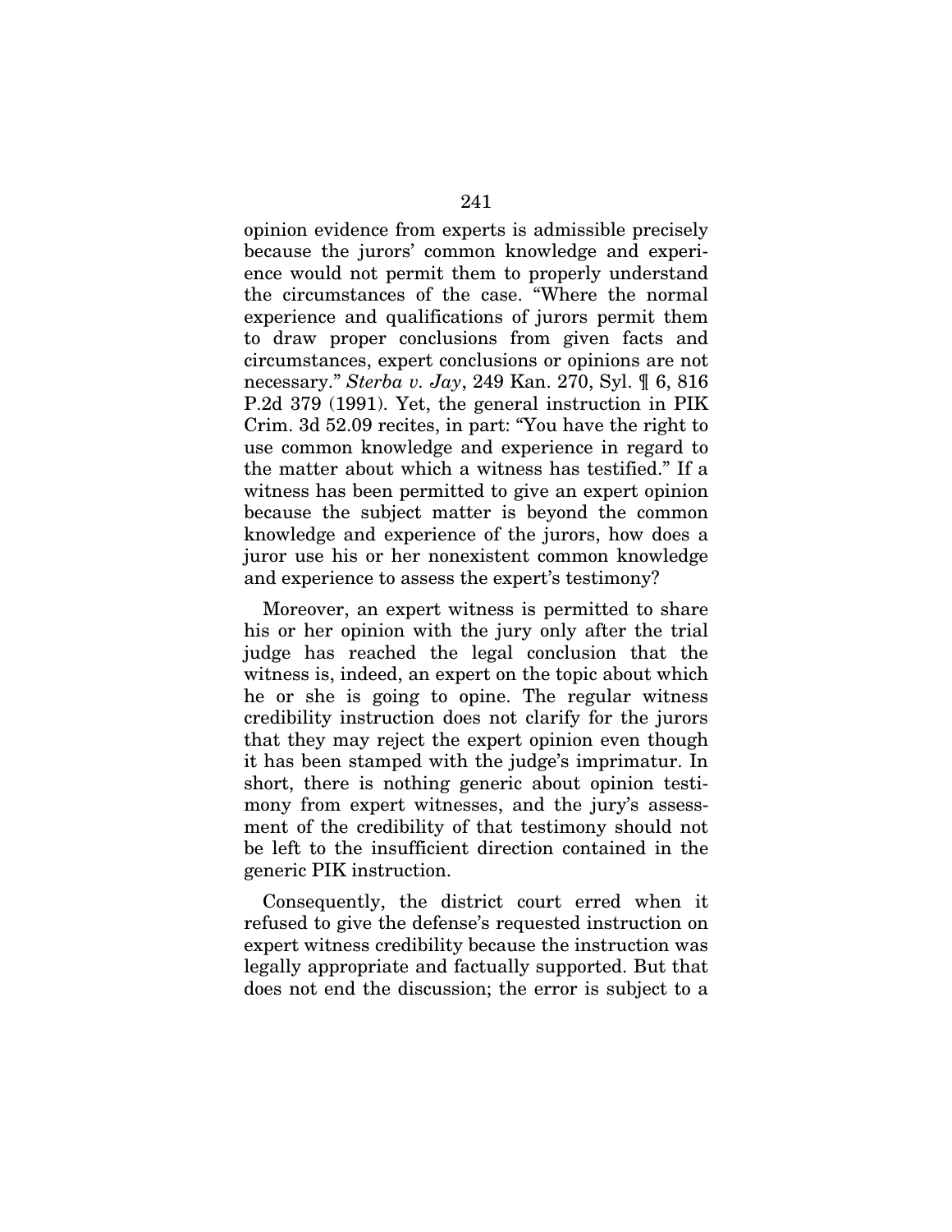opinion evidence from experts is admissible precisely because the jurors' common knowledge and experience would not permit them to properly understand the circumstances of the case. "Where the normal experience and qualifications of jurors permit them to draw proper conclusions from given facts and circumstances, expert conclusions or opinions are not necessary." *Sterba v. Jay*, 249 Kan. 270, Syl. ¶ 6, 816 P.2d 379 (1991). Yet, the general instruction in PIK Crim. 3d 52.09 recites, in part: "You have the right to use common knowledge and experience in regard to the matter about which a witness has testified." If a witness has been permitted to give an expert opinion because the subject matter is beyond the common knowledge and experience of the jurors, how does a juror use his or her nonexistent common knowledge and experience to assess the expert's testimony?

Moreover, an expert witness is permitted to share his or her opinion with the jury only after the trial judge has reached the legal conclusion that the witness is, indeed, an expert on the topic about which he or she is going to opine. The regular witness credibility instruction does not clarify for the jurors that they may reject the expert opinion even though it has been stamped with the judge's imprimatur. In short, there is nothing generic about opinion testimony from expert witnesses, and the jury's assessment of the credibility of that testimony should not be left to the insufficient direction contained in the generic PIK instruction.

Consequently, the district court erred when it refused to give the defense's requested instruction on expert witness credibility because the instruction was legally appropriate and factually supported. But that does not end the discussion; the error is subject to a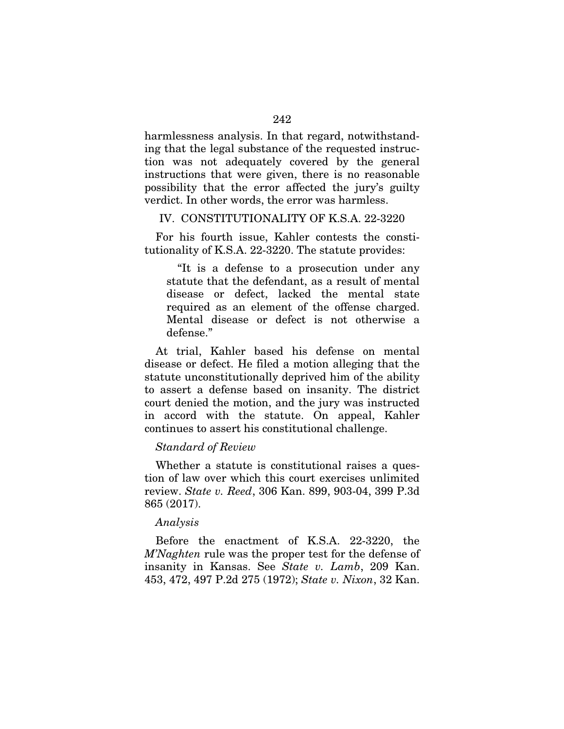harmlessness analysis. In that regard, notwithstanding that the legal substance of the requested instruction was not adequately covered by the general instructions that were given, there is no reasonable possibility that the error affected the jury's guilty verdict. In other words, the error was harmless.

## IV. CONSTITUTIONALITY OF K.S.A. 22-3220

For his fourth issue, Kahler contests the constitutionality of K.S.A. 22-3220. The statute provides:

> "It is a defense to a prosecution under any statute that the defendant, as a result of mental disease or defect, lacked the mental state required as an element of the offense charged. Mental disease or defect is not otherwise a defense."

At trial, Kahler based his defense on mental disease or defect. He filed a motion alleging that the statute unconstitutionally deprived him of the ability to assert a defense based on insanity. The district court denied the motion, and the jury was instructed in accord with the statute. On appeal, Kahler continues to assert his constitutional challenge.

### *Standard of Review*

Whether a statute is constitutional raises a question of law over which this court exercises unlimited review. *State v. Reed*, 306 Kan. 899, 903-04, 399 P.3d 865 (2017).

### *Analysis*

Before the enactment of K.S.A. 22-3220, the *M'Naghten* rule was the proper test for the defense of insanity in Kansas. See *State v. Lamb*, 209 Kan. 453, 472, 497 P.2d 275 (1972); *State v. Nixon*, 32 Kan.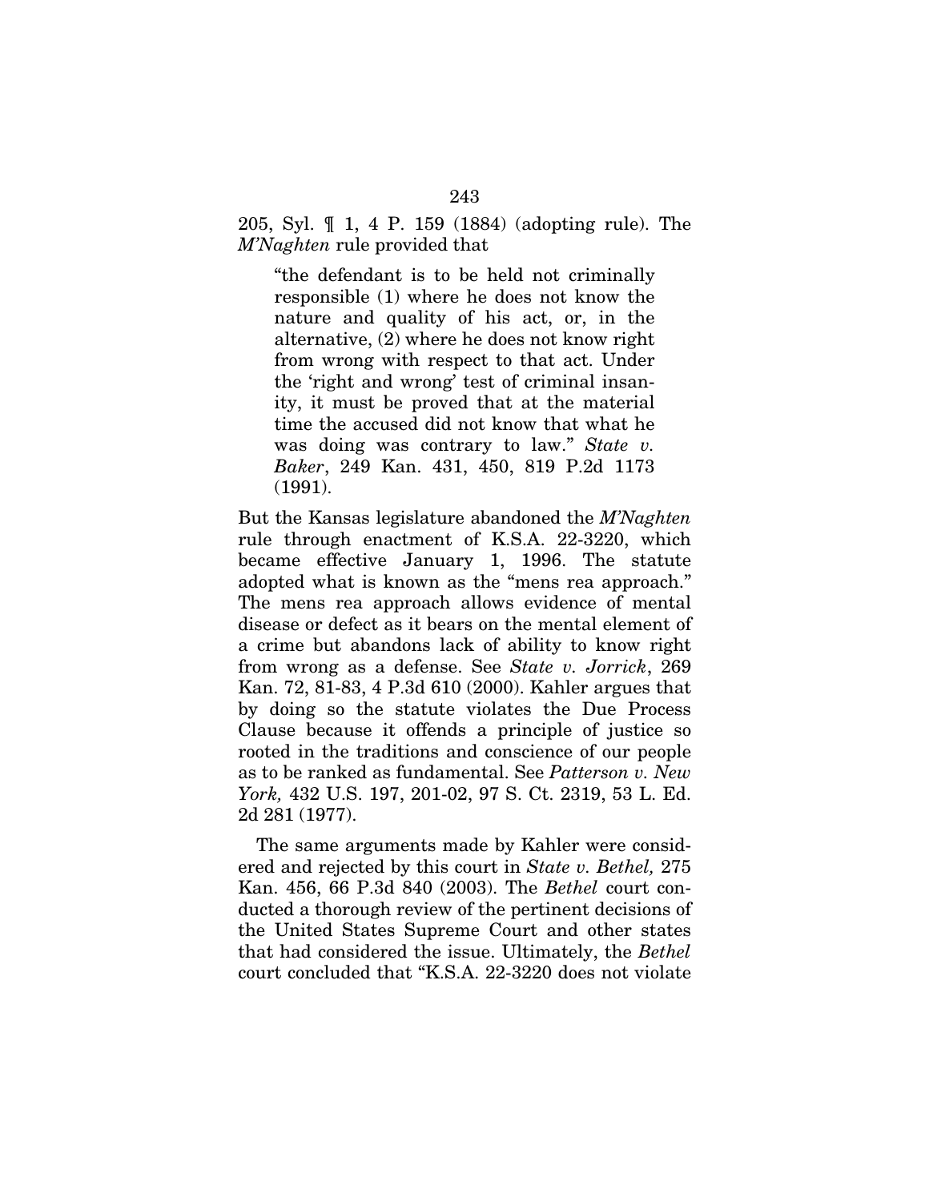205, Syl. ¶ 1, 4 P. 159 (1884) (adopting rule). The *M'Naghten* rule provided that

> "the defendant is to be held not criminally responsible (1) where he does not know the nature and quality of his act, or, in the alternative, (2) where he does not know right from wrong with respect to that act. Under the 'right and wrong' test of criminal insanity, it must be proved that at the material time the accused did not know that what he was doing was contrary to law." *State v. Baker*, 249 Kan. 431, 450, 819 P.2d 1173 (1991).

But the Kansas legislature abandoned the *M'Naghten* rule through enactment of K.S.A. 22-3220, which became effective January 1, 1996. The statute adopted what is known as the "mens rea approach." The mens rea approach allows evidence of mental disease or defect as it bears on the mental element of a crime but abandons lack of ability to know right from wrong as a defense. See *State v. Jorrick*, 269 Kan. 72, 81-83, 4 P.3d 610 (2000). Kahler argues that by doing so the statute violates the Due Process Clause because it offends a principle of justice so rooted in the traditions and conscience of our people as to be ranked as fundamental. See *Patterson v. New York,* 432 U.S. 197, 201-02, 97 S. Ct. 2319, 53 L. Ed. 2d 281 (1977).

The same arguments made by Kahler were considered and rejected by this court in *State v. Bethel,* 275 Kan. 456, 66 P.3d 840 (2003). The *Bethel* court conducted a thorough review of the pertinent decisions of the United States Supreme Court and other states that had considered the issue. Ultimately, the *Bethel* court concluded that "K.S.A. 22-3220 does not violate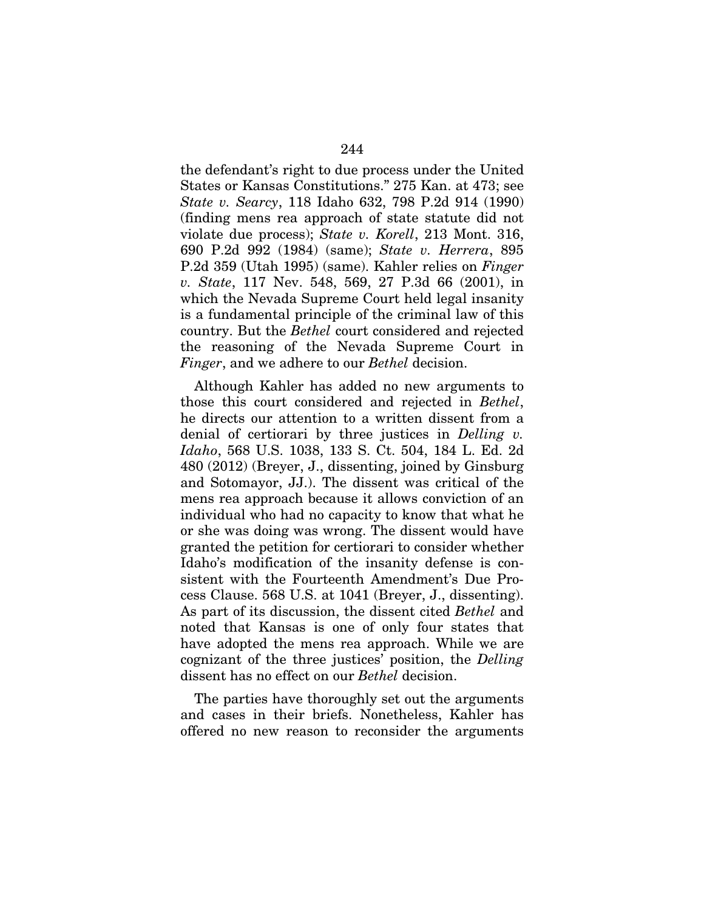the defendant's right to due process under the United States or Kansas Constitutions." 275 Kan. at 473; see *State v. Searcy*, 118 Idaho 632, 798 P.2d 914 (1990) (finding mens rea approach of state statute did not violate due process); *State v. Korell*, 213 Mont. 316, 690 P.2d 992 (1984) (same); *State v. Herrera*, 895 P.2d 359 (Utah 1995) (same). Kahler relies on *Finger v. State*, 117 Nev. 548, 569, 27 P.3d 66 (2001), in which the Nevada Supreme Court held legal insanity is a fundamental principle of the criminal law of this country. But the *Bethel* court considered and rejected the reasoning of the Nevada Supreme Court in *Finger*, and we adhere to our *Bethel* decision.

Although Kahler has added no new arguments to those this court considered and rejected in *Bethel*, he directs our attention to a written dissent from a denial of certiorari by three justices in *Delling v. Idaho*, 568 U.S. 1038, 133 S. Ct. 504, 184 L. Ed. 2d 480 (2012) (Breyer, J., dissenting, joined by Ginsburg and Sotomayor, JJ.). The dissent was critical of the mens rea approach because it allows conviction of an individual who had no capacity to know that what he or she was doing was wrong. The dissent would have granted the petition for certiorari to consider whether Idaho's modification of the insanity defense is consistent with the Fourteenth Amendment's Due Process Clause. 568 U.S. at 1041 (Breyer, J., dissenting). As part of its discussion, the dissent cited *Bethel* and noted that Kansas is one of only four states that have adopted the mens rea approach. While we are cognizant of the three justices' position, the *Delling* dissent has no effect on our *Bethel* decision.

The parties have thoroughly set out the arguments and cases in their briefs. Nonetheless, Kahler has offered no new reason to reconsider the arguments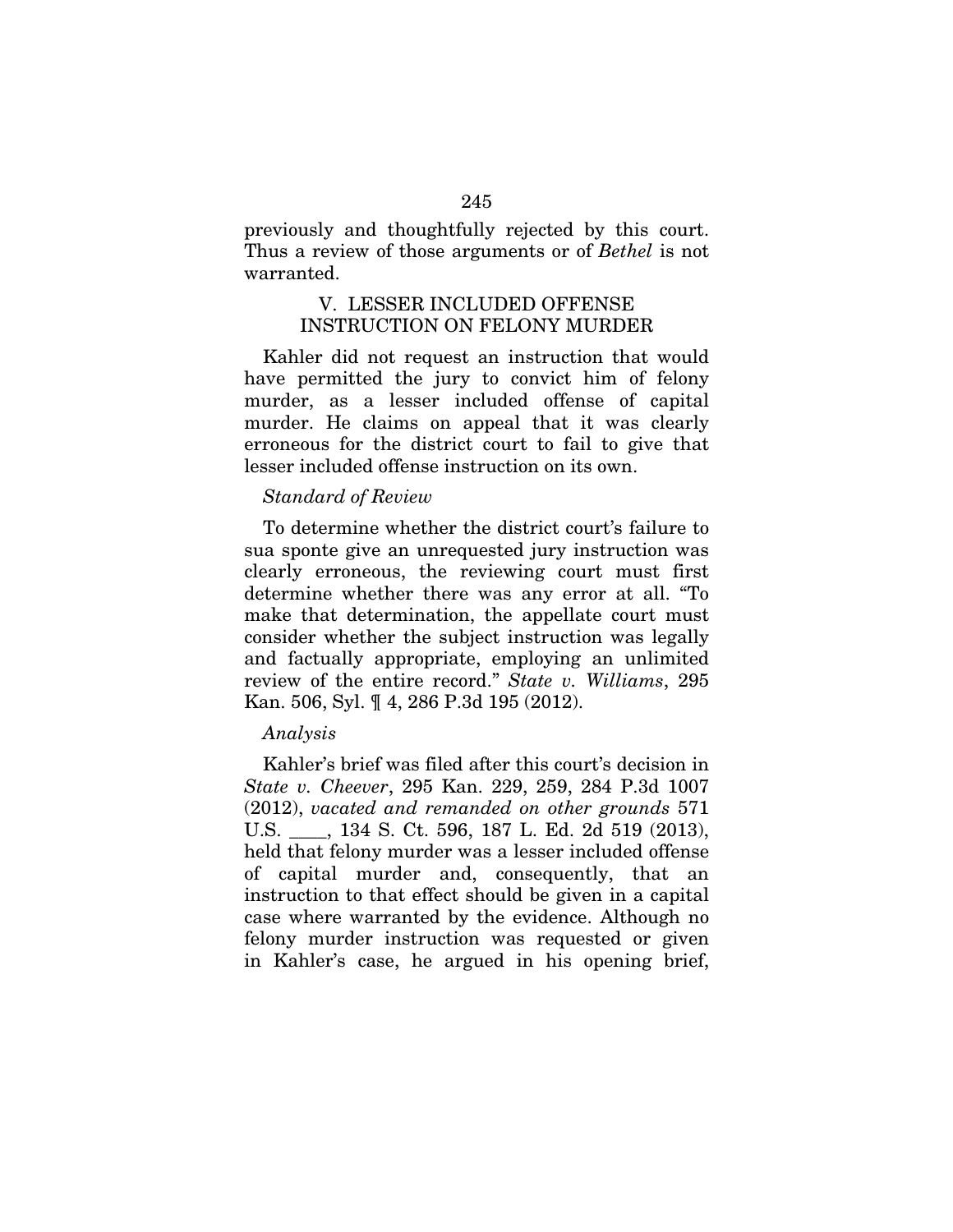previously and thoughtfully rejected by this court. Thus a review of those arguments or of *Bethel* is not warranted.

## V. LESSER INCLUDED OFFENSE INSTRUCTION ON FELONY MURDER

Kahler did not request an instruction that would have permitted the jury to convict him of felony murder, as a lesser included offense of capital murder. He claims on appeal that it was clearly erroneous for the district court to fail to give that lesser included offense instruction on its own.

### *Standard of Review*

To determine whether the district court's failure to sua sponte give an unrequested jury instruction was clearly erroneous, the reviewing court must first determine whether there was any error at all. "To make that determination, the appellate court must consider whether the subject instruction was legally and factually appropriate, employing an unlimited review of the entire record." *State v. Williams*, 295 Kan. 506, Syl. ¶ 4, 286 P.3d 195 (2012).

### *Analysis*

Kahler's brief was filed after this court's decision in *State v. Cheever*, 295 Kan. 229, 259, 284 P.3d 1007 (2012), *vacated and remanded on other grounds* 571 U.S. \_\_\_\_, 134 S. Ct. 596, 187 L. Ed. 2d 519 (2013), held that felony murder was a lesser included offense of capital murder and, consequently, that an instruction to that effect should be given in a capital case where warranted by the evidence. Although no felony murder instruction was requested or given in Kahler's case, he argued in his opening brief,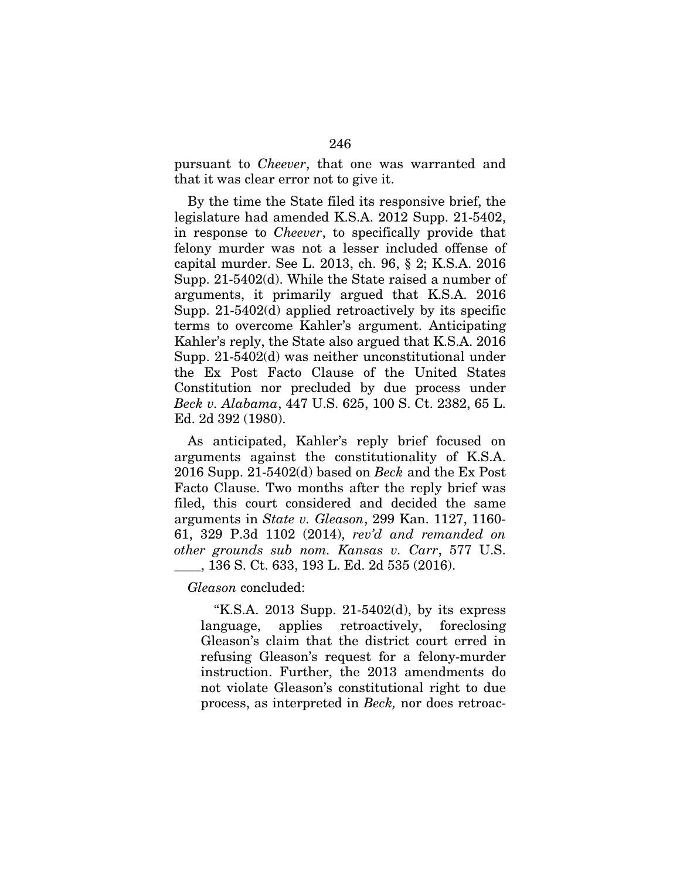pursuant to *Cheever*, that one was warranted and that it was clear error not to give it.

By the time the State filed its responsive brief, the legislature had amended K.S.A. 2012 Supp. 21-5402, in response to *Cheever*, to specifically provide that felony murder was not a lesser included offense of capital murder. See L. 2013, ch. 96, § 2; K.S.A. 2016 Supp. 21-5402(d). While the State raised a number of arguments, it primarily argued that K.S.A. 2016 Supp. 21-5402(d) applied retroactively by its specific terms to overcome Kahler's argument. Anticipating Kahler's reply, the State also argued that K.S.A. 2016 Supp. 21-5402(d) was neither unconstitutional under the Ex Post Facto Clause of the United States Constitution nor precluded by due process under *Beck v. Alabama*, 447 U.S. 625, 100 S. Ct. 2382, 65 L. Ed. 2d 392 (1980).

As anticipated, Kahler's reply brief focused on arguments against the constitutionality of K.S.A. 2016 Supp. 21-5402(d) based on *Beck* and the Ex Post Facto Clause. Two months after the reply brief was filed, this court considered and decided the same arguments in *State v. Gleason*, 299 Kan. 1127, 1160-61, 329 P.3d 1102 (2014), *rev'd and remanded on other grounds sub nom. Kansas v. Carr*, 577 U.S. \_\_\_\_, 136 S. Ct. 633, 193 L. Ed. 2d 535 (2016).

*Gleason* concluded:

> "K.S.A. 2013 Supp. 21-5402(d), by its express language, applies retroactively, foreclosing Gleason's claim that the district court erred in refusing Gleason's request for a felony-murder instruction. Further, the 2013 amendments do not violate Gleason's constitutional right to due process, as interpreted in *Beck,* nor does retroac-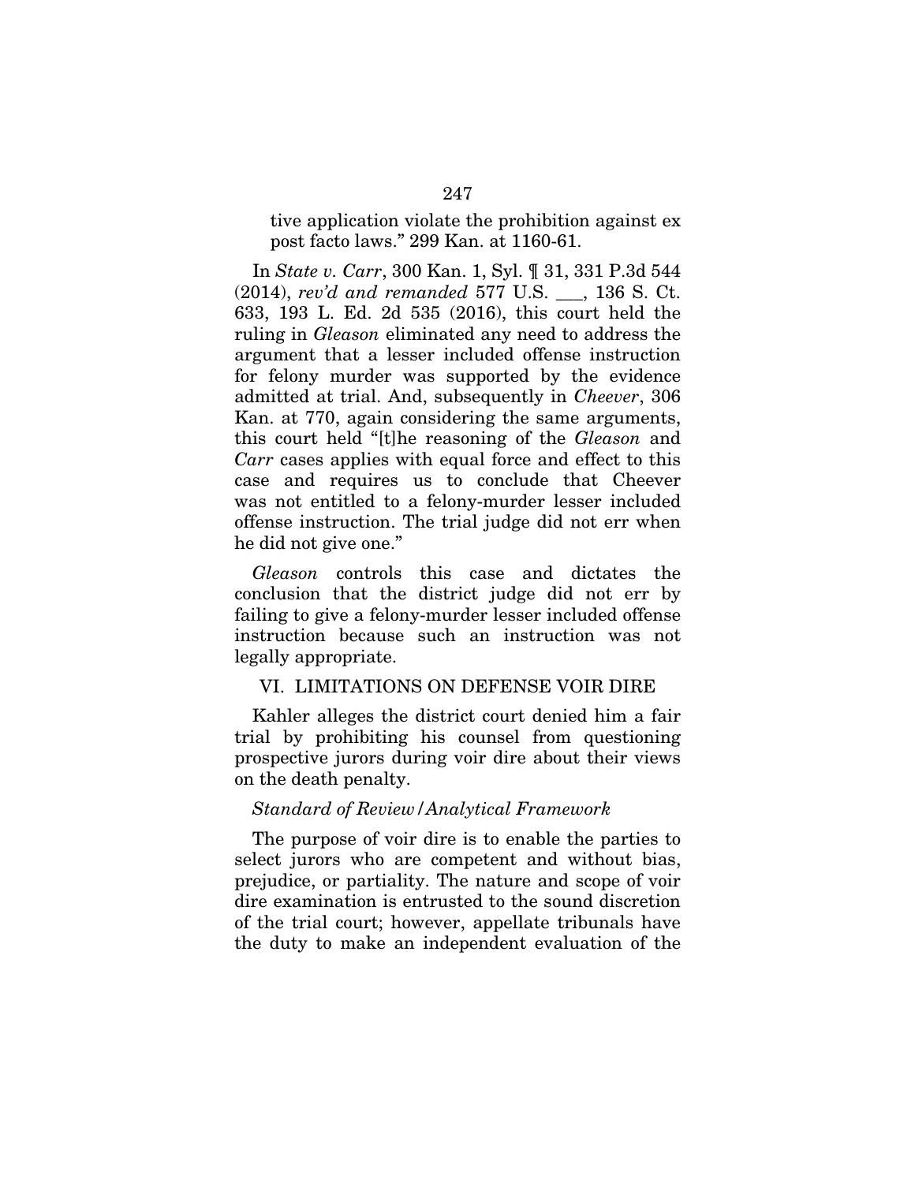tive application violate the prohibition against ex post facto laws." 299 Kan. at 1160-61.

In *State v. Carr*, 300 Kan. 1, Syl. ¶ 31, 331 P.3d 544 (2014), *rev'd and remanded* 577 U.S. ___, 136 S. Ct. 633, 193 L. Ed. 2d 535 (2016), this court held the ruling in *Gleason* eliminated any need to address the argument that a lesser included offense instruction for felony murder was supported by the evidence admitted at trial. And, subsequently in *Cheever*, 306 Kan. at 770, again considering the same arguments, this court held "[t]he reasoning of the *Gleason* and *Carr* cases applies with equal force and effect to this case and requires us to conclude that Cheever was not entitled to a felony-murder lesser included offense instruction. The trial judge did not err when he did not give one."

*Gleason* controls this case and dictates the conclusion that the district judge did not err by failing to give a felony-murder lesser included offense instruction because such an instruction was not legally appropriate.

## VI. LIMITATIONS ON DEFENSE VOIR DIRE

Kahler alleges the district court denied him a fair trial by prohibiting his counsel from questioning prospective jurors during voir dire about their views on the death penalty.

### *Standard of Review/Analytical Framework*

The purpose of voir dire is to enable the parties to select jurors who are competent and without bias, prejudice, or partiality. The nature and scope of voir dire examination is entrusted to the sound discretion of the trial court; however, appellate tribunals have the duty to make an independent evaluation of the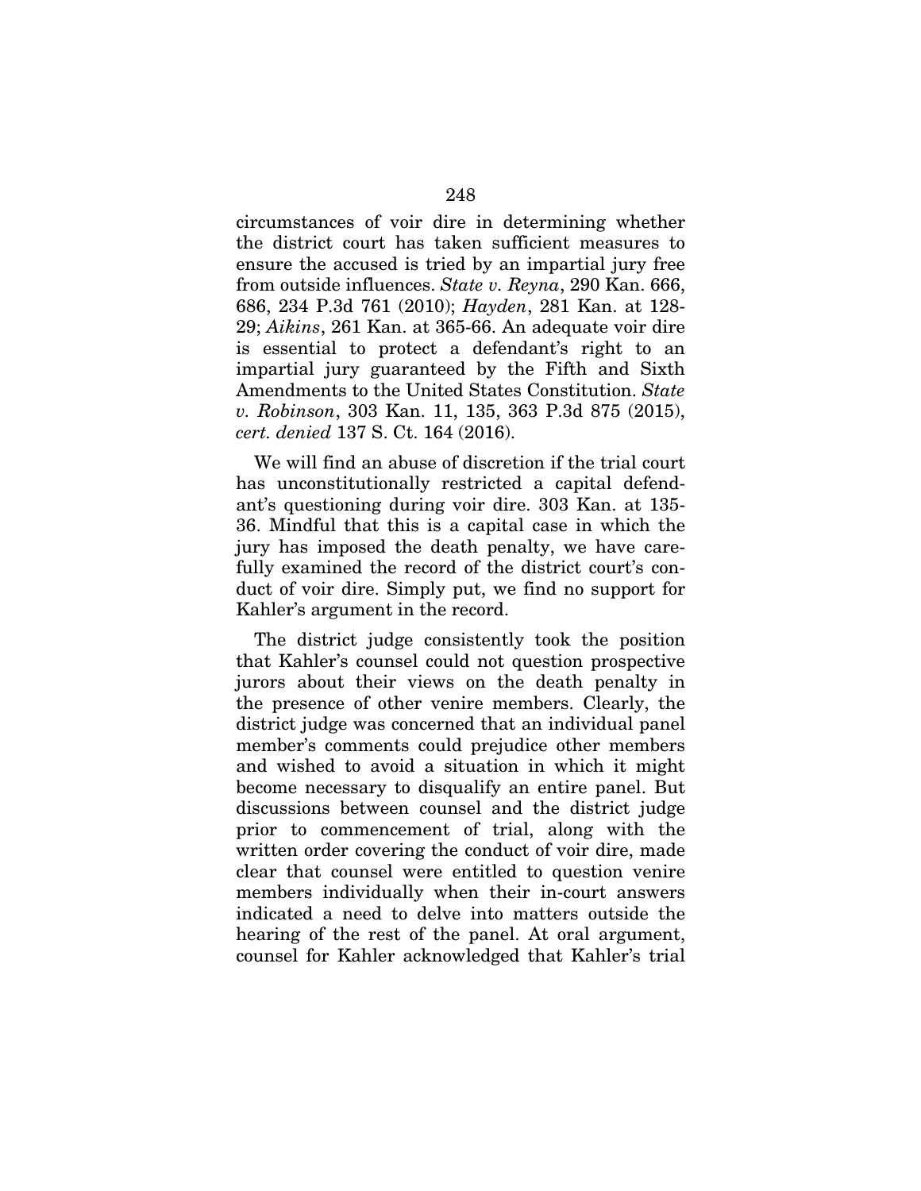circumstances of voir dire in determining whether the district court has taken sufficient measures to ensure the accused is tried by an impartial jury free from outside influences. *State v. Reyna*, 290 Kan. 666, 686, 234 P.3d 761 (2010); *Hayden*, 281 Kan. at 128-29; *Aikins*, 261 Kan. at 365-66. An adequate voir dire is essential to protect a defendant's right to an impartial jury guaranteed by the Fifth and Sixth Amendments to the United States Constitution. *State v. Robinson*, 303 Kan. 11, 135, 363 P.3d 875 (2015), *cert. denied* 137 S. Ct. 164 (2016).

We will find an abuse of discretion if the trial court has unconstitutionally restricted a capital defendant's questioning during voir dire. 303 Kan. at 135-36. Mindful that this is a capital case in which the jury has imposed the death penalty, we have carefully examined the record of the district court's conduct of voir dire. Simply put, we find no support for Kahler's argument in the record.

The district judge consistently took the position that Kahler's counsel could not question prospective jurors about their views on the death penalty in the presence of other venire members. Clearly, the district judge was concerned that an individual panel member's comments could prejudice other members and wished to avoid a situation in which it might become necessary to disqualify an entire panel. But discussions between counsel and the district judge prior to commencement of trial, along with the written order covering the conduct of voir dire, made clear that counsel were entitled to question venire members individually when their in-court answers indicated a need to delve into matters outside the hearing of the rest of the panel. At oral argument, counsel for Kahler acknowledged that Kahler's trial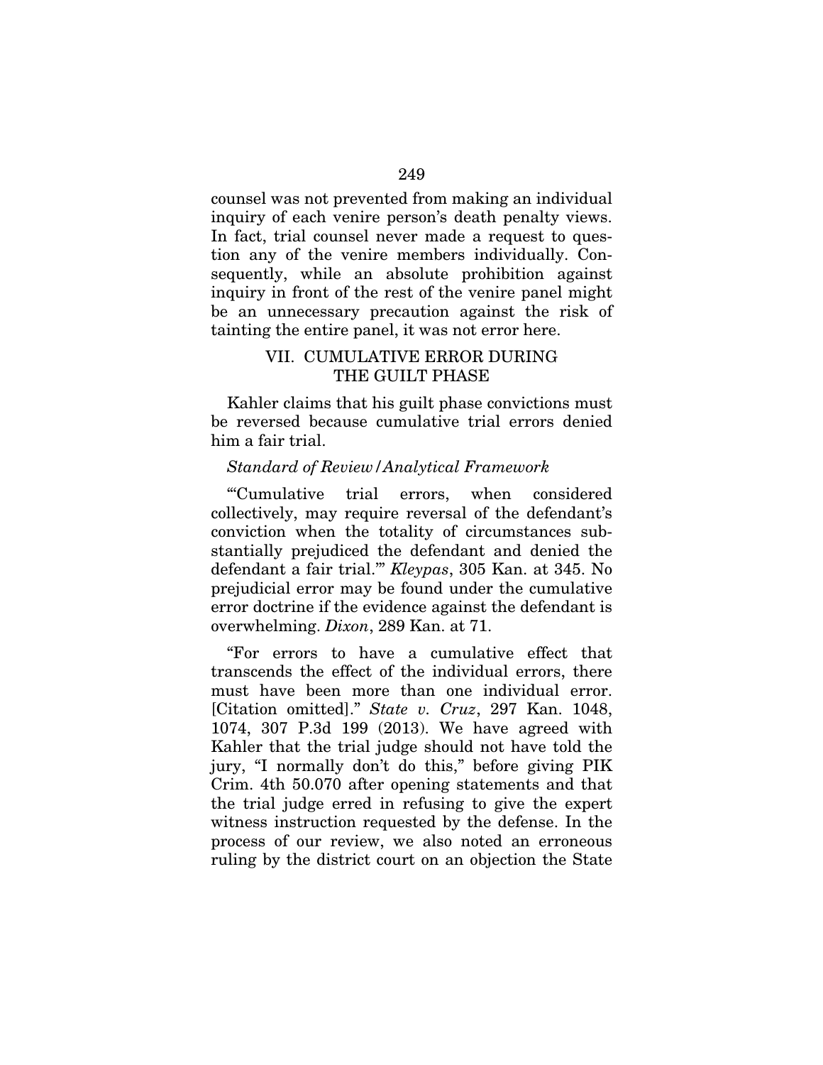counsel was not prevented from making an individual inquiry of each venire person's death penalty views. In fact, trial counsel never made a request to question any of the venire members individually. Consequently, while an absolute prohibition against inquiry in front of the rest of the venire panel might be an unnecessary precaution against the risk of tainting the entire panel, it was not error here.

## VII. CUMULATIVE ERROR DURING THE GUILT PHASE

Kahler claims that his guilt phase convictions must be reversed because cumulative trial errors denied him a fair trial.

*Standard of Review/Analytical Framework*

"'Cumulative trial errors, when considered collectively, may require reversal of the defendant's conviction when the totality of circumstances substantially prejudiced the defendant and denied the defendant a fair trial.'" *Kleypas*, 305 Kan. at 345. No prejudicial error may be found under the cumulative error doctrine if the evidence against the defendant is overwhelming. *Dixon*, 289 Kan. at 71.

"For errors to have a cumulative effect that transcends the effect of the individual errors, there must have been more than one individual error. [Citation omitted]." *State v. Cruz*, 297 Kan. 1048, 1074, 307 P.3d 199 (2013). We have agreed with Kahler that the trial judge should not have told the jury, "I normally don't do this," before giving PIK Crim. 4th 50.070 after opening statements and that the trial judge erred in refusing to give the expert witness instruction requested by the defense. In the process of our review, we also noted an erroneous ruling by the district court on an objection the State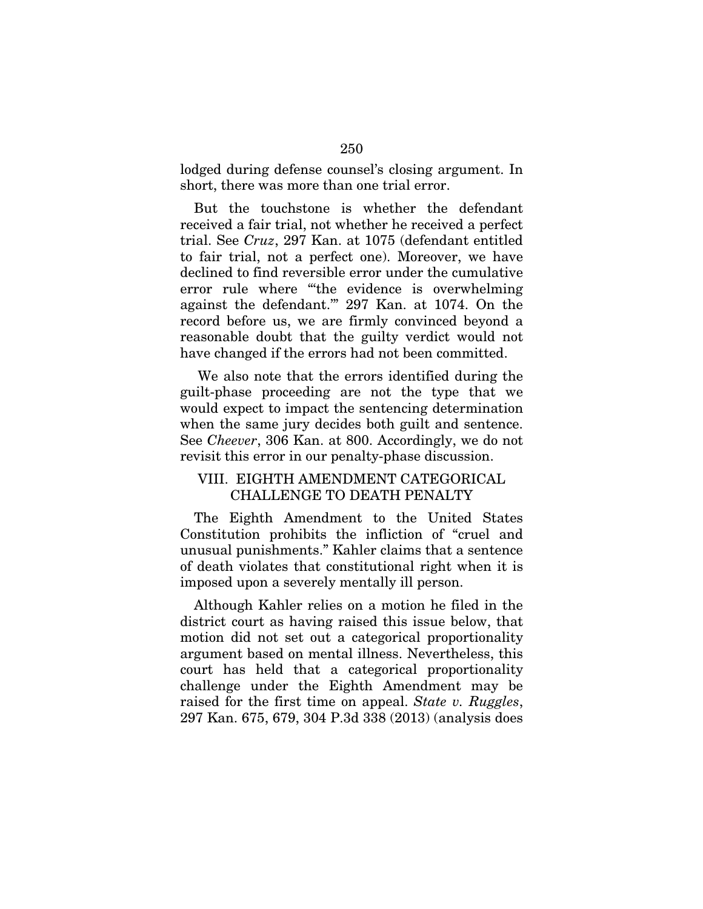lodged during defense counsel's closing argument. In short, there was more than one trial error.

But the touchstone is whether the defendant received a fair trial, not whether he received a perfect trial. See *Cruz*, 297 Kan. at 1075 (defendant entitled to fair trial, not a perfect one). Moreover, we have declined to find reversible error under the cumulative error rule where "'the evidence is overwhelming against the defendant.'" 297 Kan. at 1074. On the record before us, we are firmly convinced beyond a reasonable doubt that the guilty verdict would not have changed if the errors had not been committed.

We also note that the errors identified during the guilt-phase proceeding are not the type that we would expect to impact the sentencing determination when the same jury decides both guilt and sentence. See *Cheever*, 306 Kan. at 800. Accordingly, we do not revisit this error in our penalty-phase discussion.

## VIII. EIGHTH AMENDMENT CATEGORICAL CHALLENGE TO DEATH PENALTY

The Eighth Amendment to the United States Constitution prohibits the infliction of "cruel and unusual punishments." Kahler claims that a sentence of death violates that constitutional right when it is imposed upon a severely mentally ill person.

Although Kahler relies on a motion he filed in the district court as having raised this issue below, that motion did not set out a categorical proportionality argument based on mental illness. Nevertheless, this court has held that a categorical proportionality challenge under the Eighth Amendment may be raised for the first time on appeal. *State v. Ruggles*, 297 Kan. 675, 679, 304 P.3d 338 (2013) (analysis does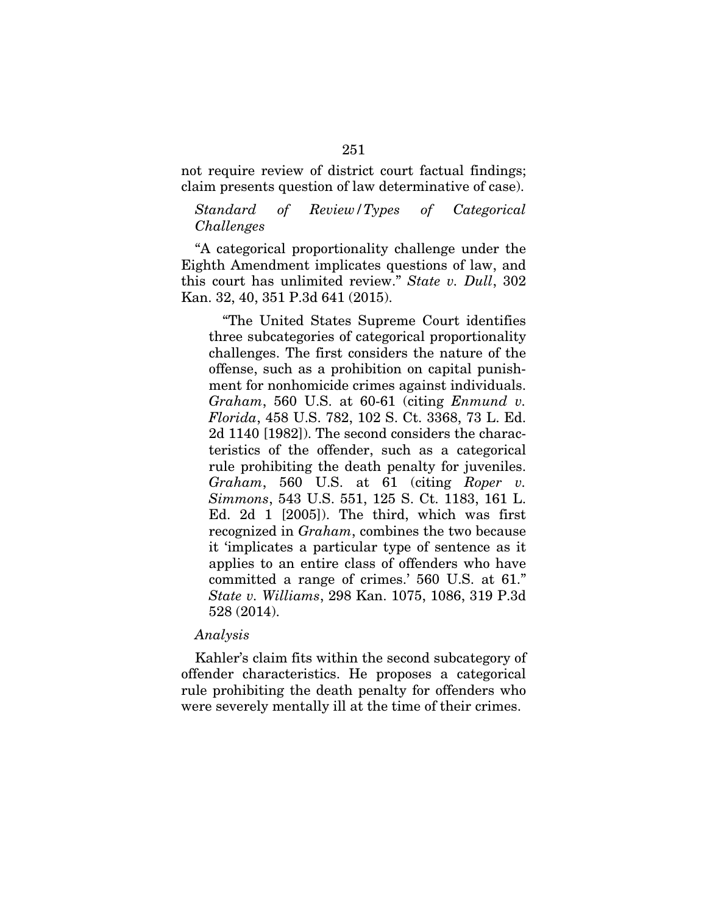not require review of district court factual findings; claim presents question of law determinative of case).

*Standard of Review/Types of Categorical Challenges*

"A categorical proportionality challenge under the Eighth Amendment implicates questions of law, and this court has unlimited review." *State v. Dull*, 302 Kan. 32, 40, 351 P.3d 641 (2015).

> "The United States Supreme Court identifies three subcategories of categorical proportionality challenges. The first considers the nature of the offense, such as a prohibition on capital punishment for nonhomicide crimes against individuals. *Graham*, 560 U.S. at 60-61 (citing *Enmund v. Florida*, 458 U.S. 782, 102 S. Ct. 3368, 73 L. Ed. 2d 1140 [1982]). The second considers the characteristics of the offender, such as a categorical rule prohibiting the death penalty for juveniles. *Graham*, 560 U.S. at 61 (citing *Roper v. Simmons*, 543 U.S. 551, 125 S. Ct. 1183, 161 L. Ed. 2d 1 [2005]). The third, which was first recognized in *Graham*, combines the two because it 'implicates a particular type of sentence as it applies to an entire class of offenders who have committed a range of crimes.' 560 U.S. at 61." *State v. Williams*, 298 Kan. 1075, 1086, 319 P.3d 528 (2014).

*Analysis*

Kahler's claim fits within the second subcategory of offender characteristics. He proposes a categorical rule prohibiting the death penalty for offenders who were severely mentally ill at the time of their crimes.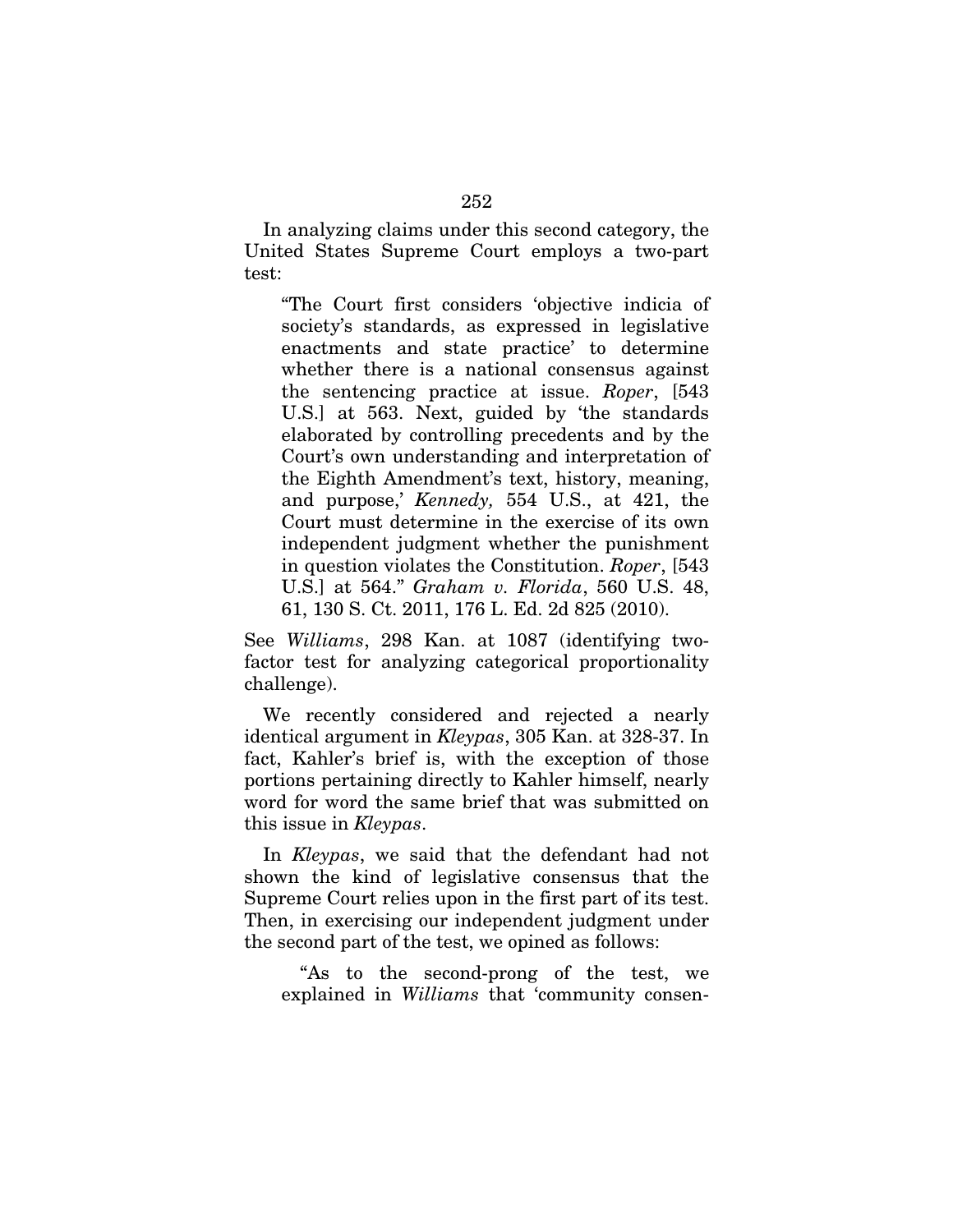In analyzing claims under this second category, the United States Supreme Court employs a two-part test:

> "The Court first considers 'objective indicia of society's standards, as expressed in legislative enactments and state practice' to determine whether there is a national consensus against the sentencing practice at issue. *Roper*, [543 U.S.] at 563. Next, guided by 'the standards elaborated by controlling precedents and by the Court's own understanding and interpretation of the Eighth Amendment's text, history, meaning, and purpose,' *Kennedy,* 554 U.S., at 421, the Court must determine in the exercise of its own independent judgment whether the punishment in question violates the Constitution. *Roper*, [543 U.S.] at 564." *Graham v. Florida*, 560 U.S. 48, 61, 130 S. Ct. 2011, 176 L. Ed. 2d 825 (2010).

See *Williams*, 298 Kan. at 1087 (identifying two-factor test for analyzing categorical proportionality challenge).

We recently considered and rejected a nearly identical argument in *Kleypas*, 305 Kan. at 328-37. In fact, Kahler's brief is, with the exception of those portions pertaining directly to Kahler himself, nearly word for word the same brief that was submitted on this issue in *Kleypas*.

In *Kleypas*, we said that the defendant had not shown the kind of legislative consensus that the Supreme Court relies upon in the first part of its test. Then, in exercising our independent judgment under the second part of the test, we opined as follows:

> "As to the second-prong of the test, we explained in *Williams* that 'community consen-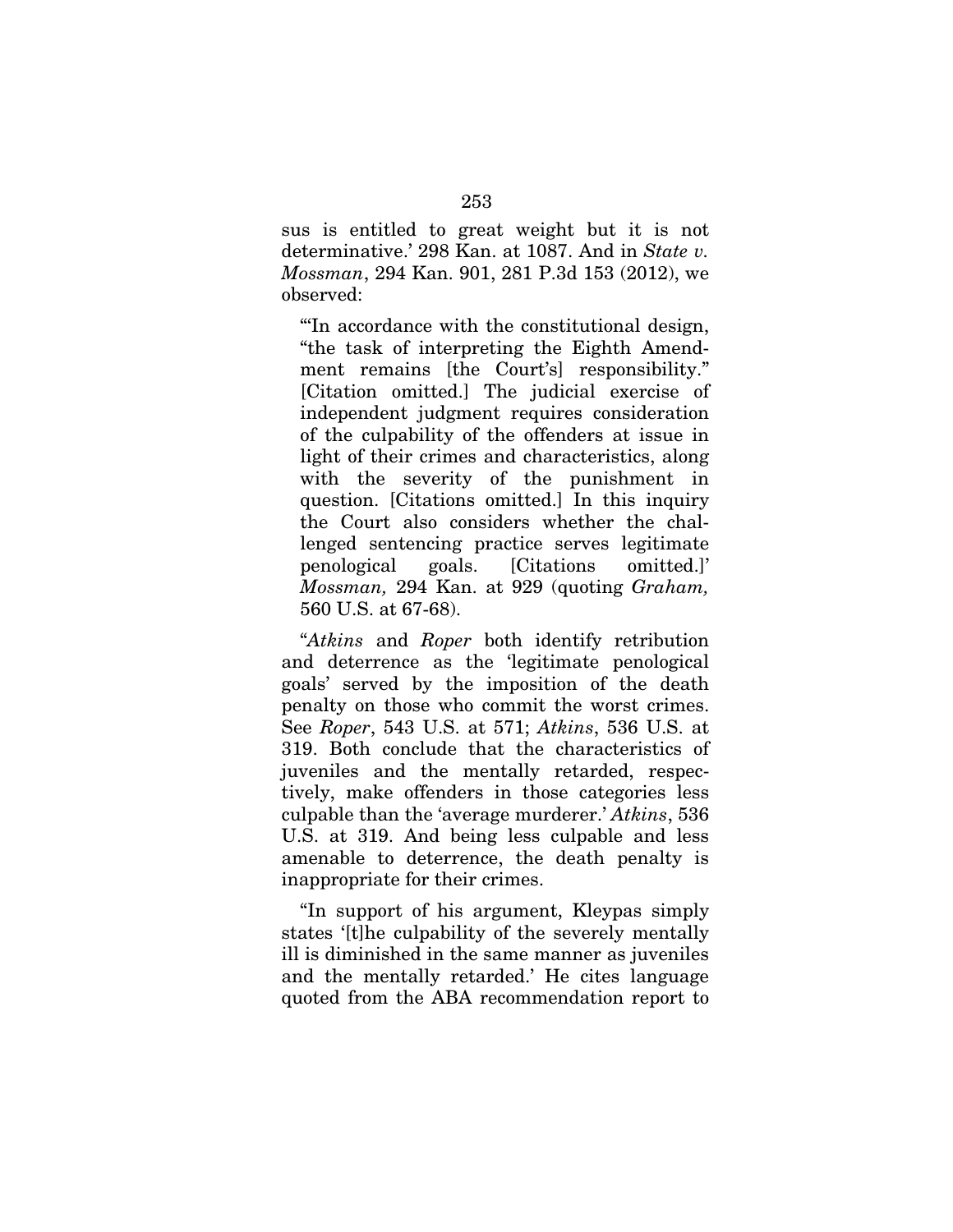sus is entitled to great weight but it is not determinative.' 298 Kan. at 1087. And in *State v. Mossman*, 294 Kan. 901, 281 P.3d 153 (2012), we observed:

> "'In accordance with the constitutional design, "the task of interpreting the Eighth Amendment remains [the Court's] responsibility." [Citation omitted.] The judicial exercise of independent judgment requires consideration of the culpability of the offenders at issue in light of their crimes and characteristics, along with the severity of the punishment in question. [Citations omitted.] In this inquiry the Court also considers whether the challenged sentencing practice serves legitimate penological goals. [Citations omitted.]' *Mossman,* 294 Kan. at 929 (quoting *Graham,* 560 U.S. at 67-68).

"*Atkins* and *Roper* both identify retribution and deterrence as the 'legitimate penological goals' served by the imposition of the death penalty on those who commit the worst crimes. See *Roper*, 543 U.S. at 571; *Atkins*, 536 U.S. at 319. Both conclude that the characteristics of juveniles and the mentally retarded, respectively, make offenders in those categories less culpable than the 'average murderer.' *Atkins*, 536 U.S. at 319. And being less culpable and less amenable to deterrence, the death penalty is inappropriate for their crimes.

"In support of his argument, Kleypas simply states '[t]he culpability of the severely mentally ill is diminished in the same manner as juveniles and the mentally retarded.' He cites language quoted from the ABA recommendation report to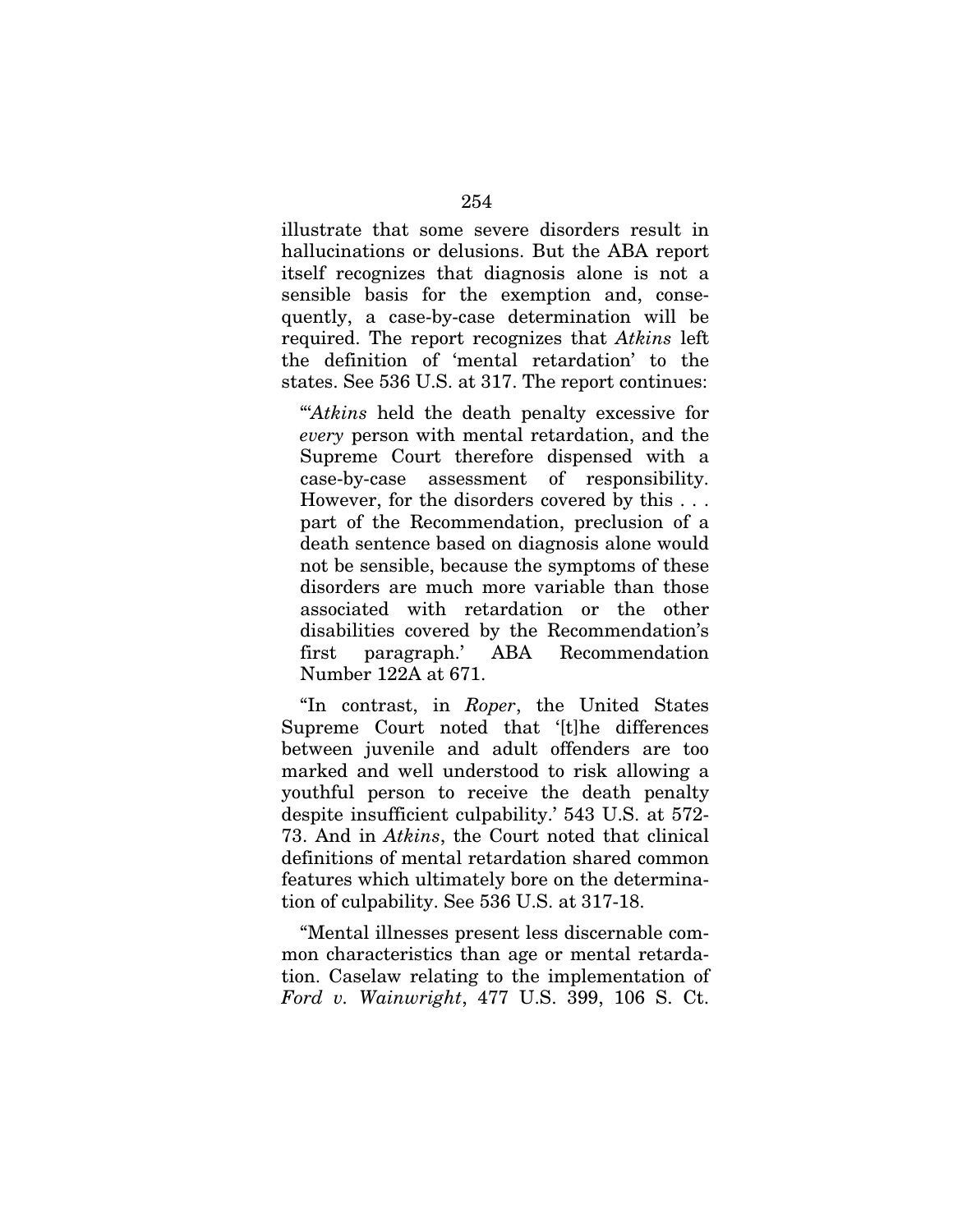illustrate that some severe disorders result in hallucinations or delusions. But the ABA report itself recognizes that diagnosis alone is not a sensible basis for the exemption and, consequently, a case-by-case determination will be required. The report recognizes that *Atkins* left the definition of 'mental retardation' to the states. See 536 U.S. at 317. The report continues:

> "'*Atkins* held the death penalty excessive for *every* person with mental retardation, and the Supreme Court therefore dispensed with a case-by-case assessment of responsibility. However, for the disorders covered by this . . . part of the Recommendation, preclusion of a death sentence based on diagnosis alone would not be sensible, because the symptoms of these disorders are much more variable than those associated with retardation or the other disabilities covered by the Recommendation's first paragraph.' ABA Recommendation Number 122A at 671.

"In contrast, in *Roper*, the United States Supreme Court noted that '[t]he differences between juvenile and adult offenders are too marked and well understood to risk allowing a youthful person to receive the death penalty despite insufficient culpability.' 543 U.S. at 572-73. And in *Atkins*, the Court noted that clinical definitions of mental retardation shared common features which ultimately bore on the determination of culpability. See 536 U.S. at 317-18.

"Mental illnesses present less discernable common characteristics than age or mental retardation. Caselaw relating to the implementation of *Ford v. Wainwright*, 477 U.S. 399, 106 S. Ct.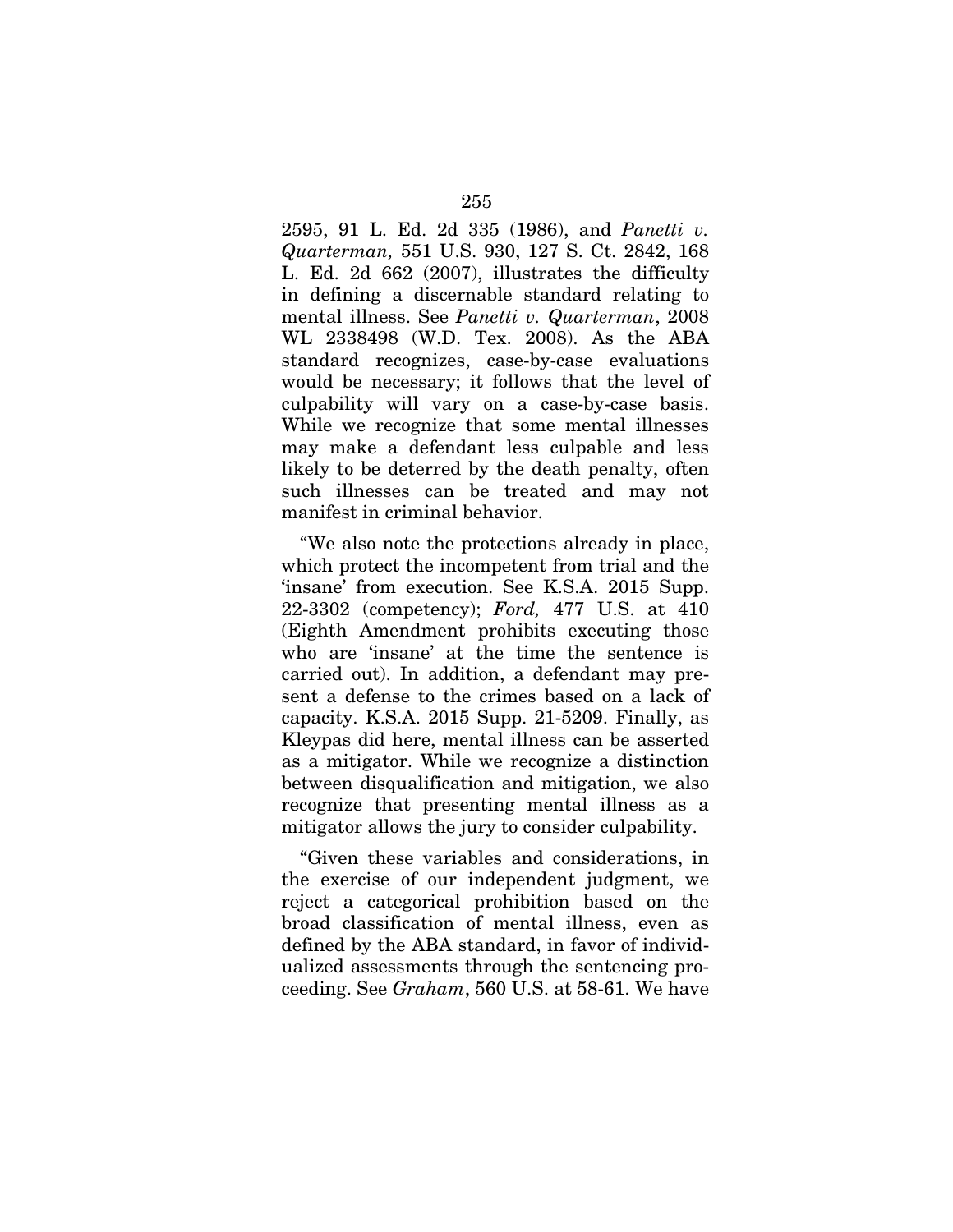2595, 91 L. Ed. 2d 335 (1986), and *Panetti v. Quarterman,* 551 U.S. 930, 127 S. Ct. 2842, 168 L. Ed. 2d 662 (2007), illustrates the difficulty in defining a discernable standard relating to mental illness. See *Panetti v. Quarterman*, 2008 WL 2338498 (W.D. Tex. 2008). As the ABA standard recognizes, case-by-case evaluations would be necessary; it follows that the level of culpability will vary on a case-by-case basis. While we recognize that some mental illnesses may make a defendant less culpable and less likely to be deterred by the death penalty, often such illnesses can be treated and may not manifest in criminal behavior.

"We also note the protections already in place, which protect the incompetent from trial and the 'insane' from execution. See K.S.A. 2015 Supp. 22-3302 (competency); *Ford,* 477 U.S. at 410 (Eighth Amendment prohibits executing those who are 'insane' at the time the sentence is carried out). In addition, a defendant may present a defense to the crimes based on a lack of capacity. K.S.A. 2015 Supp. 21-5209. Finally, as Kleypas did here, mental illness can be asserted as a mitigator. While we recognize a distinction between disqualification and mitigation, we also recognize that presenting mental illness as a mitigator allows the jury to consider culpability.

"Given these variables and considerations, in the exercise of our independent judgment, we reject a categorical prohibition based on the broad classification of mental illness, even as defined by the ABA standard, in favor of individualized assessments through the sentencing proceeding. See *Graham*, 560 U.S. at 58-61. We have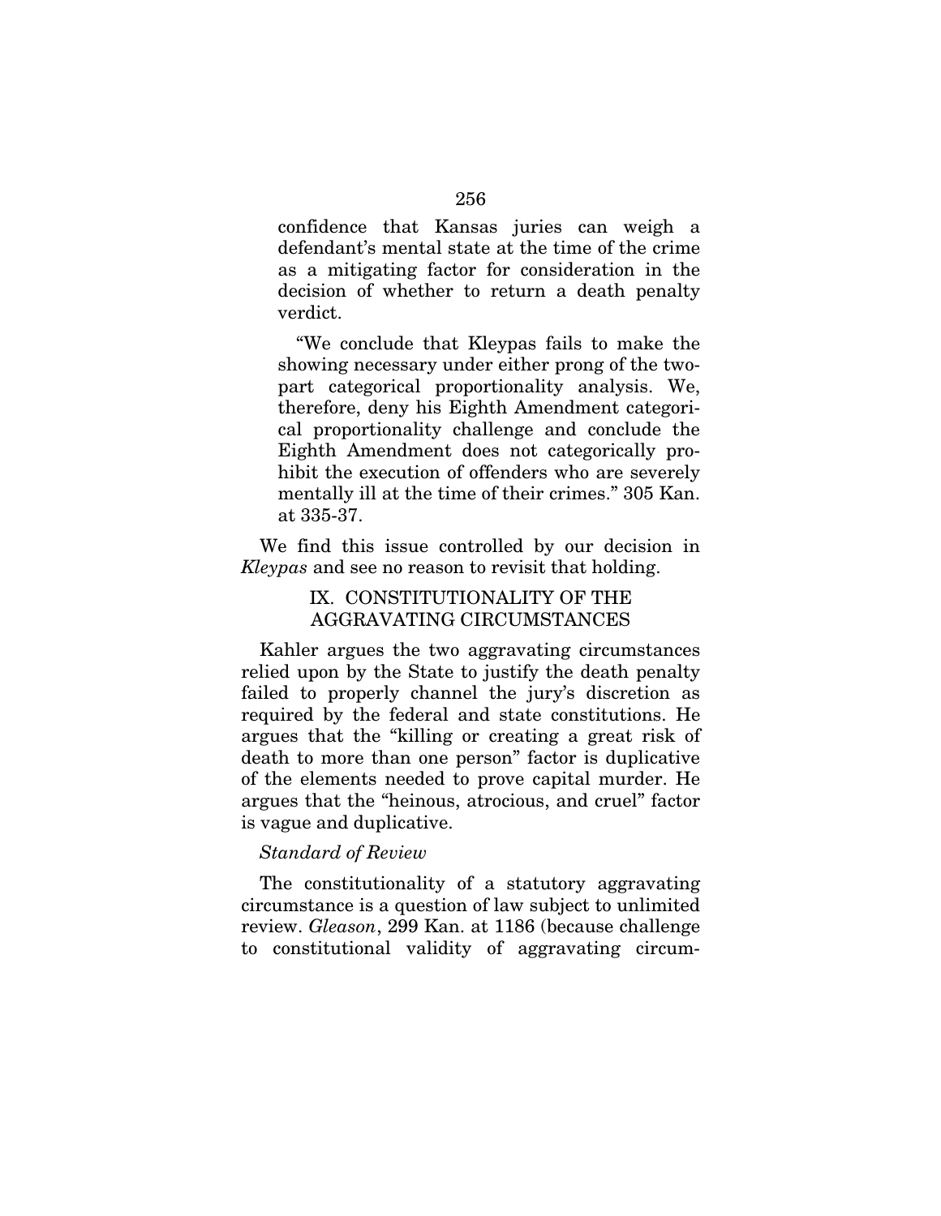confidence that Kansas juries can weigh a defendant's mental state at the time of the crime as a mitigating factor for consideration in the decision of whether to return a death penalty verdict.

"We conclude that Kleypas fails to make the showing necessary under either prong of the two-part categorical proportionality analysis. We, therefore, deny his Eighth Amendment categorical proportionality challenge and conclude the Eighth Amendment does not categorically prohibit the execution of offenders who are severely mentally ill at the time of their crimes." 305 Kan. at 335-37.

We find this issue controlled by our decision in *Kleypas* and see no reason to revisit that holding.

## IX. CONSTITUTIONALITY OF THE AGGRAVATING CIRCUMSTANCES

Kahler argues the two aggravating circumstances relied upon by the State to justify the death penalty failed to properly channel the jury's discretion as required by the federal and state constitutions. He argues that the "killing or creating a great risk of death to more than one person" factor is duplicative of the elements needed to prove capital murder. He argues that the "heinous, atrocious, and cruel" factor is vague and duplicative.

*Standard of Review*

The constitutionality of a statutory aggravating circumstance is a question of law subject to unlimited review. *Gleason*, 299 Kan. at 1186 (because challenge to constitutional validity of aggravating circum-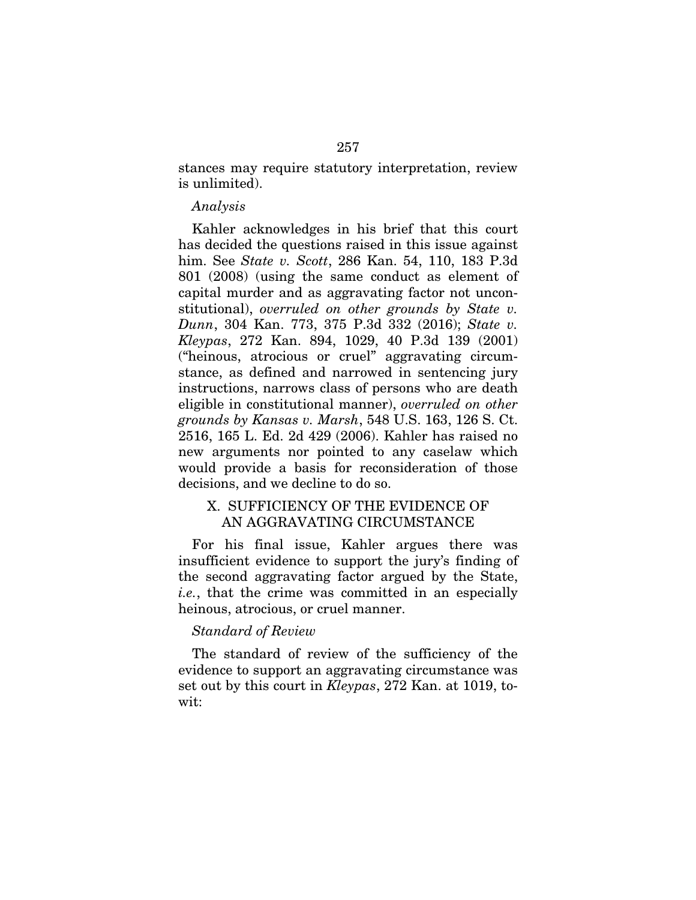stances may require statutory interpretation, review is unlimited).

*Analysis*

Kahler acknowledges in his brief that this court has decided the questions raised in this issue against him. See *State v. Scott*, 286 Kan. 54, 110, 183 P.3d 801 (2008) (using the same conduct as element of capital murder and as aggravating factor not unconstitutional), *overruled on other grounds by State v. Dunn*, 304 Kan. 773, 375 P.3d 332 (2016); *State v. Kleypas*, 272 Kan. 894, 1029, 40 P.3d 139 (2001) ("heinous, atrocious or cruel" aggravating circumstance, as defined and narrowed in sentencing jury instructions, narrows class of persons who are death eligible in constitutional manner), *overruled on other grounds by Kansas v. Marsh*, 548 U.S. 163, 126 S. Ct. 2516, 165 L. Ed. 2d 429 (2006). Kahler has raised no new arguments nor pointed to any caselaw which would provide a basis for reconsideration of those decisions, and we decline to do so.

## X. SUFFICIENCY OF THE EVIDENCE OF AN AGGRAVATING CIRCUMSTANCE

For his final issue, Kahler argues there was insufficient evidence to support the jury's finding of the second aggravating factor argued by the State, *i.e.*, that the crime was committed in an especially heinous, atrocious, or cruel manner.

*Standard of Review*

The standard of review of the sufficiency of the evidence to support an aggravating circumstance was set out by this court in *Kleypas*, 272 Kan. at 1019, to-wit: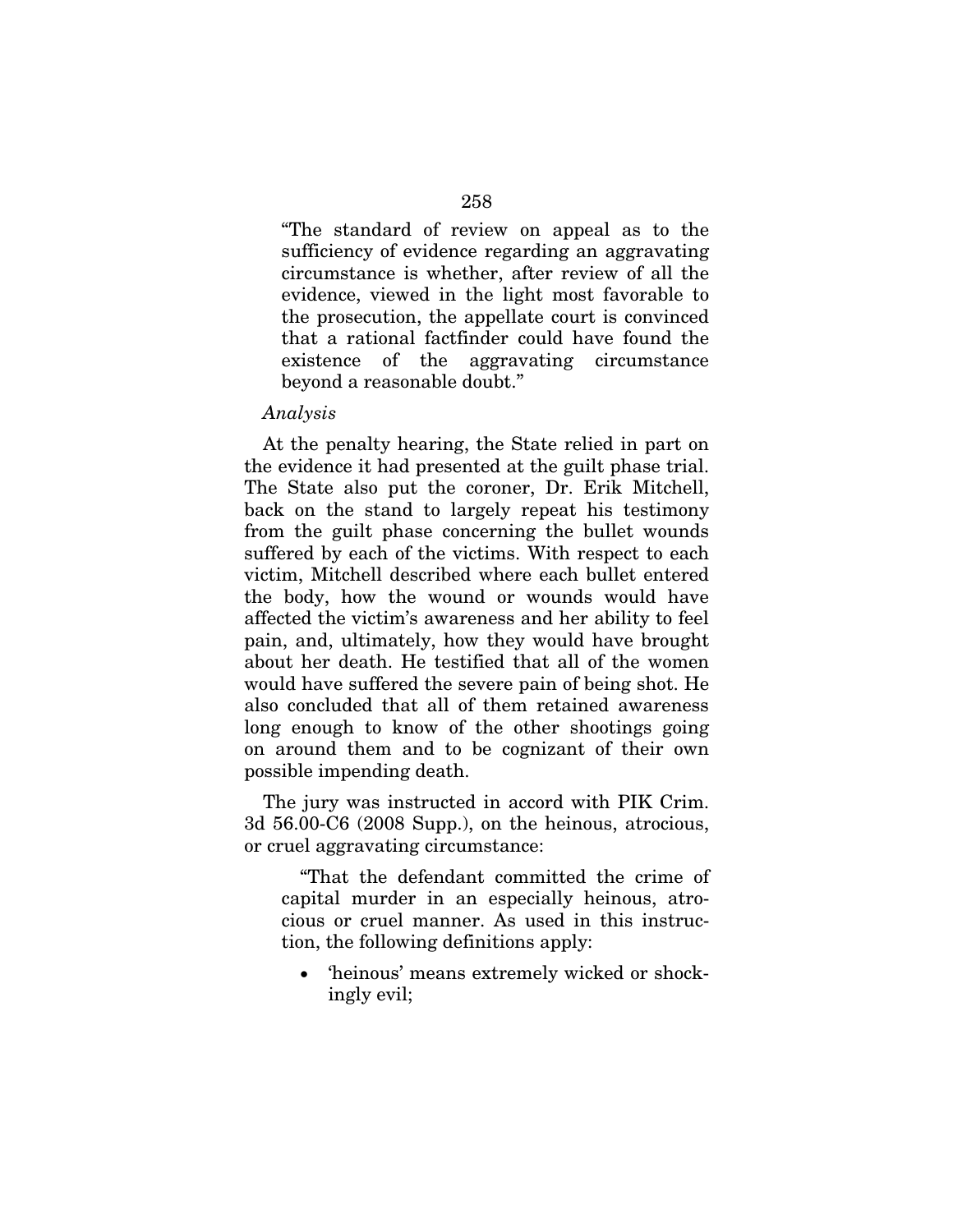> "The standard of review on appeal as to the sufficiency of evidence regarding an aggravating circumstance is whether, after review of all the evidence, viewed in the light most favorable to the prosecution, the appellate court is convinced that a rational factfinder could have found the existence of the aggravating circumstance beyond a reasonable doubt."

*Analysis*

At the penalty hearing, the State relied in part on the evidence it had presented at the guilt phase trial. The State also put the coroner, Dr. Erik Mitchell, back on the stand to largely repeat his testimony from the guilt phase concerning the bullet wounds suffered by each of the victims. With respect to each victim, Mitchell described where each bullet entered the body, how the wound or wounds would have affected the victim's awareness and her ability to feel pain, and, ultimately, how they would have brought about her death. He testified that all of the women would have suffered the severe pain of being shot. He also concluded that all of them retained awareness long enough to know of the other shootings going on around them and to be cognizant of their own possible impending death.

The jury was instructed in accord with PIK Crim. 3d 56.00-C6 (2008 Supp.), on the heinous, atrocious, or cruel aggravating circumstance:

> "That the defendant committed the crime of capital murder in an especially heinous, atrocious or cruel manner. As used in this instruction, the following definitions apply:
>
> - 'heinous' means extremely wicked or shockingly evil;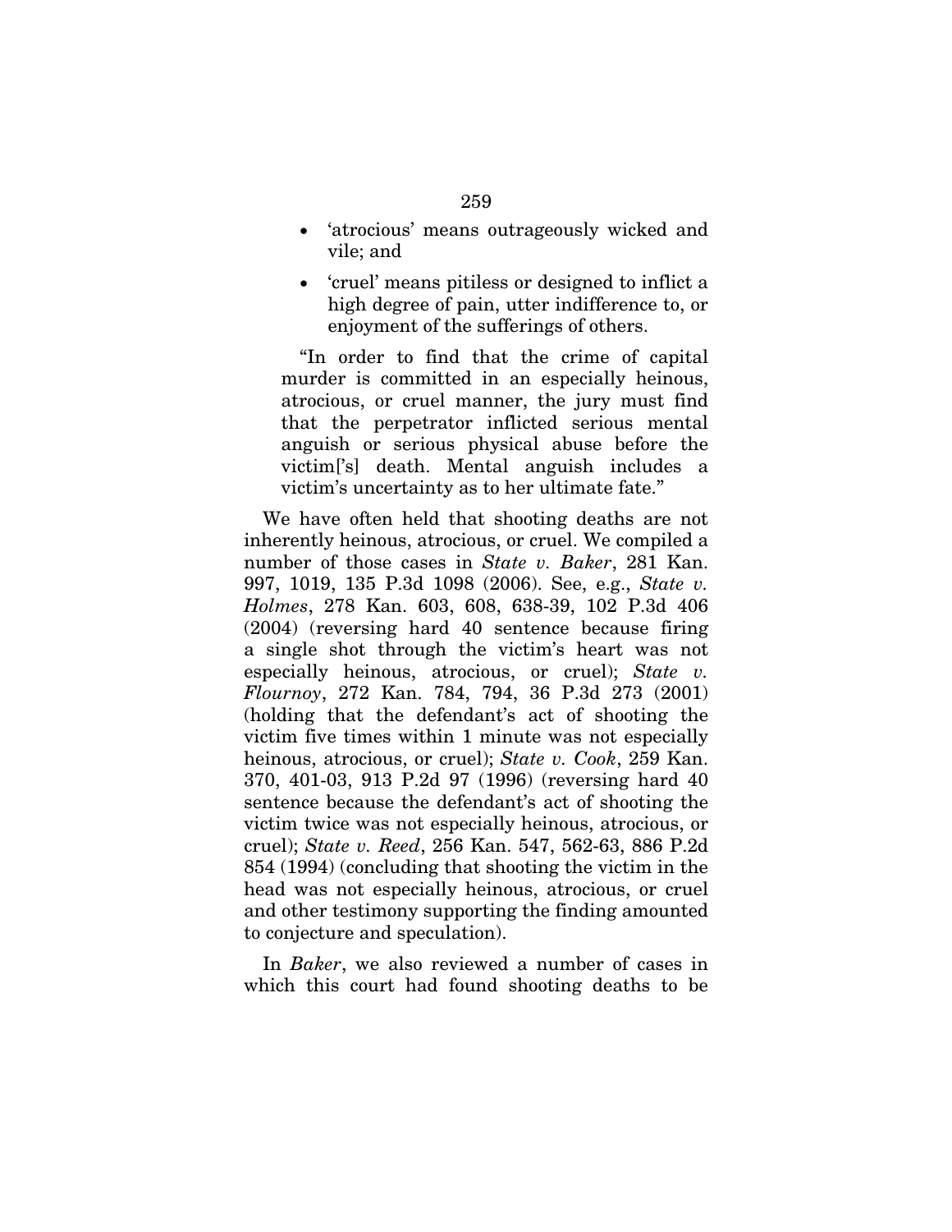- 'atrocious' means outrageously wicked and vile; and
- 'cruel' means pitiless or designed to inflict a high degree of pain, utter indifference to, or enjoyment of the sufferings of others.

"In order to find that the crime of capital murder is committed in an especially heinous, atrocious, or cruel manner, the jury must find that the perpetrator inflicted serious mental anguish or serious physical abuse before the victim['s] death. Mental anguish includes a victim's uncertainty as to her ultimate fate."

We have often held that shooting deaths are not inherently heinous, atrocious, or cruel. We compiled a number of those cases in *State v. Baker*, 281 Kan. 997, 1019, 135 P.3d 1098 (2006). See, e.g., *State v. Holmes*, 278 Kan. 603, 608, 638-39, 102 P.3d 406 (2004) (reversing hard 40 sentence because firing a single shot through the victim's heart was not especially heinous, atrocious, or cruel); *State v. Flournoy*, 272 Kan. 784, 794, 36 P.3d 273 (2001) (holding that the defendant's act of shooting the victim five times within 1 minute was not especially heinous, atrocious, or cruel); *State v. Cook*, 259 Kan. 370, 401-03, 913 P.2d 97 (1996) (reversing hard 40 sentence because the defendant's act of shooting the victim twice was not especially heinous, atrocious, or cruel); *State v. Reed*, 256 Kan. 547, 562-63, 886 P.2d 854 (1994) (concluding that shooting the victim in the head was not especially heinous, atrocious, or cruel and other testimony supporting the finding amounted to conjecture and speculation).

In *Baker*, we also reviewed a number of cases in which this court had found shooting deaths to be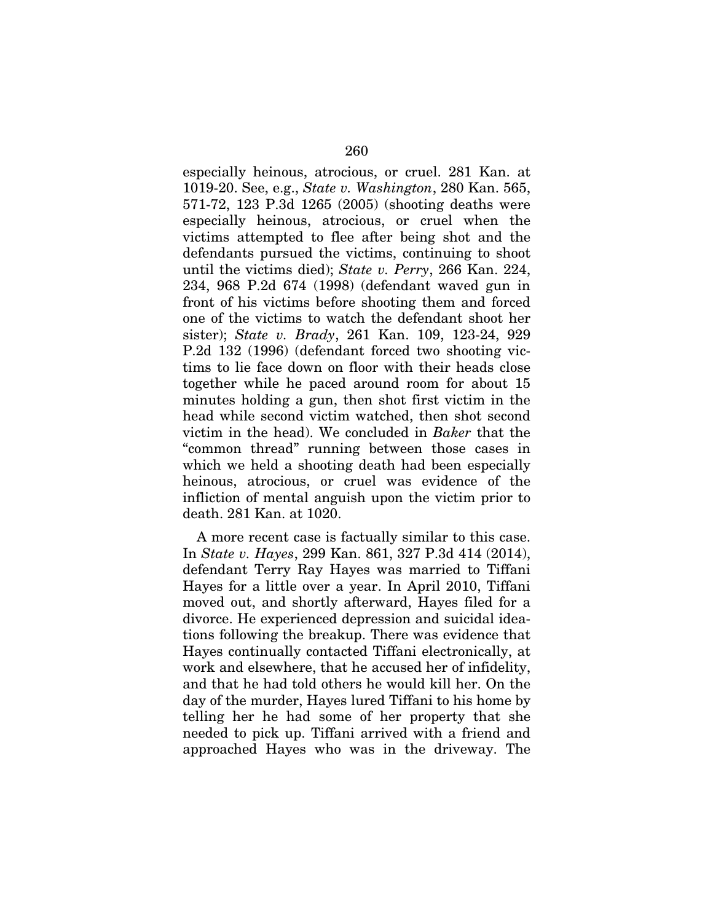especially heinous, atrocious, or cruel. 281 Kan. at 1019-20. See, e.g., *State v. Washington*, 280 Kan. 565, 571-72, 123 P.3d 1265 (2005) (shooting deaths were especially heinous, atrocious, or cruel when the victims attempted to flee after being shot and the defendants pursued the victims, continuing to shoot until the victims died); *State v. Perry*, 266 Kan. 224, 234, 968 P.2d 674 (1998) (defendant waved gun in front of his victims before shooting them and forced one of the victims to watch the defendant shoot her sister); *State v. Brady*, 261 Kan. 109, 123-24, 929 P.2d 132 (1996) (defendant forced two shooting victims to lie face down on floor with their heads close together while he paced around room for about 15 minutes holding a gun, then shot first victim in the head while second victim watched, then shot second victim in the head). We concluded in *Baker* that the "common thread" running between those cases in which we held a shooting death had been especially heinous, atrocious, or cruel was evidence of the infliction of mental anguish upon the victim prior to death. 281 Kan. at 1020.

A more recent case is factually similar to this case. In *State v. Hayes*, 299 Kan. 861, 327 P.3d 414 (2014), defendant Terry Ray Hayes was married to Tiffani Hayes for a little over a year. In April 2010, Tiffani moved out, and shortly afterward, Hayes filed for a divorce. He experienced depression and suicidal ideations following the breakup. There was evidence that Hayes continually contacted Tiffani electronically, at work and elsewhere, that he accused her of infidelity, and that he had told others he would kill her. On the day of the murder, Hayes lured Tiffani to his home by telling her he had some of her property that she needed to pick up. Tiffani arrived with a friend and approached Hayes who was in the driveway. The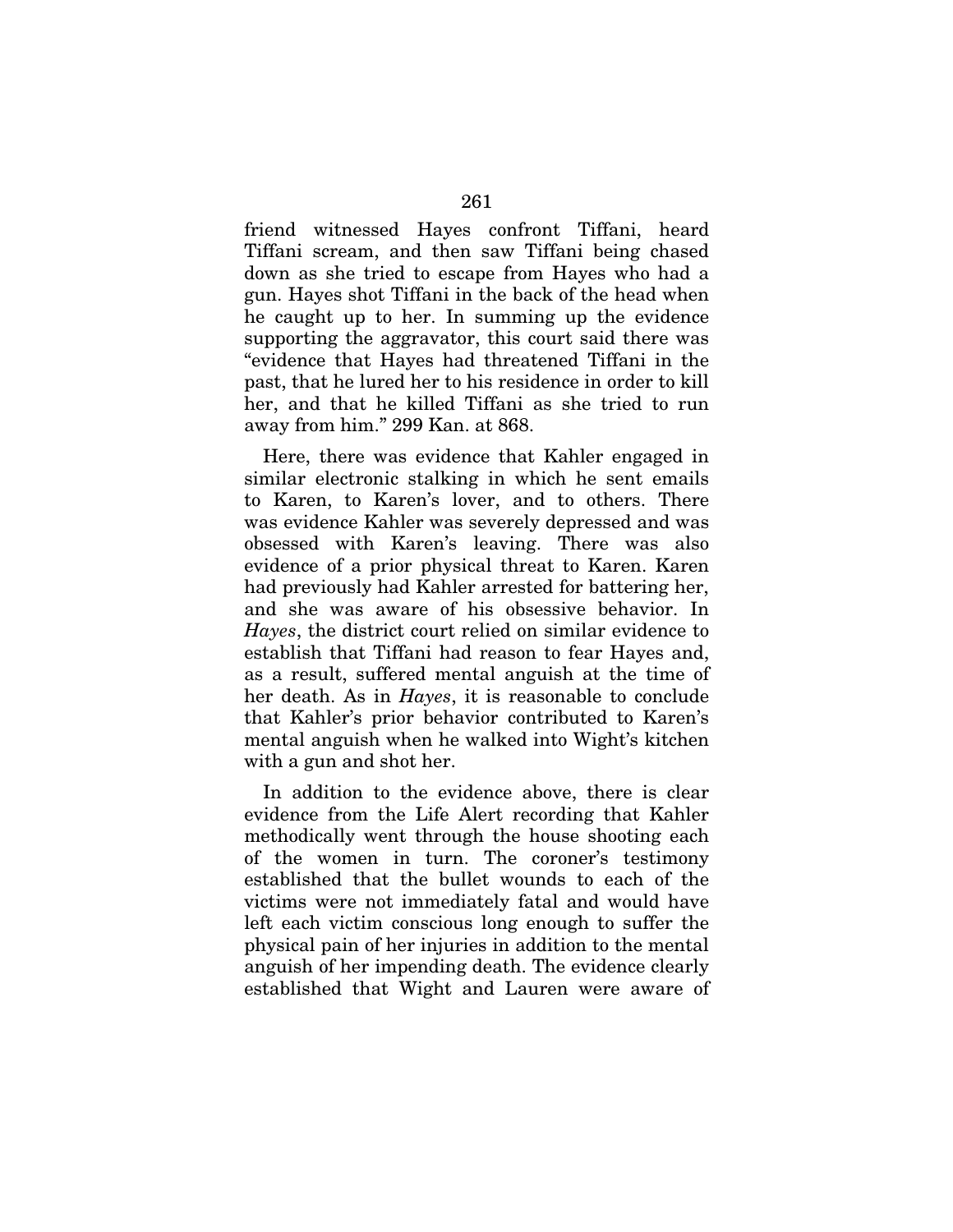friend witnessed Hayes confront Tiffani, heard Tiffani scream, and then saw Tiffani being chased down as she tried to escape from Hayes who had a gun. Hayes shot Tiffani in the back of the head when he caught up to her. In summing up the evidence supporting the aggravator, this court said there was "evidence that Hayes had threatened Tiffani in the past, that he lured her to his residence in order to kill her, and that he killed Tiffani as she tried to run away from him." 299 Kan. at 868.

Here, there was evidence that Kahler engaged in similar electronic stalking in which he sent emails to Karen, to Karen's lover, and to others. There was evidence Kahler was severely depressed and was obsessed with Karen's leaving. There was also evidence of a prior physical threat to Karen. Karen had previously had Kahler arrested for battering her, and she was aware of his obsessive behavior. In *Hayes*, the district court relied on similar evidence to establish that Tiffani had reason to fear Hayes and, as a result, suffered mental anguish at the time of her death. As in *Hayes*, it is reasonable to conclude that Kahler's prior behavior contributed to Karen's mental anguish when he walked into Wight's kitchen with a gun and shot her.

In addition to the evidence above, there is clear evidence from the Life Alert recording that Kahler methodically went through the house shooting each of the women in turn. The coroner's testimony established that the bullet wounds to each of the victims were not immediately fatal and would have left each victim conscious long enough to suffer the physical pain of her injuries in addition to the mental anguish of her impending death. The evidence clearly established that Wight and Lauren were aware of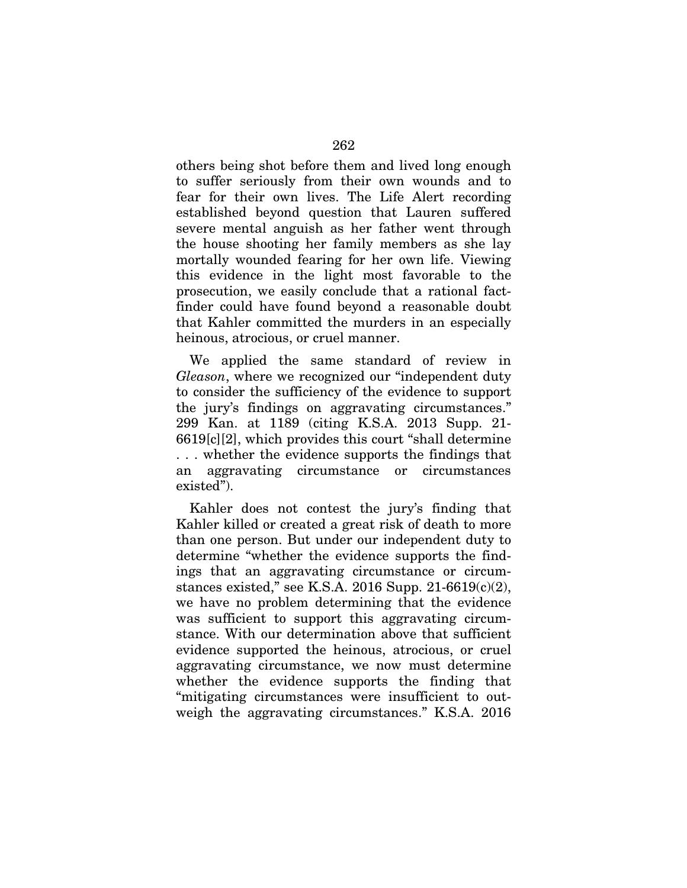others being shot before them and lived long enough to suffer seriously from their own wounds and to fear for their own lives. The Life Alert recording established beyond question that Lauren suffered severe mental anguish as her father went through the house shooting her family members as she lay mortally wounded fearing for her own life. Viewing this evidence in the light most favorable to the prosecution, we easily conclude that a rational fact-finder could have found beyond a reasonable doubt that Kahler committed the murders in an especially heinous, atrocious, or cruel manner.

We applied the same standard of review in *Gleason*, where we recognized our "independent duty to consider the sufficiency of the evidence to support the jury's findings on aggravating circumstances." 299 Kan. at 1189 (citing K.S.A. 2013 Supp. 21-6619[c][2], which provides this court "shall determine . . . whether the evidence supports the findings that an aggravating circumstance or circumstances existed").

Kahler does not contest the jury's finding that Kahler killed or created a great risk of death to more than one person. But under our independent duty to determine "whether the evidence supports the findings that an aggravating circumstance or circumstances existed," see K.S.A. 2016 Supp. 21-6619(c)(2), we have no problem determining that the evidence was sufficient to support this aggravating circumstance. With our determination above that sufficient evidence supported the heinous, atrocious, or cruel aggravating circumstance, we now must determine whether the evidence supports the finding that "mitigating circumstances were insufficient to outweigh the aggravating circumstances." K.S.A. 2016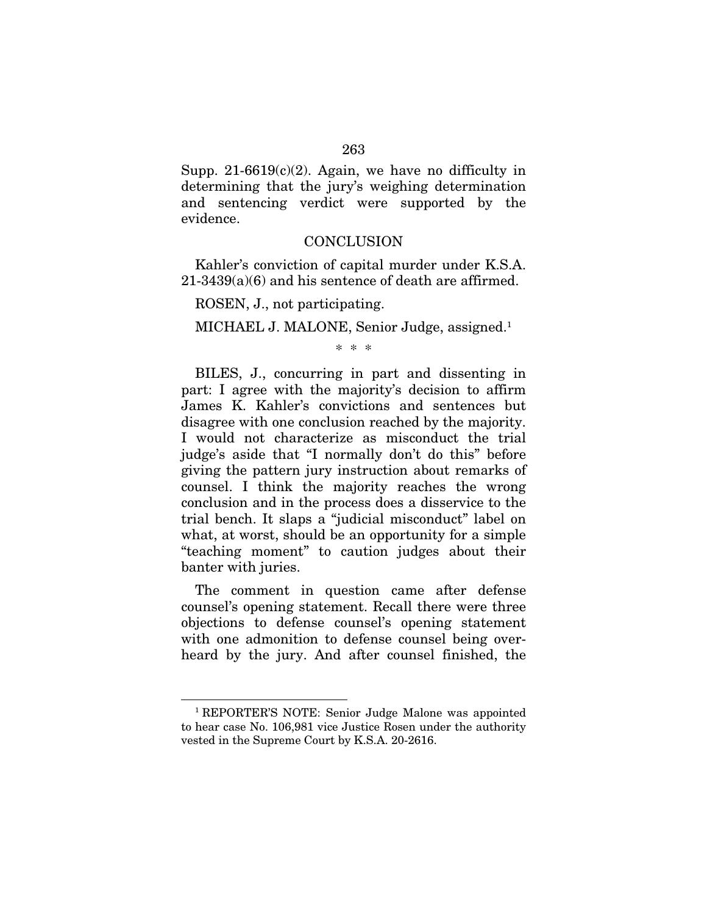Supp. 21-6619(c)(2). Again, we have no difficulty in determining that the jury's weighing determination and sentencing verdict were supported by the evidence.

## CONCLUSION

Kahler's conviction of capital murder under K.S.A. 21-3439(a)(6) and his sentence of death are affirmed.

ROSEN, J., not participating.

MICHAEL J. MALONE, Senior Judge, assigned.[1]

\* \* \*

BILES, J., concurring in part and dissenting in part: I agree with the majority's decision to affirm James K. Kahler's convictions and sentences but disagree with one conclusion reached by the majority. I would not characterize as misconduct the trial judge's aside that "I normally don't do this" before giving the pattern jury instruction about remarks of counsel. I think the majority reaches the wrong conclusion and in the process does a disservice to the trial bench. It slaps a "judicial misconduct" label on what, at worst, should be an opportunity for a simple "teaching moment" to caution judges about their banter with juries.

The comment in question came after defense counsel's opening statement. Recall there were three objections to defense counsel's opening statement with one admonition to defense counsel being overheard by the jury. And after counsel finished, the

---

[1] REPORTER'S NOTE: Senior Judge Malone was appointed to hear case No. 106,981 vice Justice Rosen under the authority vested in the Supreme Court by K.S.A. 20-2616.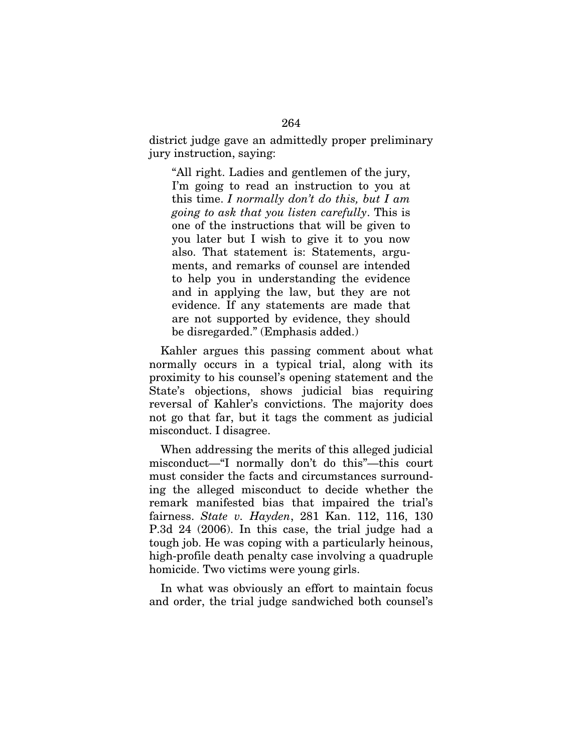district judge gave an admittedly proper preliminary jury instruction, saying:

> "All right. Ladies and gentlemen of the jury, I'm going to read an instruction to you at this time. *I normally don't do this, but I am going to ask that you listen carefully*. This is one of the instructions that will be given to you later but I wish to give it to you now also. That statement is: Statements, arguments, and remarks of counsel are intended to help you in understanding the evidence and in applying the law, but they are not evidence. If any statements are made that are not supported by evidence, they should be disregarded." (Emphasis added.)

Kahler argues this passing comment about what normally occurs in a typical trial, along with its proximity to his counsel's opening statement and the State's objections, shows judicial bias requiring reversal of Kahler's convictions. The majority does not go that far, but it tags the comment as judicial misconduct. I disagree.

When addressing the merits of this alleged judicial misconduct—"I normally don't do this"—this court must consider the facts and circumstances surrounding the alleged misconduct to decide whether the remark manifested bias that impaired the trial's fairness. *State v. Hayden*, 281 Kan. 112, 116, 130 P.3d 24 (2006). In this case, the trial judge had a tough job. He was coping with a particularly heinous, high-profile death penalty case involving a quadruple homicide. Two victims were young girls.

In what was obviously an effort to maintain focus and order, the trial judge sandwiched both counsel's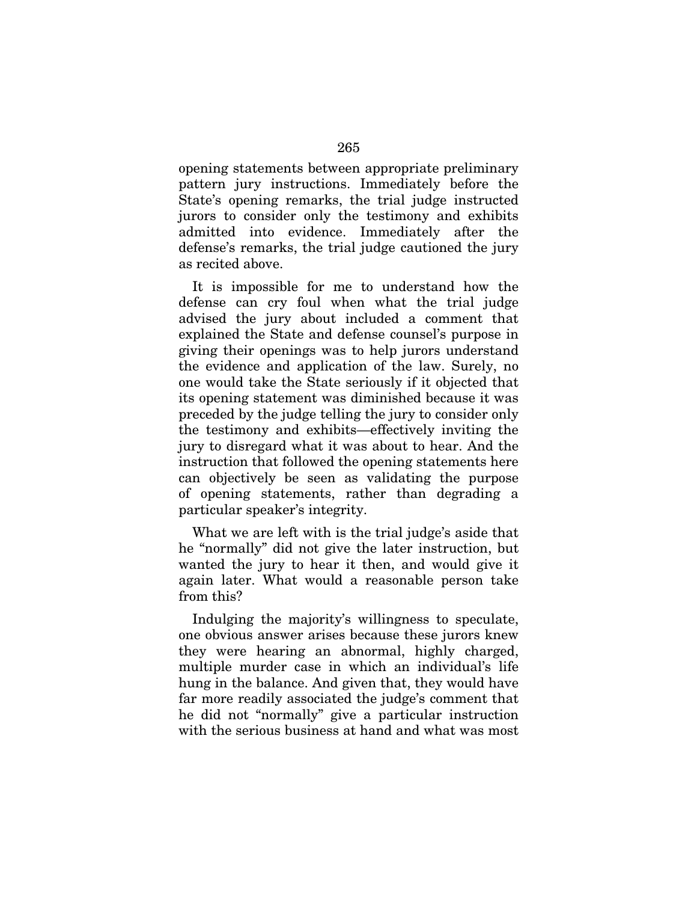opening statements between appropriate preliminary pattern jury instructions. Immediately before the State's opening remarks, the trial judge instructed jurors to consider only the testimony and exhibits admitted into evidence. Immediately after the defense's remarks, the trial judge cautioned the jury as recited above.

It is impossible for me to understand how the defense can cry foul when what the trial judge advised the jury about included a comment that explained the State and defense counsel's purpose in giving their openings was to help jurors understand the evidence and application of the law. Surely, no one would take the State seriously if it objected that its opening statement was diminished because it was preceded by the judge telling the jury to consider only the testimony and exhibits—effectively inviting the jury to disregard what it was about to hear. And the instruction that followed the opening statements here can objectively be seen as validating the purpose of opening statements, rather than degrading a particular speaker's integrity.

What we are left with is the trial judge's aside that he "normally" did not give the later instruction, but wanted the jury to hear it then, and would give it again later. What would a reasonable person take from this?

Indulging the majority's willingness to speculate, one obvious answer arises because these jurors knew they were hearing an abnormal, highly charged, multiple murder case in which an individual's life hung in the balance. And given that, they would have far more readily associated the judge's comment that he did not "normally" give a particular instruction with the serious business at hand and what was most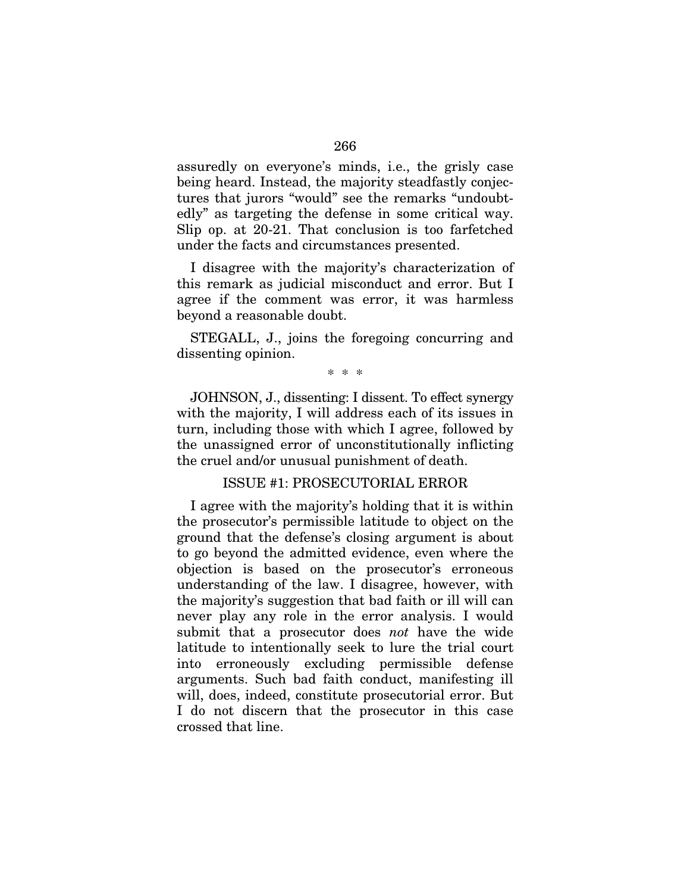assuredly on everyone's minds, i.e., the grisly case being heard. Instead, the majority steadfastly conjectures that jurors "would" see the remarks "undoubtedly" as targeting the defense in some critical way. Slip op. at 20-21. That conclusion is too farfetched under the facts and circumstances presented.

I disagree with the majority's characterization of this remark as judicial misconduct and error. But I agree if the comment was error, it was harmless beyond a reasonable doubt.

STEGALL, J., joins the foregoing concurring and dissenting opinion.

\* \* \*

JOHNSON, J., dissenting: I dissent. To effect synergy with the majority, I will address each of its issues in turn, including those with which I agree, followed by the unassigned error of unconstitutionally inflicting the cruel and/or unusual punishment of death.

## ISSUE #1: PROSECUTORIAL ERROR

I agree with the majority's holding that it is within the prosecutor's permissible latitude to object on the ground that the defense's closing argument is about to go beyond the admitted evidence, even where the objection is based on the prosecutor's erroneous understanding of the law. I disagree, however, with the majority's suggestion that bad faith or ill will can never play any role in the error analysis. I would submit that a prosecutor does *not* have the wide latitude to intentionally seek to lure the trial court into erroneously excluding permissible defense arguments. Such bad faith conduct, manifesting ill will, does, indeed, constitute prosecutorial error. But I do not discern that the prosecutor in this case crossed that line.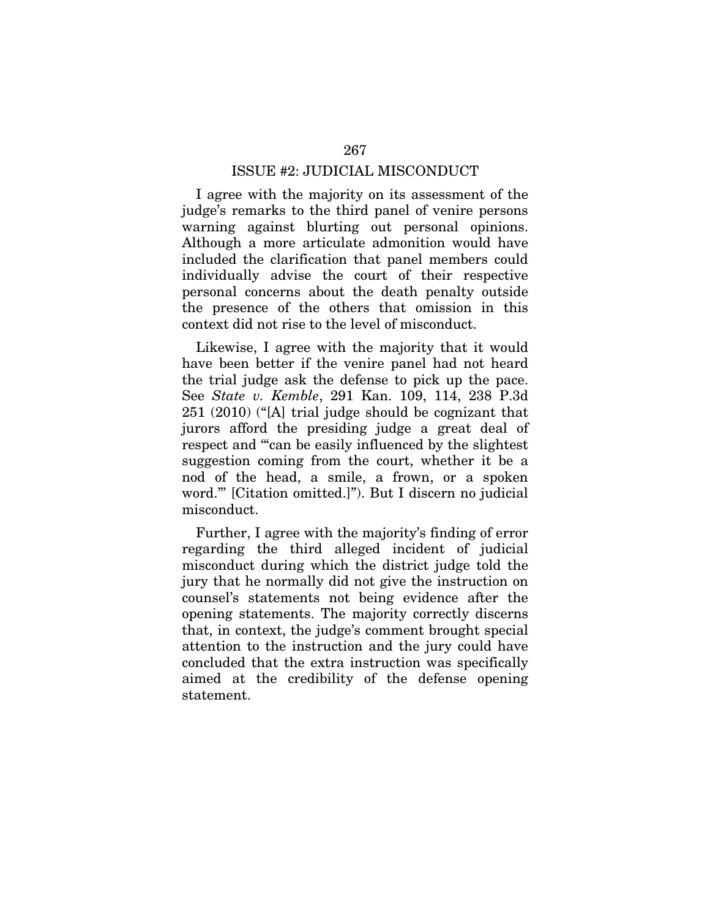## ISSUE #2: JUDICIAL MISCONDUCT

I agree with the majority on its assessment of the judge's remarks to the third panel of venire persons warning against blurting out personal opinions. Although a more articulate admonition would have included the clarification that panel members could individually advise the court of their respective personal concerns about the death penalty outside the presence of the others that omission in this context did not rise to the level of misconduct.

Likewise, I agree with the majority that it would have been better if the venire panel had not heard the trial judge ask the defense to pick up the pace. See *State v. Kemble*, 291 Kan. 109, 114, 238 P.3d 251 (2010) ("[A] trial judge should be cognizant that jurors afford the presiding judge a great deal of respect and '"can be easily influenced by the slightest suggestion coming from the court, whether it be a nod of the head, a smile, a frown, or a spoken word."' [Citation omitted.]"). But I discern no judicial misconduct.

Further, I agree with the majority's finding of error regarding the third alleged incident of judicial misconduct during which the district judge told the jury that he normally did not give the instruction on counsel's statements not being evidence after the opening statements. The majority correctly discerns that, in context, the judge's comment brought special attention to the instruction and the jury could have concluded that the extra instruction was specifically aimed at the credibility of the defense opening statement.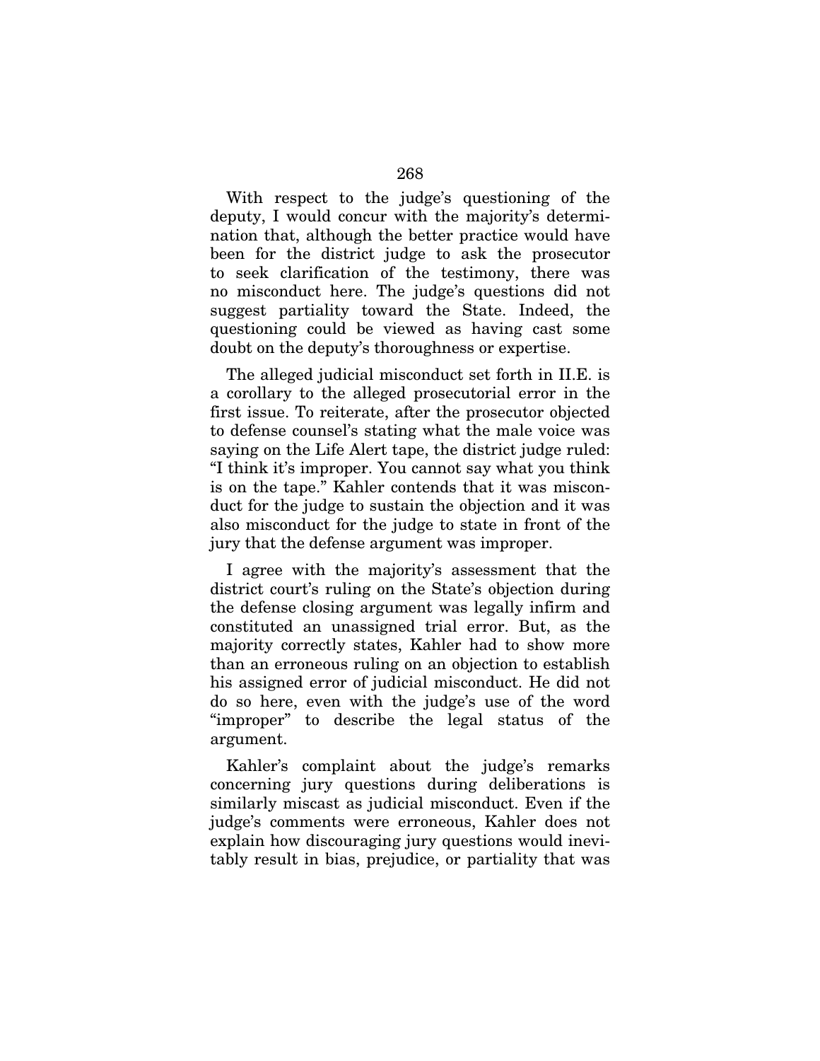With respect to the judge's questioning of the deputy, I would concur with the majority's determination that, although the better practice would have been for the district judge to ask the prosecutor to seek clarification of the testimony, there was no misconduct here. The judge's questions did not suggest partiality toward the State. Indeed, the questioning could be viewed as having cast some doubt on the deputy's thoroughness or expertise.

The alleged judicial misconduct set forth in II.E. is a corollary to the alleged prosecutorial error in the first issue. To reiterate, after the prosecutor objected to defense counsel's stating what the male voice was saying on the Life Alert tape, the district judge ruled: "I think it's improper. You cannot say what you think is on the tape." Kahler contends that it was misconduct for the judge to sustain the objection and it was also misconduct for the judge to state in front of the jury that the defense argument was improper.

I agree with the majority's assessment that the district court's ruling on the State's objection during the defense closing argument was legally infirm and constituted an unassigned trial error. But, as the majority correctly states, Kahler had to show more than an erroneous ruling on an objection to establish his assigned error of judicial misconduct. He did not do so here, even with the judge's use of the word "improper" to describe the legal status of the argument.

Kahler's complaint about the judge's remarks concerning jury questions during deliberations is similarly miscast as judicial misconduct. Even if the judge's comments were erroneous, Kahler does not explain how discouraging jury questions would inevitably result in bias, prejudice, or partiality that was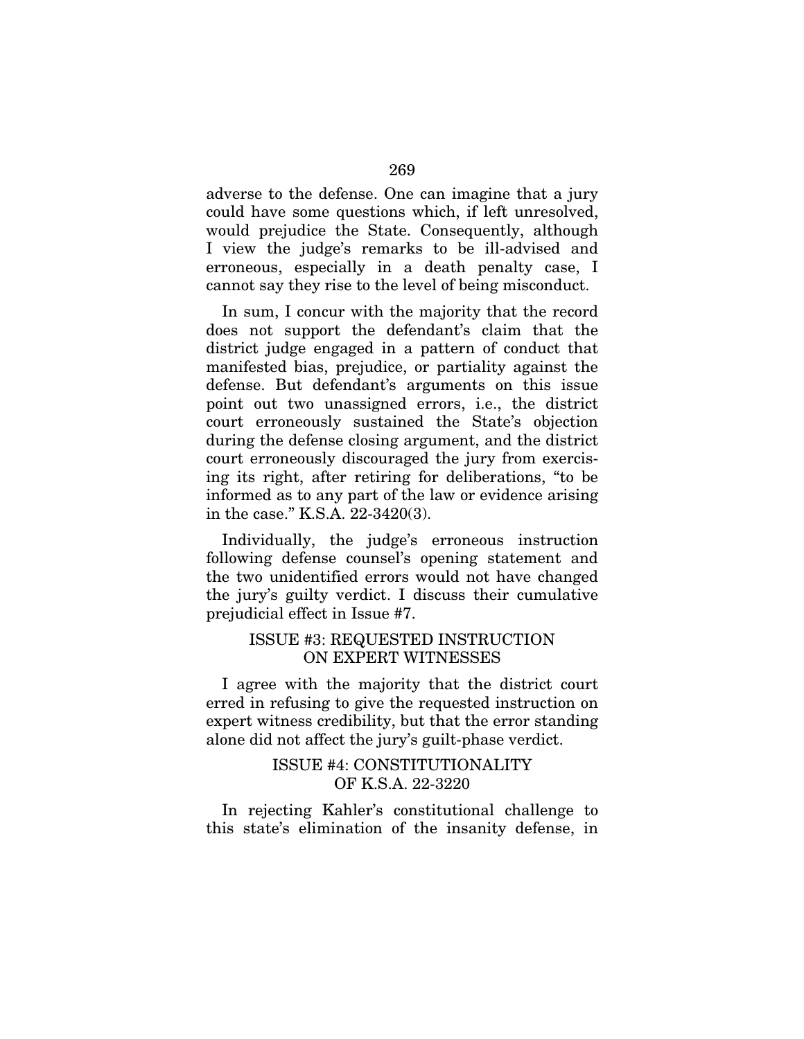adverse to the defense. One can imagine that a jury could have some questions which, if left unresolved, would prejudice the State. Consequently, although I view the judge's remarks to be ill-advised and erroneous, especially in a death penalty case, I cannot say they rise to the level of being misconduct.

In sum, I concur with the majority that the record does not support the defendant's claim that the district judge engaged in a pattern of conduct that manifested bias, prejudice, or partiality against the defense. But defendant's arguments on this issue point out two unassigned errors, i.e., the district court erroneously sustained the State's objection during the defense closing argument, and the district court erroneously discouraged the jury from exercising its right, after retiring for deliberations, "to be informed as to any part of the law or evidence arising in the case." K.S.A. 22-3420(3).

Individually, the judge's erroneous instruction following defense counsel's opening statement and the two unidentified errors would not have changed the jury's guilty verdict. I discuss their cumulative prejudicial effect in Issue #7.

## ISSUE #3: REQUESTED INSTRUCTION ON EXPERT WITNESSES

I agree with the majority that the district court erred in refusing to give the requested instruction on expert witness credibility, but that the error standing alone did not affect the jury's guilt-phase verdict.

## ISSUE #4: CONSTITUTIONALITY OF K.S.A. 22-3220

In rejecting Kahler's constitutional challenge to this state's elimination of the insanity defense, in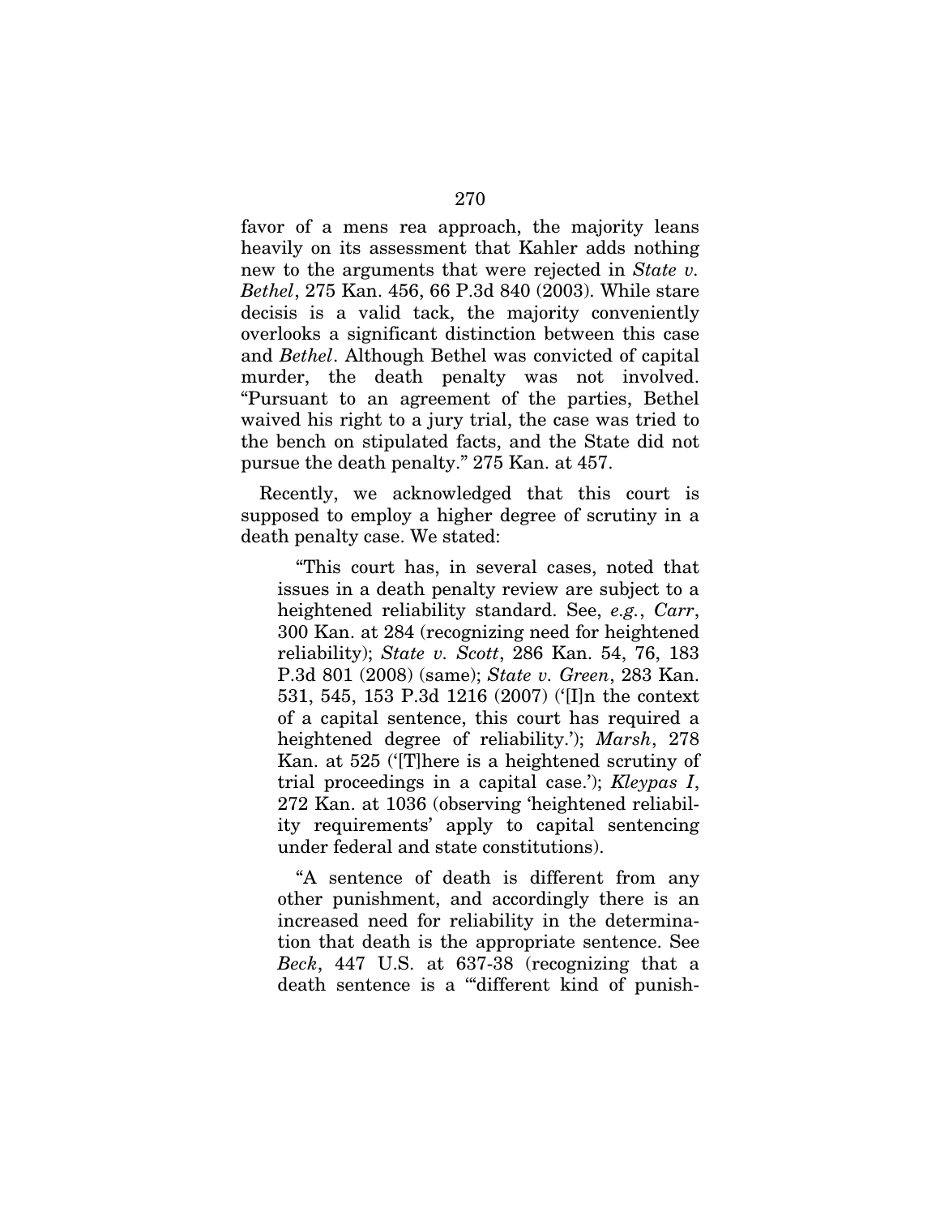favor of a mens rea approach, the majority leans heavily on its assessment that Kahler adds nothing new to the arguments that were rejected in *State v. Bethel*, 275 Kan. 456, 66 P.3d 840 (2003). While stare decisis is a valid tack, the majority conveniently overlooks a significant distinction between this case and *Bethel*. Although Bethel was convicted of capital murder, the death penalty was not involved. "Pursuant to an agreement of the parties, Bethel waived his right to a jury trial, the case was tried to the bench on stipulated facts, and the State did not pursue the death penalty." 275 Kan. at 457.

Recently, we acknowledged that this court is supposed to employ a higher degree of scrutiny in a death penalty case. We stated:

> "This court has, in several cases, noted that issues in a death penalty review are subject to a heightened reliability standard. See, *e.g.*, *Carr*, 300 Kan. at 284 (recognizing need for heightened reliability); *State v. Scott*, 286 Kan. 54, 76, 183 P.3d 801 (2008) (same); *State v. Green*, 283 Kan. 531, 545, 153 P.3d 1216 (2007) ('[I]n the context of a capital sentence, this court has required a heightened degree of reliability.'); *Marsh*, 278 Kan. at 525 ('[T]here is a heightened scrutiny of trial proceedings in a capital case.'); *Kleypas I*, 272 Kan. at 1036 (observing 'heightened reliability requirements' apply to capital sentencing under federal and state constitutions).
>
> "A sentence of death is different from any other punishment, and accordingly there is an increased need for reliability in the determination that death is the appropriate sentence. See *Beck*, 447 U.S. at 637-38 (recognizing that a death sentence is a '"different kind of punish-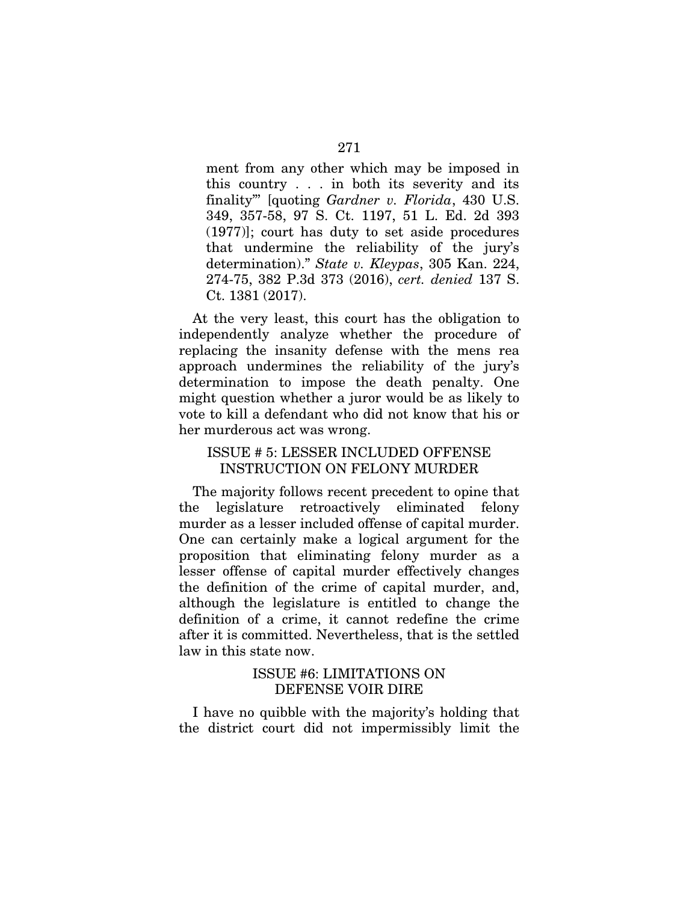ment from any other which may be imposed in this country . . . in both its severity and its finality'" [quoting *Gardner v. Florida*, 430 U.S. 349, 357-58, 97 S. Ct. 1197, 51 L. Ed. 2d 393 (1977)]; court has duty to set aside procedures that undermine the reliability of the jury's determination)." *State v. Kleypas*, 305 Kan. 224, 274-75, 382 P.3d 373 (2016), *cert. denied* 137 S. Ct. 1381 (2017).

At the very least, this court has the obligation to independently analyze whether the procedure of replacing the insanity defense with the mens rea approach undermines the reliability of the jury's determination to impose the death penalty. One might question whether a juror would be as likely to vote to kill a defendant who did not know that his or her murderous act was wrong.

ISSUE # 5: LESSER INCLUDED OFFENSE INSTRUCTION ON FELONY MURDER

The majority follows recent precedent to opine that the legislature retroactively eliminated felony murder as a lesser included offense of capital murder. One can certainly make a logical argument for the proposition that eliminating felony murder as a lesser offense of capital murder effectively changes the definition of the crime of capital murder, and, although the legislature is entitled to change the definition of a crime, it cannot redefine the crime after it is committed. Nevertheless, that is the settled law in this state now.

ISSUE #6: LIMITATIONS ON DEFENSE VOIR DIRE

I have no quibble with the majority's holding that the district court did not impermissibly limit the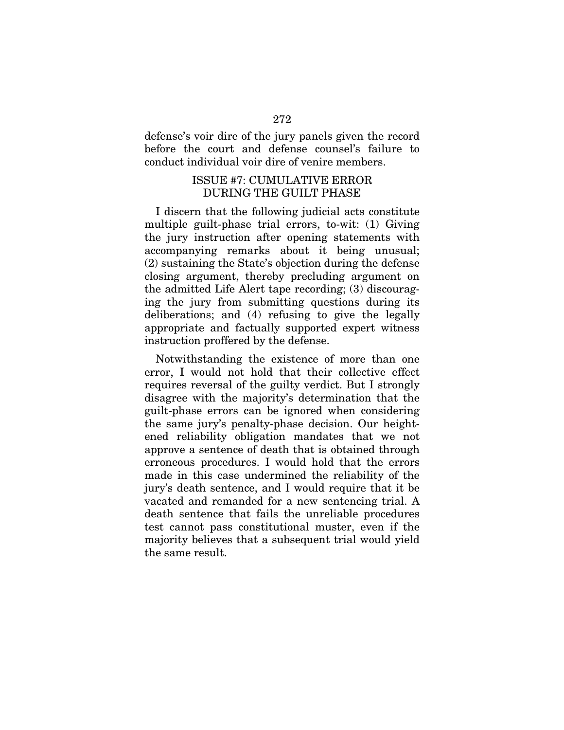defense's voir dire of the jury panels given the record before the court and defense counsel's failure to conduct individual voir dire of venire members.

## ISSUE #7: CUMULATIVE ERROR DURING THE GUILT PHASE

I discern that the following judicial acts constitute multiple guilt-phase trial errors, to-wit: (1) Giving the jury instruction after opening statements with accompanying remarks about it being unusual; (2) sustaining the State's objection during the defense closing argument, thereby precluding argument on the admitted Life Alert tape recording; (3) discouraging the jury from submitting questions during its deliberations; and (4) refusing to give the legally appropriate and factually supported expert witness instruction proffered by the defense.

Notwithstanding the existence of more than one error, I would not hold that their collective effect requires reversal of the guilty verdict. But I strongly disagree with the majority's determination that the guilt-phase errors can be ignored when considering the same jury's penalty-phase decision. Our heightened reliability obligation mandates that we not approve a sentence of death that is obtained through erroneous procedures. I would hold that the errors made in this case undermined the reliability of the jury's death sentence, and I would require that it be vacated and remanded for a new sentencing trial. A death sentence that fails the unreliable procedures test cannot pass constitutional muster, even if the majority believes that a subsequent trial would yield the same result.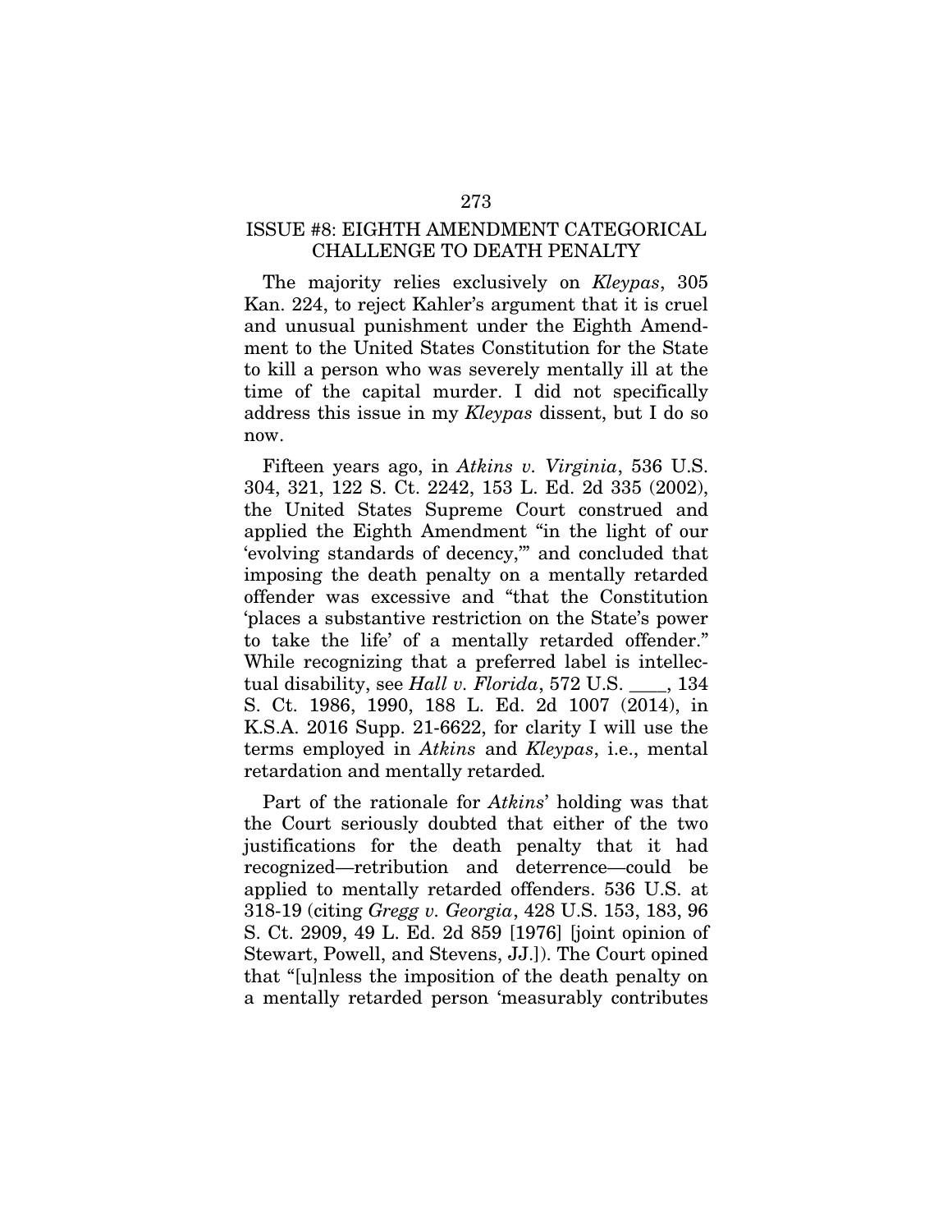## ISSUE #8: EIGHTH AMENDMENT CATEGORICAL CHALLENGE TO DEATH PENALTY

The majority relies exclusively on *Kleypas*, 305 Kan. 224, to reject Kahler's argument that it is cruel and unusual punishment under the Eighth Amendment to the United States Constitution for the State to kill a person who was severely mentally ill at the time of the capital murder. I did not specifically address this issue in my *Kleypas* dissent, but I do so now.

Fifteen years ago, in *Atkins v. Virginia*, 536 U.S. 304, 321, 122 S. Ct. 2242, 153 L. Ed. 2d 335 (2002), the United States Supreme Court construed and applied the Eighth Amendment "in the light of our 'evolving standards of decency,'" and concluded that imposing the death penalty on a mentally retarded offender was excessive and "that the Constitution 'places a substantive restriction on the State's power to take the life' of a mentally retarded offender." While recognizing that a preferred label is intellectual disability, see *Hall v. Florida*, 572 U.S. \_\_\_\_, 134 S. Ct. 1986, 1990, 188 L. Ed. 2d 1007 (2014), in K.S.A. 2016 Supp. 21-6622, for clarity I will use the terms employed in *Atkins* and *Kleypas*, i.e., mental retardation and mentally retarded.

Part of the rationale for *Atkins*' holding was that the Court seriously doubted that either of the two justifications for the death penalty that it had recognized—retribution and deterrence—could be applied to mentally retarded offenders. 536 U.S. at 318-19 (citing *Gregg v. Georgia*, 428 U.S. 153, 183, 96 S. Ct. 2909, 49 L. Ed. 2d 859 [1976] [joint opinion of Stewart, Powell, and Stevens, JJ.]). The Court opined that "[u]nless the imposition of the death penalty on a mentally retarded person 'measurably contributes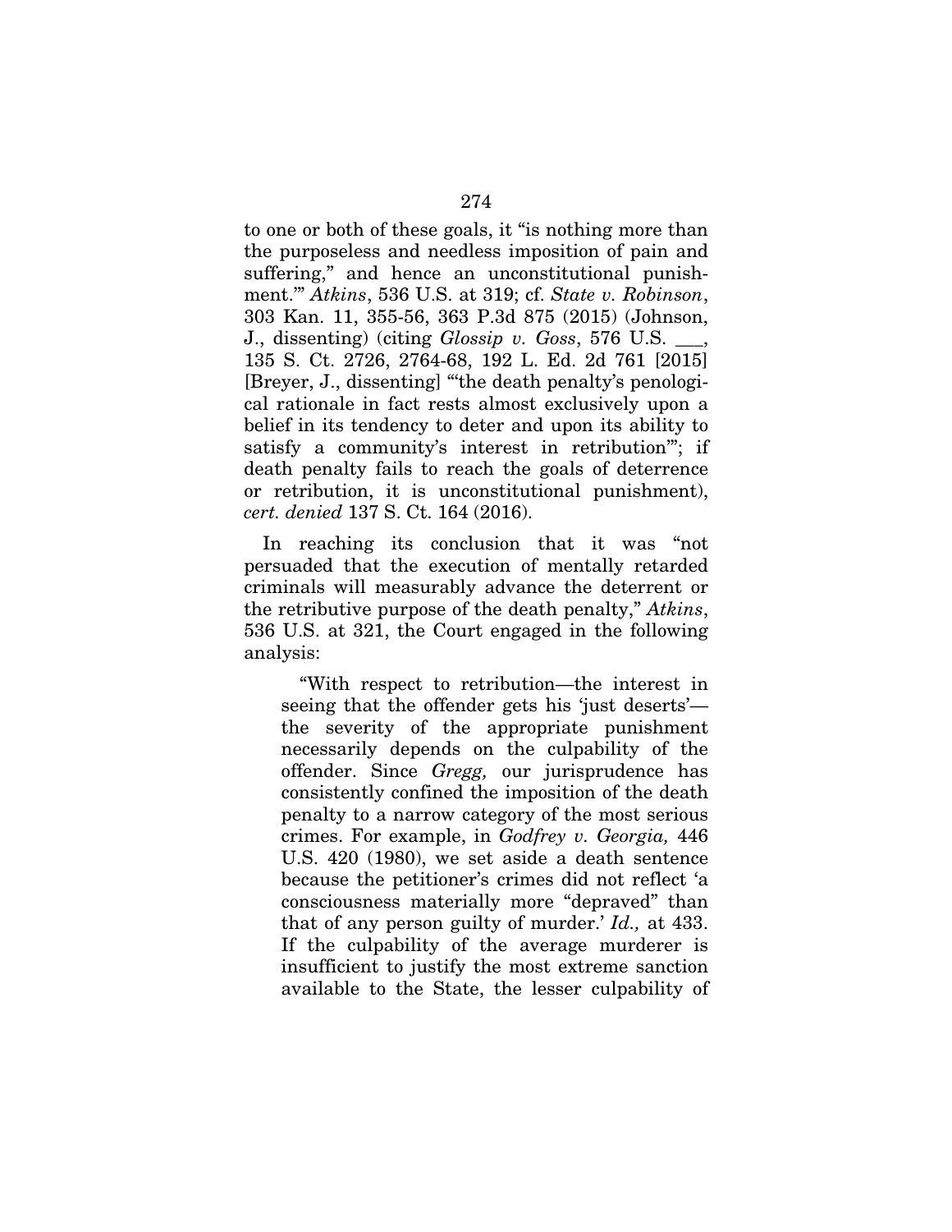to one or both of these goals, it "is nothing more than the purposeless and needless imposition of pain and suffering," and hence an unconstitutional punishment.'" *Atkins*, 536 U.S. at 319; cf. *State v. Robinson*, 303 Kan. 11, 355-56, 363 P.3d 875 (2015) (Johnson, J., dissenting) (citing *Glossip v. Goss*, 576 U.S. ___, 135 S. Ct. 2726, 2764-68, 192 L. Ed. 2d 761 [2015] [Breyer, J., dissenting] "'the death penalty's penological rationale in fact rests almost exclusively upon a belief in its tendency to deter and upon its ability to satisfy a community's interest in retribution'"; if death penalty fails to reach the goals of deterrence or retribution, it is unconstitutional punishment), *cert. denied* 137 S. Ct. 164 (2016).

In reaching its conclusion that it was "not persuaded that the execution of mentally retarded criminals will measurably advance the deterrent or the retributive purpose of the death penalty," *Atkins*, 536 U.S. at 321, the Court engaged in the following analysis:

> "With respect to retribution—the interest in seeing that the offender gets his 'just deserts'—the severity of the appropriate punishment necessarily depends on the culpability of the offender. Since *Gregg,* our jurisprudence has consistently confined the imposition of the death penalty to a narrow category of the most serious crimes. For example, in *Godfrey v. Georgia,* 446 U.S. 420 (1980), we set aside a death sentence because the petitioner's crimes did not reflect 'a consciousness materially more "depraved" than that of any person guilty of murder.' *Id.,* at 433. If the culpability of the average murderer is insufficient to justify the most extreme sanction available to the State, the lesser culpability of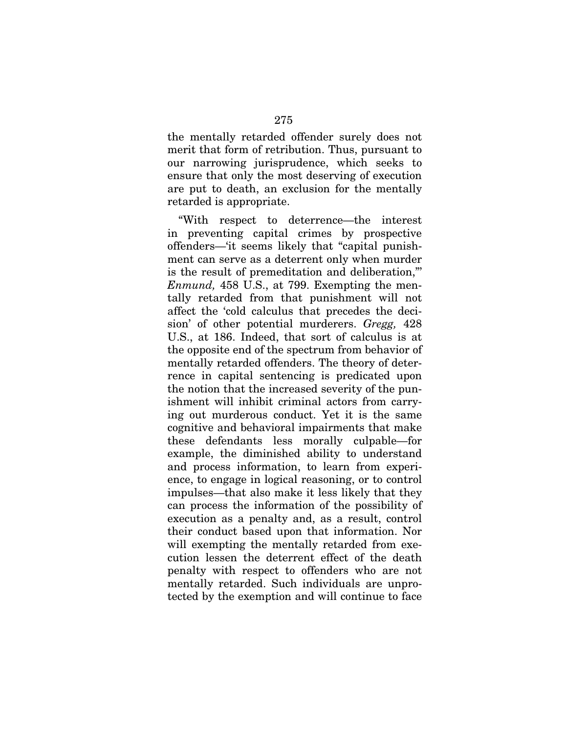the mentally retarded offender surely does not merit that form of retribution. Thus, pursuant to our narrowing jurisprudence, which seeks to ensure that only the most deserving of execution are put to death, an exclusion for the mentally retarded is appropriate.

"With respect to deterrence—the interest in preventing capital crimes by prospective offenders—'it seems likely that "capital punishment can serve as a deterrent only when murder is the result of premeditation and deliberation,"' *Enmund,* 458 U.S., at 799. Exempting the mentally retarded from that punishment will not affect the 'cold calculus that precedes the decision' of other potential murderers. *Gregg,* 428 U.S., at 186. Indeed, that sort of calculus is at the opposite end of the spectrum from behavior of mentally retarded offenders. The theory of deterrence in capital sentencing is predicated upon the notion that the increased severity of the punishment will inhibit criminal actors from carrying out murderous conduct. Yet it is the same cognitive and behavioral impairments that make these defendants less morally culpable—for example, the diminished ability to understand and process information, to learn from experience, to engage in logical reasoning, or to control impulses—that also make it less likely that they can process the information of the possibility of execution as a penalty and, as a result, control their conduct based upon that information. Nor will exempting the mentally retarded from execution lessen the deterrent effect of the death penalty with respect to offenders who are not mentally retarded. Such individuals are unprotected by the exemption and will continue to face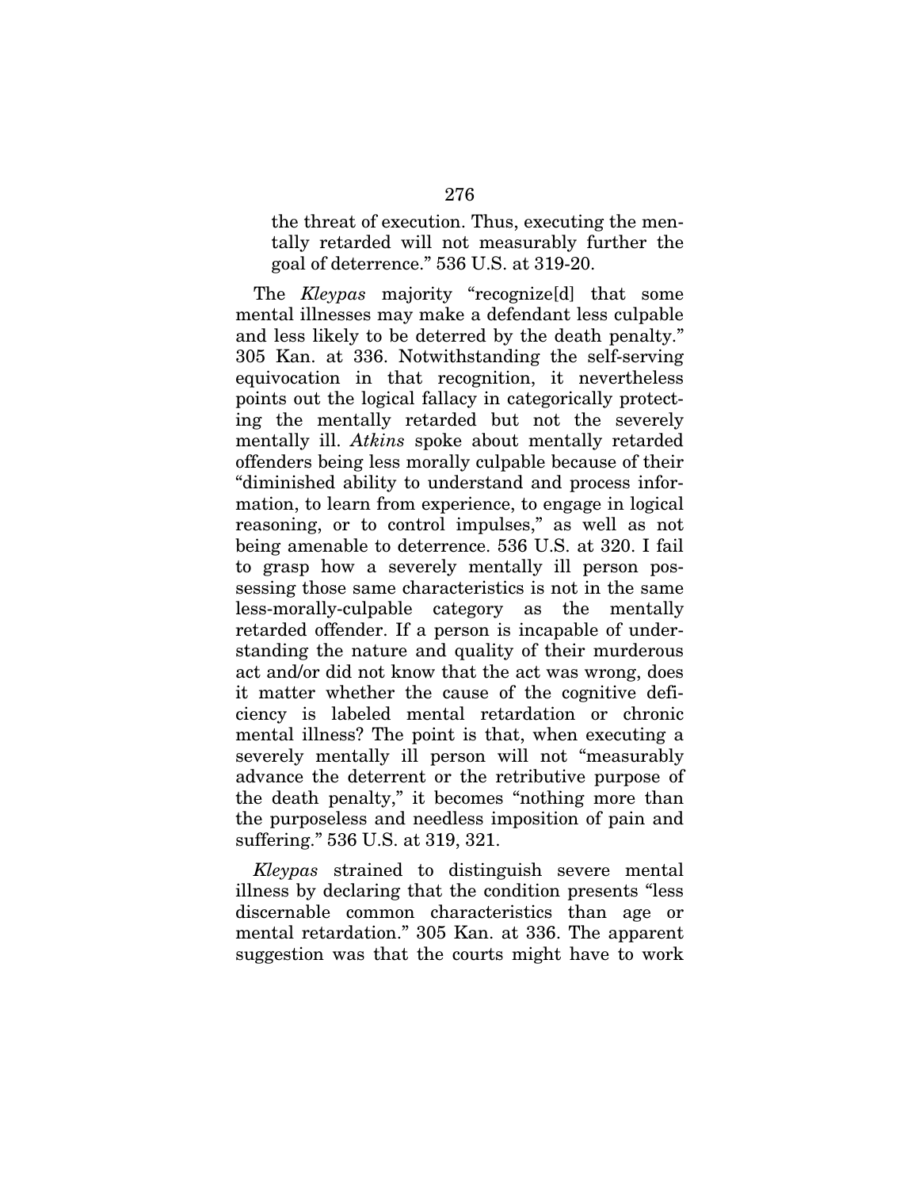> the threat of execution. Thus, executing the mentally retarded will not measurably further the goal of deterrence." 536 U.S. at 319-20.

The *Kleypas* majority "recognize[d] that some mental illnesses may make a defendant less culpable and less likely to be deterred by the death penalty." 305 Kan. at 336. Notwithstanding the self-serving equivocation in that recognition, it nevertheless points out the logical fallacy in categorically protecting the mentally retarded but not the severely mentally ill. *Atkins* spoke about mentally retarded offenders being less morally culpable because of their "diminished ability to understand and process information, to learn from experience, to engage in logical reasoning, or to control impulses," as well as not being amenable to deterrence. 536 U.S. at 320. I fail to grasp how a severely mentally ill person possessing those same characteristics is not in the same less-morally-culpable category as the mentally retarded offender. If a person is incapable of understanding the nature and quality of their murderous act and/or did not know that the act was wrong, does it matter whether the cause of the cognitive deficiency is labeled mental retardation or chronic mental illness? The point is that, when executing a severely mentally ill person will not "measurably advance the deterrent or the retributive purpose of the death penalty," it becomes "nothing more than the purposeless and needless imposition of pain and suffering." 536 U.S. at 319, 321.

*Kleypas* strained to distinguish severe mental illness by declaring that the condition presents "less discernable common characteristics than age or mental retardation." 305 Kan. at 336. The apparent suggestion was that the courts might have to work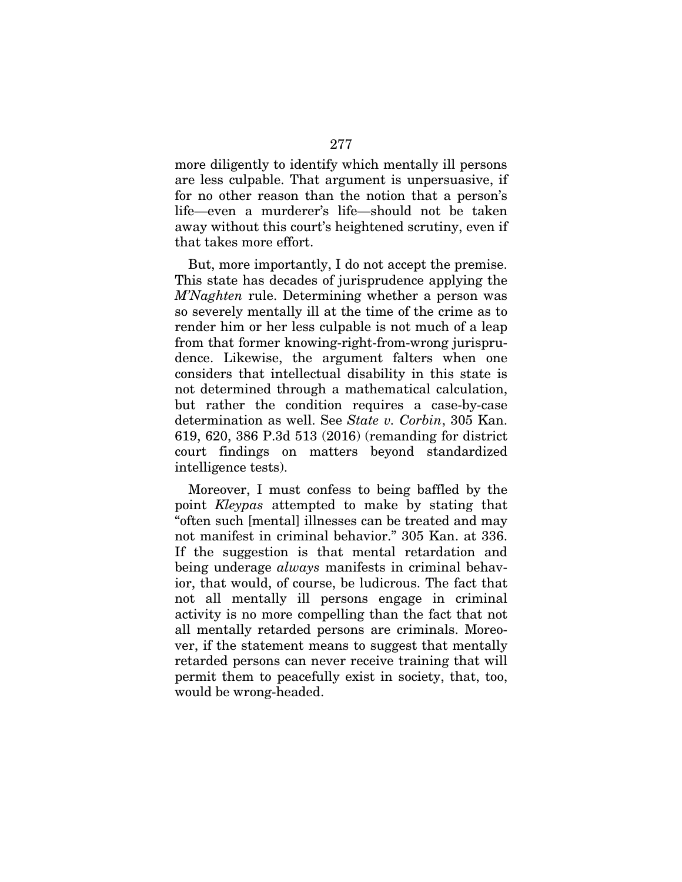more diligently to identify which mentally ill persons are less culpable. That argument is unpersuasive, if for no other reason than the notion that a person's life—even a murderer's life—should not be taken away without this court's heightened scrutiny, even if that takes more effort.

But, more importantly, I do not accept the premise. This state has decades of jurisprudence applying the *M'Naghten* rule. Determining whether a person was so severely mentally ill at the time of the crime as to render him or her less culpable is not much of a leap from that former knowing-right-from-wrong jurisprudence. Likewise, the argument falters when one considers that intellectual disability in this state is not determined through a mathematical calculation, but rather the condition requires a case-by-case determination as well. See *State v. Corbin*, 305 Kan. 619, 620, 386 P.3d 513 (2016) (remanding for district court findings on matters beyond standardized intelligence tests).

Moreover, I must confess to being baffled by the point *Kleypas* attempted to make by stating that "often such [mental] illnesses can be treated and may not manifest in criminal behavior." 305 Kan. at 336. If the suggestion is that mental retardation and being underage *always* manifests in criminal behavior, that would, of course, be ludicrous. The fact that not all mentally ill persons engage in criminal activity is no more compelling than the fact that not all mentally retarded persons are criminals. Moreover, if the statement means to suggest that mentally retarded persons can never receive training that will permit them to peacefully exist in society, that, too, would be wrong-headed.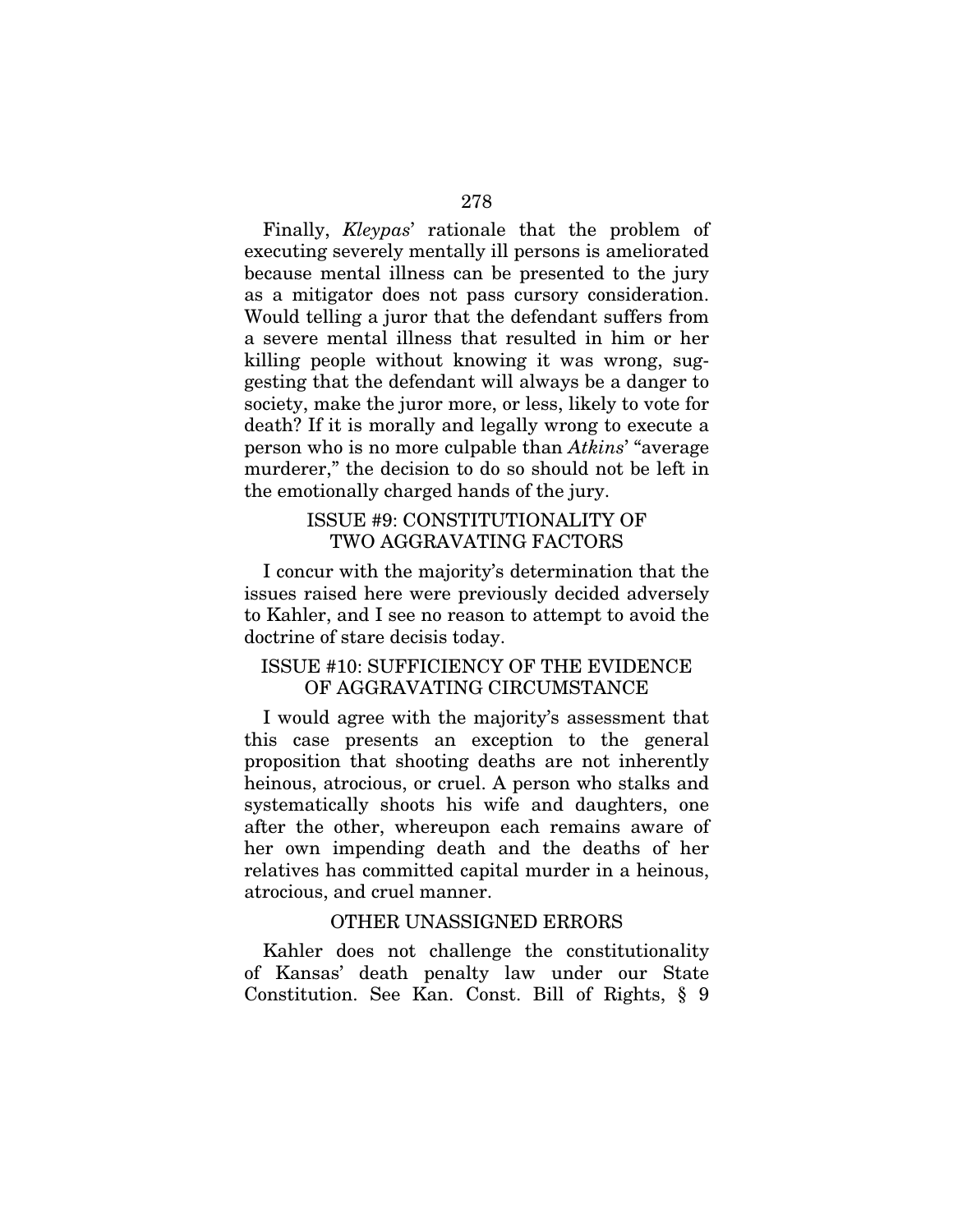Finally, *Kleypas*' rationale that the problem of executing severely mentally ill persons is ameliorated because mental illness can be presented to the jury as a mitigator does not pass cursory consideration. Would telling a juror that the defendant suffers from a severe mental illness that resulted in him or her killing people without knowing it was wrong, suggesting that the defendant will always be a danger to society, make the juror more, or less, likely to vote for death? If it is morally and legally wrong to execute a person who is no more culpable than *Atkins*' "average murderer," the decision to do so should not be left in the emotionally charged hands of the jury.

### ISSUE #9: CONSTITUTIONALITY OF TWO AGGRAVATING FACTORS

I concur with the majority's determination that the issues raised here were previously decided adversely to Kahler, and I see no reason to attempt to avoid the doctrine of stare decisis today.

### ISSUE #10: SUFFICIENCY OF THE EVIDENCE OF AGGRAVATING CIRCUMSTANCE

I would agree with the majority's assessment that this case presents an exception to the general proposition that shooting deaths are not inherently heinous, atrocious, or cruel. A person who stalks and systematically shoots his wife and daughters, one after the other, whereupon each remains aware of her own impending death and the deaths of her relatives has committed capital murder in a heinous, atrocious, and cruel manner.

### OTHER UNASSIGNED ERRORS

Kahler does not challenge the constitutionality of Kansas' death penalty law under our State Constitution. See Kan. Const. Bill of Rights, § 9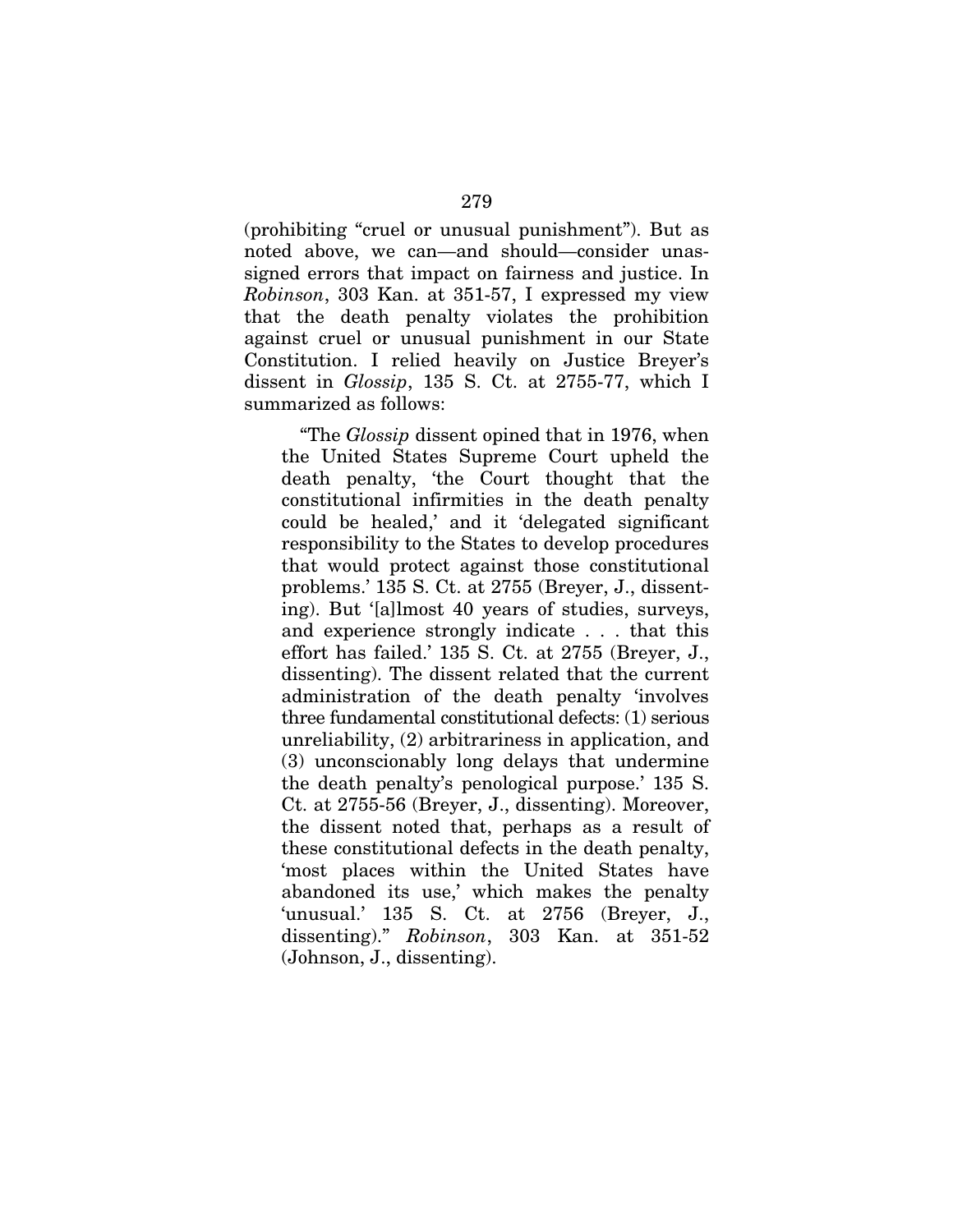(prohibiting "cruel or unusual punishment"). But as noted above, we can—and should—consider unassigned errors that impact on fairness and justice. In *Robinson*, 303 Kan. at 351-57, I expressed my view that the death penalty violates the prohibition against cruel or unusual punishment in our State Constitution. I relied heavily on Justice Breyer's dissent in *Glossip*, 135 S. Ct. at 2755-77, which I summarized as follows:

> "The *Glossip* dissent opined that in 1976, when the United States Supreme Court upheld the death penalty, 'the Court thought that the constitutional infirmities in the death penalty could be healed,' and it 'delegated significant responsibility to the States to develop procedures that would protect against those constitutional problems.' 135 S. Ct. at 2755 (Breyer, J., dissenting). But '[a]lmost 40 years of studies, surveys, and experience strongly indicate . . . that this effort has failed.' 135 S. Ct. at 2755 (Breyer, J., dissenting). The dissent related that the current administration of the death penalty 'involves three fundamental constitutional defects: (1) serious unreliability, (2) arbitrariness in application, and (3) unconscionably long delays that undermine the death penalty's penological purpose.' 135 S. Ct. at 2755-56 (Breyer, J., dissenting). Moreover, the dissent noted that, perhaps as a result of these constitutional defects in the death penalty, 'most places within the United States have abandoned its use,' which makes the penalty 'unusual.' 135 S. Ct. at 2756 (Breyer, J., dissenting)." *Robinson*, 303 Kan. at 351-52 (Johnson, J., dissenting).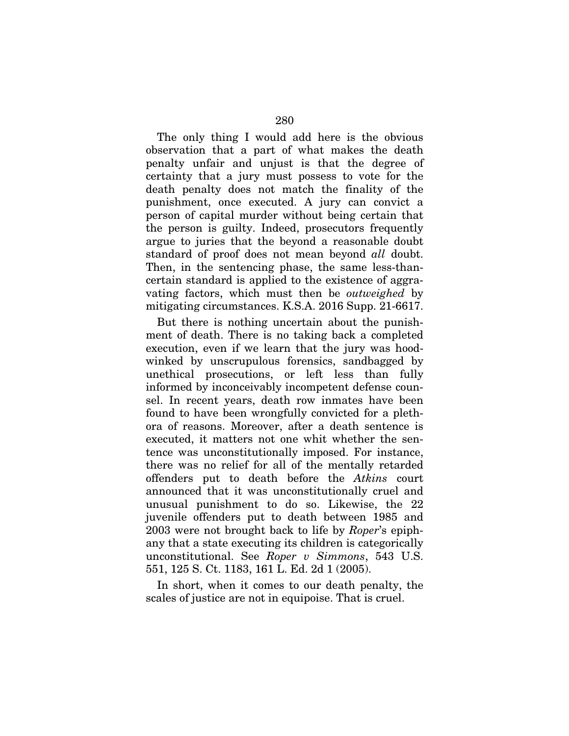The only thing I would add here is the obvious observation that a part of what makes the death penalty unfair and unjust is that the degree of certainty that a jury must possess to vote for the death penalty does not match the finality of the punishment, once executed. A jury can convict a person of capital murder without being certain that the person is guilty. Indeed, prosecutors frequently argue to juries that the beyond a reasonable doubt standard of proof does not mean beyond *all* doubt. Then, in the sentencing phase, the same less-than-certain standard is applied to the existence of aggravating factors, which must then be *outweighed* by mitigating circumstances. K.S.A. 2016 Supp. 21-6617.

But there is nothing uncertain about the punishment of death. There is no taking back a completed execution, even if we learn that the jury was hoodwinked by unscrupulous forensics, sandbagged by unethical prosecutions, or left less than fully informed by inconceivably incompetent defense counsel. In recent years, death row inmates have been found to have been wrongfully convicted for a plethora of reasons. Moreover, after a death sentence is executed, it matters not one whit whether the sentence was unconstitutionally imposed. For instance, there was no relief for all of the mentally retarded offenders put to death before the *Atkins* court announced that it was unconstitutionally cruel and unusual punishment to do so. Likewise, the 22 juvenile offenders put to death between 1985 and 2003 were not brought back to life by *Roper*'s epiphany that a state executing its children is categorically unconstitutional. See *Roper v Simmons*, 543 U.S. 551, 125 S. Ct. 1183, 161 L. Ed. 2d 1 (2005).

In short, when it comes to our death penalty, the scales of justice are not in equipoise. That is cruel.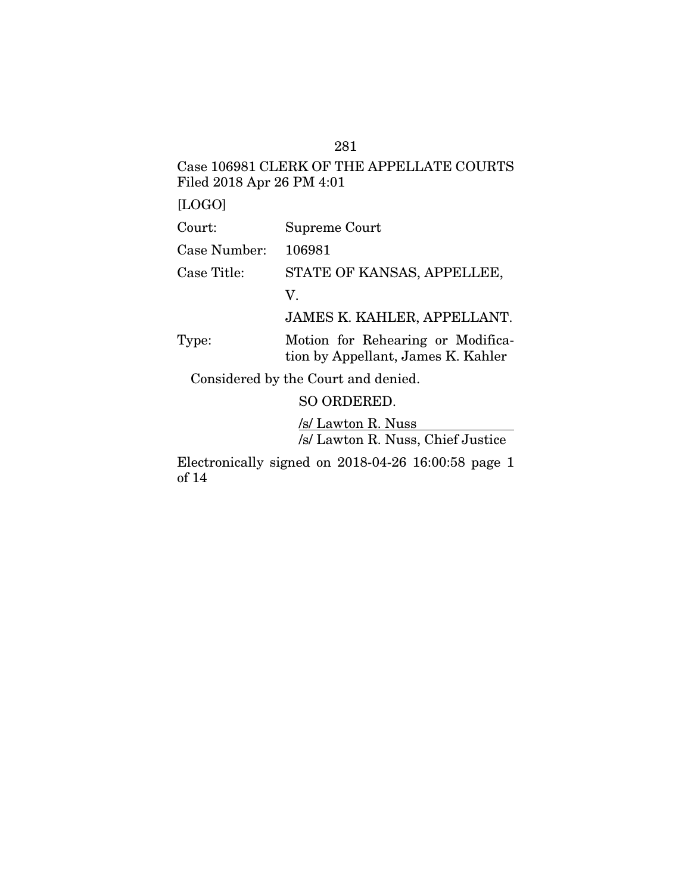Case 106981 CLERK OF THE APPELLATE COURTS
Filed 2018 Apr 26 PM 4:01

[LOGO]

| | |
|---|---|
| Court: | Supreme Court |
| Case Number: | 106981 |
| Case Title: | STATE OF KANSAS, APPELLEE, |
| | V. |
| | JAMES K. KAHLER, APPELLANT. |
| Type: | Motion for Rehearing or Modification by Appellant, James K. Kahler |

Considered by the Court and denied.

SO ORDERED.

/s/ Lawton R. Nuss
/s/ Lawton R. Nuss, Chief Justice

Electronically signed on 2018-04-26 16:00:58 page 1 of 14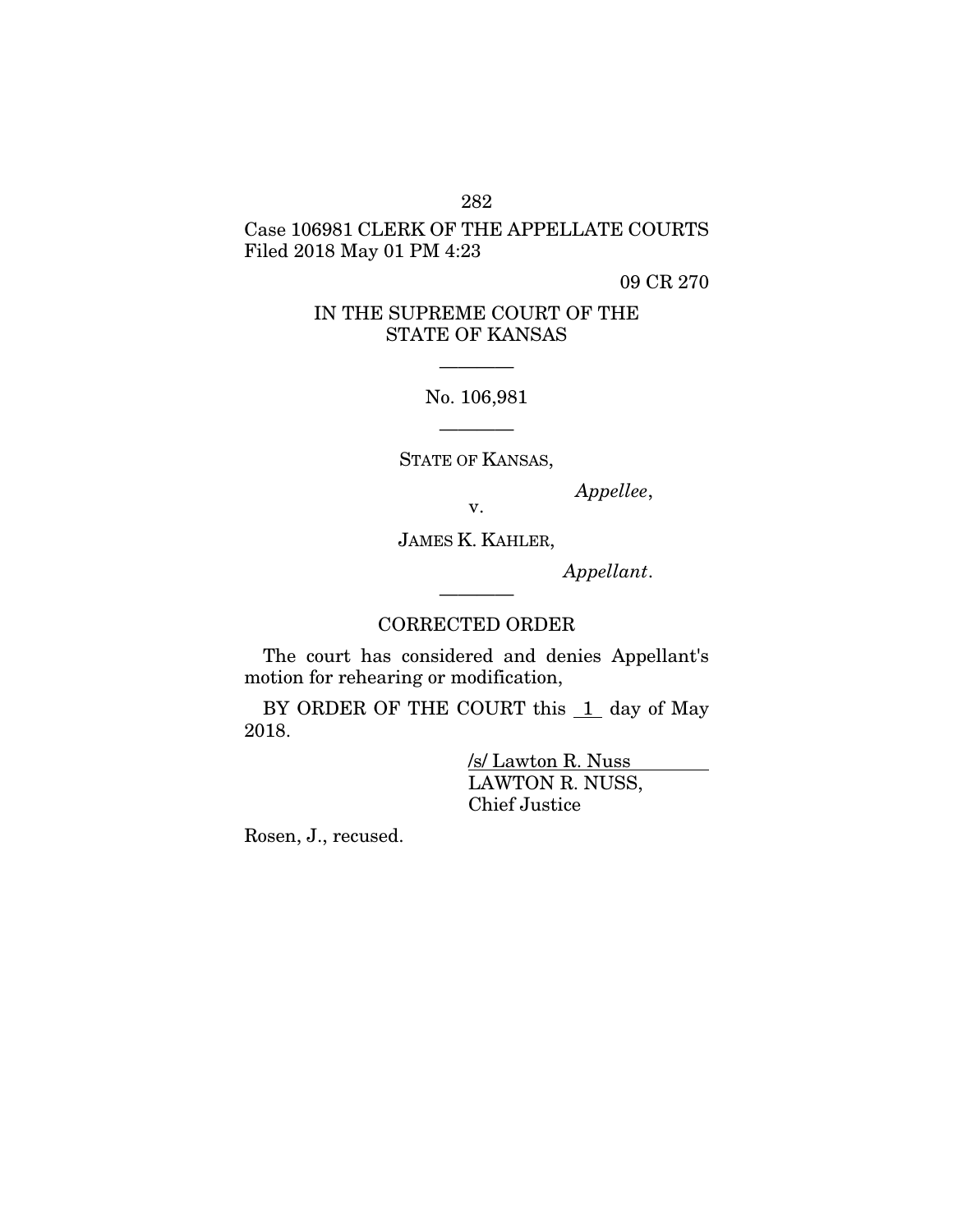Case 106981 CLERK OF THE APPELLATE COURTS
Filed 2018 May 01 PM 4:23

09 CR 270

# IN THE SUPREME COURT OF THE STATE OF KANSAS

---

No. 106,981

---

STATE OF KANSAS,

*Appellee*,

v.

JAMES K. KAHLER,

*Appellant*.

---

## CORRECTED ORDER

The court has considered and denies Appellant's motion for rehearing or modification,

BY ORDER OF THE COURT this 1 day of May 2018.

/s/ Lawton R. Nuss
LAWTON R. NUSS,
Chief Justice

Rosen, J., recused.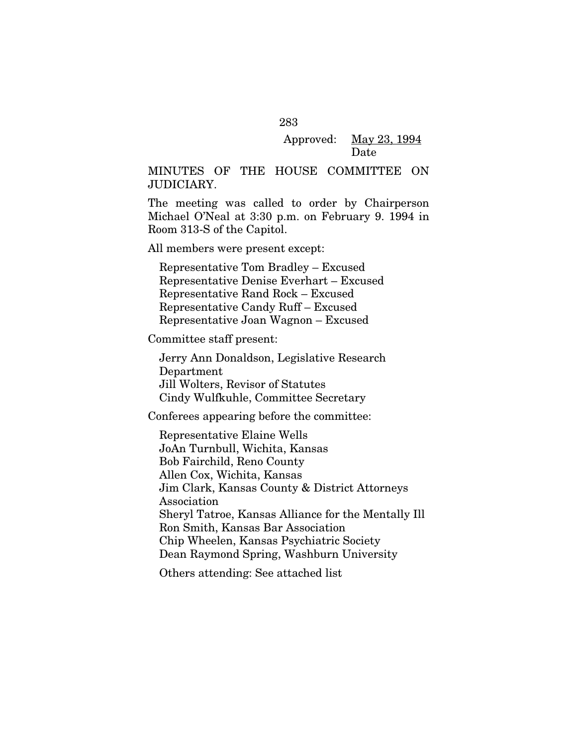Approved: May 23, 1994
Date

MINUTES OF THE HOUSE COMMITTEE ON JUDICIARY.

The meeting was called to order by Chairperson Michael O'Neal at 3:30 p.m. on February 9. 1994 in Room 313-S of the Capitol.

All members were present except:

Representative Tom Bradley – Excused
Representative Denise Everhart – Excused
Representative Rand Rock – Excused
Representative Candy Ruff – Excused
Representative Joan Wagnon – Excused

Committee staff present:

Jerry Ann Donaldson, Legislative Research Department
Jill Wolters, Revisor of Statutes
Cindy Wulfkuhle, Committee Secretary

Conferees appearing before the committee:

Representative Elaine Wells
JoAn Turnbull, Wichita, Kansas
Bob Fairchild, Reno County
Allen Cox, Wichita, Kansas
Jim Clark, Kansas County & District Attorneys Association
Sheryl Tatroe, Kansas Alliance for the Mentally Ill
Ron Smith, Kansas Bar Association
Chip Wheelen, Kansas Psychiatric Society
Dean Raymond Spring, Washburn University

Others attending: See attached list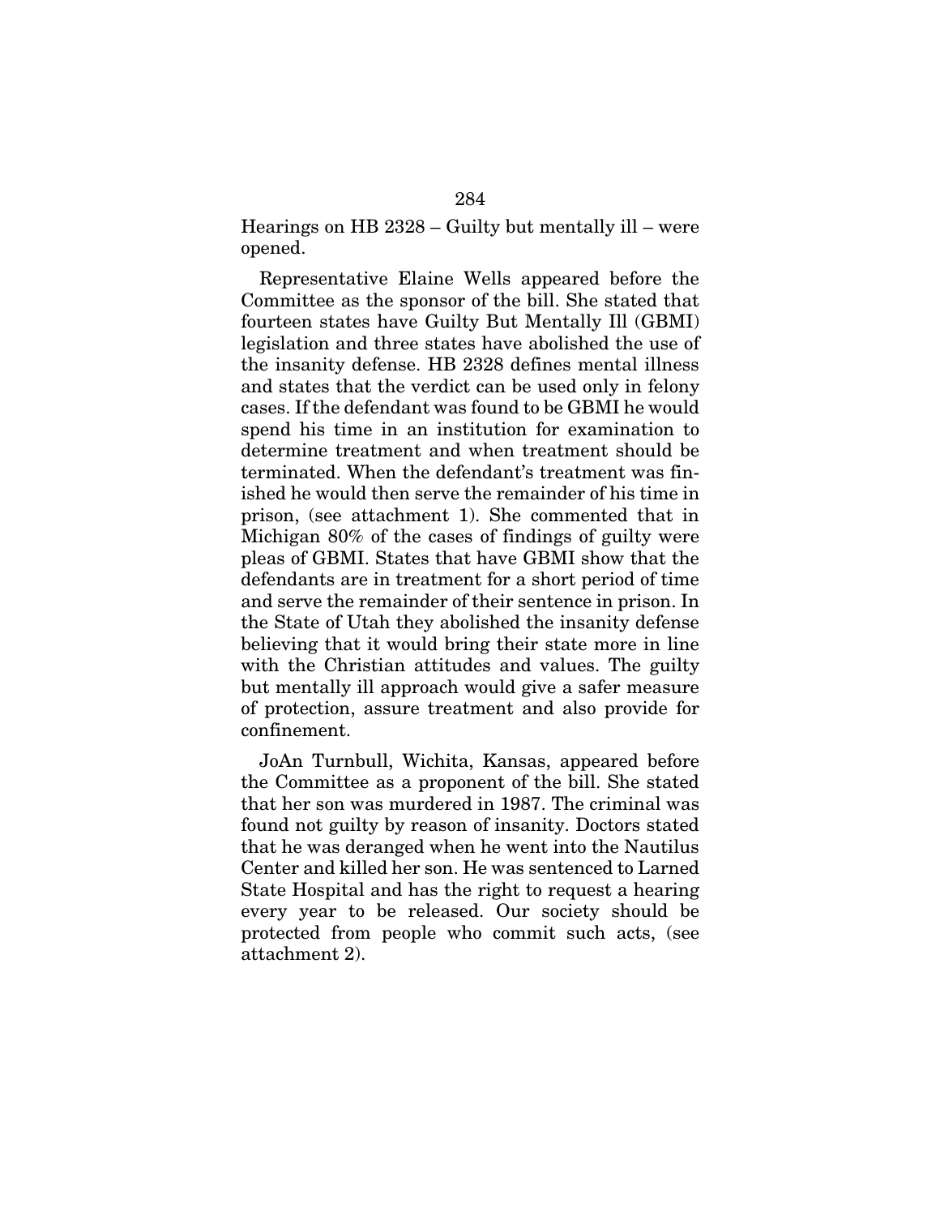Hearings on HB 2328 – Guilty but mentally ill – were opened.

Representative Elaine Wells appeared before the Committee as the sponsor of the bill. She stated that fourteen states have Guilty But Mentally Ill (GBMI) legislation and three states have abolished the use of the insanity defense. HB 2328 defines mental illness and states that the verdict can be used only in felony cases. If the defendant was found to be GBMI he would spend his time in an institution for examination to determine treatment and when treatment should be terminated. When the defendant's treatment was finished he would then serve the remainder of his time in prison, (see attachment 1). She commented that in Michigan 80% of the cases of findings of guilty were pleas of GBMI. States that have GBMI show that the defendants are in treatment for a short period of time and serve the remainder of their sentence in prison. In the State of Utah they abolished the insanity defense believing that it would bring their state more in line with the Christian attitudes and values. The guilty but mentally ill approach would give a safer measure of protection, assure treatment and also provide for confinement.

JoAn Turnbull, Wichita, Kansas, appeared before the Committee as a proponent of the bill. She stated that her son was murdered in 1987. The criminal was found not guilty by reason of insanity. Doctors stated that he was deranged when he went into the Nautilus Center and killed her son. He was sentenced to Larned State Hospital and has the right to request a hearing every year to be released. Our society should be protected from people who commit such acts, (see attachment 2).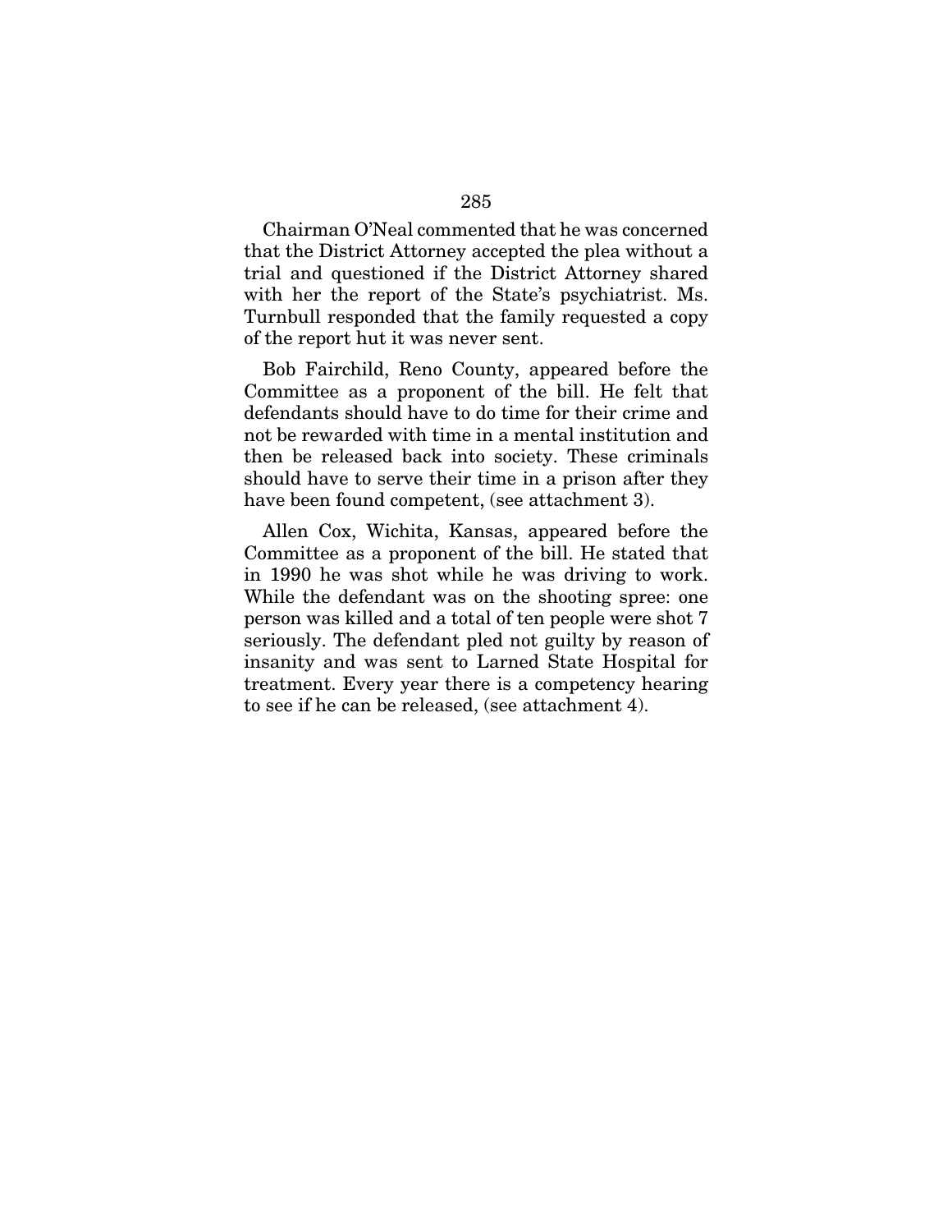Chairman O'Neal commented that he was concerned that the District Attorney accepted the plea without a trial and questioned if the District Attorney shared with her the report of the State's psychiatrist. Ms. Turnbull responded that the family requested a copy of the report hut it was never sent.

Bob Fairchild, Reno County, appeared before the Committee as a proponent of the bill. He felt that defendants should have to do time for their crime and not be rewarded with time in a mental institution and then be released back into society. These criminals should have to serve their time in a prison after they have been found competent, (see attachment 3).

Allen Cox, Wichita, Kansas, appeared before the Committee as a proponent of the bill. He stated that in 1990 he was shot while he was driving to work. While the defendant was on the shooting spree: one person was killed and a total of ten people were shot 7 seriously. The defendant pled not guilty by reason of insanity and was sent to Larned State Hospital for treatment. Every year there is a competency hearing to see if he can be released, (see attachment 4).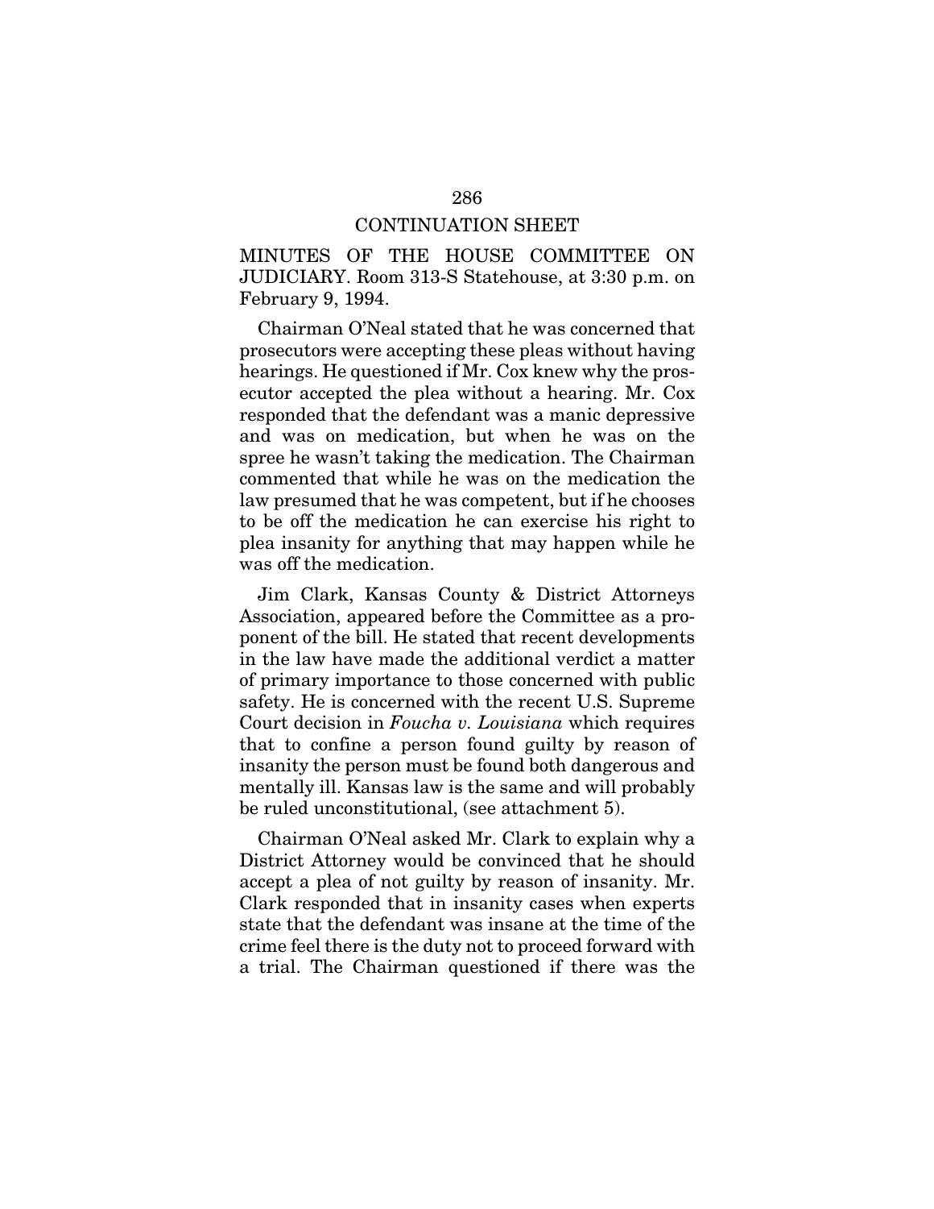CONTINUATION SHEET

MINUTES OF THE HOUSE COMMITTEE ON JUDICIARY. Room 313-S Statehouse, at 3:30 p.m. on February 9, 1994.

Chairman O'Neal stated that he was concerned that prosecutors were accepting these pleas without having hearings. He questioned if Mr. Cox knew why the prosecutor accepted the plea without a hearing. Mr. Cox responded that the defendant was a manic depressive and was on medication, but when he was on the spree he wasn't taking the medication. The Chairman commented that while he was on the medication the law presumed that he was competent, but if he chooses to be off the medication he can exercise his right to plea insanity for anything that may happen while he was off the medication.

Jim Clark, Kansas County & District Attorneys Association, appeared before the Committee as a proponent of the bill. He stated that recent developments in the law have made the additional verdict a matter of primary importance to those concerned with public safety. He is concerned with the recent U.S. Supreme Court decision in *Foucha v. Louisiana* which requires that to confine a person found guilty by reason of insanity the person must be found both dangerous and mentally ill. Kansas law is the same and will probably be ruled unconstitutional, (see attachment 5).

Chairman O'Neal asked Mr. Clark to explain why a District Attorney would be convinced that he should accept a plea of not guilty by reason of insanity. Mr. Clark responded that in insanity cases when experts state that the defendant was insane at the time of the crime feel there is the duty not to proceed forward with a trial. The Chairman questioned if there was the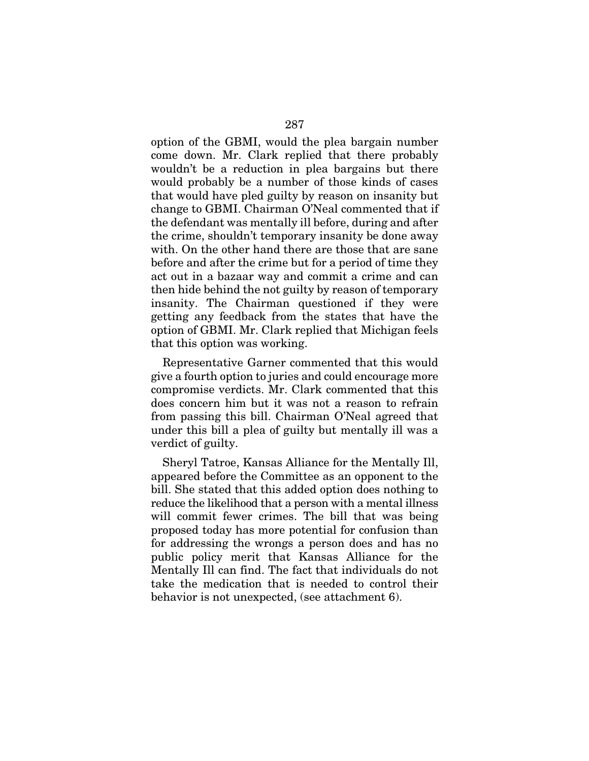option of the GBMI, would the plea bargain number come down. Mr. Clark replied that there probably wouldn't be a reduction in plea bargains but there would probably be a number of those kinds of cases that would have pled guilty by reason on insanity but change to GBMI. Chairman O'Neal commented that if the defendant was mentally ill before, during and after the crime, shouldn't temporary insanity be done away with. On the other hand there are those that are sane before and after the crime but for a period of time they act out in a bazaar way and commit a crime and can then hide behind the not guilty by reason of temporary insanity. The Chairman questioned if they were getting any feedback from the states that have the option of GBMI. Mr. Clark replied that Michigan feels that this option was working.

Representative Garner commented that this would give a fourth option to juries and could encourage more compromise verdicts. Mr. Clark commented that this does concern him but it was not a reason to refrain from passing this bill. Chairman O'Neal agreed that under this bill a plea of guilty but mentally ill was a verdict of guilty.

Sheryl Tatroe, Kansas Alliance for the Mentally Ill, appeared before the Committee as an opponent to the bill. She stated that this added option does nothing to reduce the likelihood that a person with a mental illness will commit fewer crimes. The bill that was being proposed today has more potential for confusion than for addressing the wrongs a person does and has no public policy merit that Kansas Alliance for the Mentally Ill can find. The fact that individuals do not take the medication that is needed to control their behavior is not unexpected, (see attachment 6).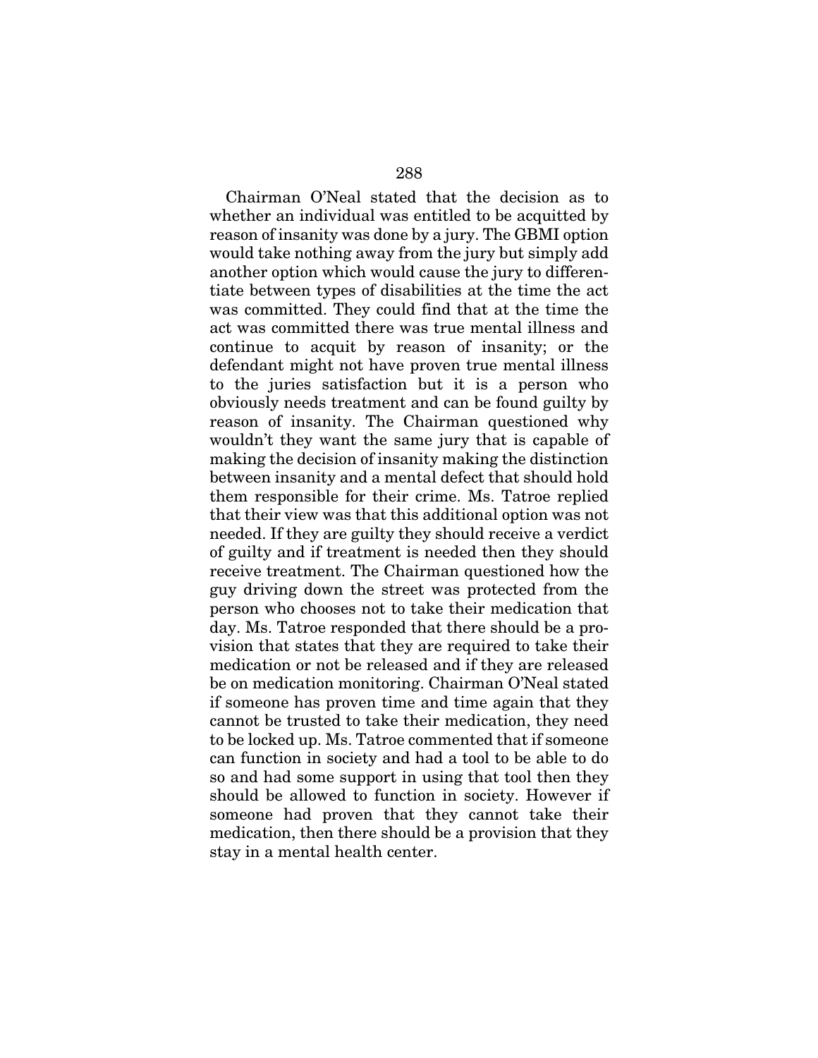Chairman O'Neal stated that the decision as to whether an individual was entitled to be acquitted by reason of insanity was done by a jury. The GBMI option would take nothing away from the jury but simply add another option which would cause the jury to differentiate between types of disabilities at the time the act was committed. They could find that at the time the act was committed there was true mental illness and continue to acquit by reason of insanity; or the defendant might not have proven true mental illness to the juries satisfaction but it is a person who obviously needs treatment and can be found guilty by reason of insanity. The Chairman questioned why wouldn't they want the same jury that is capable of making the decision of insanity making the distinction between insanity and a mental defect that should hold them responsible for their crime. Ms. Tatroe replied that their view was that this additional option was not needed. If they are guilty they should receive a verdict of guilty and if treatment is needed then they should receive treatment. The Chairman questioned how the guy driving down the street was protected from the person who chooses not to take their medication that day. Ms. Tatroe responded that there should be a provision that states that they are required to take their medication or not be released and if they are released be on medication monitoring. Chairman O'Neal stated if someone has proven time and time again that they cannot be trusted to take their medication, they need to be locked up. Ms. Tatroe commented that if someone can function in society and had a tool to be able to do so and had some support in using that tool then they should be allowed to function in society. However if someone had proven that they cannot take their medication, then there should be a provision that they stay in a mental health center.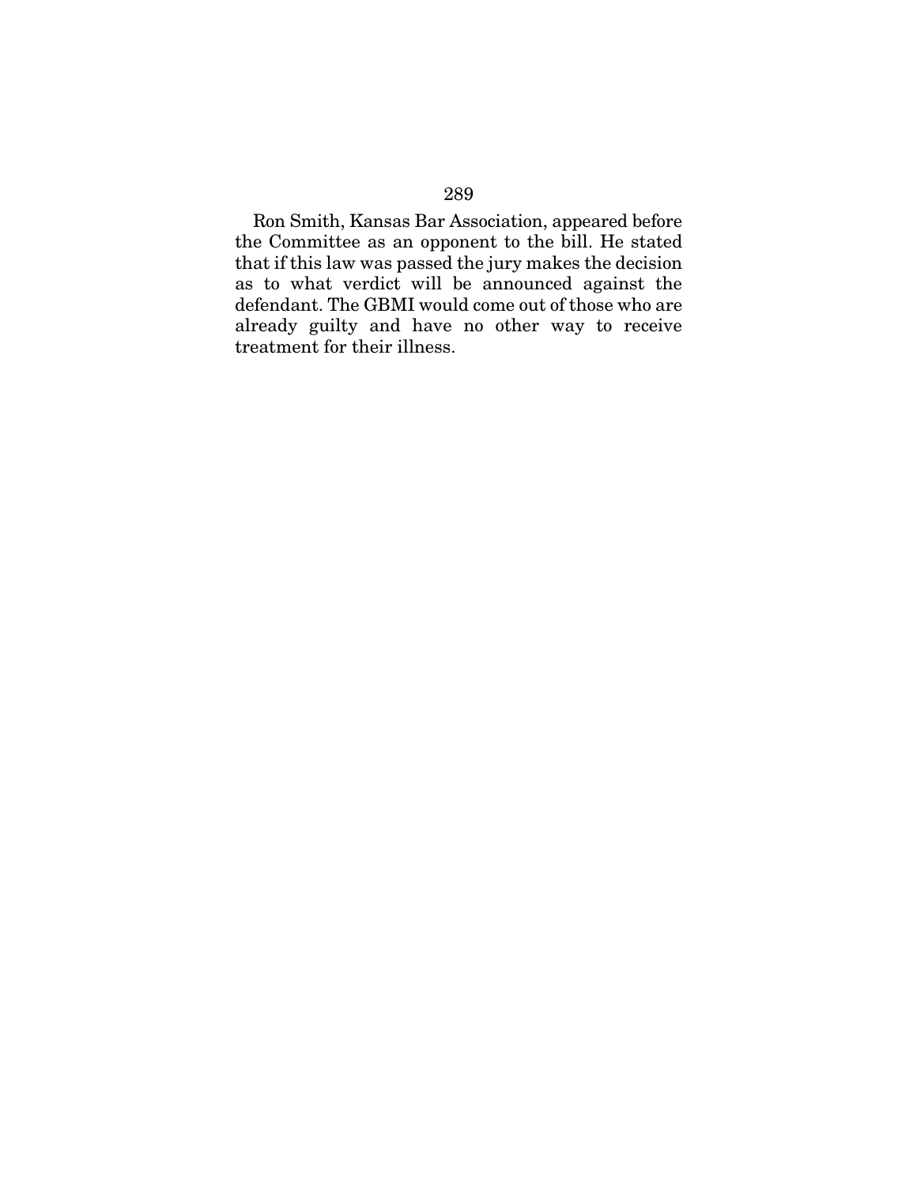Ron Smith, Kansas Bar Association, appeared before the Committee as an opponent to the bill. He stated that if this law was passed the jury makes the decision as to what verdict will be announced against the defendant. The GBMI would come out of those who are already guilty and have no other way to receive treatment for their illness.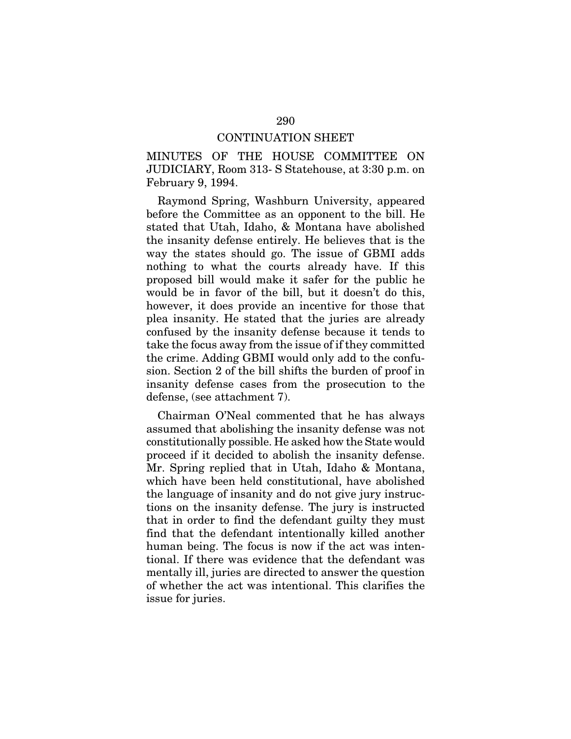CONTINUATION SHEET

MINUTES OF THE HOUSE COMMITTEE ON JUDICIARY, Room 313- S Statehouse, at 3:30 p.m. on February 9, 1994.

Raymond Spring, Washburn University, appeared before the Committee as an opponent to the bill. He stated that Utah, Idaho, & Montana have abolished the insanity defense entirely. He believes that is the way the states should go. The issue of GBMI adds nothing to what the courts already have. If this proposed bill would make it safer for the public he would be in favor of the bill, but it doesn't do this, however, it does provide an incentive for those that plea insanity. He stated that the juries are already confused by the insanity defense because it tends to take the focus away from the issue of if they committed the crime. Adding GBMI would only add to the confusion. Section 2 of the bill shifts the burden of proof in insanity defense cases from the prosecution to the defense, (see attachment 7).

Chairman O'Neal commented that he has always assumed that abolishing the insanity defense was not constitutionally possible. He asked how the State would proceed if it decided to abolish the insanity defense. Mr. Spring replied that in Utah, Idaho & Montana, which have been held constitutional, have abolished the language of insanity and do not give jury instructions on the insanity defense. The jury is instructed that in order to find the defendant guilty they must find that the defendant intentionally killed another human being. The focus is now if the act was intentional. If there was evidence that the defendant was mentally ill, juries are directed to answer the question of whether the act was intentional. This clarifies the issue for juries.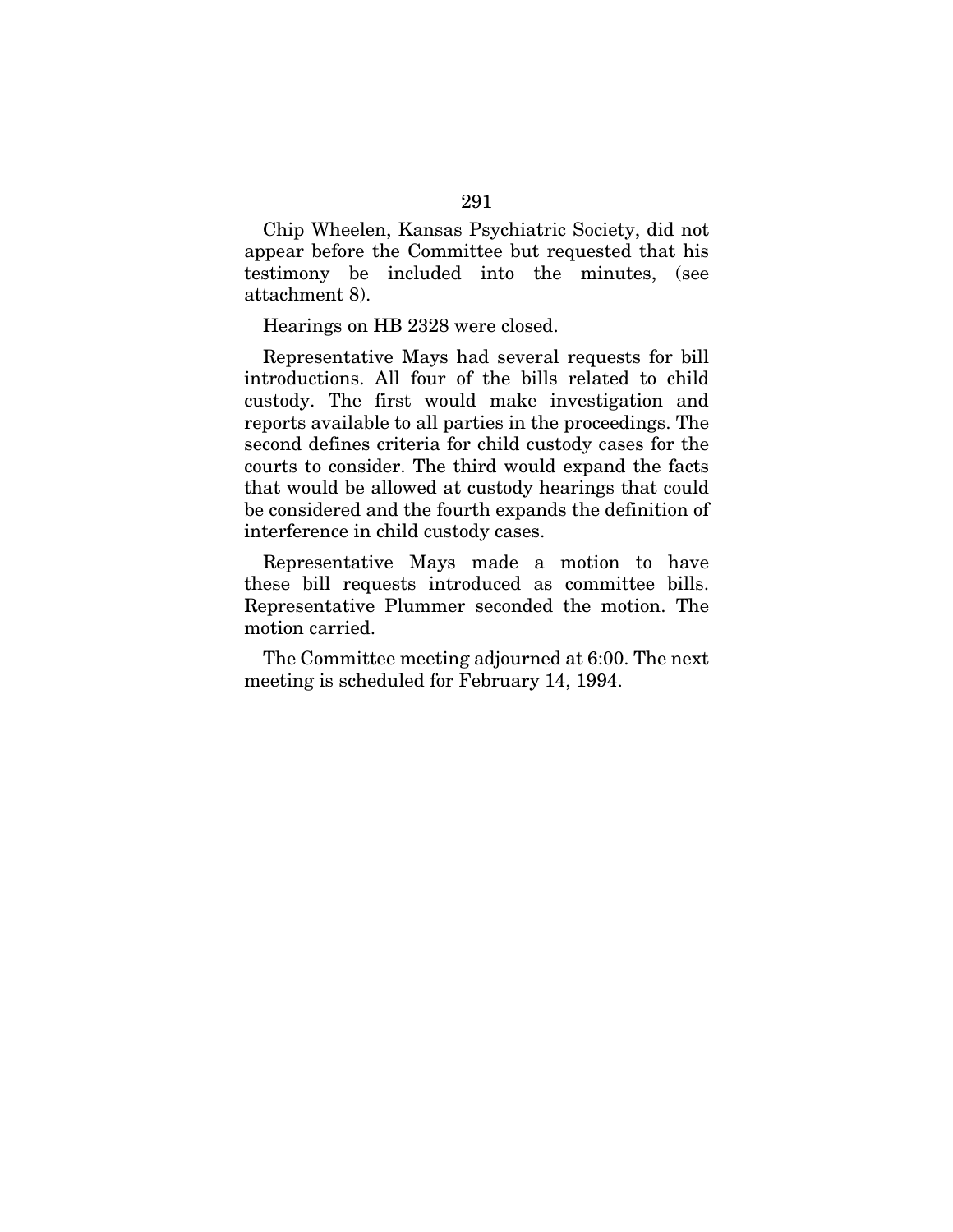Chip Wheelen, Kansas Psychiatric Society, did not appear before the Committee but requested that his testimony be included into the minutes, (see attachment 8).

Hearings on HB 2328 were closed.

Representative Mays had several requests for bill introductions. All four of the bills related to child custody. The first would make investigation and reports available to all parties in the proceedings. The second defines criteria for child custody cases for the courts to consider. The third would expand the facts that would be allowed at custody hearings that could be considered and the fourth expands the definition of interference in child custody cases.

Representative Mays made a motion to have these bill requests introduced as committee bills. Representative Plummer seconded the motion. The motion carried.

The Committee meeting adjourned at 6:00. The next meeting is scheduled for February 14, 1994.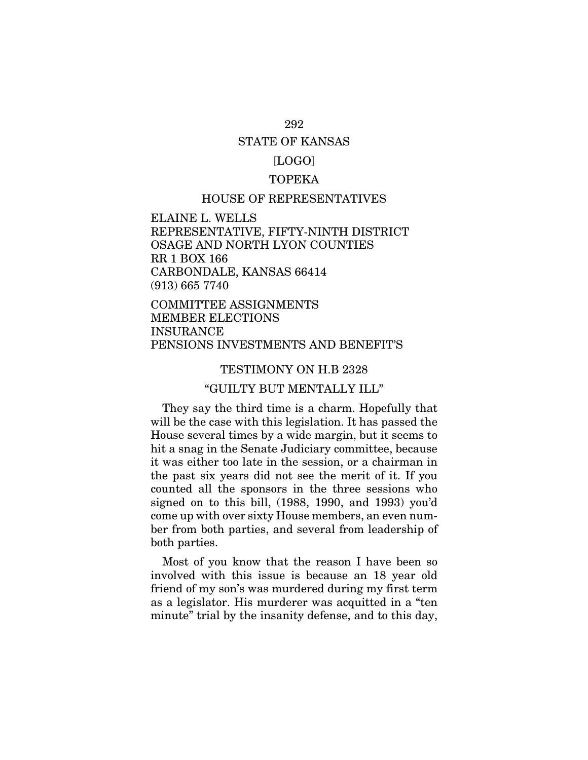STATE OF KANSAS

[LOGO]

TOPEKA

HOUSE OF REPRESENTATIVES

ELAINE L. WELLS
REPRESENTATIVE, FIFTY-NINTH DISTRICT
OSAGE AND NORTH LYON COUNTIES
RR 1 BOX 166
CARBONDALE, KANSAS 66414
(913) 665 7740

COMMITTEE ASSIGNMENTS
MEMBER ELECTIONS
INSURANCE
PENSIONS INVESTMENTS AND BENEFIT'S

TESTIMONY ON H.B 2328

"GUILTY BUT MENTALLY ILL"

They say the third time is a charm. Hopefully that will be the case with this legislation. It has passed the House several times by a wide margin, but it seems to hit a snag in the Senate Judiciary committee, because it was either too late in the session, or a chairman in the past six years did not see the merit of it. If you counted all the sponsors in the three sessions who signed on to this bill, (1988, 1990, and 1993) you'd come up with over sixty House members, an even number from both parties, and several from leadership of both parties.

Most of you know that the reason I have been so involved with this issue is because an 18 year old friend of my son's was murdered during my first term as a legislator. His murderer was acquitted in a "ten minute" trial by the insanity defense, and to this day,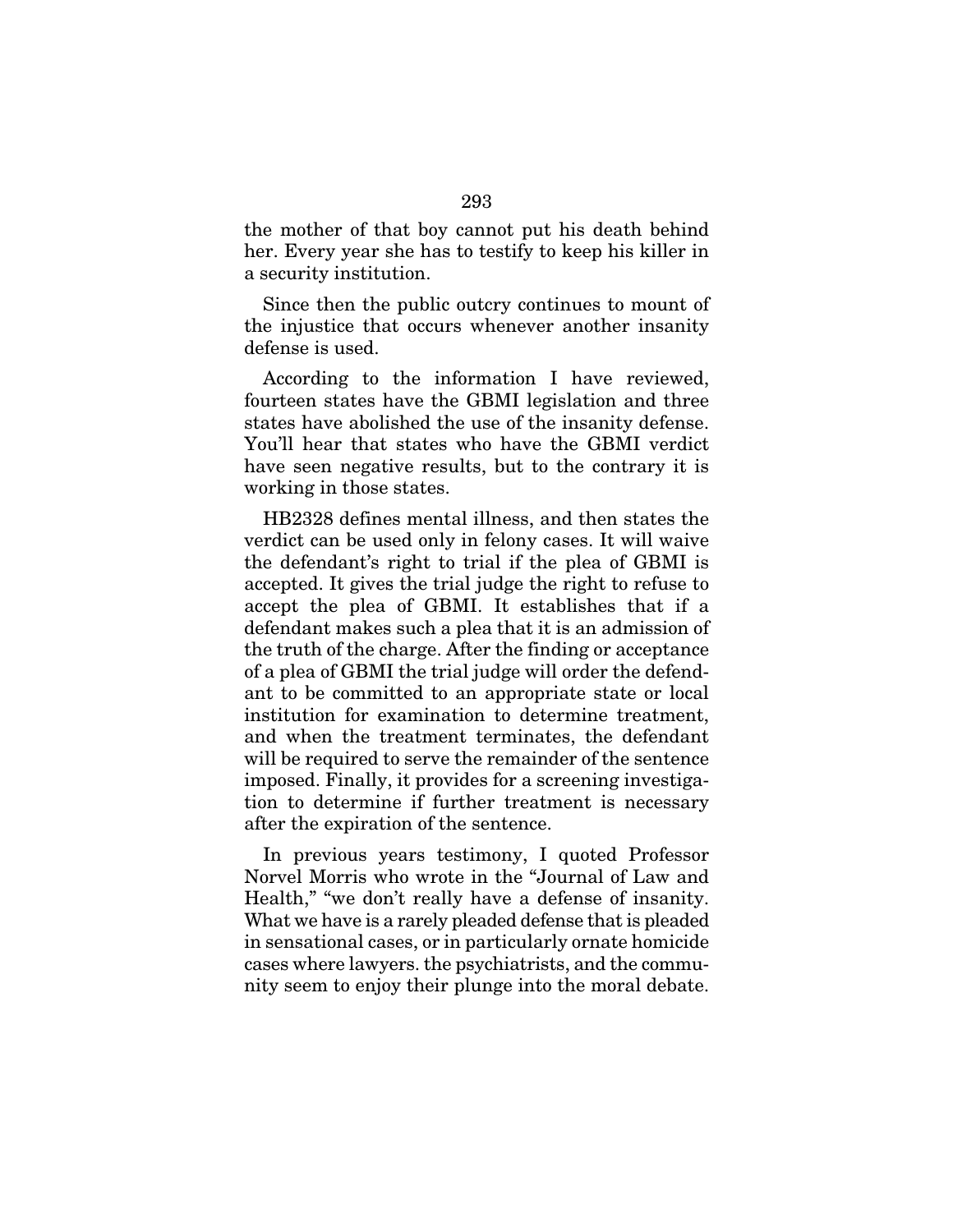the mother of that boy cannot put his death behind her. Every year she has to testify to keep his killer in a security institution.

Since then the public outcry continues to mount of the injustice that occurs whenever another insanity defense is used.

According to the information I have reviewed, fourteen states have the GBMI legislation and three states have abolished the use of the insanity defense. You'll hear that states who have the GBMI verdict have seen negative results, but to the contrary it is working in those states.

HB2328 defines mental illness, and then states the verdict can be used only in felony cases. It will waive the defendant's right to trial if the plea of GBMI is accepted. It gives the trial judge the right to refuse to accept the plea of GBMI. It establishes that if a defendant makes such a plea that it is an admission of the truth of the charge. After the finding or acceptance of a plea of GBMI the trial judge will order the defendant to be committed to an appropriate state or local institution for examination to determine treatment, and when the treatment terminates, the defendant will be required to serve the remainder of the sentence imposed. Finally, it provides for a screening investigation to determine if further treatment is necessary after the expiration of the sentence.

In previous years testimony, I quoted Professor Norvel Morris who wrote in the "Journal of Law and Health," "we don't really have a defense of insanity. What we have is a rarely pleaded defense that is pleaded in sensational cases, or in particularly ornate homicide cases where lawyers. the psychiatrists, and the community seem to enjoy their plunge into the moral debate.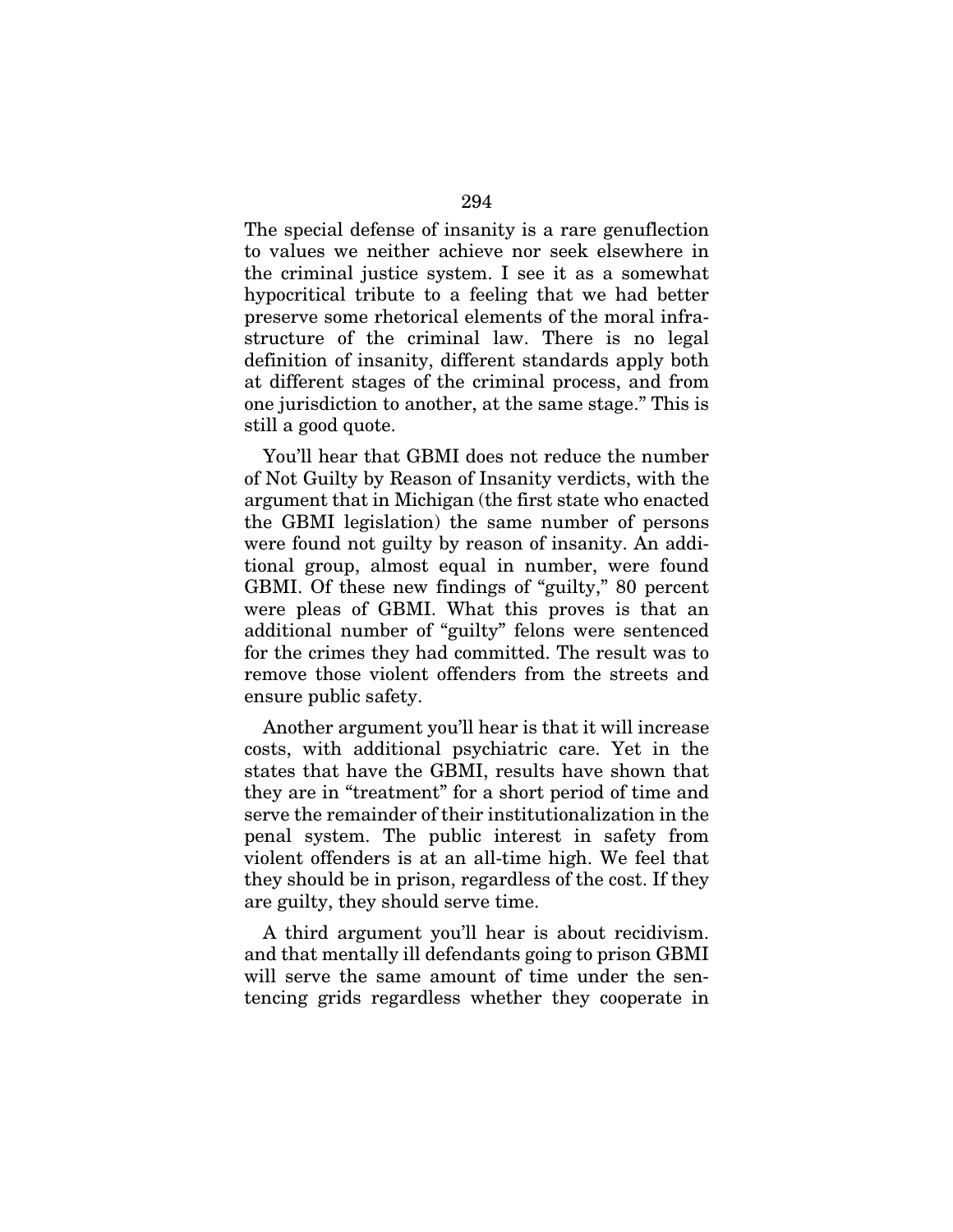The special defense of insanity is a rare genuflection to values we neither achieve nor seek elsewhere in the criminal justice system. I see it as a somewhat hypocritical tribute to a feeling that we had better preserve some rhetorical elements of the moral infrastructure of the criminal law. There is no legal definition of insanity, different standards apply both at different stages of the criminal process, and from one jurisdiction to another, at the same stage." This is still a good quote.

You'll hear that GBMI does not reduce the number of Not Guilty by Reason of Insanity verdicts, with the argument that in Michigan (the first state who enacted the GBMI legislation) the same number of persons were found not guilty by reason of insanity. An additional group, almost equal in number, were found GBMI. Of these new findings of "guilty," 80 percent were pleas of GBMI. What this proves is that an additional number of "guilty" felons were sentenced for the crimes they had committed. The result was to remove those violent offenders from the streets and ensure public safety.

Another argument you'll hear is that it will increase costs, with additional psychiatric care. Yet in the states that have the GBMI, results have shown that they are in "treatment" for a short period of time and serve the remainder of their institutionalization in the penal system. The public interest in safety from violent offenders is at an all-time high. We feel that they should be in prison, regardless of the cost. If they are guilty, they should serve time.

A third argument you'll hear is about recidivism. and that mentally ill defendants going to prison GBMI will serve the same amount of time under the sentencing grids regardless whether they cooperate in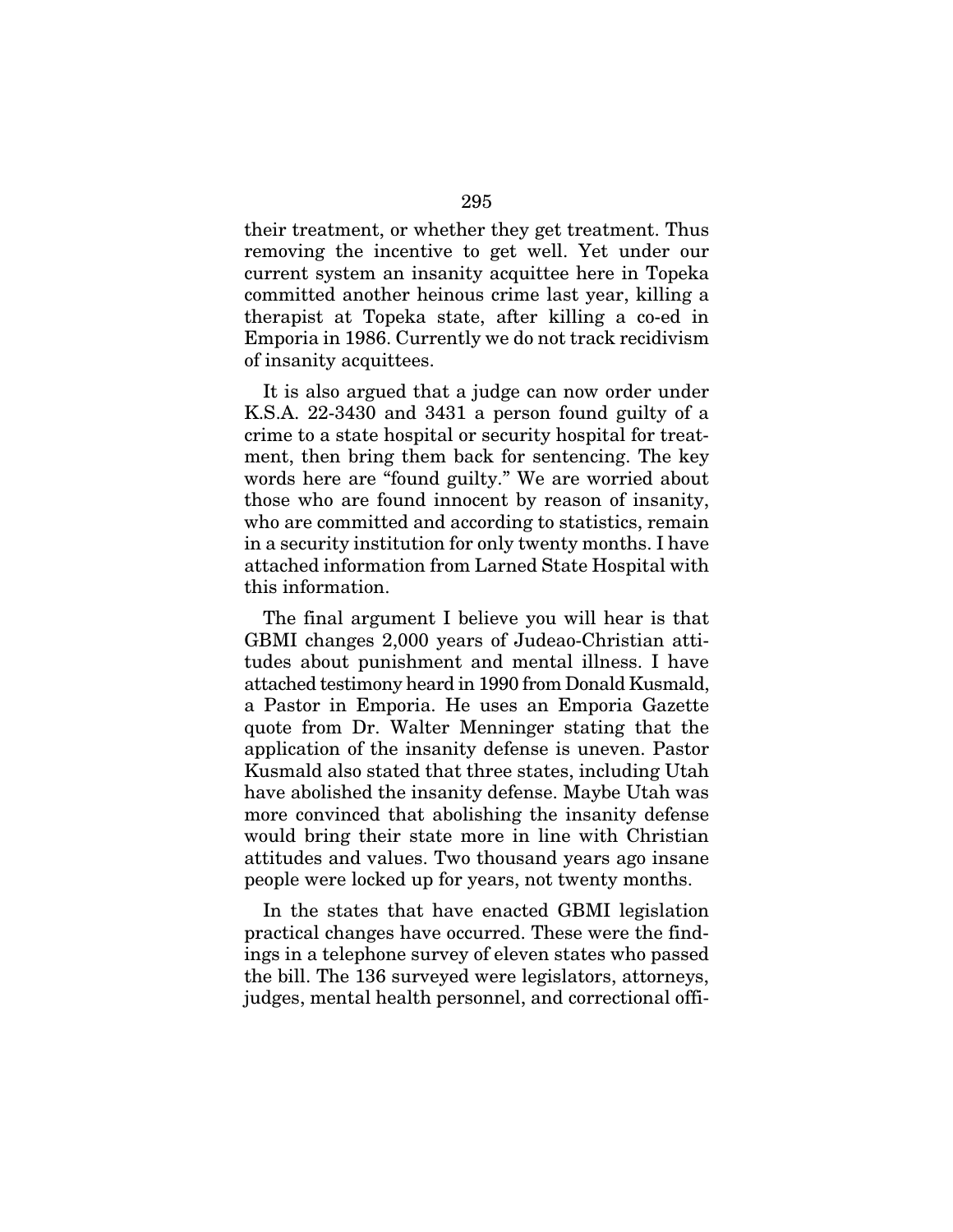their treatment, or whether they get treatment. Thus removing the incentive to get well. Yet under our current system an insanity acquittee here in Topeka committed another heinous crime last year, killing a therapist at Topeka state, after killing a co-ed in Emporia in 1986. Currently we do not track recidivism of insanity acquittees.

It is also argued that a judge can now order under K.S.A. 22-3430 and 3431 a person found guilty of a crime to a state hospital or security hospital for treatment, then bring them back for sentencing. The key words here are "found guilty." We are worried about those who are found innocent by reason of insanity, who are committed and according to statistics, remain in a security institution for only twenty months. I have attached information from Larned State Hospital with this information.

The final argument I believe you will hear is that GBMI changes 2,000 years of Judeao-Christian attitudes about punishment and mental illness. I have attached testimony heard in 1990 from Donald Kusmald, a Pastor in Emporia. He uses an Emporia Gazette quote from Dr. Walter Menninger stating that the application of the insanity defense is uneven. Pastor Kusmald also stated that three states, including Utah have abolished the insanity defense. Maybe Utah was more convinced that abolishing the insanity defense would bring their state more in line with Christian attitudes and values. Two thousand years ago insane people were locked up for years, not twenty months.

In the states that have enacted GBMI legislation practical changes have occurred. These were the findings in a telephone survey of eleven states who passed the bill. The 136 surveyed were legislators, attorneys, judges, mental health personnel, and correctional offi-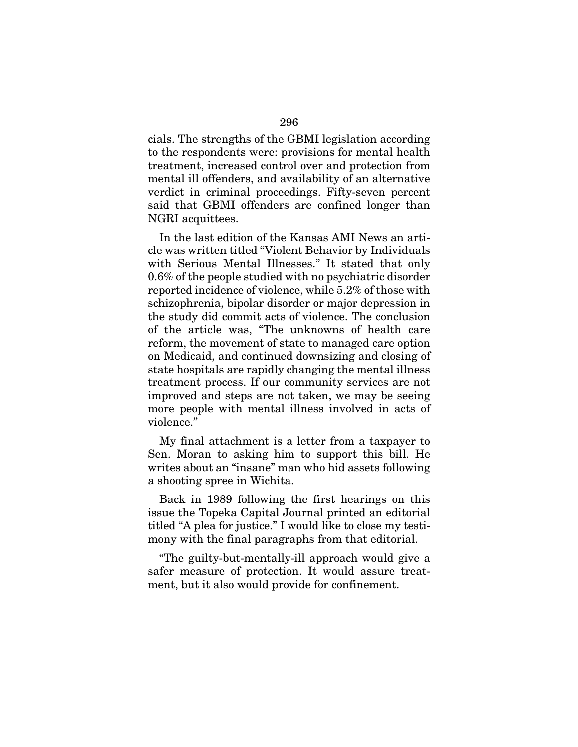cials. The strengths of the GBMI legislation according to the respondents were: provisions for mental health treatment, increased control over and protection from mental ill offenders, and availability of an alternative verdict in criminal proceedings. Fifty-seven percent said that GBMI offenders are confined longer than NGRI acquittees.

In the last edition of the Kansas AMI News an article was written titled "Violent Behavior by Individuals with Serious Mental Illnesses." It stated that only 0.6% of the people studied with no psychiatric disorder reported incidence of violence, while 5.2% of those with schizophrenia, bipolar disorder or major depression in the study did commit acts of violence. The conclusion of the article was, "The unknowns of health care reform, the movement of state to managed care option on Medicaid, and continued downsizing and closing of state hospitals are rapidly changing the mental illness treatment process. If our community services are not improved and steps are not taken, we may be seeing more people with mental illness involved in acts of violence."

My final attachment is a letter from a taxpayer to Sen. Moran to asking him to support this bill. He writes about an "insane" man who hid assets following a shooting spree in Wichita.

Back in 1989 following the first hearings on this issue the Topeka Capital Journal printed an editorial titled "A plea for justice." I would like to close my testimony with the final paragraphs from that editorial.

"The guilty-but-mentally-ill approach would give a safer measure of protection. It would assure treatment, but it also would provide for confinement.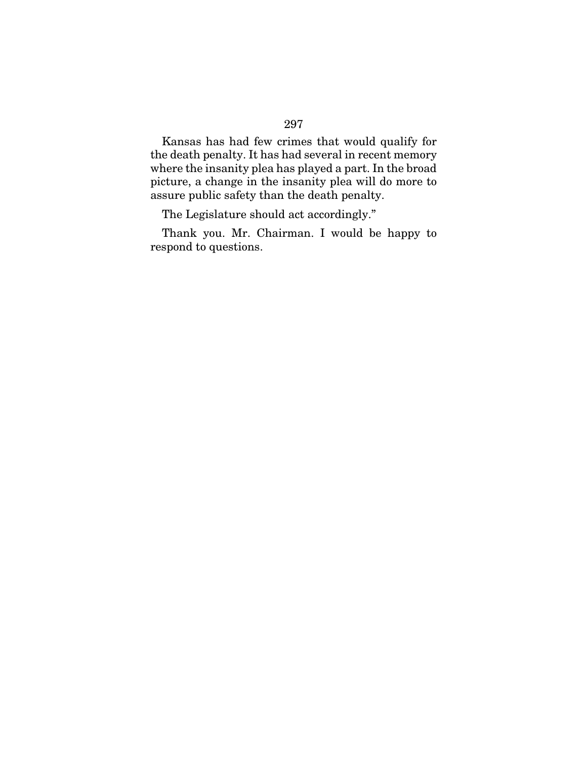Kansas has had few crimes that would qualify for the death penalty. It has had several in recent memory where the insanity plea has played a part. In the broad picture, a change in the insanity plea will do more to assure public safety than the death penalty.

The Legislature should act accordingly."

Thank you. Mr. Chairman. I would be happy to respond to questions.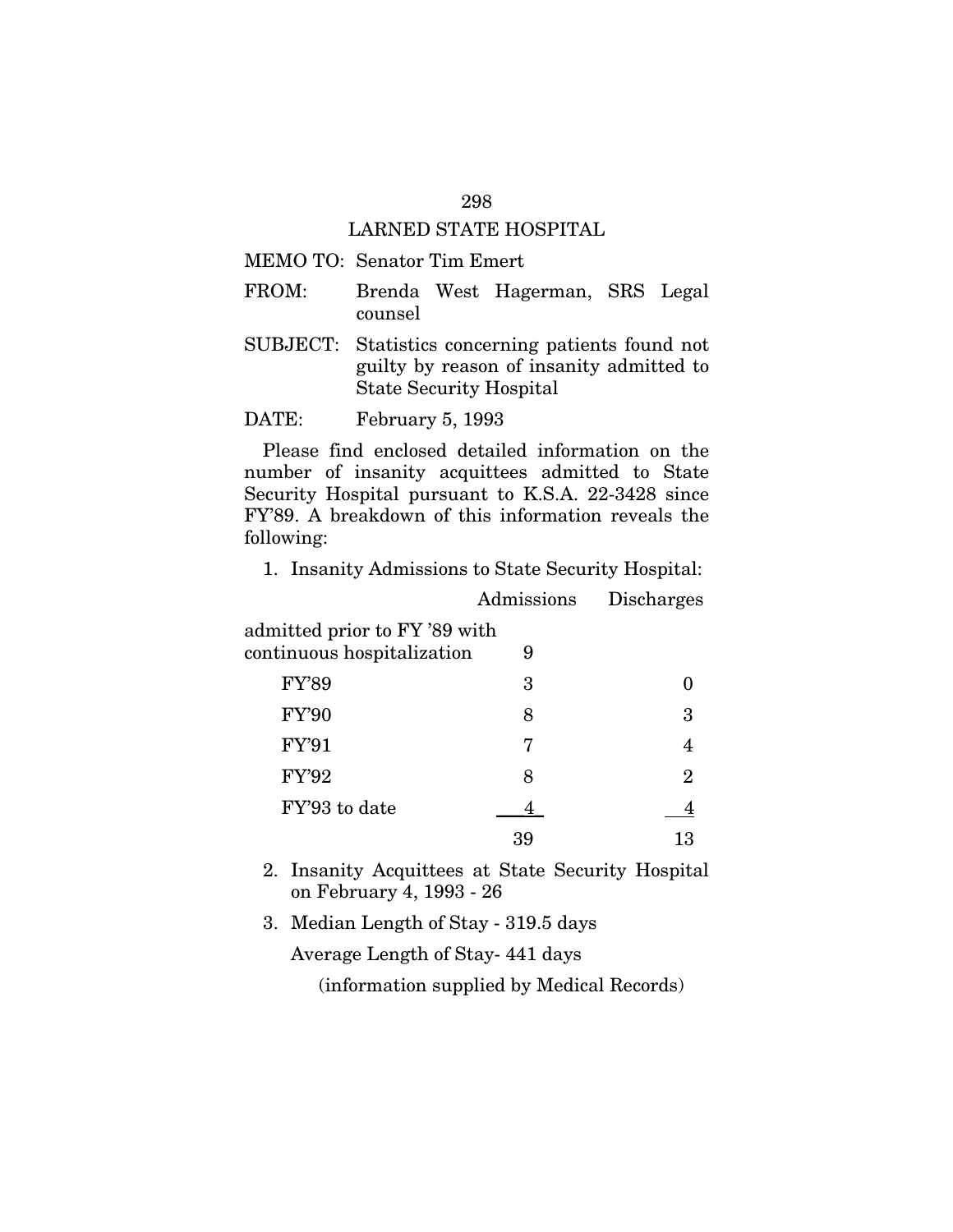## LARNED STATE HOSPITAL

MEMO TO: Senator Tim Emert

FROM: Brenda West Hagerman, SRS Legal counsel

SUBJECT: Statistics concerning patients found not guilty by reason of insanity admitted to State Security Hospital

DATE: February 5, 1993

Please find enclosed detailed information on the number of insanity acquittees admitted to State Security Hospital pursuant to K.S.A. 22-3428 since FY'89. A breakdown of this information reveals the following:

1. Insanity Admissions to State Security Hospital:

| | Admissions | Discharges |
|---|---|---|
| admitted prior to FY '89 with continuous hospitalization | 9 | |
| FY'89 | 3 | 0 |
| FY'90 | 8 | 3 |
| FY'91 | 7 | 4 |
| FY'92 | 8 | 2 |
| FY'93 to date | 4 | 4 |
| | 39 | 13 |

2. Insanity Acquittees at State Security Hospital on February 4, 1993 - 26

3. Median Length of Stay - 319.5 days

   Average Length of Stay- 441 days

   (information supplied by Medical Records)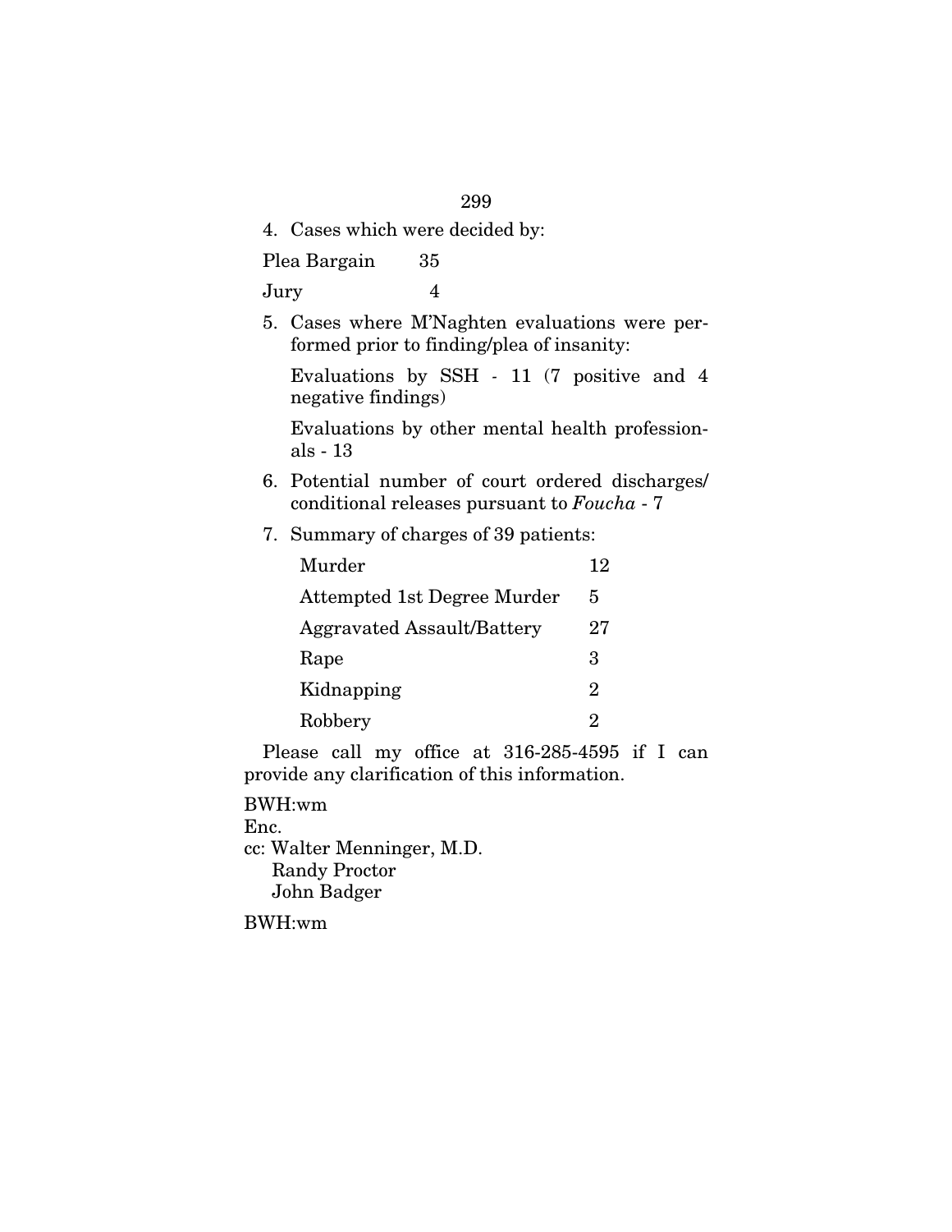4. Cases which were decided by:

| | |
|---|---|
| Plea Bargain | 35 |
| Jury | 4 |

5. Cases where M'Naghten evaluations were performed prior to finding/plea of insanity:

   Evaluations by SSH - 11 (7 positive and 4 negative findings)

   Evaluations by other mental health professionals - 13

6. Potential number of court ordered discharges/conditional releases pursuant to *Foucha* - 7

7. Summary of charges of 39 patients:

| | |
|---|---|
| Murder | 12 |
| Attempted 1st Degree Murder | 5 |
| Aggravated Assault/Battery | 27 |
| Rape | 3 |
| Kidnapping | 2 |
| Robbery | 2 |

Please call my office at 316-285-4595 if I can provide any clarification of this information.

BWH:wm

Enc.

cc: Walter Menninger, M.D.
    Randy Proctor
    John Badger

BWH:wm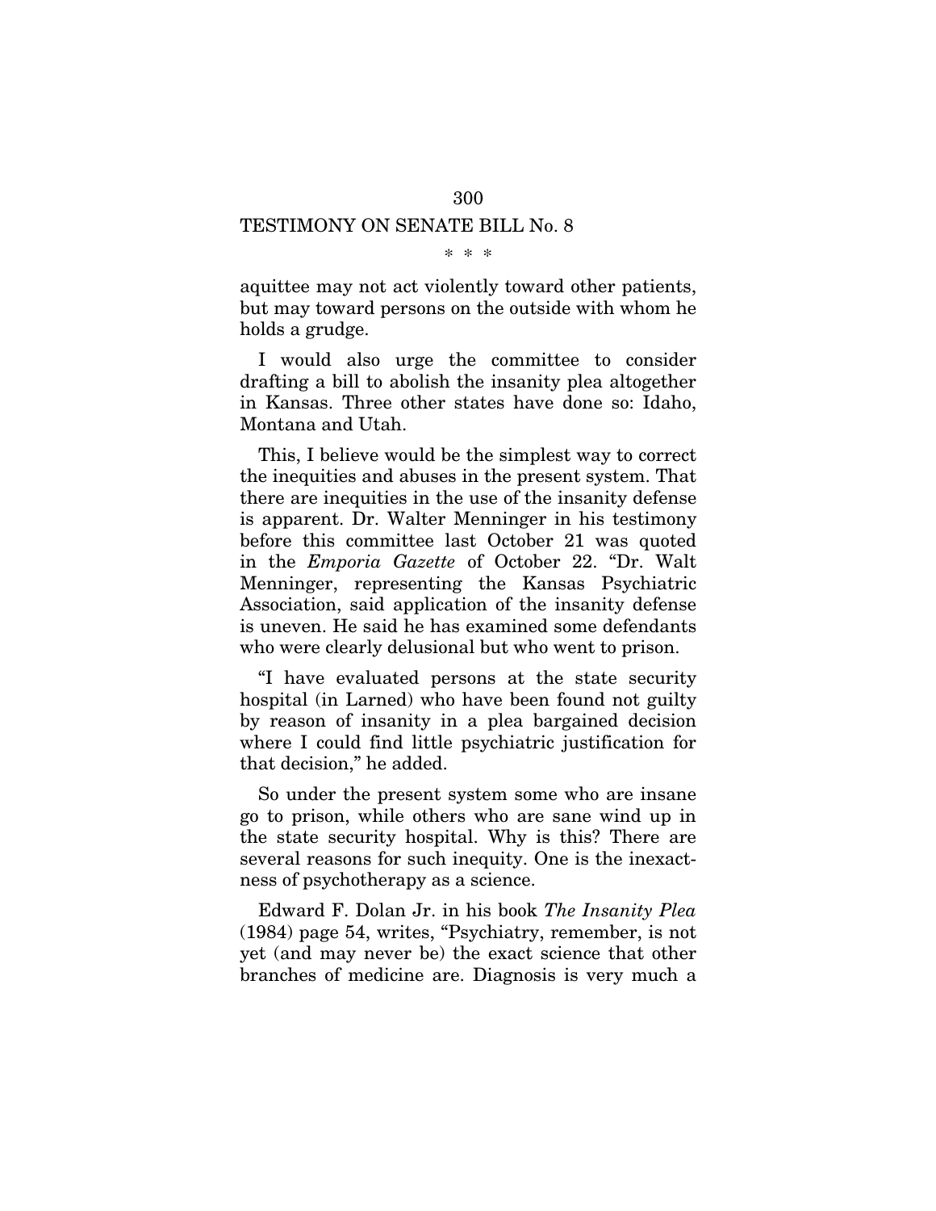TESTIMONY ON SENATE BILL No. 8

\* \* \*

aquittee may not act violently toward other patients, but may toward persons on the outside with whom he holds a grudge.

I would also urge the committee to consider drafting a bill to abolish the insanity plea altogether in Kansas. Three other states have done so: Idaho, Montana and Utah.

This, I believe would be the simplest way to correct the inequities and abuses in the present system. That there are inequities in the use of the insanity defense is apparent. Dr. Walter Menninger in his testimony before this committee last October 21 was quoted in the *Emporia Gazette* of October 22. "Dr. Walt Menninger, representing the Kansas Psychiatric Association, said application of the insanity defense is uneven. He said he has examined some defendants who were clearly delusional but who went to prison.

"I have evaluated persons at the state security hospital (in Larned) who have been found not guilty by reason of insanity in a plea bargained decision where I could find little psychiatric justification for that decision," he added.

So under the present system some who are insane go to prison, while others who are sane wind up in the state security hospital. Why is this? There are several reasons for such inequity. One is the inexactness of psychotherapy as a science.

Edward F. Dolan Jr. in his book *The Insanity Plea* (1984) page 54, writes, "Psychiatry, remember, is not yet (and may never be) the exact science that other branches of medicine are. Diagnosis is very much a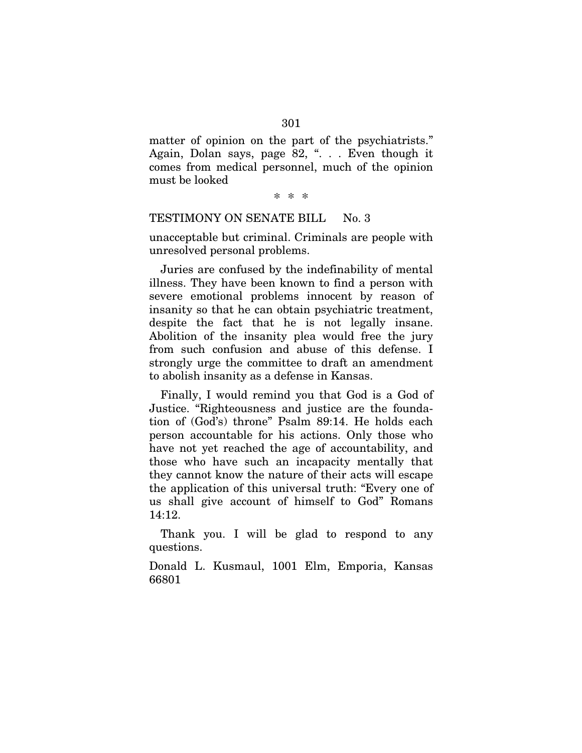matter of opinion on the part of the psychiatrists." Again, Dolan says, page 82, ". . . Even though it comes from medical personnel, much of the opinion must be looked

\* \* \*

TESTIMONY ON SENATE BILL No. 3

unacceptable but criminal. Criminals are people with unresolved personal problems.

Juries are confused by the indefinability of mental illness. They have been known to find a person with severe emotional problems innocent by reason of insanity so that he can obtain psychiatric treatment, despite the fact that he is not legally insane. Abolition of the insanity plea would free the jury from such confusion and abuse of this defense. I strongly urge the committee to draft an amendment to abolish insanity as a defense in Kansas.

Finally, I would remind you that God is a God of Justice. "Righteousness and justice are the foundation of (God's) throne" Psalm 89:14. He holds each person accountable for his actions. Only those who have not yet reached the age of accountability, and those who have such an incapacity mentally that they cannot know the nature of their acts will escape the application of this universal truth: "Every one of us shall give account of himself to God" Romans 14:12.

Thank you. I will be glad to respond to any questions.

Donald L. Kusmaul, 1001 Elm, Emporia, Kansas 66801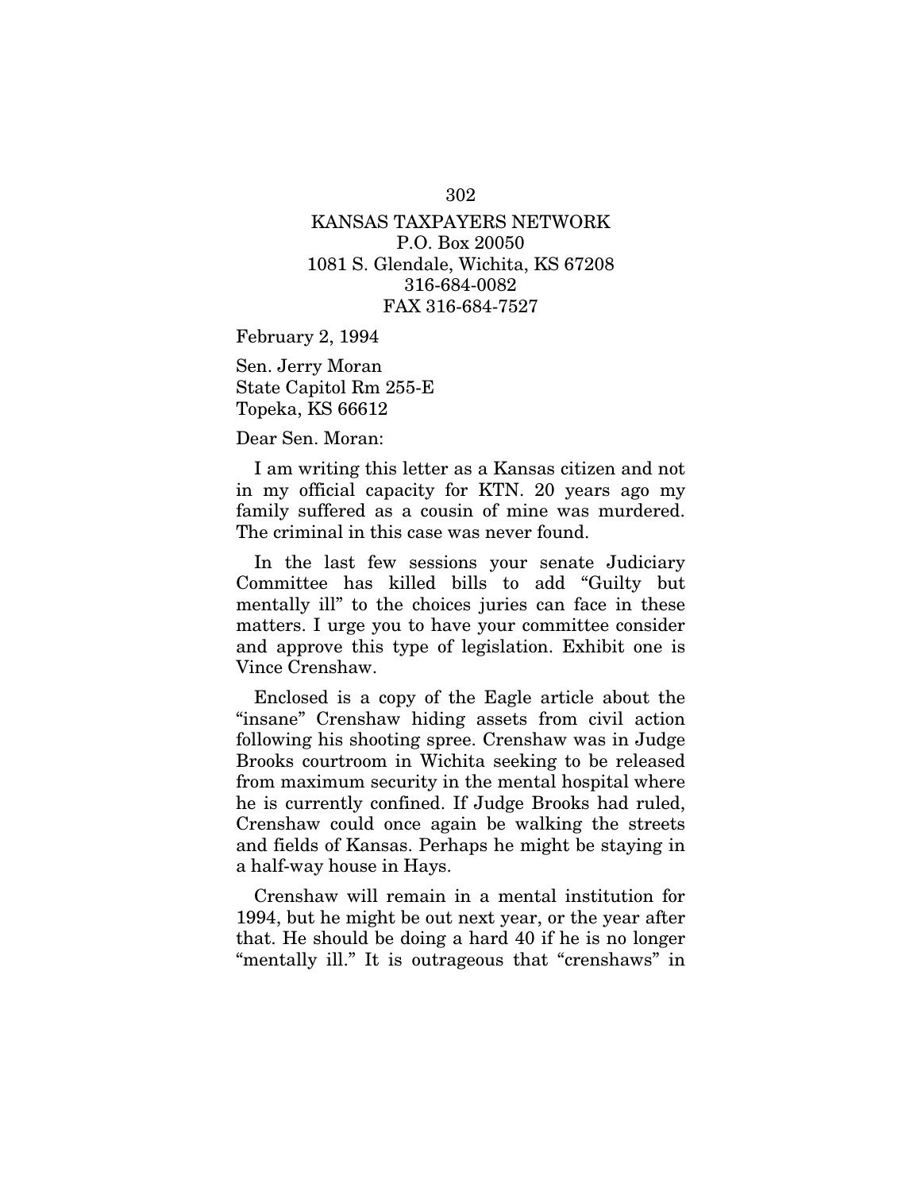KANSAS TAXPAYERS NETWORK
P.O. Box 20050
1081 S. Glendale, Wichita, KS 67208
316-684-0082
FAX 316-684-7527

February 2, 1994

Sen. Jerry Moran
State Capitol Rm 255-E
Topeka, KS 66612

Dear Sen. Moran:

I am writing this letter as a Kansas citizen and not in my official capacity for KTN. 20 years ago my family suffered as a cousin of mine was murdered. The criminal in this case was never found.

In the last few sessions your senate Judiciary Committee has killed bills to add "Guilty but mentally ill" to the choices juries can face in these matters. I urge you to have your committee consider and approve this type of legislation. Exhibit one is Vince Crenshaw.

Enclosed is a copy of the Eagle article about the "insane" Crenshaw hiding assets from civil action following his shooting spree. Crenshaw was in Judge Brooks courtroom in Wichita seeking to be released from maximum security in the mental hospital where he is currently confined. If Judge Brooks had ruled, Crenshaw could once again be walking the streets and fields of Kansas. Perhaps he might be staying in a half-way house in Hays.

Crenshaw will remain in a mental institution for 1994, but he might be out next year, or the year after that. He should be doing a hard 40 if he is no longer "mentally ill." It is outrageous that "crenshaws" in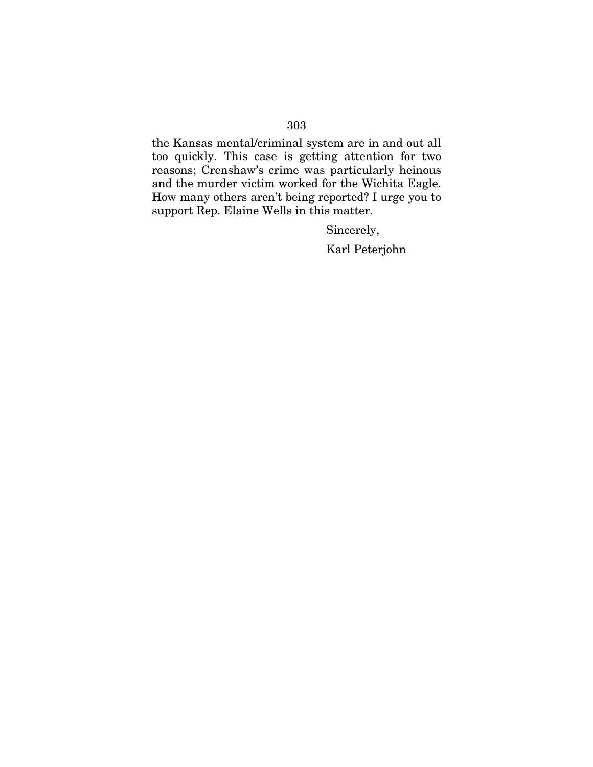the Kansas mental/criminal system are in and out all too quickly. This case is getting attention for two reasons; Crenshaw's crime was particularly heinous and the murder victim worked for the Wichita Eagle. How many others aren't being reported? I urge you to support Rep. Elaine Wells in this matter.

Sincerely,

Karl Peterjohn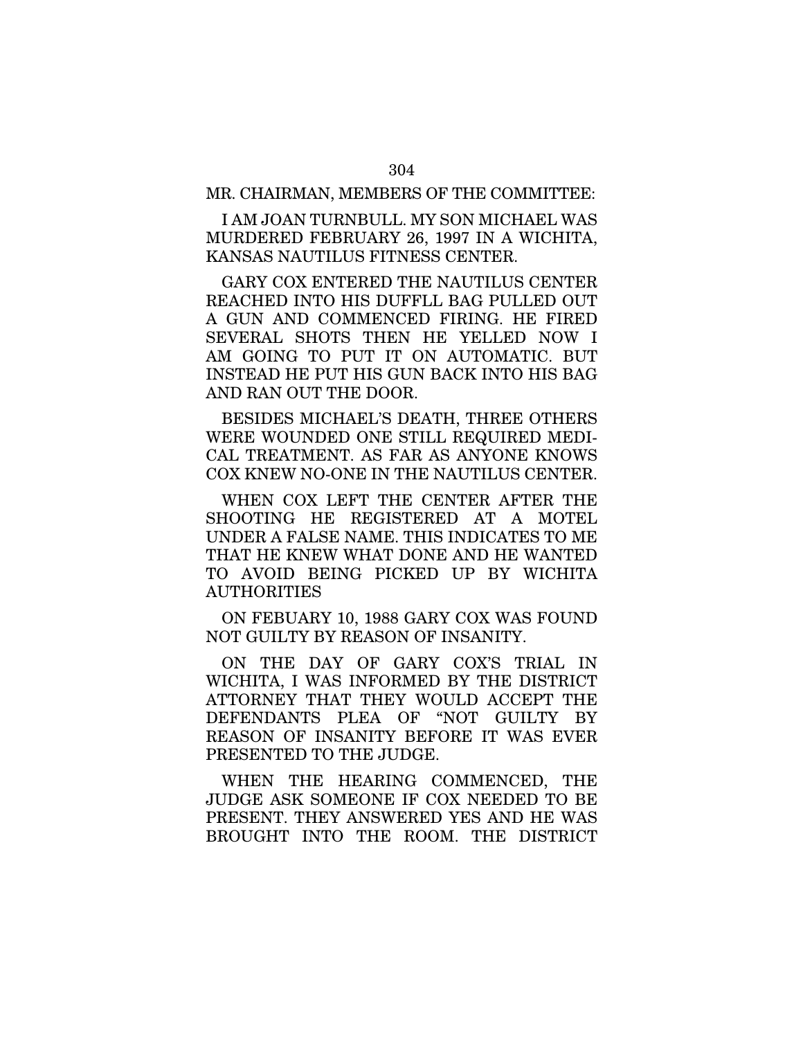MR. CHAIRMAN, MEMBERS OF THE COMMITTEE:

I AM JOAN TURNBULL. MY SON MICHAEL WAS MURDERED FEBRUARY 26, 1997 IN A WICHITA, KANSAS NAUTILUS FITNESS CENTER.

GARY COX ENTERED THE NAUTILUS CENTER REACHED INTO HIS DUFFLL BAG PULLED OUT A GUN AND COMMENCED FIRING. HE FIRED SEVERAL SHOTS THEN HE YELLED NOW I AM GOING TO PUT IT ON AUTOMATIC. BUT INSTEAD HE PUT HIS GUN BACK INTO HIS BAG AND RAN OUT THE DOOR.

BESIDES MICHAEL'S DEATH, THREE OTHERS WERE WOUNDED ONE STILL REQUIRED MEDICAL TREATMENT. AS FAR AS ANYONE KNOWS COX KNEW NO-ONE IN THE NAUTILUS CENTER.

WHEN COX LEFT THE CENTER AFTER THE SHOOTING HE REGISTERED AT A MOTEL UNDER A FALSE NAME. THIS INDICATES TO ME THAT HE KNEW WHAT DONE AND HE WANTED TO AVOID BEING PICKED UP BY WICHITA AUTHORITIES

ON FEBUARY 10, 1988 GARY COX WAS FOUND NOT GUILTY BY REASON OF INSANITY.

ON THE DAY OF GARY COX'S TRIAL IN WICHITA, I WAS INFORMED BY THE DISTRICT ATTORNEY THAT THEY WOULD ACCEPT THE DEFENDANTS PLEA OF "NOT GUILTY BY REASON OF INSANITY BEFORE IT WAS EVER PRESENTED TO THE JUDGE.

WHEN THE HEARING COMMENCED, THE JUDGE ASK SOMEONE IF COX NEEDED TO BE PRESENT. THEY ANSWERED YES AND HE WAS BROUGHT INTO THE ROOM. THE DISTRICT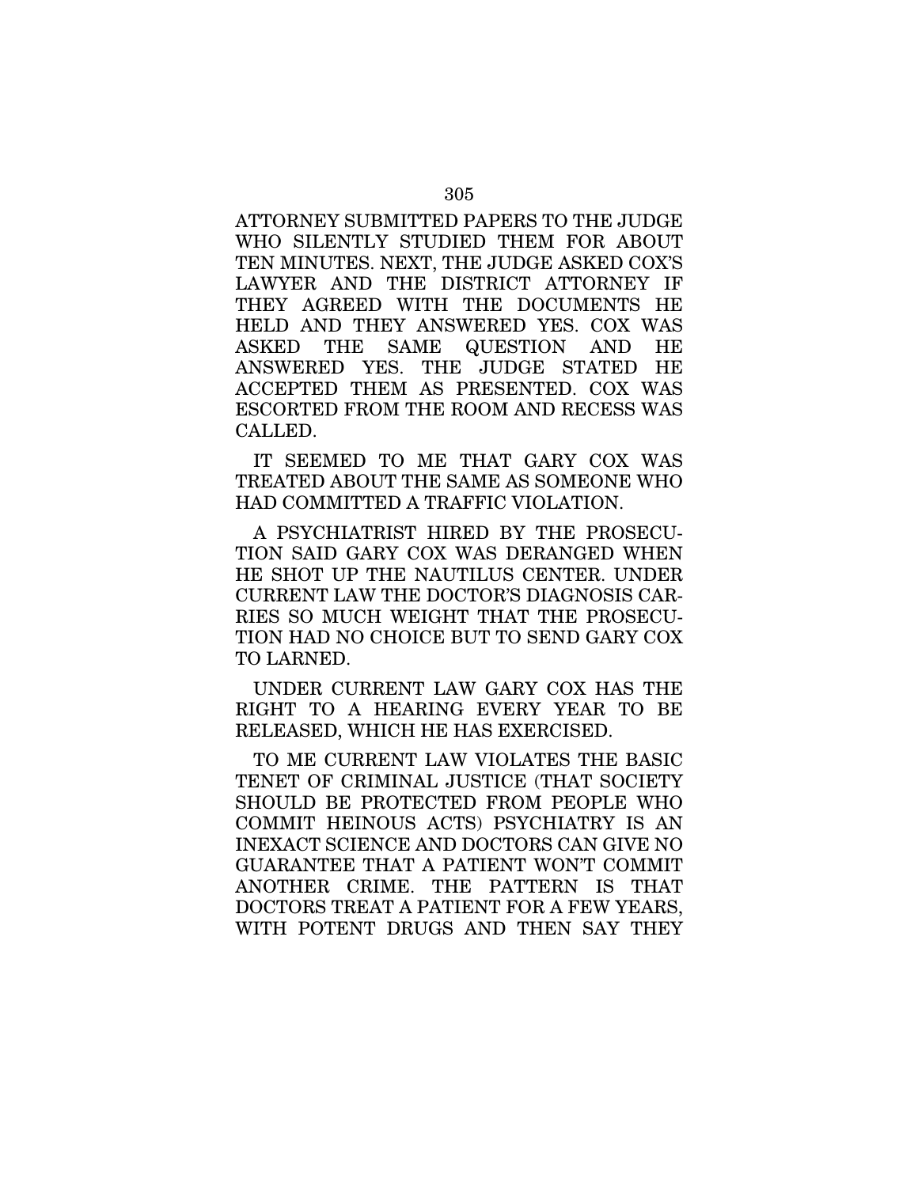ATTORNEY SUBMITTED PAPERS TO THE JUDGE WHO SILENTLY STUDIED THEM FOR ABOUT TEN MINUTES. NEXT, THE JUDGE ASKED COX'S LAWYER AND THE DISTRICT ATTORNEY IF THEY AGREED WITH THE DOCUMENTS HE HELD AND THEY ANSWERED YES. COX WAS ASKED THE SAME QUESTION AND HE ANSWERED YES. THE JUDGE STATED HE ACCEPTED THEM AS PRESENTED. COX WAS ESCORTED FROM THE ROOM AND RECESS WAS CALLED.

IT SEEMED TO ME THAT GARY COX WAS TREATED ABOUT THE SAME AS SOMEONE WHO HAD COMMITTED A TRAFFIC VIOLATION.

A PSYCHIATRIST HIRED BY THE PROSECUTION SAID GARY COX WAS DERANGED WHEN HE SHOT UP THE NAUTILUS CENTER. UNDER CURRENT LAW THE DOCTOR'S DIAGNOSIS CARRIES SO MUCH WEIGHT THAT THE PROSECUTION HAD NO CHOICE BUT TO SEND GARY COX TO LARNED.

UNDER CURRENT LAW GARY COX HAS THE RIGHT TO A HEARING EVERY YEAR TO BE RELEASED, WHICH HE HAS EXERCISED.

TO ME CURRENT LAW VIOLATES THE BASIC TENET OF CRIMINAL JUSTICE (THAT SOCIETY SHOULD BE PROTECTED FROM PEOPLE WHO COMMIT HEINOUS ACTS) PSYCHIATRY IS AN INEXACT SCIENCE AND DOCTORS CAN GIVE NO GUARANTEE THAT A PATIENT WON'T COMMIT ANOTHER CRIME. THE PATTERN IS THAT DOCTORS TREAT A PATIENT FOR A FEW YEARS, WITH POTENT DRUGS AND THEN SAY THEY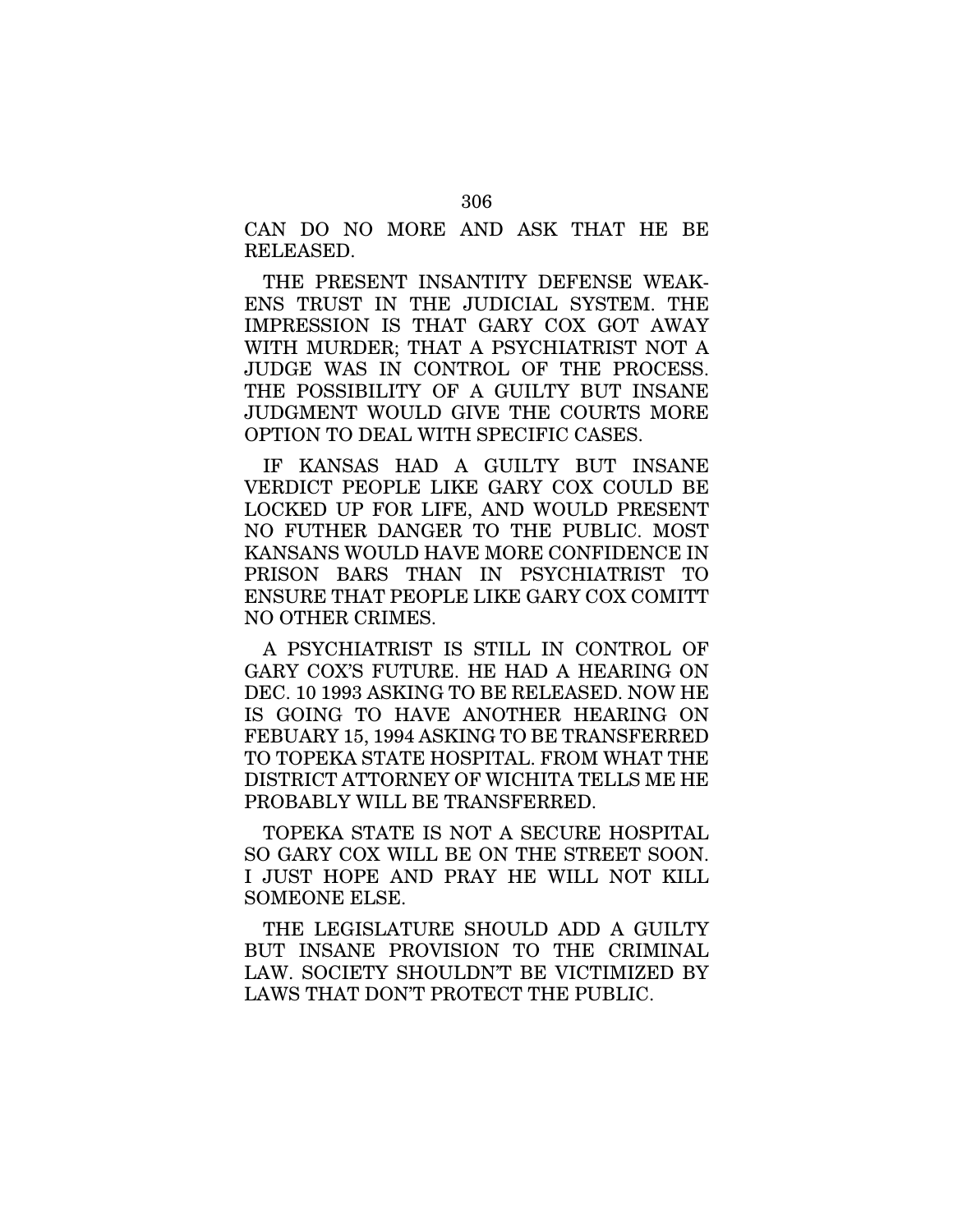CAN DO NO MORE AND ASK THAT HE BE RELEASED.

THE PRESENT INSANTITY DEFENSE WEAKENS TRUST IN THE JUDICIAL SYSTEM. THE IMPRESSION IS THAT GARY COX GOT AWAY WITH MURDER; THAT A PSYCHIATRIST NOT A JUDGE WAS IN CONTROL OF THE PROCESS. THE POSSIBILITY OF A GUILTY BUT INSANE JUDGMENT WOULD GIVE THE COURTS MORE OPTION TO DEAL WITH SPECIFIC CASES.

IF KANSAS HAD A GUILTY BUT INSANE VERDICT PEOPLE LIKE GARY COX COULD BE LOCKED UP FOR LIFE, AND WOULD PRESENT NO FUTHER DANGER TO THE PUBLIC. MOST KANSANS WOULD HAVE MORE CONFIDENCE IN PRISON BARS THAN IN PSYCHIATRIST TO ENSURE THAT PEOPLE LIKE GARY COX COMITT NO OTHER CRIMES.

A PSYCHIATRIST IS STILL IN CONTROL OF GARY COX'S FUTURE. HE HAD A HEARING ON DEC. 10 1993 ASKING TO BE RELEASED. NOW HE IS GOING TO HAVE ANOTHER HEARING ON FEBUARY 15, 1994 ASKING TO BE TRANSFERRED TO TOPEKA STATE HOSPITAL. FROM WHAT THE DISTRICT ATTORNEY OF WICHITA TELLS ME HE PROBABLY WILL BE TRANSFERRED.

TOPEKA STATE IS NOT A SECURE HOSPITAL SO GARY COX WILL BE ON THE STREET SOON. I JUST HOPE AND PRAY HE WILL NOT KILL SOMEONE ELSE.

THE LEGISLATURE SHOULD ADD A GUILTY BUT INSANE PROVISION TO THE CRIMINAL LAW. SOCIETY SHOULDN'T BE VICTIMIZED BY LAWS THAT DON'T PROTECT THE PUBLIC.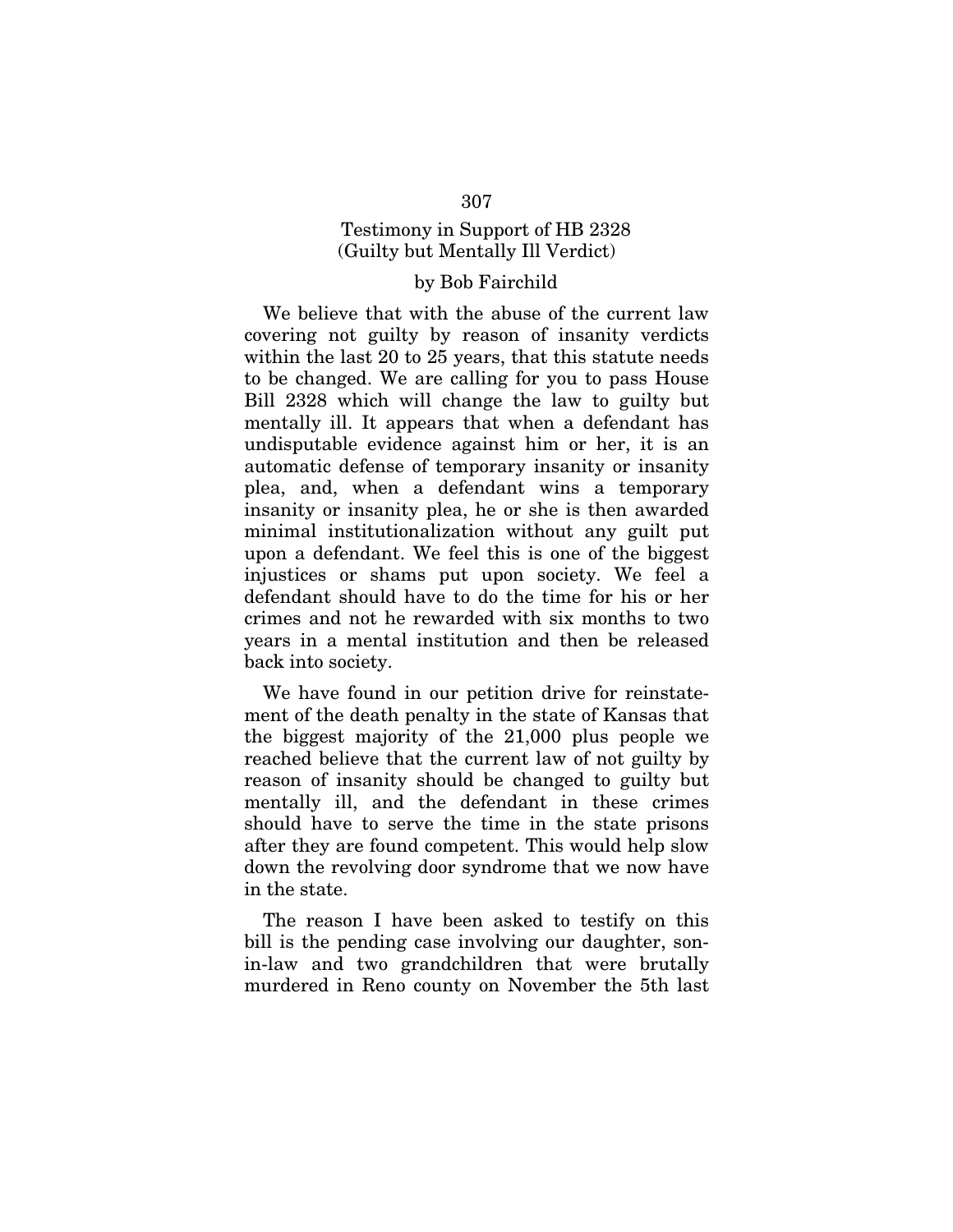## Testimony in Support of HB 2328 (Guilty but Mentally Ill Verdict)

### by Bob Fairchild

We believe that with the abuse of the current law covering not guilty by reason of insanity verdicts within the last 20 to 25 years, that this statute needs to be changed. We are calling for you to pass House Bill 2328 which will change the law to guilty but mentally ill. It appears that when a defendant has undisputable evidence against him or her, it is an automatic defense of temporary insanity or insanity plea, and, when a defendant wins a temporary insanity or insanity plea, he or she is then awarded minimal institutionalization without any guilt put upon a defendant. We feel this is one of the biggest injustices or shams put upon society. We feel a defendant should have to do the time for his or her crimes and not he rewarded with six months to two years in a mental institution and then be released back into society.

We have found in our petition drive for reinstatement of the death penalty in the state of Kansas that the biggest majority of the 21,000 plus people we reached believe that the current law of not guilty by reason of insanity should be changed to guilty but mentally ill, and the defendant in these crimes should have to serve the time in the state prisons after they are found competent. This would help slow down the revolving door syndrome that we now have in the state.

The reason I have been asked to testify on this bill is the pending case involving our daughter, son-in-law and two grandchildren that were brutally murdered in Reno county on November the 5th last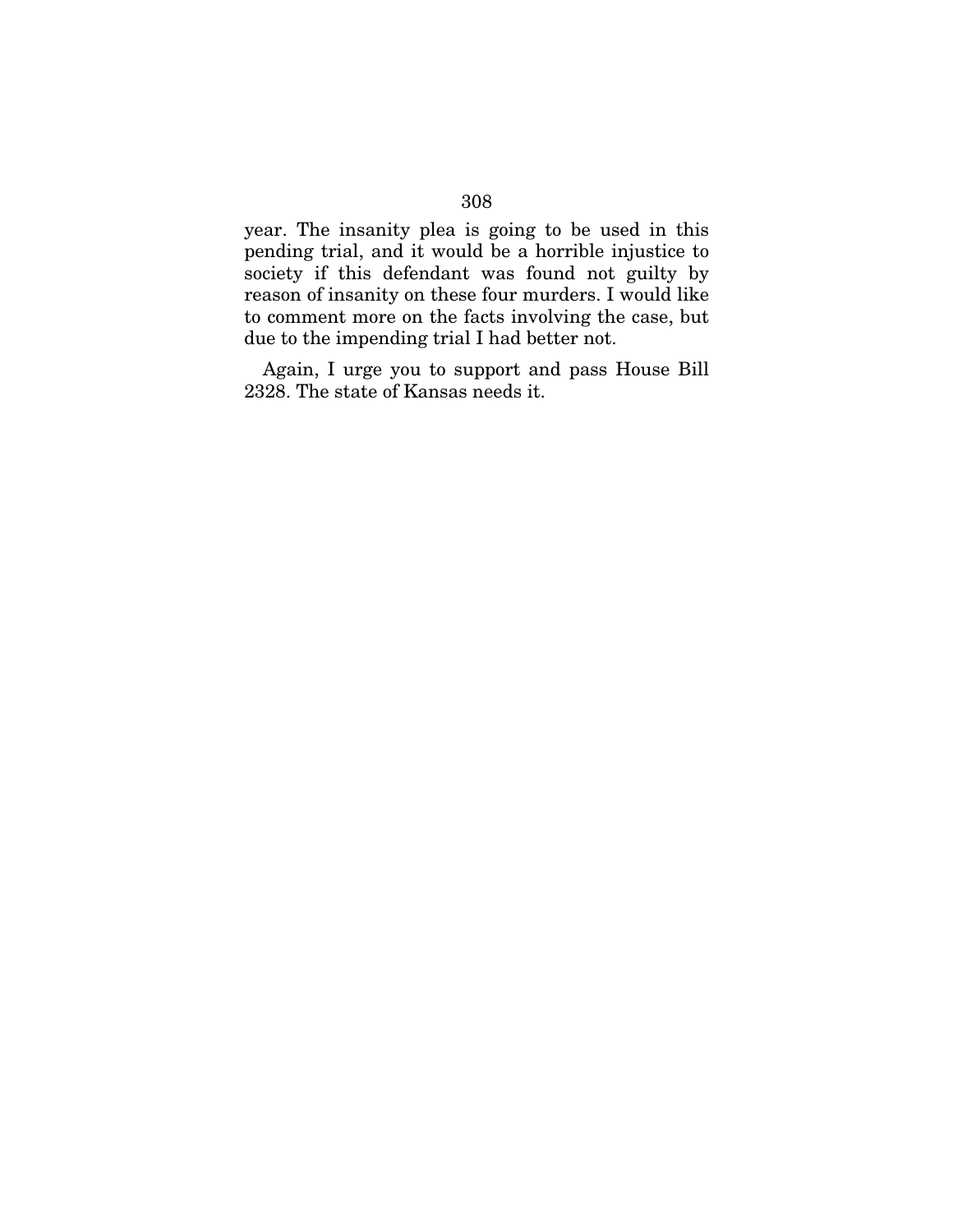year. The insanity plea is going to be used in this pending trial, and it would be a horrible injustice to society if this defendant was found not guilty by reason of insanity on these four murders. I would like to comment more on the facts involving the case, but due to the impending trial I had better not.

Again, I urge you to support and pass House Bill 2328. The state of Kansas needs it.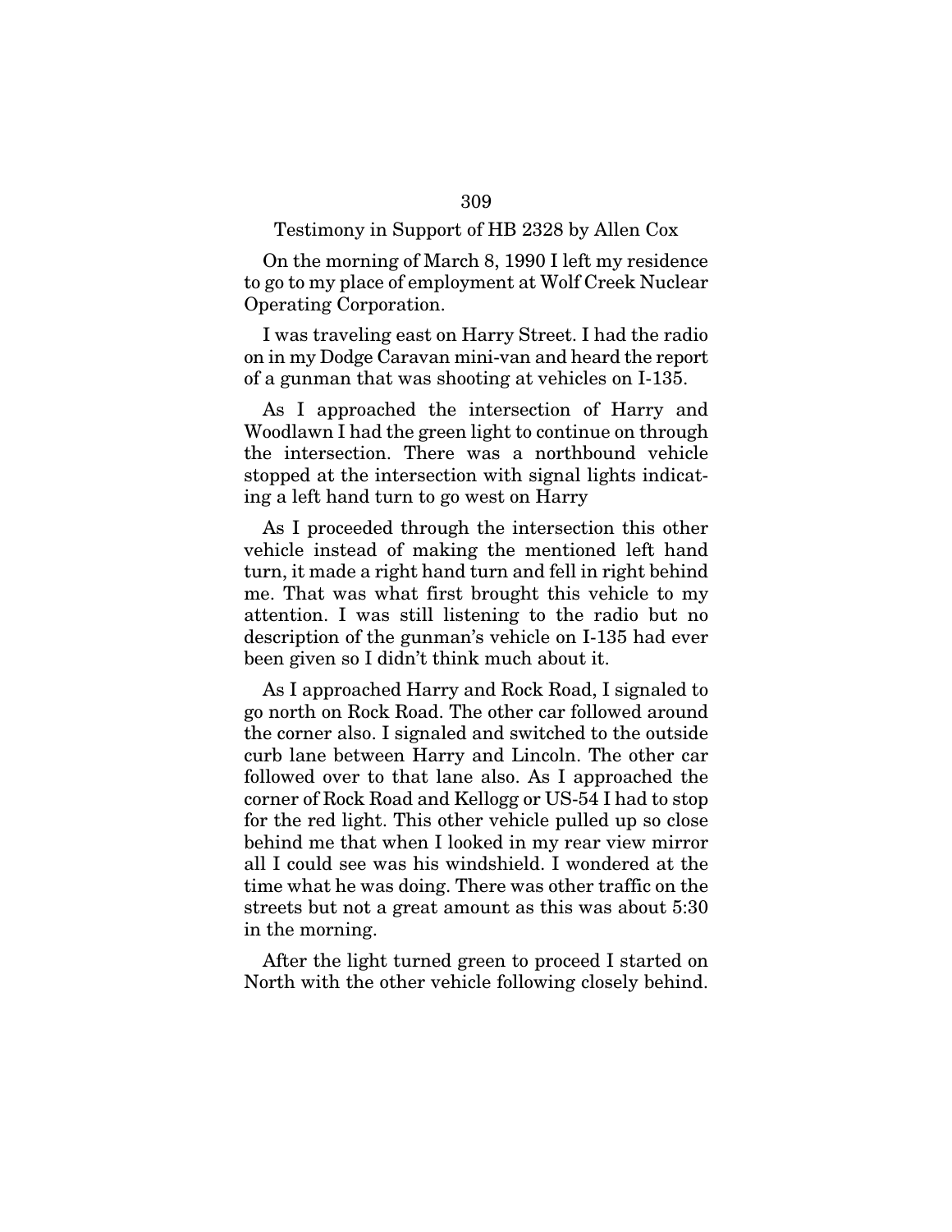Testimony in Support of HB 2328 by Allen Cox

On the morning of March 8, 1990 I left my residence to go to my place of employment at Wolf Creek Nuclear Operating Corporation.

I was traveling east on Harry Street. I had the radio on in my Dodge Caravan mini-van and heard the report of a gunman that was shooting at vehicles on I-135.

As I approached the intersection of Harry and Woodlawn I had the green light to continue on through the intersection. There was a northbound vehicle stopped at the intersection with signal lights indicating a left hand turn to go west on Harry

As I proceeded through the intersection this other vehicle instead of making the mentioned left hand turn, it made a right hand turn and fell in right behind me. That was what first brought this vehicle to my attention. I was still listening to the radio but no description of the gunman's vehicle on I-135 had ever been given so I didn't think much about it.

As I approached Harry and Rock Road, I signaled to go north on Rock Road. The other car followed around the corner also. I signaled and switched to the outside curb lane between Harry and Lincoln. The other car followed over to that lane also. As I approached the corner of Rock Road and Kellogg or US-54 I had to stop for the red light. This other vehicle pulled up so close behind me that when I looked in my rear view mirror all I could see was his windshield. I wondered at the time what he was doing. There was other traffic on the streets but not a great amount as this was about 5:30 in the morning.

After the light turned green to proceed I started on North with the other vehicle following closely behind.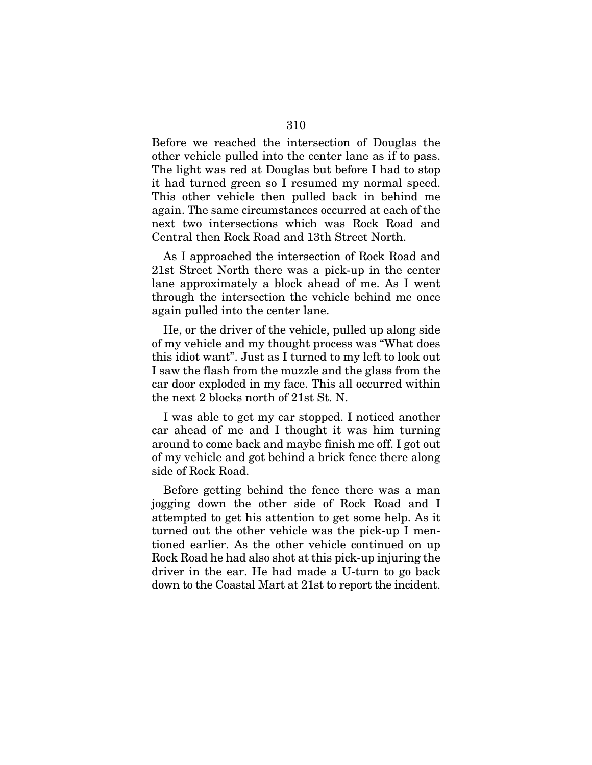Before we reached the intersection of Douglas the other vehicle pulled into the center lane as if to pass. The light was red at Douglas but before I had to stop it had turned green so I resumed my normal speed. This other vehicle then pulled back in behind me again. The same circumstances occurred at each of the next two intersections which was Rock Road and Central then Rock Road and 13th Street North.

As I approached the intersection of Rock Road and 21st Street North there was a pick-up in the center lane approximately a block ahead of me. As I went through the intersection the vehicle behind me once again pulled into the center lane.

He, or the driver of the vehicle, pulled up along side of my vehicle and my thought process was "What does this idiot want". Just as I turned to my left to look out I saw the flash from the muzzle and the glass from the car door exploded in my face. This all occurred within the next 2 blocks north of 21st St. N.

I was able to get my car stopped. I noticed another car ahead of me and I thought it was him turning around to come back and maybe finish me off. I got out of my vehicle and got behind a brick fence there along side of Rock Road.

Before getting behind the fence there was a man jogging down the other side of Rock Road and I attempted to get his attention to get some help. As it turned out the other vehicle was the pick-up I mentioned earlier. As the other vehicle continued on up Rock Road he had also shot at this pick-up injuring the driver in the ear. He had made a U-turn to go back down to the Coastal Mart at 21st to report the incident.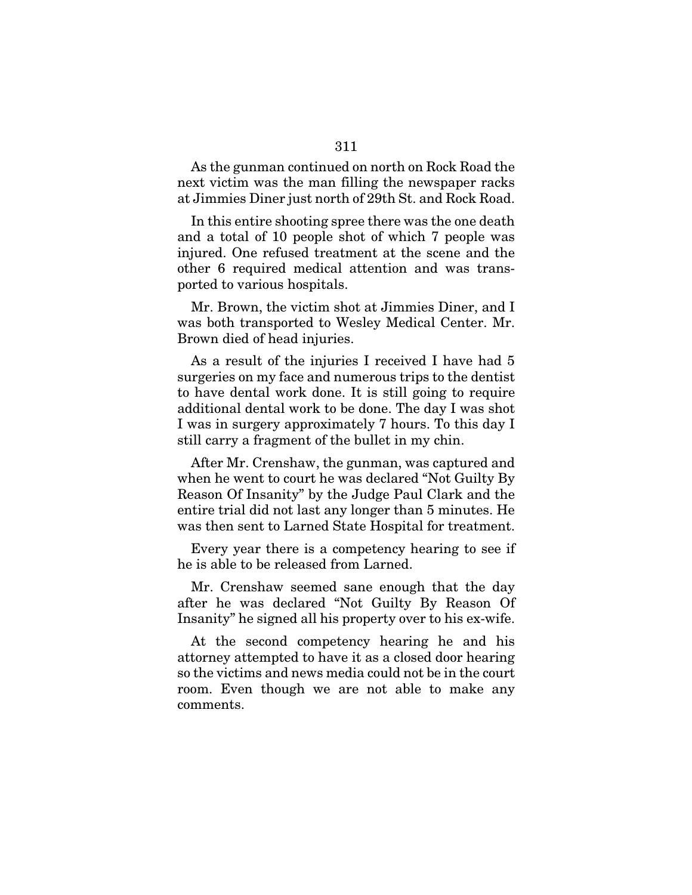As the gunman continued on north on Rock Road the next victim was the man filling the newspaper racks at Jimmies Diner just north of 29th St. and Rock Road.

In this entire shooting spree there was the one death and a total of 10 people shot of which 7 people was injured. One refused treatment at the scene and the other 6 required medical attention and was transported to various hospitals.

Mr. Brown, the victim shot at Jimmies Diner, and I was both transported to Wesley Medical Center. Mr. Brown died of head injuries.

As a result of the injuries I received I have had 5 surgeries on my face and numerous trips to the dentist to have dental work done. It is still going to require additional dental work to be done. The day I was shot I was in surgery approximately 7 hours. To this day I still carry a fragment of the bullet in my chin.

After Mr. Crenshaw, the gunman, was captured and when he went to court he was declared "Not Guilty By Reason Of Insanity" by the Judge Paul Clark and the entire trial did not last any longer than 5 minutes. He was then sent to Larned State Hospital for treatment.

Every year there is a competency hearing to see if he is able to be released from Larned.

Mr. Crenshaw seemed sane enough that the day after he was declared "Not Guilty By Reason Of Insanity" he signed all his property over to his ex-wife.

At the second competency hearing he and his attorney attempted to have it as a closed door hearing so the victims and news media could not be in the court room. Even though we are not able to make any comments.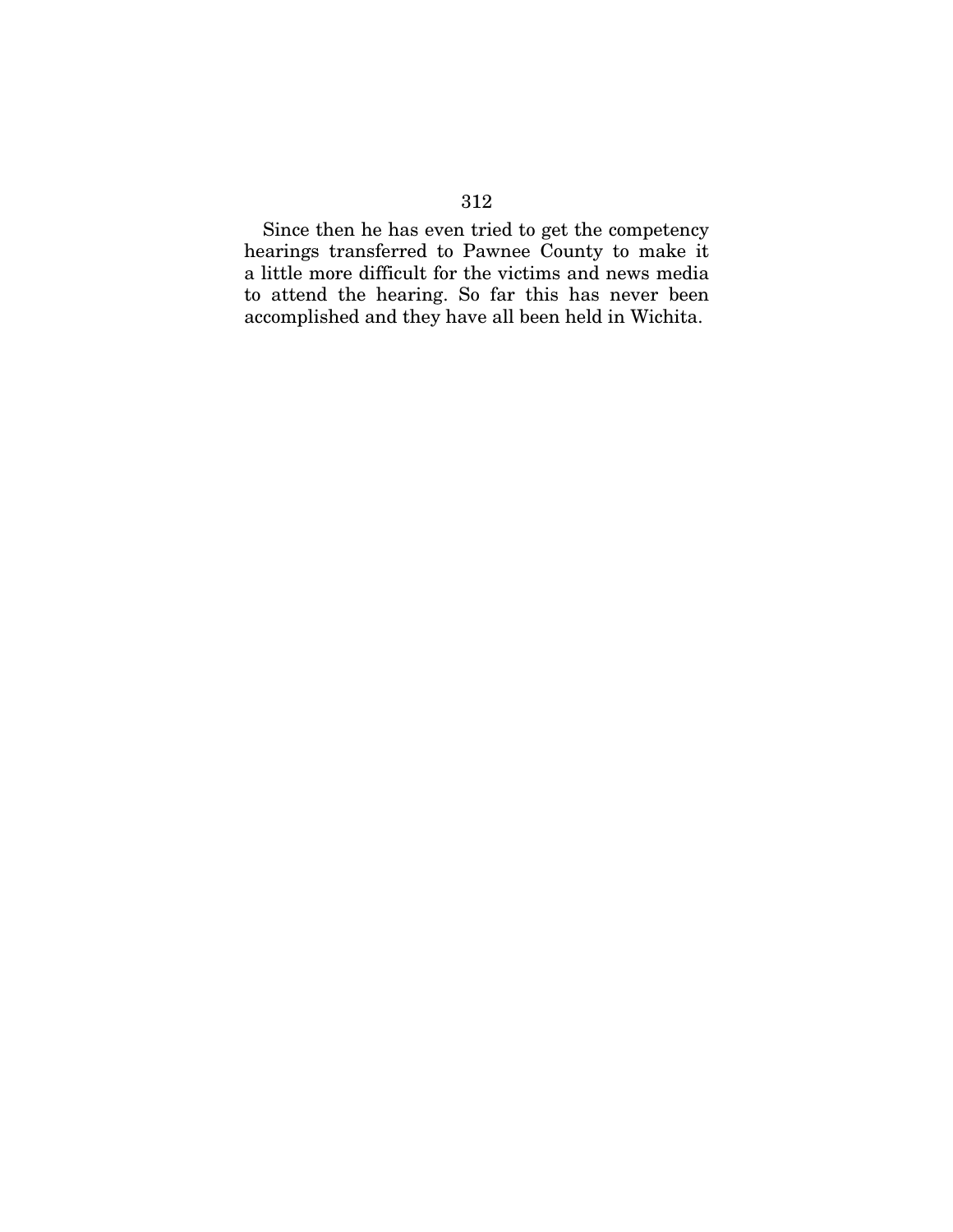Since then he has even tried to get the competency hearings transferred to Pawnee County to make it a little more difficult for the victims and news media to attend the hearing. So far this has never been accomplished and they have all been held in Wichita.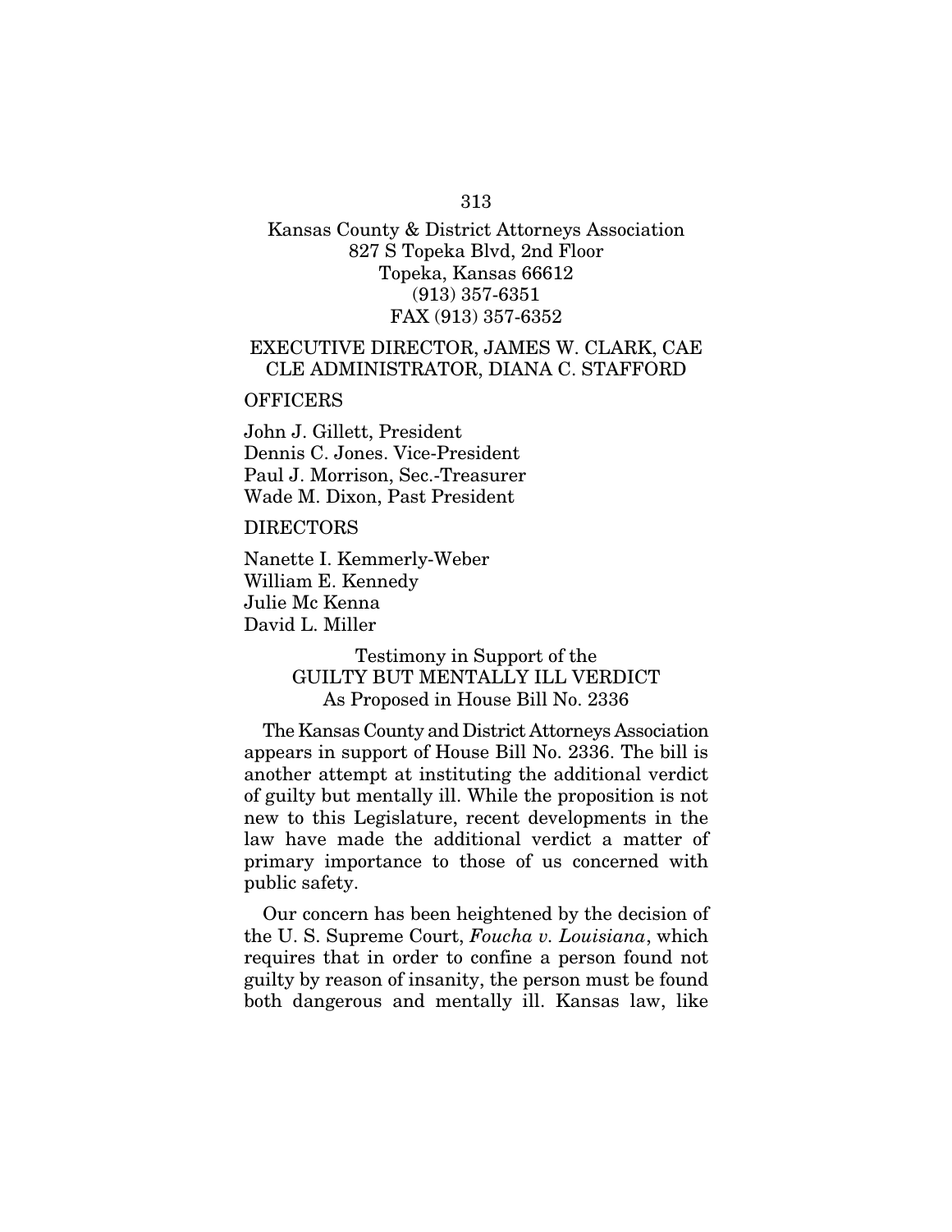Kansas County & District Attorneys Association
827 S Topeka Blvd, 2nd Floor
Topeka, Kansas 66612
(913) 357-6351
FAX (913) 357-6352

EXECUTIVE DIRECTOR, JAMES W. CLARK, CAE
CLE ADMINISTRATOR, DIANA C. STAFFORD

OFFICERS

John J. Gillett, President
Dennis C. Jones. Vice-President
Paul J. Morrison, Sec.-Treasurer
Wade M. Dixon, Past President

DIRECTORS

Nanette I. Kemmerly-Weber
William E. Kennedy
Julie Mc Kenna
David L. Miller

## Testimony in Support of the GUILTY BUT MENTALLY ILL VERDICT As Proposed in House Bill No. 2336

The Kansas County and District Attorneys Association appears in support of House Bill No. 2336. The bill is another attempt at instituting the additional verdict of guilty but mentally ill. While the proposition is not new to this Legislature, recent developments in the law have made the additional verdict a matter of primary importance to those of us concerned with public safety.

Our concern has been heightened by the decision of the U. S. Supreme Court, *Foucha v. Louisiana*, which requires that in order to confine a person found not guilty by reason of insanity, the person must be found both dangerous and mentally ill. Kansas law, like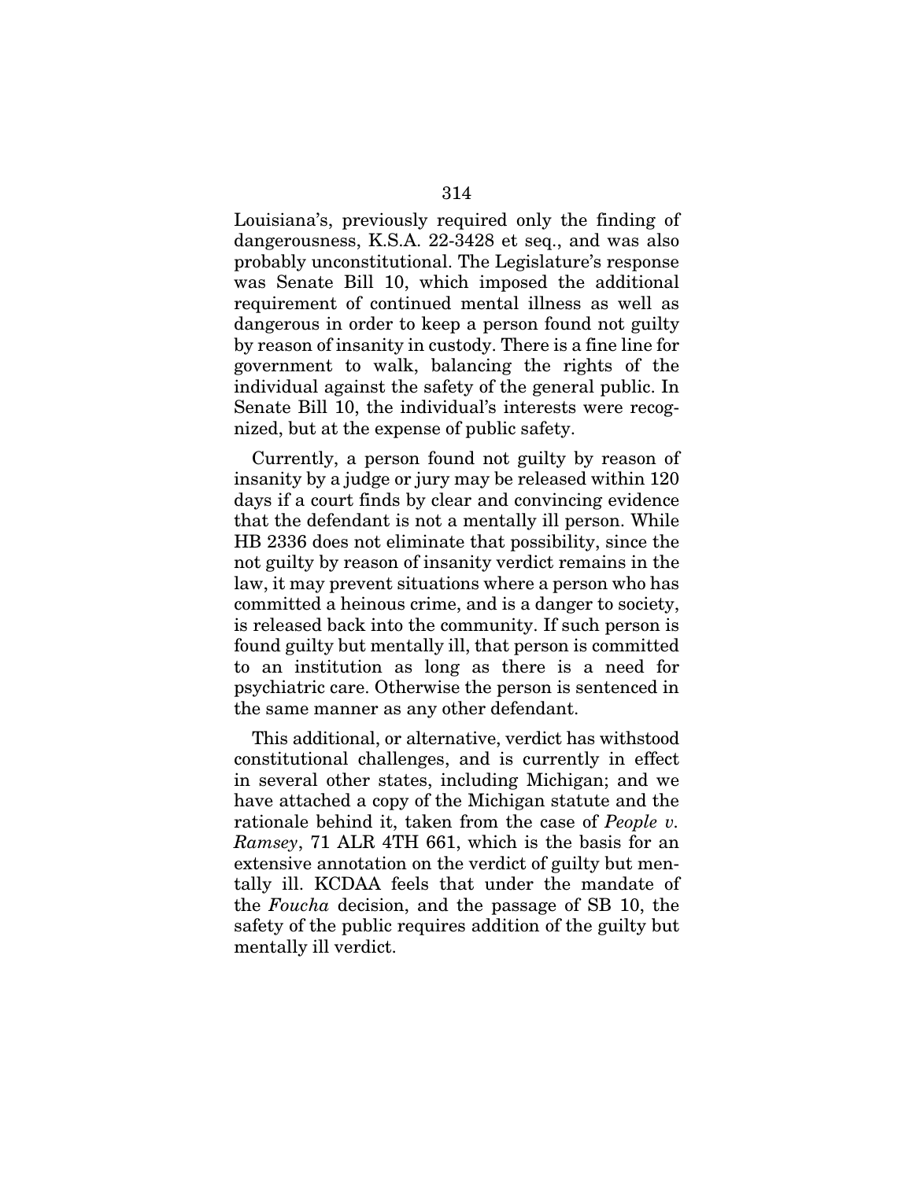Louisiana's, previously required only the finding of dangerousness, K.S.A. 22-3428 et seq., and was also probably unconstitutional. The Legislature's response was Senate Bill 10, which imposed the additional requirement of continued mental illness as well as dangerous in order to keep a person found not guilty by reason of insanity in custody. There is a fine line for government to walk, balancing the rights of the individual against the safety of the general public. In Senate Bill 10, the individual's interests were recognized, but at the expense of public safety.

Currently, a person found not guilty by reason of insanity by a judge or jury may be released within 120 days if a court finds by clear and convincing evidence that the defendant is not a mentally ill person. While HB 2336 does not eliminate that possibility, since the not guilty by reason of insanity verdict remains in the law, it may prevent situations where a person who has committed a heinous crime, and is a danger to society, is released back into the community. If such person is found guilty but mentally ill, that person is committed to an institution as long as there is a need for psychiatric care. Otherwise the person is sentenced in the same manner as any other defendant.

This additional, or alternative, verdict has withstood constitutional challenges, and is currently in effect in several other states, including Michigan; and we have attached a copy of the Michigan statute and the rationale behind it, taken from the case of *People v. Ramsey*, 71 ALR 4TH 661, which is the basis for an extensive annotation on the verdict of guilty but mentally ill. KCDAA feels that under the mandate of the *Foucha* decision, and the passage of SB 10, the safety of the public requires addition of the guilty but mentally ill verdict.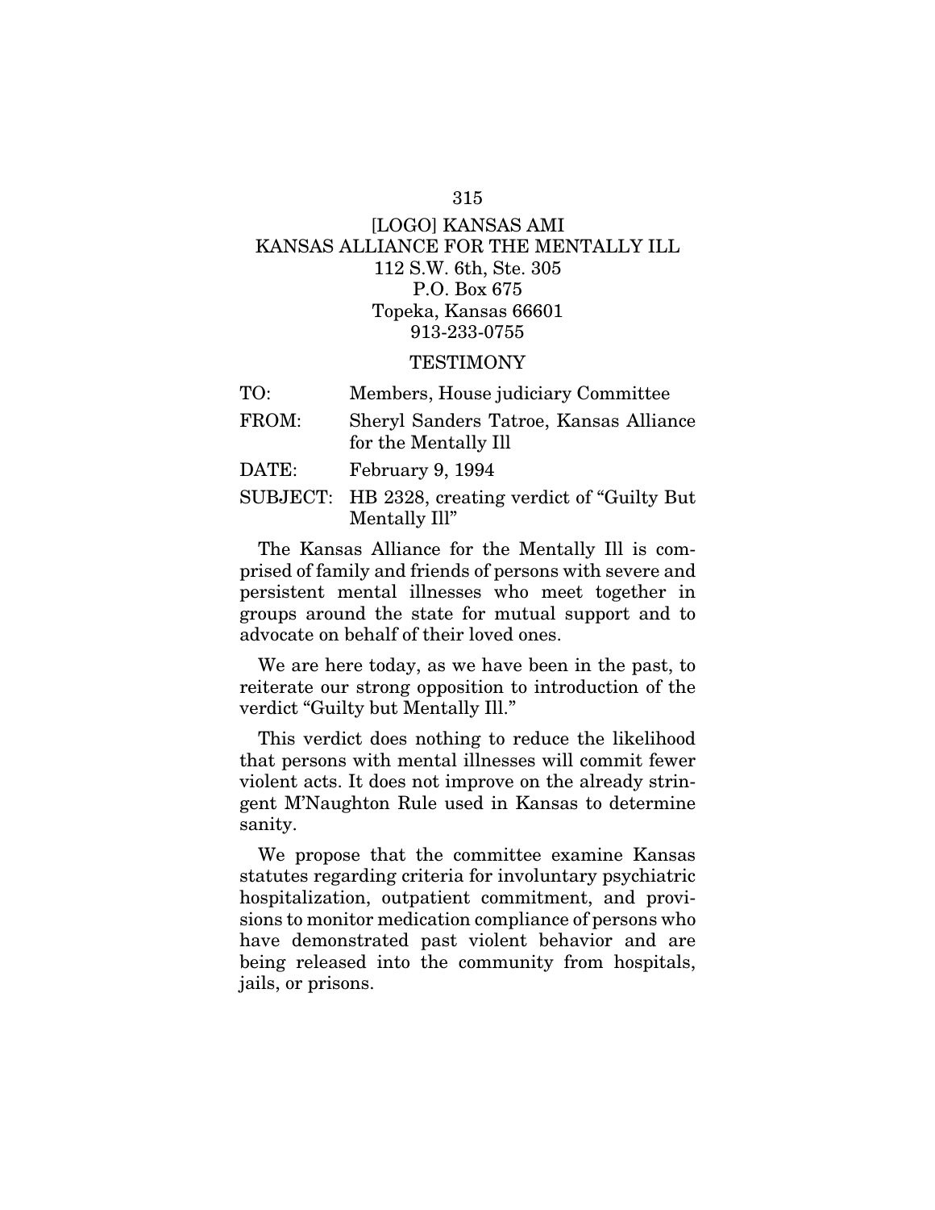[LOGO] KANSAS AMI
KANSAS ALLIANCE FOR THE MENTALLY ILL
112 S.W. 6th, Ste. 305
P.O. Box 675
Topeka, Kansas 66601
913-233-0755

TESTIMONY

TO: Members, House judiciary Committee

FROM: Sheryl Sanders Tatroe, Kansas Alliance for the Mentally Ill

DATE: February 9, 1994

SUBJECT: HB 2328, creating verdict of "Guilty But Mentally Ill"

The Kansas Alliance for the Mentally Ill is comprised of family and friends of persons with severe and persistent mental illnesses who meet together in groups around the state for mutual support and to advocate on behalf of their loved ones.

We are here today, as we have been in the past, to reiterate our strong opposition to introduction of the verdict "Guilty but Mentally Ill."

This verdict does nothing to reduce the likelihood that persons with mental illnesses will commit fewer violent acts. It does not improve on the already stringent M'Naughton Rule used in Kansas to determine sanity.

We propose that the committee examine Kansas statutes regarding criteria for involuntary psychiatric hospitalization, outpatient commitment, and provisions to monitor medication compliance of persons who have demonstrated past violent behavior and are being released into the community from hospitals, jails, or prisons.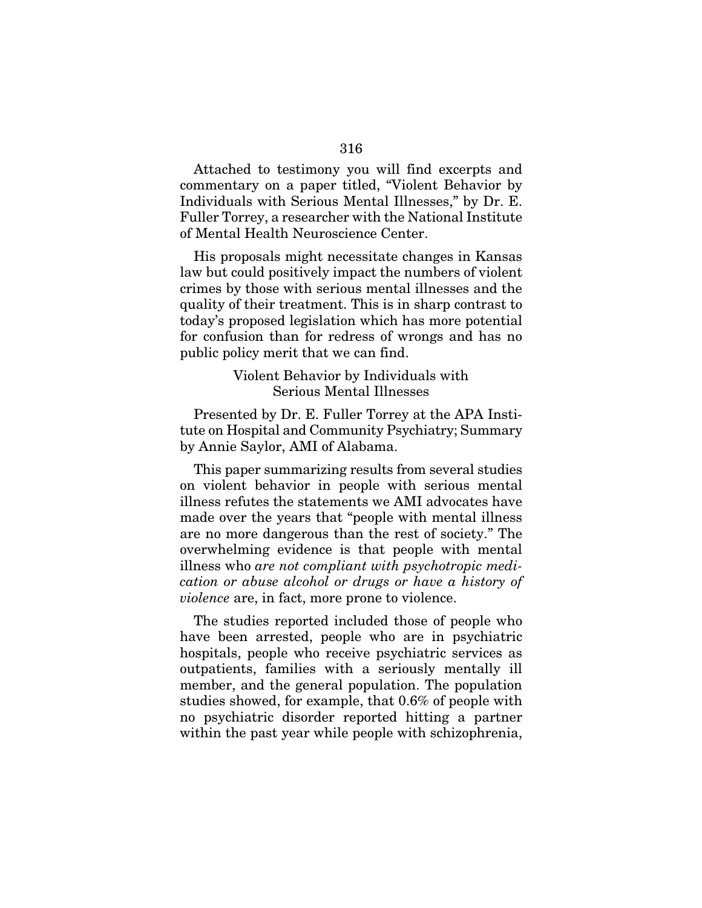Attached to testimony you will find excerpts and commentary on a paper titled, "Violent Behavior by Individuals with Serious Mental Illnesses," by Dr. E. Fuller Torrey, a researcher with the National Institute of Mental Health Neuroscience Center.

His proposals might necessitate changes in Kansas law but could positively impact the numbers of violent crimes by those with serious mental illnesses and the quality of their treatment. This is in sharp contrast to today's proposed legislation which has more potential for confusion than for redress of wrongs and has no public policy merit that we can find.

Violent Behavior by Individuals with Serious Mental Illnesses

Presented by Dr. E. Fuller Torrey at the APA Institute on Hospital and Community Psychiatry; Summary by Annie Saylor, AMI of Alabama.

This paper summarizing results from several studies on violent behavior in people with serious mental illness refutes the statements we AMI advocates have made over the years that "people with mental illness are no more dangerous than the rest of society." The overwhelming evidence is that people with mental illness who *are not compliant with psychotropic medication or abuse alcohol or drugs or have a history of violence* are, in fact, more prone to violence.

The studies reported included those of people who have been arrested, people who are in psychiatric hospitals, people who receive psychiatric services as outpatients, families with a seriously mentally ill member, and the general population. The population studies showed, for example, that 0.6% of people with no psychiatric disorder reported hitting a partner within the past year while people with schizophrenia,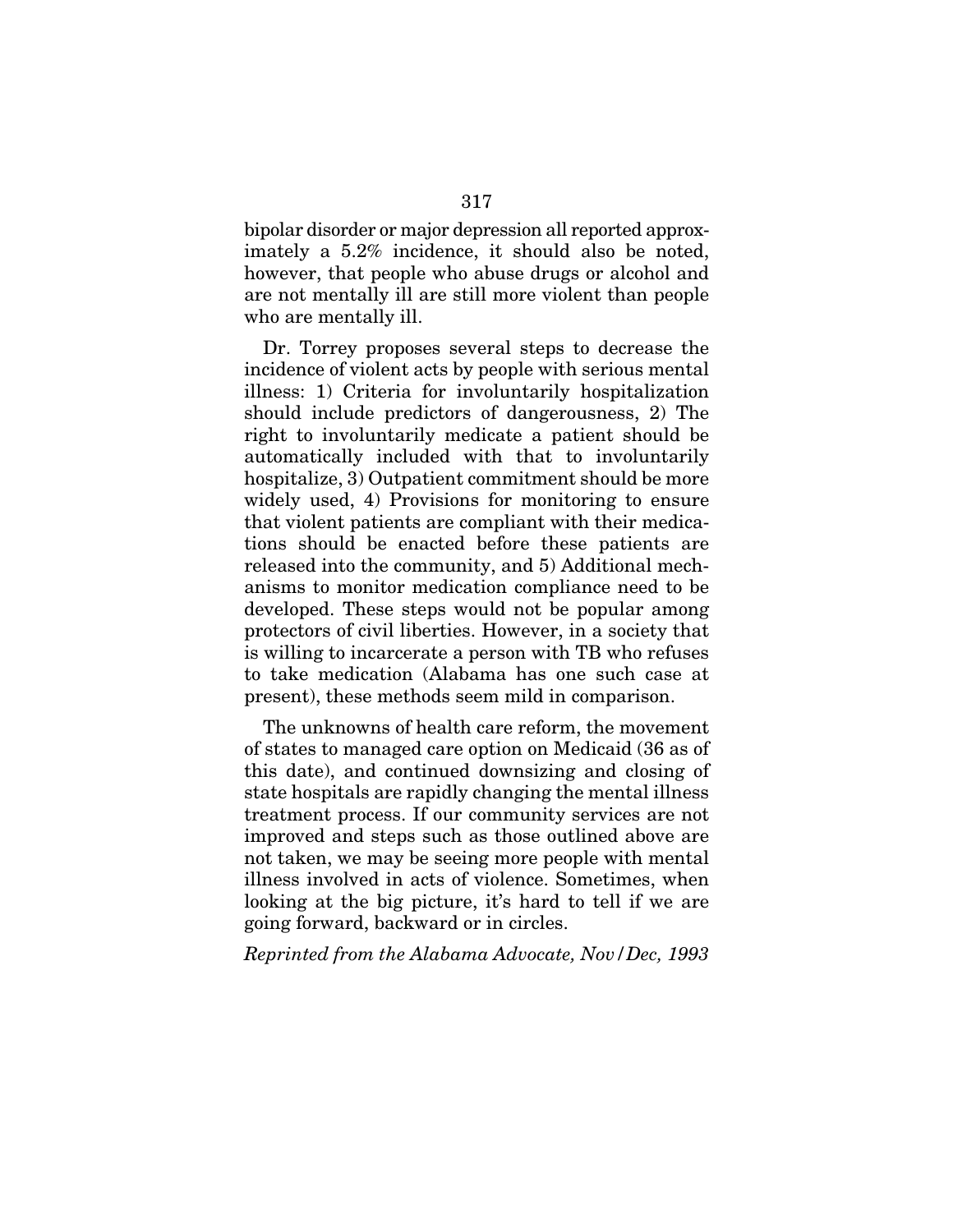bipolar disorder or major depression all reported approximately a 5.2% incidence, it should also be noted, however, that people who abuse drugs or alcohol and are not mentally ill are still more violent than people who are mentally ill.

Dr. Torrey proposes several steps to decrease the incidence of violent acts by people with serious mental illness: 1) Criteria for involuntarily hospitalization should include predictors of dangerousness, 2) The right to involuntarily medicate a patient should be automatically included with that to involuntarily hospitalize, 3) Outpatient commitment should be more widely used, 4) Provisions for monitoring to ensure that violent patients are compliant with their medications should be enacted before these patients are released into the community, and 5) Additional mechanisms to monitor medication compliance need to be developed. These steps would not be popular among protectors of civil liberties. However, in a society that is willing to incarcerate a person with TB who refuses to take medication (Alabama has one such case at present), these methods seem mild in comparison.

The unknowns of health care reform, the movement of states to managed care option on Medicaid (36 as of this date), and continued downsizing and closing of state hospitals are rapidly changing the mental illness treatment process. If our community services are not improved and steps such as those outlined above are not taken, we may be seeing more people with mental illness involved in acts of violence. Sometimes, when looking at the big picture, it's hard to tell if we are going forward, backward or in circles.

*Reprinted from the Alabama Advocate, Nov/Dec, 1993*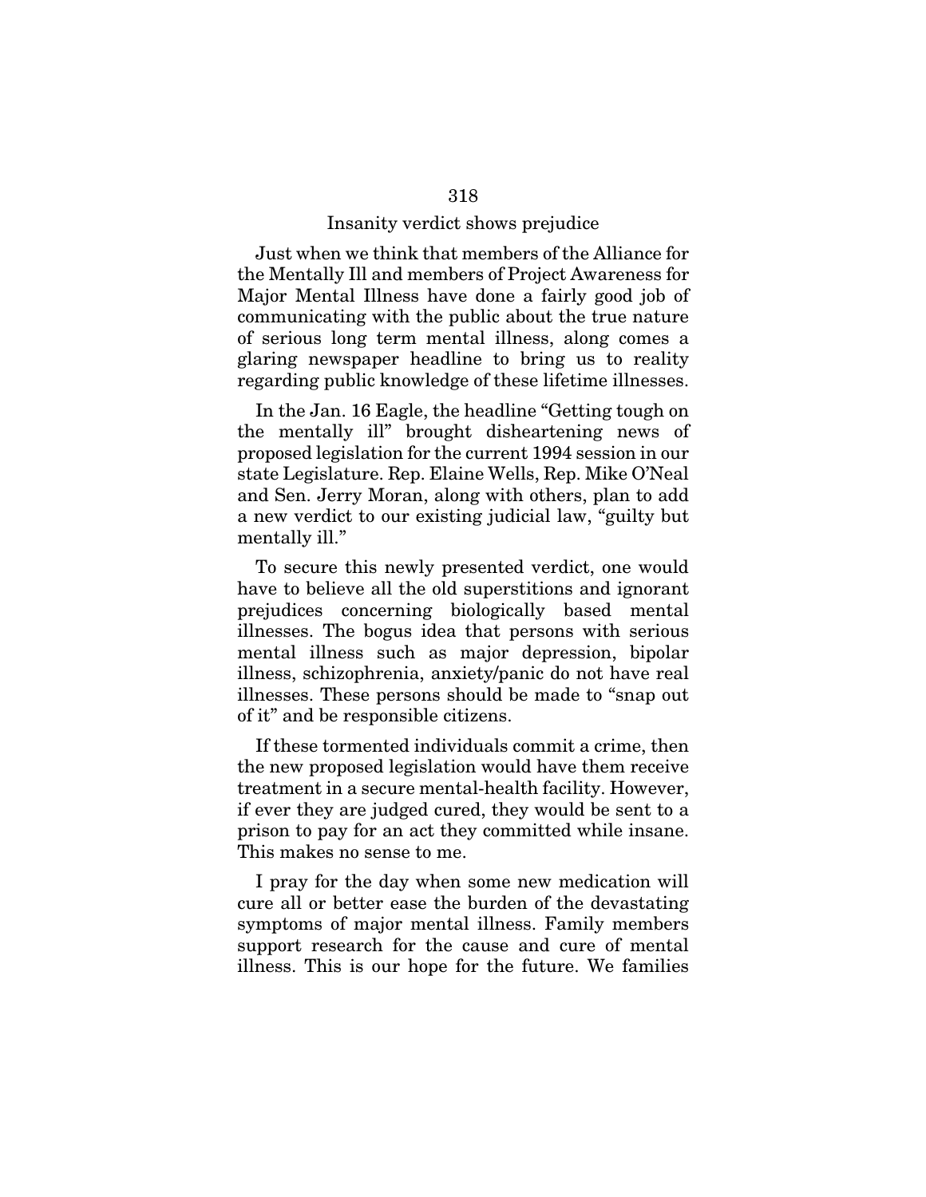## Insanity verdict shows prejudice

Just when we think that members of the Alliance for the Mentally Ill and members of Project Awareness for Major Mental Illness have done a fairly good job of communicating with the public about the true nature of serious long term mental illness, along comes a glaring newspaper headline to bring us to reality regarding public knowledge of these lifetime illnesses.

In the Jan. 16 Eagle, the headline "Getting tough on the mentally ill" brought disheartening news of proposed legislation for the current 1994 session in our state Legislature. Rep. Elaine Wells, Rep. Mike O'Neal and Sen. Jerry Moran, along with others, plan to add a new verdict to our existing judicial law, "guilty but mentally ill."

To secure this newly presented verdict, one would have to believe all the old superstitions and ignorant prejudices concerning biologically based mental illnesses. The bogus idea that persons with serious mental illness such as major depression, bipolar illness, schizophrenia, anxiety/panic do not have real illnesses. These persons should be made to "snap out of it" and be responsible citizens.

If these tormented individuals commit a crime, then the new proposed legislation would have them receive treatment in a secure mental-health facility. However, if ever they are judged cured, they would be sent to a prison to pay for an act they committed while insane. This makes no sense to me.

I pray for the day when some new medication will cure all or better ease the burden of the devastating symptoms of major mental illness. Family members support research for the cause and cure of mental illness. This is our hope for the future. We families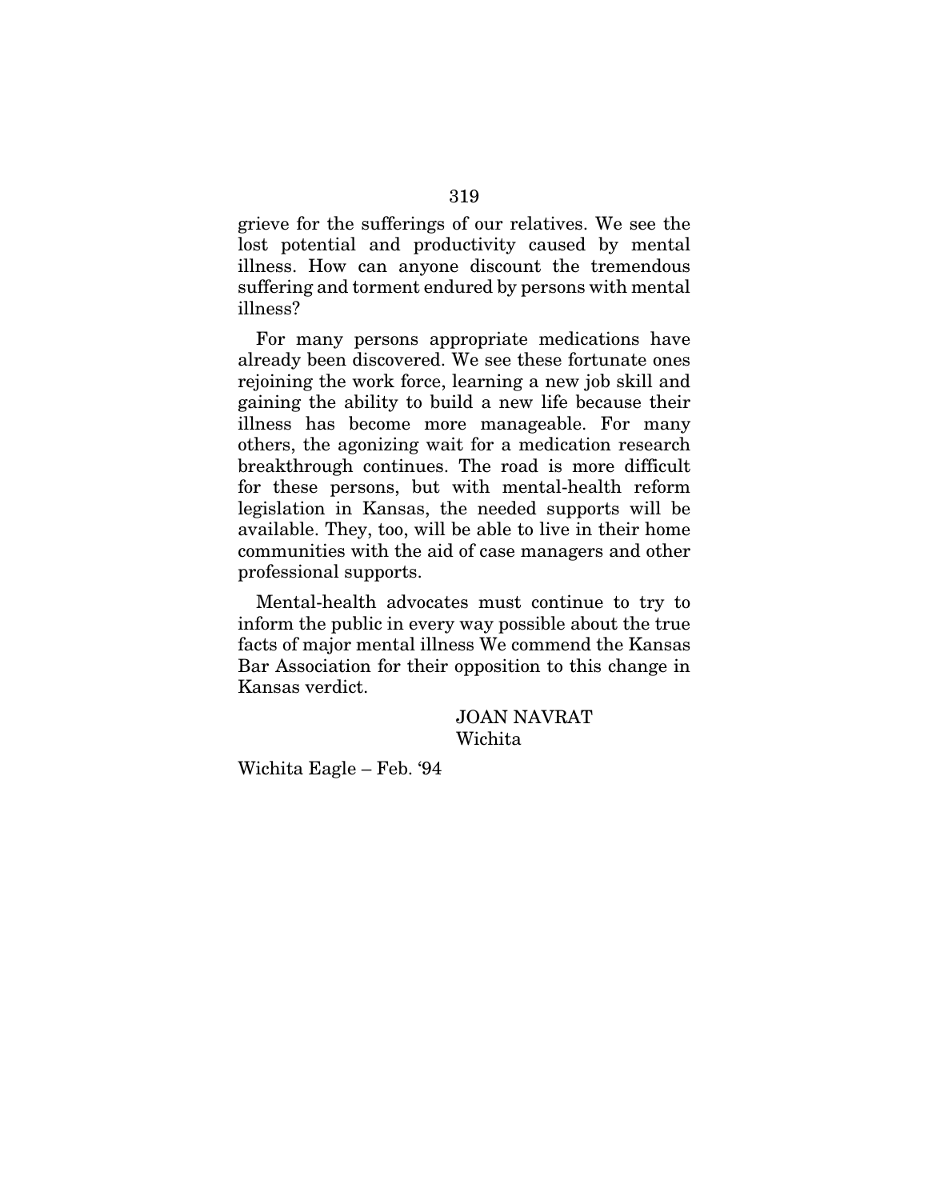grieve for the sufferings of our relatives. We see the lost potential and productivity caused by mental illness. How can anyone discount the tremendous suffering and torment endured by persons with mental illness?

For many persons appropriate medications have already been discovered. We see these fortunate ones rejoining the work force, learning a new job skill and gaining the ability to build a new life because their illness has become more manageable. For many others, the agonizing wait for a medication research breakthrough continues. The road is more difficult for these persons, but with mental-health reform legislation in Kansas, the needed supports will be available. They, too, will be able to live in their home communities with the aid of case managers and other professional supports.

Mental-health advocates must continue to try to inform the public in every way possible about the true facts of major mental illness We commend the Kansas Bar Association for their opposition to this change in Kansas verdict.

JOAN NAVRAT
Wichita

Wichita Eagle – Feb. '94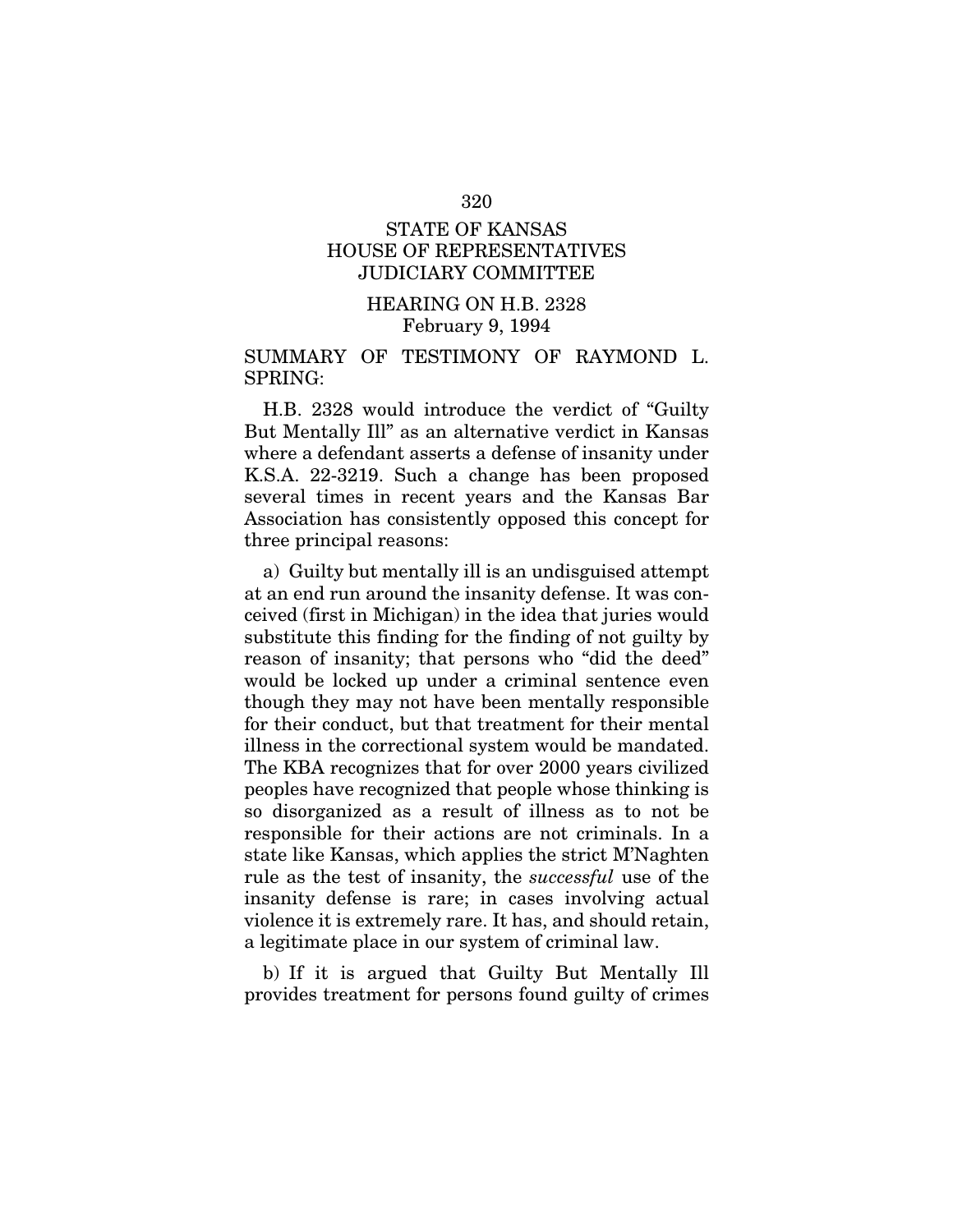STATE OF KANSAS
HOUSE OF REPRESENTATIVES
JUDICIARY COMMITTEE

HEARING ON H.B. 2328
February 9, 1994

SUMMARY OF TESTIMONY OF RAYMOND L. SPRING:

H.B. 2328 would introduce the verdict of "Guilty But Mentally Ill" as an alternative verdict in Kansas where a defendant asserts a defense of insanity under K.S.A. 22-3219. Such a change has been proposed several times in recent years and the Kansas Bar Association has consistently opposed this concept for three principal reasons:

a) Guilty but mentally ill is an undisguised attempt at an end run around the insanity defense. It was conceived (first in Michigan) in the idea that juries would substitute this finding for the finding of not guilty by reason of insanity; that persons who "did the deed" would be locked up under a criminal sentence even though they may not have been mentally responsible for their conduct, but that treatment for their mental illness in the correctional system would be mandated. The KBA recognizes that for over 2000 years civilized peoples have recognized that people whose thinking is so disorganized as a result of illness as to not be responsible for their actions are not criminals. In a state like Kansas, which applies the strict M'Naghten rule as the test of insanity, the *successful* use of the insanity defense is rare; in cases involving actual violence it is extremely rare. It has, and should retain, a legitimate place in our system of criminal law.

b) If it is argued that Guilty But Mentally Ill provides treatment for persons found guilty of crimes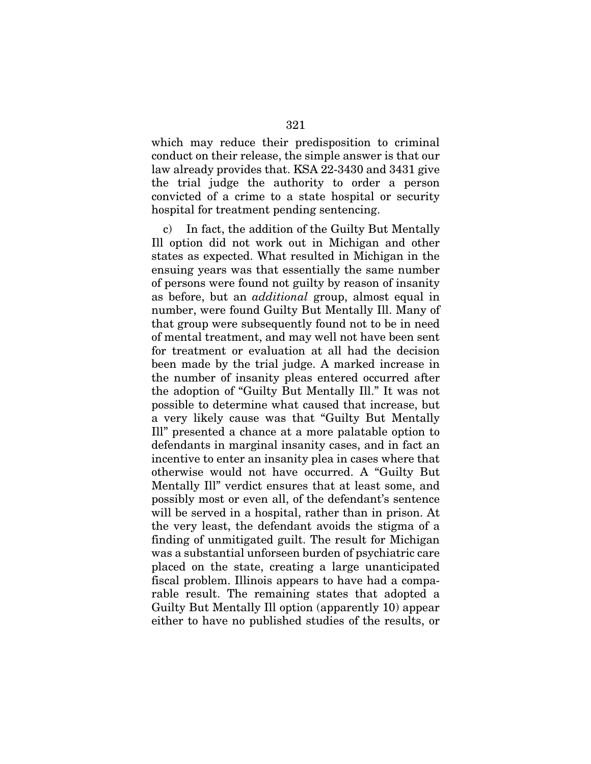which may reduce their predisposition to criminal conduct on their release, the simple answer is that our law already provides that. KSA 22-3430 and 3431 give the trial judge the authority to order a person convicted of a crime to a state hospital or security hospital for treatment pending sentencing.

c) In fact, the addition of the Guilty But Mentally Ill option did not work out in Michigan and other states as expected. What resulted in Michigan in the ensuing years was that essentially the same number of persons were found not guilty by reason of insanity as before, but an *additional* group, almost equal in number, were found Guilty But Mentally Ill. Many of that group were subsequently found not to be in need of mental treatment, and may well not have been sent for treatment or evaluation at all had the decision been made by the trial judge. A marked increase in the number of insanity pleas entered occurred after the adoption of "Guilty But Mentally Ill." It was not possible to determine what caused that increase, but a very likely cause was that "Guilty But Mentally Ill" presented a chance at a more palatable option to defendants in marginal insanity cases, and in fact an incentive to enter an insanity plea in cases where that otherwise would not have occurred. A "Guilty But Mentally Ill" verdict ensures that at least some, and possibly most or even all, of the defendant's sentence will be served in a hospital, rather than in prison. At the very least, the defendant avoids the stigma of a finding of unmitigated guilt. The result for Michigan was a substantial unforseen burden of psychiatric care placed on the state, creating a large unanticipated fiscal problem. Illinois appears to have had a comparable result. The remaining states that adopted a Guilty But Mentally Ill option (apparently 10) appear either to have no published studies of the results, or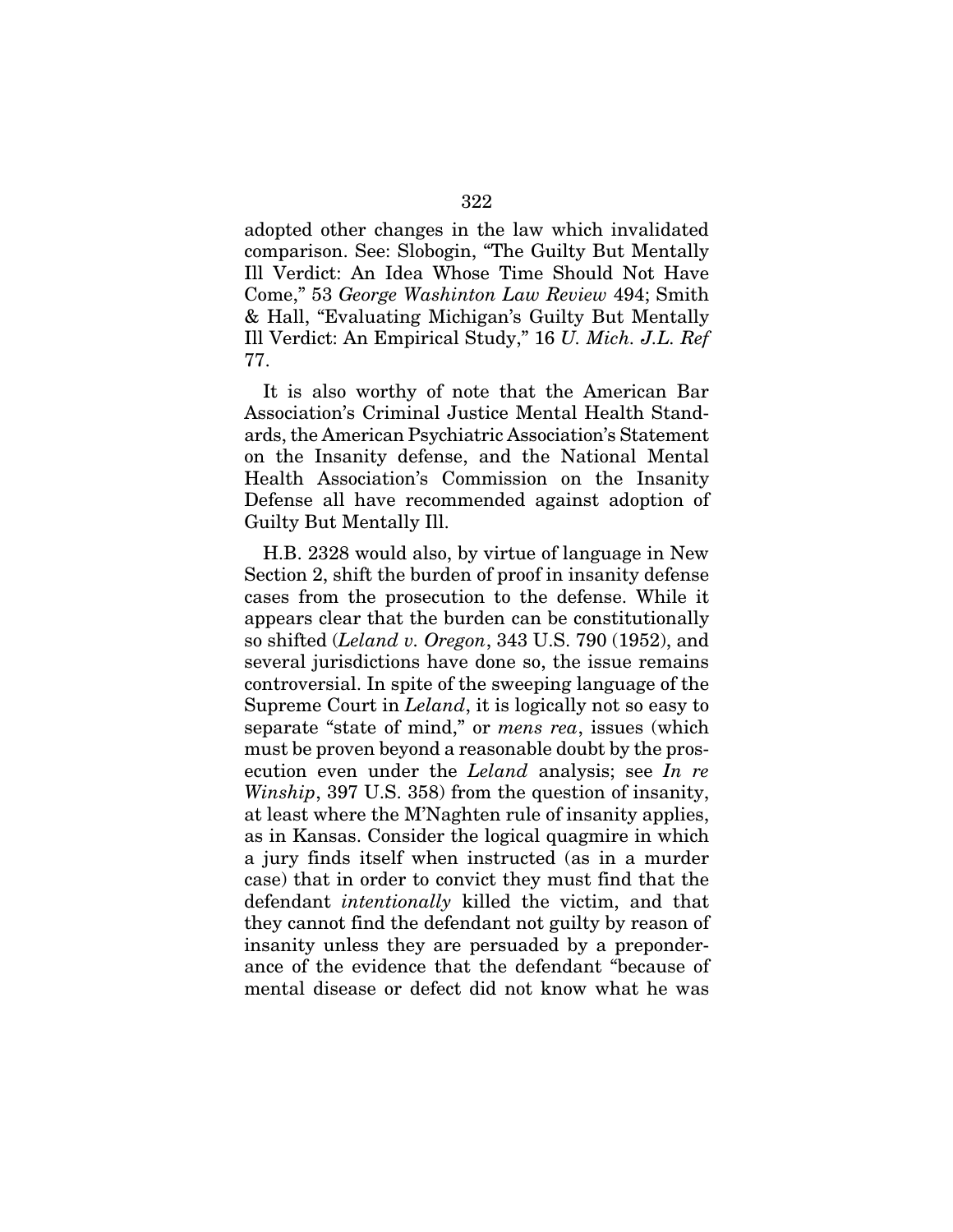adopted other changes in the law which invalidated comparison. See: Slobogin, "The Guilty But Mentally Ill Verdict: An Idea Whose Time Should Not Have Come," 53 *George Washinton Law Review* 494; Smith & Hall, "Evaluating Michigan's Guilty But Mentally Ill Verdict: An Empirical Study," 16 *U. Mich. J.L. Ref* 77.

It is also worthy of note that the American Bar Association's Criminal Justice Mental Health Standards, the American Psychiatric Association's Statement on the Insanity defense, and the National Mental Health Association's Commission on the Insanity Defense all have recommended against adoption of Guilty But Mentally Ill.

H.B. 2328 would also, by virtue of language in New Section 2, shift the burden of proof in insanity defense cases from the prosecution to the defense. While it appears clear that the burden can be constitutionally so shifted (*Leland v. Oregon*, 343 U.S. 790 (1952), and several jurisdictions have done so, the issue remains controversial. In spite of the sweeping language of the Supreme Court in *Leland*, it is logically not so easy to separate "state of mind," or *mens rea*, issues (which must be proven beyond a reasonable doubt by the prosecution even under the *Leland* analysis; see *In re Winship*, 397 U.S. 358) from the question of insanity, at least where the M'Naghten rule of insanity applies, as in Kansas. Consider the logical quagmire in which a jury finds itself when instructed (as in a murder case) that in order to convict they must find that the defendant *intentionally* killed the victim, and that they cannot find the defendant not guilty by reason of insanity unless they are persuaded by a preponderance of the evidence that the defendant "because of mental disease or defect did not know what he was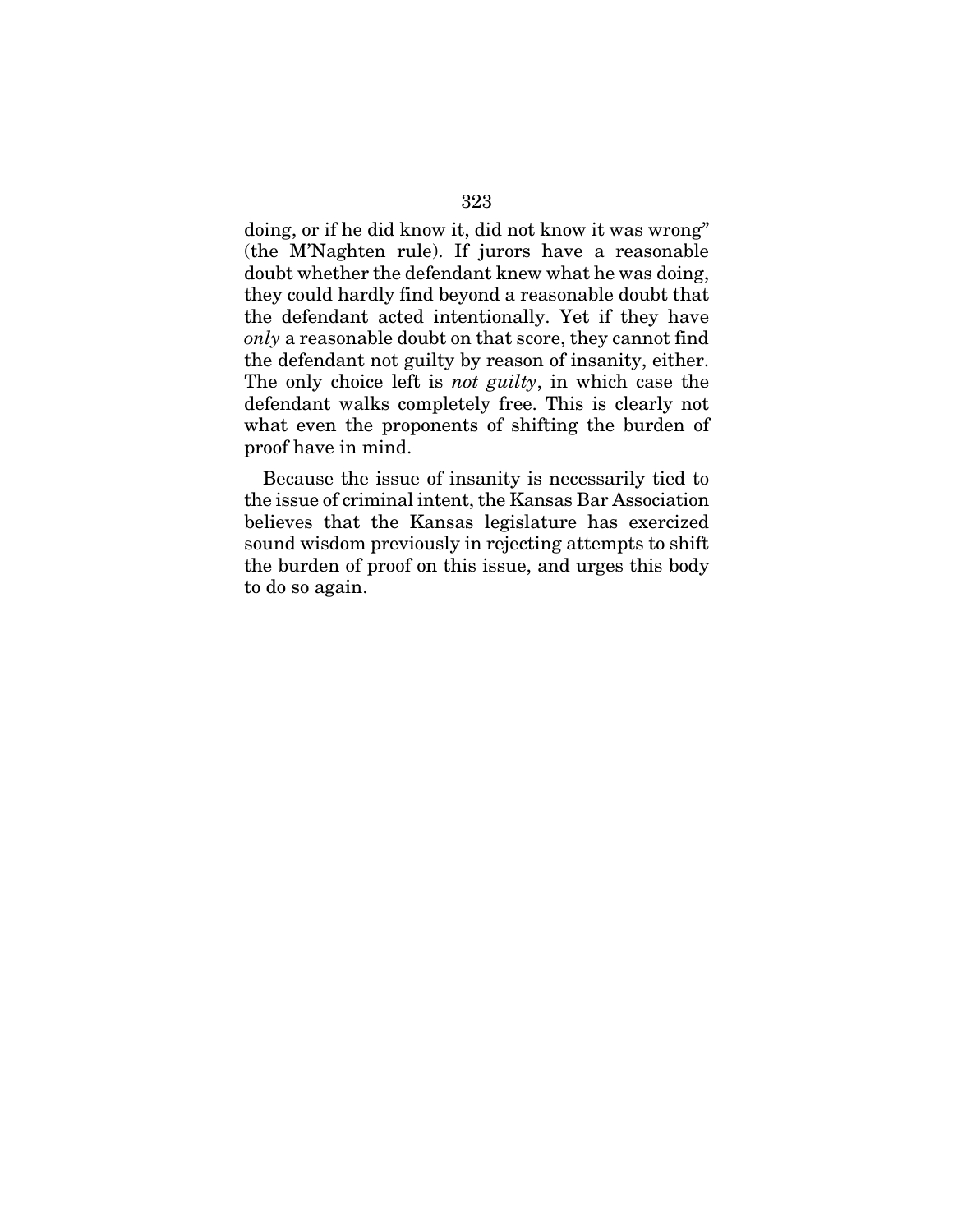doing, or if he did know it, did not know it was wrong" (the M'Naghten rule). If jurors have a reasonable doubt whether the defendant knew what he was doing, they could hardly find beyond a reasonable doubt that the defendant acted intentionally. Yet if they have *only* a reasonable doubt on that score, they cannot find the defendant not guilty by reason of insanity, either. The only choice left is *not guilty*, in which case the defendant walks completely free. This is clearly not what even the proponents of shifting the burden of proof have in mind.

Because the issue of insanity is necessarily tied to the issue of criminal intent, the Kansas Bar Association believes that the Kansas legislature has exercized sound wisdom previously in rejecting attempts to shift the burden of proof on this issue, and urges this body to do so again.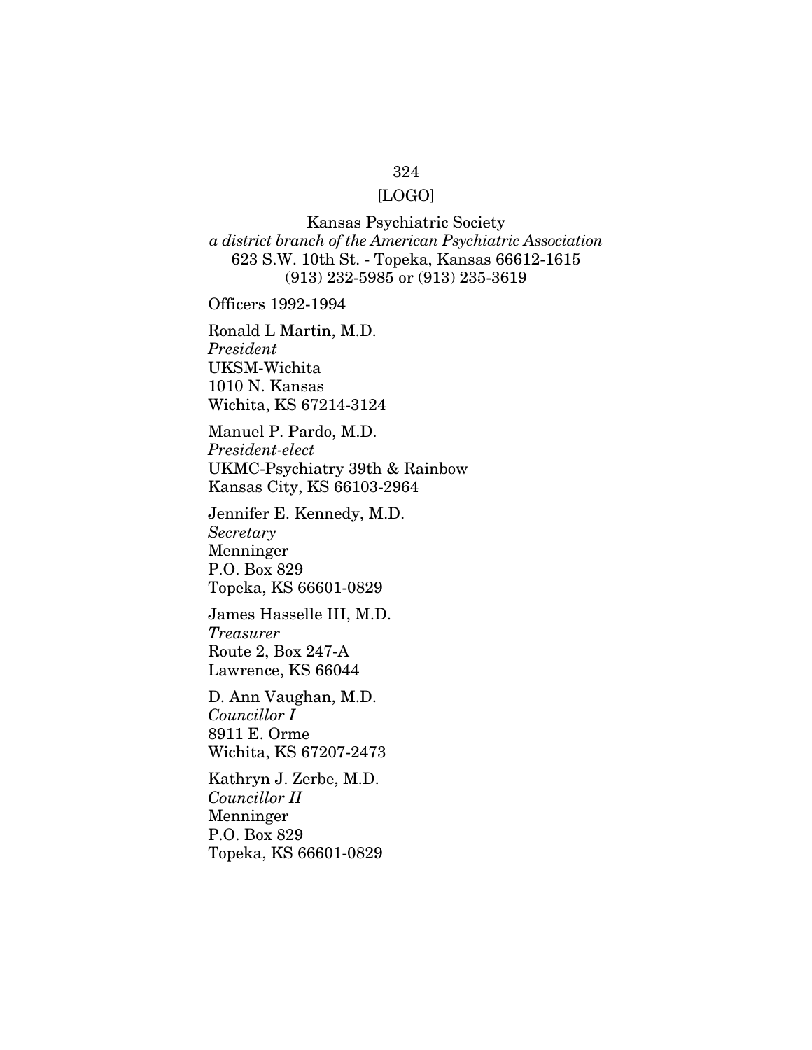[LOGO]

Kansas Psychiatric Society
*a district branch of the American Psychiatric Association*
623 S.W. 10th St. - Topeka, Kansas 66612-1615
(913) 232-5985 or (913) 235-3619

Officers 1992-1994

Ronald L Martin, M.D.
*President*
UKSM-Wichita
1010 N. Kansas
Wichita, KS 67214-3124

Manuel P. Pardo, M.D.
*President-elect*
UKMC-Psychiatry 39th & Rainbow
Kansas City, KS 66103-2964

Jennifer E. Kennedy, M.D.
*Secretary*
Menninger
P.O. Box 829
Topeka, KS 66601-0829

James Hasselle III, M.D.
*Treasurer*
Route 2, Box 247-A
Lawrence, KS 66044

D. Ann Vaughan, M.D.
*Councillor I*
8911 E. Orme
Wichita, KS 67207-2473

Kathryn J. Zerbe, M.D.
*Councillor II*
Menninger
P.O. Box 829
Topeka, KS 66601-0829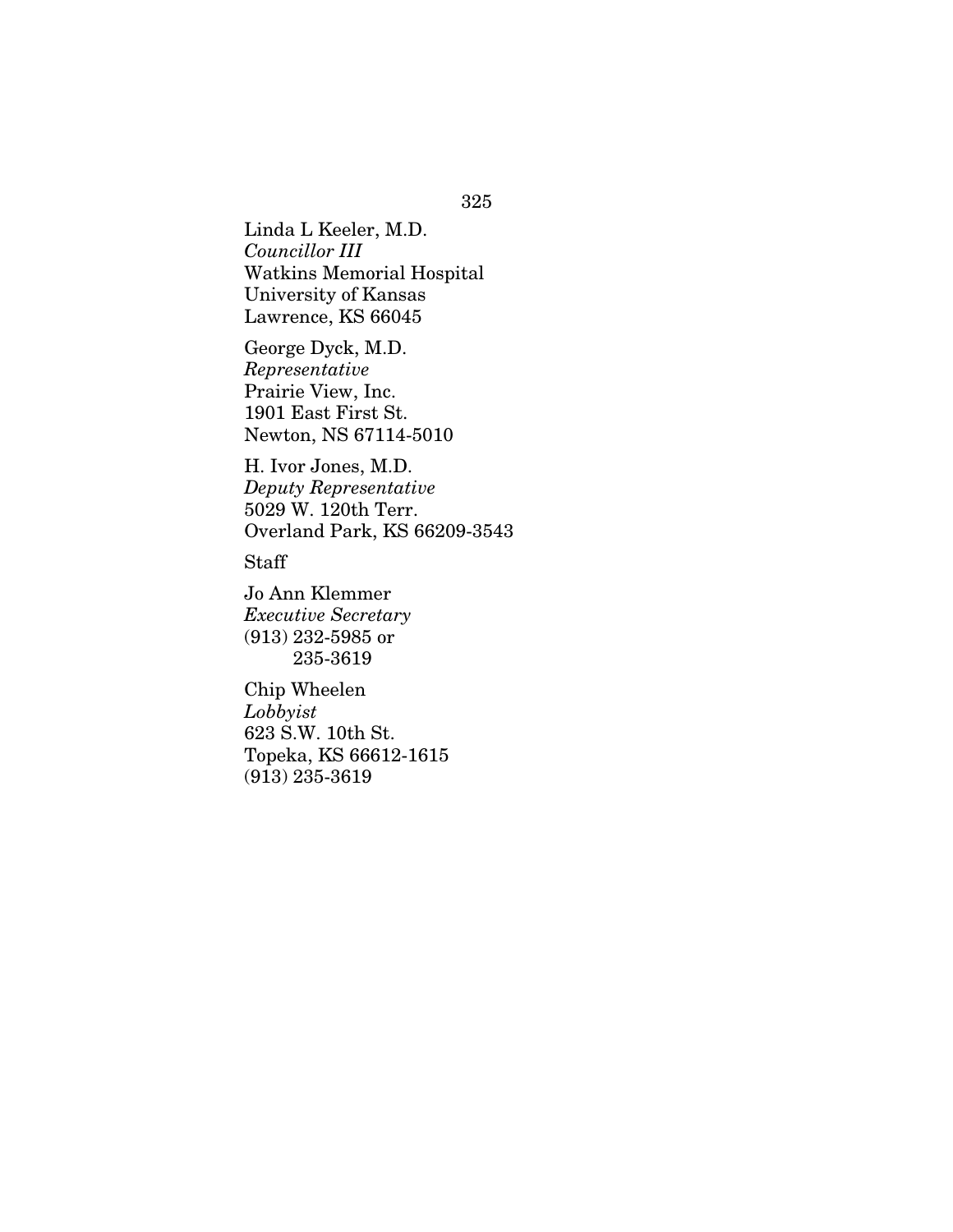Linda L Keeler, M.D.
*Councillor III*
Watkins Memorial Hospital
University of Kansas
Lawrence, KS 66045

George Dyck, M.D.
*Representative*
Prairie View, Inc.
1901 East First St.
Newton, NS 67114-5010

H. Ivor Jones, M.D.
*Deputy Representative*
5029 W. 120th Terr.
Overland Park, KS 66209-3543

Staff

Jo Ann Klemmer
*Executive Secretary*
(913) 232-5985 or
235-3619

Chip Wheelen
*Lobbyist*
623 S.W. 10th St.
Topeka, KS 66612-1615
(913) 235-3619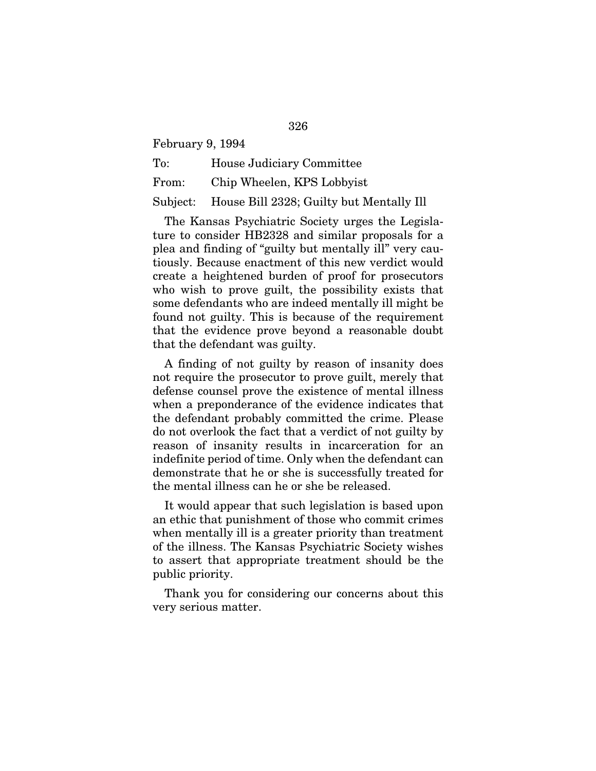February 9, 1994

To: House Judiciary Committee

From: Chip Wheelen, KPS Lobbyist

Subject: House Bill 2328; Guilty but Mentally Ill

The Kansas Psychiatric Society urges the Legislature to consider HB2328 and similar proposals for a plea and finding of "guilty but mentally ill" very cautiously. Because enactment of this new verdict would create a heightened burden of proof for prosecutors who wish to prove guilt, the possibility exists that some defendants who are indeed mentally ill might be found not guilty. This is because of the requirement that the evidence prove beyond a reasonable doubt that the defendant was guilty.

A finding of not guilty by reason of insanity does not require the prosecutor to prove guilt, merely that defense counsel prove the existence of mental illness when a preponderance of the evidence indicates that the defendant probably committed the crime. Please do not overlook the fact that a verdict of not guilty by reason of insanity results in incarceration for an indefinite period of time. Only when the defendant can demonstrate that he or she is successfully treated for the mental illness can he or she be released.

It would appear that such legislation is based upon an ethic that punishment of those who commit crimes when mentally ill is a greater priority than treatment of the illness. The Kansas Psychiatric Society wishes to assert that appropriate treatment should be the public priority.

Thank you for considering our concerns about this very serious matter.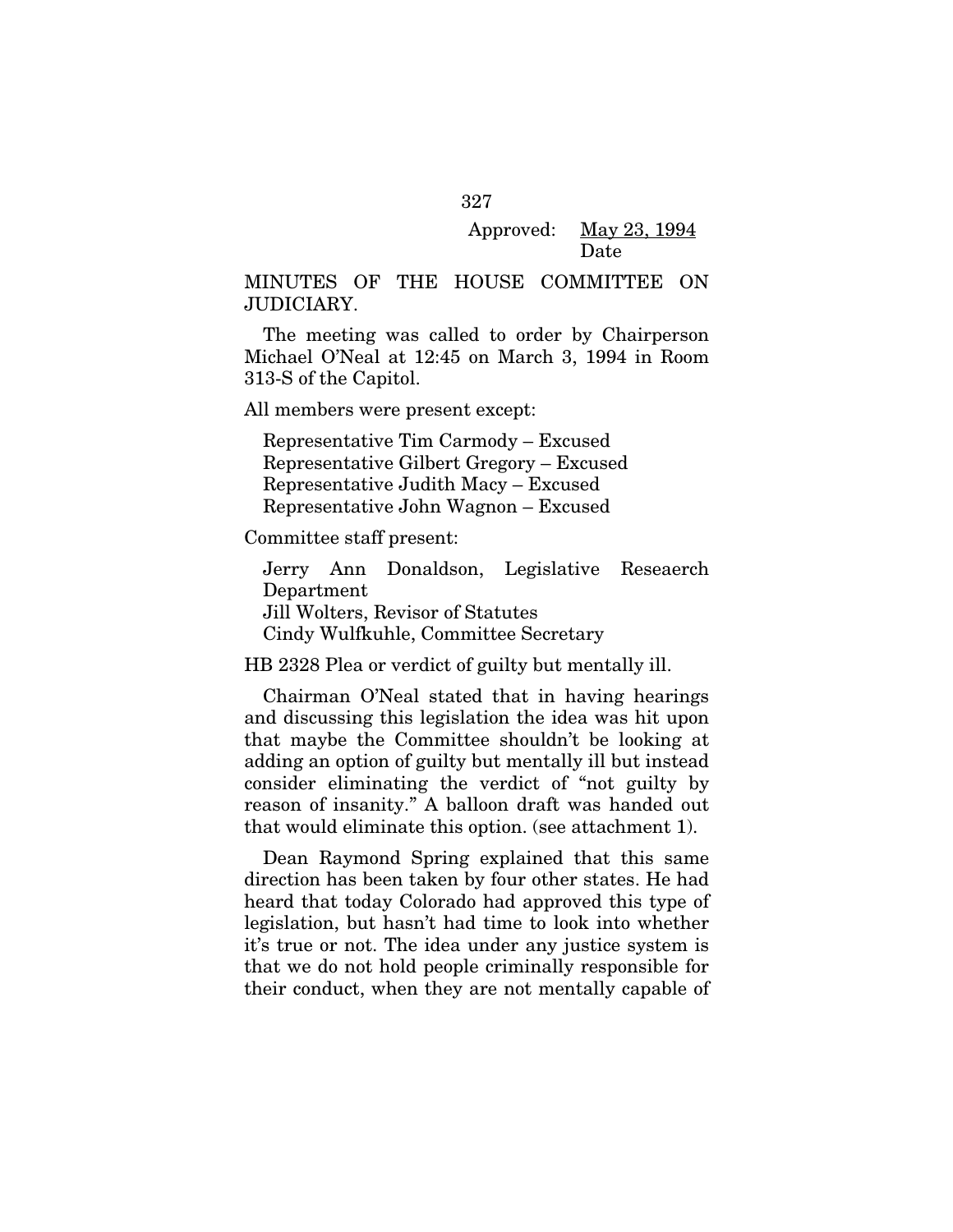Approved: May 23, 1994
Date

MINUTES OF THE HOUSE COMMITTEE ON JUDICIARY.

The meeting was called to order by Chairperson Michael O'Neal at 12:45 on March 3, 1994 in Room 313-S of the Capitol.

All members were present except:

Representative Tim Carmody – Excused
Representative Gilbert Gregory – Excused
Representative Judith Macy – Excused
Representative John Wagnon – Excused

Committee staff present:

Jerry Ann Donaldson, Legislative Reseaerch Department
Jill Wolters, Revisor of Statutes
Cindy Wulfkuhle, Committee Secretary

HB 2328 Plea or verdict of guilty but mentally ill.

Chairman O'Neal stated that in having hearings and discussing this legislation the idea was hit upon that maybe the Committee shouldn't be looking at adding an option of guilty but mentally ill but instead consider eliminating the verdict of "not guilty by reason of insanity." A balloon draft was handed out that would eliminate this option. (see attachment 1).

Dean Raymond Spring explained that this same direction has been taken by four other states. He had heard that today Colorado had approved this type of legislation, but hasn't had time to look into whether it's true or not. The idea under any justice system is that we do not hold people criminally responsible for their conduct, when they are not mentally capable of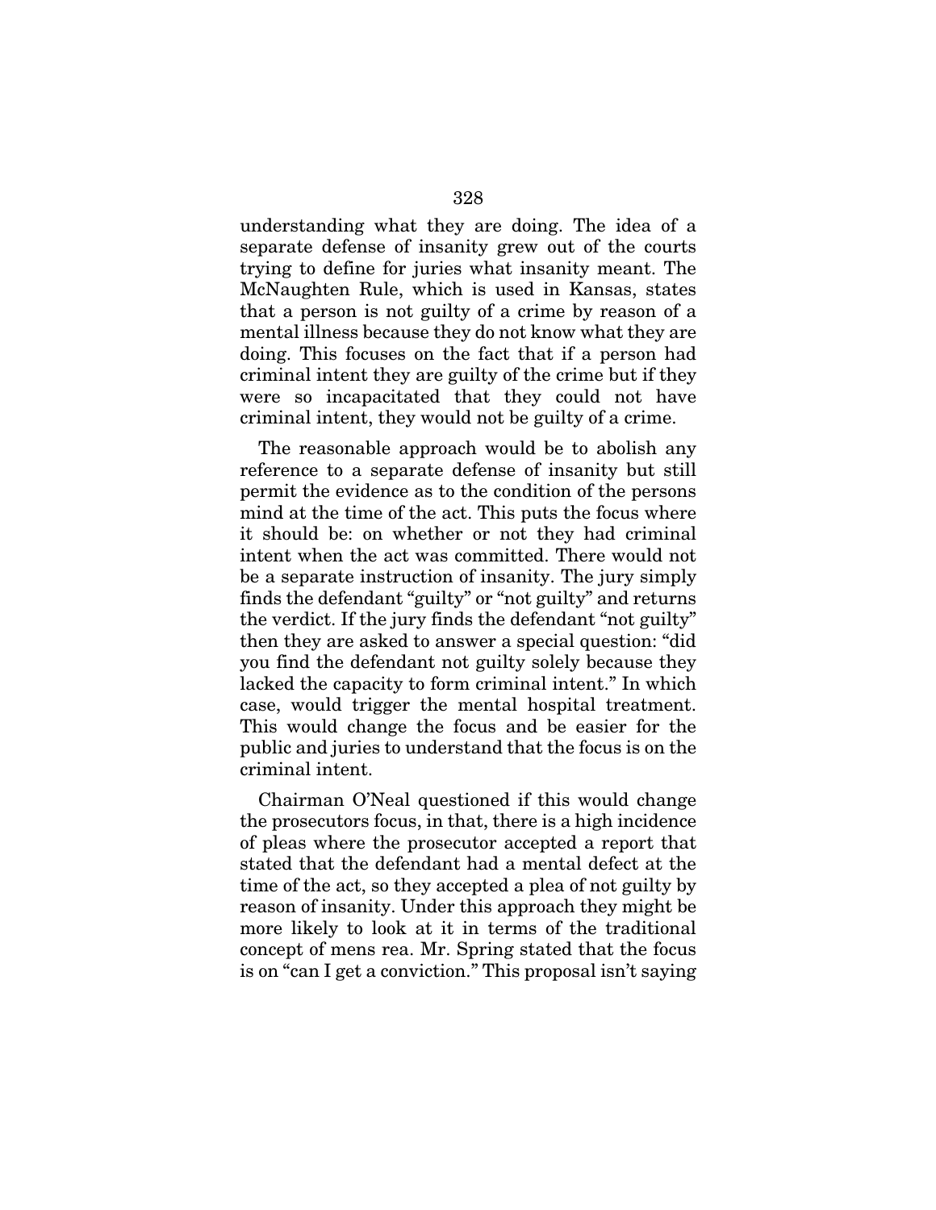understanding what they are doing. The idea of a separate defense of insanity grew out of the courts trying to define for juries what insanity meant. The McNaughten Rule, which is used in Kansas, states that a person is not guilty of a crime by reason of a mental illness because they do not know what they are doing. This focuses on the fact that if a person had criminal intent they are guilty of the crime but if they were so incapacitated that they could not have criminal intent, they would not be guilty of a crime.

The reasonable approach would be to abolish any reference to a separate defense of insanity but still permit the evidence as to the condition of the persons mind at the time of the act. This puts the focus where it should be: on whether or not they had criminal intent when the act was committed. There would not be a separate instruction of insanity. The jury simply finds the defendant "guilty" or "not guilty" and returns the verdict. If the jury finds the defendant "not guilty" then they are asked to answer a special question: "did you find the defendant not guilty solely because they lacked the capacity to form criminal intent." In which case, would trigger the mental hospital treatment. This would change the focus and be easier for the public and juries to understand that the focus is on the criminal intent.

Chairman O'Neal questioned if this would change the prosecutors focus, in that, there is a high incidence of pleas where the prosecutor accepted a report that stated that the defendant had a mental defect at the time of the act, so they accepted a plea of not guilty by reason of insanity. Under this approach they might be more likely to look at it in terms of the traditional concept of mens rea. Mr. Spring stated that the focus is on "can I get a conviction." This proposal isn't saying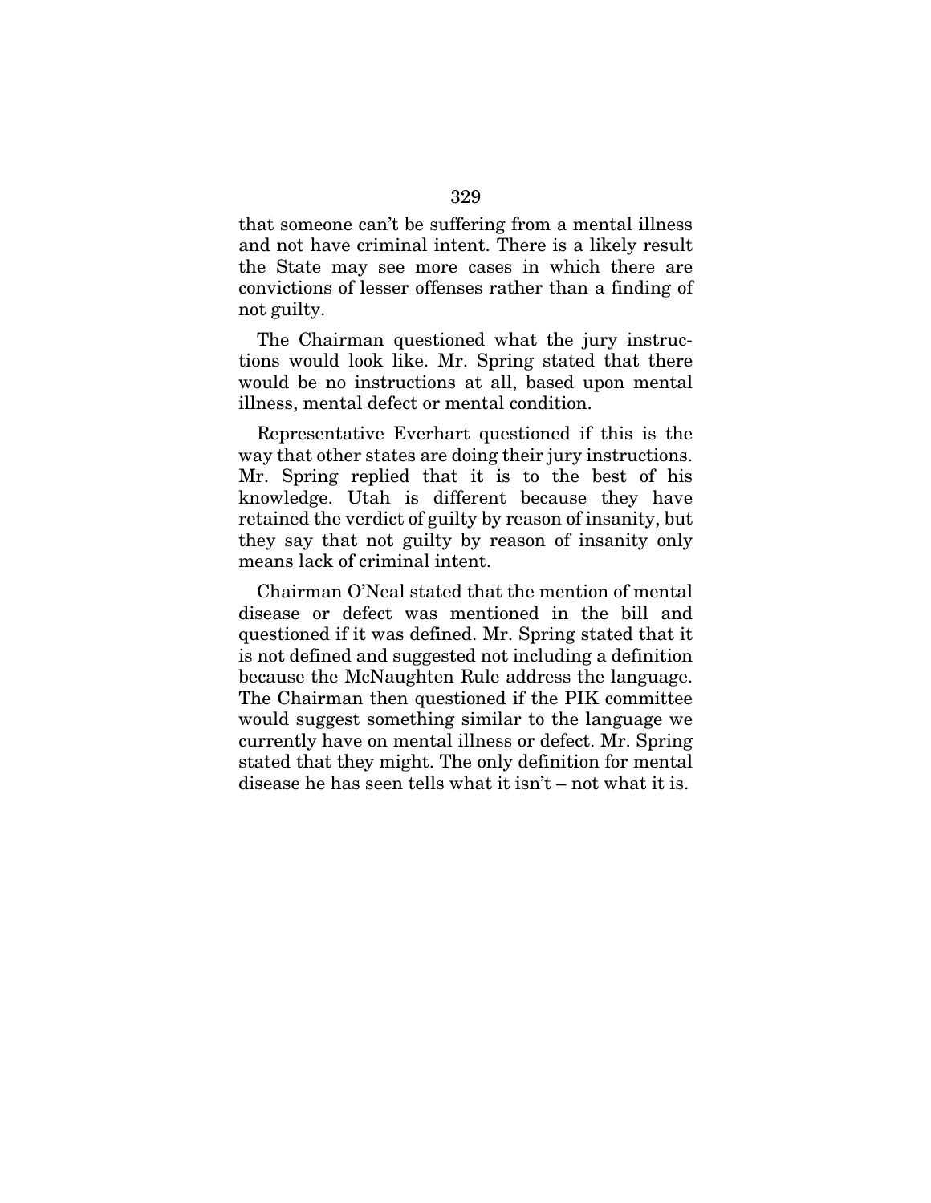that someone can't be suffering from a mental illness and not have criminal intent. There is a likely result the State may see more cases in which there are convictions of lesser offenses rather than a finding of not guilty.

The Chairman questioned what the jury instructions would look like. Mr. Spring stated that there would be no instructions at all, based upon mental illness, mental defect or mental condition.

Representative Everhart questioned if this is the way that other states are doing their jury instructions. Mr. Spring replied that it is to the best of his knowledge. Utah is different because they have retained the verdict of guilty by reason of insanity, but they say that not guilty by reason of insanity only means lack of criminal intent.

Chairman O'Neal stated that the mention of mental disease or defect was mentioned in the bill and questioned if it was defined. Mr. Spring stated that it is not defined and suggested not including a definition because the McNaughten Rule address the language. The Chairman then questioned if the PIK committee would suggest something similar to the language we currently have on mental illness or defect. Mr. Spring stated that they might. The only definition for mental disease he has seen tells what it isn't – not what it is.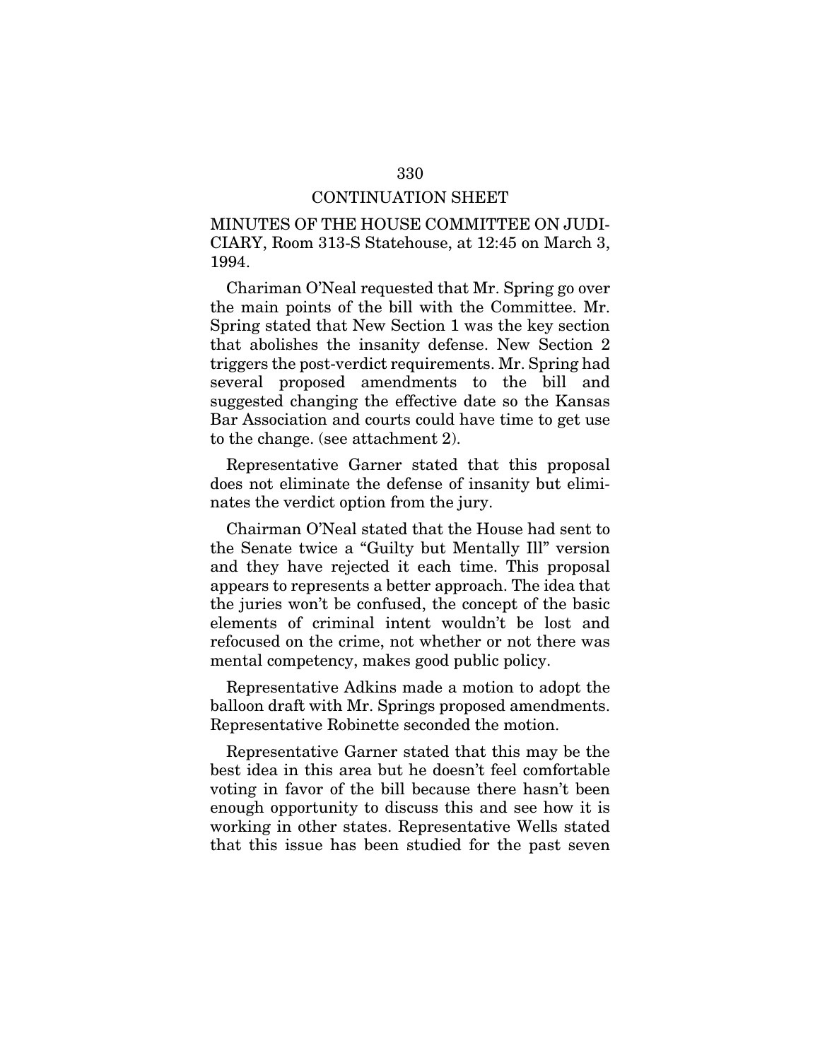CONTINUATION SHEET

MINUTES OF THE HOUSE COMMITTEE ON JUDICIARY, Room 313-S Statehouse, at 12:45 on March 3, 1994.

Chariman O'Neal requested that Mr. Spring go over the main points of the bill with the Committee. Mr. Spring stated that New Section 1 was the key section that abolishes the insanity defense. New Section 2 triggers the post-verdict requirements. Mr. Spring had several proposed amendments to the bill and suggested changing the effective date so the Kansas Bar Association and courts could have time to get use to the change. (see attachment 2).

Representative Garner stated that this proposal does not eliminate the defense of insanity but eliminates the verdict option from the jury.

Chairman O'Neal stated that the House had sent to the Senate twice a "Guilty but Mentally Ill" version and they have rejected it each time. This proposal appears to represents a better approach. The idea that the juries won't be confused, the concept of the basic elements of criminal intent wouldn't be lost and refocused on the crime, not whether or not there was mental competency, makes good public policy.

Representative Adkins made a motion to adopt the balloon draft with Mr. Springs proposed amendments. Representative Robinette seconded the motion.

Representative Garner stated that this may be the best idea in this area but he doesn't feel comfortable voting in favor of the bill because there hasn't been enough opportunity to discuss this and see how it is working in other states. Representative Wells stated that this issue has been studied for the past seven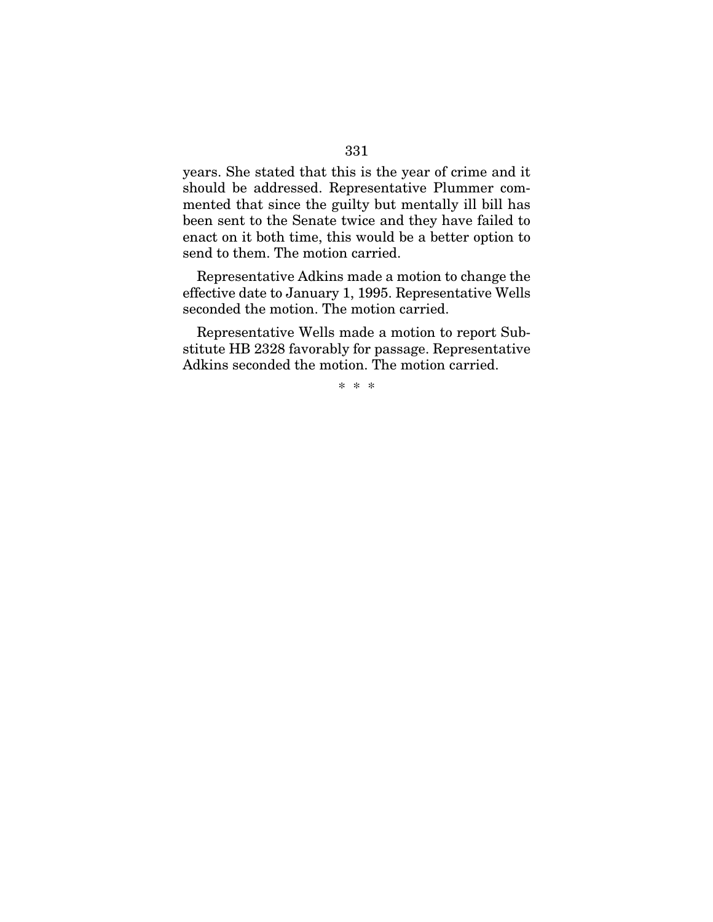years. She stated that this is the year of crime and it should be addressed. Representative Plummer commented that since the guilty but mentally ill bill has been sent to the Senate twice and they have failed to enact on it both time, this would be a better option to send to them. The motion carried.

Representative Adkins made a motion to change the effective date to January 1, 1995. Representative Wells seconded the motion. The motion carried.

Representative Wells made a motion to report Substitute HB 2328 favorably for passage. Representative Adkins seconded the motion. The motion carried.

* * *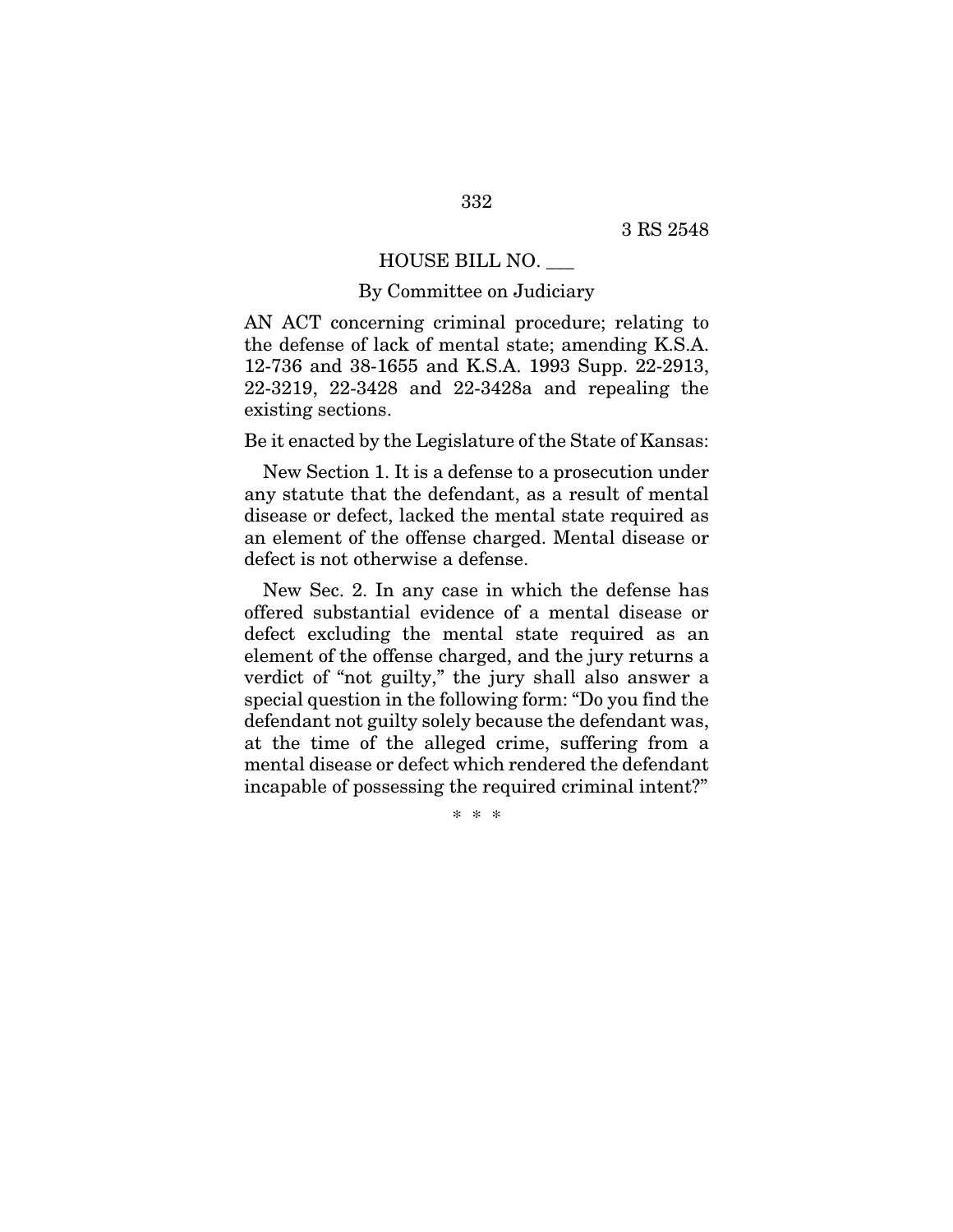3 RS 2548

HOUSE BILL NO. ___

By Committee on Judiciary

AN ACT concerning criminal procedure; relating to the defense of lack of mental state; amending K.S.A. 12-736 and 38-1655 and K.S.A. 1993 Supp. 22-2913, 22-3219, 22-3428 and 22-3428a and repealing the existing sections.

Be it enacted by the Legislature of the State of Kansas:

New Section 1. It is a defense to a prosecution under any statute that the defendant, as a result of mental disease or defect, lacked the mental state required as an element of the offense charged. Mental disease or defect is not otherwise a defense.

New Sec. 2. In any case in which the defense has offered substantial evidence of a mental disease or defect excluding the mental state required as an element of the offense charged, and the jury returns a verdict of "not guilty," the jury shall also answer a special question in the following form: "Do you find the defendant not guilty solely because the defendant was, at the time of the alleged crime, suffering from a mental disease or defect which rendered the defendant incapable of possessing the required criminal intent?"

\* \* \*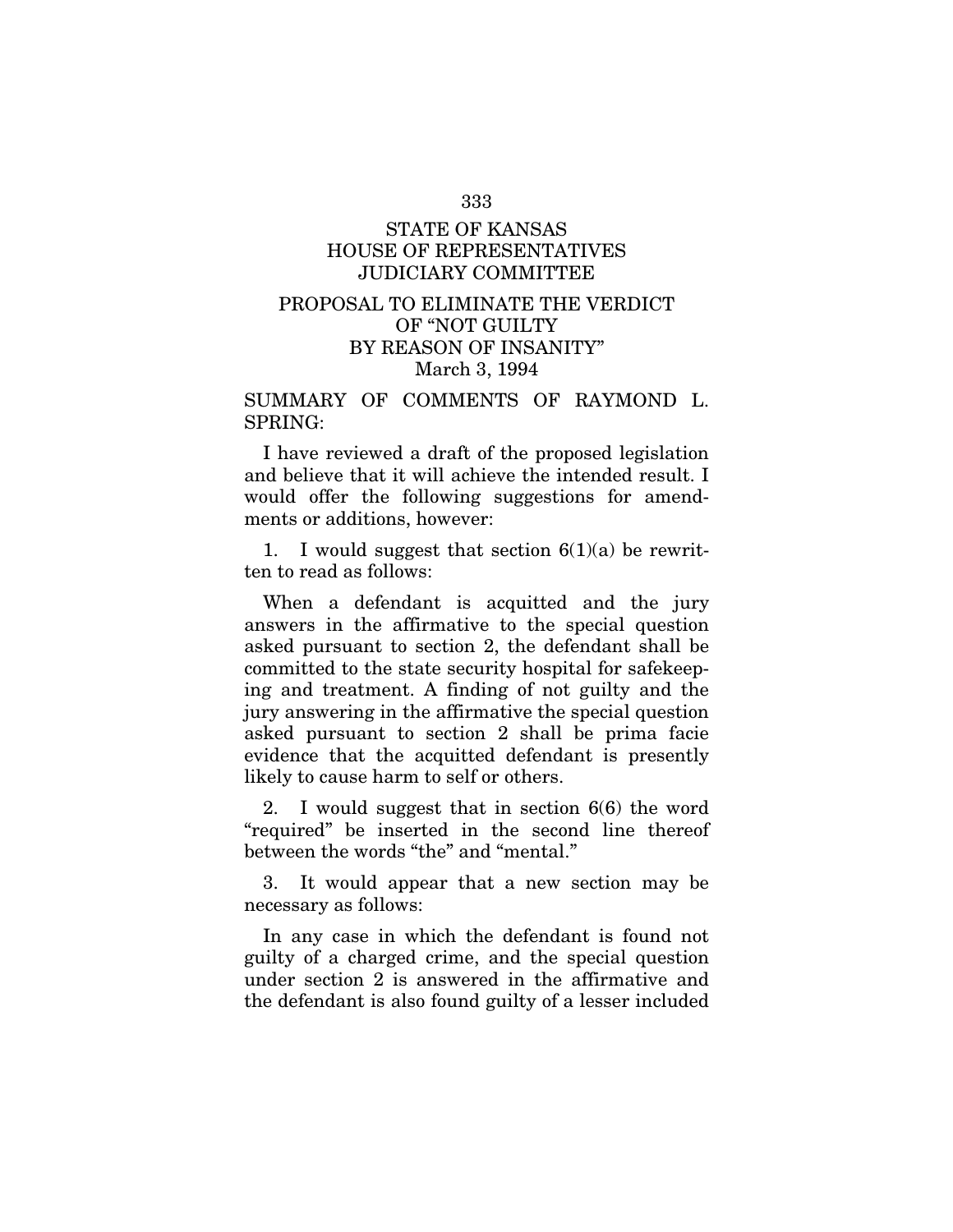# STATE OF KANSAS
# HOUSE OF REPRESENTATIVES
# JUDICIARY COMMITTEE

## PROPOSAL TO ELIMINATE THE VERDICT OF "NOT GUILTY BY REASON OF INSANITY"

March 3, 1994

SUMMARY OF COMMENTS OF RAYMOND L. SPRING:

I have reviewed a draft of the proposed legislation and believe that it will achieve the intended result. I would offer the following suggestions for amendments or additions, however:

1. I would suggest that section 6(1)(a) be rewritten to read as follows:

When a defendant is acquitted and the jury answers in the affirmative to the special question asked pursuant to section 2, the defendant shall be committed to the state security hospital for safekeeping and treatment. A finding of not guilty and the jury answering in the affirmative the special question asked pursuant to section 2 shall be prima facie evidence that the acquitted defendant is presently likely to cause harm to self or others.

2. I would suggest that in section 6(6) the word "required" be inserted in the second line thereof between the words "the" and "mental."

3. It would appear that a new section may be necessary as follows:

In any case in which the defendant is found not guilty of a charged crime, and the special question under section 2 is answered in the affirmative and the defendant is also found guilty of a lesser included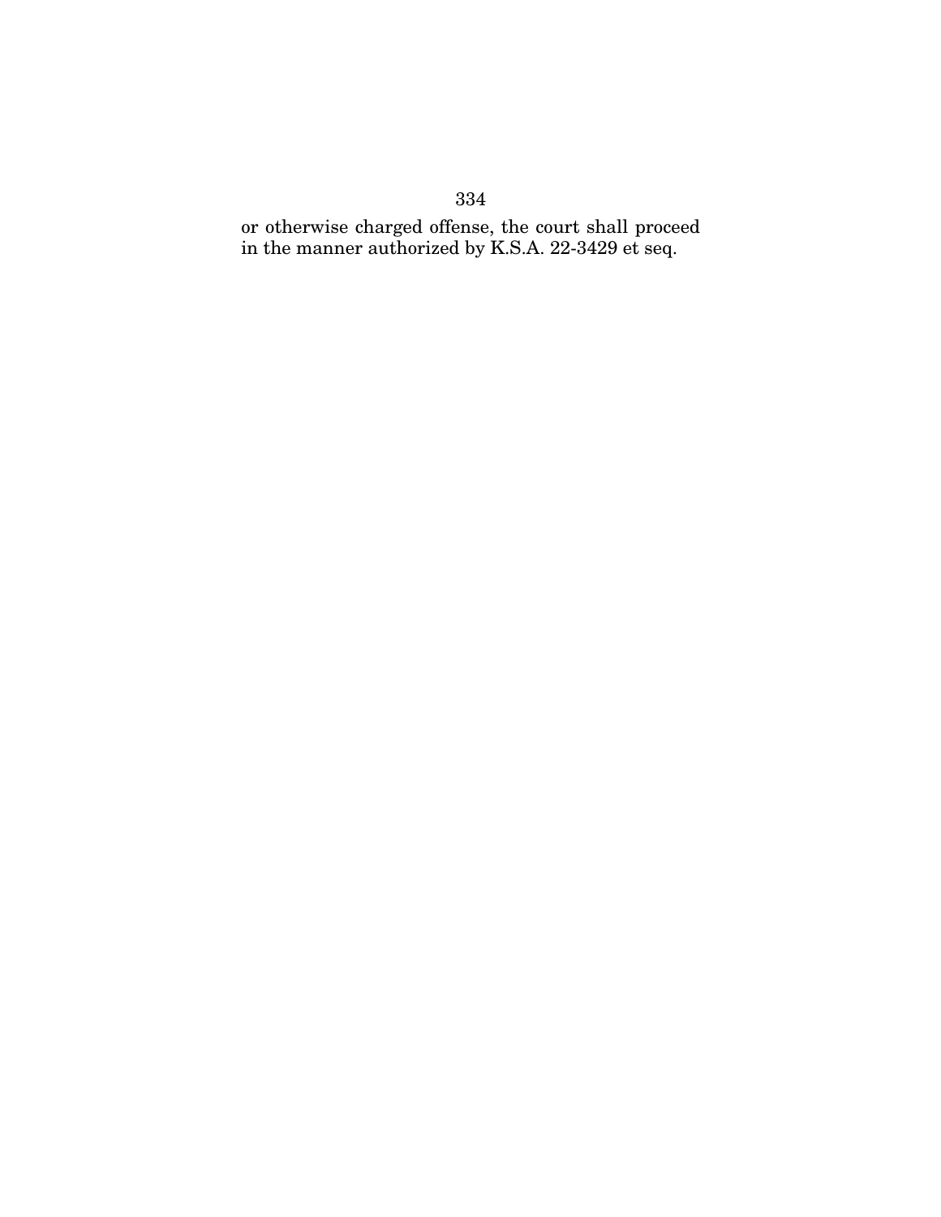or otherwise charged offense, the court shall proceed in the manner authorized by K.S.A. 22-3429 et seq.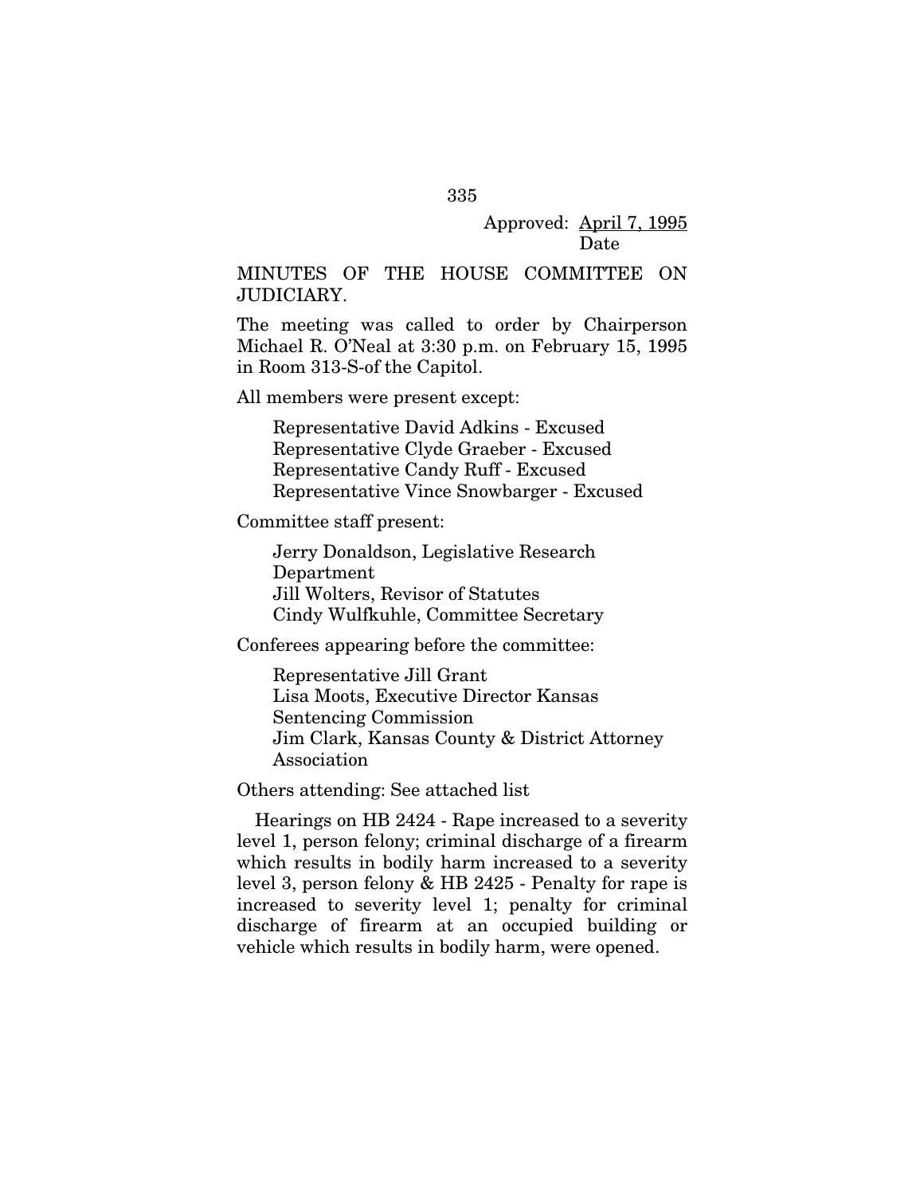Approved: April 7, 1995
Date

MINUTES OF THE HOUSE COMMITTEE ON JUDICIARY.

The meeting was called to order by Chairperson Michael R. O'Neal at 3:30 p.m. on February 15, 1995 in Room 313-S-of the Capitol.

All members were present except:

Representative David Adkins - Excused
Representative Clyde Graeber - Excused
Representative Candy Ruff - Excused
Representative Vince Snowbarger - Excused

Committee staff present:

Jerry Donaldson, Legislative Research Department
Jill Wolters, Revisor of Statutes
Cindy Wulfkuhle, Committee Secretary

Conferees appearing before the committee:

Representative Jill Grant
Lisa Moots, Executive Director Kansas Sentencing Commission
Jim Clark, Kansas County & District Attorney Association

Others attending: See attached list

Hearings on HB 2424 - Rape increased to a severity level 1, person felony; criminal discharge of a firearm which results in bodily harm increased to a severity level 3, person felony & HB 2425 - Penalty for rape is increased to severity level 1; penalty for criminal discharge of firearm at an occupied building or vehicle which results in bodily harm, were opened.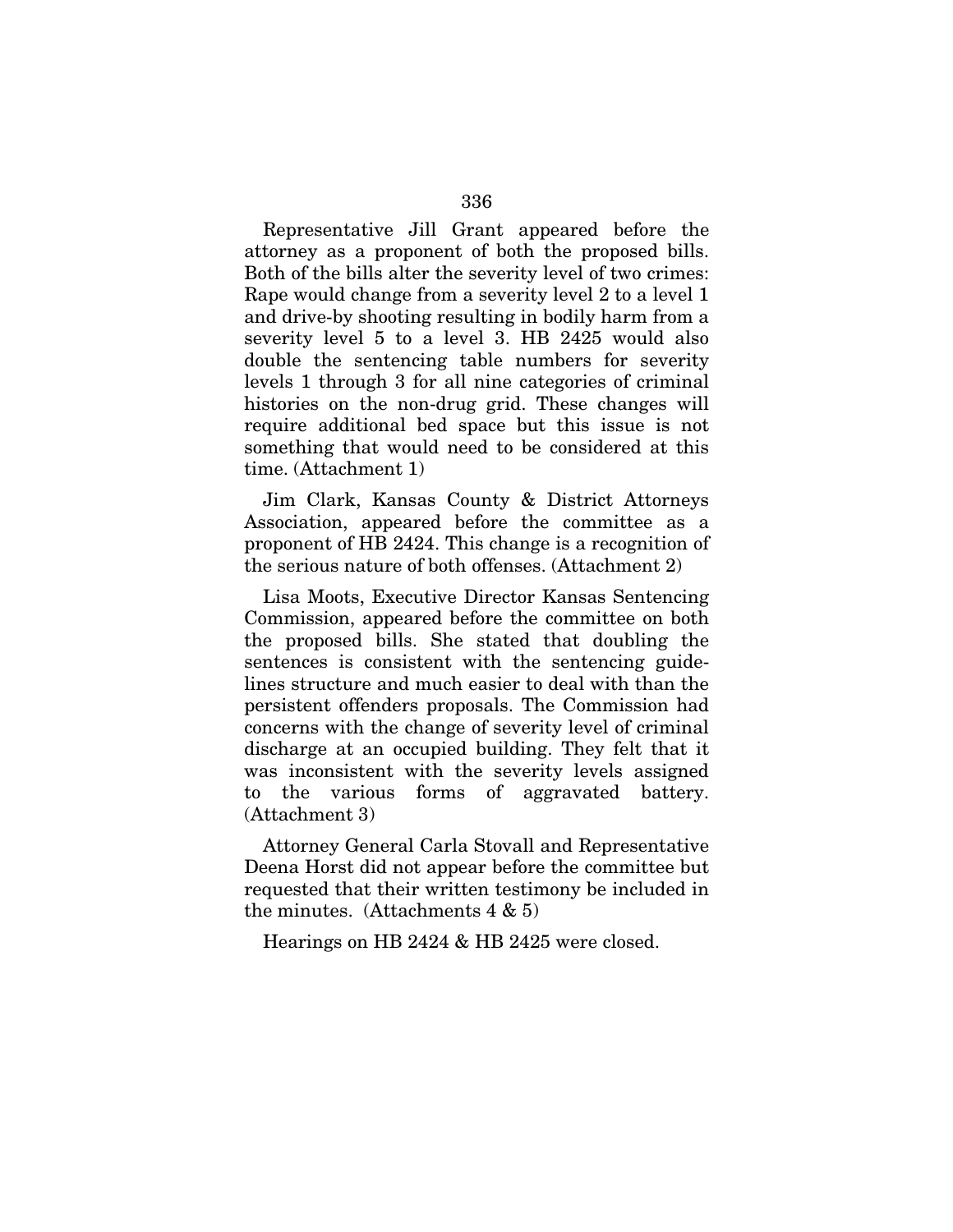Representative Jill Grant appeared before the attorney as a proponent of both the proposed bills. Both of the bills alter the severity level of two crimes: Rape would change from a severity level 2 to a level 1 and drive-by shooting resulting in bodily harm from a severity level 5 to a level 3. HB 2425 would also double the sentencing table numbers for severity levels 1 through 3 for all nine categories of criminal histories on the non-drug grid. These changes will require additional bed space but this issue is not something that would need to be considered at this time. (Attachment 1)

Jim Clark, Kansas County & District Attorneys Association, appeared before the committee as a proponent of HB 2424. This change is a recognition of the serious nature of both offenses. (Attachment 2)

Lisa Moots, Executive Director Kansas Sentencing Commission, appeared before the committee on both the proposed bills. She stated that doubling the sentences is consistent with the sentencing guidelines structure and much easier to deal with than the persistent offenders proposals. The Commission had concerns with the change of severity level of criminal discharge at an occupied building. They felt that it was inconsistent with the severity levels assigned to the various forms of aggravated battery. (Attachment 3)

Attorney General Carla Stovall and Representative Deena Horst did not appear before the committee but requested that their written testimony be included in the minutes. (Attachments 4 & 5)

Hearings on HB 2424 & HB 2425 were closed.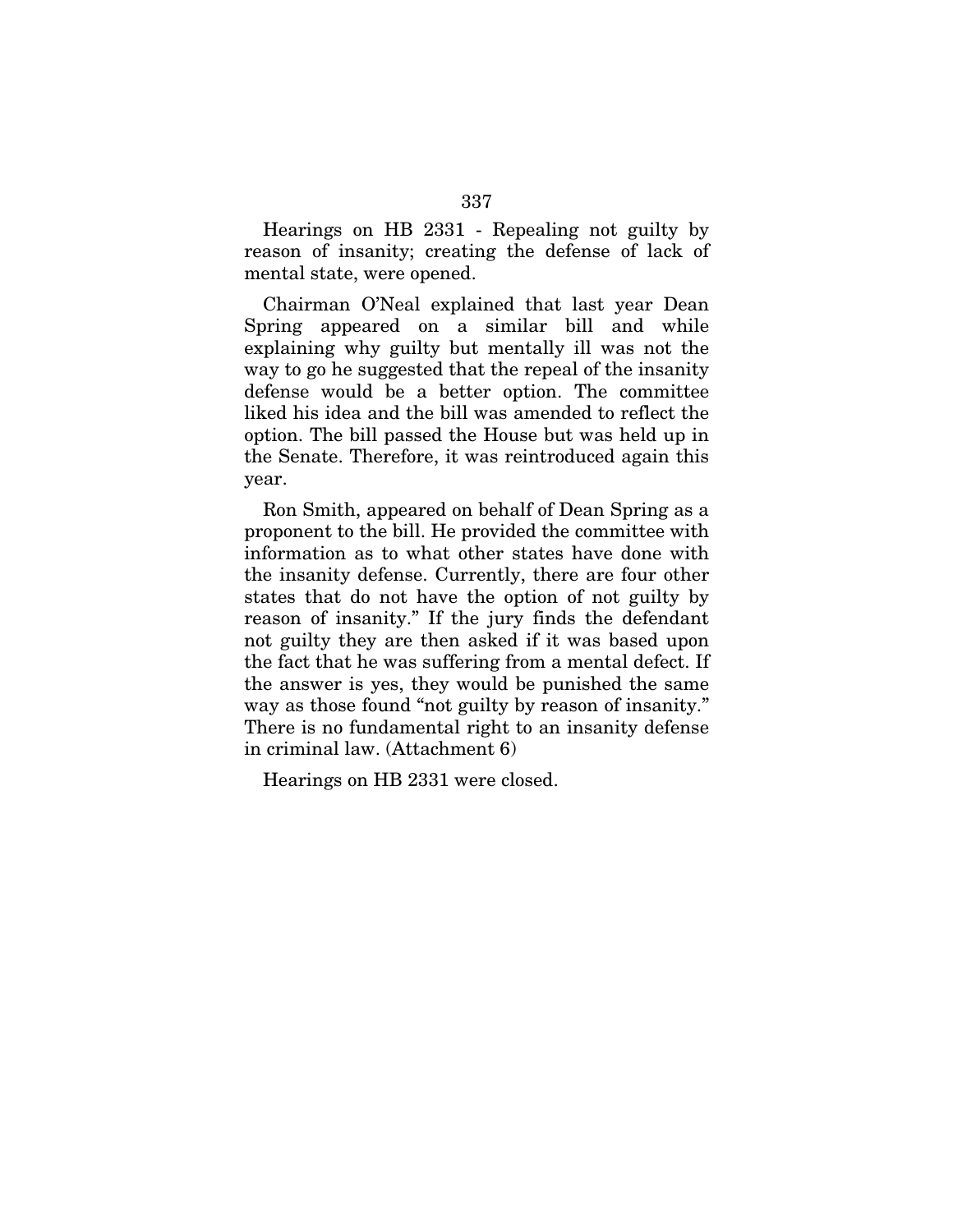Hearings on HB 2331 - Repealing not guilty by reason of insanity; creating the defense of lack of mental state, were opened.

Chairman O'Neal explained that last year Dean Spring appeared on a similar bill and while explaining why guilty but mentally ill was not the way to go he suggested that the repeal of the insanity defense would be a better option. The committee liked his idea and the bill was amended to reflect the option. The bill passed the House but was held up in the Senate. Therefore, it was reintroduced again this year.

Ron Smith, appeared on behalf of Dean Spring as a proponent to the bill. He provided the committee with information as to what other states have done with the insanity defense. Currently, there are four other states that do not have the option of not guilty by reason of insanity." If the jury finds the defendant not guilty they are then asked if it was based upon the fact that he was suffering from a mental defect. If the answer is yes, they would be punished the same way as those found "not guilty by reason of insanity." There is no fundamental right to an insanity defense in criminal law. (Attachment 6)

Hearings on HB 2331 were closed.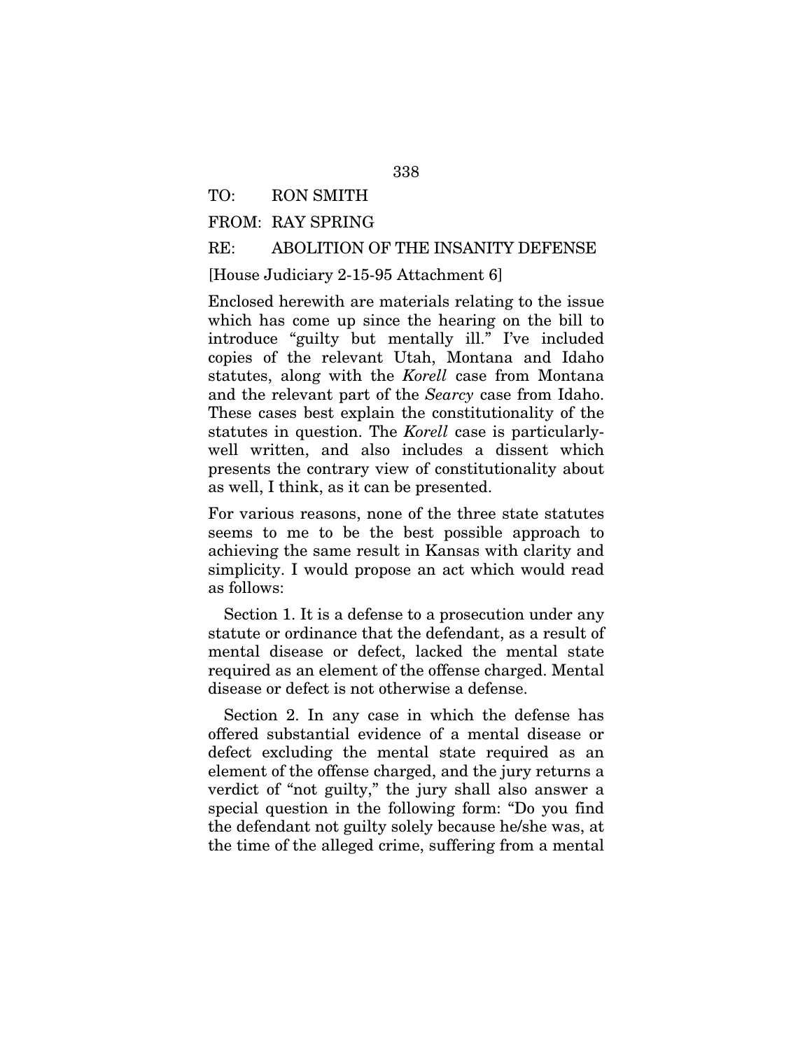TO: RON SMITH

FROM: RAY SPRING

RE: ABOLITION OF THE INSANITY DEFENSE

[House Judiciary 2-15-95 Attachment 6]

Enclosed herewith are materials relating to the issue which has come up since the hearing on the bill to introduce "guilty but mentally ill." I've included copies of the relevant Utah, Montana and Idaho statutes, along with the *Korell* case from Montana and the relevant part of the *Searcy* case from Idaho. These cases best explain the constitutionality of the statutes in question. The *Korell* case is particularly-well written, and also includes a dissent which presents the contrary view of constitutionality about as well, I think, as it can be presented.

For various reasons, none of the three state statutes seems to me to be the best possible approach to achieving the same result in Kansas with clarity and simplicity. I would propose an act which would read as follows:

Section 1. It is a defense to a prosecution under any statute or ordinance that the defendant, as a result of mental disease or defect, lacked the mental state required as an element of the offense charged. Mental disease or defect is not otherwise a defense.

Section 2. In any case in which the defense has offered substantial evidence of a mental disease or defect excluding the mental state required as an element of the offense charged, and the jury returns a verdict of "not guilty," the jury shall also answer a special question in the following form: "Do you find the defendant not guilty solely because he/she was, at the time of the alleged crime, suffering from a mental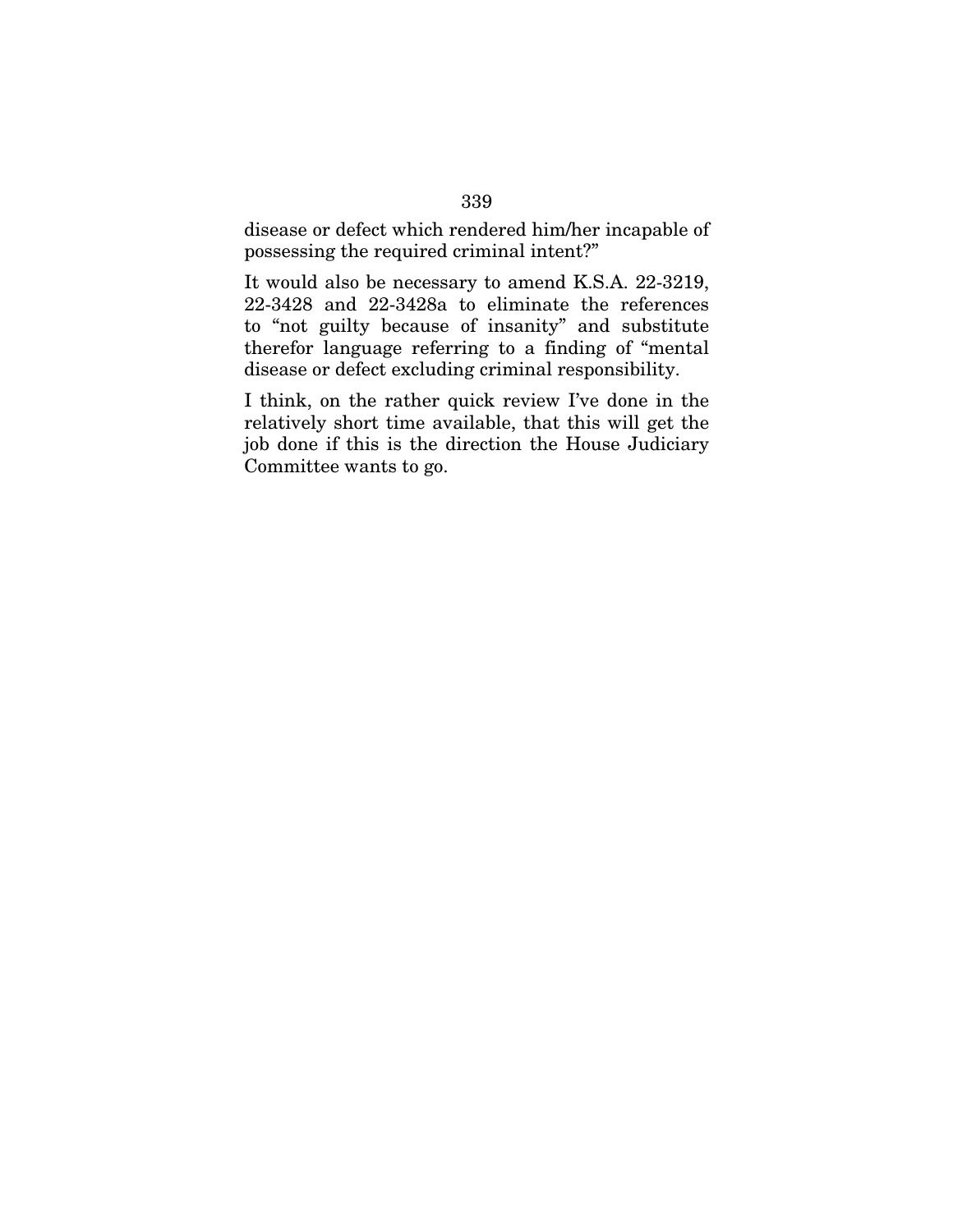disease or defect which rendered him/her incapable of possessing the required criminal intent?"

It would also be necessary to amend K.S.A. 22-3219, 22-3428 and 22-3428a to eliminate the references to "not guilty because of insanity" and substitute therefor language referring to a finding of "mental disease or defect excluding criminal responsibility.

I think, on the rather quick review I've done in the relatively short time available, that this will get the job done if this is the direction the House Judiciary Committee wants to go.